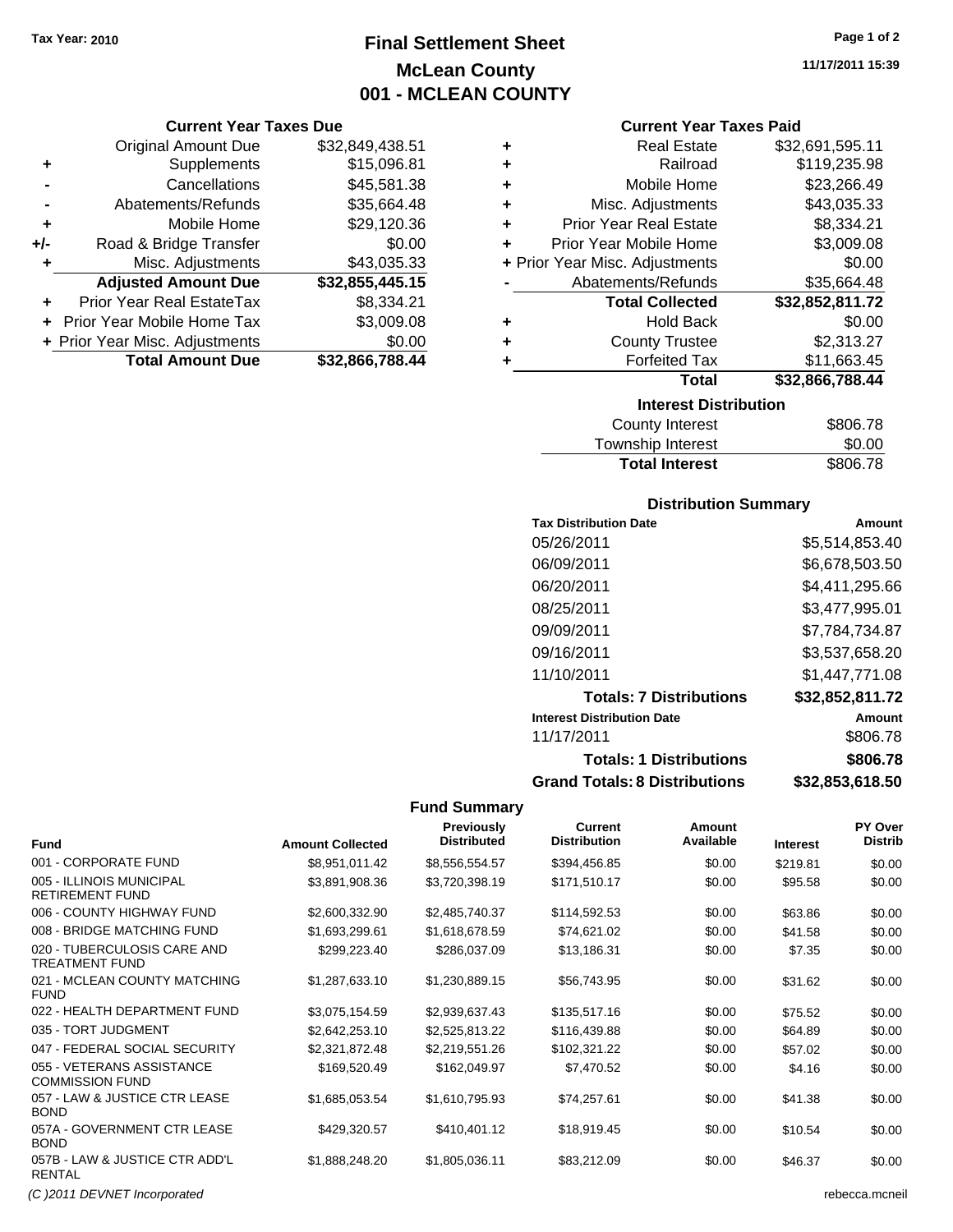**Tax Year: 2010**

# Final Settlement Sheet

## McLean County

## 001 - MCLEAN COUNTY

11/17/2011 15:39

### Current Year Taxes Due

| | | |
|---|---|---|
| | Original Amount Due | $32,849,438.51 |
| + | Supplements | $15,096.81 |
| - | Cancellations | $45,581.38 |
| - | Abatements/Refunds | $35,664.48 |
| + | Mobile Home | $29,120.36 |
| +/- | Road & Bridge Transfer | $0.00 |
| + | Misc. Adjustments | $43,035.33 |
| | **Adjusted Amount Due** | **$32,855,445.15** |
| + | Prior Year Real EstateTax | $8,334.21 |
| + | Prior Year Mobile Home Tax | $3,009.08 |
| + | Prior Year Misc. Adjustments | $0.00 |
| | **Total Amount Due** | **$32,866,788.44** |

### Current Year Taxes Paid

| | | |
|---|---|---|
| + | Real Estate | $32,691,595.11 |
| + | Railroad | $119,235.98 |
| + | Mobile Home | $23,266.49 |
| + | Misc. Adjustments | $43,035.33 |
| + | Prior Year Real Estate | $8,334.21 |
| + | Prior Year Mobile Home | $3,009.08 |
| + | Prior Year Misc. Adjustments | $0.00 |
| - | Abatements/Refunds | $35,664.48 |
| | **Total Collected** | **$32,852,811.72** |
| + | Hold Back | $0.00 |
| + | County Trustee | $2,313.27 |
| + | Forfeited Tax | $11,663.45 |
| | **Total** | **$32,866,788.44** |

### Interest Distribution

| | |
|---|---|
| County Interest | $806.78 |
| Township Interest | $0.00 |
| **Total Interest** | $806.78 |

### Distribution Summary

| Tax Distribution Date | Amount |
|---|---|
| 05/26/2011 | $5,514,853.40 |
| 06/09/2011 | $6,678,503.50 |
| 06/20/2011 | $4,411,295.66 |
| 08/25/2011 | $3,477,995.01 |
| 09/09/2011 | $7,784,734.87 |
| 09/16/2011 | $3,537,658.20 |
| 11/10/2011 | $1,447,771.08 |
| **Totals: 7 Distributions** | **$32,852,811.72** |
| **Interest Distribution Date** | **Amount** |
| 11/17/2011 | $806.78 |
| **Totals: 1 Distributions** | **$806.78** |
| **Grand Totals: 8 Distributions** | **$32,853,618.50** |

### Fund Summary

| Fund | Amount Collected | Previously Distributed | Current Distribution | Amount Available | Interest | PY Over Distrib |
|---|---|---|---|---|---|---|
| 001 - CORPORATE FUND | $8,951,011.42 | $8,556,554.57 | $394,456.85 | $0.00 | $219.81 | $0.00 |
| 005 - ILLINOIS MUNICIPAL RETIREMENT FUND | $3,891,908.36 | $3,720,398.19 | $171,510.17 | $0.00 | $95.58 | $0.00 |
| 006 - COUNTY HIGHWAY FUND | $2,600,332.90 | $2,485,740.37 | $114,592.53 | $0.00 | $63.86 | $0.00 |
| 008 - BRIDGE MATCHING FUND | $1,693,299.61 | $1,618,678.59 | $74,621.02 | $0.00 | $41.58 | $0.00 |
| 020 - TUBERCULOSIS CARE AND TREATMENT FUND | $299,223.40 | $286,037.09 | $13,186.31 | $0.00 | $7.35 | $0.00 |
| 021 - MCLEAN COUNTY MATCHING FUND | $1,287,633.10 | $1,230,889.15 | $56,743.95 | $0.00 | $31.62 | $0.00 |
| 022 - HEALTH DEPARTMENT FUND | $3,075,154.59 | $2,939,637.43 | $135,517.16 | $0.00 | $75.52 | $0.00 |
| 035 - TORT JUDGMENT | $2,642,253.10 | $2,525,813.22 | $116,439.88 | $0.00 | $64.89 | $0.00 |
| 047 - FEDERAL SOCIAL SECURITY | $2,321,872.48 | $2,219,551.26 | $102,321.22 | $0.00 | $57.02 | $0.00 |
| 055 - VETERANS ASSISTANCE COMMISSION FUND | $169,520.49 | $162,049.97 | $7,470.52 | $0.00 | $4.16 | $0.00 |
| 057 - LAW & JUSTICE CTR LEASE BOND | $1,685,053.54 | $1,610,795.93 | $74,257.61 | $0.00 | $41.38 | $0.00 |
| 057A - GOVERNMENT CTR LEASE BOND | $429,320.57 | $410,401.12 | $18,919.45 | $0.00 | $10.54 | $0.00 |
| 057B - LAW & JUSTICE CTR ADD'L RENTAL | $1,888,248.20 | $1,805,036.11 | $83,212.09 | $0.00 | $46.37 | $0.00 |

*(C )2011 DEVNET Incorporated* rebecca.mcneil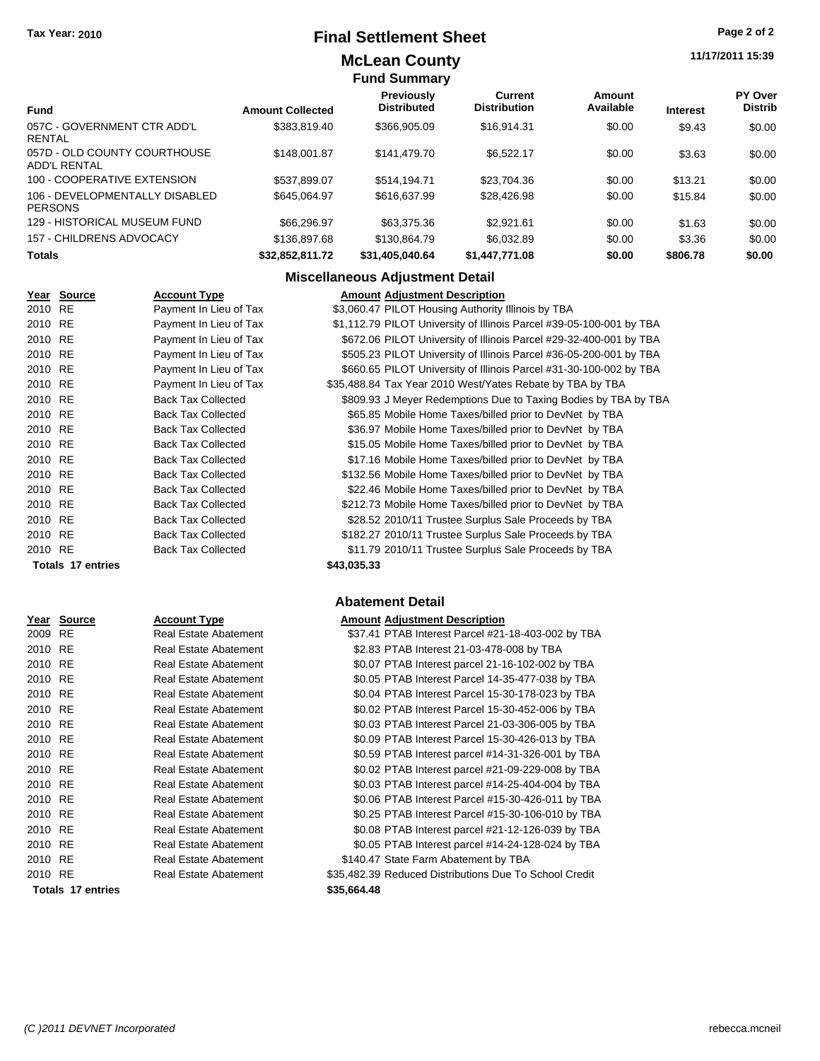# Final Settlement Sheet

**Tax Year: 2010**

## McLean County

11/17/2011 15:39

### Fund Summary

| Fund | Amount Collected | Previously Distributed | Current Distribution | Amount Available | Interest | PY Over Distrib |
|---|---|---|---|---|---|---|
| 057C - GOVERNMENT CTR ADD'L RENTAL | $383,819.40 | $366,905.09 | $16,914.31 | $0.00 | $9.43 | $0.00 |
| 057D - OLD COUNTY COURTHOUSE ADD'L RENTAL | $148,001.87 | $141,479.70 | $6,522.17 | $0.00 | $3.63 | $0.00 |
| 100 - COOPERATIVE EXTENSION | $537,899.07 | $514,194.71 | $23,704.36 | $0.00 | $13.21 | $0.00 |
| 106 - DEVELOPMENTALLY DISABLED PERSONS | $645,064.97 | $616,637.99 | $28,426.98 | $0.00 | $15.84 | $0.00 |
| 129 - HISTORICAL MUSEUM FUND | $66,296.97 | $63,375.36 | $2,921.61 | $0.00 | $1.63 | $0.00 |
| 157 - CHILDRENS ADVOCACY | $136,897.68 | $130,864.79 | $6,032.89 | $0.00 | $3.36 | $0.00 |
| **Totals** | **$32,852,811.72** | **$31,405,040.64** | **$1,447,771.08** | **$0.00** | **$806.78** | **$0.00** |

### Miscellaneous Adjustment Detail

| Year | Source | Account Type | Amount | Adjustment Description |
|---|---|---|---|---|
| 2010 | RE | Payment In Lieu of Tax | $3,060.47 | PILOT Housing Authority Illinois by TBA |
| 2010 | RE | Payment In Lieu of Tax | $1,112.79 | PILOT University of Illinois Parcel #39-05-100-001 by TBA |
| 2010 | RE | Payment In Lieu of Tax | $672.06 | PILOT University of Illinois Parcel #29-32-400-001 by TBA |
| 2010 | RE | Payment In Lieu of Tax | $505.23 | PILOT University of Illinois Parcel #36-05-200-001 by TBA |
| 2010 | RE | Payment In Lieu of Tax | $660.65 | PILOT University of Illinois Parcel #31-30-100-002 by TBA |
| 2010 | RE | Payment In Lieu of Tax | $35,488.84 | Tax Year 2010 West/Yates Rebate by TBA by TBA |
| 2010 | RE | Back Tax Collected | $809.93 | J Meyer Redemptions Due to Taxing Bodies by TBA by TBA |
| 2010 | RE | Back Tax Collected | $65.85 | Mobile Home Taxes/billed prior to DevNet by TBA |
| 2010 | RE | Back Tax Collected | $36.97 | Mobile Home Taxes/billed prior to DevNet by TBA |
| 2010 | RE | Back Tax Collected | $15.05 | Mobile Home Taxes/billed prior to DevNet by TBA |
| 2010 | RE | Back Tax Collected | $17.16 | Mobile Home Taxes/billed prior to DevNet by TBA |
| 2010 | RE | Back Tax Collected | $132.56 | Mobile Home Taxes/billed prior to DevNet by TBA |
| 2010 | RE | Back Tax Collected | $22.46 | Mobile Home Taxes/billed prior to DevNet by TBA |
| 2010 | RE | Back Tax Collected | $212.73 | Mobile Home Taxes/billed prior to DevNet by TBA |
| 2010 | RE | Back Tax Collected | $28.52 | 2010/11 Trustee Surplus Sale Proceeds by TBA |
| 2010 | RE | Back Tax Collected | $182.27 | 2010/11 Trustee Surplus Sale Proceeds by TBA |
| 2010 | RE | Back Tax Collected | $11.79 | 2010/11 Trustee Surplus Sale Proceeds by TBA |
| **Totals 17 entries** | | | **$43,035.33** | |

### Abatement Detail

| Year | Source | Account Type | Amount | Adjustment Description |
|---|---|---|---|---|
| 2009 | RE | Real Estate Abatement | $37.41 | PTAB Interest Parcel #21-18-403-002 by TBA |
| 2010 | RE | Real Estate Abatement | $2.83 | PTAB Interest 21-03-478-008 by TBA |
| 2010 | RE | Real Estate Abatement | $0.07 | PTAB Interest parcel 21-16-102-002 by TBA |
| 2010 | RE | Real Estate Abatement | $0.05 | PTAB Interest Parcel 14-35-477-038 by TBA |
| 2010 | RE | Real Estate Abatement | $0.04 | PTAB Interest Parcel 15-30-178-023 by TBA |
| 2010 | RE | Real Estate Abatement | $0.02 | PTAB Interest Parcel 15-30-452-006 by TBA |
| 2010 | RE | Real Estate Abatement | $0.03 | PTAB Interest Parcel 21-03-306-005 by TBA |
| 2010 | RE | Real Estate Abatement | $0.09 | PTAB Interest Parcel 15-30-426-013 by TBA |
| 2010 | RE | Real Estate Abatement | $0.59 | PTAB Interest parcel #14-31-326-001 by TBA |
| 2010 | RE | Real Estate Abatement | $0.02 | PTAB Interest parcel #21-09-229-008 by TBA |
| 2010 | RE | Real Estate Abatement | $0.03 | PTAB Interest parcel #14-25-404-004 by TBA |
| 2010 | RE | Real Estate Abatement | $0.06 | PTAB Interest Parcel #15-30-426-011 by TBA |
| 2010 | RE | Real Estate Abatement | $0.25 | PTAB Interest Parcel #15-30-106-010 by TBA |
| 2010 | RE | Real Estate Abatement | $0.08 | PTAB Interest parcel #21-12-126-039 by TBA |
| 2010 | RE | Real Estate Abatement | $0.05 | PTAB Interest parcel #14-24-128-024 by TBA |
| 2010 | RE | Real Estate Abatement | $140.47 | State Farm Abatement by TBA |
| 2010 | RE | Real Estate Abatement | $35,482.39 | Reduced Distributions Due To School Credit |
| **Totals 17 entries** | | | **$35,664.48** | |

(C )2011 DEVNET Incorporated rebecca.mcneil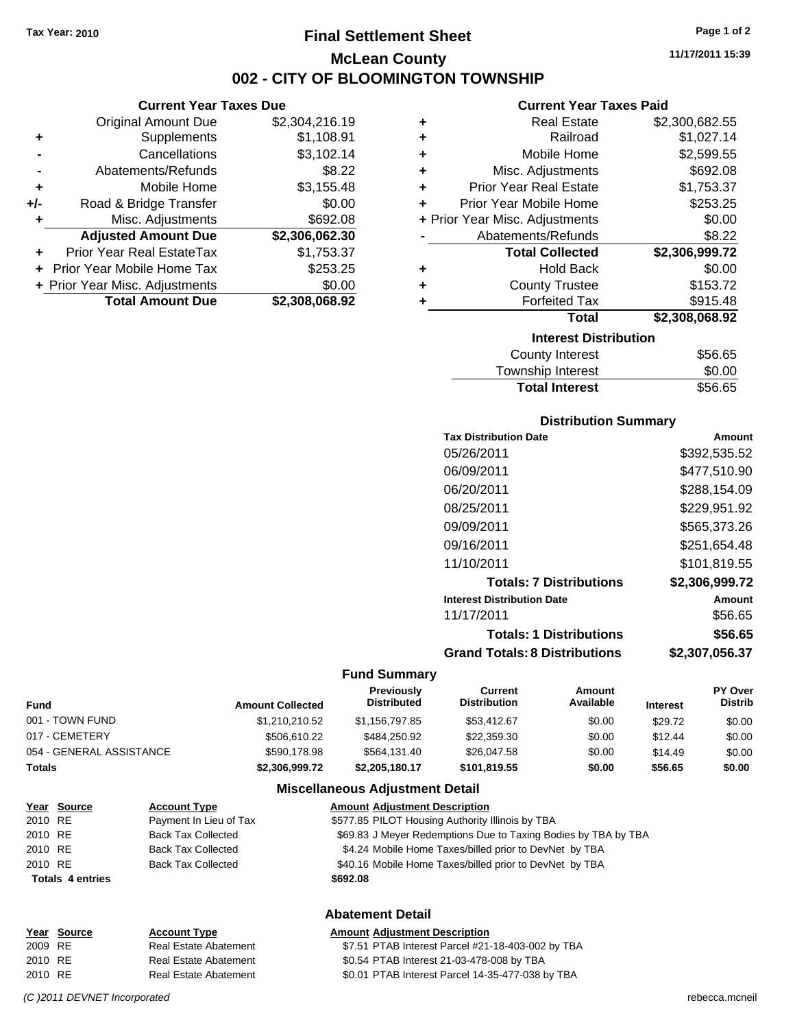Tax Year: 2010

# Final Settlement Sheet

## McLean County

## 002 - CITY OF BLOOMINGTON TOWNSHIP

11/17/2011 15:39

### Current Year Taxes Due

| | | |
|---|---|---|
| | Original Amount Due | $2,304,216.19 |
| + | Supplements | $1,108.91 |
| - | Cancellations | $3,102.14 |
| - | Abatements/Refunds | $8.22 |
| + | Mobile Home | $3,155.48 |
| +/- | Road & Bridge Transfer | $0.00 |
| + | Misc. Adjustments | $692.08 |
| | **Adjusted Amount Due** | **$2,306,062.30** |
| + | Prior Year Real EstateTax | $1,753.37 |
| + | Prior Year Mobile Home Tax | $253.25 |
| + | Prior Year Misc. Adjustments | $0.00 |
| | **Total Amount Due** | **$2,308,068.92** |

### Current Year Taxes Paid

| | | |
|---|---|---|
| + | Real Estate | $2,300,682.55 |
| + | Railroad | $1,027.14 |
| + | Mobile Home | $2,599.55 |
| + | Misc. Adjustments | $692.08 |
| + | Prior Year Real Estate | $1,753.37 |
| + | Prior Year Mobile Home | $253.25 |
| + | Prior Year Misc. Adjustments | $0.00 |
| - | Abatements/Refunds | $8.22 |
| | **Total Collected** | **$2,306,999.72** |
| + | Hold Back | $0.00 |
| + | County Trustee | $153.72 |
| + | Forfeited Tax | $915.48 |
| | **Total** | **$2,308,068.92** |

### Interest Distribution

| | |
|---|---|
| County Interest | $56.65 |
| Township Interest | $0.00 |
| **Total Interest** | **$56.65** |

### Distribution Summary

| Tax Distribution Date | Amount |
|---|---|
| 05/26/2011 | $392,535.52 |
| 06/09/2011 | $477,510.90 |
| 06/20/2011 | $288,154.09 |
| 08/25/2011 | $229,951.92 |
| 09/09/2011 | $565,373.26 |
| 09/16/2011 | $251,654.48 |
| 11/10/2011 | $101,819.55 |
| **Totals: 7 Distributions** | **$2,306,999.72** |
| **Interest Distribution Date** | **Amount** |
| 11/17/2011 | $56.65 |
| **Totals: 1 Distributions** | **$56.65** |
| **Grand Totals: 8 Distributions** | **$2,307,056.37** |

### Fund Summary

| Fund | Amount Collected | Previously Distributed | Current Distribution | Amount Available | Interest | PY Over Distrib |
|---|---|---|---|---|---|---|
| 001 - TOWN FUND | $1,210,210.52 | $1,156,797.85 | $53,412.67 | $0.00 | $29.72 | $0.00 |
| 017 - CEMETERY | $506,610.22 | $484,250.92 | $22,359.30 | $0.00 | $12.44 | $0.00 |
| 054 - GENERAL ASSISTANCE | $590,178.98 | $564,131.40 | $26,047.58 | $0.00 | $14.49 | $0.00 |
| **Totals** | **$2,306,999.72** | **$2,205,180.17** | **$101,819.55** | **$0.00** | **$56.65** | **$0.00** |

### Miscellaneous Adjustment Detail

| Year | Source | Account Type | Amount | Adjustment Description |
|---|---|---|---|---|
| 2010 | RE | Payment In Lieu of Tax | $577.85 | PILOT Housing Authority Illinois by TBA |
| 2010 | RE | Back Tax Collected | $69.83 | J Meyer Redemptions Due to Taxing Bodies by TBA by TBA |
| 2010 | RE | Back Tax Collected | $4.24 | Mobile Home Taxes/billed prior to DevNet by TBA |
| 2010 | RE | Back Tax Collected | $40.16 | Mobile Home Taxes/billed prior to DevNet by TBA |
| **Totals 4 entries** | | | **$692.08** | |

### Abatement Detail

| Year | Source | Account Type | Amount | Adjustment Description |
|---|---|---|---|---|
| 2009 | RE | Real Estate Abatement | $7.51 | PTAB Interest Parcel #21-18-403-002 by TBA |
| 2010 | RE | Real Estate Abatement | $0.54 | PTAB Interest 21-03-478-008 by TBA |
| 2010 | RE | Real Estate Abatement | $0.01 | PTAB Interest Parcel 14-35-477-038 by TBA |

(C )2011 DEVNET Incorporated rebecca.mcneil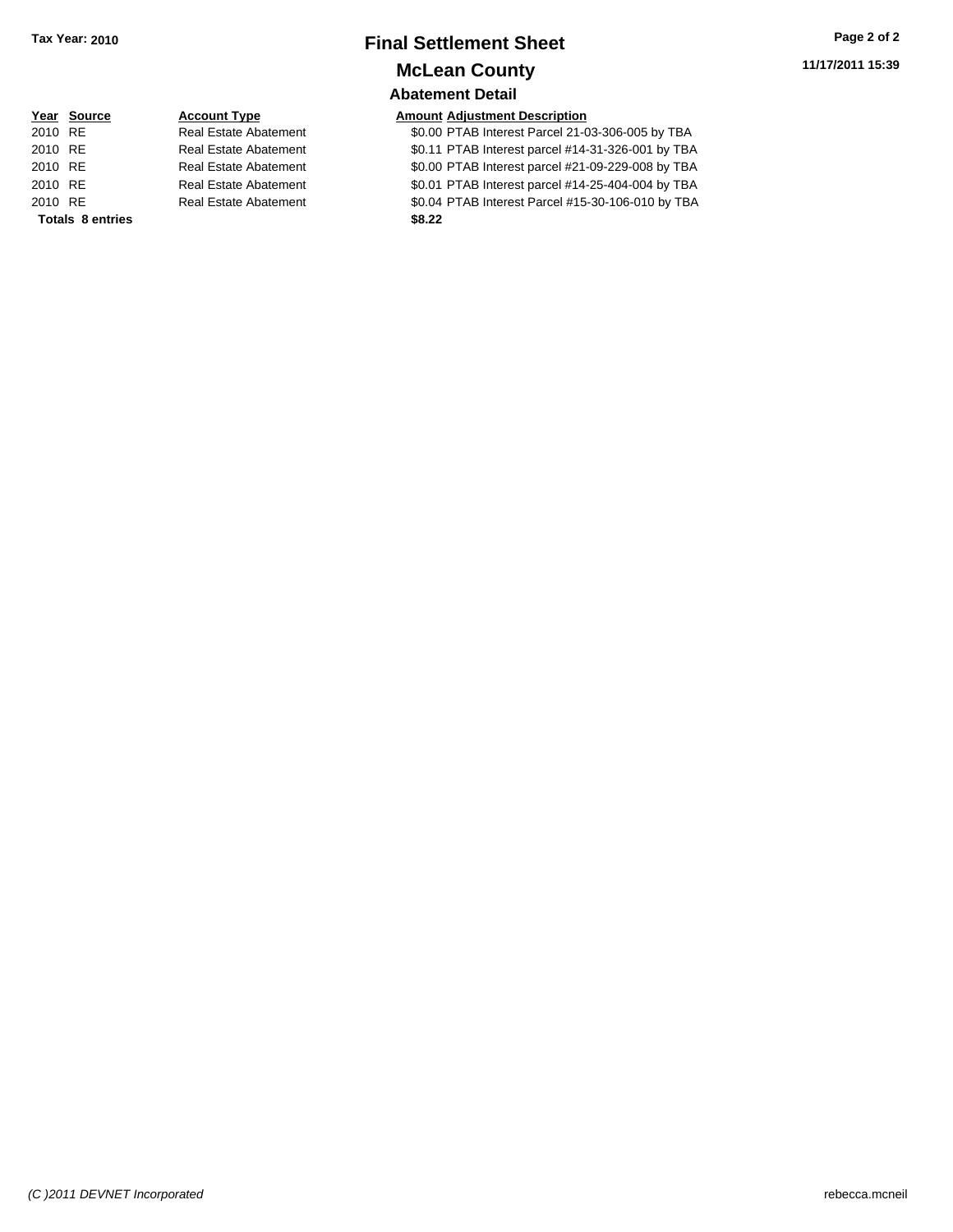# Final Settlement Sheet

## McLean County

### Abatement Detail

| Year | Source | Account Type | Amount | Adjustment Description |
|---|---|---|---|---|
| 2010 | RE | Real Estate Abatement | $0.00 | PTAB Interest Parcel 21-03-306-005 by TBA |
| 2010 | RE | Real Estate Abatement | $0.11 | PTAB Interest parcel #14-31-326-001 by TBA |
| 2010 | RE | Real Estate Abatement | $0.00 | PTAB Interest parcel #21-09-229-008 by TBA |
| 2010 | RE | Real Estate Abatement | $0.01 | PTAB Interest parcel #14-25-404-004 by TBA |
| 2010 | RE | Real Estate Abatement | $0.04 | PTAB Interest Parcel #15-30-106-010 by TBA |
| **Totals** | **8 entries** | | **$8.22** | |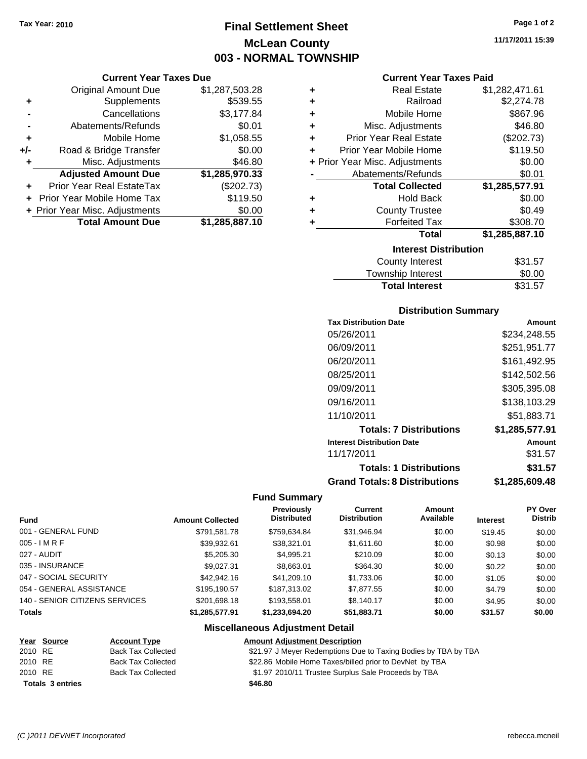Tax Year: 2010

# Final Settlement Sheet
## McLean County
## 003 - NORMAL TOWNSHIP

11/17/2011 15:39

### Current Year Taxes Due

| | | |
|---|---|---|
| | Original Amount Due | $1,287,503.28 |
| + | Supplements | $539.55 |
| - | Cancellations | $3,177.84 |
| - | Abatements/Refunds | $0.01 |
| + | Mobile Home | $1,058.55 |
| +/- | Road & Bridge Transfer | $0.00 |
| + | Misc. Adjustments | $46.80 |
| | **Adjusted Amount Due** | **$1,285,970.33** |
| + | Prior Year Real EstateTax | ($202.73) |
| + | Prior Year Mobile Home Tax | $119.50 |
| + | Prior Year Misc. Adjustments | $0.00 |
| | **Total Amount Due** | **$1,285,887.10** |

### Current Year Taxes Paid

| | | |
|---|---|---|
| + | Real Estate | $1,282,471.61 |
| + | Railroad | $2,274.78 |
| + | Mobile Home | $867.96 |
| + | Misc. Adjustments | $46.80 |
| + | Prior Year Real Estate | ($202.73) |
| + | Prior Year Mobile Home | $119.50 |
| + | Prior Year Misc. Adjustments | $0.00 |
| - | Abatements/Refunds | $0.01 |
| | **Total Collected** | **$1,285,577.91** |
| + | Hold Back | $0.00 |
| + | County Trustee | $0.49 |
| + | Forfeited Tax | $308.70 |
| | **Total** | **$1,285,887.10** |

### Interest Distribution

| | |
|---|---|
| County Interest | $31.57 |
| Township Interest | $0.00 |
| **Total Interest** | $31.57 |

### Distribution Summary

| Tax Distribution Date | Amount |
|---|---|
| 05/26/2011 | $234,248.55 |
| 06/09/2011 | $251,951.77 |
| 06/20/2011 | $161,492.95 |
| 08/25/2011 | $142,502.56 |
| 09/09/2011 | $305,395.08 |
| 09/16/2011 | $138,103.29 |
| 11/10/2011 | $51,883.71 |
| **Totals: 7 Distributions** | **$1,285,577.91** |
| **Interest Distribution Date** | **Amount** |
| 11/17/2011 | $31.57 |
| **Totals: 1 Distributions** | **$31.57** |
| **Grand Totals: 8 Distributions** | **$1,285,609.48** |

### Fund Summary

| Fund | Amount Collected | Previously Distributed | Current Distribution | Amount Available | Interest | PY Over Distrib |
|---|---|---|---|---|---|---|
| 001 - GENERAL FUND | $791,581.78 | $759,634.84 | $31,946.94 | $0.00 | $19.45 | $0.00 |
| 005 - I M R F | $39,932.61 | $38,321.01 | $1,611.60 | $0.00 | $0.98 | $0.00 |
| 027 - AUDIT | $5,205.30 | $4,995.21 | $210.09 | $0.00 | $0.13 | $0.00 |
| 035 - INSURANCE | $9,027.31 | $8,663.01 | $364.30 | $0.00 | $0.22 | $0.00 |
| 047 - SOCIAL SECURITY | $42,942.16 | $41,209.10 | $1,733.06 | $0.00 | $1.05 | $0.00 |
| 054 - GENERAL ASSISTANCE | $195,190.57 | $187,313.02 | $7,877.55 | $0.00 | $4.79 | $0.00 |
| 140 - SENIOR CITIZENS SERVICES | $201,698.18 | $193,558.01 | $8,140.17 | $0.00 | $4.95 | $0.00 |
| **Totals** | **$1,285,577.91** | **$1,233,694.20** | **$51,883.71** | **$0.00** | **$31.57** | **$0.00** |

### Miscellaneous Adjustment Detail

| Year | Source | Account Type | Amount | Adjustment Description |
|---|---|---|---|---|
| 2010 | RE | Back Tax Collected | $21.97 | J Meyer Redemptions Due to Taxing Bodies by TBA by TBA |
| 2010 | RE | Back Tax Collected | $22.86 | Mobile Home Taxes/billed prior to DevNet by TBA |
| 2010 | RE | Back Tax Collected | $1.97 | 2010/11 Trustee Surplus Sale Proceeds by TBA |
| **Totals 3 entries** | | | **$46.80** | |

(C )2011 DEVNET Incorporated rebecca.mcneil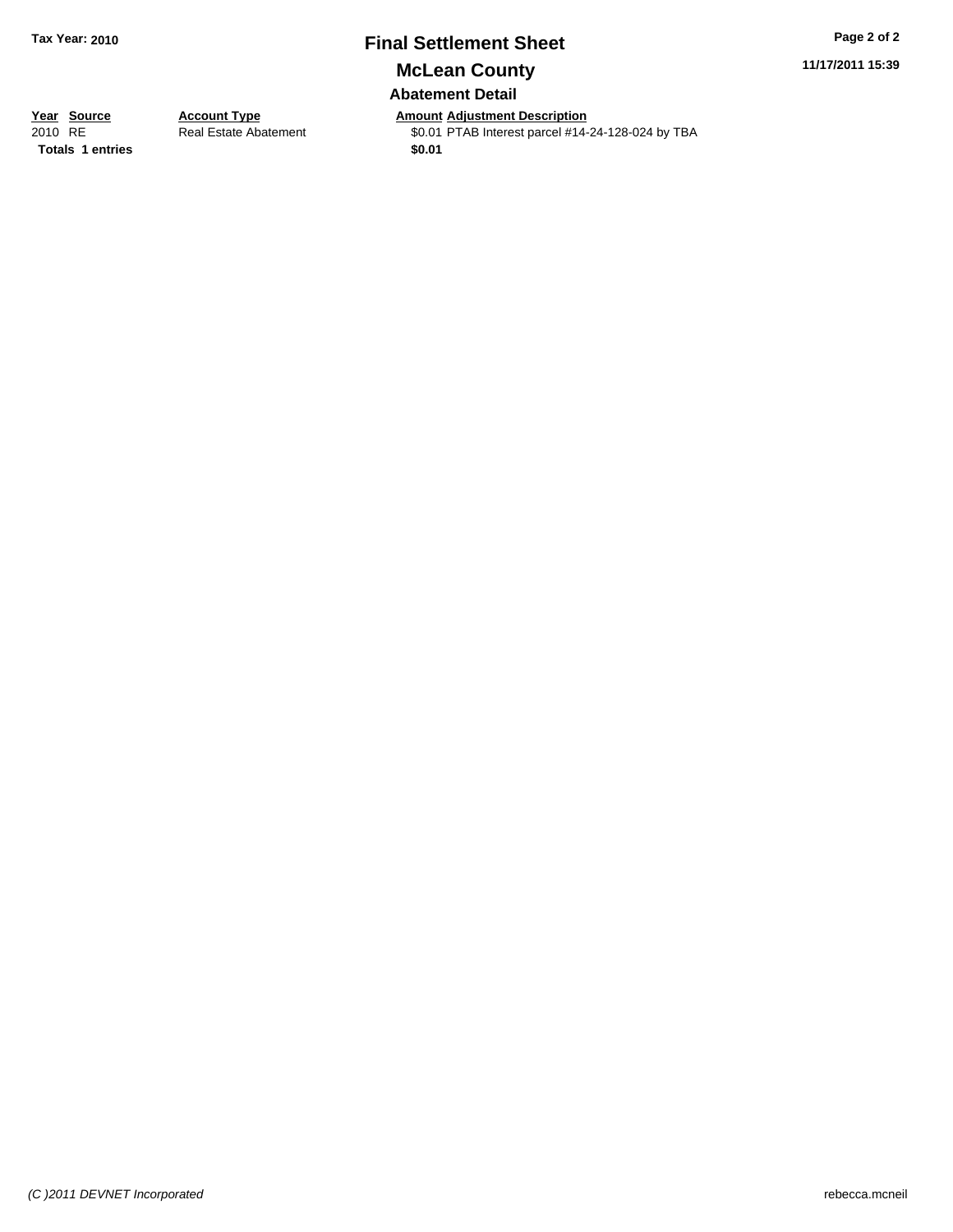# Final Settlement Sheet

## McLean County

### Abatement Detail

| Year | Source | Account Type | Amount | Adjustment Description |
|---|---|---|---|---|
| 2010 | RE | Real Estate Abatement | $0.01 | PTAB Interest parcel #14-24-128-024 by TBA |
| **Totals** | **1 entries** | | **$0.01** | |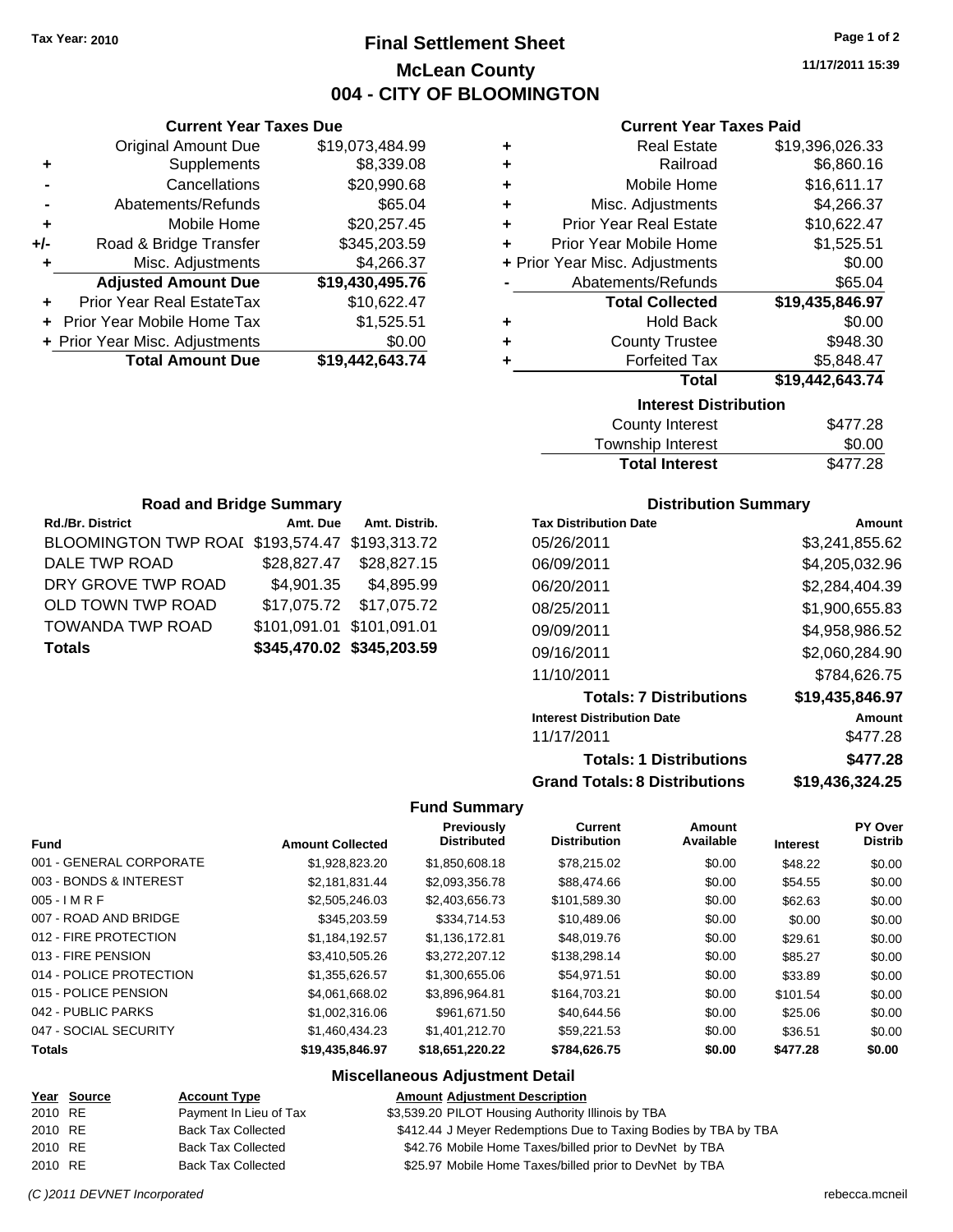Tax Year: 2010

# Final Settlement Sheet

## McLean County

## 004 - CITY OF BLOOMINGTON

11/17/2011 15:39

### Current Year Taxes Due

| | | |
|---|---|---|
| | Original Amount Due | $19,073,484.99 |
| + | Supplements | $8,339.08 |
| - | Cancellations | $20,990.68 |
| - | Abatements/Refunds | $65.04 |
| + | Mobile Home | $20,257.45 |
| +/- | Road & Bridge Transfer | $345,203.59 |
| + | Misc. Adjustments | $4,266.37 |
| | **Adjusted Amount Due** | **$19,430,495.76** |
| + | Prior Year Real EstateTax | $10,622.47 |
| + | Prior Year Mobile Home Tax | $1,525.51 |
| + | Prior Year Misc. Adjustments | $0.00 |
| | **Total Amount Due** | **$19,442,643.74** |

### Current Year Taxes Paid

| | | |
|---|---|---|
| + | Real Estate | $19,396,026.33 |
| + | Railroad | $6,860.16 |
| + | Mobile Home | $16,611.17 |
| + | Misc. Adjustments | $4,266.37 |
| + | Prior Year Real Estate | $10,622.47 |
| + | Prior Year Mobile Home | $1,525.51 |
| + | Prior Year Misc. Adjustments | $0.00 |
| - | Abatements/Refunds | $65.04 |
| | **Total Collected** | **$19,435,846.97** |
| + | Hold Back | $0.00 |
| + | County Trustee | $948.30 |
| + | Forfeited Tax | $5,848.47 |
| | **Total** | **$19,442,643.74** |

### Interest Distribution

| | |
|---|---|
| County Interest | $477.28 |
| Township Interest | $0.00 |
| **Total Interest** | $477.28 |

### Road and Bridge Summary

| Rd./Br. District | Amt. Due | Amt. Distrib. |
|---|---|---|
| BLOOMINGTON TWP ROAD | $193,574.47 | $193,313.72 |
| DALE TWP ROAD | $28,827.47 | $28,827.15 |
| DRY GROVE TWP ROAD | $4,901.35 | $4,895.99 |
| OLD TOWN TWP ROAD | $17,075.72 | $17,075.72 |
| TOWANDA TWP ROAD | $101,091.01 | $101,091.01 |
| **Totals** | **$345,470.02** | **$345,203.59** |

### Distribution Summary

| Tax Distribution Date | Amount |
|---|---|
| 05/26/2011 | $3,241,855.62 |
| 06/09/2011 | $4,205,032.96 |
| 06/20/2011 | $2,284,404.39 |
| 08/25/2011 | $1,900,655.83 |
| 09/09/2011 | $4,958,986.52 |
| 09/16/2011 | $2,060,284.90 |
| 11/10/2011 | $784,626.75 |
| **Totals: 7 Distributions** | **$19,435,846.97** |
| **Interest Distribution Date** | **Amount** |
| 11/17/2011 | $477.28 |
| **Totals: 1 Distributions** | **$477.28** |
| **Grand Totals: 8 Distributions** | **$19,436,324.25** |

### Fund Summary

| Fund | Amount Collected | Previously Distributed | Current Distribution | Amount Available | Interest | PY Over Distrib |
|---|---|---|---|---|---|---|
| 001 - GENERAL CORPORATE | $1,928,823.20 | $1,850,608.18 | $78,215.02 | $0.00 | $48.22 | $0.00 |
| 003 - BONDS & INTEREST | $2,181,831.44 | $2,093,356.78 | $88,474.66 | $0.00 | $54.55 | $0.00 |
| 005 - I M R F | $2,505,246.03 | $2,403,656.73 | $101,589.30 | $0.00 | $62.63 | $0.00 |
| 007 - ROAD AND BRIDGE | $345,203.59 | $334,714.53 | $10,489.06 | $0.00 | $0.00 | $0.00 |
| 012 - FIRE PROTECTION | $1,184,192.57 | $1,136,172.81 | $48,019.76 | $0.00 | $29.61 | $0.00 |
| 013 - FIRE PENSION | $3,410,505.26 | $3,272,207.12 | $138,298.14 | $0.00 | $85.27 | $0.00 |
| 014 - POLICE PROTECTION | $1,355,626.57 | $1,300,655.06 | $54,971.51 | $0.00 | $33.89 | $0.00 |
| 015 - POLICE PENSION | $4,061,668.02 | $3,896,964.81 | $164,703.21 | $0.00 | $101.54 | $0.00 |
| 042 - PUBLIC PARKS | $1,002,316.06 | $961,671.50 | $40,644.56 | $0.00 | $25.06 | $0.00 |
| 047 - SOCIAL SECURITY | $1,460,434.23 | $1,401,212.70 | $59,221.53 | $0.00 | $36.51 | $0.00 |
| **Totals** | **$19,435,846.97** | **$18,651,220.22** | **$784,626.75** | **$0.00** | **$477.28** | **$0.00** |

### Miscellaneous Adjustment Detail

| Year | Source | Account Type | Amount | Adjustment Description |
|---|---|---|---|---|
| 2010 | RE | Payment In Lieu of Tax | $3,539.20 | PILOT Housing Authority Illinois by TBA |
| 2010 | RE | Back Tax Collected | $412.44 | J Meyer Redemptions Due to Taxing Bodies by TBA by TBA |
| 2010 | RE | Back Tax Collected | $42.76 | Mobile Home Taxes/billed prior to DevNet by TBA |
| 2010 | RE | Back Tax Collected | $25.97 | Mobile Home Taxes/billed prior to DevNet by TBA |

*(C )2011 DEVNET Incorporated* rebecca.mcneil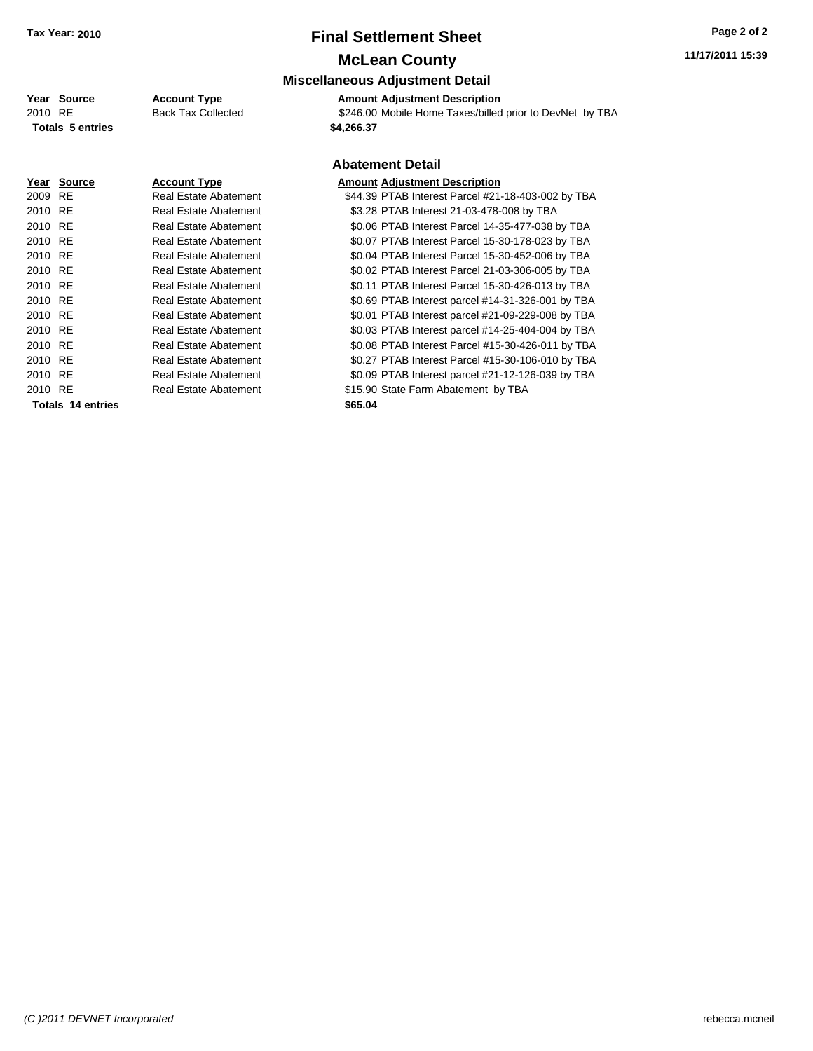**Tax Year: 2010**

# Final Settlement Sheet

## McLean County

### Miscellaneous Adjustment Detail

| Year | Source | Account Type | Amount | Adjustment Description |
|---|---|---|---|---|
| 2010 | RE | Back Tax Collected | $246.00 | Mobile Home Taxes/billed prior to DevNet by TBA |
| **Totals 5 entries** | | | **$4,266.37** | |

### Abatement Detail

| Year | Source | Account Type | Amount | Adjustment Description |
|---|---|---|---|---|
| 2009 | RE | Real Estate Abatement | $44.39 | PTAB Interest Parcel #21-18-403-002 by TBA |
| 2010 | RE | Real Estate Abatement | $3.28 | PTAB Interest 21-03-478-008 by TBA |
| 2010 | RE | Real Estate Abatement | $0.06 | PTAB Interest Parcel 14-35-477-038 by TBA |
| 2010 | RE | Real Estate Abatement | $0.07 | PTAB Interest Parcel 15-30-178-023 by TBA |
| 2010 | RE | Real Estate Abatement | $0.04 | PTAB Interest Parcel 15-30-452-006 by TBA |
| 2010 | RE | Real Estate Abatement | $0.02 | PTAB Interest Parcel 21-03-306-005 by TBA |
| 2010 | RE | Real Estate Abatement | $0.11 | PTAB Interest Parcel 15-30-426-013 by TBA |
| 2010 | RE | Real Estate Abatement | $0.69 | PTAB Interest parcel #14-31-326-001 by TBA |
| 2010 | RE | Real Estate Abatement | $0.01 | PTAB Interest parcel #21-09-229-008 by TBA |
| 2010 | RE | Real Estate Abatement | $0.03 | PTAB Interest parcel #14-25-404-004 by TBA |
| 2010 | RE | Real Estate Abatement | $0.08 | PTAB Interest Parcel #15-30-426-011 by TBA |
| 2010 | RE | Real Estate Abatement | $0.27 | PTAB Interest Parcel #15-30-106-010 by TBA |
| 2010 | RE | Real Estate Abatement | $0.09 | PTAB Interest parcel #21-12-126-039 by TBA |
| 2010 | RE | Real Estate Abatement | $15.90 | State Farm Abatement by TBA |
| **Totals 14 entries** | | | **$65.04** | |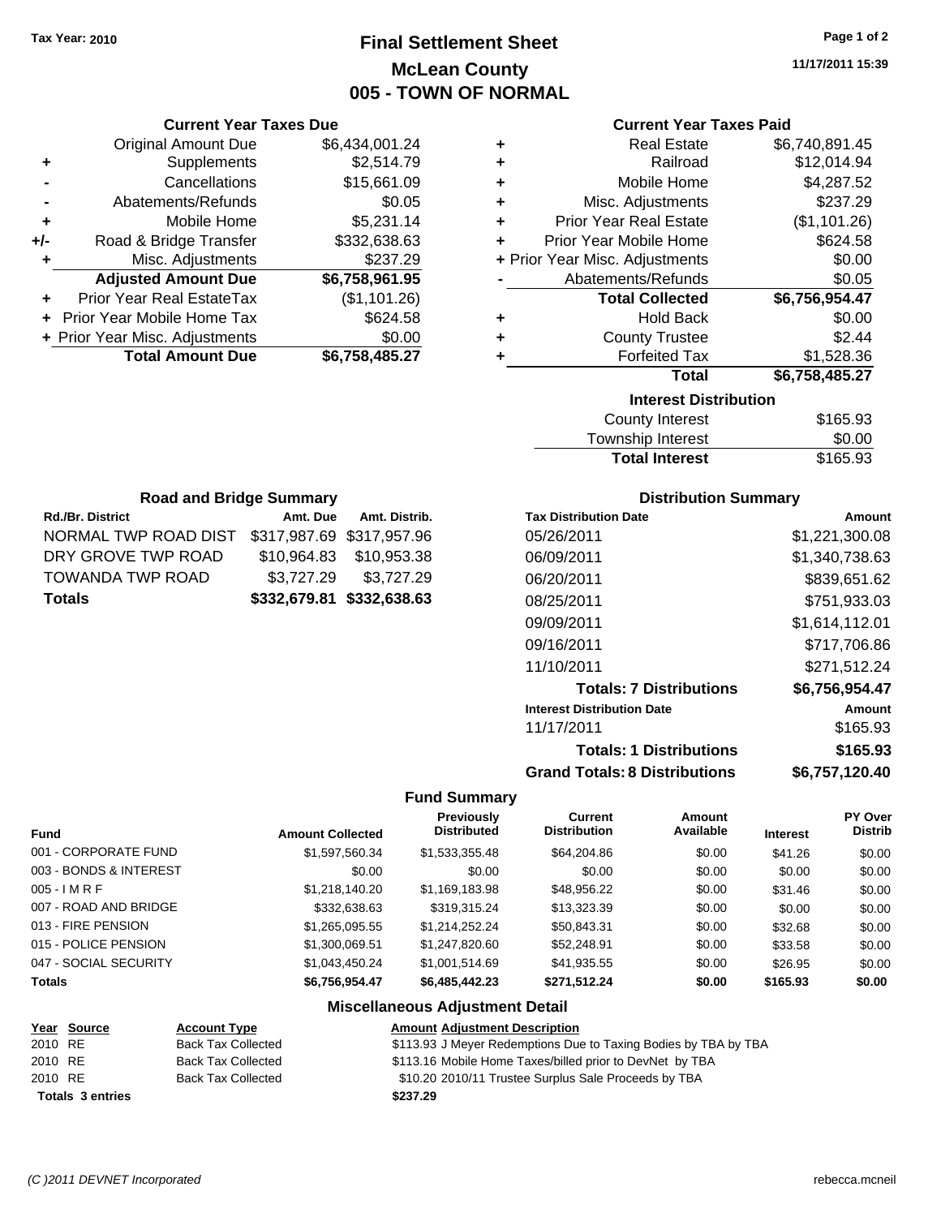**Tax Year: 2010**

# Final Settlement Sheet

## McLean County

## 005 - TOWN OF NORMAL

11/17/2011 15:39

### Current Year Taxes Due

| | | |
|---|---|---|
| | Original Amount Due | $6,434,001.24 |
| + | Supplements | $2,514.79 |
| - | Cancellations | $15,661.09 |
| - | Abatements/Refunds | $0.05 |
| + | Mobile Home | $5,231.14 |
| +/- | Road & Bridge Transfer | $332,638.63 |
| + | Misc. Adjustments | $237.29 |
| | **Adjusted Amount Due** | **$6,758,961.95** |
| + | Prior Year Real EstateTax | ($1,101.26) |
| + | Prior Year Mobile Home Tax | $624.58 |
| + | Prior Year Misc. Adjustments | $0.00 |
| | **Total Amount Due** | **$6,758,485.27** |

### Current Year Taxes Paid

| | | |
|---|---|---|
| + | Real Estate | $6,740,891.45 |
| + | Railroad | $12,014.94 |
| + | Mobile Home | $4,287.52 |
| + | Misc. Adjustments | $237.29 |
| + | Prior Year Real Estate | ($1,101.26) |
| + | Prior Year Mobile Home | $624.58 |
| + | Prior Year Misc. Adjustments | $0.00 |
| - | Abatements/Refunds | $0.05 |
| | **Total Collected** | **$6,756,954.47** |
| + | Hold Back | $0.00 |
| + | County Trustee | $2.44 |
| + | Forfeited Tax | $1,528.36 |
| | **Total** | **$6,758,485.27** |

### Interest Distribution

| | |
|---|---|
| County Interest | $165.93 |
| Township Interest | $0.00 |
| **Total Interest** | $165.93 |

### Road and Bridge Summary

| Rd./Br. District | Amt. Due | Amt. Distrib. |
|---|---|---|
| NORMAL TWP ROAD DIST | $317,987.69 | $317,957.96 |
| DRY GROVE TWP ROAD | $10,964.83 | $10,953.38 |
| TOWANDA TWP ROAD | $3,727.29 | $3,727.29 |
| **Totals** | **$332,679.81** | **$332,638.63** |

### Distribution Summary

| Tax Distribution Date | Amount |
|---|---|
| 05/26/2011 | $1,221,300.08 |
| 06/09/2011 | $1,340,738.63 |
| 06/20/2011 | $839,651.62 |
| 08/25/2011 | $751,933.03 |
| 09/09/2011 | $1,614,112.01 |
| 09/16/2011 | $717,706.86 |
| 11/10/2011 | $271,512.24 |
| **Totals: 7 Distributions** | **$6,756,954.47** |
| **Interest Distribution Date** | **Amount** |
| 11/17/2011 | $165.93 |
| **Totals: 1 Distributions** | **$165.93** |
| **Grand Totals: 8 Distributions** | **$6,757,120.40** |

### Fund Summary

| Fund | Amount Collected | Previously Distributed | Current Distribution | Amount Available | Interest | PY Over Distrib |
|---|---|---|---|---|---|---|
| 001 - CORPORATE FUND | $1,597,560.34 | $1,533,355.48 | $64,204.86 | $0.00 | $41.26 | $0.00 |
| 003 - BONDS & INTEREST | $0.00 | $0.00 | $0.00 | $0.00 | $0.00 | $0.00 |
| 005 - I M R F | $1,218,140.20 | $1,169,183.98 | $48,956.22 | $0.00 | $31.46 | $0.00 |
| 007 - ROAD AND BRIDGE | $332,638.63 | $319,315.24 | $13,323.39 | $0.00 | $0.00 | $0.00 |
| 013 - FIRE PENSION | $1,265,095.55 | $1,214,252.24 | $50,843.31 | $0.00 | $32.68 | $0.00 |
| 015 - POLICE PENSION | $1,300,069.51 | $1,247,820.60 | $52,248.91 | $0.00 | $33.58 | $0.00 |
| 047 - SOCIAL SECURITY | $1,043,450.24 | $1,001,514.69 | $41,935.55 | $0.00 | $26.95 | $0.00 |
| **Totals** | **$6,756,954.47** | **$6,485,442.23** | **$271,512.24** | **$0.00** | **$165.93** | **$0.00** |

### Miscellaneous Adjustment Detail

| Year | Source | Account Type | Amount | Adjustment Description |
|---|---|---|---|---|
| 2010 | RE | Back Tax Collected | $113.93 | J Meyer Redemptions Due to Taxing Bodies by TBA by TBA |
| 2010 | RE | Back Tax Collected | $113.16 | Mobile Home Taxes/billed prior to DevNet by TBA |
| 2010 | RE | Back Tax Collected | $10.20 | 2010/11 Trustee Surplus Sale Proceeds by TBA |
| **Totals** | **3 entries** | | **$237.29** | |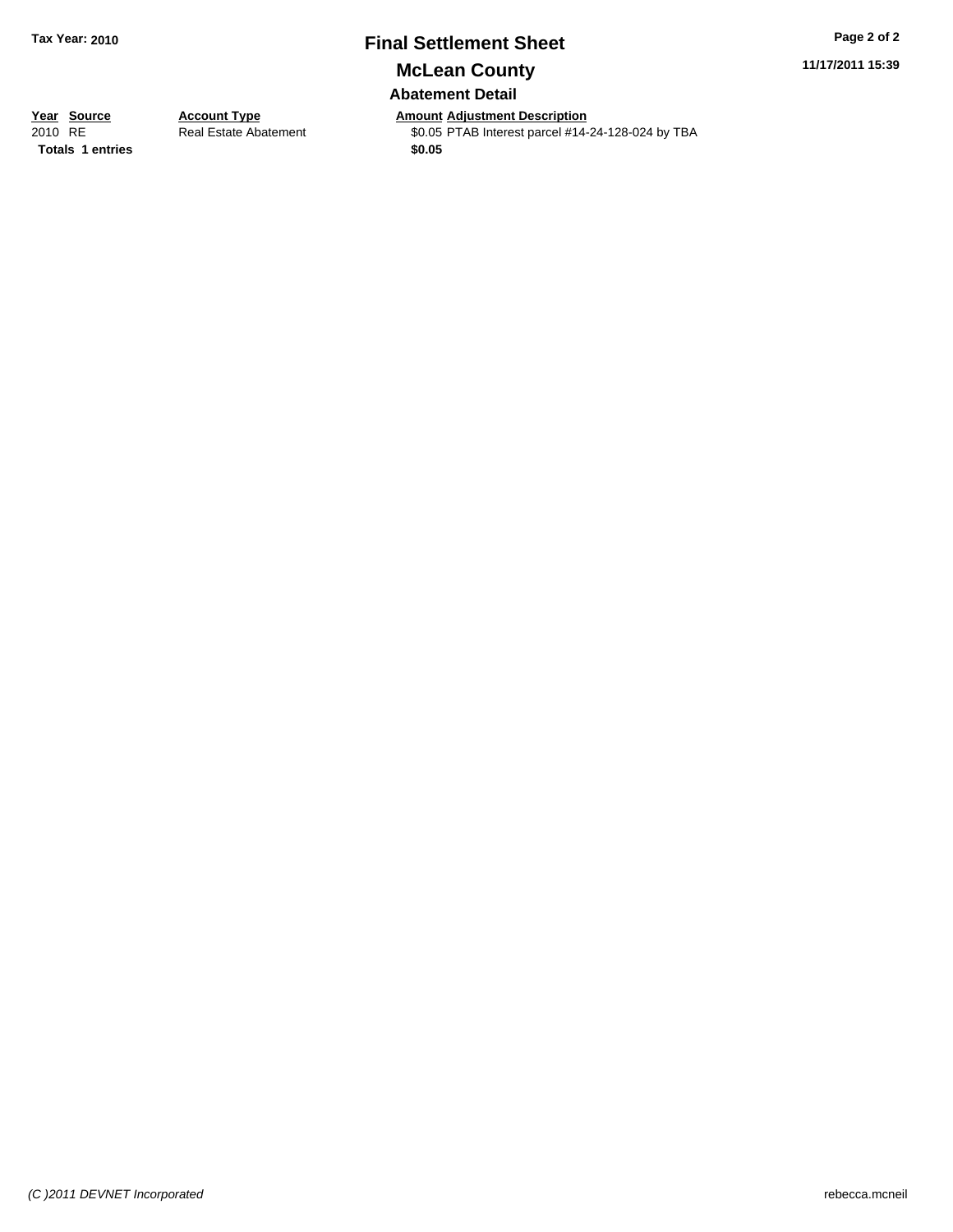**Tax Year: 2010**

# Final Settlement Sheet

## McLean County

### Abatement Detail

| Year | Source | Account Type | Amount | Adjustment Description |
|---|---|---|---|---|
| 2010 | RE | Real Estate Abatement | $0.05 | PTAB Interest parcel #14-24-128-024 by TBA |
| **Totals** | **1 entries** | | **$0.05** | |

*(C )2011 DEVNET Incorporated*

rebecca.mcneil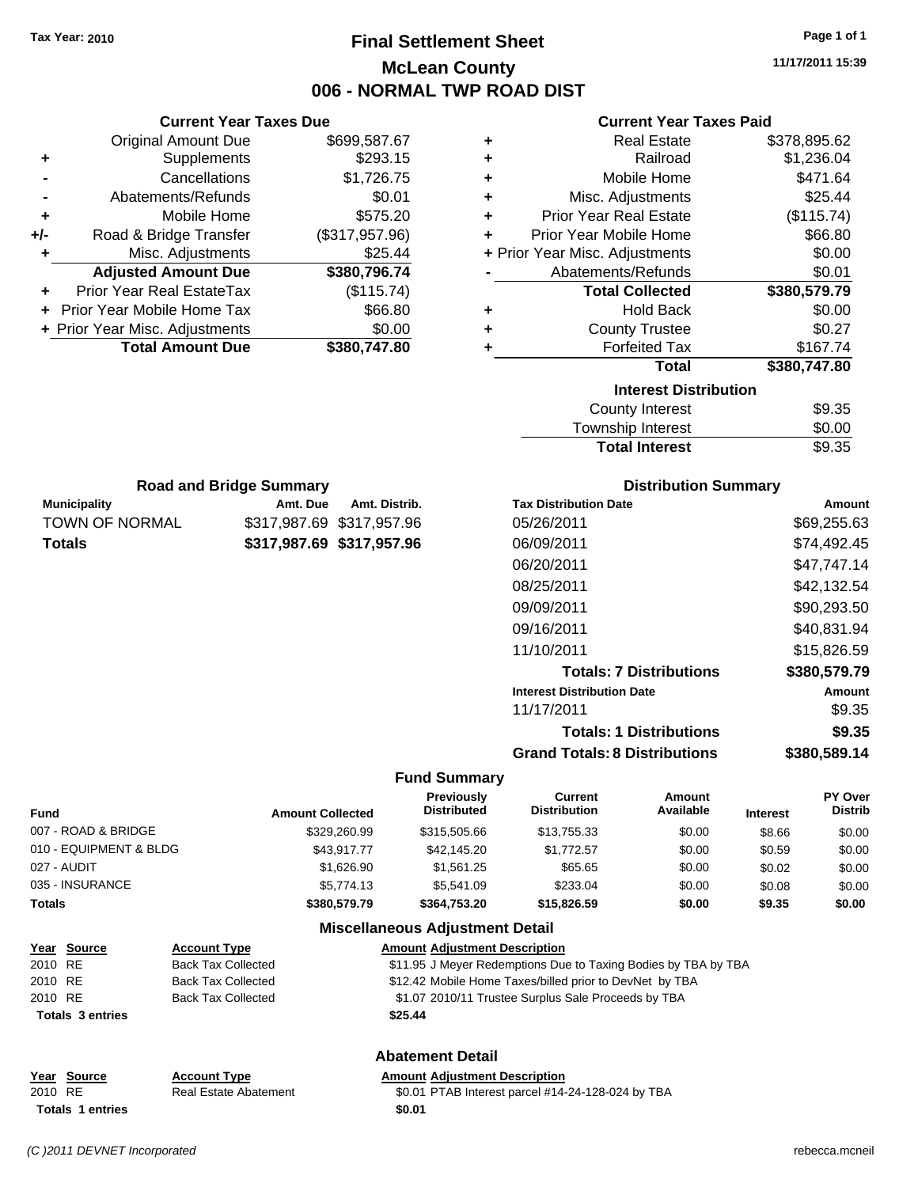Tax Year: 2010

# Final Settlement Sheet

## McLean County

## 006 - NORMAL TWP ROAD DIST

11/17/2011 15:39

### Current Year Taxes Due

| | | |
|---|---|---|
| | Original Amount Due | $699,587.67 |
| + | Supplements | $293.15 |
| - | Cancellations | $1,726.75 |
| - | Abatements/Refunds | $0.01 |
| + | Mobile Home | $575.20 |
| +/- | Road & Bridge Transfer | ($317,957.96) |
| + | Misc. Adjustments | $25.44 |
| | **Adjusted Amount Due** | **$380,796.74** |
| + | Prior Year Real EstateTax | ($115.74) |
| + | Prior Year Mobile Home Tax | $66.80 |
| + | Prior Year Misc. Adjustments | $0.00 |
| | **Total Amount Due** | **$380,747.80** |

### Current Year Taxes Paid

| | | |
|---|---|---|
| + | Real Estate | $378,895.62 |
| + | Railroad | $1,236.04 |
| + | Mobile Home | $471.64 |
| + | Misc. Adjustments | $25.44 |
| + | Prior Year Real Estate | ($115.74) |
| + | Prior Year Mobile Home | $66.80 |
| + | Prior Year Misc. Adjustments | $0.00 |
| - | Abatements/Refunds | $0.01 |
| | **Total Collected** | **$380,579.79** |
| + | Hold Back | $0.00 |
| + | County Trustee | $0.27 |
| + | Forfeited Tax | $167.74 |
| | **Total** | **$380,747.80** |

### Interest Distribution

| | |
|---|---|
| County Interest | $9.35 |
| Township Interest | $0.00 |
| **Total Interest** | **$9.35** |

### Road and Bridge Summary

| Municipality | Amt. Due | Amt. Distrib. |
|---|---|---|
| TOWN OF NORMAL | $317,987.69 | $317,957.96 |
| **Totals** | **$317,987.69** | **$317,957.96** |

### Distribution Summary

| Tax Distribution Date | Amount |
|---|---|
| 05/26/2011 | $69,255.63 |
| 06/09/2011 | $74,492.45 |
| 06/20/2011 | $47,747.14 |
| 08/25/2011 | $42,132.54 |
| 09/09/2011 | $90,293.50 |
| 09/16/2011 | $40,831.94 |
| 11/10/2011 | $15,826.59 |
| **Totals: 7 Distributions** | **$380,579.79** |
| **Interest Distribution Date** | **Amount** |
| 11/17/2011 | $9.35 |
| **Totals: 1 Distributions** | **$9.35** |
| **Grand Totals: 8 Distributions** | **$380,589.14** |

### Fund Summary

| Fund | Amount Collected | Previously Distributed | Current Distribution | Amount Available | Interest | PY Over Distrib |
|---|---|---|---|---|---|---|
| 007 - ROAD & BRIDGE | $329,260.99 | $315,505.66 | $13,755.33 | $0.00 | $8.66 | $0.00 |
| 010 - EQUIPMENT & BLDG | $43,917.77 | $42,145.20 | $1,772.57 | $0.00 | $0.59 | $0.00 |
| 027 - AUDIT | $1,626.90 | $1,561.25 | $65.65 | $0.00 | $0.02 | $0.00 |
| 035 - INSURANCE | $5,774.13 | $5,541.09 | $233.04 | $0.00 | $0.08 | $0.00 |
| **Totals** | **$380,579.79** | **$364,753.20** | **$15,826.59** | **$0.00** | **$9.35** | **$0.00** |

### Miscellaneous Adjustment Detail

| Year | Source | Account Type | Amount | Adjustment Description |
|---|---|---|---|---|
| 2010 | RE | Back Tax Collected | $11.95 | J Meyer Redemptions Due to Taxing Bodies by TBA by TBA |
| 2010 | RE | Back Tax Collected | $12.42 | Mobile Home Taxes/billed prior to DevNet by TBA |
| 2010 | RE | Back Tax Collected | $1.07 | 2010/11 Trustee Surplus Sale Proceeds by TBA |
| **Totals 3 entries** | | | **$25.44** | |

### Abatement Detail

| Year | Source | Account Type | Amount | Adjustment Description |
|---|---|---|---|---|
| 2010 | RE | Real Estate Abatement | $0.01 | PTAB Interest parcel #14-24-128-024 by TBA |
| **Totals 1 entries** | | | **$0.01** | |

(C )2011 DEVNET Incorporated

rebecca.mcneil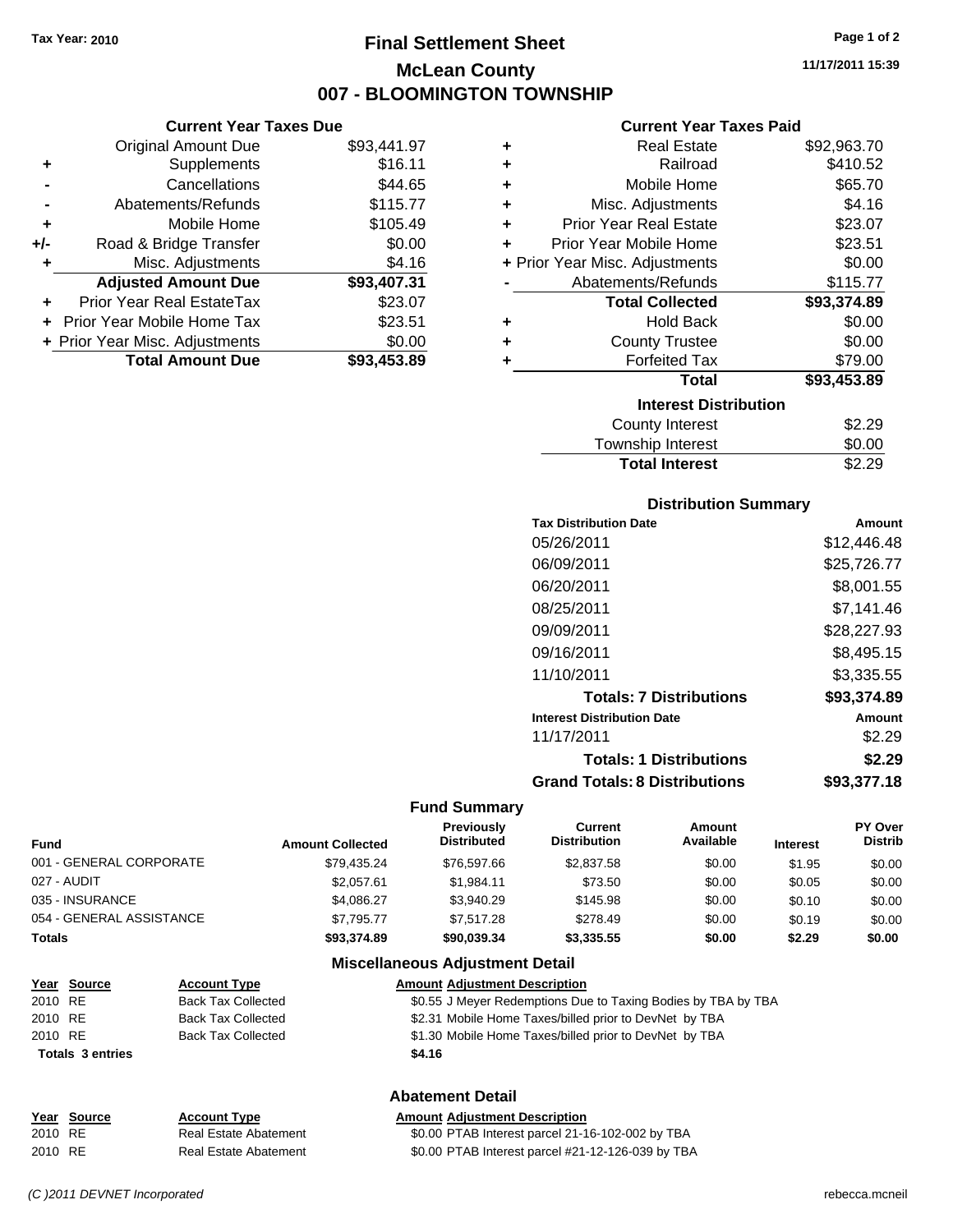Tax Year: 2010

# Final Settlement Sheet

## McLean County

## 007 - BLOOMINGTON TOWNSHIP

11/17/2011 15:39

### Current Year Taxes Due

| | | |
|---|---|---|
| | Original Amount Due | $93,441.97 |
| + | Supplements | $16.11 |
| - | Cancellations | $44.65 |
| - | Abatements/Refunds | $115.77 |
| + | Mobile Home | $105.49 |
| +/- | Road & Bridge Transfer | $0.00 |
| + | Misc. Adjustments | $4.16 |
| | **Adjusted Amount Due** | **$93,407.31** |
| + | Prior Year Real EstateTax | $23.07 |
| + | Prior Year Mobile Home Tax | $23.51 |
| + | Prior Year Misc. Adjustments | $0.00 |
| | **Total Amount Due** | **$93,453.89** |

### Current Year Taxes Paid

| | | |
|---|---|---|
| + | Real Estate | $92,963.70 |
| + | Railroad | $410.52 |
| + | Mobile Home | $65.70 |
| + | Misc. Adjustments | $4.16 |
| + | Prior Year Real Estate | $23.07 |
| + | Prior Year Mobile Home | $23.51 |
| + | Prior Year Misc. Adjustments | $0.00 |
| - | Abatements/Refunds | $115.77 |
| | **Total Collected** | **$93,374.89** |
| + | Hold Back | $0.00 |
| + | County Trustee | $0.00 |
| + | Forfeited Tax | $79.00 |
| | **Total** | **$93,453.89** |

### Interest Distribution

| | |
|---|---|
| County Interest | $2.29 |
| Township Interest | $0.00 |
| **Total Interest** | $2.29 |

### Distribution Summary

| Tax Distribution Date | Amount |
|---|---|
| 05/26/2011 | $12,446.48 |
| 06/09/2011 | $25,726.77 |
| 06/20/2011 | $8,001.55 |
| 08/25/2011 | $7,141.46 |
| 09/09/2011 | $28,227.93 |
| 09/16/2011 | $8,495.15 |
| 11/10/2011 | $3,335.55 |
| **Totals: 7 Distributions** | **$93,374.89** |
| **Interest Distribution Date** | **Amount** |
| 11/17/2011 | $2.29 |
| **Totals: 1 Distributions** | **$2.29** |
| **Grand Totals: 8 Distributions** | **$93,377.18** |

### Fund Summary

| Fund | Amount Collected | Previously Distributed | Current Distribution | Amount Available | Interest | PY Over Distrib |
|---|---|---|---|---|---|---|
| 001 - GENERAL CORPORATE | $79,435.24 | $76,597.66 | $2,837.58 | $0.00 | $1.95 | $0.00 |
| 027 - AUDIT | $2,057.61 | $1,984.11 | $73.50 | $0.00 | $0.05 | $0.00 |
| 035 - INSURANCE | $4,086.27 | $3,940.29 | $145.98 | $0.00 | $0.10 | $0.00 |
| 054 - GENERAL ASSISTANCE | $7,795.77 | $7,517.28 | $278.49 | $0.00 | $0.19 | $0.00 |
| **Totals** | **$93,374.89** | **$90,039.34** | **$3,335.55** | **$0.00** | **$2.29** | **$0.00** |

### Miscellaneous Adjustment Detail

| Year | Source | Account Type | Amount | Adjustment Description |
|---|---|---|---|---|
| 2010 | RE | Back Tax Collected | $0.55 | J Meyer Redemptions Due to Taxing Bodies by TBA by TBA |
| 2010 | RE | Back Tax Collected | $2.31 | Mobile Home Taxes/billed prior to DevNet by TBA |
| 2010 | RE | Back Tax Collected | $1.30 | Mobile Home Taxes/billed prior to DevNet by TBA |
| **Totals 3 entries** | | | **$4.16** | |

### Abatement Detail

| Year | Source | Account Type | Amount | Adjustment Description |
|---|---|---|---|---|
| 2010 | RE | Real Estate Abatement | $0.00 | PTAB Interest parcel 21-16-102-002 by TBA |
| 2010 | RE | Real Estate Abatement | $0.00 | PTAB Interest parcel #21-12-126-039 by TBA |

(C )2011 DEVNET Incorporated rebecca.mcneil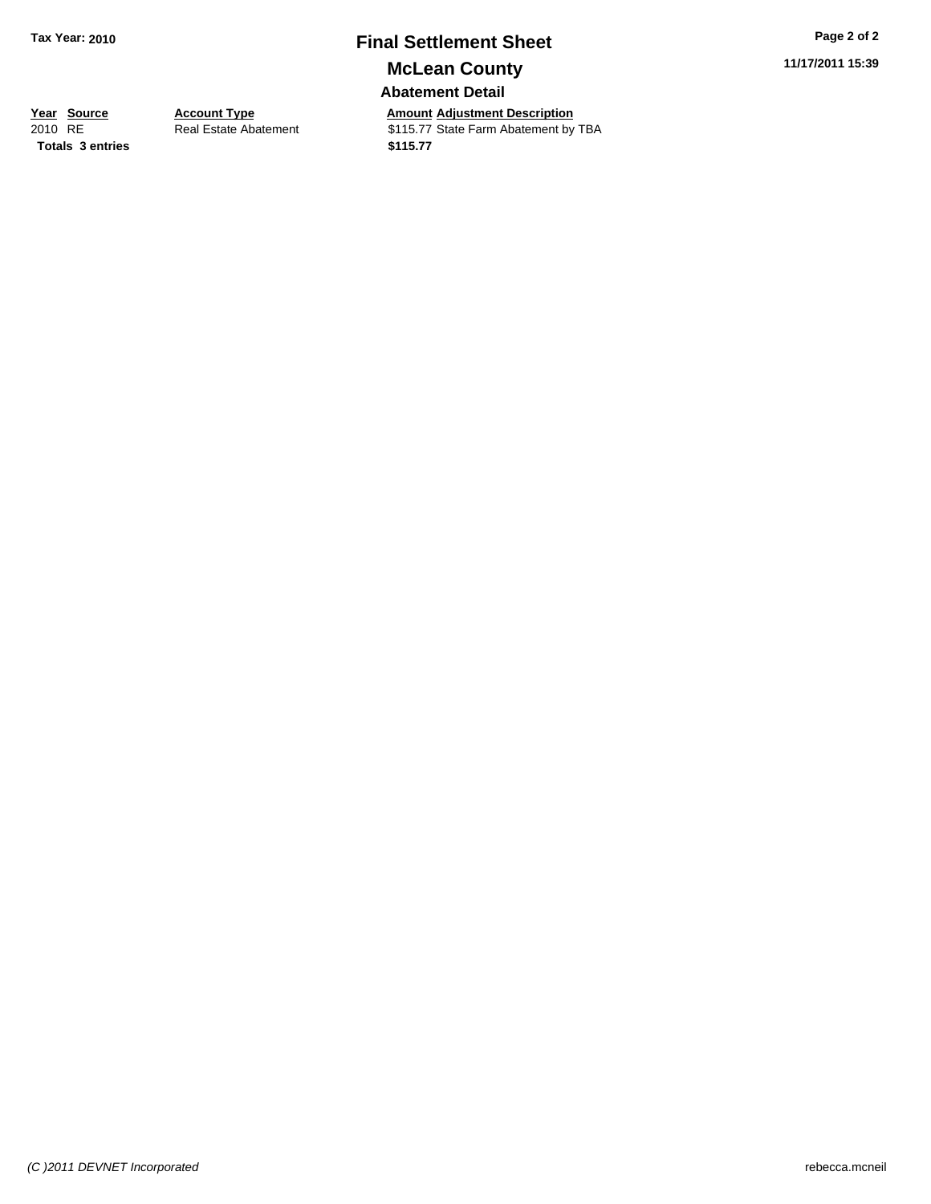# Final Settlement Sheet

## McLean County

### Abatement Detail

Tax Year: 2010

11/17/2011 15:39

| Year | Source | Account Type | Amount | Adjustment Description |
| --- | --- | --- | --- | --- |
| 2010 | RE | Real Estate Abatement | $115.77 | State Farm Abatement by TBA |
| **Totals** | **3 entries** | | **$115.77** | |

*(C )2011 DEVNET Incorporated*

rebecca.mcneil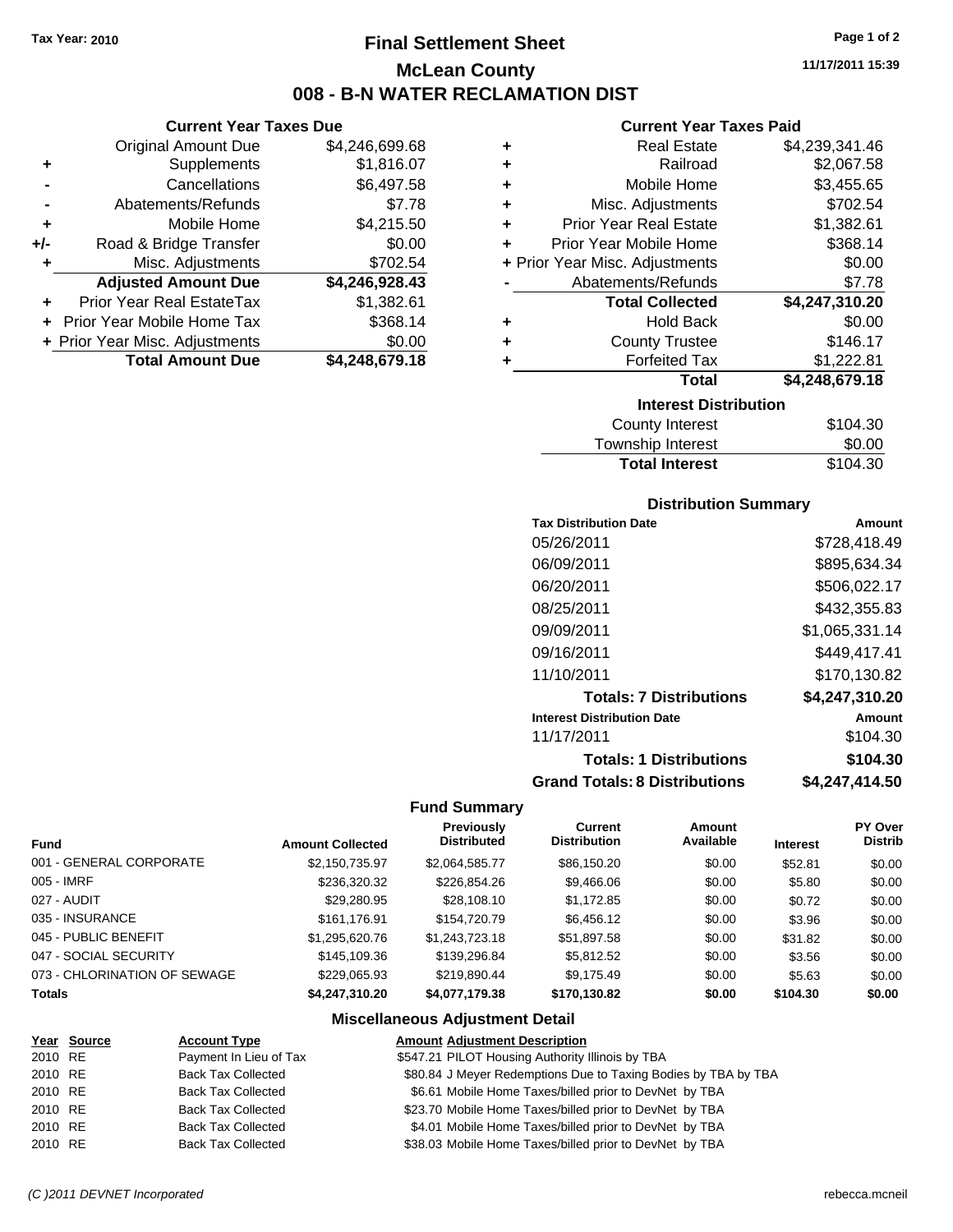Tax Year: 2010

# Final Settlement Sheet

## McLean County

## 008 - B-N WATER RECLAMATION DIST

11/17/2011 15:39

### Current Year Taxes Due

| | | |
|---|---|---|
| | Original Amount Due | $4,246,699.68 |
| + | Supplements | $1,816.07 |
| - | Cancellations | $6,497.58 |
| - | Abatements/Refunds | $7.78 |
| + | Mobile Home | $4,215.50 |
| +/- | Road & Bridge Transfer | $0.00 |
| + | Misc. Adjustments | $702.54 |
| | **Adjusted Amount Due** | **$4,246,928.43** |
| + | Prior Year Real EstateTax | $1,382.61 |
| + | Prior Year Mobile Home Tax | $368.14 |
| + | Prior Year Misc. Adjustments | $0.00 |
| | **Total Amount Due** | **$4,248,679.18** |

### Current Year Taxes Paid

| | | |
|---|---|---|
| + | Real Estate | $4,239,341.46 |
| + | Railroad | $2,067.58 |
| + | Mobile Home | $3,455.65 |
| + | Misc. Adjustments | $702.54 |
| + | Prior Year Real Estate | $1,382.61 |
| + | Prior Year Mobile Home | $368.14 |
| + | Prior Year Misc. Adjustments | $0.00 |
| - | Abatements/Refunds | $7.78 |
| | **Total Collected** | **$4,247,310.20** |
| + | Hold Back | $0.00 |
| + | County Trustee | $146.17 |
| + | Forfeited Tax | $1,222.81 |
| | **Total** | **$4,248,679.18** |

### Interest Distribution

| | |
|---|---|
| County Interest | $104.30 |
| Township Interest | $0.00 |
| **Total Interest** | **$104.30** |

### Distribution Summary

| Tax Distribution Date | Amount |
|---|---|
| 05/26/2011 | $728,418.49 |
| 06/09/2011 | $895,634.34 |
| 06/20/2011 | $506,022.17 |
| 08/25/2011 | $432,355.83 |
| 09/09/2011 | $1,065,331.14 |
| 09/16/2011 | $449,417.41 |
| 11/10/2011 | $170,130.82 |
| **Totals: 7 Distributions** | **$4,247,310.20** |
| **Interest Distribution Date** | **Amount** |
| 11/17/2011 | $104.30 |
| **Totals: 1 Distributions** | **$104.30** |
| **Grand Totals: 8 Distributions** | **$4,247,414.50** |

### Fund Summary

| Fund | Amount Collected | Previously Distributed | Current Distribution | Amount Available | Interest | PY Over Distrib |
|---|---|---|---|---|---|---|
| 001 - GENERAL CORPORATE | $2,150,735.97 | $2,064,585.77 | $86,150.20 | $0.00 | $52.81 | $0.00 |
| 005 - IMRF | $236,320.32 | $226,854.26 | $9,466.06 | $0.00 | $5.80 | $0.00 |
| 027 - AUDIT | $29,280.95 | $28,108.10 | $1,172.85 | $0.00 | $0.72 | $0.00 |
| 035 - INSURANCE | $161,176.91 | $154,720.79 | $6,456.12 | $0.00 | $3.96 | $0.00 |
| 045 - PUBLIC BENEFIT | $1,295,620.76 | $1,243,723.18 | $51,897.58 | $0.00 | $31.82 | $0.00 |
| 047 - SOCIAL SECURITY | $145,109.36 | $139,296.84 | $5,812.52 | $0.00 | $3.56 | $0.00 |
| 073 - CHLORINATION OF SEWAGE | $229,065.93 | $219,890.44 | $9,175.49 | $0.00 | $5.63 | $0.00 |
| **Totals** | **$4,247,310.20** | **$4,077,179.38** | **$170,130.82** | **$0.00** | **$104.30** | **$0.00** |

### Miscellaneous Adjustment Detail

| Year | Source | Account Type | Amount | Adjustment Description |
|---|---|---|---|---|
| 2010 | RE | Payment In Lieu of Tax | $547.21 | PILOT Housing Authority Illinois by TBA |
| 2010 | RE | Back Tax Collected | $80.84 | J Meyer Redemptions Due to Taxing Bodies by TBA by TBA |
| 2010 | RE | Back Tax Collected | $6.61 | Mobile Home Taxes/billed prior to DevNet by TBA |
| 2010 | RE | Back Tax Collected | $23.70 | Mobile Home Taxes/billed prior to DevNet by TBA |
| 2010 | RE | Back Tax Collected | $4.01 | Mobile Home Taxes/billed prior to DevNet by TBA |
| 2010 | RE | Back Tax Collected | $38.03 | Mobile Home Taxes/billed prior to DevNet by TBA |

(C )2011 DEVNET Incorporated rebecca.mcneil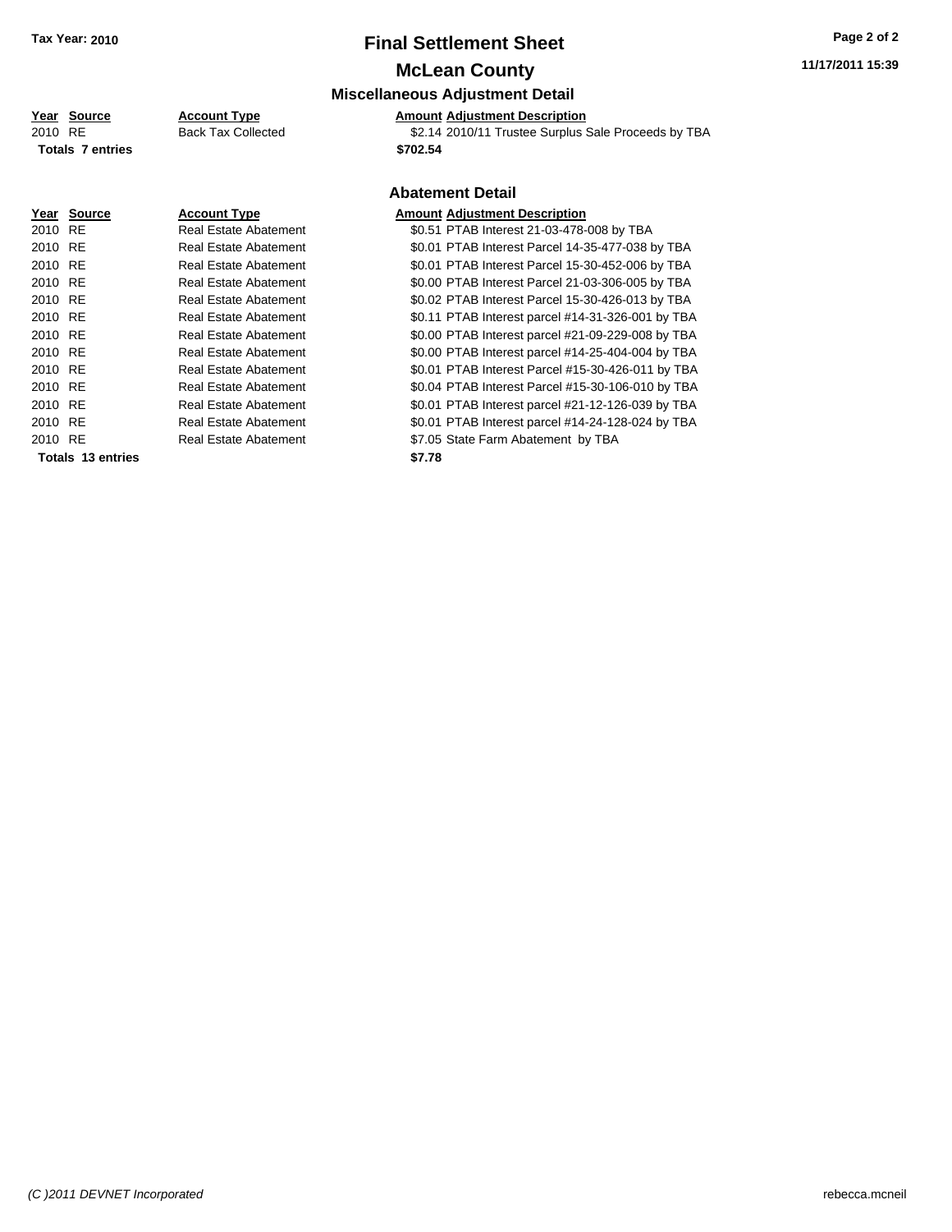# Final Settlement Sheet

## McLean County

### Miscellaneous Adjustment Detail

| Year | Source | Account Type | Amount | Adjustment Description |
|---|---|---|---|---|
| 2010 | RE | Back Tax Collected | $2.14 | 2010/11 Trustee Surplus Sale Proceeds by TBA |
| **Totals** | **7 entries** | | **$702.54** | |

### Abatement Detail

| Year | Source | Account Type | Amount | Adjustment Description |
|---|---|---|---|---|
| 2010 | RE | Real Estate Abatement | $0.51 | PTAB Interest 21-03-478-008 by TBA |
| 2010 | RE | Real Estate Abatement | $0.01 | PTAB Interest Parcel 14-35-477-038 by TBA |
| 2010 | RE | Real Estate Abatement | $0.01 | PTAB Interest Parcel 15-30-452-006 by TBA |
| 2010 | RE | Real Estate Abatement | $0.00 | PTAB Interest Parcel 21-03-306-005 by TBA |
| 2010 | RE | Real Estate Abatement | $0.02 | PTAB Interest Parcel 15-30-426-013 by TBA |
| 2010 | RE | Real Estate Abatement | $0.11 | PTAB Interest parcel #14-31-326-001 by TBA |
| 2010 | RE | Real Estate Abatement | $0.00 | PTAB Interest parcel #21-09-229-008 by TBA |
| 2010 | RE | Real Estate Abatement | $0.00 | PTAB Interest parcel #14-25-404-004 by TBA |
| 2010 | RE | Real Estate Abatement | $0.01 | PTAB Interest Parcel #15-30-426-011 by TBA |
| 2010 | RE | Real Estate Abatement | $0.04 | PTAB Interest Parcel #15-30-106-010 by TBA |
| 2010 | RE | Real Estate Abatement | $0.01 | PTAB Interest parcel #21-12-126-039 by TBA |
| 2010 | RE | Real Estate Abatement | $0.01 | PTAB Interest parcel #14-24-128-024 by TBA |
| 2010 | RE | Real Estate Abatement | $7.05 | State Farm Abatement by TBA |
| **Totals** | **13 entries** | | **$7.78** | |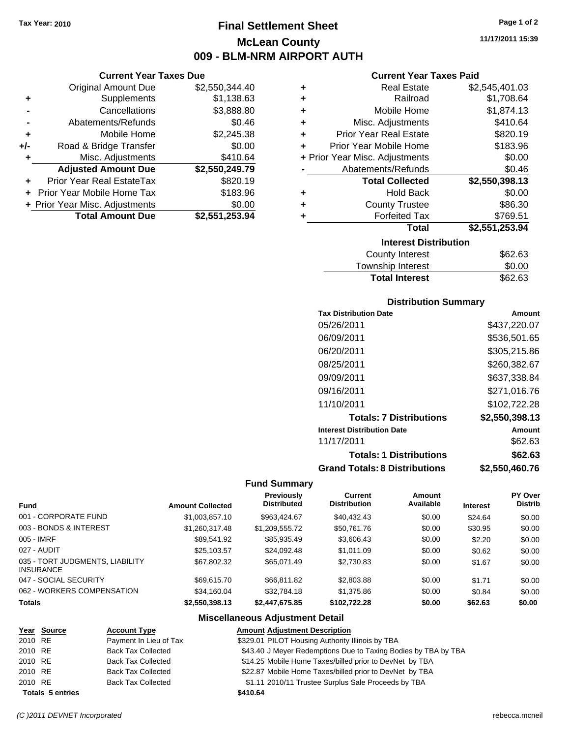Tax Year: 2010

# Final Settlement Sheet

## McLean County

## 009 - BLM-NRM AIRPORT AUTH

11/17/2011 15:39

### Current Year Taxes Due

| | | |
|---|---|---|
| | Original Amount Due | $2,550,344.40 |
| + | Supplements | $1,138.63 |
| - | Cancellations | $3,888.80 |
| - | Abatements/Refunds | $0.46 |
| + | Mobile Home | $2,245.38 |
| +/- | Road & Bridge Transfer | $0.00 |
| + | Misc. Adjustments | $410.64 |
| | **Adjusted Amount Due** | **$2,550,249.79** |
| + | Prior Year Real EstateTax | $820.19 |
| + | Prior Year Mobile Home Tax | $183.96 |
| + | Prior Year Misc. Adjustments | $0.00 |
| | **Total Amount Due** | **$2,551,253.94** |

### Current Year Taxes Paid

| | | |
|---|---|---|
| + | Real Estate | $2,545,401.03 |
| + | Railroad | $1,708.64 |
| + | Mobile Home | $1,874.13 |
| + | Misc. Adjustments | $410.64 |
| + | Prior Year Real Estate | $820.19 |
| + | Prior Year Mobile Home | $183.96 |
| + | Prior Year Misc. Adjustments | $0.00 |
| - | Abatements/Refunds | $0.46 |
| | **Total Collected** | **$2,550,398.13** |
| + | Hold Back | $0.00 |
| + | County Trustee | $86.30 |
| + | Forfeited Tax | $769.51 |
| | **Total** | **$2,551,253.94** |

### Interest Distribution

| | |
|---|---|
| County Interest | $62.63 |
| Township Interest | $0.00 |
| **Total Interest** | **$62.63** |

### Distribution Summary

| Tax Distribution Date | Amount |
|---|---|
| 05/26/2011 | $437,220.07 |
| 06/09/2011 | $536,501.65 |
| 06/20/2011 | $305,215.86 |
| 08/25/2011 | $260,382.67 |
| 09/09/2011 | $637,338.84 |
| 09/16/2011 | $271,016.76 |
| 11/10/2011 | $102,722.28 |
| **Totals: 7 Distributions** | **$2,550,398.13** |
| **Interest Distribution Date** | **Amount** |
| 11/17/2011 | $62.63 |
| **Totals: 1 Distributions** | **$62.63** |
| **Grand Totals: 8 Distributions** | **$2,550,460.76** |

### Fund Summary

| Fund | Amount Collected | Previously Distributed | Current Distribution | Amount Available | Interest | PY Over Distrib |
|---|---|---|---|---|---|---|
| 001 - CORPORATE FUND | $1,003,857.10 | $963,424.67 | $40,432.43 | $0.00 | $24.64 | $0.00 |
| 003 - BONDS & INTEREST | $1,260,317.48 | $1,209,555.72 | $50,761.76 | $0.00 | $30.95 | $0.00 |
| 005 - IMRF | $89,541.92 | $85,935.49 | $3,606.43 | $0.00 | $2.20 | $0.00 |
| 027 - AUDIT | $25,103.57 | $24,092.48 | $1,011.09 | $0.00 | $0.62 | $0.00 |
| 035 - TORT JUDGMENTS, LIABILITY INSURANCE | $67,802.32 | $65,071.49 | $2,730.83 | $0.00 | $1.67 | $0.00 |
| 047 - SOCIAL SECURITY | $69,615.70 | $66,811.82 | $2,803.88 | $0.00 | $1.71 | $0.00 |
| 062 - WORKERS COMPENSATION | $34,160.04 | $32,784.18 | $1,375.86 | $0.00 | $0.84 | $0.00 |
| **Totals** | **$2,550,398.13** | **$2,447,675.85** | **$102,722.28** | **$0.00** | **$62.63** | **$0.00** |

### Miscellaneous Adjustment Detail

| Year | Source | Account Type | Amount | Adjustment Description |
|---|---|---|---|---|
| 2010 | RE | Payment In Lieu of Tax | $329.01 | PILOT Housing Authority Illinois by TBA |
| 2010 | RE | Back Tax Collected | $43.40 | J Meyer Redemptions Due to Taxing Bodies by TBA by TBA |
| 2010 | RE | Back Tax Collected | $14.25 | Mobile Home Taxes/billed prior to DevNet by TBA |
| 2010 | RE | Back Tax Collected | $22.87 | Mobile Home Taxes/billed prior to DevNet by TBA |
| 2010 | RE | Back Tax Collected | $1.11 | 2010/11 Trustee Surplus Sale Proceeds by TBA |
| **Totals 5 entries** | | | **$410.64** | |

(C )2011 DEVNET Incorporated    rebecca.mcneil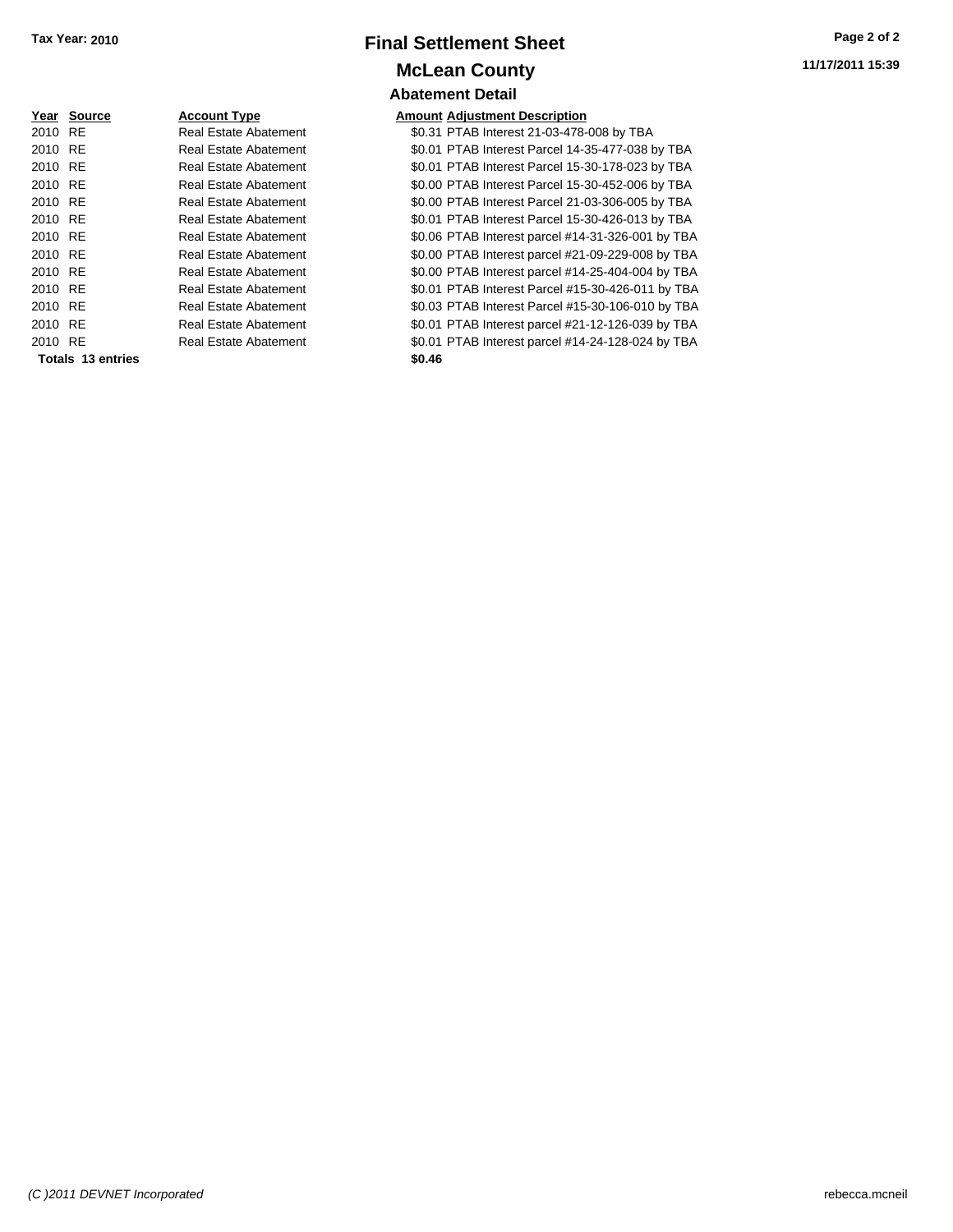Tax Year: 2010

# Final Settlement Sheet

## McLean County

### Abatement Detail

| Year | Source | Account Type | Amount | Adjustment Description |
|---|---|---|---|---|
| 2010 | RE | Real Estate Abatement | $0.31 | PTAB Interest 21-03-478-008 by TBA |
| 2010 | RE | Real Estate Abatement | $0.01 | PTAB Interest Parcel 14-35-477-038 by TBA |
| 2010 | RE | Real Estate Abatement | $0.01 | PTAB Interest Parcel 15-30-178-023 by TBA |
| 2010 | RE | Real Estate Abatement | $0.00 | PTAB Interest Parcel 15-30-452-006 by TBA |
| 2010 | RE | Real Estate Abatement | $0.00 | PTAB Interest Parcel 21-03-306-005 by TBA |
| 2010 | RE | Real Estate Abatement | $0.01 | PTAB Interest Parcel 15-30-426-013 by TBA |
| 2010 | RE | Real Estate Abatement | $0.06 | PTAB Interest parcel #14-31-326-001 by TBA |
| 2010 | RE | Real Estate Abatement | $0.00 | PTAB Interest parcel #21-09-229-008 by TBA |
| 2010 | RE | Real Estate Abatement | $0.00 | PTAB Interest parcel #14-25-404-004 by TBA |
| 2010 | RE | Real Estate Abatement | $0.01 | PTAB Interest Parcel #15-30-426-011 by TBA |
| 2010 | RE | Real Estate Abatement | $0.03 | PTAB Interest Parcel #15-30-106-010 by TBA |
| 2010 | RE | Real Estate Abatement | $0.01 | PTAB Interest parcel #21-12-126-039 by TBA |
| 2010 | RE | Real Estate Abatement | $0.01 | PTAB Interest parcel #14-24-128-024 by TBA |
| **Totals 13 entries** | | | **$0.46** | |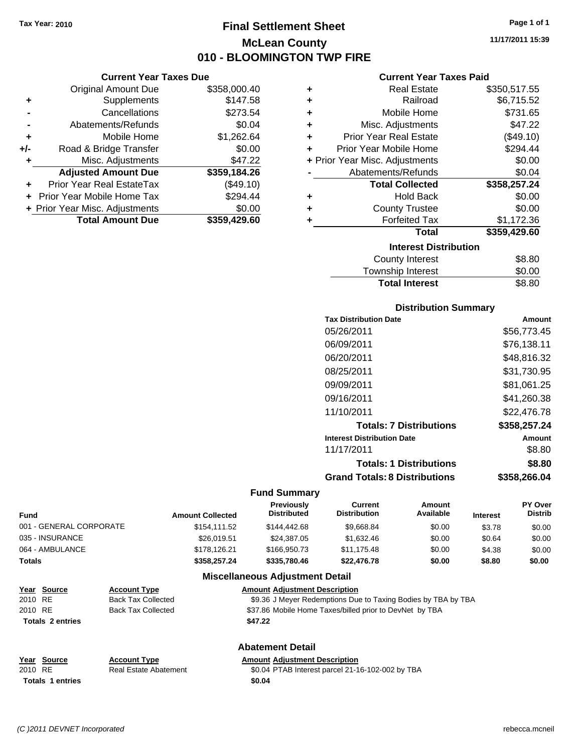Tax Year: 2010

# Final Settlement Sheet

## McLean County

## 010 - BLOOMINGTON TWP FIRE

11/17/2011 15:39

### Current Year Taxes Due

| | | |
|---|---|---|
| | Original Amount Due | $358,000.40 |
| + | Supplements | $147.58 |
| - | Cancellations | $273.54 |
| - | Abatements/Refunds | $0.04 |
| + | Mobile Home | $1,262.64 |
| +/- | Road & Bridge Transfer | $0.00 |
| + | Misc. Adjustments | $47.22 |
| | **Adjusted Amount Due** | **$359,184.26** |
| + | Prior Year Real EstateTax | ($49.10) |
| + | Prior Year Mobile Home Tax | $294.44 |
| + | Prior Year Misc. Adjustments | $0.00 |
| | **Total Amount Due** | **$359,429.60** |

### Current Year Taxes Paid

| | | |
|---|---|---|
| + | Real Estate | $350,517.55 |
| + | Railroad | $6,715.52 |
| + | Mobile Home | $731.65 |
| + | Misc. Adjustments | $47.22 |
| + | Prior Year Real Estate | ($49.10) |
| + | Prior Year Mobile Home | $294.44 |
| + | Prior Year Misc. Adjustments | $0.00 |
| - | Abatements/Refunds | $0.04 |
| | **Total Collected** | **$358,257.24** |
| + | Hold Back | $0.00 |
| + | County Trustee | $0.00 |
| + | Forfeited Tax | $1,172.36 |
| | **Total** | **$359,429.60** |

### Interest Distribution

| | |
|---|---|
| County Interest | $8.80 |
| Township Interest | $0.00 |
| **Total Interest** | $8.80 |

### Distribution Summary

| Tax Distribution Date | Amount |
|---|---|
| 05/26/2011 | $56,773.45 |
| 06/09/2011 | $76,138.11 |
| 06/20/2011 | $48,816.32 |
| 08/25/2011 | $31,730.95 |
| 09/09/2011 | $81,061.25 |
| 09/16/2011 | $41,260.38 |
| 11/10/2011 | $22,476.78 |
| **Totals: 7 Distributions** | **$358,257.24** |
| **Interest Distribution Date** | **Amount** |
| 11/17/2011 | $8.80 |
| **Totals: 1 Distributions** | **$8.80** |
| **Grand Totals: 8 Distributions** | **$358,266.04** |

### Fund Summary

| Fund | Amount Collected | Previously Distributed | Current Distribution | Amount Available | Interest | PY Over Distrib |
|---|---|---|---|---|---|---|
| 001 - GENERAL CORPORATE | $154,111.52 | $144,442.68 | $9,668.84 | $0.00 | $3.78 | $0.00 |
| 035 - INSURANCE | $26,019.51 | $24,387.05 | $1,632.46 | $0.00 | $0.64 | $0.00 |
| 064 - AMBULANCE | $178,126.21 | $166,950.73 | $11,175.48 | $0.00 | $4.38 | $0.00 |
| **Totals** | **$358,257.24** | **$335,780.46** | **$22,476.78** | **$0.00** | **$8.80** | **$0.00** |

### Miscellaneous Adjustment Detail

| Year | Source | Account Type | Amount | Adjustment Description |
|---|---|---|---|---|
| 2010 | RE | Back Tax Collected | $9.36 | J Meyer Redemptions Due to Taxing Bodies by TBA by TBA |
| 2010 | RE | Back Tax Collected | $37.86 | Mobile Home Taxes/billed prior to DevNet by TBA |
| **Totals 2 entries** | | | **$47.22** | |

### Abatement Detail

| Year | Source | Account Type | Amount | Adjustment Description |
|---|---|---|---|---|
| 2010 | RE | Real Estate Abatement | $0.04 | PTAB Interest parcel 21-16-102-002 by TBA |
| **Totals 1 entries** | | | **$0.04** | |

(C )2011 DEVNET Incorporated rebecca.mcneil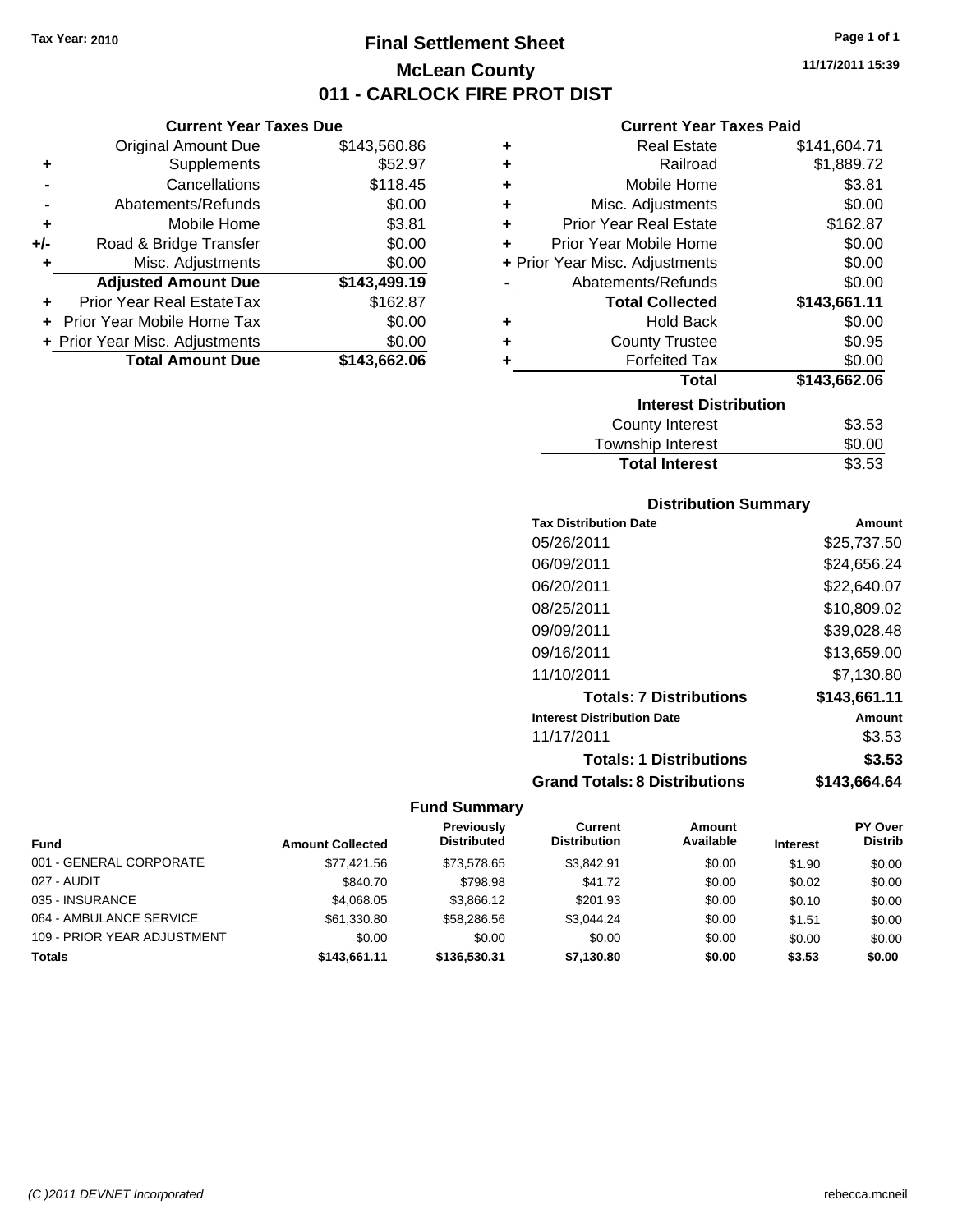Tax Year: 2010

# Final Settlement Sheet
## McLean County
## 011 - CARLOCK FIRE PROT DIST

11/17/2011 15:39

### Current Year Taxes Due

| | | |
|---|---|---|
| | Original Amount Due | $143,560.86 |
| + | Supplements | $52.97 |
| - | Cancellations | $118.45 |
| - | Abatements/Refunds | $0.00 |
| + | Mobile Home | $3.81 |
| +/- | Road & Bridge Transfer | $0.00 |
| + | Misc. Adjustments | $0.00 |
| | **Adjusted Amount Due** | **$143,499.19** |
| + | Prior Year Real EstateTax | $162.87 |
| + | Prior Year Mobile Home Tax | $0.00 |
| + | Prior Year Misc. Adjustments | $0.00 |
| | **Total Amount Due** | **$143,662.06** |

### Current Year Taxes Paid

| | | |
|---|---|---|
| + | Real Estate | $141,604.71 |
| + | Railroad | $1,889.72 |
| + | Mobile Home | $3.81 |
| + | Misc. Adjustments | $0.00 |
| + | Prior Year Real Estate | $162.87 |
| + | Prior Year Mobile Home | $0.00 |
| + | Prior Year Misc. Adjustments | $0.00 |
| - | Abatements/Refunds | $0.00 |
| | **Total Collected** | **$143,661.11** |
| + | Hold Back | $0.00 |
| + | County Trustee | $0.95 |
| + | Forfeited Tax | $0.00 |
| | **Total** | **$143,662.06** |

### Interest Distribution

| | |
|---|---|
| County Interest | $3.53 |
| Township Interest | $0.00 |
| **Total Interest** | $3.53 |

### Distribution Summary

| Tax Distribution Date | Amount |
|---|---|
| 05/26/2011 | $25,737.50 |
| 06/09/2011 | $24,656.24 |
| 06/20/2011 | $22,640.07 |
| 08/25/2011 | $10,809.02 |
| 09/09/2011 | $39,028.48 |
| 09/16/2011 | $13,659.00 |
| 11/10/2011 | $7,130.80 |
| **Totals: 7 Distributions** | **$143,661.11** |
| **Interest Distribution Date** | **Amount** |
| 11/17/2011 | $3.53 |
| **Totals: 1 Distributions** | **$3.53** |
| **Grand Totals: 8 Distributions** | **$143,664.64** |

### Fund Summary

| Fund | Amount Collected | Previously Distributed | Current Distribution | Amount Available | Interest | PY Over Distrib |
|---|---|---|---|---|---|---|
| 001 - GENERAL CORPORATE | $77,421.56 | $73,578.65 | $3,842.91 | $0.00 | $1.90 | $0.00 |
| 027 - AUDIT | $840.70 | $798.98 | $41.72 | $0.00 | $0.02 | $0.00 |
| 035 - INSURANCE | $4,068.05 | $3,866.12 | $201.93 | $0.00 | $0.10 | $0.00 |
| 064 - AMBULANCE SERVICE | $61,330.80 | $58,286.56 | $3,044.24 | $0.00 | $1.51 | $0.00 |
| 109 - PRIOR YEAR ADJUSTMENT | $0.00 | $0.00 | $0.00 | $0.00 | $0.00 | $0.00 |
| **Totals** | **$143,661.11** | **$136,530.31** | **$7,130.80** | **$0.00** | **$3.53** | **$0.00** |

(C )2011 DEVNET Incorporated — rebecca.mcneil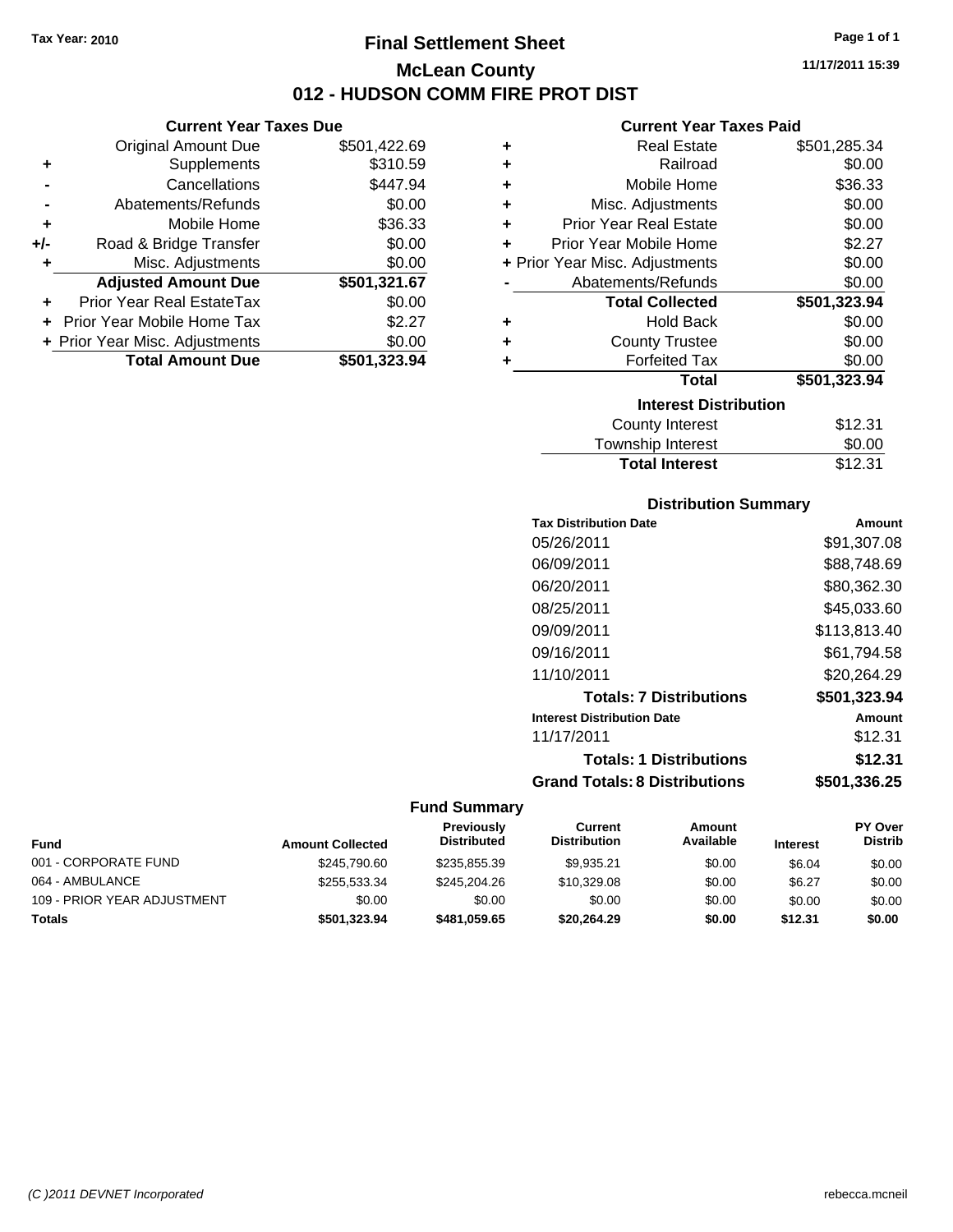Tax Year: 2010

# Final Settlement Sheet
## McLean County
## 012 - HUDSON COMM FIRE PROT DIST

11/17/2011 15:39

### Current Year Taxes Due

| | | |
|---|---|---|
| | Original Amount Due | $501,422.69 |
| + | Supplements | $310.59 |
| - | Cancellations | $447.94 |
| - | Abatements/Refunds | $0.00 |
| + | Mobile Home | $36.33 |
| +/- | Road & Bridge Transfer | $0.00 |
| + | Misc. Adjustments | $0.00 |
| | **Adjusted Amount Due** | **$501,321.67** |
| + | Prior Year Real EstateTax | $0.00 |
| + | Prior Year Mobile Home Tax | $2.27 |
| + | Prior Year Misc. Adjustments | $0.00 |
| | **Total Amount Due** | **$501,323.94** |

### Current Year Taxes Paid

| | | |
|---|---|---|
| + | Real Estate | $501,285.34 |
| + | Railroad | $0.00 |
| + | Mobile Home | $36.33 |
| + | Misc. Adjustments | $0.00 |
| + | Prior Year Real Estate | $0.00 |
| + | Prior Year Mobile Home | $2.27 |
| + | Prior Year Misc. Adjustments | $0.00 |
| - | Abatements/Refunds | $0.00 |
| | **Total Collected** | **$501,323.94** |
| + | Hold Back | $0.00 |
| + | County Trustee | $0.00 |
| + | Forfeited Tax | $0.00 |
| | **Total** | **$501,323.94** |

### Interest Distribution

| | |
|---|---|
| County Interest | $12.31 |
| Township Interest | $0.00 |
| **Total Interest** | $12.31 |

### Distribution Summary

| Tax Distribution Date | Amount |
|---|---|
| 05/26/2011 | $91,307.08 |
| 06/09/2011 | $88,748.69 |
| 06/20/2011 | $80,362.30 |
| 08/25/2011 | $45,033.60 |
| 09/09/2011 | $113,813.40 |
| 09/16/2011 | $61,794.58 |
| 11/10/2011 | $20,264.29 |
| **Totals: 7 Distributions** | **$501,323.94** |
| **Interest Distribution Date** | **Amount** |
| 11/17/2011 | $12.31 |
| **Totals: 1 Distributions** | **$12.31** |
| **Grand Totals: 8 Distributions** | **$501,336.25** |

### Fund Summary

| Fund | Amount Collected | Previously Distributed | Current Distribution | Amount Available | Interest | PY Over Distrib |
|---|---|---|---|---|---|---|
| 001 - CORPORATE FUND | $245,790.60 | $235,855.39 | $9,935.21 | $0.00 | $6.04 | $0.00 |
| 064 - AMBULANCE | $255,533.34 | $245,204.26 | $10,329.08 | $0.00 | $6.27 | $0.00 |
| 109 - PRIOR YEAR ADJUSTMENT | $0.00 | $0.00 | $0.00 | $0.00 | $0.00 | $0.00 |
| **Totals** | **$501,323.94** | **$481,059.65** | **$20,264.29** | **$0.00** | **$12.31** | **$0.00** |

(C )2011 DEVNET Incorporated rebecca.mcneil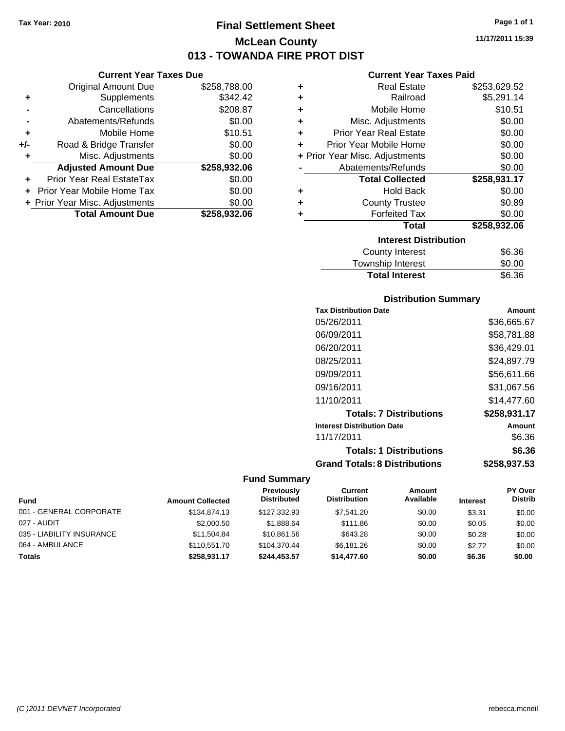Tax Year: 2010

# Final Settlement Sheet

## McLean County

## 013 - TOWANDA FIRE PROT DIST

11/17/2011 15:39

### Current Year Taxes Due

| | | |
|---|---|---|
| | Original Amount Due | $258,788.00 |
| + | Supplements | $342.42 |
| - | Cancellations | $208.87 |
| - | Abatements/Refunds | $0.00 |
| + | Mobile Home | $10.51 |
| +/- | Road & Bridge Transfer | $0.00 |
| + | Misc. Adjustments | $0.00 |
| | **Adjusted Amount Due** | **$258,932.06** |
| + | Prior Year Real EstateTax | $0.00 |
| + | Prior Year Mobile Home Tax | $0.00 |
| + | Prior Year Misc. Adjustments | $0.00 |
| | **Total Amount Due** | **$258,932.06** |

### Current Year Taxes Paid

| | | |
|---|---|---|
| + | Real Estate | $253,629.52 |
| + | Railroad | $5,291.14 |
| + | Mobile Home | $10.51 |
| + | Misc. Adjustments | $0.00 |
| + | Prior Year Real Estate | $0.00 |
| + | Prior Year Mobile Home | $0.00 |
| + | Prior Year Misc. Adjustments | $0.00 |
| - | Abatements/Refunds | $0.00 |
| | **Total Collected** | **$258,931.17** |
| + | Hold Back | $0.00 |
| + | County Trustee | $0.89 |
| + | Forfeited Tax | $0.00 |
| | **Total** | **$258,932.06** |

### Interest Distribution

| | |
|---|---|
| County Interest | $6.36 |
| Township Interest | $0.00 |
| **Total Interest** | $6.36 |

### Distribution Summary

| Tax Distribution Date | Amount |
|---|---|
| 05/26/2011 | $36,665.67 |
| 06/09/2011 | $58,781.88 |
| 06/20/2011 | $36,429.01 |
| 08/25/2011 | $24,897.79 |
| 09/09/2011 | $56,611.66 |
| 09/16/2011 | $31,067.56 |
| 11/10/2011 | $14,477.60 |
| **Totals: 7 Distributions** | **$258,931.17** |
| **Interest Distribution Date** | **Amount** |
| 11/17/2011 | $6.36 |
| **Totals: 1 Distributions** | **$6.36** |
| **Grand Totals: 8 Distributions** | **$258,937.53** |

### Fund Summary

| Fund | Amount Collected | Previously Distributed | Current Distribution | Amount Available | Interest | PY Over Distrib |
|---|---|---|---|---|---|---|
| 001 - GENERAL CORPORATE | $134,874.13 | $127,332.93 | $7,541.20 | $0.00 | $3.31 | $0.00 |
| 027 - AUDIT | $2,000.50 | $1,888.64 | $111.86 | $0.00 | $0.05 | $0.00 |
| 035 - LIABILITY INSURANCE | $11,504.84 | $10,861.56 | $643.28 | $0.00 | $0.28 | $0.00 |
| 064 - AMBULANCE | $110,551.70 | $104,370.44 | $6,181.26 | $0.00 | $2.72 | $0.00 |
| **Totals** | **$258,931.17** | **$244,453.57** | **$14,477.60** | **$0.00** | **$6.36** | **$0.00** |

(C )2011 DEVNET Incorporated rebecca.mcneil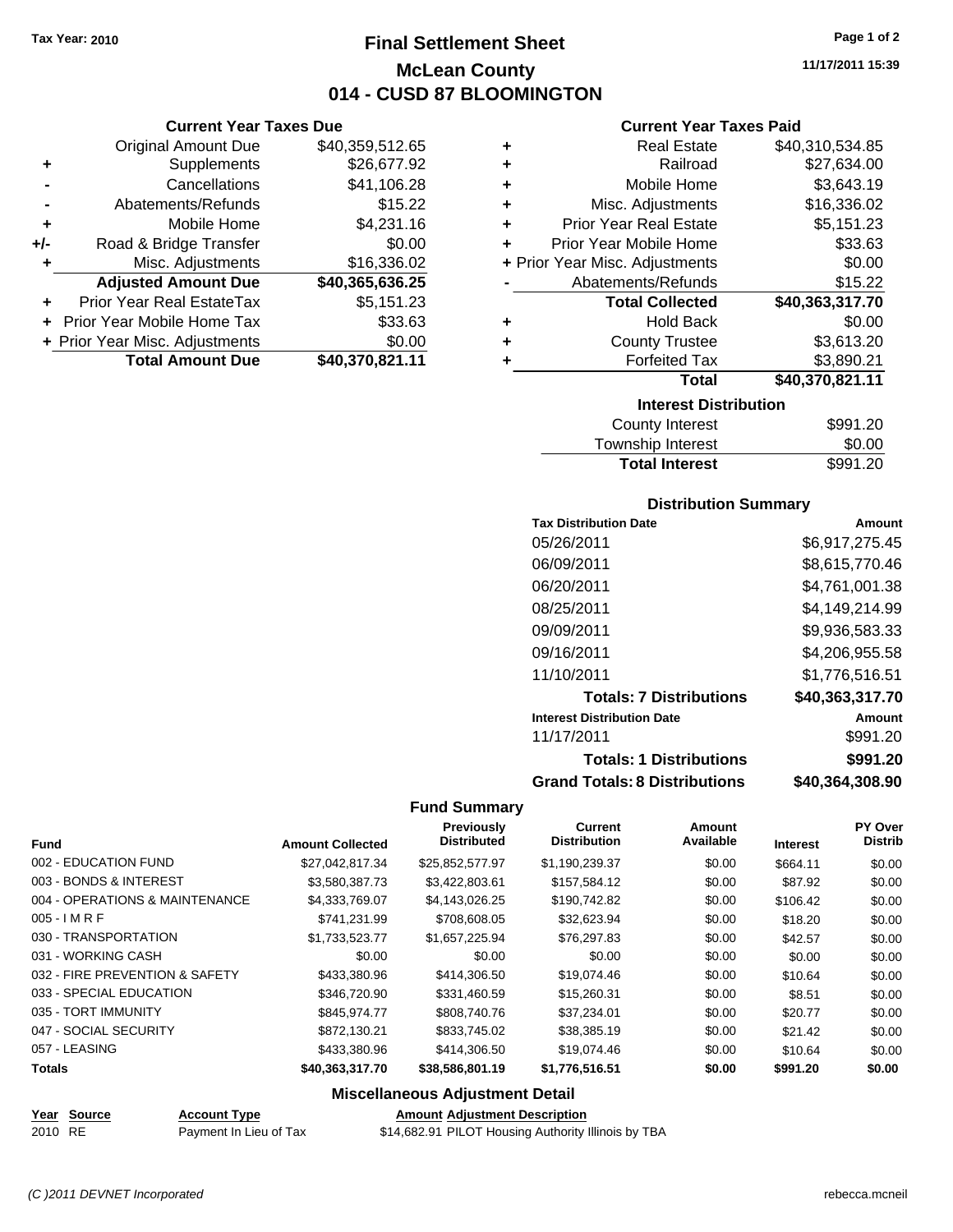Tax Year: 2010

# Final Settlement Sheet

## McLean County

## 014 - CUSD 87 BLOOMINGTON

11/17/2011 15:39

### Current Year Taxes Due

| | | |
|---|---|---|
| | Original Amount Due | $40,359,512.65 |
| + | Supplements | $26,677.92 |
| - | Cancellations | $41,106.28 |
| - | Abatements/Refunds | $15.22 |
| + | Mobile Home | $4,231.16 |
| +/- | Road & Bridge Transfer | $0.00 |
| + | Misc. Adjustments | $16,336.02 |
| | **Adjusted Amount Due** | **$40,365,636.25** |
| + | Prior Year Real EstateTax | $5,151.23 |
| + | Prior Year Mobile Home Tax | $33.63 |
| + | Prior Year Misc. Adjustments | $0.00 |
| | **Total Amount Due** | **$40,370,821.11** |

### Current Year Taxes Paid

| | | |
|---|---|---|
| + | Real Estate | $40,310,534.85 |
| + | Railroad | $27,634.00 |
| + | Mobile Home | $3,643.19 |
| + | Misc. Adjustments | $16,336.02 |
| + | Prior Year Real Estate | $5,151.23 |
| + | Prior Year Mobile Home | $33.63 |
| + | Prior Year Misc. Adjustments | $0.00 |
| - | Abatements/Refunds | $15.22 |
| | **Total Collected** | **$40,363,317.70** |
| + | Hold Back | $0.00 |
| + | County Trustee | $3,613.20 |
| + | Forfeited Tax | $3,890.21 |
| | **Total** | **$40,370,821.11** |

### Interest Distribution

| | |
|---|---|
| County Interest | $991.20 |
| Township Interest | $0.00 |
| **Total Interest** | $991.20 |

### Distribution Summary

| Tax Distribution Date | Amount |
|---|---|
| 05/26/2011 | $6,917,275.45 |
| 06/09/2011 | $8,615,770.46 |
| 06/20/2011 | $4,761,001.38 |
| 08/25/2011 | $4,149,214.99 |
| 09/09/2011 | $9,936,583.33 |
| 09/16/2011 | $4,206,955.58 |
| 11/10/2011 | $1,776,516.51 |
| **Totals: 7 Distributions** | **$40,363,317.70** |
| **Interest Distribution Date** | **Amount** |
| 11/17/2011 | $991.20 |
| **Totals: 1 Distributions** | **$991.20** |
| **Grand Totals: 8 Distributions** | **$40,364,308.90** |

### Fund Summary

| Fund | Amount Collected | Previously Distributed | Current Distribution | Amount Available | Interest | PY Over Distrib |
|---|---|---|---|---|---|---|
| 002 - EDUCATION FUND | $27,042,817.34 | $25,852,577.97 | $1,190,239.37 | $0.00 | $664.11 | $0.00 |
| 003 - BONDS & INTEREST | $3,580,387.73 | $3,422,803.61 | $157,584.12 | $0.00 | $87.92 | $0.00 |
| 004 - OPERATIONS & MAINTENANCE | $4,333,769.07 | $4,143,026.25 | $190,742.82 | $0.00 | $106.42 | $0.00 |
| 005 - I M R F | $741,231.99 | $708,608.05 | $32,623.94 | $0.00 | $18.20 | $0.00 |
| 030 - TRANSPORTATION | $1,733,523.77 | $1,657,225.94 | $76,297.83 | $0.00 | $42.57 | $0.00 |
| 031 - WORKING CASH | $0.00 | $0.00 | $0.00 | $0.00 | $0.00 | $0.00 |
| 032 - FIRE PREVENTION & SAFETY | $433,380.96 | $414,306.50 | $19,074.46 | $0.00 | $10.64 | $0.00 |
| 033 - SPECIAL EDUCATION | $346,720.90 | $331,460.59 | $15,260.31 | $0.00 | $8.51 | $0.00 |
| 035 - TORT IMMUNITY | $845,974.77 | $808,740.76 | $37,234.01 | $0.00 | $20.77 | $0.00 |
| 047 - SOCIAL SECURITY | $872,130.21 | $833,745.02 | $38,385.19 | $0.00 | $21.42 | $0.00 |
| 057 - LEASING | $433,380.96 | $414,306.50 | $19,074.46 | $0.00 | $10.64 | $0.00 |
| **Totals** | **$40,363,317.70** | **$38,586,801.19** | **$1,776,516.51** | **$0.00** | **$991.20** | **$0.00** |

### Miscellaneous Adjustment Detail

| Year | Source | Account Type | Amount | Adjustment Description |
|---|---|---|---|---|
| 2010 | RE | Payment In Lieu of Tax | $14,682.91 | PILOT Housing Authority Illinois by TBA |

(C )2011 DEVNET Incorporated rebecca.mcneil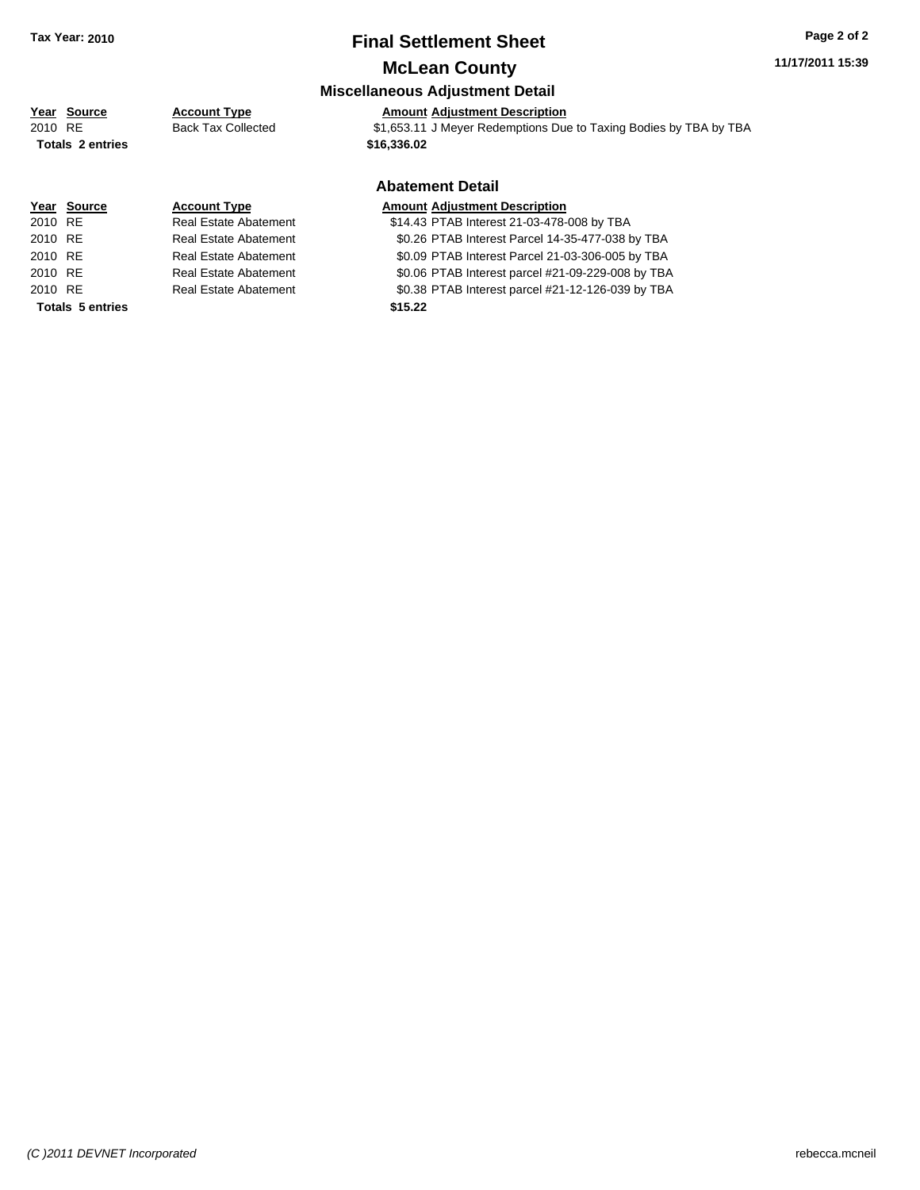# Final Settlement Sheet

## McLean County

### Miscellaneous Adjustment Detail

| Year | Source | Account Type | Amount | Adjustment Description |
|---|---|---|---|---|
| 2010 | RE | Back Tax Collected | $1,653.11 | J Meyer Redemptions Due to Taxing Bodies by TBA by TBA |
| **Totals** | **2 entries** | | **$16,336.02** | |

### Abatement Detail

| Year | Source | Account Type | Amount | Adjustment Description |
|---|---|---|---|---|
| 2010 | RE | Real Estate Abatement | $14.43 | PTAB Interest 21-03-478-008 by TBA |
| 2010 | RE | Real Estate Abatement | $0.26 | PTAB Interest Parcel 14-35-477-038 by TBA |
| 2010 | RE | Real Estate Abatement | $0.09 | PTAB Interest Parcel 21-03-306-005 by TBA |
| 2010 | RE | Real Estate Abatement | $0.06 | PTAB Interest parcel #21-09-229-008 by TBA |
| 2010 | RE | Real Estate Abatement | $0.38 | PTAB Interest parcel #21-12-126-039 by TBA |
| **Totals** | **5 entries** | | **$15.22** | |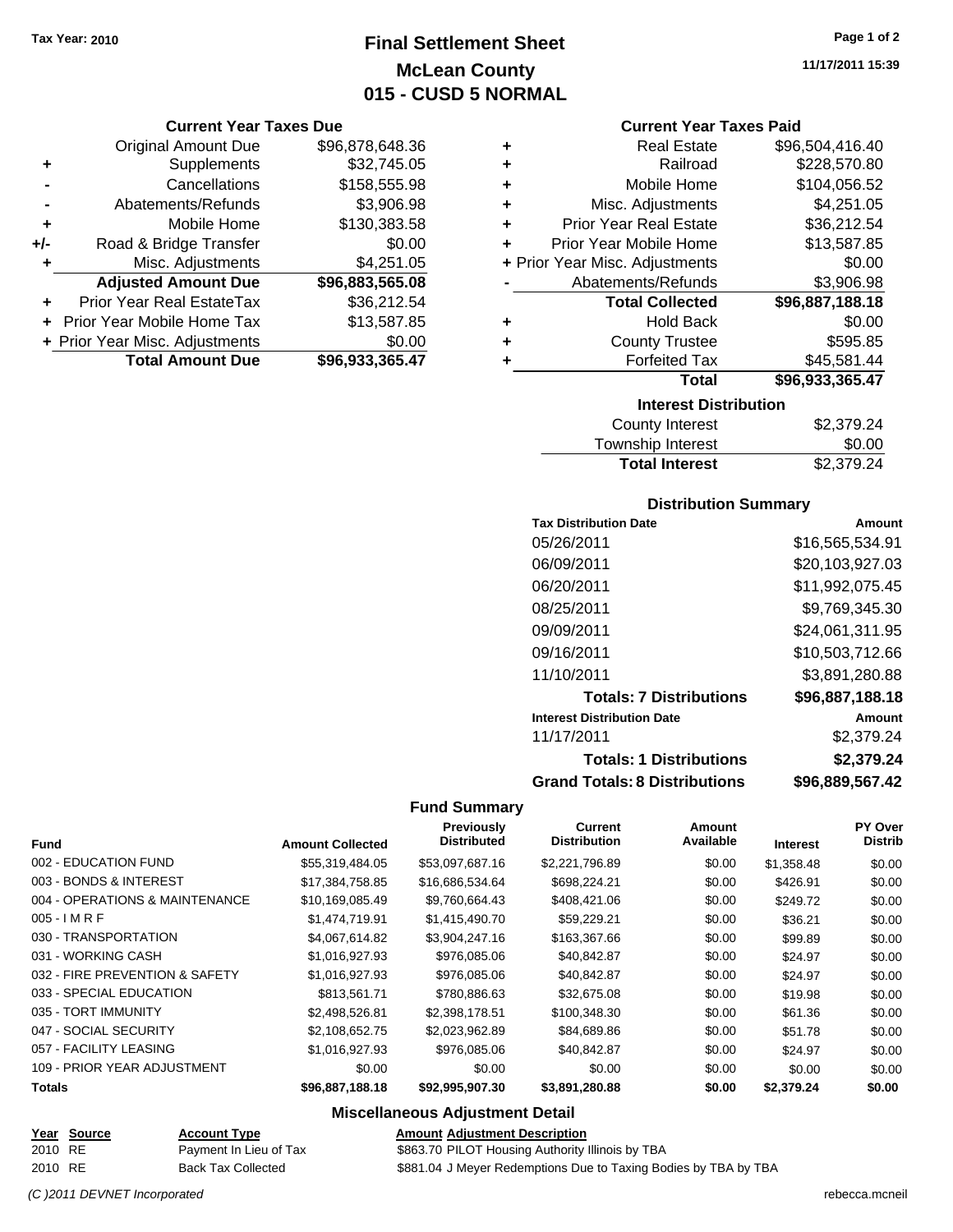Tax Year: 2010

# Final Settlement Sheet
## McLean County
## 015 - CUSD 5 NORMAL

11/17/2011 15:39

### Current Year Taxes Due

| | | |
|---|---|---|
| | Original Amount Due | $96,878,648.36 |
| + | Supplements | $32,745.05 |
| - | Cancellations | $158,555.98 |
| - | Abatements/Refunds | $3,906.98 |
| + | Mobile Home | $130,383.58 |
| +/- | Road & Bridge Transfer | $0.00 |
| + | Misc. Adjustments | $4,251.05 |
| | **Adjusted Amount Due** | **$96,883,565.08** |
| + | Prior Year Real EstateTax | $36,212.54 |
| + | Prior Year Mobile Home Tax | $13,587.85 |
| + | Prior Year Misc. Adjustments | $0.00 |
| | **Total Amount Due** | **$96,933,365.47** |

### Current Year Taxes Paid

| | | |
|---|---|---|
| + | Real Estate | $96,504,416.40 |
| + | Railroad | $228,570.80 |
| + | Mobile Home | $104,056.52 |
| + | Misc. Adjustments | $4,251.05 |
| + | Prior Year Real Estate | $36,212.54 |
| + | Prior Year Mobile Home | $13,587.85 |
| + | Prior Year Misc. Adjustments | $0.00 |
| - | Abatements/Refunds | $3,906.98 |
| | **Total Collected** | **$96,887,188.18** |
| + | Hold Back | $0.00 |
| + | County Trustee | $595.85 |
| + | Forfeited Tax | $45,581.44 |
| | **Total** | **$96,933,365.47** |

### Interest Distribution

| | |
|---|---|
| County Interest | $2,379.24 |
| Township Interest | $0.00 |
| **Total Interest** | **$2,379.24** |

### Distribution Summary

| Tax Distribution Date | Amount |
|---|---|
| 05/26/2011 | $16,565,534.91 |
| 06/09/2011 | $20,103,927.03 |
| 06/20/2011 | $11,992,075.45 |
| 08/25/2011 | $9,769,345.30 |
| 09/09/2011 | $24,061,311.95 |
| 09/16/2011 | $10,503,712.66 |
| 11/10/2011 | $3,891,280.88 |
| **Totals: 7 Distributions** | **$96,887,188.18** |
| **Interest Distribution Date** | **Amount** |
| 11/17/2011 | $2,379.24 |
| **Totals: 1 Distributions** | **$2,379.24** |
| **Grand Totals: 8 Distributions** | **$96,889,567.42** |

### Fund Summary

| Fund | Amount Collected | Previously Distributed | Current Distribution | Amount Available | Interest | PY Over Distrib |
|---|---|---|---|---|---|---|
| 002 - EDUCATION FUND | $55,319,484.05 | $53,097,687.16 | $2,221,796.89 | $0.00 | $1,358.48 | $0.00 |
| 003 - BONDS & INTEREST | $17,384,758.85 | $16,686,534.64 | $698,224.21 | $0.00 | $426.91 | $0.00 |
| 004 - OPERATIONS & MAINTENANCE | $10,169,085.49 | $9,760,664.43 | $408,421.06 | $0.00 | $249.72 | $0.00 |
| 005 - I M R F | $1,474,719.91 | $1,415,490.70 | $59,229.21 | $0.00 | $36.21 | $0.00 |
| 030 - TRANSPORTATION | $4,067,614.82 | $3,904,247.16 | $163,367.66 | $0.00 | $99.89 | $0.00 |
| 031 - WORKING CASH | $1,016,927.93 | $976,085.06 | $40,842.87 | $0.00 | $24.97 | $0.00 |
| 032 - FIRE PREVENTION & SAFETY | $1,016,927.93 | $976,085.06 | $40,842.87 | $0.00 | $24.97 | $0.00 |
| 033 - SPECIAL EDUCATION | $813,561.71 | $780,886.63 | $32,675.08 | $0.00 | $19.98 | $0.00 |
| 035 - TORT IMMUNITY | $2,498,526.81 | $2,398,178.51 | $100,348.30 | $0.00 | $61.36 | $0.00 |
| 047 - SOCIAL SECURITY | $2,108,652.75 | $2,023,962.89 | $84,689.86 | $0.00 | $51.78 | $0.00 |
| 057 - FACILITY LEASING | $1,016,927.93 | $976,085.06 | $40,842.87 | $0.00 | $24.97 | $0.00 |
| 109 - PRIOR YEAR ADJUSTMENT | $0.00 | $0.00 | $0.00 | $0.00 | $0.00 | $0.00 |
| **Totals** | **$96,887,188.18** | **$92,995,907.30** | **$3,891,280.88** | **$0.00** | **$2,379.24** | **$0.00** |

### Miscellaneous Adjustment Detail

| Year | Source | Account Type | Amount | Adjustment Description |
|---|---|---|---|---|
| 2010 | RE | Payment In Lieu of Tax | $863.70 | PILOT Housing Authority Illinois by TBA |
| 2010 | RE | Back Tax Collected | $881.04 | J Meyer Redemptions Due to Taxing Bodies by TBA by TBA |

(C )2011 DEVNET Incorporated rebecca.mcneil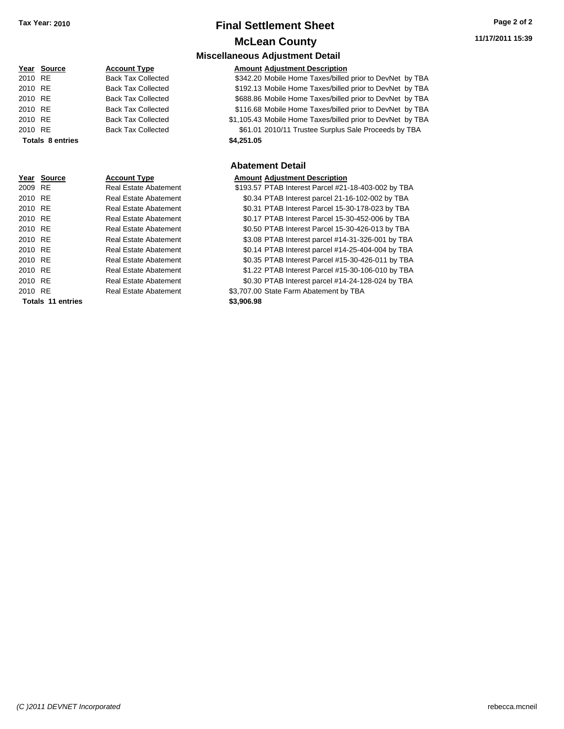# Final Settlement Sheet

## McLean County

Tax Year: 2010

### Miscellaneous Adjustment Detail

| Year | Source | Account Type | Amount | Adjustment Description |
|---|---|---|---|---|
| 2010 | RE | Back Tax Collected | $342.20 | Mobile Home Taxes/billed prior to DevNet by TBA |
| 2010 | RE | Back Tax Collected | $192.13 | Mobile Home Taxes/billed prior to DevNet by TBA |
| 2010 | RE | Back Tax Collected | $688.86 | Mobile Home Taxes/billed prior to DevNet by TBA |
| 2010 | RE | Back Tax Collected | $116.68 | Mobile Home Taxes/billed prior to DevNet by TBA |
| 2010 | RE | Back Tax Collected | $1,105.43 | Mobile Home Taxes/billed prior to DevNet by TBA |
| 2010 | RE | Back Tax Collected | $61.01 | 2010/11 Trustee Surplus Sale Proceeds by TBA |
| **Totals** | **8 entries** | | **$4,251.05** | |

### Abatement Detail

| Year | Source | Account Type | Amount | Adjustment Description |
|---|---|---|---|---|
| 2009 | RE | Real Estate Abatement | $193.57 | PTAB Interest Parcel #21-18-403-002 by TBA |
| 2010 | RE | Real Estate Abatement | $0.34 | PTAB Interest parcel 21-16-102-002 by TBA |
| 2010 | RE | Real Estate Abatement | $0.31 | PTAB Interest Parcel 15-30-178-023 by TBA |
| 2010 | RE | Real Estate Abatement | $0.17 | PTAB Interest Parcel 15-30-452-006 by TBA |
| 2010 | RE | Real Estate Abatement | $0.50 | PTAB Interest Parcel 15-30-426-013 by TBA |
| 2010 | RE | Real Estate Abatement | $3.08 | PTAB Interest parcel #14-31-326-001 by TBA |
| 2010 | RE | Real Estate Abatement | $0.14 | PTAB Interest parcel #14-25-404-004 by TBA |
| 2010 | RE | Real Estate Abatement | $0.35 | PTAB Interest Parcel #15-30-426-011 by TBA |
| 2010 | RE | Real Estate Abatement | $1.22 | PTAB Interest Parcel #15-30-106-010 by TBA |
| 2010 | RE | Real Estate Abatement | $0.30 | PTAB Interest parcel #14-24-128-024 by TBA |
| 2010 | RE | Real Estate Abatement | $3,707.00 | State Farm Abatement by TBA |
| **Totals** | **11 entries** | | **$3,906.98** | |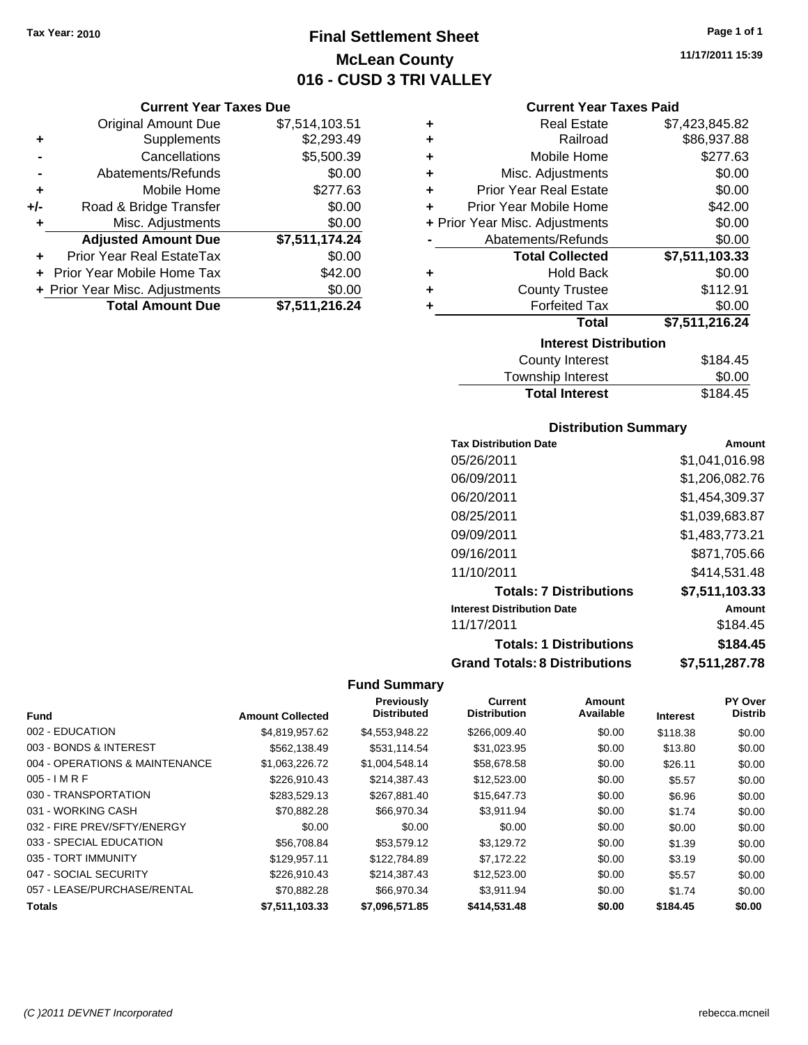Tax Year: 2010

# Final Settlement Sheet
## McLean County
## 016 - CUSD 3 TRI VALLEY

11/17/2011 15:39

### Current Year Taxes Due

| | | |
|---|---|---|
| | Original Amount Due | $7,514,103.51 |
| + | Supplements | $2,293.49 |
| - | Cancellations | $5,500.39 |
| - | Abatements/Refunds | $0.00 |
| + | Mobile Home | $277.63 |
| +/- | Road & Bridge Transfer | $0.00 |
| + | Misc. Adjustments | $0.00 |
| | **Adjusted Amount Due** | **$7,511,174.24** |
| + | Prior Year Real EstateTax | $0.00 |
| + | Prior Year Mobile Home Tax | $42.00 |
| + | Prior Year Misc. Adjustments | $0.00 |
| | **Total Amount Due** | **$7,511,216.24** |

### Current Year Taxes Paid

| | | |
|---|---|---|
| + | Real Estate | $7,423,845.82 |
| + | Railroad | $86,937.88 |
| + | Mobile Home | $277.63 |
| + | Misc. Adjustments | $0.00 |
| + | Prior Year Real Estate | $0.00 |
| + | Prior Year Mobile Home | $42.00 |
| + | Prior Year Misc. Adjustments | $0.00 |
| - | Abatements/Refunds | $0.00 |
| | **Total Collected** | **$7,511,103.33** |
| + | Hold Back | $0.00 |
| + | County Trustee | $112.91 |
| + | Forfeited Tax | $0.00 |
| | **Total** | **$7,511,216.24** |

### Interest Distribution

| | |
|---|---|
| County Interest | $184.45 |
| Township Interest | $0.00 |
| **Total Interest** | $184.45 |

### Distribution Summary

| Tax Distribution Date | Amount |
|---|---|
| 05/26/2011 | $1,041,016.98 |
| 06/09/2011 | $1,206,082.76 |
| 06/20/2011 | $1,454,309.37 |
| 08/25/2011 | $1,039,683.87 |
| 09/09/2011 | $1,483,773.21 |
| 09/16/2011 | $871,705.66 |
| 11/10/2011 | $414,531.48 |
| **Totals: 7 Distributions** | **$7,511,103.33** |
| **Interest Distribution Date** | **Amount** |
| 11/17/2011 | $184.45 |
| **Totals: 1 Distributions** | **$184.45** |
| **Grand Totals: 8 Distributions** | **$7,511,287.78** |

### Fund Summary

| Fund | Amount Collected | Previously Distributed | Current Distribution | Amount Available | Interest | PY Over Distrib |
|---|---|---|---|---|---|---|
| 002 - EDUCATION | $4,819,957.62 | $4,553,948.22 | $266,009.40 | $0.00 | $118.38 | $0.00 |
| 003 - BONDS & INTEREST | $562,138.49 | $531,114.54 | $31,023.95 | $0.00 | $13.80 | $0.00 |
| 004 - OPERATIONS & MAINTENANCE | $1,063,226.72 | $1,004,548.14 | $58,678.58 | $0.00 | $26.11 | $0.00 |
| 005 - I M R F | $226,910.43 | $214,387.43 | $12,523.00 | $0.00 | $5.57 | $0.00 |
| 030 - TRANSPORTATION | $283,529.13 | $267,881.40 | $15,647.73 | $0.00 | $6.96 | $0.00 |
| 031 - WORKING CASH | $70,882.28 | $66,970.34 | $3,911.94 | $0.00 | $1.74 | $0.00 |
| 032 - FIRE PREV/SFTY/ENERGY | $0.00 | $0.00 | $0.00 | $0.00 | $0.00 | $0.00 |
| 033 - SPECIAL EDUCATION | $56,708.84 | $53,579.12 | $3,129.72 | $0.00 | $1.39 | $0.00 |
| 035 - TORT IMMUNITY | $129,957.11 | $122,784.89 | $7,172.22 | $0.00 | $3.19 | $0.00 |
| 047 - SOCIAL SECURITY | $226,910.43 | $214,387.43 | $12,523.00 | $0.00 | $5.57 | $0.00 |
| 057 - LEASE/PURCHASE/RENTAL | $70,882.28 | $66,970.34 | $3,911.94 | $0.00 | $1.74 | $0.00 |
| **Totals** | **$7,511,103.33** | **$7,096,571.85** | **$414,531.48** | **$0.00** | **$184.45** | **$0.00** |

(C )2011 DEVNET Incorporated — rebecca.mcneil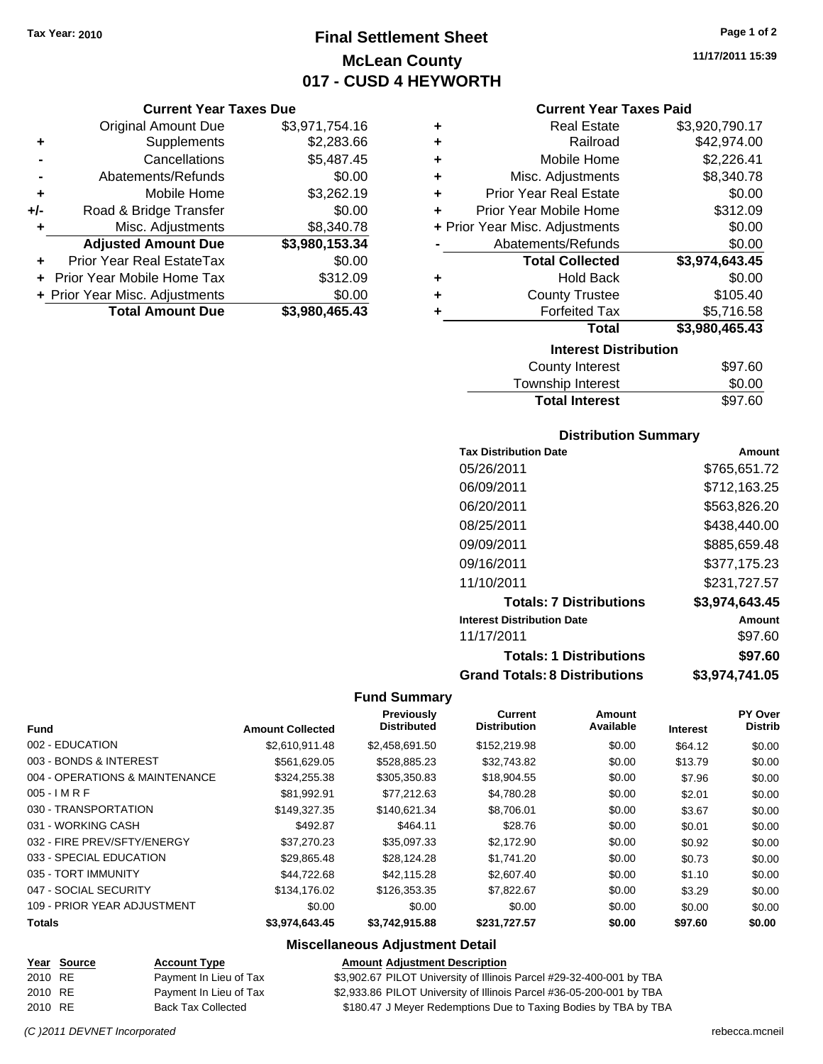Tax Year: 2010

# Final Settlement Sheet

## McLean County

## 017 - CUSD 4 HEYWORTH

11/17/2011 15:39

### Current Year Taxes Due

| | | |
|---|---|---|
| | Original Amount Due | $3,971,754.16 |
| + | Supplements | $2,283.66 |
| - | Cancellations | $5,487.45 |
| - | Abatements/Refunds | $0.00 |
| + | Mobile Home | $3,262.19 |
| +/- | Road & Bridge Transfer | $0.00 |
| + | Misc. Adjustments | $8,340.78 |
| | **Adjusted Amount Due** | **$3,980,153.34** |
| + | Prior Year Real EstateTax | $0.00 |
| + | Prior Year Mobile Home Tax | $312.09 |
| + | Prior Year Misc. Adjustments | $0.00 |
| | **Total Amount Due** | **$3,980,465.43** |

### Current Year Taxes Paid

| | | |
|---|---|---|
| + | Real Estate | $3,920,790.17 |
| + | Railroad | $42,974.00 |
| + | Mobile Home | $2,226.41 |
| + | Misc. Adjustments | $8,340.78 |
| + | Prior Year Real Estate | $0.00 |
| + | Prior Year Mobile Home | $312.09 |
| + | Prior Year Misc. Adjustments | $0.00 |
| - | Abatements/Refunds | $0.00 |
| | **Total Collected** | **$3,974,643.45** |
| + | Hold Back | $0.00 |
| + | County Trustee | $105.40 |
| + | Forfeited Tax | $5,716.58 |
| | **Total** | **$3,980,465.43** |

### Interest Distribution

| | |
|---|---|
| County Interest | $97.60 |
| Township Interest | $0.00 |
| **Total Interest** | $97.60 |

### Distribution Summary

| Tax Distribution Date | Amount |
|---|---|
| 05/26/2011 | $765,651.72 |
| 06/09/2011 | $712,163.25 |
| 06/20/2011 | $563,826.20 |
| 08/25/2011 | $438,440.00 |
| 09/09/2011 | $885,659.48 |
| 09/16/2011 | $377,175.23 |
| 11/10/2011 | $231,727.57 |
| **Totals: 7 Distributions** | **$3,974,643.45** |
| **Interest Distribution Date** | **Amount** |
| 11/17/2011 | $97.60 |
| **Totals: 1 Distributions** | **$97.60** |
| **Grand Totals: 8 Distributions** | **$3,974,741.05** |

### Fund Summary

| Fund | Amount Collected | Previously Distributed | Current Distribution | Amount Available | Interest | PY Over Distrib |
|---|---|---|---|---|---|---|
| 002 - EDUCATION | $2,610,911.48 | $2,458,691.50 | $152,219.98 | $0.00 | $64.12 | $0.00 |
| 003 - BONDS & INTEREST | $561,629.05 | $528,885.23 | $32,743.82 | $0.00 | $13.79 | $0.00 |
| 004 - OPERATIONS & MAINTENANCE | $324,255.38 | $305,350.83 | $18,904.55 | $0.00 | $7.96 | $0.00 |
| 005 - I M R F | $81,992.91 | $77,212.63 | $4,780.28 | $0.00 | $2.01 | $0.00 |
| 030 - TRANSPORTATION | $149,327.35 | $140,621.34 | $8,706.01 | $0.00 | $3.67 | $0.00 |
| 031 - WORKING CASH | $492.87 | $464.11 | $28.76 | $0.00 | $0.01 | $0.00 |
| 032 - FIRE PREV/SFTY/ENERGY | $37,270.23 | $35,097.33 | $2,172.90 | $0.00 | $0.92 | $0.00 |
| 033 - SPECIAL EDUCATION | $29,865.48 | $28,124.28 | $1,741.20 | $0.00 | $0.73 | $0.00 |
| 035 - TORT IMMUNITY | $44,722.68 | $42,115.28 | $2,607.40 | $0.00 | $1.10 | $0.00 |
| 047 - SOCIAL SECURITY | $134,176.02 | $126,353.35 | $7,822.67 | $0.00 | $3.29 | $0.00 |
| 109 - PRIOR YEAR ADJUSTMENT | $0.00 | $0.00 | $0.00 | $0.00 | $0.00 | $0.00 |
| **Totals** | **$3,974,643.45** | **$3,742,915.88** | **$231,727.57** | **$0.00** | **$97.60** | **$0.00** |

### Miscellaneous Adjustment Detail

| Year | Source | Account Type | Amount | Adjustment Description |
|---|---|---|---|---|
| 2010 | RE | Payment In Lieu of Tax | $3,902.67 | PILOT University of Illinois Parcel #29-32-400-001 by TBA |
| 2010 | RE | Payment In Lieu of Tax | $2,933.86 | PILOT University of Illinois Parcel #36-05-200-001 by TBA |
| 2010 | RE | Back Tax Collected | $180.47 | J Meyer Redemptions Due to Taxing Bodies by TBA by TBA |

(C )2011 DEVNET Incorporated rebecca.mcneil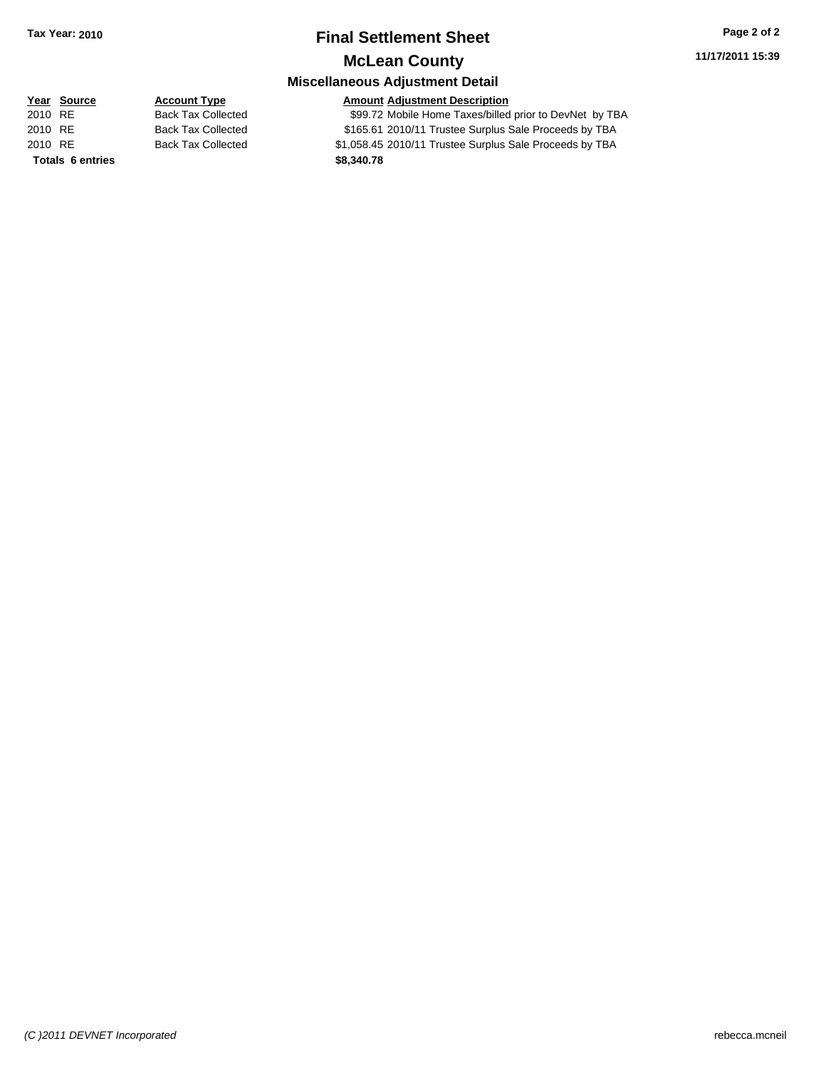Tax Year: 2010

# Final Settlement Sheet

## McLean County

### Miscellaneous Adjustment Detail

| Year | Source | Account Type | Amount | Adjustment Description |
|---|---|---|---|---|
| 2010 | RE | Back Tax Collected | $99.72 | Mobile Home Taxes/billed prior to DevNet by TBA |
| 2010 | RE | Back Tax Collected | $165.61 | 2010/11 Trustee Surplus Sale Proceeds by TBA |
| 2010 | RE | Back Tax Collected | $1,058.45 | 2010/11 Trustee Surplus Sale Proceeds by TBA |
| **Totals** | **6 entries** | | **$8,340.78** | |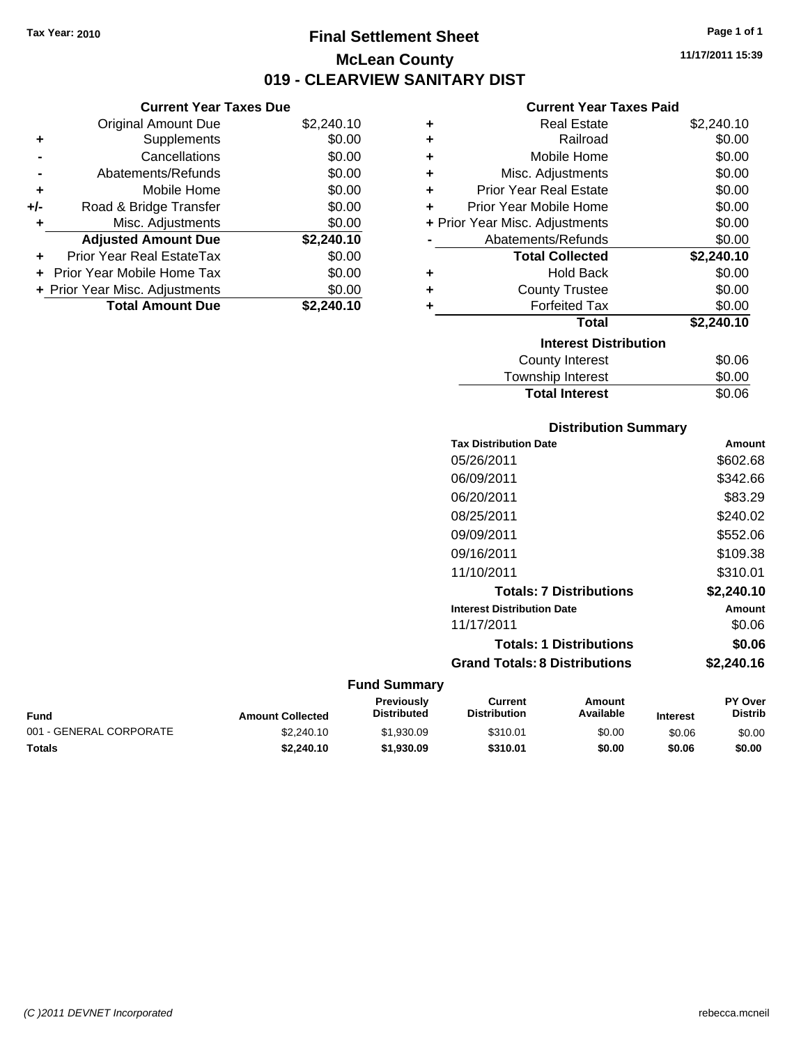Tax Year: 2010

# Final Settlement Sheet

## McLean County

## 019 - CLEARVIEW SANITARY DIST

11/17/2011 15:39

### Current Year Taxes Due

| | | |
|---|---|---|
| | Original Amount Due | $2,240.10 |
| + | Supplements | $0.00 |
| - | Cancellations | $0.00 |
| - | Abatements/Refunds | $0.00 |
| + | Mobile Home | $0.00 |
| +/- | Road & Bridge Transfer | $0.00 |
| + | Misc. Adjustments | $0.00 |
| | **Adjusted Amount Due** | **$2,240.10** |
| + | Prior Year Real EstateTax | $0.00 |
| + | Prior Year Mobile Home Tax | $0.00 |
| + | Prior Year Misc. Adjustments | $0.00 |
| | **Total Amount Due** | **$2,240.10** |

### Current Year Taxes Paid

| | | |
|---|---|---|
| + | Real Estate | $2,240.10 |
| + | Railroad | $0.00 |
| + | Mobile Home | $0.00 |
| + | Misc. Adjustments | $0.00 |
| + | Prior Year Real Estate | $0.00 |
| + | Prior Year Mobile Home | $0.00 |
| + | Prior Year Misc. Adjustments | $0.00 |
| - | Abatements/Refunds | $0.00 |
| | **Total Collected** | **$2,240.10** |
| + | Hold Back | $0.00 |
| + | County Trustee | $0.00 |
| + | Forfeited Tax | $0.00 |
| | **Total** | **$2,240.10** |

### Interest Distribution

| | |
|---|---|
| County Interest | $0.06 |
| Township Interest | $0.00 |
| **Total Interest** | $0.06 |

### Distribution Summary

| Tax Distribution Date | Amount |
|---|---|
| 05/26/2011 | $602.68 |
| 06/09/2011 | $342.66 |
| 06/20/2011 | $83.29 |
| 08/25/2011 | $240.02 |
| 09/09/2011 | $552.06 |
| 09/16/2011 | $109.38 |
| 11/10/2011 | $310.01 |
| **Totals: 7 Distributions** | **$2,240.10** |
| **Interest Distribution Date** | **Amount** |
| 11/17/2011 | $0.06 |
| **Totals: 1 Distributions** | **$0.06** |
| **Grand Totals: 8 Distributions** | **$2,240.16** |

### Fund Summary

| Fund | Amount Collected | Previously Distributed | Current Distribution | Amount Available | Interest | PY Over Distrib |
|---|---|---|---|---|---|---|
| 001 - GENERAL CORPORATE | $2,240.10 | $1,930.09 | $310.01 | $0.00 | $0.06 | $0.00 |
| **Totals** | **$2,240.10** | **$1,930.09** | **$310.01** | **$0.00** | **$0.06** | **$0.00** |

(C )2011 DEVNET Incorporated

rebecca.mcneil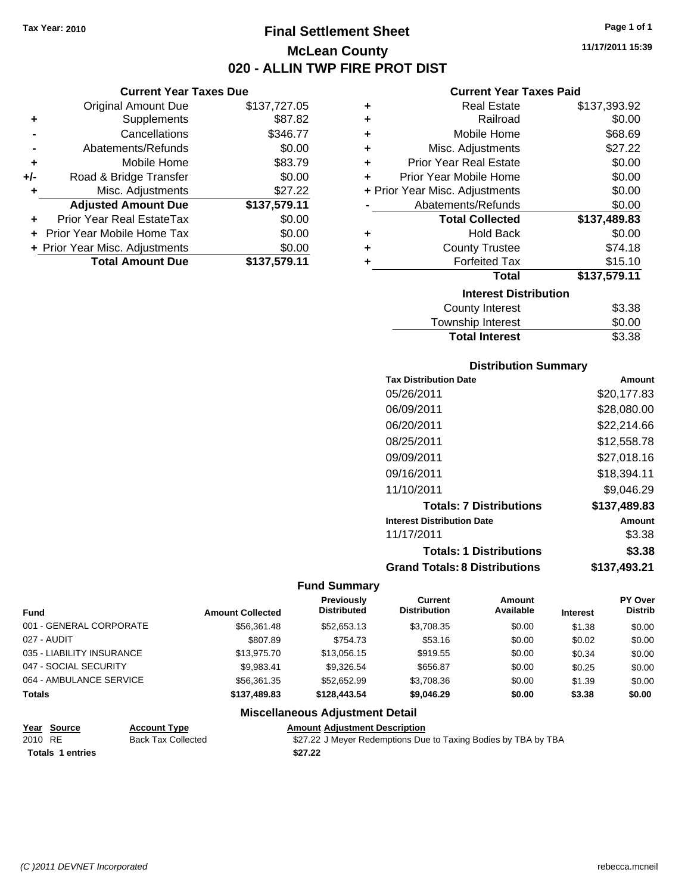Tax Year: 2010

# Final Settlement Sheet

## McLean County

## 020 - ALLIN TWP FIRE PROT DIST

11/17/2011 15:39

### Current Year Taxes Due

| | | |
|---|---|---|
| | Original Amount Due | $137,727.05 |
| + | Supplements | $87.82 |
| - | Cancellations | $346.77 |
| - | Abatements/Refunds | $0.00 |
| + | Mobile Home | $83.79 |
| +/- | Road & Bridge Transfer | $0.00 |
| + | Misc. Adjustments | $27.22 |
| | **Adjusted Amount Due** | **$137,579.11** |
| + | Prior Year Real EstateTax | $0.00 |
| + | Prior Year Mobile Home Tax | $0.00 |
| + | Prior Year Misc. Adjustments | $0.00 |
| | **Total Amount Due** | **$137,579.11** |

### Current Year Taxes Paid

| | | |
|---|---|---|
| + | Real Estate | $137,393.92 |
| + | Railroad | $0.00 |
| + | Mobile Home | $68.69 |
| + | Misc. Adjustments | $27.22 |
| + | Prior Year Real Estate | $0.00 |
| + | Prior Year Mobile Home | $0.00 |
| + | Prior Year Misc. Adjustments | $0.00 |
| - | Abatements/Refunds | $0.00 |
| | **Total Collected** | **$137,489.83** |
| + | Hold Back | $0.00 |
| + | County Trustee | $74.18 |
| + | Forfeited Tax | $15.10 |
| | **Total** | **$137,579.11** |

### Interest Distribution

| | |
|---|---|
| County Interest | $3.38 |
| Township Interest | $0.00 |
| **Total Interest** | $3.38 |

### Distribution Summary

| Tax Distribution Date | Amount |
|---|---|
| 05/26/2011 | $20,177.83 |
| 06/09/2011 | $28,080.00 |
| 06/20/2011 | $22,214.66 |
| 08/25/2011 | $12,558.78 |
| 09/09/2011 | $27,018.16 |
| 09/16/2011 | $18,394.11 |
| 11/10/2011 | $9,046.29 |
| **Totals: 7 Distributions** | **$137,489.83** |
| **Interest Distribution Date** | **Amount** |
| 11/17/2011 | $3.38 |
| **Totals: 1 Distributions** | **$3.38** |
| **Grand Totals: 8 Distributions** | **$137,493.21** |

### Fund Summary

| Fund | Amount Collected | Previously Distributed | Current Distribution | Amount Available | Interest | PY Over Distrib |
|---|---|---|---|---|---|---|
| 001 - GENERAL CORPORATE | $56,361.48 | $52,653.13 | $3,708.35 | $0.00 | $1.38 | $0.00 |
| 027 - AUDIT | $807.89 | $754.73 | $53.16 | $0.00 | $0.02 | $0.00 |
| 035 - LIABILITY INSURANCE | $13,975.70 | $13,056.15 | $919.55 | $0.00 | $0.34 | $0.00 |
| 047 - SOCIAL SECURITY | $9,983.41 | $9,326.54 | $656.87 | $0.00 | $0.25 | $0.00 |
| 064 - AMBULANCE SERVICE | $56,361.35 | $52,652.99 | $3,708.36 | $0.00 | $1.39 | $0.00 |
| **Totals** | **$137,489.83** | **$128,443.54** | **$9,046.29** | **$0.00** | **$3.38** | **$0.00** |

### Miscellaneous Adjustment Detail

| Year | Source | Account Type | Amount | Adjustment Description |
|---|---|---|---|---|
| 2010 | RE | Back Tax Collected | $27.22 | J Meyer Redemptions Due to Taxing Bodies by TBA by TBA |
| **Totals 1 entries** | | | **$27.22** | |

(C )2011 DEVNET Incorporated — rebecca.mcneil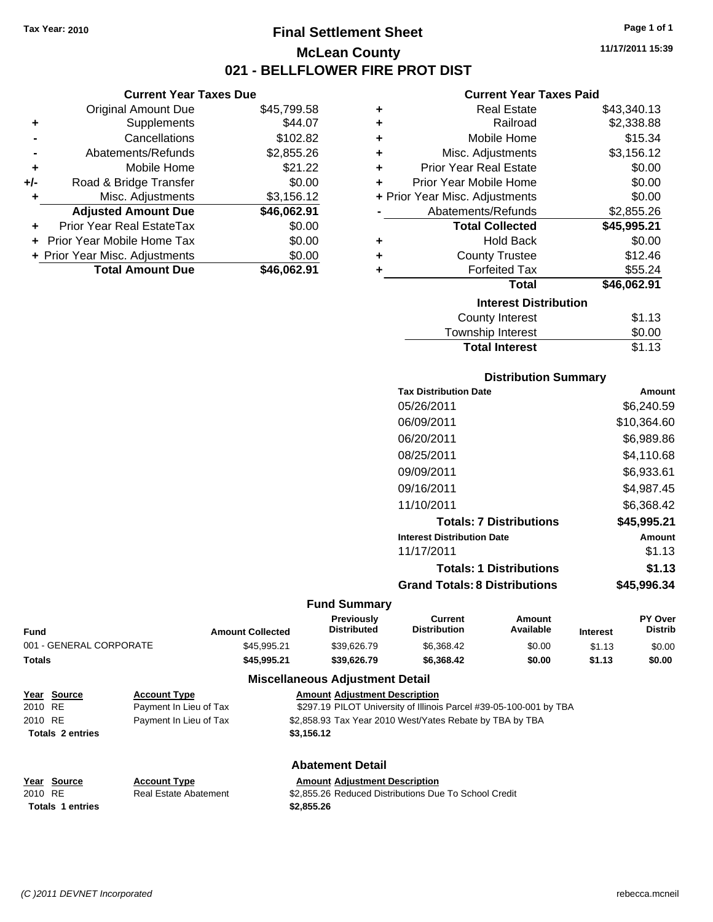Tax Year: 2010

# Final Settlement Sheet

## McLean County

## 021 - BELLFLOWER FIRE PROT DIST

11/17/2011 15:39

### Current Year Taxes Due

| | | |
|---|---|---|
| | Original Amount Due | $45,799.58 |
| + | Supplements | $44.07 |
| - | Cancellations | $102.82 |
| - | Abatements/Refunds | $2,855.26 |
| + | Mobile Home | $21.22 |
| +/- | Road & Bridge Transfer | $0.00 |
| + | Misc. Adjustments | $3,156.12 |
| | **Adjusted Amount Due** | **$46,062.91** |
| + | Prior Year Real EstateTax | $0.00 |
| + | Prior Year Mobile Home Tax | $0.00 |
| + | Prior Year Misc. Adjustments | $0.00 |
| | **Total Amount Due** | **$46,062.91** |

### Current Year Taxes Paid

| | | |
|---|---|---|
| + | Real Estate | $43,340.13 |
| + | Railroad | $2,338.88 |
| + | Mobile Home | $15.34 |
| + | Misc. Adjustments | $3,156.12 |
| + | Prior Year Real Estate | $0.00 |
| + | Prior Year Mobile Home | $0.00 |
| + | Prior Year Misc. Adjustments | $0.00 |
| - | Abatements/Refunds | $2,855.26 |
| | **Total Collected** | **$45,995.21** |
| + | Hold Back | $0.00 |
| + | County Trustee | $12.46 |
| + | Forfeited Tax | $55.24 |
| | **Total** | **$46,062.91** |

### Interest Distribution

| | |
|---|---|
| County Interest | $1.13 |
| Township Interest | $0.00 |
| **Total Interest** | $1.13 |

### Distribution Summary

| Tax Distribution Date | Amount |
|---|---|
| 05/26/2011 | $6,240.59 |
| 06/09/2011 | $10,364.60 |
| 06/20/2011 | $6,989.86 |
| 08/25/2011 | $4,110.68 |
| 09/09/2011 | $6,933.61 |
| 09/16/2011 | $4,987.45 |
| 11/10/2011 | $6,368.42 |
| **Totals: 7 Distributions** | **$45,995.21** |
| **Interest Distribution Date** | **Amount** |
| 11/17/2011 | $1.13 |
| **Totals: 1 Distributions** | **$1.13** |
| **Grand Totals: 8 Distributions** | **$45,996.34** |

### Fund Summary

| Fund | Amount Collected | Previously Distributed | Current Distribution | Amount Available | Interest | PY Over Distrib |
|---|---|---|---|---|---|---|
| 001 - GENERAL CORPORATE | $45,995.21 | $39,626.79 | $6,368.42 | $0.00 | $1.13 | $0.00 |
| **Totals** | **$45,995.21** | **$39,626.79** | **$6,368.42** | **$0.00** | **$1.13** | **$0.00** |

### Miscellaneous Adjustment Detail

| Year | Source | Account Type | Amount | Adjustment Description |
|---|---|---|---|---|
| 2010 | RE | Payment In Lieu of Tax | $297.19 | PILOT University of Illinois Parcel #39-05-100-001 by TBA |
| 2010 | RE | Payment In Lieu of Tax | $2,858.93 | Tax Year 2010 West/Yates Rebate by TBA by TBA |
| **Totals 2 entries** | | | **$3,156.12** | |

### Abatement Detail

| Year | Source | Account Type | Amount | Adjustment Description |
|---|---|---|---|---|
| 2010 | RE | Real Estate Abatement | $2,855.26 | Reduced Distributions Due To School Credit |
| **Totals 1 entries** | | | **$2,855.26** | |

(C )2011 DEVNET Incorporated rebecca.mcneil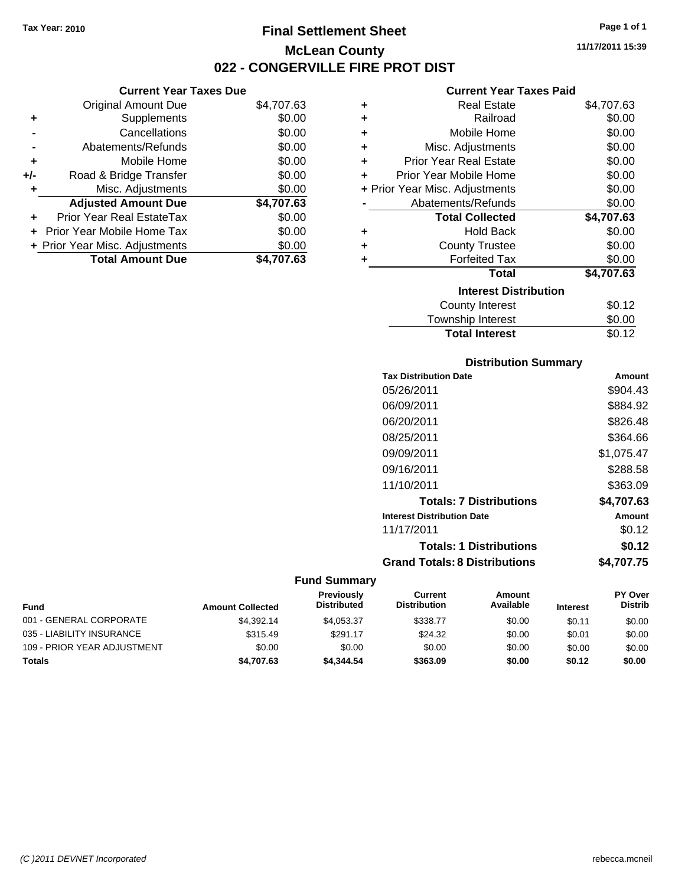Tax Year: 2010

# Final Settlement Sheet

## McLean County

## 022 - CONGERVILLE FIRE PROT DIST

11/17/2011 15:39

### Current Year Taxes Due

| | | |
|---|---|---|
| | Original Amount Due | $4,707.63 |
| + | Supplements | $0.00 |
| - | Cancellations | $0.00 |
| - | Abatements/Refunds | $0.00 |
| + | Mobile Home | $0.00 |
| +/- | Road & Bridge Transfer | $0.00 |
| + | Misc. Adjustments | $0.00 |
| | **Adjusted Amount Due** | **$4,707.63** |
| + | Prior Year Real EstateTax | $0.00 |
| + | Prior Year Mobile Home Tax | $0.00 |
| + | Prior Year Misc. Adjustments | $0.00 |
| | **Total Amount Due** | **$4,707.63** |

### Current Year Taxes Paid

| | | |
|---|---|---|
| + | Real Estate | $4,707.63 |
| + | Railroad | $0.00 |
| + | Mobile Home | $0.00 |
| + | Misc. Adjustments | $0.00 |
| + | Prior Year Real Estate | $0.00 |
| + | Prior Year Mobile Home | $0.00 |
| + | Prior Year Misc. Adjustments | $0.00 |
| - | Abatements/Refunds | $0.00 |
| | **Total Collected** | **$4,707.63** |
| + | Hold Back | $0.00 |
| + | County Trustee | $0.00 |
| + | Forfeited Tax | $0.00 |
| | **Total** | **$4,707.63** |

### Interest Distribution

| | |
|---|---|
| County Interest | $0.12 |
| Township Interest | $0.00 |
| **Total Interest** | $0.12 |

### Distribution Summary

| Tax Distribution Date | Amount |
|---|---|
| 05/26/2011 | $904.43 |
| 06/09/2011 | $884.92 |
| 06/20/2011 | $826.48 |
| 08/25/2011 | $364.66 |
| 09/09/2011 | $1,075.47 |
| 09/16/2011 | $288.58 |
| 11/10/2011 | $363.09 |
| **Totals: 7 Distributions** | **$4,707.63** |
| **Interest Distribution Date** | **Amount** |
| 11/17/2011 | $0.12 |
| **Totals: 1 Distributions** | **$0.12** |
| **Grand Totals: 8 Distributions** | **$4,707.75** |

### Fund Summary

| Fund | Amount Collected | Previously Distributed | Current Distribution | Amount Available | Interest | PY Over Distrib |
|---|---|---|---|---|---|---|
| 001 - GENERAL CORPORATE | $4,392.14 | $4,053.37 | $338.77 | $0.00 | $0.11 | $0.00 |
| 035 - LIABILITY INSURANCE | $315.49 | $291.17 | $24.32 | $0.00 | $0.01 | $0.00 |
| 109 - PRIOR YEAR ADJUSTMENT | $0.00 | $0.00 | $0.00 | $0.00 | $0.00 | $0.00 |
| **Totals** | **$4,707.63** | **$4,344.54** | **$363.09** | **$0.00** | **$0.12** | **$0.00** |

(C )2011 DEVNET Incorporated rebecca.mcneil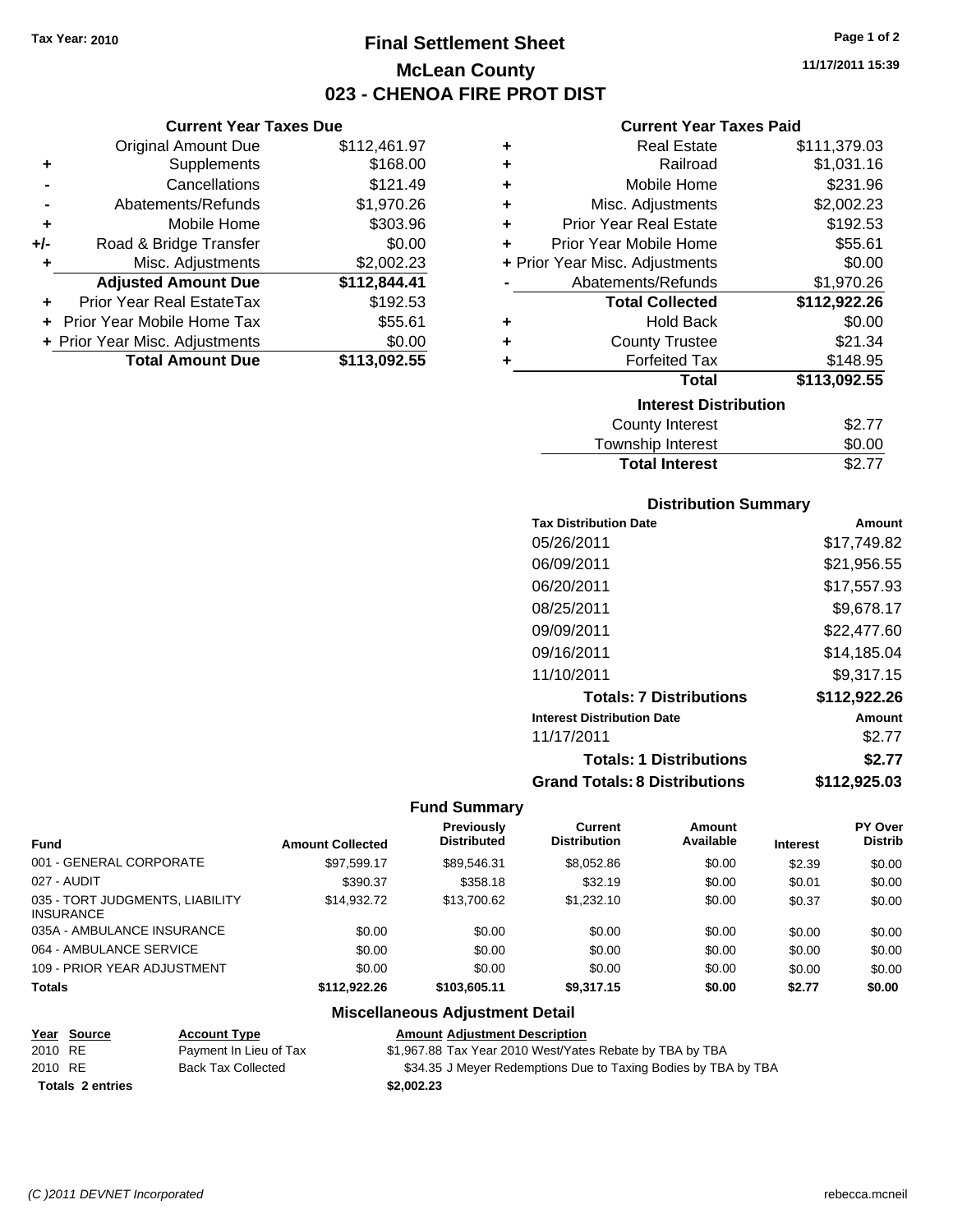Tax Year: 2010

# Final Settlement Sheet

## McLean County

## 023 - CHENOA FIRE PROT DIST

11/17/2011 15:39

### Current Year Taxes Due

| | | |
|---|---|---|
| | Original Amount Due | $112,461.97 |
| + | Supplements | $168.00 |
| - | Cancellations | $121.49 |
| - | Abatements/Refunds | $1,970.26 |
| + | Mobile Home | $303.96 |
| +/- | Road & Bridge Transfer | $0.00 |
| + | Misc. Adjustments | $2,002.23 |
| | **Adjusted Amount Due** | **$112,844.41** |
| + | Prior Year Real EstateTax | $192.53 |
| + | Prior Year Mobile Home Tax | $55.61 |
| + | Prior Year Misc. Adjustments | $0.00 |
| | **Total Amount Due** | **$113,092.55** |

### Current Year Taxes Paid

| | | |
|---|---|---|
| + | Real Estate | $111,379.03 |
| + | Railroad | $1,031.16 |
| + | Mobile Home | $231.96 |
| + | Misc. Adjustments | $2,002.23 |
| + | Prior Year Real Estate | $192.53 |
| + | Prior Year Mobile Home | $55.61 |
| + | Prior Year Misc. Adjustments | $0.00 |
| - | Abatements/Refunds | $1,970.26 |
| | **Total Collected** | **$112,922.26** |
| + | Hold Back | $0.00 |
| + | County Trustee | $21.34 |
| + | Forfeited Tax | $148.95 |
| | **Total** | **$113,092.55** |

### Interest Distribution

| | |
|---|---|
| County Interest | $2.77 |
| Township Interest | $0.00 |
| **Total Interest** | $2.77 |

### Distribution Summary

| Tax Distribution Date | Amount |
|---|---|
| 05/26/2011 | $17,749.82 |
| 06/09/2011 | $21,956.55 |
| 06/20/2011 | $17,557.93 |
| 08/25/2011 | $9,678.17 |
| 09/09/2011 | $22,477.60 |
| 09/16/2011 | $14,185.04 |
| 11/10/2011 | $9,317.15 |
| **Totals: 7 Distributions** | **$112,922.26** |
| **Interest Distribution Date** | **Amount** |
| 11/17/2011 | $2.77 |
| **Totals: 1 Distributions** | **$2.77** |
| **Grand Totals: 8 Distributions** | **$112,925.03** |

### Fund Summary

| Fund | Amount Collected | Previously Distributed | Current Distribution | Amount Available | Interest | PY Over Distrib |
|---|---|---|---|---|---|---|
| 001 - GENERAL CORPORATE | $97,599.17 | $89,546.31 | $8,052.86 | $0.00 | $2.39 | $0.00 |
| 027 - AUDIT | $390.37 | $358.18 | $32.19 | $0.00 | $0.01 | $0.00 |
| 035 - TORT JUDGMENTS, LIABILITY INSURANCE | $14,932.72 | $13,700.62 | $1,232.10 | $0.00 | $0.37 | $0.00 |
| 035A - AMBULANCE INSURANCE | $0.00 | $0.00 | $0.00 | $0.00 | $0.00 | $0.00 |
| 064 - AMBULANCE SERVICE | $0.00 | $0.00 | $0.00 | $0.00 | $0.00 | $0.00 |
| 109 - PRIOR YEAR ADJUSTMENT | $0.00 | $0.00 | $0.00 | $0.00 | $0.00 | $0.00 |
| **Totals** | **$112,922.26** | **$103,605.11** | **$9,317.15** | **$0.00** | **$2.77** | **$0.00** |

### Miscellaneous Adjustment Detail

| Year | Source | Account Type | Amount | Adjustment Description |
|---|---|---|---|---|
| 2010 | RE | Payment In Lieu of Tax | $1,967.88 | Tax Year 2010 West/Yates Rebate by TBA by TBA |
| 2010 | RE | Back Tax Collected | $34.35 | J Meyer Redemptions Due to Taxing Bodies by TBA by TBA |
| **Totals** | **2 entries** | | **$2,002.23** | |

(C )2011 DEVNET Incorporated

rebecca.mcneil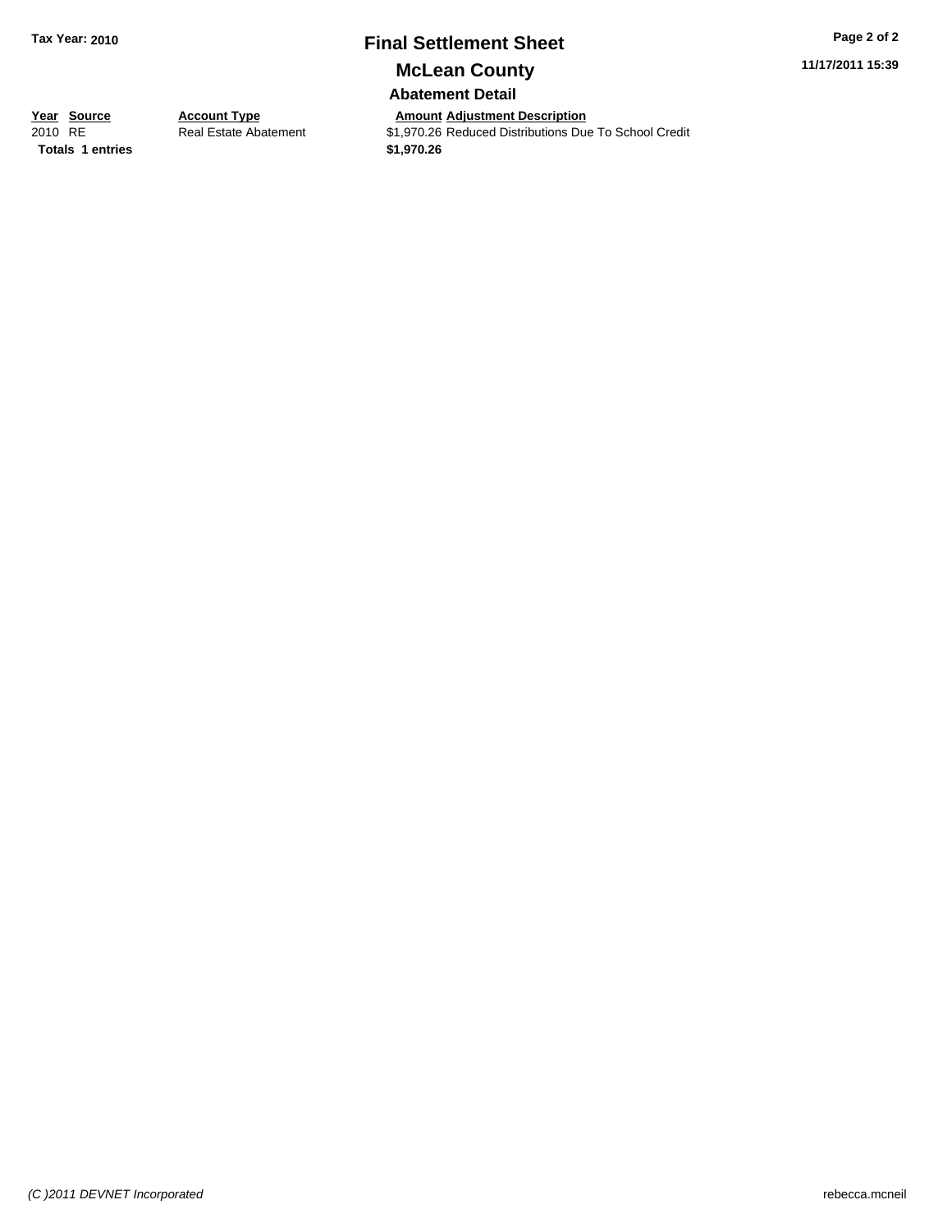Tax Year: 2010

# Final Settlement Sheet

## McLean County

### Abatement Detail

| Year | Source | Account Type | Amount | Adjustment Description |
|---|---|---|---|---|
| 2010 | RE | Real Estate Abatement | $1,970.26 | Reduced Distributions Due To School Credit |
| **Totals** | **1 entries** | | **$1,970.26** | |

11/17/2011 15:39

*(C )2011 DEVNET Incorporated*

rebecca.mcneil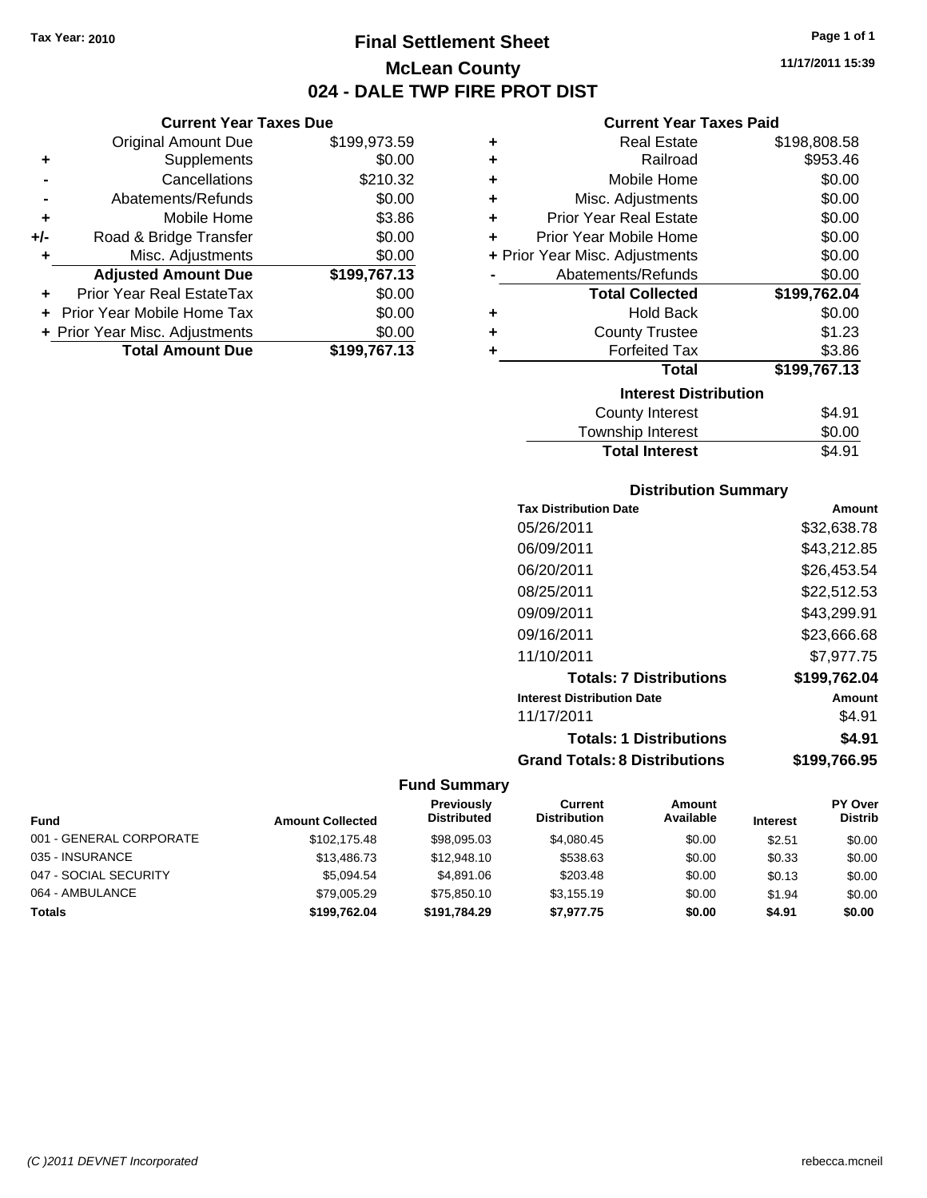Tax Year: 2010

# Final Settlement Sheet

## McLean County

## 024 - DALE TWP FIRE PROT DIST

11/17/2011 15:39

### Current Year Taxes Due

| | | |
|---|---|---|
| | Original Amount Due | $199,973.59 |
| + | Supplements | $0.00 |
| - | Cancellations | $210.32 |
| - | Abatements/Refunds | $0.00 |
| + | Mobile Home | $3.86 |
| +/- | Road & Bridge Transfer | $0.00 |
| + | Misc. Adjustments | $0.00 |
| | **Adjusted Amount Due** | **$199,767.13** |
| + | Prior Year Real EstateTax | $0.00 |
| + | Prior Year Mobile Home Tax | $0.00 |
| + | Prior Year Misc. Adjustments | $0.00 |
| | **Total Amount Due** | **$199,767.13** |

### Current Year Taxes Paid

| | | |
|---|---|---|
| + | Real Estate | $198,808.58 |
| + | Railroad | $953.46 |
| + | Mobile Home | $0.00 |
| + | Misc. Adjustments | $0.00 |
| + | Prior Year Real Estate | $0.00 |
| + | Prior Year Mobile Home | $0.00 |
| + | Prior Year Misc. Adjustments | $0.00 |
| - | Abatements/Refunds | $0.00 |
| | **Total Collected** | **$199,762.04** |
| + | Hold Back | $0.00 |
| + | County Trustee | $1.23 |
| + | Forfeited Tax | $3.86 |
| | **Total** | **$199,767.13** |

### Interest Distribution

| | |
|---|---|
| County Interest | $4.91 |
| Township Interest | $0.00 |
| **Total Interest** | $4.91 |

### Distribution Summary

| Tax Distribution Date | Amount |
|---|---|
| 05/26/2011 | $32,638.78 |
| 06/09/2011 | $43,212.85 |
| 06/20/2011 | $26,453.54 |
| 08/25/2011 | $22,512.53 |
| 09/09/2011 | $43,299.91 |
| 09/16/2011 | $23,666.68 |
| 11/10/2011 | $7,977.75 |
| **Totals: 7 Distributions** | **$199,762.04** |
| **Interest Distribution Date** | **Amount** |
| 11/17/2011 | $4.91 |
| **Totals: 1 Distributions** | **$4.91** |
| **Grand Totals: 8 Distributions** | **$199,766.95** |

### Fund Summary

| Fund | Amount Collected | Previously Distributed | Current Distribution | Amount Available | Interest | PY Over Distrib |
|---|---|---|---|---|---|---|
| 001 - GENERAL CORPORATE | $102,175.48 | $98,095.03 | $4,080.45 | $0.00 | $2.51 | $0.00 |
| 035 - INSURANCE | $13,486.73 | $12,948.10 | $538.63 | $0.00 | $0.33 | $0.00 |
| 047 - SOCIAL SECURITY | $5,094.54 | $4,891.06 | $203.48 | $0.00 | $0.13 | $0.00 |
| 064 - AMBULANCE | $79,005.29 | $75,850.10 | $3,155.19 | $0.00 | $1.94 | $0.00 |
| **Totals** | **$199,762.04** | **$191,784.29** | **$7,977.75** | **$0.00** | **$4.91** | **$0.00** |

(C )2011 DEVNET Incorporated rebecca.mcneil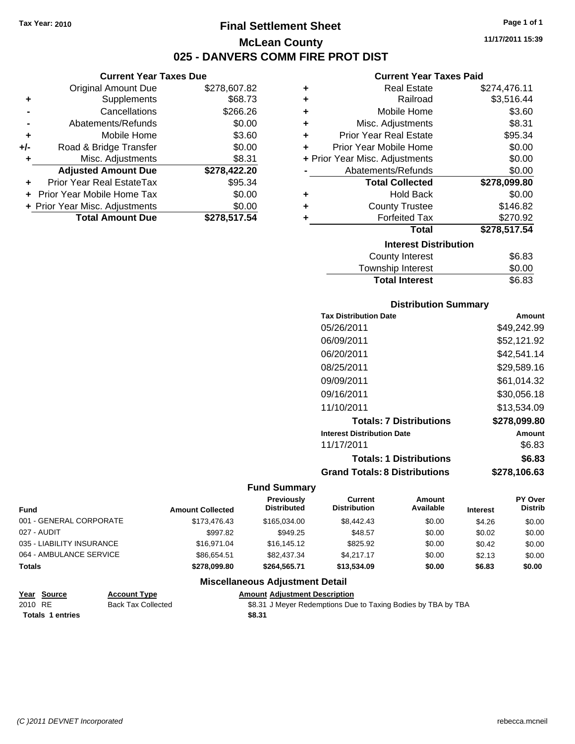Tax Year: 2010

# Final Settlement Sheet

## McLean County

## 025 - DANVERS COMM FIRE PROT DIST

11/17/2011 15:39

### Current Year Taxes Due

| | | |
|---|---|---|
| | Original Amount Due | $278,607.82 |
| + | Supplements | $68.73 |
| - | Cancellations | $266.26 |
| - | Abatements/Refunds | $0.00 |
| + | Mobile Home | $3.60 |
| +/- | Road & Bridge Transfer | $0.00 |
| + | Misc. Adjustments | $8.31 |
| | **Adjusted Amount Due** | **$278,422.20** |
| + | Prior Year Real EstateTax | $95.34 |
| + | Prior Year Mobile Home Tax | $0.00 |
| + | Prior Year Misc. Adjustments | $0.00 |
| | **Total Amount Due** | **$278,517.54** |

### Current Year Taxes Paid

| | | |
|---|---|---|
| + | Real Estate | $274,476.11 |
| + | Railroad | $3,516.44 |
| + | Mobile Home | $3.60 |
| + | Misc. Adjustments | $8.31 |
| + | Prior Year Real Estate | $95.34 |
| + | Prior Year Mobile Home | $0.00 |
| + | Prior Year Misc. Adjustments | $0.00 |
| - | Abatements/Refunds | $0.00 |
| | **Total Collected** | **$278,099.80** |
| + | Hold Back | $0.00 |
| + | County Trustee | $146.82 |
| + | Forfeited Tax | $270.92 |
| | **Total** | **$278,517.54** |

### Interest Distribution

| | |
|---|---|
| County Interest | $6.83 |
| Township Interest | $0.00 |
| **Total Interest** | $6.83 |

### Distribution Summary

| Tax Distribution Date | Amount |
|---|---|
| 05/26/2011 | $49,242.99 |
| 06/09/2011 | $52,121.92 |
| 06/20/2011 | $42,541.14 |
| 08/25/2011 | $29,589.16 |
| 09/09/2011 | $61,014.32 |
| 09/16/2011 | $30,056.18 |
| 11/10/2011 | $13,534.09 |
| **Totals: 7 Distributions** | **$278,099.80** |
| **Interest Distribution Date** | **Amount** |
| 11/17/2011 | $6.83 |
| **Totals: 1 Distributions** | **$6.83** |
| **Grand Totals: 8 Distributions** | **$278,106.63** |

### Fund Summary

| Fund | Amount Collected | Previously Distributed | Current Distribution | Amount Available | Interest | PY Over Distrib |
|---|---|---|---|---|---|---|
| 001 - GENERAL CORPORATE | $173,476.43 | $165,034.00 | $8,442.43 | $0.00 | $4.26 | $0.00 |
| 027 - AUDIT | $997.82 | $949.25 | $48.57 | $0.00 | $0.02 | $0.00 |
| 035 - LIABILITY INSURANCE | $16,971.04 | $16,145.12 | $825.92 | $0.00 | $0.42 | $0.00 |
| 064 - AMBULANCE SERVICE | $86,654.51 | $82,437.34 | $4,217.17 | $0.00 | $2.13 | $0.00 |
| **Totals** | **$278,099.80** | **$264,565.71** | **$13,534.09** | **$0.00** | **$6.83** | **$0.00** |

### Miscellaneous Adjustment Detail

| Year | Source | Account Type | Amount | Adjustment Description |
|---|---|---|---|---|
| 2010 | RE | Back Tax Collected | $8.31 | J Meyer Redemptions Due to Taxing Bodies by TBA by TBA |
| **Totals** | **1 entries** | | **$8.31** | |

(C )2011 DEVNET Incorporated — rebecca.mcneil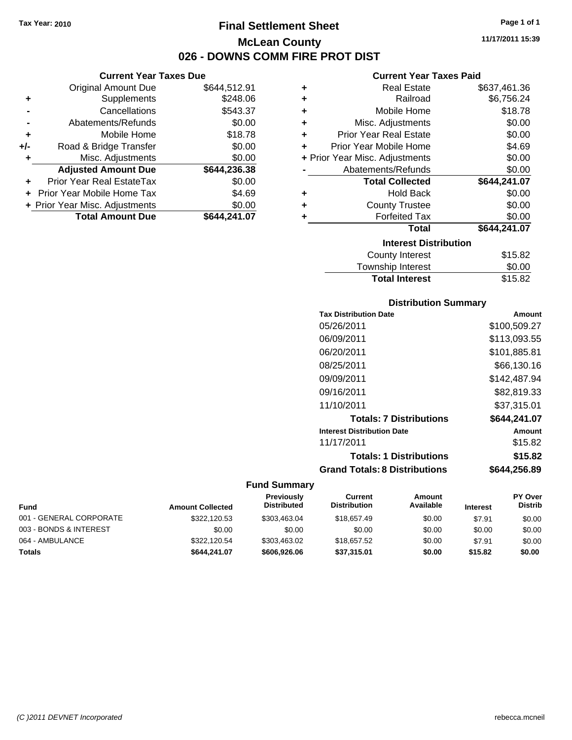Tax Year: 2010

# Final Settlement Sheet

## McLean County

## 026 - DOWNS COMM FIRE PROT DIST

11/17/2011 15:39

### Current Year Taxes Due

| | | |
|---|---|---|
| | Original Amount Due | $644,512.91 |
| + | Supplements | $248.06 |
| - | Cancellations | $543.37 |
| - | Abatements/Refunds | $0.00 |
| + | Mobile Home | $18.78 |
| +/- | Road & Bridge Transfer | $0.00 |
| + | Misc. Adjustments | $0.00 |
| | **Adjusted Amount Due** | **$644,236.38** |
| + | Prior Year Real EstateTax | $0.00 |
| + | Prior Year Mobile Home Tax | $4.69 |
| + | Prior Year Misc. Adjustments | $0.00 |
| | **Total Amount Due** | **$644,241.07** |

### Current Year Taxes Paid

| | | |
|---|---|---|
| + | Real Estate | $637,461.36 |
| + | Railroad | $6,756.24 |
| + | Mobile Home | $18.78 |
| + | Misc. Adjustments | $0.00 |
| + | Prior Year Real Estate | $0.00 |
| + | Prior Year Mobile Home | $4.69 |
| + | Prior Year Misc. Adjustments | $0.00 |
| - | Abatements/Refunds | $0.00 |
| | **Total Collected** | **$644,241.07** |
| + | Hold Back | $0.00 |
| + | County Trustee | $0.00 |
| + | Forfeited Tax | $0.00 |
| | **Total** | **$644,241.07** |

### Interest Distribution

| | |
|---|---|
| County Interest | $15.82 |
| Township Interest | $0.00 |
| **Total Interest** | $15.82 |

### Distribution Summary

| Tax Distribution Date | Amount |
|---|---|
| 05/26/2011 | $100,509.27 |
| 06/09/2011 | $113,093.55 |
| 06/20/2011 | $101,885.81 |
| 08/25/2011 | $66,130.16 |
| 09/09/2011 | $142,487.94 |
| 09/16/2011 | $82,819.33 |
| 11/10/2011 | $37,315.01 |
| **Totals: 7 Distributions** | **$644,241.07** |
| **Interest Distribution Date** | **Amount** |
| 11/17/2011 | $15.82 |
| **Totals: 1 Distributions** | **$15.82** |
| **Grand Totals: 8 Distributions** | **$644,256.89** |

### Fund Summary

| Fund | Amount Collected | Previously Distributed | Current Distribution | Amount Available | Interest | PY Over Distrib |
|---|---|---|---|---|---|---|
| 001 - GENERAL CORPORATE | $322,120.53 | $303,463.04 | $18,657.49 | $0.00 | $7.91 | $0.00 |
| 003 - BONDS & INTEREST | $0.00 | $0.00 | $0.00 | $0.00 | $0.00 | $0.00 |
| 064 - AMBULANCE | $322,120.54 | $303,463.02 | $18,657.52 | $0.00 | $7.91 | $0.00 |
| **Totals** | **$644,241.07** | **$606,926.06** | **$37,315.01** | **$0.00** | **$15.82** | **$0.00** |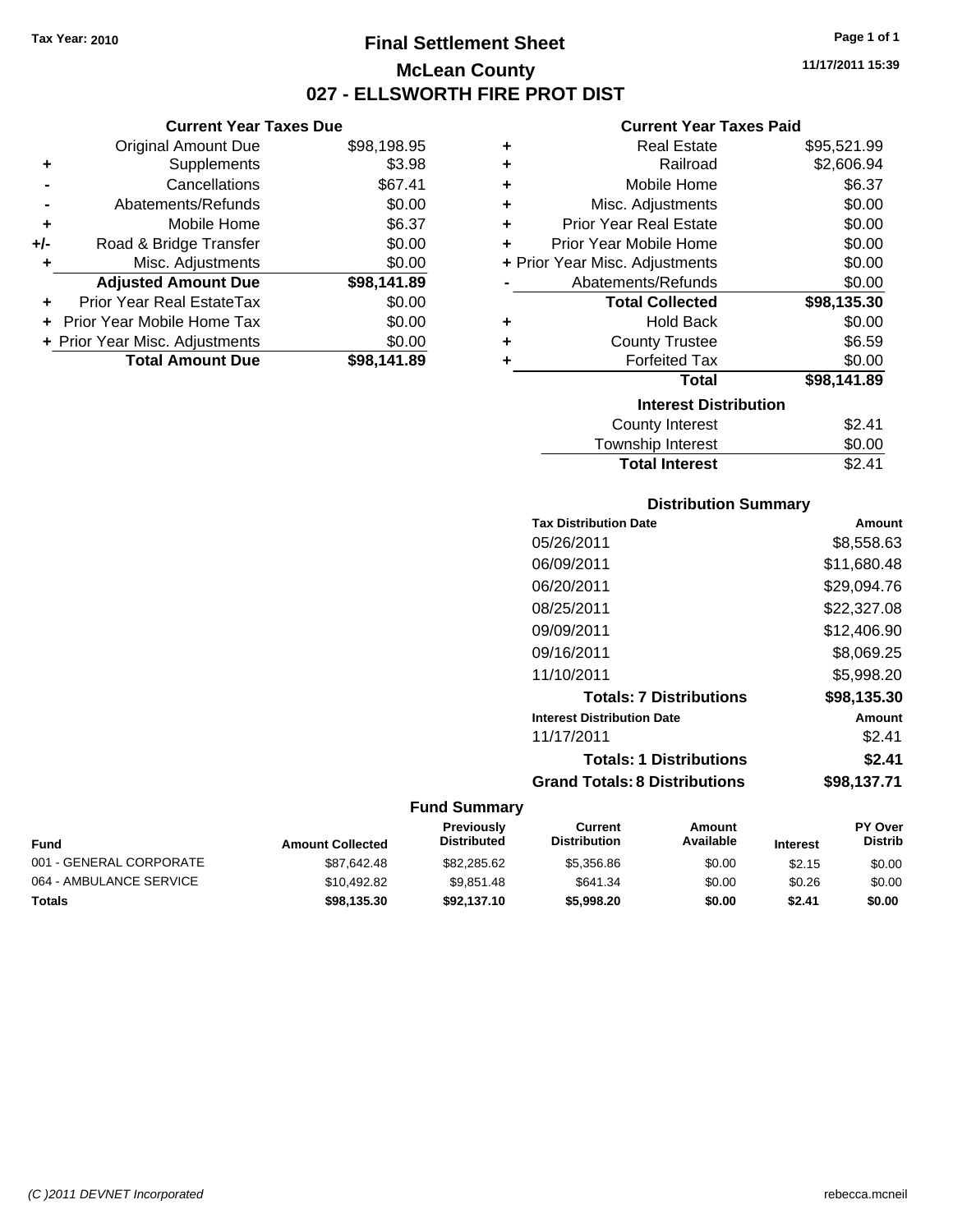Tax Year: 2010

# Final Settlement Sheet

## McLean County

## 027 - ELLSWORTH FIRE PROT DIST

11/17/2011 15:39

### Current Year Taxes Due

| | | |
|---|---|---|
| | Original Amount Due | $98,198.95 |
| + | Supplements | $3.98 |
| - | Cancellations | $67.41 |
| - | Abatements/Refunds | $0.00 |
| + | Mobile Home | $6.37 |
| +/- | Road & Bridge Transfer | $0.00 |
| + | Misc. Adjustments | $0.00 |
| | **Adjusted Amount Due** | **$98,141.89** |
| + | Prior Year Real EstateTax | $0.00 |
| + | Prior Year Mobile Home Tax | $0.00 |
| + | Prior Year Misc. Adjustments | $0.00 |
| | **Total Amount Due** | **$98,141.89** |

### Current Year Taxes Paid

| | | |
|---|---|---|
| + | Real Estate | $95,521.99 |
| + | Railroad | $2,606.94 |
| + | Mobile Home | $6.37 |
| + | Misc. Adjustments | $0.00 |
| + | Prior Year Real Estate | $0.00 |
| + | Prior Year Mobile Home | $0.00 |
| + | Prior Year Misc. Adjustments | $0.00 |
| - | Abatements/Refunds | $0.00 |
| | **Total Collected** | **$98,135.30** |
| + | Hold Back | $0.00 |
| + | County Trustee | $6.59 |
| + | Forfeited Tax | $0.00 |
| | **Total** | **$98,141.89** |

### Interest Distribution

| | |
|---|---|
| County Interest | $2.41 |
| Township Interest | $0.00 |
| **Total Interest** | $2.41 |

### Distribution Summary

| Tax Distribution Date | Amount |
|---|---|
| 05/26/2011 | $8,558.63 |
| 06/09/2011 | $11,680.48 |
| 06/20/2011 | $29,094.76 |
| 08/25/2011 | $22,327.08 |
| 09/09/2011 | $12,406.90 |
| 09/16/2011 | $8,069.25 |
| 11/10/2011 | $5,998.20 |
| **Totals: 7 Distributions** | **$98,135.30** |
| **Interest Distribution Date** | **Amount** |
| 11/17/2011 | $2.41 |
| **Totals: 1 Distributions** | **$2.41** |
| **Grand Totals: 8 Distributions** | **$98,137.71** |

### Fund Summary

| Fund | Amount Collected | Previously Distributed | Current Distribution | Amount Available | Interest | PY Over Distrib |
|---|---|---|---|---|---|---|
| 001 - GENERAL CORPORATE | $87,642.48 | $82,285.62 | $5,356.86 | $0.00 | $2.15 | $0.00 |
| 064 - AMBULANCE SERVICE | $10,492.82 | $9,851.48 | $641.34 | $0.00 | $0.26 | $0.00 |
| **Totals** | **$98,135.30** | **$92,137.10** | **$5,998.20** | **$0.00** | **$2.41** | **$0.00** |

(C )2011 DEVNET Incorporated

rebecca.mcneil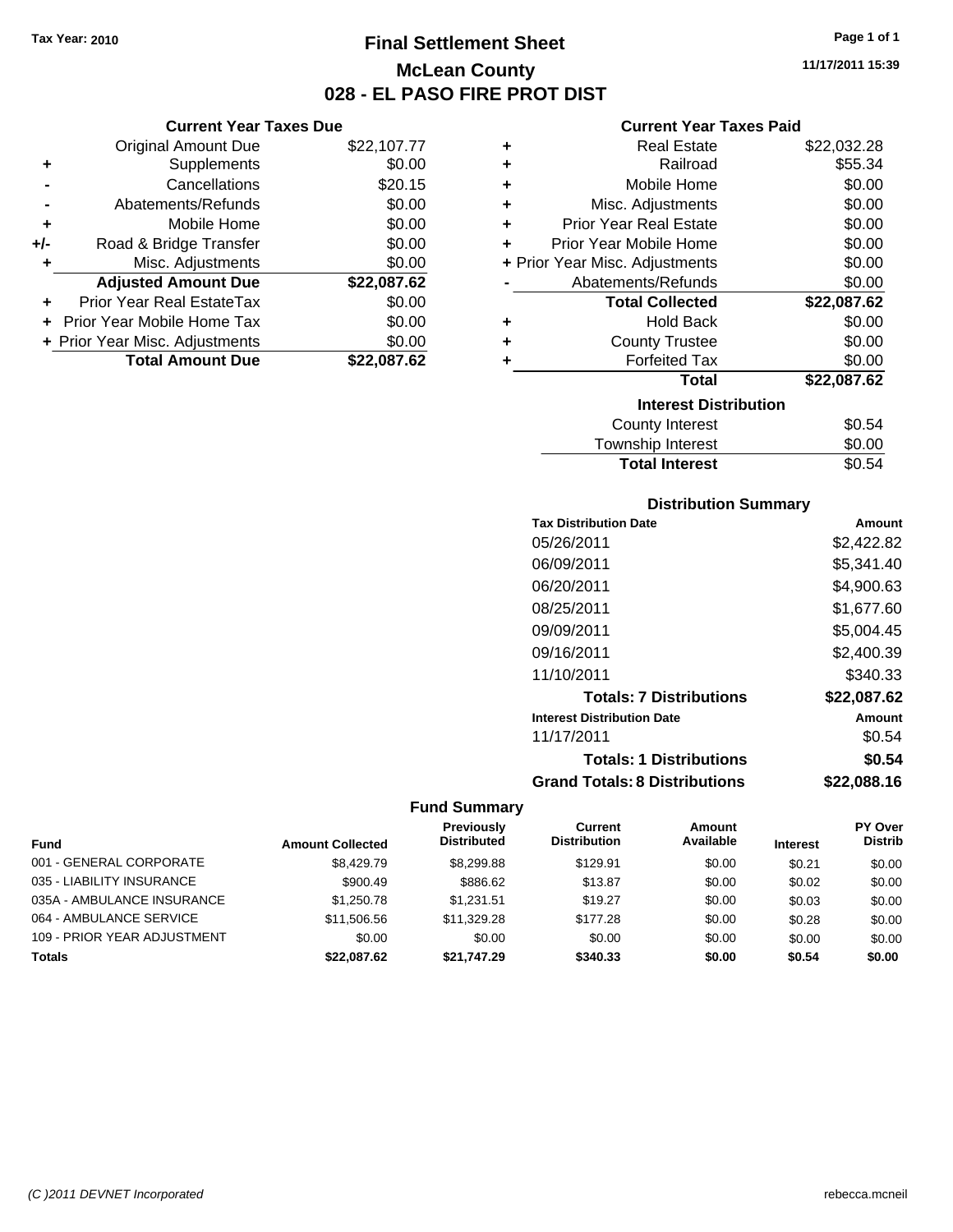Tax Year: 2010

# Final Settlement Sheet
## McLean County
## 028 - EL PASO FIRE PROT DIST

11/17/2011 15:39

### Current Year Taxes Due

| | | |
|---|---|---|
| | Original Amount Due | $22,107.77 |
| + | Supplements | $0.00 |
| - | Cancellations | $20.15 |
| - | Abatements/Refunds | $0.00 |
| + | Mobile Home | $0.00 |
| +/- | Road & Bridge Transfer | $0.00 |
| + | Misc. Adjustments | $0.00 |
| | **Adjusted Amount Due** | **$22,087.62** |
| + | Prior Year Real EstateTax | $0.00 |
| + | Prior Year Mobile Home Tax | $0.00 |
| + | Prior Year Misc. Adjustments | $0.00 |
| | **Total Amount Due** | **$22,087.62** |

### Current Year Taxes Paid

| | | |
|---|---|---|
| + | Real Estate | $22,032.28 |
| + | Railroad | $55.34 |
| + | Mobile Home | $0.00 |
| + | Misc. Adjustments | $0.00 |
| + | Prior Year Real Estate | $0.00 |
| + | Prior Year Mobile Home | $0.00 |
| + | Prior Year Misc. Adjustments | $0.00 |
| - | Abatements/Refunds | $0.00 |
| | **Total Collected** | **$22,087.62** |
| + | Hold Back | $0.00 |
| + | County Trustee | $0.00 |
| + | Forfeited Tax | $0.00 |
| | **Total** | **$22,087.62** |

### Interest Distribution

| | |
|---|---|
| County Interest | $0.54 |
| Township Interest | $0.00 |
| **Total Interest** | $0.54 |

### Distribution Summary

| Tax Distribution Date | Amount |
|---|---|
| 05/26/2011 | $2,422.82 |
| 06/09/2011 | $5,341.40 |
| 06/20/2011 | $4,900.63 |
| 08/25/2011 | $1,677.60 |
| 09/09/2011 | $5,004.45 |
| 09/16/2011 | $2,400.39 |
| 11/10/2011 | $340.33 |
| **Totals: 7 Distributions** | **$22,087.62** |
| **Interest Distribution Date** | **Amount** |
| 11/17/2011 | $0.54 |
| **Totals: 1 Distributions** | **$0.54** |
| **Grand Totals: 8 Distributions** | **$22,088.16** |

### Fund Summary

| Fund | Amount Collected | Previously Distributed | Current Distribution | Amount Available | Interest | PY Over Distrib |
|---|---|---|---|---|---|---|
| 001 - GENERAL CORPORATE | $8,429.79 | $8,299.88 | $129.91 | $0.00 | $0.21 | $0.00 |
| 035 - LIABILITY INSURANCE | $900.49 | $886.62 | $13.87 | $0.00 | $0.02 | $0.00 |
| 035A - AMBULANCE INSURANCE | $1,250.78 | $1,231.51 | $19.27 | $0.00 | $0.03 | $0.00 |
| 064 - AMBULANCE SERVICE | $11,506.56 | $11,329.28 | $177.28 | $0.00 | $0.28 | $0.00 |
| 109 - PRIOR YEAR ADJUSTMENT | $0.00 | $0.00 | $0.00 | $0.00 | $0.00 | $0.00 |
| **Totals** | **$22,087.62** | **$21,747.29** | **$340.33** | **$0.00** | **$0.54** | **$0.00** |

(C )2011 DEVNET Incorporated rebecca.mcneil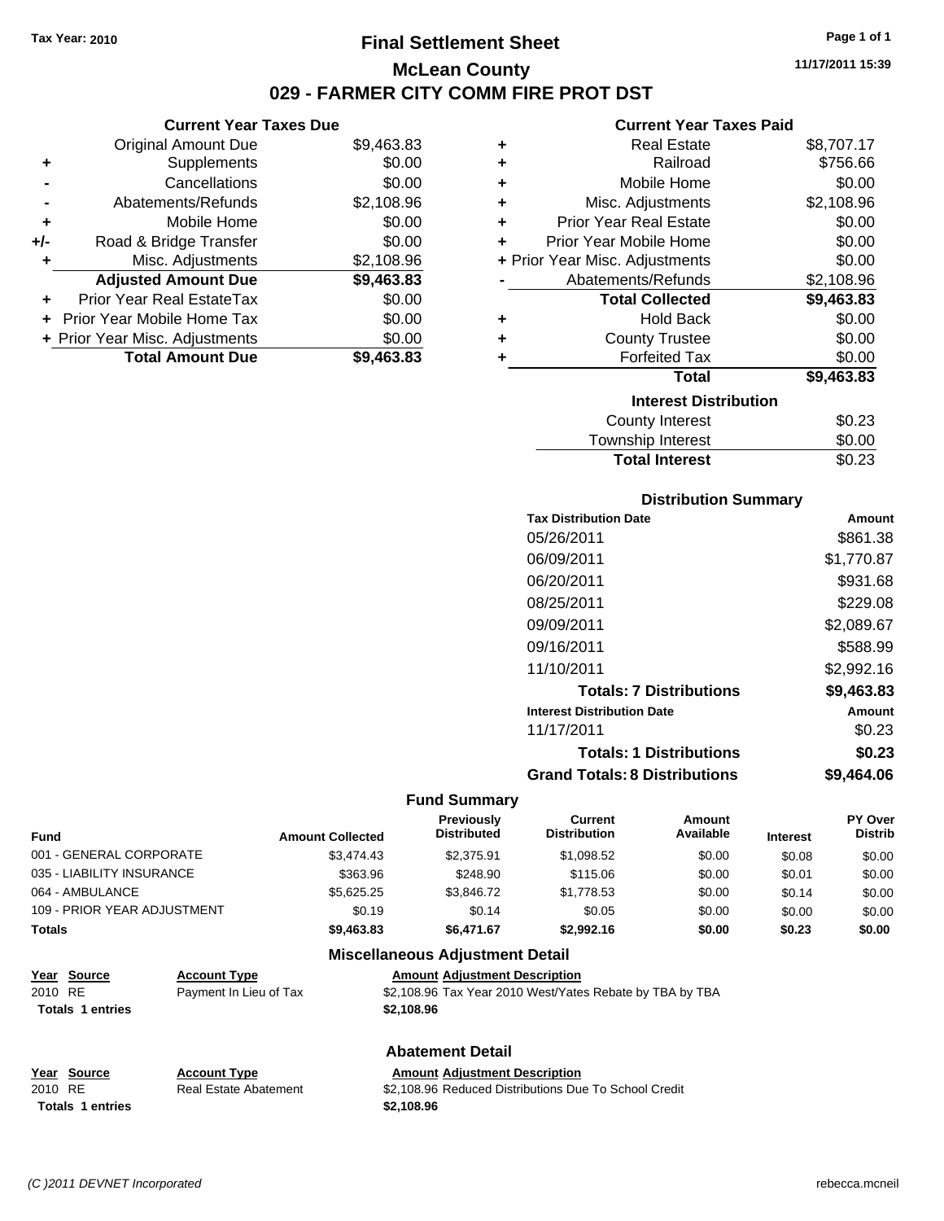Tax Year: 2010

# Final Settlement Sheet

## McLean County

## 029 - FARMER CITY COMM FIRE PROT DST

11/17/2011 15:39

### Current Year Taxes Due

| | | |
|---|---|---|
| | Original Amount Due | $9,463.83 |
| + | Supplements | $0.00 |
| - | Cancellations | $0.00 |
| - | Abatements/Refunds | $2,108.96 |
| + | Mobile Home | $0.00 |
| +/- | Road & Bridge Transfer | $0.00 |
| + | Misc. Adjustments | $2,108.96 |
| | **Adjusted Amount Due** | **$9,463.83** |
| + | Prior Year Real EstateTax | $0.00 |
| + | Prior Year Mobile Home Tax | $0.00 |
| + | Prior Year Misc. Adjustments | $0.00 |
| | **Total Amount Due** | **$9,463.83** |

### Current Year Taxes Paid

| | | |
|---|---|---|
| + | Real Estate | $8,707.17 |
| + | Railroad | $756.66 |
| + | Mobile Home | $0.00 |
| + | Misc. Adjustments | $2,108.96 |
| + | Prior Year Real Estate | $0.00 |
| + | Prior Year Mobile Home | $0.00 |
| + | Prior Year Misc. Adjustments | $0.00 |
| - | Abatements/Refunds | $2,108.96 |
| | **Total Collected** | **$9,463.83** |
| + | Hold Back | $0.00 |
| + | County Trustee | $0.00 |
| + | Forfeited Tax | $0.00 |
| | **Total** | **$9,463.83** |

### Interest Distribution

| | |
|---|---|
| County Interest | $0.23 |
| Township Interest | $0.00 |
| **Total Interest** | $0.23 |

### Distribution Summary

| Tax Distribution Date | Amount |
|---|---|
| 05/26/2011 | $861.38 |
| 06/09/2011 | $1,770.87 |
| 06/20/2011 | $931.68 |
| 08/25/2011 | $229.08 |
| 09/09/2011 | $2,089.67 |
| 09/16/2011 | $588.99 |
| 11/10/2011 | $2,992.16 |
| **Totals: 7 Distributions** | **$9,463.83** |
| **Interest Distribution Date** | **Amount** |
| 11/17/2011 | $0.23 |
| **Totals: 1 Distributions** | **$0.23** |
| **Grand Totals: 8 Distributions** | **$9,464.06** |

### Fund Summary

| Fund | Amount Collected | Previously Distributed | Current Distribution | Amount Available | Interest | PY Over Distrib |
|---|---|---|---|---|---|---|
| 001 - GENERAL CORPORATE | $3,474.43 | $2,375.91 | $1,098.52 | $0.00 | $0.08 | $0.00 |
| 035 - LIABILITY INSURANCE | $363.96 | $248.90 | $115.06 | $0.00 | $0.01 | $0.00 |
| 064 - AMBULANCE | $5,625.25 | $3,846.72 | $1,778.53 | $0.00 | $0.14 | $0.00 |
| 109 - PRIOR YEAR ADJUSTMENT | $0.19 | $0.14 | $0.05 | $0.00 | $0.00 | $0.00 |
| **Totals** | **$9,463.83** | **$6,471.67** | **$2,992.16** | **$0.00** | **$0.23** | **$0.00** |

### Miscellaneous Adjustment Detail

| Year | Source | Account Type | Amount | Adjustment Description |
|---|---|---|---|---|
| 2010 | RE | Payment In Lieu of Tax | $2,108.96 | Tax Year 2010 West/Yates Rebate by TBA by TBA |
| **Totals 1 entries** | | | **$2,108.96** | |

### Abatement Detail

| Year | Source | Account Type | Amount | Adjustment Description |
|---|---|---|---|---|
| 2010 | RE | Real Estate Abatement | $2,108.96 | Reduced Distributions Due To School Credit |
| **Totals 1 entries** | | | **$2,108.96** | |

*(C )2011 DEVNET Incorporated* rebecca.mcneil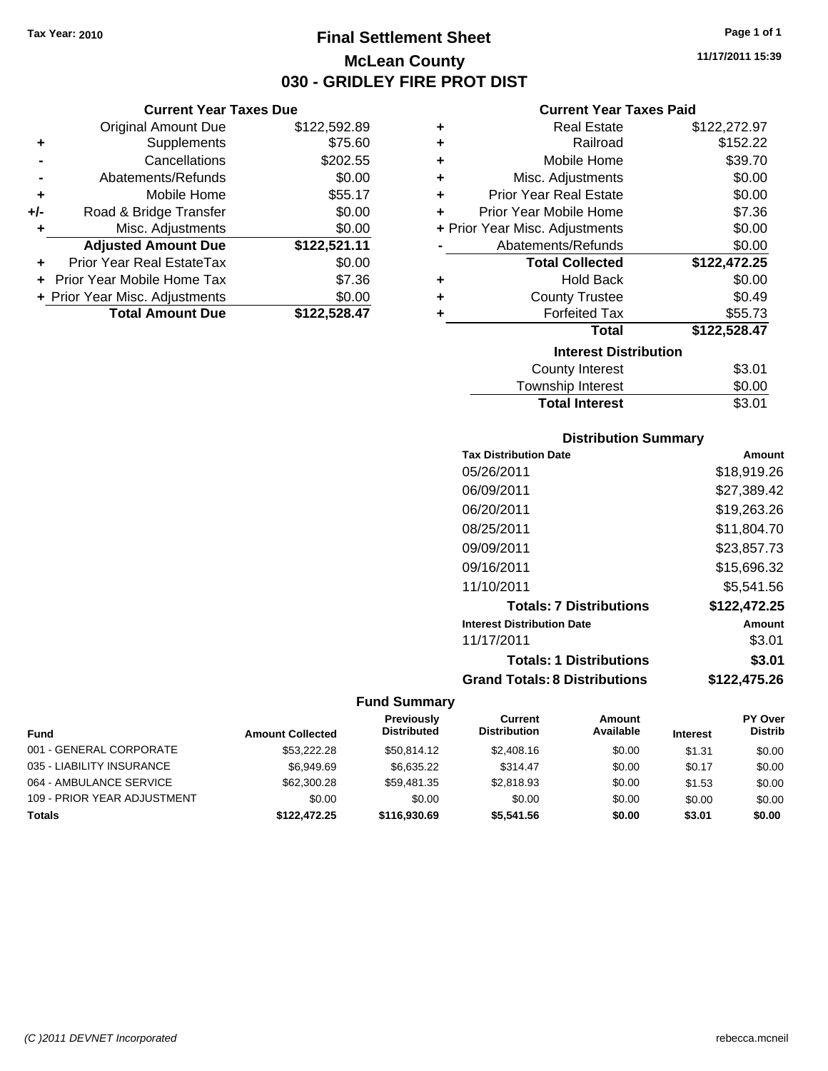Tax Year: 2010

# Final Settlement Sheet

## McLean County

## 030 - GRIDLEY FIRE PROT DIST

11/17/2011 15:39

### Current Year Taxes Due

| | | |
|---|---|---|
| | Original Amount Due | $122,592.89 |
| + | Supplements | $75.60 |
| - | Cancellations | $202.55 |
| - | Abatements/Refunds | $0.00 |
| + | Mobile Home | $55.17 |
| +/- | Road & Bridge Transfer | $0.00 |
| + | Misc. Adjustments | $0.00 |
| | **Adjusted Amount Due** | **$122,521.11** |
| + | Prior Year Real EstateTax | $0.00 |
| + | Prior Year Mobile Home Tax | $7.36 |
| + | Prior Year Misc. Adjustments | $0.00 |
| | **Total Amount Due** | **$122,528.47** |

### Current Year Taxes Paid

| | | |
|---|---|---|
| + | Real Estate | $122,272.97 |
| + | Railroad | $152.22 |
| + | Mobile Home | $39.70 |
| + | Misc. Adjustments | $0.00 |
| + | Prior Year Real Estate | $0.00 |
| + | Prior Year Mobile Home | $7.36 |
| + | Prior Year Misc. Adjustments | $0.00 |
| - | Abatements/Refunds | $0.00 |
| | **Total Collected** | **$122,472.25** |
| + | Hold Back | $0.00 |
| + | County Trustee | $0.49 |
| + | Forfeited Tax | $55.73 |
| | **Total** | **$122,528.47** |

### Interest Distribution

| | |
|---|---|
| County Interest | $3.01 |
| Township Interest | $0.00 |
| **Total Interest** | $3.01 |

### Distribution Summary

| Tax Distribution Date | Amount |
|---|---|
| 05/26/2011 | $18,919.26 |
| 06/09/2011 | $27,389.42 |
| 06/20/2011 | $19,263.26 |
| 08/25/2011 | $11,804.70 |
| 09/09/2011 | $23,857.73 |
| 09/16/2011 | $15,696.32 |
| 11/10/2011 | $5,541.56 |
| **Totals: 7 Distributions** | **$122,472.25** |
| **Interest Distribution Date** | **Amount** |
| 11/17/2011 | $3.01 |
| **Totals: 1 Distributions** | **$3.01** |
| **Grand Totals: 8 Distributions** | **$122,475.26** |

### Fund Summary

| Fund | Amount Collected | Previously Distributed | Current Distribution | Amount Available | Interest | PY Over Distrib |
|---|---|---|---|---|---|---|
| 001 - GENERAL CORPORATE | $53,222.28 | $50,814.12 | $2,408.16 | $0.00 | $1.31 | $0.00 |
| 035 - LIABILITY INSURANCE | $6,949.69 | $6,635.22 | $314.47 | $0.00 | $0.17 | $0.00 |
| 064 - AMBULANCE SERVICE | $62,300.28 | $59,481.35 | $2,818.93 | $0.00 | $1.53 | $0.00 |
| 109 - PRIOR YEAR ADJUSTMENT | $0.00 | $0.00 | $0.00 | $0.00 | $0.00 | $0.00 |
| **Totals** | **$122,472.25** | **$116,930.69** | **$5,541.56** | **$0.00** | **$3.01** | **$0.00** |

(C )2011 DEVNET Incorporated rebecca.mcneil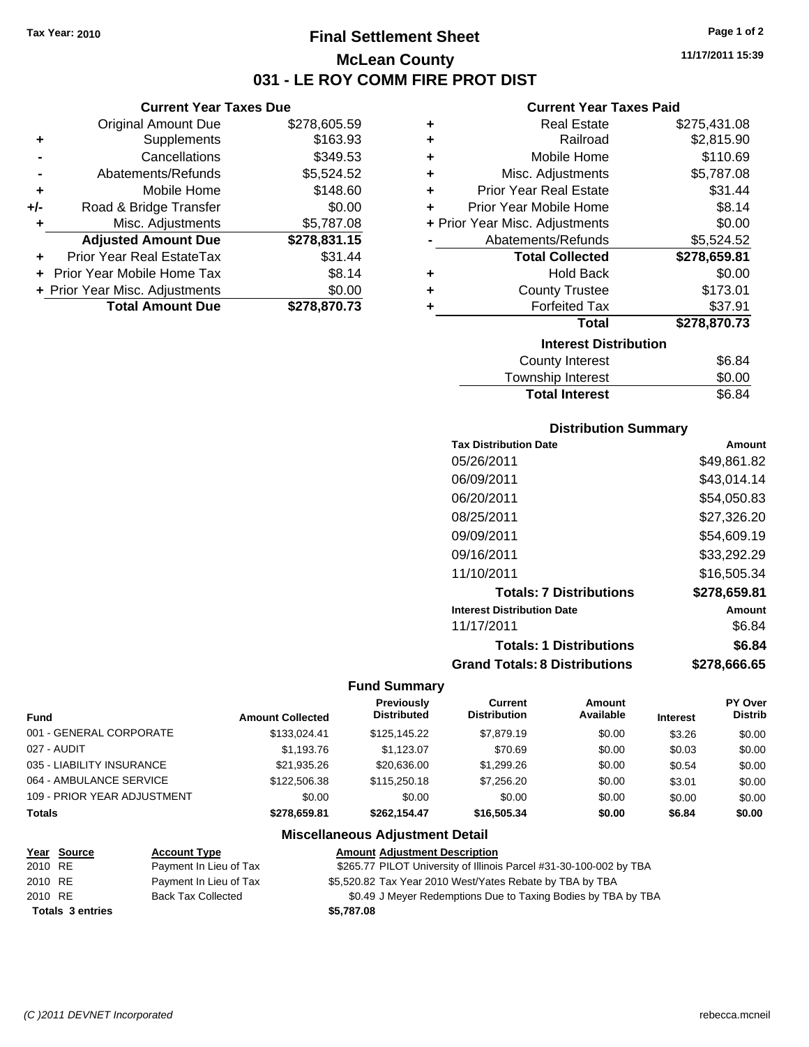Tax Year: 2010

# Final Settlement Sheet

## McLean County

## 031 - LE ROY COMM FIRE PROT DIST

11/17/2011 15:39

### Current Year Taxes Due

| | | |
|---|---|---|
| | Original Amount Due | $278,605.59 |
| + | Supplements | $163.93 |
| - | Cancellations | $349.53 |
| - | Abatements/Refunds | $5,524.52 |
| + | Mobile Home | $148.60 |
| +/- | Road & Bridge Transfer | $0.00 |
| + | Misc. Adjustments | $5,787.08 |
| | **Adjusted Amount Due** | **$278,831.15** |
| + | Prior Year Real EstateTax | $31.44 |
| + | Prior Year Mobile Home Tax | $8.14 |
| + | Prior Year Misc. Adjustments | $0.00 |
| | **Total Amount Due** | **$278,870.73** |

### Current Year Taxes Paid

| | | |
|---|---|---|
| + | Real Estate | $275,431.08 |
| + | Railroad | $2,815.90 |
| + | Mobile Home | $110.69 |
| + | Misc. Adjustments | $5,787.08 |
| + | Prior Year Real Estate | $31.44 |
| + | Prior Year Mobile Home | $8.14 |
| + | Prior Year Misc. Adjustments | $0.00 |
| - | Abatements/Refunds | $5,524.52 |
| | **Total Collected** | **$278,659.81** |
| + | Hold Back | $0.00 |
| + | County Trustee | $173.01 |
| + | Forfeited Tax | $37.91 |
| | **Total** | **$278,870.73** |

### Interest Distribution

| | |
|---|---|
| County Interest | $6.84 |
| Township Interest | $0.00 |
| **Total Interest** | $6.84 |

### Distribution Summary

| Tax Distribution Date | Amount |
|---|---|
| 05/26/2011 | $49,861.82 |
| 06/09/2011 | $43,014.14 |
| 06/20/2011 | $54,050.83 |
| 08/25/2011 | $27,326.20 |
| 09/09/2011 | $54,609.19 |
| 09/16/2011 | $33,292.29 |
| 11/10/2011 | $16,505.34 |
| **Totals: 7 Distributions** | **$278,659.81** |
| **Interest Distribution Date** | **Amount** |
| 11/17/2011 | $6.84 |
| **Totals: 1 Distributions** | **$6.84** |
| **Grand Totals: 8 Distributions** | **$278,666.65** |

### Fund Summary

| Fund | Amount Collected | Previously Distributed | Current Distribution | Amount Available | Interest | PY Over Distrib |
|---|---|---|---|---|---|---|
| 001 - GENERAL CORPORATE | $133,024.41 | $125,145.22 | $7,879.19 | $0.00 | $3.26 | $0.00 |
| 027 - AUDIT | $1,193.76 | $1,123.07 | $70.69 | $0.00 | $0.03 | $0.00 |
| 035 - LIABILITY INSURANCE | $21,935.26 | $20,636.00 | $1,299.26 | $0.00 | $0.54 | $0.00 |
| 064 - AMBULANCE SERVICE | $122,506.38 | $115,250.18 | $7,256.20 | $0.00 | $3.01 | $0.00 |
| 109 - PRIOR YEAR ADJUSTMENT | $0.00 | $0.00 | $0.00 | $0.00 | $0.00 | $0.00 |
| **Totals** | **$278,659.81** | **$262,154.47** | **$16,505.34** | **$0.00** | **$6.84** | **$0.00** |

### Miscellaneous Adjustment Detail

| Year | Source | Account Type | Amount | Adjustment Description |
|---|---|---|---|---|
| 2010 | RE | Payment In Lieu of Tax | $265.77 | PILOT University of Illinois Parcel #31-30-100-002 by TBA |
| 2010 | RE | Payment In Lieu of Tax | $5,520.82 | Tax Year 2010 West/Yates Rebate by TBA by TBA |
| 2010 | RE | Back Tax Collected | $0.49 | J Meyer Redemptions Due to Taxing Bodies by TBA by TBA |
| **Totals** | **3 entries** | | **$5,787.08** | |

(C )2011 DEVNET Incorporated rebecca.mcneil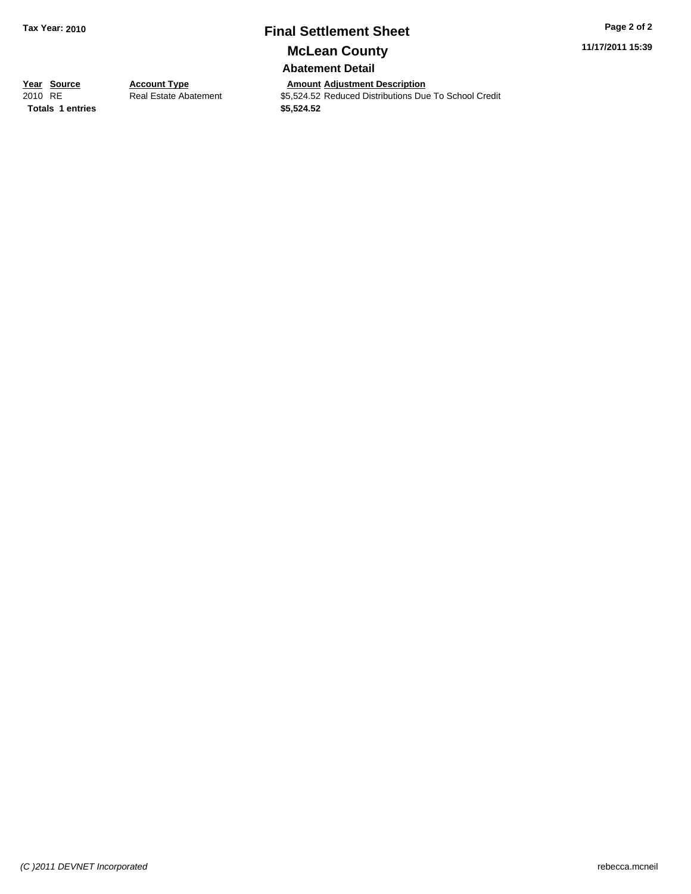Tax Year: 2010

# Final Settlement Sheet

## McLean County

### Abatement Detail

| Year | Source | Account Type | Amount | Adjustment Description |
|---|---|---|---|---|
| 2010 | RE | Real Estate Abatement | $5,524.52 | Reduced Distributions Due To School Credit |
| **Totals** | **1 entries** | | **$5,524.52** | |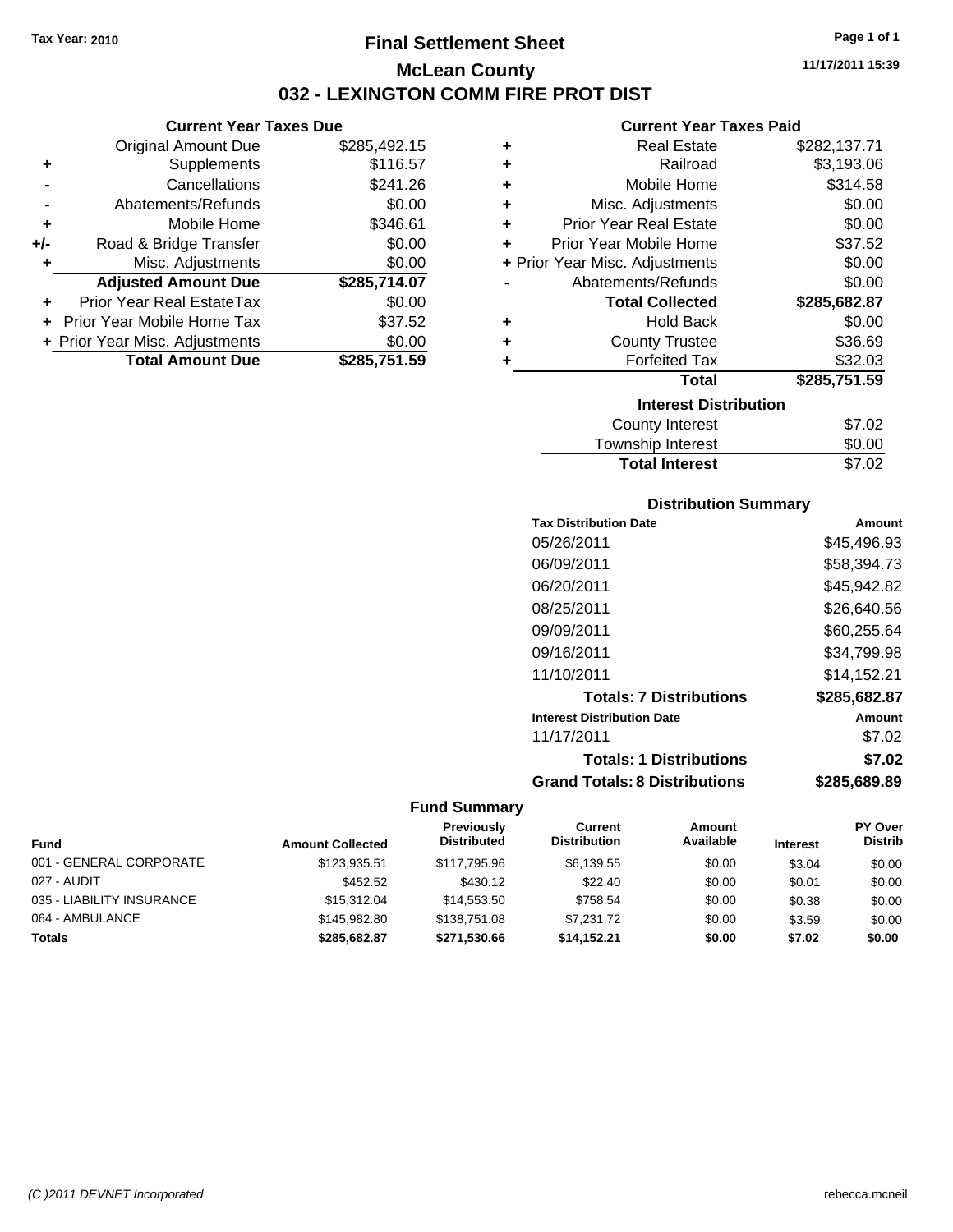**Tax Year: 2010**

# Final Settlement Sheet

## McLean County

## 032 - LEXINGTON COMM FIRE PROT DIST

11/17/2011 15:39

### Current Year Taxes Due

| | | |
|---|---|---|
| | Original Amount Due | $285,492.15 |
| + | Supplements | $116.57 |
| - | Cancellations | $241.26 |
| - | Abatements/Refunds | $0.00 |
| + | Mobile Home | $346.61 |
| +/- | Road & Bridge Transfer | $0.00 |
| + | Misc. Adjustments | $0.00 |
| | **Adjusted Amount Due** | **$285,714.07** |
| + | Prior Year Real EstateTax | $0.00 |
| + | Prior Year Mobile Home Tax | $37.52 |
| + | Prior Year Misc. Adjustments | $0.00 |
| | **Total Amount Due** | **$285,751.59** |

### Current Year Taxes Paid

| | | |
|---|---|---|
| + | Real Estate | $282,137.71 |
| + | Railroad | $3,193.06 |
| + | Mobile Home | $314.58 |
| + | Misc. Adjustments | $0.00 |
| + | Prior Year Real Estate | $0.00 |
| + | Prior Year Mobile Home | $37.52 |
| + | Prior Year Misc. Adjustments | $0.00 |
| - | Abatements/Refunds | $0.00 |
| | **Total Collected** | **$285,682.87** |
| + | Hold Back | $0.00 |
| + | County Trustee | $36.69 |
| + | Forfeited Tax | $32.03 |
| | **Total** | **$285,751.59** |

### Interest Distribution

| | |
|---|---|
| County Interest | $7.02 |
| Township Interest | $0.00 |
| **Total Interest** | $7.02 |

### Distribution Summary

| Tax Distribution Date | Amount |
|---|---|
| 05/26/2011 | $45,496.93 |
| 06/09/2011 | $58,394.73 |
| 06/20/2011 | $45,942.82 |
| 08/25/2011 | $26,640.56 |
| 09/09/2011 | $60,255.64 |
| 09/16/2011 | $34,799.98 |
| 11/10/2011 | $14,152.21 |
| **Totals: 7 Distributions** | **$285,682.87** |
| **Interest Distribution Date** | **Amount** |
| 11/17/2011 | $7.02 |
| **Totals: 1 Distributions** | **$7.02** |
| **Grand Totals: 8 Distributions** | **$285,689.89** |

### Fund Summary

| Fund | Amount Collected | Previously Distributed | Current Distribution | Amount Available | Interest | PY Over Distrib |
|---|---|---|---|---|---|---|
| 001 - GENERAL CORPORATE | $123,935.51 | $117,795.96 | $6,139.55 | $0.00 | $3.04 | $0.00 |
| 027 - AUDIT | $452.52 | $430.12 | $22.40 | $0.00 | $0.01 | $0.00 |
| 035 - LIABILITY INSURANCE | $15,312.04 | $14,553.50 | $758.54 | $0.00 | $0.38 | $0.00 |
| 064 - AMBULANCE | $145,982.80 | $138,751.08 | $7,231.72 | $0.00 | $3.59 | $0.00 |
| **Totals** | **$285,682.87** | **$271,530.66** | **$14,152.21** | **$0.00** | **$7.02** | **$0.00** |

(C )2011 DEVNET Incorporated rebecca.mcneil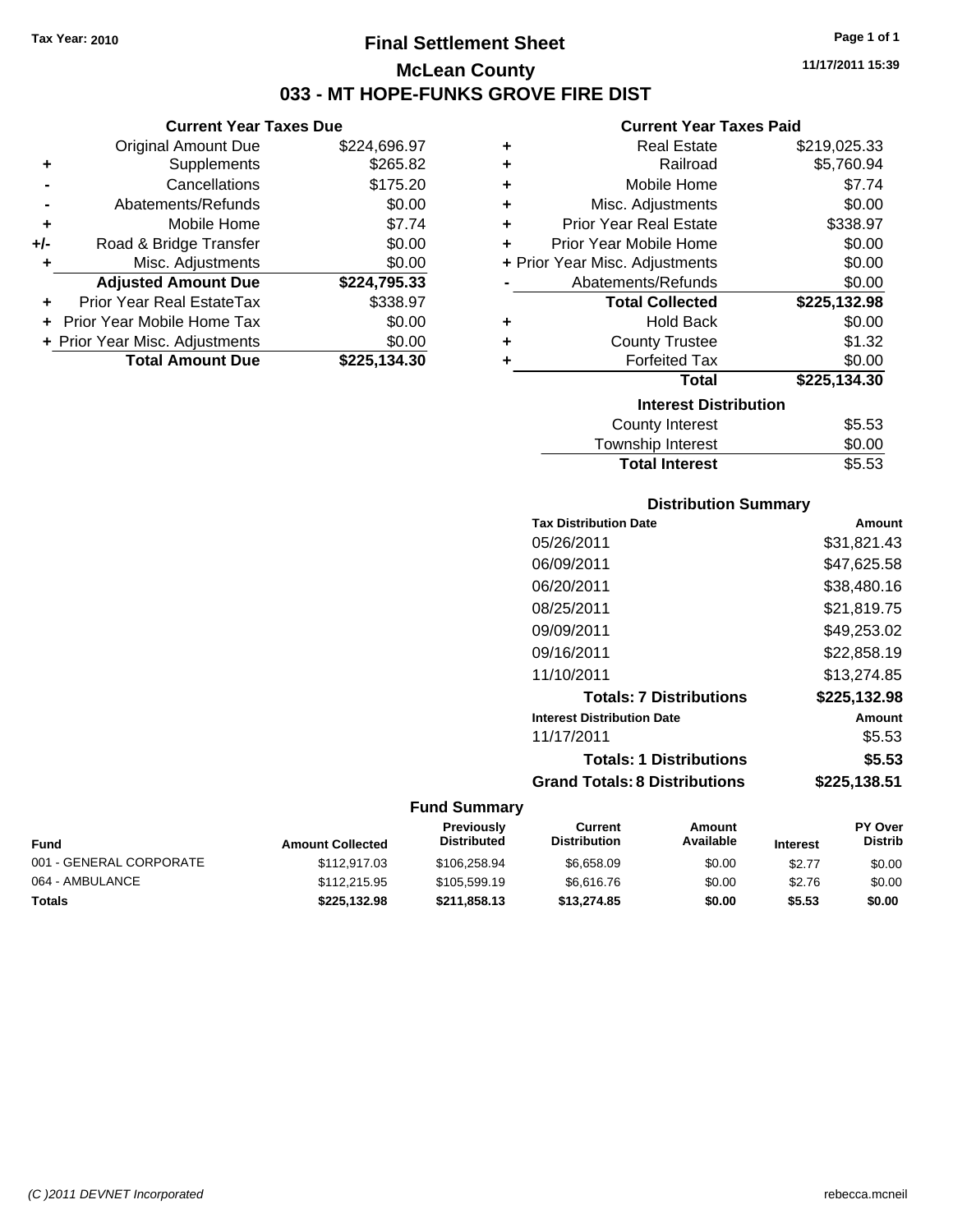**Tax Year: 2010**

# Final Settlement Sheet

## McLean County

## 033 - MT HOPE-FUNKS GROVE FIRE DIST

11/17/2011 15:39

### Current Year Taxes Due

| | | |
|---|---|---|
| | Original Amount Due | $224,696.97 |
| + | Supplements | $265.82 |
| - | Cancellations | $175.20 |
| - | Abatements/Refunds | $0.00 |
| + | Mobile Home | $7.74 |
| +/- | Road & Bridge Transfer | $0.00 |
| + | Misc. Adjustments | $0.00 |
| | **Adjusted Amount Due** | **$224,795.33** |
| + | Prior Year Real EstateTax | $338.97 |
| + | Prior Year Mobile Home Tax | $0.00 |
| + | Prior Year Misc. Adjustments | $0.00 |
| | **Total Amount Due** | **$225,134.30** |

### Current Year Taxes Paid

| | | |
|---|---|---|
| + | Real Estate | $219,025.33 |
| + | Railroad | $5,760.94 |
| + | Mobile Home | $7.74 |
| + | Misc. Adjustments | $0.00 |
| + | Prior Year Real Estate | $338.97 |
| + | Prior Year Mobile Home | $0.00 |
| + | Prior Year Misc. Adjustments | $0.00 |
| - | Abatements/Refunds | $0.00 |
| | **Total Collected** | **$225,132.98** |
| + | Hold Back | $0.00 |
| + | County Trustee | $1.32 |
| + | Forfeited Tax | $0.00 |
| | **Total** | **$225,134.30** |

### Interest Distribution

| | |
|---|---|
| County Interest | $5.53 |
| Township Interest | $0.00 |
| **Total Interest** | $5.53 |

### Distribution Summary

| Tax Distribution Date | Amount |
|---|---|
| 05/26/2011 | $31,821.43 |
| 06/09/2011 | $47,625.58 |
| 06/20/2011 | $38,480.16 |
| 08/25/2011 | $21,819.75 |
| 09/09/2011 | $49,253.02 |
| 09/16/2011 | $22,858.19 |
| 11/10/2011 | $13,274.85 |
| **Totals: 7 Distributions** | **$225,132.98** |
| **Interest Distribution Date** | **Amount** |
| 11/17/2011 | $5.53 |
| **Totals: 1 Distributions** | **$5.53** |
| **Grand Totals: 8 Distributions** | **$225,138.51** |

### Fund Summary

| Fund | Amount Collected | Previously Distributed | Current Distribution | Amount Available | Interest | PY Over Distrib |
|---|---|---|---|---|---|---|
| 001 - GENERAL CORPORATE | $112,917.03 | $106,258.94 | $6,658.09 | $0.00 | $2.77 | $0.00 |
| 064 - AMBULANCE | $112,215.95 | $105,599.19 | $6,616.76 | $0.00 | $2.76 | $0.00 |
| **Totals** | **$225,132.98** | **$211,858.13** | **$13,274.85** | **$0.00** | **$5.53** | **$0.00** |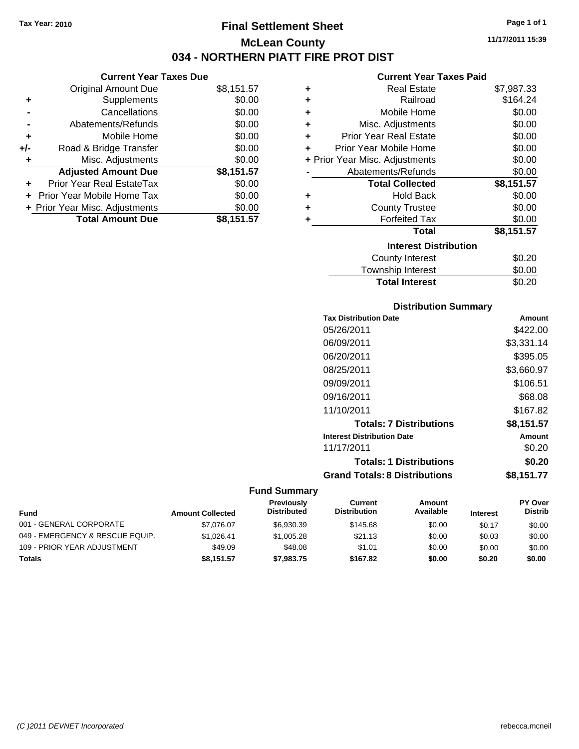Tax Year: 2010

# Final Settlement Sheet

## McLean County

## 034 - NORTHERN PIATT FIRE PROT DIST

11/17/2011 15:39

### Current Year Taxes Due

| | | |
|---|---|---|
| | Original Amount Due | $8,151.57 |
| + | Supplements | $0.00 |
| - | Cancellations | $0.00 |
| - | Abatements/Refunds | $0.00 |
| + | Mobile Home | $0.00 |
| +/- | Road & Bridge Transfer | $0.00 |
| + | Misc. Adjustments | $0.00 |
| | **Adjusted Amount Due** | **$8,151.57** |
| + | Prior Year Real EstateTax | $0.00 |
| + | Prior Year Mobile Home Tax | $0.00 |
| + | Prior Year Misc. Adjustments | $0.00 |
| | **Total Amount Due** | **$8,151.57** |

### Current Year Taxes Paid

| | | |
|---|---|---|
| + | Real Estate | $7,987.33 |
| + | Railroad | $164.24 |
| + | Mobile Home | $0.00 |
| + | Misc. Adjustments | $0.00 |
| + | Prior Year Real Estate | $0.00 |
| + | Prior Year Mobile Home | $0.00 |
| + | Prior Year Misc. Adjustments | $0.00 |
| - | Abatements/Refunds | $0.00 |
| | **Total Collected** | **$8,151.57** |
| + | Hold Back | $0.00 |
| + | County Trustee | $0.00 |
| + | Forfeited Tax | $0.00 |
| | **Total** | **$8,151.57** |

### Interest Distribution

| | |
|---|---|
| County Interest | $0.20 |
| Township Interest | $0.00 |
| **Total Interest** | $0.20 |

### Distribution Summary

| Tax Distribution Date | Amount |
|---|---|
| 05/26/2011 | $422.00 |
| 06/09/2011 | $3,331.14 |
| 06/20/2011 | $395.05 |
| 08/25/2011 | $3,660.97 |
| 09/09/2011 | $106.51 |
| 09/16/2011 | $68.08 |
| 11/10/2011 | $167.82 |
| **Totals: 7 Distributions** | **$8,151.57** |
| **Interest Distribution Date** | **Amount** |
| 11/17/2011 | $0.20 |
| **Totals: 1 Distributions** | **$0.20** |
| **Grand Totals: 8 Distributions** | **$8,151.77** |

### Fund Summary

| Fund | Amount Collected | Previously Distributed | Current Distribution | Amount Available | Interest | PY Over Distrib |
|---|---|---|---|---|---|---|
| 001 - GENERAL CORPORATE | $7,076.07 | $6,930.39 | $145.68 | $0.00 | $0.17 | $0.00 |
| 049 - EMERGENCY & RESCUE EQUIP. | $1,026.41 | $1,005.28 | $21.13 | $0.00 | $0.03 | $0.00 |
| 109 - PRIOR YEAR ADJUSTMENT | $49.09 | $48.08 | $1.01 | $0.00 | $0.00 | $0.00 |
| **Totals** | **$8,151.57** | **$7,983.75** | **$167.82** | **$0.00** | **$0.20** | **$0.00** |

(C )2011 DEVNET Incorporated — rebecca.mcneil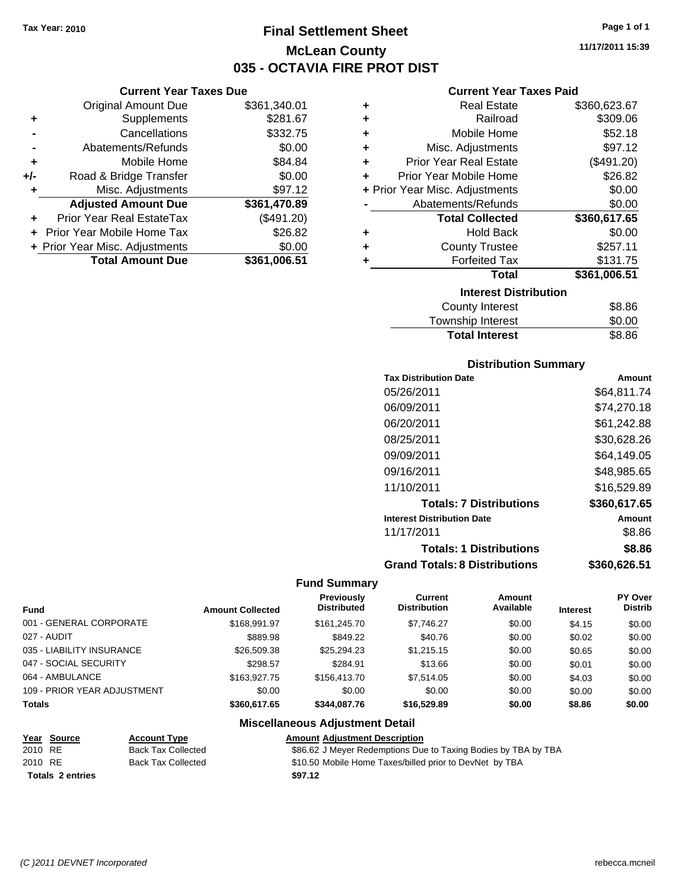Tax Year: 2010

# Final Settlement Sheet
## McLean County
## 035 - OCTAVIA FIRE PROT DIST

11/17/2011 15:39

### Current Year Taxes Due

| | | |
|---|---|---|
| | Original Amount Due | $361,340.01 |
| + | Supplements | $281.67 |
| - | Cancellations | $332.75 |
| - | Abatements/Refunds | $0.00 |
| + | Mobile Home | $84.84 |
| +/- | Road & Bridge Transfer | $0.00 |
| + | Misc. Adjustments | $97.12 |
| | **Adjusted Amount Due** | **$361,470.89** |
| + | Prior Year Real EstateTax | ($491.20) |
| + | Prior Year Mobile Home Tax | $26.82 |
| + | Prior Year Misc. Adjustments | $0.00 |
| | **Total Amount Due** | **$361,006.51** |

### Current Year Taxes Paid

| | | |
|---|---|---|
| + | Real Estate | $360,623.67 |
| + | Railroad | $309.06 |
| + | Mobile Home | $52.18 |
| + | Misc. Adjustments | $97.12 |
| + | Prior Year Real Estate | ($491.20) |
| + | Prior Year Mobile Home | $26.82 |
| + | Prior Year Misc. Adjustments | $0.00 |
| - | Abatements/Refunds | $0.00 |
| | **Total Collected** | **$360,617.65** |
| + | Hold Back | $0.00 |
| + | County Trustee | $257.11 |
| + | Forfeited Tax | $131.75 |
| | **Total** | **$361,006.51** |

### Interest Distribution

| | |
|---|---|
| County Interest | $8.86 |
| Township Interest | $0.00 |
| **Total Interest** | **$8.86** |

### Distribution Summary

| Tax Distribution Date | Amount |
|---|---|
| 05/26/2011 | $64,811.74 |
| 06/09/2011 | $74,270.18 |
| 06/20/2011 | $61,242.88 |
| 08/25/2011 | $30,628.26 |
| 09/09/2011 | $64,149.05 |
| 09/16/2011 | $48,985.65 |
| 11/10/2011 | $16,529.89 |
| **Totals: 7 Distributions** | **$360,617.65** |
| **Interest Distribution Date** | **Amount** |
| 11/17/2011 | $8.86 |
| **Totals: 1 Distributions** | **$8.86** |
| **Grand Totals: 8 Distributions** | **$360,626.51** |

### Fund Summary

| Fund | Amount Collected | Previously Distributed | Current Distribution | Amount Available | Interest | PY Over Distrib |
|---|---|---|---|---|---|---|
| 001 - GENERAL CORPORATE | $168,991.97 | $161,245.70 | $7,746.27 | $0.00 | $4.15 | $0.00 |
| 027 - AUDIT | $889.98 | $849.22 | $40.76 | $0.00 | $0.02 | $0.00 |
| 035 - LIABILITY INSURANCE | $26,509.38 | $25,294.23 | $1,215.15 | $0.00 | $0.65 | $0.00 |
| 047 - SOCIAL SECURITY | $298.57 | $284.91 | $13.66 | $0.00 | $0.01 | $0.00 |
| 064 - AMBULANCE | $163,927.75 | $156,413.70 | $7,514.05 | $0.00 | $4.03 | $0.00 |
| 109 - PRIOR YEAR ADJUSTMENT | $0.00 | $0.00 | $0.00 | $0.00 | $0.00 | $0.00 |
| **Totals** | **$360,617.65** | **$344,087.76** | **$16,529.89** | **$0.00** | **$8.86** | **$0.00** |

### Miscellaneous Adjustment Detail

| Year | Source | Account Type | Amount | Adjustment Description |
|---|---|---|---|---|
| 2010 | RE | Back Tax Collected | $86.62 | J Meyer Redemptions Due to Taxing Bodies by TBA by TBA |
| 2010 | RE | Back Tax Collected | $10.50 | Mobile Home Taxes/billed prior to DevNet by TBA |
| **Totals 2 entries** | | | **$97.12** | |

(C )2011 DEVNET Incorporated rebecca.mcneil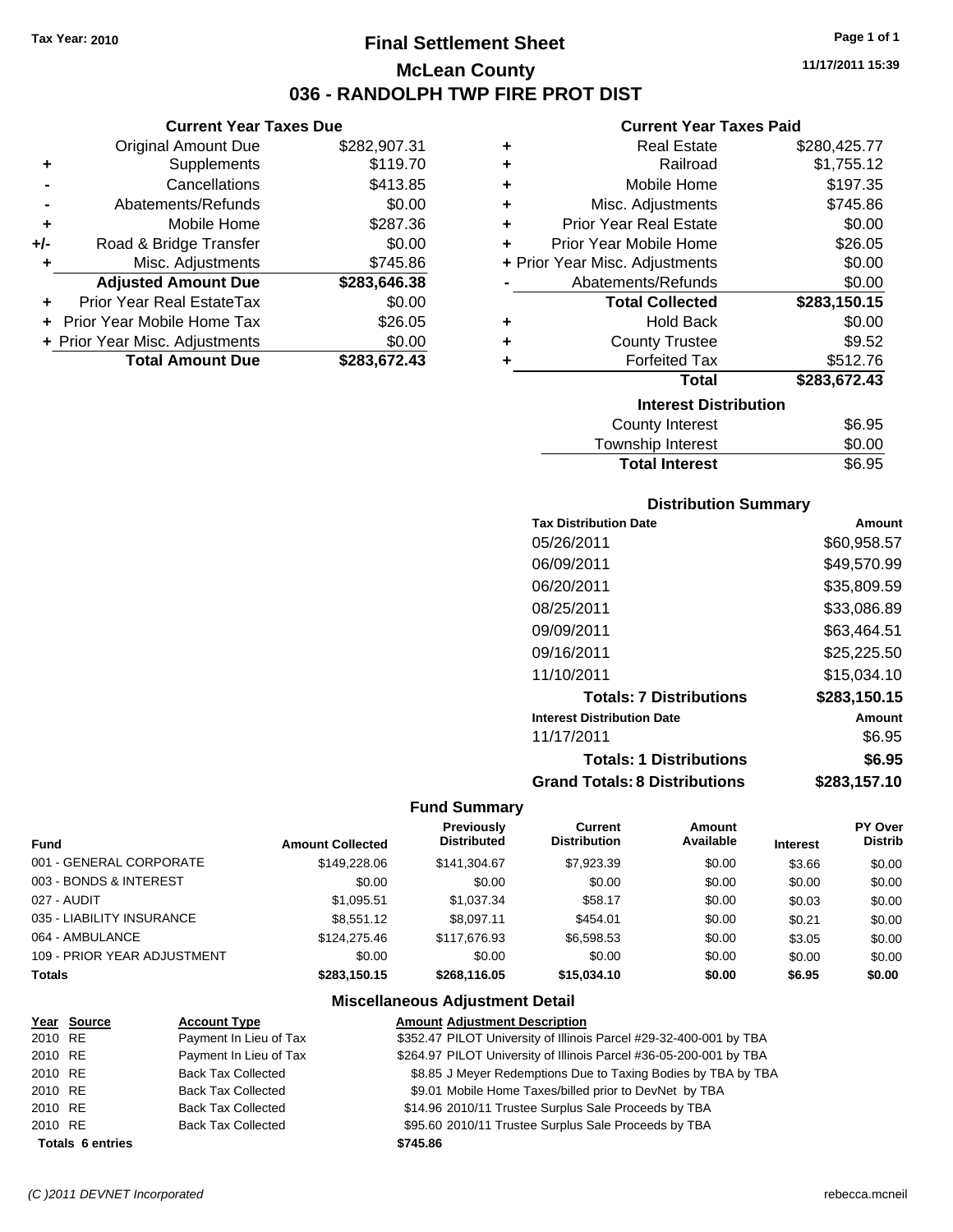Tax Year: 2010

# Final Settlement Sheet

## McLean County

## 036 - RANDOLPH TWP FIRE PROT DIST

11/17/2011 15:39

### Current Year Taxes Due

| | | |
|---|---|---|
| | Original Amount Due | $282,907.31 |
| + | Supplements | $119.70 |
| - | Cancellations | $413.85 |
| - | Abatements/Refunds | $0.00 |
| + | Mobile Home | $287.36 |
| +/- | Road & Bridge Transfer | $0.00 |
| + | Misc. Adjustments | $745.86 |
| | **Adjusted Amount Due** | **$283,646.38** |
| + | Prior Year Real EstateTax | $0.00 |
| + | Prior Year Mobile Home Tax | $26.05 |
| + | Prior Year Misc. Adjustments | $0.00 |
| | **Total Amount Due** | **$283,672.43** |

### Current Year Taxes Paid

| | | |
|---|---|---|
| + | Real Estate | $280,425.77 |
| + | Railroad | $1,755.12 |
| + | Mobile Home | $197.35 |
| + | Misc. Adjustments | $745.86 |
| + | Prior Year Real Estate | $0.00 |
| + | Prior Year Mobile Home | $26.05 |
| + | Prior Year Misc. Adjustments | $0.00 |
| - | Abatements/Refunds | $0.00 |
| | **Total Collected** | **$283,150.15** |
| + | Hold Back | $0.00 |
| + | County Trustee | $9.52 |
| + | Forfeited Tax | $512.76 |
| | **Total** | **$283,672.43** |

### Interest Distribution

| | |
|---|---|
| County Interest | $6.95 |
| Township Interest | $0.00 |
| **Total Interest** | $6.95 |

### Distribution Summary

| Tax Distribution Date | Amount |
|---|---|
| 05/26/2011 | $60,958.57 |
| 06/09/2011 | $49,570.99 |
| 06/20/2011 | $35,809.59 |
| 08/25/2011 | $33,086.89 |
| 09/09/2011 | $63,464.51 |
| 09/16/2011 | $25,225.50 |
| 11/10/2011 | $15,034.10 |
| **Totals: 7 Distributions** | **$283,150.15** |
| **Interest Distribution Date** | **Amount** |
| 11/17/2011 | $6.95 |
| **Totals: 1 Distributions** | **$6.95** |
| **Grand Totals: 8 Distributions** | **$283,157.10** |

### Fund Summary

| Fund | Amount Collected | Previously Distributed | Current Distribution | Amount Available | Interest | PY Over Distrib |
|---|---|---|---|---|---|---|
| 001 - GENERAL CORPORATE | $149,228.06 | $141,304.67 | $7,923.39 | $0.00 | $3.66 | $0.00 |
| 003 - BONDS & INTEREST | $0.00 | $0.00 | $0.00 | $0.00 | $0.00 | $0.00 |
| 027 - AUDIT | $1,095.51 | $1,037.34 | $58.17 | $0.00 | $0.03 | $0.00 |
| 035 - LIABILITY INSURANCE | $8,551.12 | $8,097.11 | $454.01 | $0.00 | $0.21 | $0.00 |
| 064 - AMBULANCE | $124,275.46 | $117,676.93 | $6,598.53 | $0.00 | $3.05 | $0.00 |
| 109 - PRIOR YEAR ADJUSTMENT | $0.00 | $0.00 | $0.00 | $0.00 | $0.00 | $0.00 |
| **Totals** | **$283,150.15** | **$268,116.05** | **$15,034.10** | **$0.00** | **$6.95** | **$0.00** |

### Miscellaneous Adjustment Detail

| Year | Source | Account Type | Amount | Adjustment Description |
|---|---|---|---|---|
| 2010 | RE | Payment In Lieu of Tax | $352.47 | PILOT University of Illinois Parcel #29-32-400-001 by TBA |
| 2010 | RE | Payment In Lieu of Tax | $264.97 | PILOT University of Illinois Parcel #36-05-200-001 by TBA |
| 2010 | RE | Back Tax Collected | $8.85 | J Meyer Redemptions Due to Taxing Bodies by TBA by TBA |
| 2010 | RE | Back Tax Collected | $9.01 | Mobile Home Taxes/billed prior to DevNet by TBA |
| 2010 | RE | Back Tax Collected | $14.96 | 2010/11 Trustee Surplus Sale Proceeds by TBA |
| 2010 | RE | Back Tax Collected | $95.60 | 2010/11 Trustee Surplus Sale Proceeds by TBA |
| **Totals** | **6 entries** | | **$745.86** | |

(C )2011 DEVNET Incorporated — rebecca.mcneil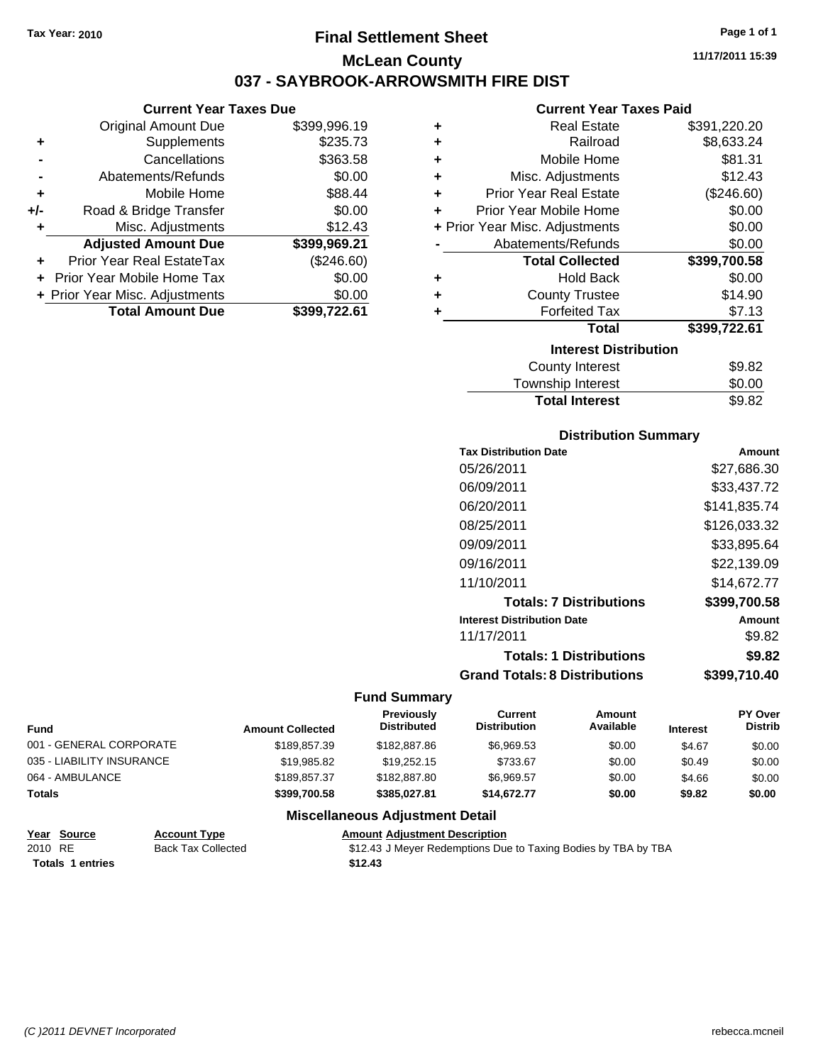Tax Year: 2010

# Final Settlement Sheet

## McLean County

## 037 - SAYBROOK-ARROWSMITH FIRE DIST

11/17/2011 15:39

### Current Year Taxes Due

| | | |
|---|---|---|
| | Original Amount Due | $399,996.19 |
| + | Supplements | $235.73 |
| - | Cancellations | $363.58 |
| - | Abatements/Refunds | $0.00 |
| + | Mobile Home | $88.44 |
| +/- | Road & Bridge Transfer | $0.00 |
| + | Misc. Adjustments | $12.43 |
| | **Adjusted Amount Due** | **$399,969.21** |
| + | Prior Year Real EstateTax | ($246.60) |
| + | Prior Year Mobile Home Tax | $0.00 |
| + | Prior Year Misc. Adjustments | $0.00 |
| | **Total Amount Due** | **$399,722.61** |

### Current Year Taxes Paid

| | | |
|---|---|---|
| + | Real Estate | $391,220.20 |
| + | Railroad | $8,633.24 |
| + | Mobile Home | $81.31 |
| + | Misc. Adjustments | $12.43 |
| + | Prior Year Real Estate | ($246.60) |
| + | Prior Year Mobile Home | $0.00 |
| + | Prior Year Misc. Adjustments | $0.00 |
| - | Abatements/Refunds | $0.00 |
| | **Total Collected** | **$399,700.58** |
| + | Hold Back | $0.00 |
| + | County Trustee | $14.90 |
| + | Forfeited Tax | $7.13 |
| | **Total** | **$399,722.61** |

### Interest Distribution

| | |
|---|---|
| County Interest | $9.82 |
| Township Interest | $0.00 |
| **Total Interest** | **$9.82** |

### Distribution Summary

| Tax Distribution Date | Amount |
|---|---|
| 05/26/2011 | $27,686.30 |
| 06/09/2011 | $33,437.72 |
| 06/20/2011 | $141,835.74 |
| 08/25/2011 | $126,033.32 |
| 09/09/2011 | $33,895.64 |
| 09/16/2011 | $22,139.09 |
| 11/10/2011 | $14,672.77 |
| **Totals: 7 Distributions** | **$399,700.58** |
| **Interest Distribution Date** | **Amount** |
| 11/17/2011 | $9.82 |
| **Totals: 1 Distributions** | **$9.82** |
| **Grand Totals: 8 Distributions** | **$399,710.40** |

### Fund Summary

| Fund | Amount Collected | Previously Distributed | Current Distribution | Amount Available | Interest | PY Over Distrib |
|---|---|---|---|---|---|---|
| 001 - GENERAL CORPORATE | $189,857.39 | $182,887.86 | $6,969.53 | $0.00 | $4.67 | $0.00 |
| 035 - LIABILITY INSURANCE | $19,985.82 | $19,252.15 | $733.67 | $0.00 | $0.49 | $0.00 |
| 064 - AMBULANCE | $189,857.37 | $182,887.80 | $6,969.57 | $0.00 | $4.66 | $0.00 |
| **Totals** | **$399,700.58** | **$385,027.81** | **$14,672.77** | **$0.00** | **$9.82** | **$0.00** |

### Miscellaneous Adjustment Detail

| Year | Source | Account Type | Amount | Adjustment Description |
|---|---|---|---|---|
| 2010 | RE | Back Tax Collected | $12.43 | J Meyer Redemptions Due to Taxing Bodies by TBA by TBA |
| **Totals** | **1 entries** | | **$12.43** | |

(C )2011 DEVNET Incorporated rebecca.mcneil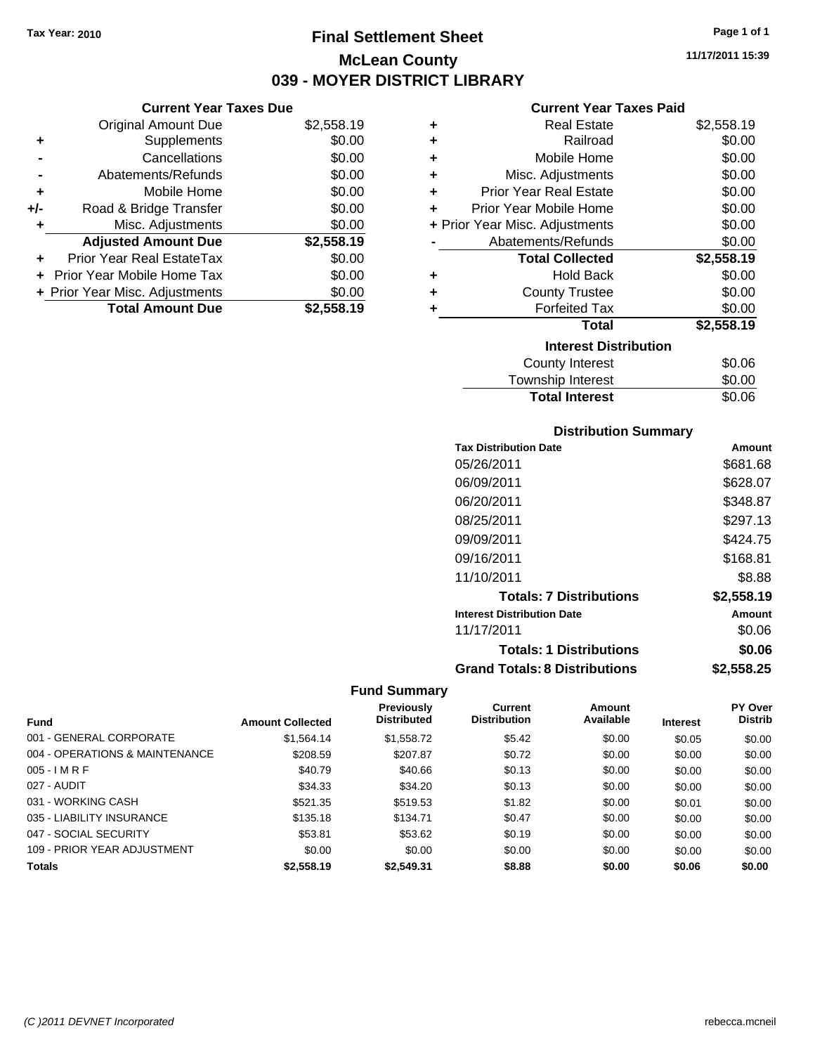Tax Year: 2010

# Final Settlement Sheet

## McLean County

## 039 - MOYER DISTRICT LIBRARY

11/17/2011 15:39

### Current Year Taxes Due

| | | |
|---|---|---|
| | Original Amount Due | $2,558.19 |
| + | Supplements | $0.00 |
| - | Cancellations | $0.00 |
| - | Abatements/Refunds | $0.00 |
| + | Mobile Home | $0.00 |
| +/- | Road & Bridge Transfer | $0.00 |
| + | Misc. Adjustments | $0.00 |
| | **Adjusted Amount Due** | **$2,558.19** |
| + | Prior Year Real EstateTax | $0.00 |
| + | Prior Year Mobile Home Tax | $0.00 |
| + | Prior Year Misc. Adjustments | $0.00 |
| | **Total Amount Due** | **$2,558.19** |

### Current Year Taxes Paid

| | | |
|---|---|---|
| + | Real Estate | $2,558.19 |
| + | Railroad | $0.00 |
| + | Mobile Home | $0.00 |
| + | Misc. Adjustments | $0.00 |
| + | Prior Year Real Estate | $0.00 |
| + | Prior Year Mobile Home | $0.00 |
| + | Prior Year Misc. Adjustments | $0.00 |
| - | Abatements/Refunds | $0.00 |
| | **Total Collected** | **$2,558.19** |
| + | Hold Back | $0.00 |
| + | County Trustee | $0.00 |
| + | Forfeited Tax | $0.00 |
| | **Total** | **$2,558.19** |

### Interest Distribution

| | |
|---|---|
| County Interest | $0.06 |
| Township Interest | $0.00 |
| **Total Interest** | $0.06 |

### Distribution Summary

| Tax Distribution Date | Amount |
|---|---|
| 05/26/2011 | $681.68 |
| 06/09/2011 | $628.07 |
| 06/20/2011 | $348.87 |
| 08/25/2011 | $297.13 |
| 09/09/2011 | $424.75 |
| 09/16/2011 | $168.81 |
| 11/10/2011 | $8.88 |
| **Totals: 7 Distributions** | **$2,558.19** |
| **Interest Distribution Date** | **Amount** |
| 11/17/2011 | $0.06 |
| **Totals: 1 Distributions** | **$0.06** |
| **Grand Totals: 8 Distributions** | **$2,558.25** |

### Fund Summary

| Fund | Amount Collected | Previously Distributed | Current Distribution | Amount Available | Interest | PY Over Distrib |
|---|---|---|---|---|---|---|
| 001 - GENERAL CORPORATE | $1,564.14 | $1,558.72 | $5.42 | $0.00 | $0.05 | $0.00 |
| 004 - OPERATIONS & MAINTENANCE | $208.59 | $207.87 | $0.72 | $0.00 | $0.00 | $0.00 |
| 005 - I M R F | $40.79 | $40.66 | $0.13 | $0.00 | $0.00 | $0.00 |
| 027 - AUDIT | $34.33 | $34.20 | $0.13 | $0.00 | $0.00 | $0.00 |
| 031 - WORKING CASH | $521.35 | $519.53 | $1.82 | $0.00 | $0.01 | $0.00 |
| 035 - LIABILITY INSURANCE | $135.18 | $134.71 | $0.47 | $0.00 | $0.00 | $0.00 |
| 047 - SOCIAL SECURITY | $53.81 | $53.62 | $0.19 | $0.00 | $0.00 | $0.00 |
| 109 - PRIOR YEAR ADJUSTMENT | $0.00 | $0.00 | $0.00 | $0.00 | $0.00 | $0.00 |
| **Totals** | **$2,558.19** | **$2,549.31** | **$8.88** | **$0.00** | **$0.06** | **$0.00** |

(C )2011 DEVNET Incorporated — rebecca.mcneil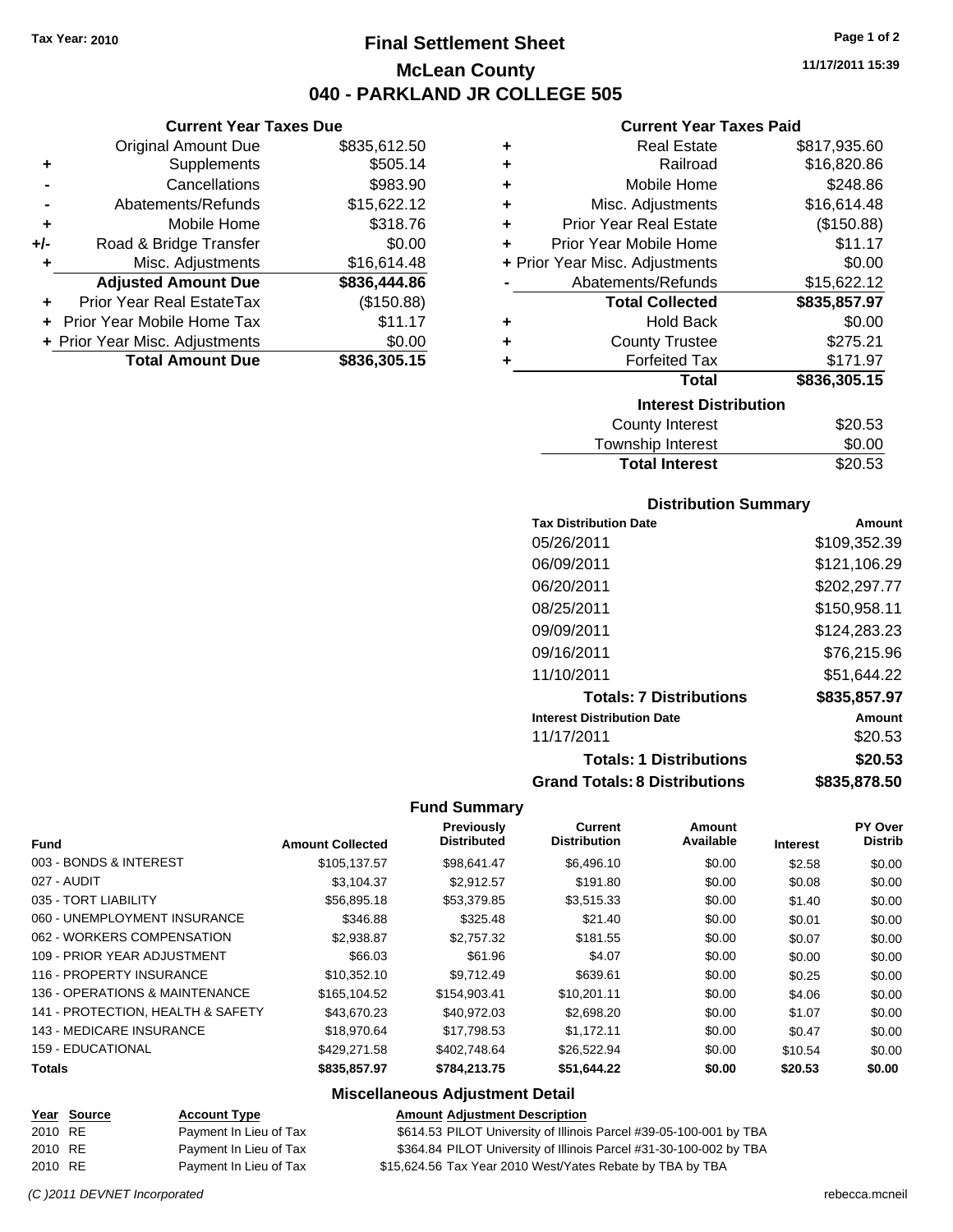**Tax Year: 2010**

# Final Settlement Sheet

## McLean County

## 040 - PARKLAND JR COLLEGE 505

11/17/2011 15:39

### Current Year Taxes Due

| | | |
|---|---|---|
| | Original Amount Due | $835,612.50 |
| + | Supplements | $505.14 |
| - | Cancellations | $983.90 |
| - | Abatements/Refunds | $15,622.12 |
| + | Mobile Home | $318.76 |
| +/- | Road & Bridge Transfer | $0.00 |
| + | Misc. Adjustments | $16,614.48 |
| | **Adjusted Amount Due** | **$836,444.86** |
| + | Prior Year Real EstateTax | ($150.88) |
| + | Prior Year Mobile Home Tax | $11.17 |
| + | Prior Year Misc. Adjustments | $0.00 |
| | **Total Amount Due** | **$836,305.15** |

### Current Year Taxes Paid

| | | |
|---|---|---|
| + | Real Estate | $817,935.60 |
| + | Railroad | $16,820.86 |
| + | Mobile Home | $248.86 |
| + | Misc. Adjustments | $16,614.48 |
| + | Prior Year Real Estate | ($150.88) |
| + | Prior Year Mobile Home | $11.17 |
| + | Prior Year Misc. Adjustments | $0.00 |
| - | Abatements/Refunds | $15,622.12 |
| | **Total Collected** | **$835,857.97** |
| + | Hold Back | $0.00 |
| + | County Trustee | $275.21 |
| + | Forfeited Tax | $171.97 |
| | **Total** | **$836,305.15** |

### Interest Distribution

| | |
|---|---|
| County Interest | $20.53 |
| Township Interest | $0.00 |
| **Total Interest** | $20.53 |

### Distribution Summary

| Tax Distribution Date | Amount |
|---|---|
| 05/26/2011 | $109,352.39 |
| 06/09/2011 | $121,106.29 |
| 06/20/2011 | $202,297.77 |
| 08/25/2011 | $150,958.11 |
| 09/09/2011 | $124,283.23 |
| 09/16/2011 | $76,215.96 |
| 11/10/2011 | $51,644.22 |
| **Totals: 7 Distributions** | **$835,857.97** |
| **Interest Distribution Date** | **Amount** |
| 11/17/2011 | $20.53 |
| **Totals: 1 Distributions** | **$20.53** |
| **Grand Totals: 8 Distributions** | **$835,878.50** |

### Fund Summary

| Fund | Amount Collected | Previously Distributed | Current Distribution | Amount Available | Interest | PY Over Distrib |
|---|---|---|---|---|---|---|
| 003 - BONDS & INTEREST | $105,137.57 | $98,641.47 | $6,496.10 | $0.00 | $2.58 | $0.00 |
| 027 - AUDIT | $3,104.37 | $2,912.57 | $191.80 | $0.00 | $0.08 | $0.00 |
| 035 - TORT LIABILITY | $56,895.18 | $53,379.85 | $3,515.33 | $0.00 | $1.40 | $0.00 |
| 060 - UNEMPLOYMENT INSURANCE | $346.88 | $325.48 | $21.40 | $0.00 | $0.01 | $0.00 |
| 062 - WORKERS COMPENSATION | $2,938.87 | $2,757.32 | $181.55 | $0.00 | $0.07 | $0.00 |
| 109 - PRIOR YEAR ADJUSTMENT | $66.03 | $61.96 | $4.07 | $0.00 | $0.00 | $0.00 |
| 116 - PROPERTY INSURANCE | $10,352.10 | $9,712.49 | $639.61 | $0.00 | $0.25 | $0.00 |
| 136 - OPERATIONS & MAINTENANCE | $165,104.52 | $154,903.41 | $10,201.11 | $0.00 | $4.06 | $0.00 |
| 141 - PROTECTION, HEALTH & SAFETY | $43,670.23 | $40,972.03 | $2,698.20 | $0.00 | $1.07 | $0.00 |
| 143 - MEDICARE INSURANCE | $18,970.64 | $17,798.53 | $1,172.11 | $0.00 | $0.47 | $0.00 |
| 159 - EDUCATIONAL | $429,271.58 | $402,748.64 | $26,522.94 | $0.00 | $10.54 | $0.00 |
| **Totals** | **$835,857.97** | **$784,213.75** | **$51,644.22** | **$0.00** | **$20.53** | **$0.00** |

### Miscellaneous Adjustment Detail

| Year | Source | Account Type | Amount | Adjustment Description |
|---|---|---|---|---|
| 2010 | RE | Payment In Lieu of Tax | $614.53 | PILOT University of Illinois Parcel #39-05-100-001 by TBA |
| 2010 | RE | Payment In Lieu of Tax | $364.84 | PILOT University of Illinois Parcel #31-30-100-002 by TBA |
| 2010 | RE | Payment In Lieu of Tax | $15,624.56 | Tax Year 2010 West/Yates Rebate by TBA by TBA |

(C )2011 DEVNET Incorporated rebecca.mcneil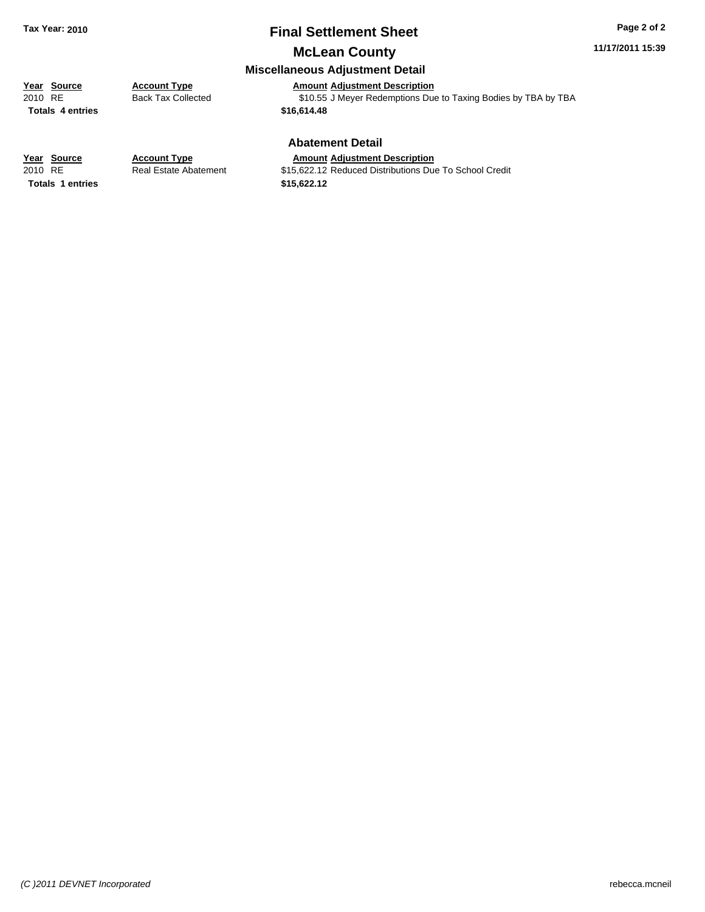## Miscellaneous Adjustment Detail

| Year | Source | Account Type | Amount | Adjustment Description |
|---|---|---|---|---|
| 2010 | RE | Back Tax Collected | $10.55 | J Meyer Redemptions Due to Taxing Bodies by TBA by TBA |
| **Totals** | **4 entries** | | **$16,614.48** | |

## Abatement Detail

| Year | Source | Account Type | Amount | Adjustment Description |
|---|---|---|---|---|
| 2010 | RE | Real Estate Abatement | $15,622.12 | Reduced Distributions Due To School Credit |
| **Totals** | **1 entries** | | **$15,622.12** | |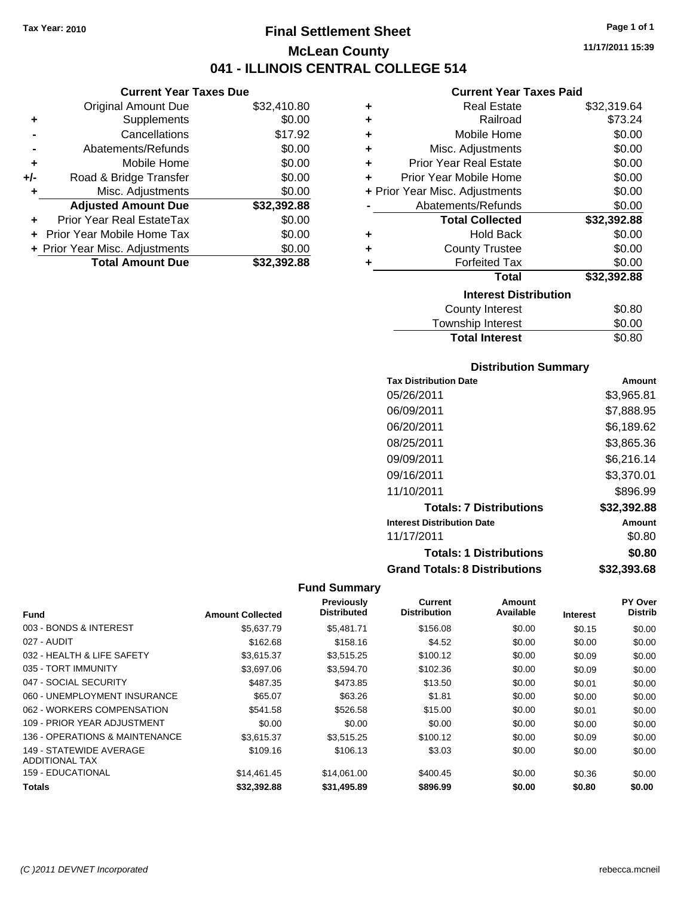Tax Year: 2010

# Final Settlement Sheet

## McLean County

## 041 - ILLINOIS CENTRAL COLLEGE 514

11/17/2011 15:39

### Current Year Taxes Due

| | | |
|---|---|---|
| | Original Amount Due | $32,410.80 |
| + | Supplements | $0.00 |
| - | Cancellations | $17.92 |
| - | Abatements/Refunds | $0.00 |
| + | Mobile Home | $0.00 |
| +/- | Road & Bridge Transfer | $0.00 |
| + | Misc. Adjustments | $0.00 |
| | **Adjusted Amount Due** | **$32,392.88** |
| + | Prior Year Real EstateTax | $0.00 |
| + | Prior Year Mobile Home Tax | $0.00 |
| + | Prior Year Misc. Adjustments | $0.00 |
| | **Total Amount Due** | **$32,392.88** |

### Current Year Taxes Paid

| | | |
|---|---|---|
| + | Real Estate | $32,319.64 |
| + | Railroad | $73.24 |
| + | Mobile Home | $0.00 |
| + | Misc. Adjustments | $0.00 |
| + | Prior Year Real Estate | $0.00 |
| + | Prior Year Mobile Home | $0.00 |
| + | Prior Year Misc. Adjustments | $0.00 |
| - | Abatements/Refunds | $0.00 |
| | **Total Collected** | **$32,392.88** |
| + | Hold Back | $0.00 |
| + | County Trustee | $0.00 |
| + | Forfeited Tax | $0.00 |
| | **Total** | **$32,392.88** |

### Interest Distribution

| | |
|---|---|
| County Interest | $0.80 |
| Township Interest | $0.00 |
| **Total Interest** | $0.80 |

### Distribution Summary

| Tax Distribution Date | Amount |
|---|---|
| 05/26/2011 | $3,965.81 |
| 06/09/2011 | $7,888.95 |
| 06/20/2011 | $6,189.62 |
| 08/25/2011 | $3,865.36 |
| 09/09/2011 | $6,216.14 |
| 09/16/2011 | $3,370.01 |
| 11/10/2011 | $896.99 |
| **Totals: 7 Distributions** | **$32,392.88** |
| **Interest Distribution Date** | **Amount** |
| 11/17/2011 | $0.80 |
| **Totals: 1 Distributions** | **$0.80** |
| **Grand Totals: 8 Distributions** | **$32,393.68** |

### Fund Summary

| Fund | Amount Collected | Previously Distributed | Current Distribution | Amount Available | Interest | PY Over Distrib |
|---|---|---|---|---|---|---|
| 003 - BONDS & INTEREST | $5,637.79 | $5,481.71 | $156.08 | $0.00 | $0.15 | $0.00 |
| 027 - AUDIT | $162.68 | $158.16 | $4.52 | $0.00 | $0.00 | $0.00 |
| 032 - HEALTH & LIFE SAFETY | $3,615.37 | $3,515.25 | $100.12 | $0.00 | $0.09 | $0.00 |
| 035 - TORT IMMUNITY | $3,697.06 | $3,594.70 | $102.36 | $0.00 | $0.09 | $0.00 |
| 047 - SOCIAL SECURITY | $487.35 | $473.85 | $13.50 | $0.00 | $0.01 | $0.00 |
| 060 - UNEMPLOYMENT INSURANCE | $65.07 | $63.26 | $1.81 | $0.00 | $0.00 | $0.00 |
| 062 - WORKERS COMPENSATION | $541.58 | $526.58 | $15.00 | $0.00 | $0.01 | $0.00 |
| 109 - PRIOR YEAR ADJUSTMENT | $0.00 | $0.00 | $0.00 | $0.00 | $0.00 | $0.00 |
| 136 - OPERATIONS & MAINTENANCE | $3,615.37 | $3,515.25 | $100.12 | $0.00 | $0.09 | $0.00 |
| 149 - STATEWIDE AVERAGE ADDITIONAL TAX | $109.16 | $106.13 | $3.03 | $0.00 | $0.00 | $0.00 |
| 159 - EDUCATIONAL | $14,461.45 | $14,061.00 | $400.45 | $0.00 | $0.36 | $0.00 |
| **Totals** | **$32,392.88** | **$31,495.89** | **$896.99** | **$0.00** | **$0.80** | **$0.00** |

(C )2011 DEVNET Incorporated rebecca.mcneil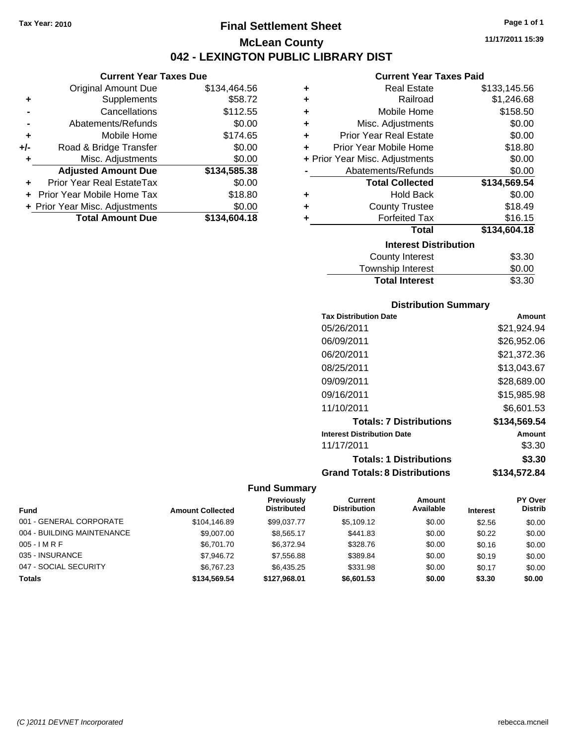**Tax Year: 2010**

# Final Settlement Sheet

## McLean County

## 042 - LEXINGTON PUBLIC LIBRARY DIST

11/17/2011 15:39

### Current Year Taxes Due

| | | |
|---|---|---|
| | Original Amount Due | $134,464.56 |
| + | Supplements | $58.72 |
| - | Cancellations | $112.55 |
| - | Abatements/Refunds | $0.00 |
| + | Mobile Home | $174.65 |
| +/- | Road & Bridge Transfer | $0.00 |
| + | Misc. Adjustments | $0.00 |
| | **Adjusted Amount Due** | **$134,585.38** |
| + | Prior Year Real EstateTax | $0.00 |
| + | Prior Year Mobile Home Tax | $18.80 |
| + | Prior Year Misc. Adjustments | $0.00 |
| | **Total Amount Due** | **$134,604.18** |

### Current Year Taxes Paid

| | | |
|---|---|---|
| + | Real Estate | $133,145.56 |
| + | Railroad | $1,246.68 |
| + | Mobile Home | $158.50 |
| + | Misc. Adjustments | $0.00 |
| + | Prior Year Real Estate | $0.00 |
| + | Prior Year Mobile Home | $18.80 |
| + | Prior Year Misc. Adjustments | $0.00 |
| - | Abatements/Refunds | $0.00 |
| | **Total Collected** | **$134,569.54** |
| + | Hold Back | $0.00 |
| + | County Trustee | $18.49 |
| + | Forfeited Tax | $16.15 |
| | **Total** | **$134,604.18** |

### Interest Distribution

| | |
|---|---|
| County Interest | $3.30 |
| Township Interest | $0.00 |
| **Total Interest** | $3.30 |

### Distribution Summary

| Tax Distribution Date | Amount |
|---|---|
| 05/26/2011 | $21,924.94 |
| 06/09/2011 | $26,952.06 |
| 06/20/2011 | $21,372.36 |
| 08/25/2011 | $13,043.67 |
| 09/09/2011 | $28,689.00 |
| 09/16/2011 | $15,985.98 |
| 11/10/2011 | $6,601.53 |
| **Totals: 7 Distributions** | **$134,569.54** |
| **Interest Distribution Date** | **Amount** |
| 11/17/2011 | $3.30 |
| **Totals: 1 Distributions** | **$3.30** |
| **Grand Totals: 8 Distributions** | **$134,572.84** |

### Fund Summary

| Fund | Amount Collected | Previously Distributed | Current Distribution | Amount Available | Interest | PY Over Distrib |
|---|---|---|---|---|---|---|
| 001 - GENERAL CORPORATE | $104,146.89 | $99,037.77 | $5,109.12 | $0.00 | $2.56 | $0.00 |
| 004 - BUILDING MAINTENANCE | $9,007.00 | $8,565.17 | $441.83 | $0.00 | $0.22 | $0.00 |
| 005 - I M R F | $6,701.70 | $6,372.94 | $328.76 | $0.00 | $0.16 | $0.00 |
| 035 - INSURANCE | $7,946.72 | $7,556.88 | $389.84 | $0.00 | $0.19 | $0.00 |
| 047 - SOCIAL SECURITY | $6,767.23 | $6,435.25 | $331.98 | $0.00 | $0.17 | $0.00 |
| **Totals** | **$134,569.54** | **$127,968.01** | **$6,601.53** | **$0.00** | **$3.30** | **$0.00** |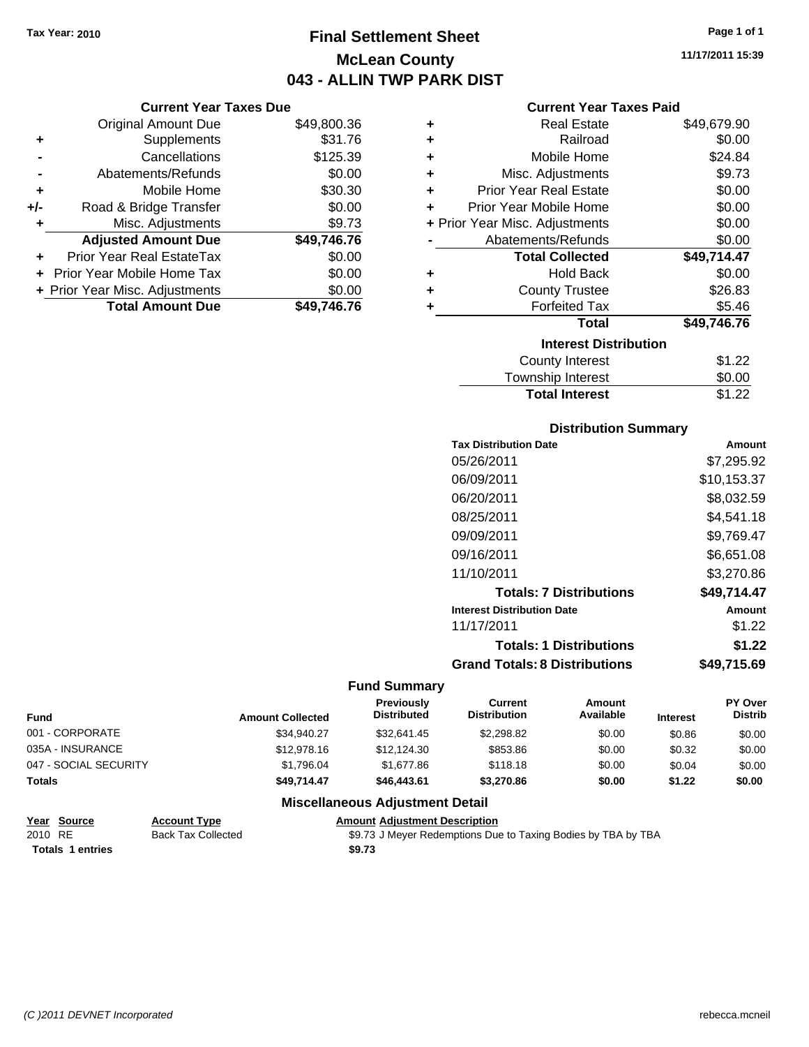Tax Year: 2010

# Final Settlement Sheet

## McLean County

## 043 - ALLIN TWP PARK DIST

11/17/2011 15:39

### Current Year Taxes Due

| | | |
|---|---|---|
| | Original Amount Due | $49,800.36 |
| + | Supplements | $31.76 |
| - | Cancellations | $125.39 |
| - | Abatements/Refunds | $0.00 |
| + | Mobile Home | $30.30 |
| +/- | Road & Bridge Transfer | $0.00 |
| + | Misc. Adjustments | $9.73 |
| | **Adjusted Amount Due** | **$49,746.76** |
| + | Prior Year Real EstateTax | $0.00 |
| + | Prior Year Mobile Home Tax | $0.00 |
| + | Prior Year Misc. Adjustments | $0.00 |
| | **Total Amount Due** | **$49,746.76** |

### Current Year Taxes Paid

| | | |
|---|---|---|
| + | Real Estate | $49,679.90 |
| + | Railroad | $0.00 |
| + | Mobile Home | $24.84 |
| + | Misc. Adjustments | $9.73 |
| + | Prior Year Real Estate | $0.00 |
| + | Prior Year Mobile Home | $0.00 |
| + | Prior Year Misc. Adjustments | $0.00 |
| - | Abatements/Refunds | $0.00 |
| | **Total Collected** | **$49,714.47** |
| + | Hold Back | $0.00 |
| + | County Trustee | $26.83 |
| + | Forfeited Tax | $5.46 |
| | **Total** | **$49,746.76** |

### Interest Distribution

| | |
|---|---|
| County Interest | $1.22 |
| Township Interest | $0.00 |
| **Total Interest** | $1.22 |

### Distribution Summary

| Tax Distribution Date | Amount |
|---|---|
| 05/26/2011 | $7,295.92 |
| 06/09/2011 | $10,153.37 |
| 06/20/2011 | $8,032.59 |
| 08/25/2011 | $4,541.18 |
| 09/09/2011 | $9,769.47 |
| 09/16/2011 | $6,651.08 |
| 11/10/2011 | $3,270.86 |
| **Totals: 7 Distributions** | **$49,714.47** |
| **Interest Distribution Date** | **Amount** |
| 11/17/2011 | $1.22 |
| **Totals: 1 Distributions** | **$1.22** |
| **Grand Totals: 8 Distributions** | **$49,715.69** |

### Fund Summary

| Fund | Amount Collected | Previously Distributed | Current Distribution | Amount Available | Interest | PY Over Distrib |
|---|---|---|---|---|---|---|
| 001 - CORPORATE | $34,940.27 | $32,641.45 | $2,298.82 | $0.00 | $0.86 | $0.00 |
| 035A - INSURANCE | $12,978.16 | $12,124.30 | $853.86 | $0.00 | $0.32 | $0.00 |
| 047 - SOCIAL SECURITY | $1,796.04 | $1,677.86 | $118.18 | $0.00 | $0.04 | $0.00 |
| **Totals** | **$49,714.47** | **$46,443.61** | **$3,270.86** | **$0.00** | **$1.22** | **$0.00** |

### Miscellaneous Adjustment Detail

| Year | Source | Account Type | Amount | Adjustment Description |
|---|---|---|---|---|
| 2010 | RE | Back Tax Collected | $9.73 | J Meyer Redemptions Due to Taxing Bodies by TBA by TBA |
| **Totals** | **1 entries** | | **$9.73** | |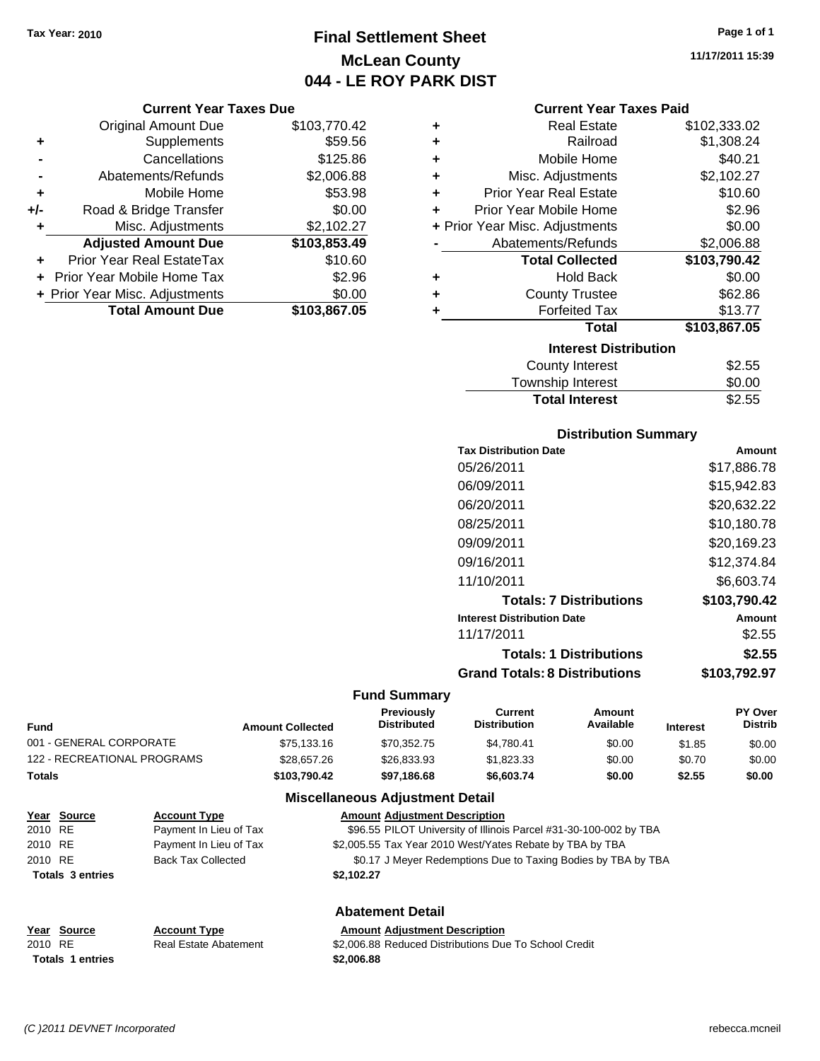Tax Year: 2010

# Final Settlement Sheet
## McLean County
## 044 - LE ROY PARK DIST

11/17/2011 15:39

### Current Year Taxes Due

| | | |
|---|---|---|
| | Original Amount Due | $103,770.42 |
| + | Supplements | $59.56 |
| - | Cancellations | $125.86 |
| - | Abatements/Refunds | $2,006.88 |
| + | Mobile Home | $53.98 |
| +/- | Road & Bridge Transfer | $0.00 |
| + | Misc. Adjustments | $2,102.27 |
| | **Adjusted Amount Due** | **$103,853.49** |
| + | Prior Year Real EstateTax | $10.60 |
| + | Prior Year Mobile Home Tax | $2.96 |
| + | Prior Year Misc. Adjustments | $0.00 |
| | **Total Amount Due** | **$103,867.05** |

### Current Year Taxes Paid

| | | |
|---|---|---|
| + | Real Estate | $102,333.02 |
| + | Railroad | $1,308.24 |
| + | Mobile Home | $40.21 |
| + | Misc. Adjustments | $2,102.27 |
| + | Prior Year Real Estate | $10.60 |
| + | Prior Year Mobile Home | $2.96 |
| + | Prior Year Misc. Adjustments | $0.00 |
| - | Abatements/Refunds | $2,006.88 |
| | **Total Collected** | **$103,790.42** |
| + | Hold Back | $0.00 |
| + | County Trustee | $62.86 |
| + | Forfeited Tax | $13.77 |
| | **Total** | **$103,867.05** |

### Interest Distribution

| | |
|---|---|
| County Interest | $2.55 |
| Township Interest | $0.00 |
| **Total Interest** | $2.55 |

### Distribution Summary

| Tax Distribution Date | Amount |
|---|---|
| 05/26/2011 | $17,886.78 |
| 06/09/2011 | $15,942.83 |
| 06/20/2011 | $20,632.22 |
| 08/25/2011 | $10,180.78 |
| 09/09/2011 | $20,169.23 |
| 09/16/2011 | $12,374.84 |
| 11/10/2011 | $6,603.74 |
| **Totals: 7 Distributions** | **$103,790.42** |
| **Interest Distribution Date** | **Amount** |
| 11/17/2011 | $2.55 |
| **Totals: 1 Distributions** | **$2.55** |
| **Grand Totals: 8 Distributions** | **$103,792.97** |

### Fund Summary

| Fund | Amount Collected | Previously Distributed | Current Distribution | Amount Available | Interest | PY Over Distrib |
|---|---|---|---|---|---|---|
| 001 - GENERAL CORPORATE | $75,133.16 | $70,352.75 | $4,780.41 | $0.00 | $1.85 | $0.00 |
| 122 - RECREATIONAL PROGRAMS | $28,657.26 | $26,833.93 | $1,823.33 | $0.00 | $0.70 | $0.00 |
| **Totals** | **$103,790.42** | **$97,186.68** | **$6,603.74** | **$0.00** | **$2.55** | **$0.00** |

### Miscellaneous Adjustment Detail

| Year | Source | Account Type | Amount | Adjustment Description |
|---|---|---|---|---|
| 2010 | RE | Payment In Lieu of Tax | $96.55 | PILOT University of Illinois Parcel #31-30-100-002 by TBA |
| 2010 | RE | Payment In Lieu of Tax | $2,005.55 | Tax Year 2010 West/Yates Rebate by TBA by TBA |
| 2010 | RE | Back Tax Collected | $0.17 | J Meyer Redemptions Due to Taxing Bodies by TBA by TBA |
| **Totals 3 entries** | | | **$2,102.27** | |

### Abatement Detail

| Year | Source | Account Type | Amount | Adjustment Description |
|---|---|---|---|---|
| 2010 | RE | Real Estate Abatement | $2,006.88 | Reduced Distributions Due To School Credit |
| **Totals 1 entries** | | | **$2,006.88** | |

(C )2011 DEVNET Incorporated rebecca.mcneil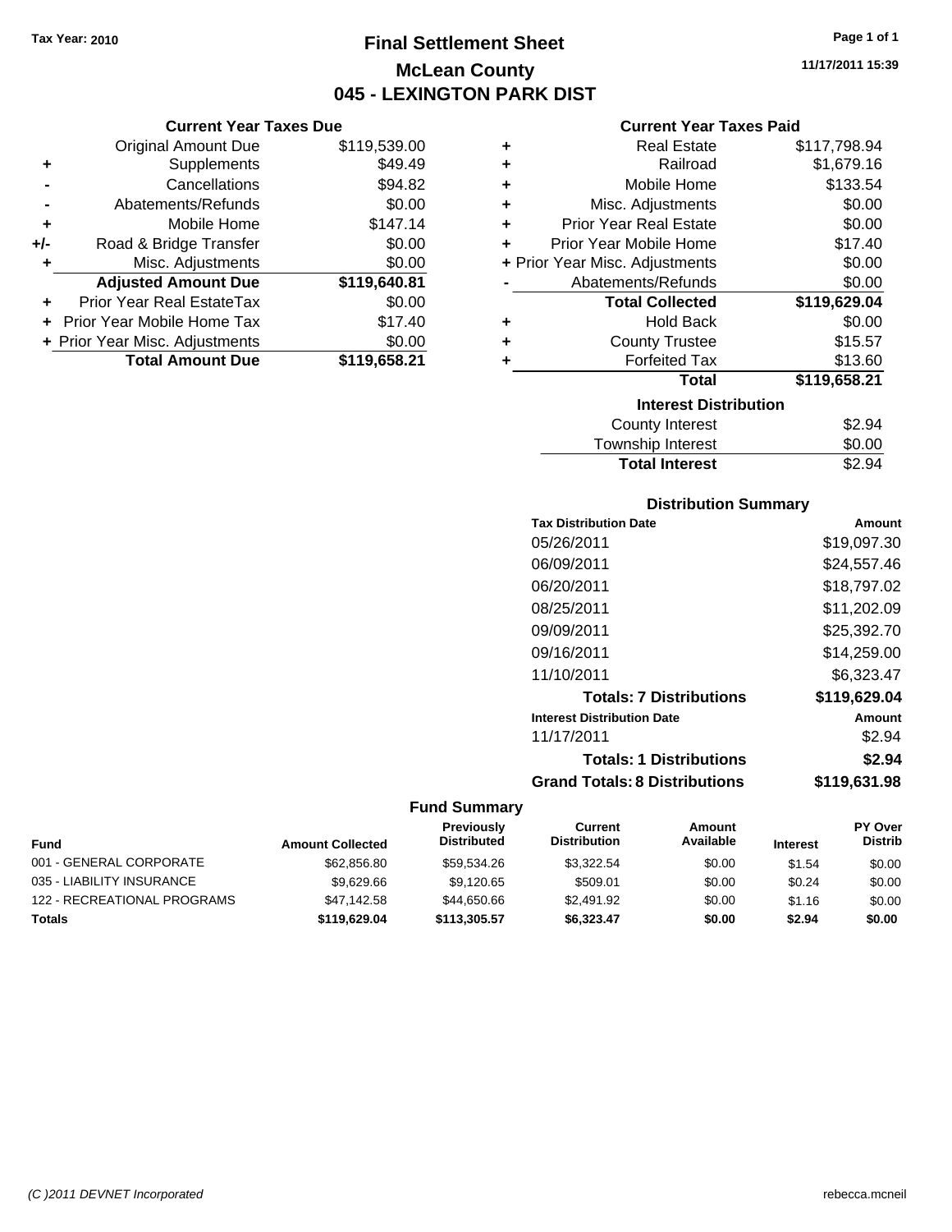Tax Year: 2010

# Final Settlement Sheet

## McLean County

## 045 - LEXINGTON PARK DIST

11/17/2011 15:39

### Current Year Taxes Due

| | | |
|---|---|---|
| | Original Amount Due | $119,539.00 |
| + | Supplements | $49.49 |
| - | Cancellations | $94.82 |
| - | Abatements/Refunds | $0.00 |
| + | Mobile Home | $147.14 |
| +/- | Road & Bridge Transfer | $0.00 |
| + | Misc. Adjustments | $0.00 |
| | **Adjusted Amount Due** | **$119,640.81** |
| + | Prior Year Real EstateTax | $0.00 |
| + | Prior Year Mobile Home Tax | $17.40 |
| + | Prior Year Misc. Adjustments | $0.00 |
| | **Total Amount Due** | **$119,658.21** |

### Current Year Taxes Paid

| | | |
|---|---|---|
| + | Real Estate | $117,798.94 |
| + | Railroad | $1,679.16 |
| + | Mobile Home | $133.54 |
| + | Misc. Adjustments | $0.00 |
| + | Prior Year Real Estate | $0.00 |
| + | Prior Year Mobile Home | $17.40 |
| + | Prior Year Misc. Adjustments | $0.00 |
| - | Abatements/Refunds | $0.00 |
| | **Total Collected** | **$119,629.04** |
| + | Hold Back | $0.00 |
| + | County Trustee | $15.57 |
| + | Forfeited Tax | $13.60 |
| | **Total** | **$119,658.21** |

### Interest Distribution

| | |
|---|---|
| County Interest | $2.94 |
| Township Interest | $0.00 |
| **Total Interest** | $2.94 |

### Distribution Summary

| Tax Distribution Date | Amount |
|---|---|
| 05/26/2011 | $19,097.30 |
| 06/09/2011 | $24,557.46 |
| 06/20/2011 | $18,797.02 |
| 08/25/2011 | $11,202.09 |
| 09/09/2011 | $25,392.70 |
| 09/16/2011 | $14,259.00 |
| 11/10/2011 | $6,323.47 |
| **Totals: 7 Distributions** | **$119,629.04** |
| **Interest Distribution Date** | **Amount** |
| 11/17/2011 | $2.94 |
| **Totals: 1 Distributions** | **$2.94** |
| **Grand Totals: 8 Distributions** | **$119,631.98** |

### Fund Summary

| Fund | Amount Collected | Previously Distributed | Current Distribution | Amount Available | Interest | PY Over Distrib |
|---|---|---|---|---|---|---|
| 001 - GENERAL CORPORATE | $62,856.80 | $59,534.26 | $3,322.54 | $0.00 | $1.54 | $0.00 |
| 035 - LIABILITY INSURANCE | $9,629.66 | $9,120.65 | $509.01 | $0.00 | $0.24 | $0.00 |
| 122 - RECREATIONAL PROGRAMS | $47,142.58 | $44,650.66 | $2,491.92 | $0.00 | $1.16 | $0.00 |
| **Totals** | **$119,629.04** | **$113,305.57** | **$6,323.47** | **$0.00** | **$2.94** | **$0.00** |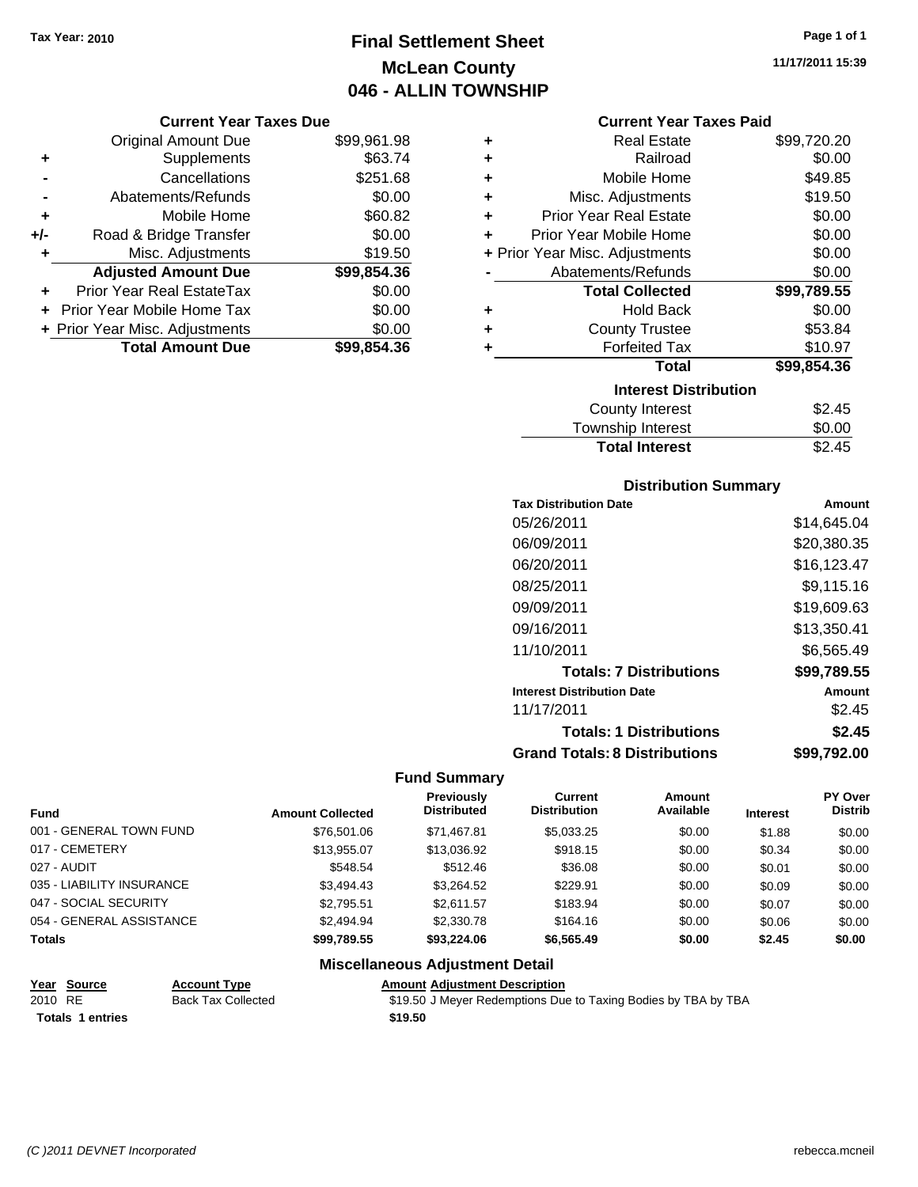Tax Year: 2010

# Final Settlement Sheet
## McLean County
## 046 - ALLIN TOWNSHIP

11/17/2011 15:39

### Current Year Taxes Due

| | | |
|---|---|---|
| | Original Amount Due | $99,961.98 |
| + | Supplements | $63.74 |
| - | Cancellations | $251.68 |
| - | Abatements/Refunds | $0.00 |
| + | Mobile Home | $60.82 |
| +/- | Road & Bridge Transfer | $0.00 |
| + | Misc. Adjustments | $19.50 |
| | **Adjusted Amount Due** | **$99,854.36** |
| + | Prior Year Real EstateTax | $0.00 |
| + | Prior Year Mobile Home Tax | $0.00 |
| + | Prior Year Misc. Adjustments | $0.00 |
| | **Total Amount Due** | **$99,854.36** |

### Current Year Taxes Paid

| | | |
|---|---|---|
| + | Real Estate | $99,720.20 |
| + | Railroad | $0.00 |
| + | Mobile Home | $49.85 |
| + | Misc. Adjustments | $19.50 |
| + | Prior Year Real Estate | $0.00 |
| + | Prior Year Mobile Home | $0.00 |
| + | Prior Year Misc. Adjustments | $0.00 |
| - | Abatements/Refunds | $0.00 |
| | **Total Collected** | **$99,789.55** |
| + | Hold Back | $0.00 |
| + | County Trustee | $53.84 |
| + | Forfeited Tax | $10.97 |
| | **Total** | **$99,854.36** |

### Interest Distribution

| | |
|---|---|
| County Interest | $2.45 |
| Township Interest | $0.00 |
| **Total Interest** | $2.45 |

### Distribution Summary

| Tax Distribution Date | Amount |
|---|---|
| 05/26/2011 | $14,645.04 |
| 06/09/2011 | $20,380.35 |
| 06/20/2011 | $16,123.47 |
| 08/25/2011 | $9,115.16 |
| 09/09/2011 | $19,609.63 |
| 09/16/2011 | $13,350.41 |
| 11/10/2011 | $6,565.49 |
| **Totals: 7 Distributions** | **$99,789.55** |
| **Interest Distribution Date** | **Amount** |
| 11/17/2011 | $2.45 |
| **Totals: 1 Distributions** | **$2.45** |
| **Grand Totals: 8 Distributions** | **$99,792.00** |

### Fund Summary

| Fund | Amount Collected | Previously Distributed | Current Distribution | Amount Available | Interest | PY Over Distrib |
|---|---|---|---|---|---|---|
| 001 - GENERAL TOWN FUND | $76,501.06 | $71,467.81 | $5,033.25 | $0.00 | $1.88 | $0.00 |
| 017 - CEMETERY | $13,955.07 | $13,036.92 | $918.15 | $0.00 | $0.34 | $0.00 |
| 027 - AUDIT | $548.54 | $512.46 | $36.08 | $0.00 | $0.01 | $0.00 |
| 035 - LIABILITY INSURANCE | $3,494.43 | $3,264.52 | $229.91 | $0.00 | $0.09 | $0.00 |
| 047 - SOCIAL SECURITY | $2,795.51 | $2,611.57 | $183.94 | $0.00 | $0.07 | $0.00 |
| 054 - GENERAL ASSISTANCE | $2,494.94 | $2,330.78 | $164.16 | $0.00 | $0.06 | $0.00 |
| **Totals** | **$99,789.55** | **$93,224.06** | **$6,565.49** | **$0.00** | **$2.45** | **$0.00** |

### Miscellaneous Adjustment Detail

| Year | Source | Account Type | Amount | Adjustment Description |
|---|---|---|---|---|
| 2010 | RE | Back Tax Collected | $19.50 | J Meyer Redemptions Due to Taxing Bodies by TBA by TBA |
| **Totals 1 entries** | | | **$19.50** | |

*(C )2011 DEVNET Incorporated* rebecca.mcneil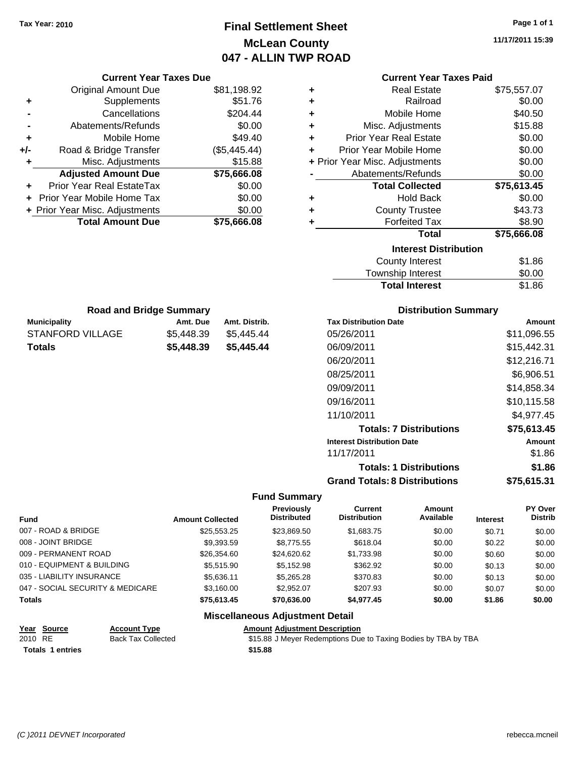Tax Year: 2010

# Final Settlement Sheet
## McLean County
## 047 - ALLIN TWP ROAD

11/17/2011 15:39

### Current Year Taxes Due

| | | |
|---|---|---|
| | Original Amount Due | $81,198.92 |
| + | Supplements | $51.76 |
| - | Cancellations | $204.44 |
| - | Abatements/Refunds | $0.00 |
| + | Mobile Home | $49.40 |
| +/- | Road & Bridge Transfer | ($5,445.44) |
| + | Misc. Adjustments | $15.88 |
| | **Adjusted Amount Due** | **$75,666.08** |
| + | Prior Year Real EstateTax | $0.00 |
| + | Prior Year Mobile Home Tax | $0.00 |
| + | Prior Year Misc. Adjustments | $0.00 |
| | **Total Amount Due** | **$75,666.08** |

### Current Year Taxes Paid

| | | |
|---|---|---|
| + | Real Estate | $75,557.07 |
| + | Railroad | $0.00 |
| + | Mobile Home | $40.50 |
| + | Misc. Adjustments | $15.88 |
| + | Prior Year Real Estate | $0.00 |
| + | Prior Year Mobile Home | $0.00 |
| + | Prior Year Misc. Adjustments | $0.00 |
| - | Abatements/Refunds | $0.00 |
| | **Total Collected** | **$75,613.45** |
| + | Hold Back | $0.00 |
| + | County Trustee | $43.73 |
| + | Forfeited Tax | $8.90 |
| | **Total** | **$75,666.08** |

### Interest Distribution

| | |
|---|---|
| County Interest | $1.86 |
| Township Interest | $0.00 |
| **Total Interest** | **$1.86** |

### Road and Bridge Summary

| Municipality | Amt. Due | Amt. Distrib. |
|---|---|---|
| STANFORD VILLAGE | $5,448.39 | $5,445.44 |
| **Totals** | **$5,448.39** | **$5,445.44** |

### Distribution Summary

| Tax Distribution Date | Amount |
|---|---|
| 05/26/2011 | $11,096.55 |
| 06/09/2011 | $15,442.31 |
| 06/20/2011 | $12,216.71 |
| 08/25/2011 | $6,906.51 |
| 09/09/2011 | $14,858.34 |
| 09/16/2011 | $10,115.58 |
| 11/10/2011 | $4,977.45 |
| **Totals: 7 Distributions** | **$75,613.45** |
| **Interest Distribution Date** | **Amount** |
| 11/17/2011 | $1.86 |
| **Totals: 1 Distributions** | **$1.86** |
| **Grand Totals: 8 Distributions** | **$75,615.31** |

### Fund Summary

| Fund | Amount Collected | Previously Distributed | Current Distribution | Amount Available | Interest | PY Over Distrib |
|---|---|---|---|---|---|---|
| 007 - ROAD & BRIDGE | $25,553.25 | $23,869.50 | $1,683.75 | $0.00 | $0.71 | $0.00 |
| 008 - JOINT BRIDGE | $9,393.59 | $8,775.55 | $618.04 | $0.00 | $0.22 | $0.00 |
| 009 - PERMANENT ROAD | $26,354.60 | $24,620.62 | $1,733.98 | $0.00 | $0.60 | $0.00 |
| 010 - EQUIPMENT & BUILDING | $5,515.90 | $5,152.98 | $362.92 | $0.00 | $0.13 | $0.00 |
| 035 - LIABILITY INSURANCE | $5,636.11 | $5,265.28 | $370.83 | $0.00 | $0.13 | $0.00 |
| 047 - SOCIAL SECURITY & MEDICARE | $3,160.00 | $2,952.07 | $207.93 | $0.00 | $0.07 | $0.00 |
| **Totals** | **$75,613.45** | **$70,636.00** | **$4,977.45** | **$0.00** | **$1.86** | **$0.00** |

### Miscellaneous Adjustment Detail

| Year | Source | Account Type | Amount | Adjustment Description |
|---|---|---|---|---|
| 2010 | RE | Back Tax Collected | $15.88 | J Meyer Redemptions Due to Taxing Bodies by TBA by TBA |
| **Totals 1 entries** | | | **$15.88** | |

(C )2011 DEVNET Incorporated rebecca.mcneil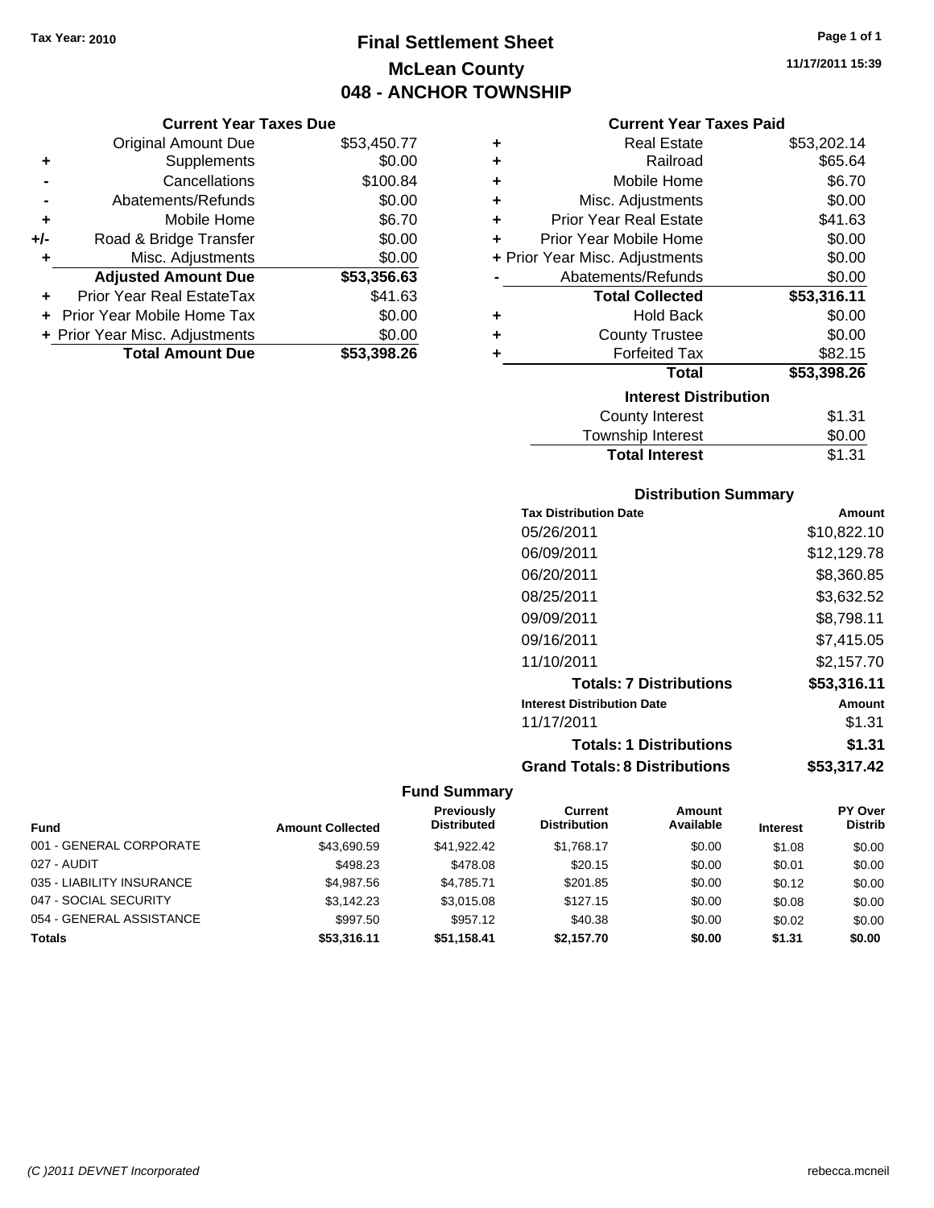Tax Year: 2010

# Final Settlement Sheet

## McLean County

## 048 - ANCHOR TOWNSHIP

11/17/2011 15:39

### Current Year Taxes Due

| | | |
|---|---|---|
| | Original Amount Due | $53,450.77 |
| + | Supplements | $0.00 |
| - | Cancellations | $100.84 |
| - | Abatements/Refunds | $0.00 |
| + | Mobile Home | $6.70 |
| +/- | Road & Bridge Transfer | $0.00 |
| + | Misc. Adjustments | $0.00 |
| | **Adjusted Amount Due** | **$53,356.63** |
| + | Prior Year Real EstateTax | $41.63 |
| + | Prior Year Mobile Home Tax | $0.00 |
| + | Prior Year Misc. Adjustments | $0.00 |
| | **Total Amount Due** | **$53,398.26** |

### Current Year Taxes Paid

| | | |
|---|---|---|
| + | Real Estate | $53,202.14 |
| + | Railroad | $65.64 |
| + | Mobile Home | $6.70 |
| + | Misc. Adjustments | $0.00 |
| + | Prior Year Real Estate | $41.63 |
| + | Prior Year Mobile Home | $0.00 |
| + | Prior Year Misc. Adjustments | $0.00 |
| - | Abatements/Refunds | $0.00 |
| | **Total Collected** | **$53,316.11** |
| + | Hold Back | $0.00 |
| + | County Trustee | $0.00 |
| + | Forfeited Tax | $82.15 |
| | **Total** | **$53,398.26** |

### Interest Distribution

| | |
|---|---|
| County Interest | $1.31 |
| Township Interest | $0.00 |
| **Total Interest** | $1.31 |

### Distribution Summary

| Tax Distribution Date | Amount |
|---|---|
| 05/26/2011 | $10,822.10 |
| 06/09/2011 | $12,129.78 |
| 06/20/2011 | $8,360.85 |
| 08/25/2011 | $3,632.52 |
| 09/09/2011 | $8,798.11 |
| 09/16/2011 | $7,415.05 |
| 11/10/2011 | $2,157.70 |
| **Totals: 7 Distributions** | **$53,316.11** |
| **Interest Distribution Date** | **Amount** |
| 11/17/2011 | $1.31 |
| **Totals: 1 Distributions** | **$1.31** |
| **Grand Totals: 8 Distributions** | **$53,317.42** |

### Fund Summary

| Fund | Amount Collected | Previously Distributed | Current Distribution | Amount Available | Interest | PY Over Distrib |
|---|---|---|---|---|---|---|
| 001 - GENERAL CORPORATE | $43,690.59 | $41,922.42 | $1,768.17 | $0.00 | $1.08 | $0.00 |
| 027 - AUDIT | $498.23 | $478.08 | $20.15 | $0.00 | $0.01 | $0.00 |
| 035 - LIABILITY INSURANCE | $4,987.56 | $4,785.71 | $201.85 | $0.00 | $0.12 | $0.00 |
| 047 - SOCIAL SECURITY | $3,142.23 | $3,015.08 | $127.15 | $0.00 | $0.08 | $0.00 |
| 054 - GENERAL ASSISTANCE | $997.50 | $957.12 | $40.38 | $0.00 | $0.02 | $0.00 |
| **Totals** | **$53,316.11** | **$51,158.41** | **$2,157.70** | **$0.00** | **$1.31** | **$0.00** |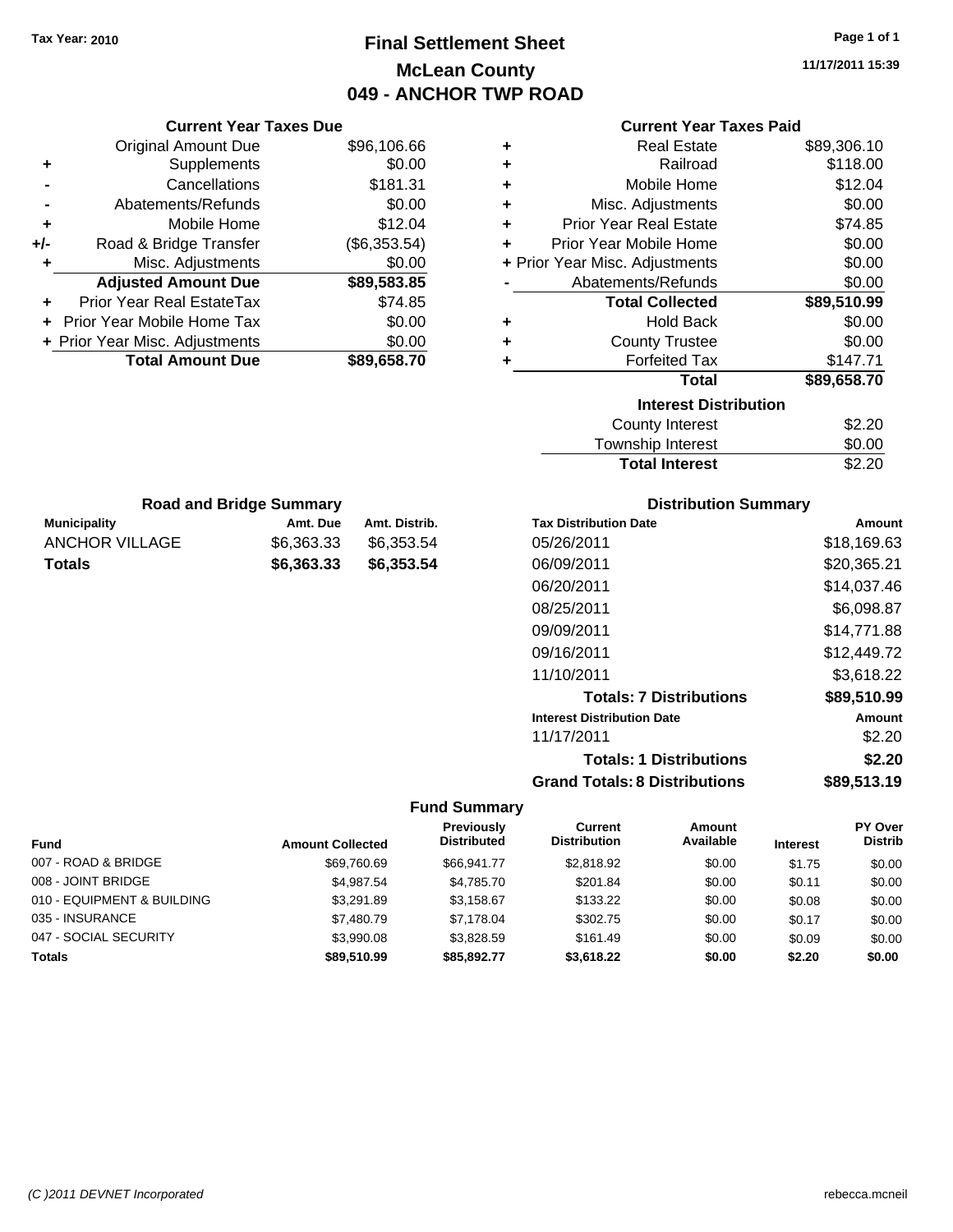Tax Year: 2010

# Final Settlement Sheet
## McLean County
## 049 - ANCHOR TWP ROAD

11/17/2011 15:39

### Current Year Taxes Due

| | | |
|---|---|---|
| | Original Amount Due | $96,106.66 |
| + | Supplements | $0.00 |
| - | Cancellations | $181.31 |
| - | Abatements/Refunds | $0.00 |
| + | Mobile Home | $12.04 |
| +/- | Road & Bridge Transfer | ($6,353.54) |
| + | Misc. Adjustments | $0.00 |
| | **Adjusted Amount Due** | **$89,583.85** |
| + | Prior Year Real EstateTax | $74.85 |
| + | Prior Year Mobile Home Tax | $0.00 |
| + | Prior Year Misc. Adjustments | $0.00 |
| | **Total Amount Due** | **$89,658.70** |

### Current Year Taxes Paid

| | | |
|---|---|---|
| + | Real Estate | $89,306.10 |
| + | Railroad | $118.00 |
| + | Mobile Home | $12.04 |
| + | Misc. Adjustments | $0.00 |
| + | Prior Year Real Estate | $74.85 |
| + | Prior Year Mobile Home | $0.00 |
| + | Prior Year Misc. Adjustments | $0.00 |
| - | Abatements/Refunds | $0.00 |
| | **Total Collected** | **$89,510.99** |
| + | Hold Back | $0.00 |
| + | County Trustee | $0.00 |
| + | Forfeited Tax | $147.71 |
| | **Total** | **$89,658.70** |

### Interest Distribution

| | |
|---|---|
| County Interest | $2.20 |
| Township Interest | $0.00 |
| **Total Interest** | $2.20 |

### Road and Bridge Summary

| Municipality | Amt. Due | Amt. Distrib. |
|---|---|---|
| ANCHOR VILLAGE | $6,363.33 | $6,353.54 |
| **Totals** | **$6,363.33** | **$6,353.54** |

### Distribution Summary

| Tax Distribution Date | Amount |
|---|---|
| 05/26/2011 | $18,169.63 |
| 06/09/2011 | $20,365.21 |
| 06/20/2011 | $14,037.46 |
| 08/25/2011 | $6,098.87 |
| 09/09/2011 | $14,771.88 |
| 09/16/2011 | $12,449.72 |
| 11/10/2011 | $3,618.22 |
| **Totals: 7 Distributions** | **$89,510.99** |
| **Interest Distribution Date** | **Amount** |
| 11/17/2011 | $2.20 |
| **Totals: 1 Distributions** | **$2.20** |
| **Grand Totals: 8 Distributions** | **$89,513.19** |

### Fund Summary

| Fund | Amount Collected | Previously Distributed | Current Distribution | Amount Available | Interest | PY Over Distrib |
|---|---|---|---|---|---|---|
| 007 - ROAD & BRIDGE | $69,760.69 | $66,941.77 | $2,818.92 | $0.00 | $1.75 | $0.00 |
| 008 - JOINT BRIDGE | $4,987.54 | $4,785.70 | $201.84 | $0.00 | $0.11 | $0.00 |
| 010 - EQUIPMENT & BUILDING | $3,291.89 | $3,158.67 | $133.22 | $0.00 | $0.08 | $0.00 |
| 035 - INSURANCE | $7,480.79 | $7,178.04 | $302.75 | $0.00 | $0.17 | $0.00 |
| 047 - SOCIAL SECURITY | $3,990.08 | $3,828.59 | $161.49 | $0.00 | $0.09 | $0.00 |
| **Totals** | **$89,510.99** | **$85,892.77** | **$3,618.22** | **$0.00** | **$2.20** | **$0.00** |

(C )2011 DEVNET Incorporated rebecca.mcneil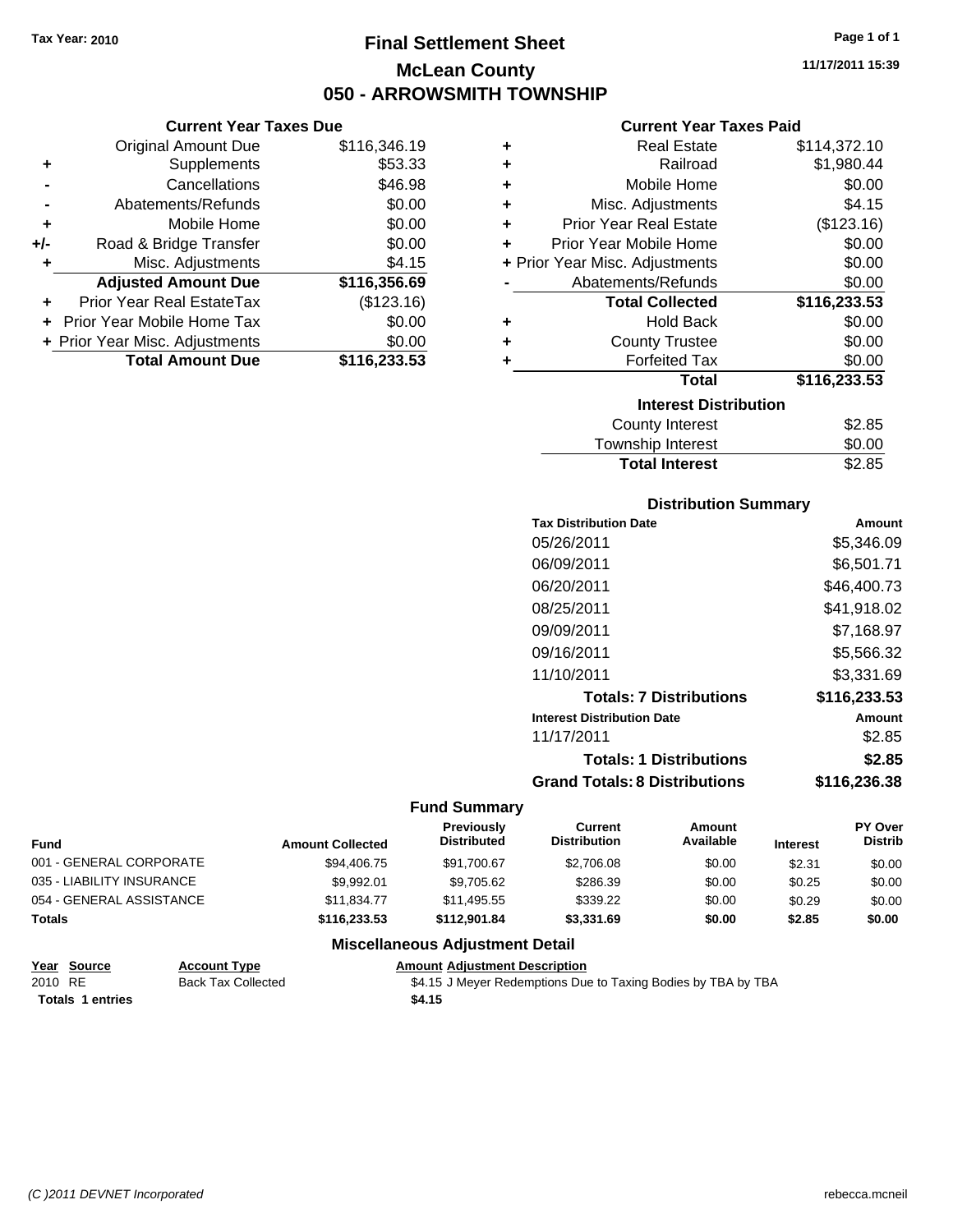**Tax Year: 2010**

# Final Settlement Sheet

## McLean County

## 050 - ARROWSMITH TOWNSHIP

11/17/2011 15:39

### Current Year Taxes Due

| | | |
|---|---|---|
| | Original Amount Due | $116,346.19 |
| + | Supplements | $53.33 |
| - | Cancellations | $46.98 |
| - | Abatements/Refunds | $0.00 |
| + | Mobile Home | $0.00 |
| +/- | Road & Bridge Transfer | $0.00 |
| + | Misc. Adjustments | $4.15 |
| | **Adjusted Amount Due** | **$116,356.69** |
| + | Prior Year Real EstateTax | ($123.16) |
| + | Prior Year Mobile Home Tax | $0.00 |
| + | Prior Year Misc. Adjustments | $0.00 |
| | **Total Amount Due** | **$116,233.53** |

### Current Year Taxes Paid

| | | |
|---|---|---|
| + | Real Estate | $114,372.10 |
| + | Railroad | $1,980.44 |
| + | Mobile Home | $0.00 |
| + | Misc. Adjustments | $4.15 |
| + | Prior Year Real Estate | ($123.16) |
| + | Prior Year Mobile Home | $0.00 |
| + | Prior Year Misc. Adjustments | $0.00 |
| - | Abatements/Refunds | $0.00 |
| | **Total Collected** | **$116,233.53** |
| + | Hold Back | $0.00 |
| + | County Trustee | $0.00 |
| + | Forfeited Tax | $0.00 |
| | **Total** | **$116,233.53** |

### Interest Distribution

| | |
|---|---|
| County Interest | $2.85 |
| Township Interest | $0.00 |
| **Total Interest** | $2.85 |

### Distribution Summary

| Tax Distribution Date | Amount |
|---|---|
| 05/26/2011 | $5,346.09 |
| 06/09/2011 | $6,501.71 |
| 06/20/2011 | $46,400.73 |
| 08/25/2011 | $41,918.02 |
| 09/09/2011 | $7,168.97 |
| 09/16/2011 | $5,566.32 |
| 11/10/2011 | $3,331.69 |
| **Totals: 7 Distributions** | **$116,233.53** |
| **Interest Distribution Date** | **Amount** |
| 11/17/2011 | $2.85 |
| **Totals: 1 Distributions** | **$2.85** |
| **Grand Totals: 8 Distributions** | **$116,236.38** |

### Fund Summary

| Fund | Amount Collected | Previously Distributed | Current Distribution | Amount Available | Interest | PY Over Distrib |
|---|---|---|---|---|---|---|
| 001 - GENERAL CORPORATE | $94,406.75 | $91,700.67 | $2,706.08 | $0.00 | $2.31 | $0.00 |
| 035 - LIABILITY INSURANCE | $9,992.01 | $9,705.62 | $286.39 | $0.00 | $0.25 | $0.00 |
| 054 - GENERAL ASSISTANCE | $11,834.77 | $11,495.55 | $339.22 | $0.00 | $0.29 | $0.00 |
| **Totals** | **$116,233.53** | **$112,901.84** | **$3,331.69** | **$0.00** | **$2.85** | **$0.00** |

### Miscellaneous Adjustment Detail

| Year | Source | Account Type | Amount | Adjustment Description |
|---|---|---|---|---|
| 2010 | RE | Back Tax Collected | $4.15 | J Meyer Redemptions Due to Taxing Bodies by TBA by TBA |
| **Totals** | **1 entries** | | **$4.15** | |

(C )2011 DEVNET Incorporated rebecca.mcneil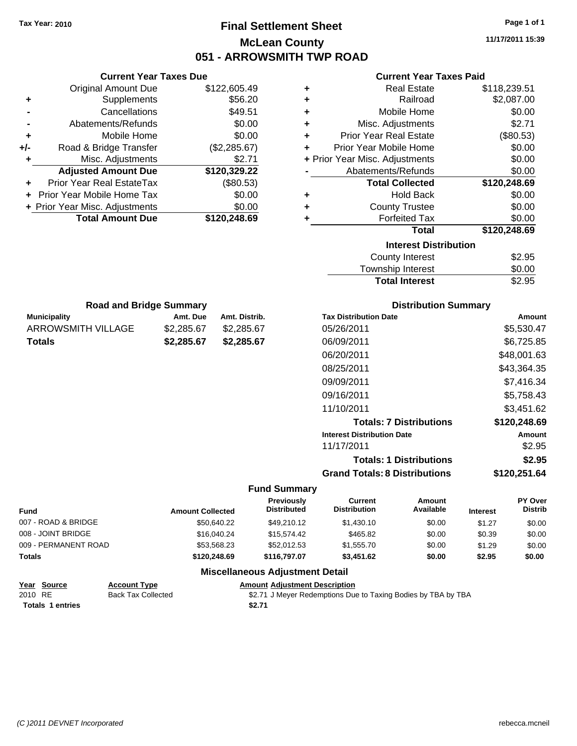Tax Year: 2010

# Final Settlement Sheet

## McLean County

## 051 - ARROWSMITH TWP ROAD

11/17/2011 15:39

### Current Year Taxes Due

| | | |
|---|---|---|
| | Original Amount Due | $122,605.49 |
| + | Supplements | $56.20 |
| - | Cancellations | $49.51 |
| - | Abatements/Refunds | $0.00 |
| + | Mobile Home | $0.00 |
| +/- | Road & Bridge Transfer | ($2,285.67) |
| + | Misc. Adjustments | $2.71 |
| | **Adjusted Amount Due** | **$120,329.22** |
| + | Prior Year Real EstateTax | ($80.53) |
| + | Prior Year Mobile Home Tax | $0.00 |
| + | Prior Year Misc. Adjustments | $0.00 |
| | **Total Amount Due** | **$120,248.69** |

### Current Year Taxes Paid

| | | |
|---|---|---|
| + | Real Estate | $118,239.51 |
| + | Railroad | $2,087.00 |
| + | Mobile Home | $0.00 |
| + | Misc. Adjustments | $2.71 |
| + | Prior Year Real Estate | ($80.53) |
| + | Prior Year Mobile Home | $0.00 |
| + | Prior Year Misc. Adjustments | $0.00 |
| - | Abatements/Refunds | $0.00 |
| | **Total Collected** | **$120,248.69** |
| + | Hold Back | $0.00 |
| + | County Trustee | $0.00 |
| + | Forfeited Tax | $0.00 |
| | **Total** | **$120,248.69** |

### Interest Distribution

| | |
|---|---|
| County Interest | $2.95 |
| Township Interest | $0.00 |
| **Total Interest** | $2.95 |

### Road and Bridge Summary

| Municipality | Amt. Due | Amt. Distrib. |
|---|---|---|
| ARROWSMITH VILLAGE | $2,285.67 | $2,285.67 |
| **Totals** | **$2,285.67** | **$2,285.67** |

### Distribution Summary

| Tax Distribution Date | Amount |
|---|---|
| 05/26/2011 | $5,530.47 |
| 06/09/2011 | $6,725.85 |
| 06/20/2011 | $48,001.63 |
| 08/25/2011 | $43,364.35 |
| 09/09/2011 | $7,416.34 |
| 09/16/2011 | $5,758.43 |
| 11/10/2011 | $3,451.62 |
| **Totals: 7 Distributions** | **$120,248.69** |
| **Interest Distribution Date** | **Amount** |
| 11/17/2011 | $2.95 |
| **Totals: 1 Distributions** | **$2.95** |
| **Grand Totals: 8 Distributions** | **$120,251.64** |

### Fund Summary

| Fund | Amount Collected | Previously Distributed | Current Distribution | Amount Available | Interest | PY Over Distrib |
|---|---|---|---|---|---|---|
| 007 - ROAD & BRIDGE | $50,640.22 | $49,210.12 | $1,430.10 | $0.00 | $1.27 | $0.00 |
| 008 - JOINT BRIDGE | $16,040.24 | $15,574.42 | $465.82 | $0.00 | $0.39 | $0.00 |
| 009 - PERMANENT ROAD | $53,568.23 | $52,012.53 | $1,555.70 | $0.00 | $1.29 | $0.00 |
| **Totals** | **$120,248.69** | **$116,797.07** | **$3,451.62** | **$0.00** | **$2.95** | **$0.00** |

### Miscellaneous Adjustment Detail

| Year | Source | Account Type | Amount | Adjustment Description |
|---|---|---|---|---|
| 2010 | RE | Back Tax Collected | $2.71 | J Meyer Redemptions Due to Taxing Bodies by TBA by TBA |
| **Totals 1 entries** | | | **$2.71** | |

(C )2011 DEVNET Incorporated rebecca.mcneil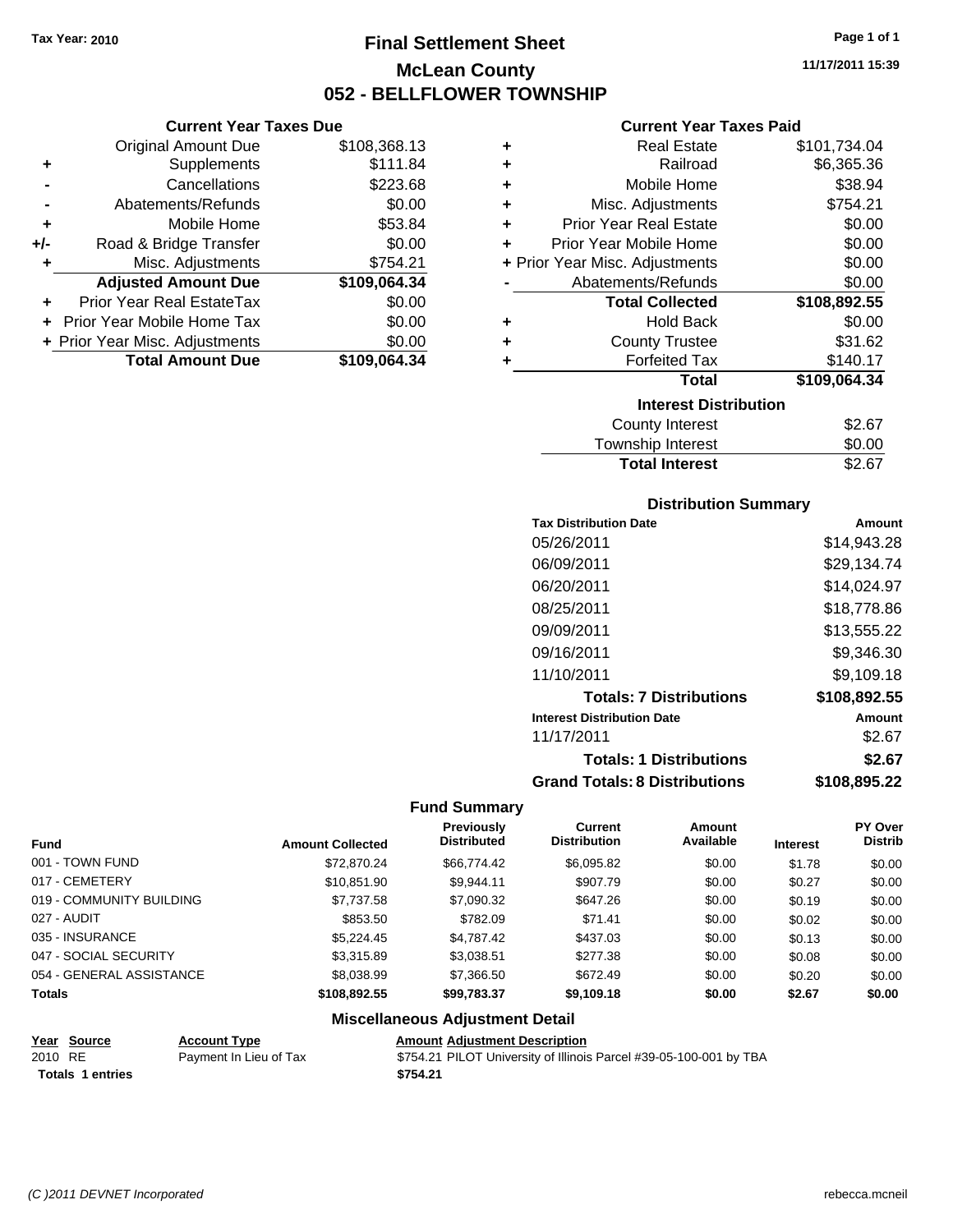Tax Year: 2010

# Final Settlement Sheet

## McLean County

## 052 - BELLFLOWER TOWNSHIP

11/17/2011 15:39

### Current Year Taxes Due

| | | |
|---|---|---|
| | Original Amount Due | $108,368.13 |
| + | Supplements | $111.84 |
| - | Cancellations | $223.68 |
| - | Abatements/Refunds | $0.00 |
| + | Mobile Home | $53.84 |
| +/- | Road & Bridge Transfer | $0.00 |
| + | Misc. Adjustments | $754.21 |
| | **Adjusted Amount Due** | **$109,064.34** |
| + | Prior Year Real EstateTax | $0.00 |
| + | Prior Year Mobile Home Tax | $0.00 |
| + | Prior Year Misc. Adjustments | $0.00 |
| | **Total Amount Due** | **$109,064.34** |

### Current Year Taxes Paid

| | | |
|---|---|---|
| + | Real Estate | $101,734.04 |
| + | Railroad | $6,365.36 |
| + | Mobile Home | $38.94 |
| + | Misc. Adjustments | $754.21 |
| + | Prior Year Real Estate | $0.00 |
| + | Prior Year Mobile Home | $0.00 |
| + | Prior Year Misc. Adjustments | $0.00 |
| - | Abatements/Refunds | $0.00 |
| | **Total Collected** | **$108,892.55** |
| + | Hold Back | $0.00 |
| + | County Trustee | $31.62 |
| + | Forfeited Tax | $140.17 |
| | **Total** | **$109,064.34** |

### Interest Distribution

| | |
|---|---|
| County Interest | $2.67 |
| Township Interest | $0.00 |
| **Total Interest** | $2.67 |

### Distribution Summary

| Tax Distribution Date | Amount |
|---|---|
| 05/26/2011 | $14,943.28 |
| 06/09/2011 | $29,134.74 |
| 06/20/2011 | $14,024.97 |
| 08/25/2011 | $18,778.86 |
| 09/09/2011 | $13,555.22 |
| 09/16/2011 | $9,346.30 |
| 11/10/2011 | $9,109.18 |
| **Totals: 7 Distributions** | **$108,892.55** |
| **Interest Distribution Date** | **Amount** |
| 11/17/2011 | $2.67 |
| **Totals: 1 Distributions** | **$2.67** |
| **Grand Totals: 8 Distributions** | **$108,895.22** |

### Fund Summary

| Fund | Amount Collected | Previously Distributed | Current Distribution | Amount Available | Interest | PY Over Distrib |
|---|---|---|---|---|---|---|
| 001 - TOWN FUND | $72,870.24 | $66,774.42 | $6,095.82 | $0.00 | $1.78 | $0.00 |
| 017 - CEMETERY | $10,851.90 | $9,944.11 | $907.79 | $0.00 | $0.27 | $0.00 |
| 019 - COMMUNITY BUILDING | $7,737.58 | $7,090.32 | $647.26 | $0.00 | $0.19 | $0.00 |
| 027 - AUDIT | $853.50 | $782.09 | $71.41 | $0.00 | $0.02 | $0.00 |
| 035 - INSURANCE | $5,224.45 | $4,787.42 | $437.03 | $0.00 | $0.13 | $0.00 |
| 047 - SOCIAL SECURITY | $3,315.89 | $3,038.51 | $277.38 | $0.00 | $0.08 | $0.00 |
| 054 - GENERAL ASSISTANCE | $8,038.99 | $7,366.50 | $672.49 | $0.00 | $0.20 | $0.00 |
| **Totals** | **$108,892.55** | **$99,783.37** | **$9,109.18** | **$0.00** | **$2.67** | **$0.00** |

### Miscellaneous Adjustment Detail

| Year | Source | Account Type | Amount | Adjustment Description |
|---|---|---|---|---|
| 2010 | RE | Payment In Lieu of Tax | $754.21 | PILOT University of Illinois Parcel #39-05-100-001 by TBA |
| **Totals 1 entries** | | | **$754.21** | |

(C )2011 DEVNET Incorporated rebecca.mcneil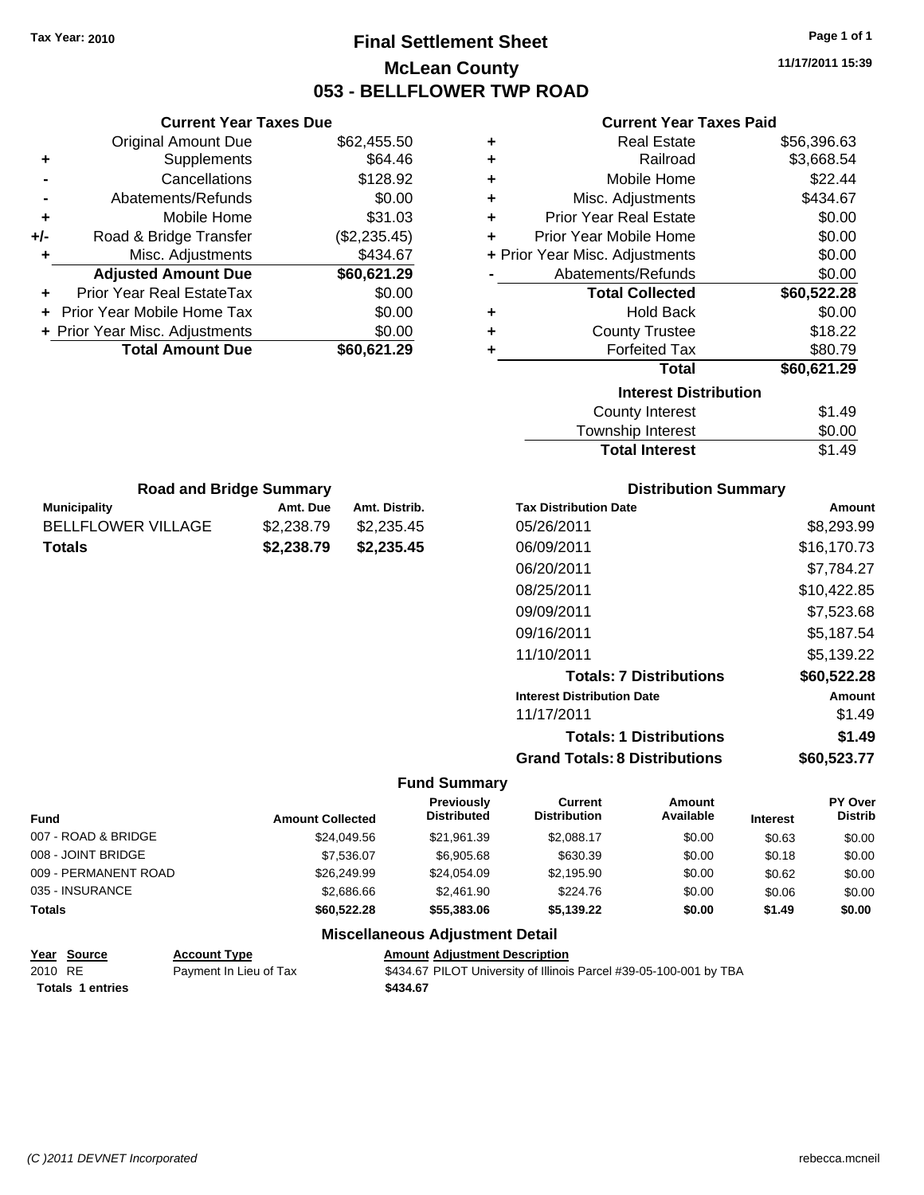Tax Year: 2010

# Final Settlement Sheet

## McLean County

## 053 - BELLFLOWER TWP ROAD

11/17/2011 15:39

### Current Year Taxes Due

| | | |
|---|---|---|
| | Original Amount Due | $62,455.50 |
| + | Supplements | $64.46 |
| - | Cancellations | $128.92 |
| - | Abatements/Refunds | $0.00 |
| + | Mobile Home | $31.03 |
| +/- | Road & Bridge Transfer | ($2,235.45) |
| + | Misc. Adjustments | $434.67 |
| | **Adjusted Amount Due** | **$60,621.29** |
| + | Prior Year Real EstateTax | $0.00 |
| + | Prior Year Mobile Home Tax | $0.00 |
| + | Prior Year Misc. Adjustments | $0.00 |
| | **Total Amount Due** | **$60,621.29** |

### Current Year Taxes Paid

| | | |
|---|---|---|
| + | Real Estate | $56,396.63 |
| + | Railroad | $3,668.54 |
| + | Mobile Home | $22.44 |
| + | Misc. Adjustments | $434.67 |
| + | Prior Year Real Estate | $0.00 |
| + | Prior Year Mobile Home | $0.00 |
| + | Prior Year Misc. Adjustments | $0.00 |
| - | Abatements/Refunds | $0.00 |
| | **Total Collected** | **$60,522.28** |
| + | Hold Back | $0.00 |
| + | County Trustee | $18.22 |
| + | Forfeited Tax | $80.79 |
| | **Total** | **$60,621.29** |

### Interest Distribution

| | |
|---|---|
| County Interest | $1.49 |
| Township Interest | $0.00 |
| **Total Interest** | $1.49 |

### Road and Bridge Summary

| Municipality | Amt. Due | Amt. Distrib. |
|---|---|---|
| BELLFLOWER VILLAGE | $2,238.79 | $2,235.45 |
| **Totals** | **$2,238.79** | **$2,235.45** |

### Distribution Summary

| Tax Distribution Date | Amount |
|---|---|
| 05/26/2011 | $8,293.99 |
| 06/09/2011 | $16,170.73 |
| 06/20/2011 | $7,784.27 |
| 08/25/2011 | $10,422.85 |
| 09/09/2011 | $7,523.68 |
| 09/16/2011 | $5,187.54 |
| 11/10/2011 | $5,139.22 |
| **Totals: 7 Distributions** | **$60,522.28** |
| **Interest Distribution Date** | **Amount** |
| 11/17/2011 | $1.49 |
| **Totals: 1 Distributions** | **$1.49** |
| **Grand Totals: 8 Distributions** | **$60,523.77** |

### Fund Summary

| Fund | Amount Collected | Previously Distributed | Current Distribution | Amount Available | Interest | PY Over Distrib |
|---|---|---|---|---|---|---|
| 007 - ROAD & BRIDGE | $24,049.56 | $21,961.39 | $2,088.17 | $0.00 | $0.63 | $0.00 |
| 008 - JOINT BRIDGE | $7,536.07 | $6,905.68 | $630.39 | $0.00 | $0.18 | $0.00 |
| 009 - PERMANENT ROAD | $26,249.99 | $24,054.09 | $2,195.90 | $0.00 | $0.62 | $0.00 |
| 035 - INSURANCE | $2,686.66 | $2,461.90 | $224.76 | $0.00 | $0.06 | $0.00 |
| **Totals** | **$60,522.28** | **$55,383.06** | **$5,139.22** | **$0.00** | **$1.49** | **$0.00** |

### Miscellaneous Adjustment Detail

| Year | Source | Account Type | Amount | Adjustment Description |
|---|---|---|---|---|
| 2010 | RE | Payment In Lieu of Tax | $434.67 | PILOT University of Illinois Parcel #39-05-100-001 by TBA |
| **Totals 1 entries** | | | **$434.67** | |

(C )2011 DEVNET Incorporated rebecca.mcneil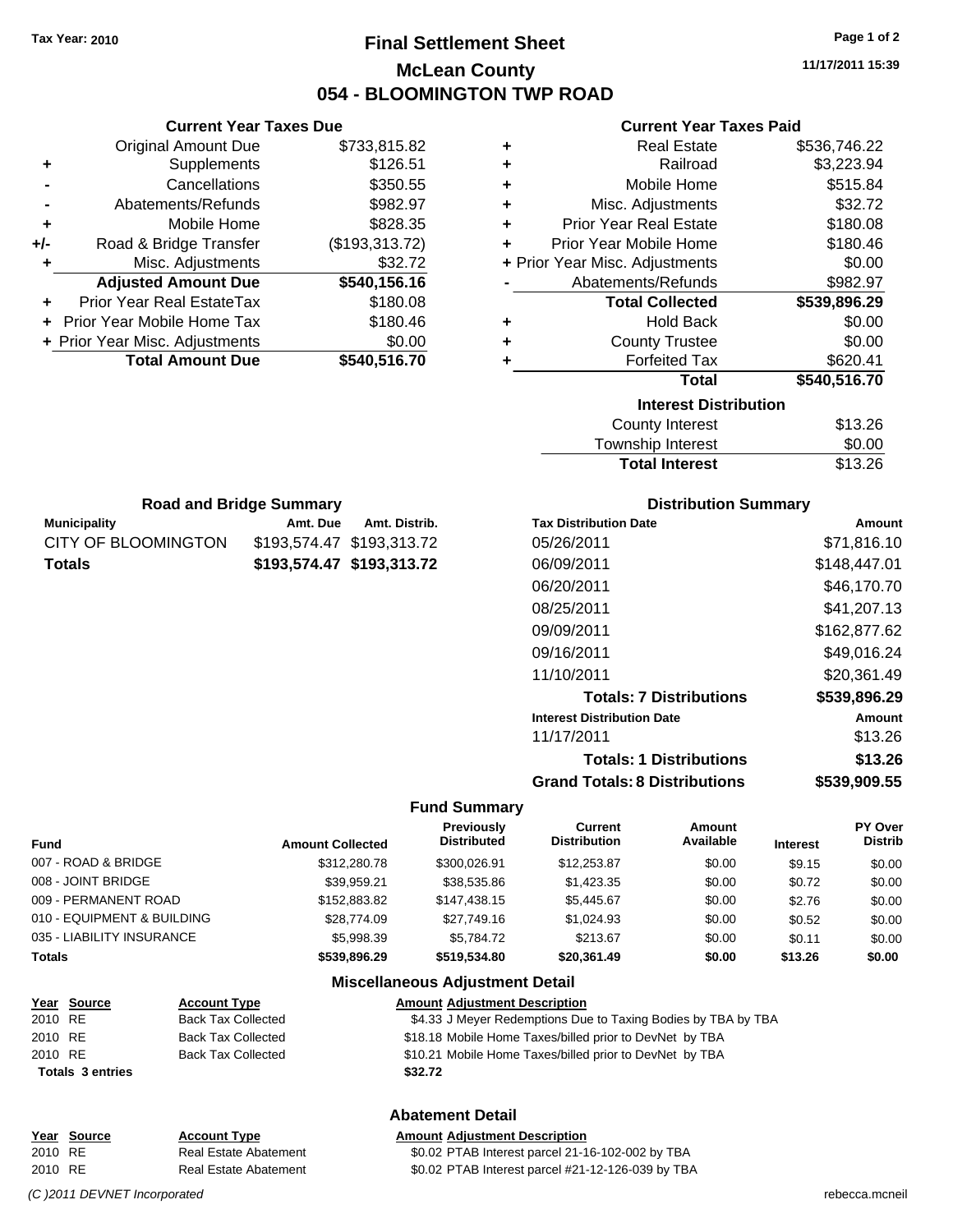**Tax Year: 2010**

# Final Settlement Sheet

## McLean County

## 054 - BLOOMINGTON TWP ROAD

11/17/2011 15:39

### Current Year Taxes Due

| | | |
|---|---|---|
| | Original Amount Due | $733,815.82 |
| + | Supplements | $126.51 |
| - | Cancellations | $350.55 |
| - | Abatements/Refunds | $982.97 |
| + | Mobile Home | $828.35 |
| +/- | Road & Bridge Transfer | ($193,313.72) |
| + | Misc. Adjustments | $32.72 |
| | **Adjusted Amount Due** | **$540,156.16** |
| + | Prior Year Real EstateTax | $180.08 |
| + | Prior Year Mobile Home Tax | $180.46 |
| + | Prior Year Misc. Adjustments | $0.00 |
| | **Total Amount Due** | **$540,516.70** |

### Current Year Taxes Paid

| | | |
|---|---|---|
| + | Real Estate | $536,746.22 |
| + | Railroad | $3,223.94 |
| + | Mobile Home | $515.84 |
| + | Misc. Adjustments | $32.72 |
| + | Prior Year Real Estate | $180.08 |
| + | Prior Year Mobile Home | $180.46 |
| + | Prior Year Misc. Adjustments | $0.00 |
| - | Abatements/Refunds | $982.97 |
| | **Total Collected** | **$539,896.29** |
| + | Hold Back | $0.00 |
| + | County Trustee | $0.00 |
| + | Forfeited Tax | $620.41 |
| | **Total** | **$540,516.70** |

### Interest Distribution

| | |
|---|---|
| County Interest | $13.26 |
| Township Interest | $0.00 |
| **Total Interest** | $13.26 |

### Road and Bridge Summary

| Municipality | Amt. Due | Amt. Distrib. |
|---|---|---|
| CITY OF BLOOMINGTON | $193,574.47 | $193,313.72 |
| **Totals** | **$193,574.47** | **$193,313.72** |

### Distribution Summary

| Tax Distribution Date | Amount |
|---|---|
| 05/26/2011 | $71,816.10 |
| 06/09/2011 | $148,447.01 |
| 06/20/2011 | $46,170.70 |
| 08/25/2011 | $41,207.13 |
| 09/09/2011 | $162,877.62 |
| 09/16/2011 | $49,016.24 |
| 11/10/2011 | $20,361.49 |
| **Totals: 7 Distributions** | **$539,896.29** |
| **Interest Distribution Date** | **Amount** |
| 11/17/2011 | $13.26 |
| **Totals: 1 Distributions** | **$13.26** |
| **Grand Totals: 8 Distributions** | **$539,909.55** |

### Fund Summary

| Fund | Amount Collected | Previously Distributed | Current Distribution | Amount Available | Interest | PY Over Distrib |
|---|---|---|---|---|---|---|
| 007 - ROAD & BRIDGE | $312,280.78 | $300,026.91 | $12,253.87 | $0.00 | $9.15 | $0.00 |
| 008 - JOINT BRIDGE | $39,959.21 | $38,535.86 | $1,423.35 | $0.00 | $0.72 | $0.00 |
| 009 - PERMANENT ROAD | $152,883.82 | $147,438.15 | $5,445.67 | $0.00 | $2.76 | $0.00 |
| 010 - EQUIPMENT & BUILDING | $28,774.09 | $27,749.16 | $1,024.93 | $0.00 | $0.52 | $0.00 |
| 035 - LIABILITY INSURANCE | $5,998.39 | $5,784.72 | $213.67 | $0.00 | $0.11 | $0.00 |
| **Totals** | **$539,896.29** | **$519,534.80** | **$20,361.49** | **$0.00** | **$13.26** | **$0.00** |

### Miscellaneous Adjustment Detail

| Year | Source | Account Type | Amount | Adjustment Description |
|---|---|---|---|---|
| 2010 | RE | Back Tax Collected | $4.33 | J Meyer Redemptions Due to Taxing Bodies by TBA by TBA |
| 2010 | RE | Back Tax Collected | $18.18 | Mobile Home Taxes/billed prior to DevNet by TBA |
| 2010 | RE | Back Tax Collected | $10.21 | Mobile Home Taxes/billed prior to DevNet by TBA |
| **Totals** | **3 entries** | | **$32.72** | |

### Abatement Detail

| Year | Source | Account Type | Amount | Adjustment Description |
|---|---|---|---|---|
| 2010 | RE | Real Estate Abatement | $0.02 | PTAB Interest parcel 21-16-102-002 by TBA |
| 2010 | RE | Real Estate Abatement | $0.02 | PTAB Interest parcel #21-12-126-039 by TBA |

*(C )2011 DEVNET Incorporated* rebecca.mcneil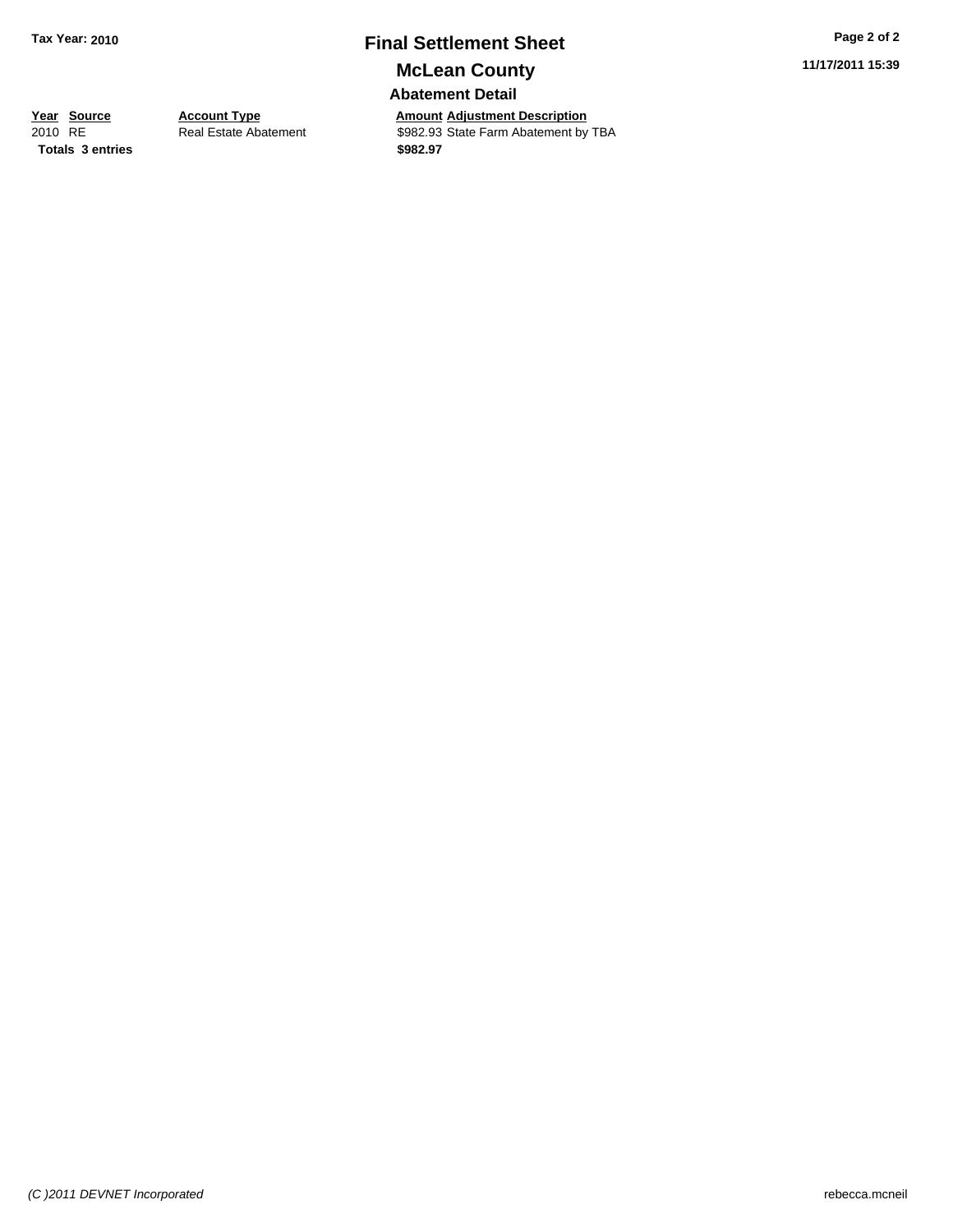# Final Settlement Sheet

## McLean County

### Abatement Detail

Tax Year: 2010

11/17/2011 15:39

| Year | Source | Account Type | Amount | Adjustment Description |
|---|---|---|---|---|
| 2010 | RE | Real Estate Abatement | $982.93 | State Farm Abatement by TBA |
| **Totals** | **3 entries** | | **$982.97** | |

*(C )2011 DEVNET Incorporated*

rebecca.mcneil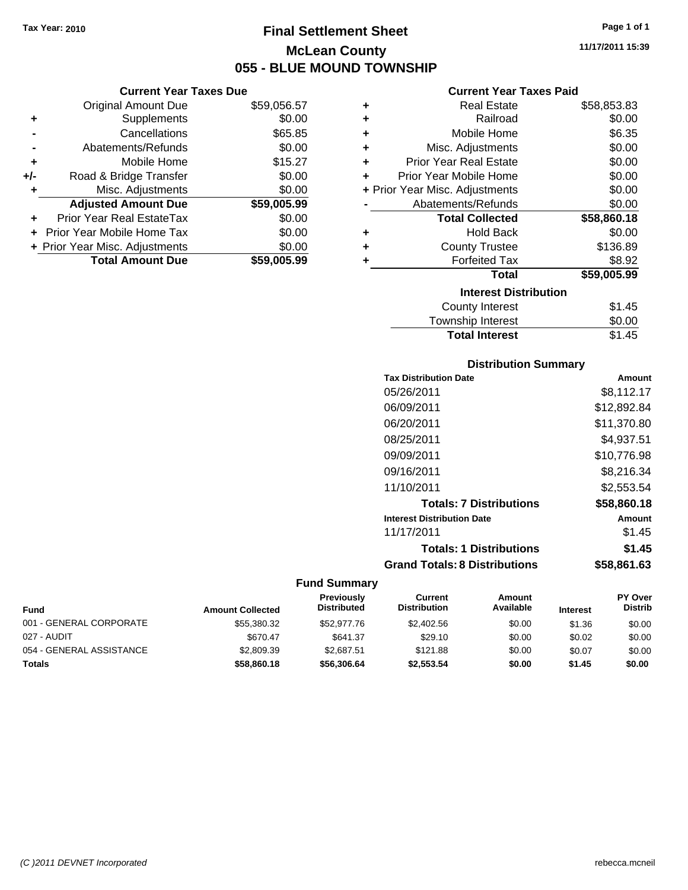Tax Year: 2010

# Final Settlement Sheet

## McLean County

## 055 - BLUE MOUND TOWNSHIP

11/17/2011 15:39

### Current Year Taxes Due

| | | |
|---|---|---|
| | Original Amount Due | $59,056.57 |
| + | Supplements | $0.00 |
| - | Cancellations | $65.85 |
| - | Abatements/Refunds | $0.00 |
| + | Mobile Home | $15.27 |
| +/- | Road & Bridge Transfer | $0.00 |
| + | Misc. Adjustments | $0.00 |
| | **Adjusted Amount Due** | **$59,005.99** |
| + | Prior Year Real EstateTax | $0.00 |
| + | Prior Year Mobile Home Tax | $0.00 |
| + | Prior Year Misc. Adjustments | $0.00 |
| | **Total Amount Due** | **$59,005.99** |

### Current Year Taxes Paid

| | | |
|---|---|---|
| + | Real Estate | $58,853.83 |
| + | Railroad | $0.00 |
| + | Mobile Home | $6.35 |
| + | Misc. Adjustments | $0.00 |
| + | Prior Year Real Estate | $0.00 |
| + | Prior Year Mobile Home | $0.00 |
| + | Prior Year Misc. Adjustments | $0.00 |
| - | Abatements/Refunds | $0.00 |
| | **Total Collected** | **$58,860.18** |
| + | Hold Back | $0.00 |
| + | County Trustee | $136.89 |
| + | Forfeited Tax | $8.92 |
| | **Total** | **$59,005.99** |

### Interest Distribution

| | |
|---|---|
| County Interest | $1.45 |
| Township Interest | $0.00 |
| **Total Interest** | $1.45 |

### Distribution Summary

| Tax Distribution Date | Amount |
|---|---|
| 05/26/2011 | $8,112.17 |
| 06/09/2011 | $12,892.84 |
| 06/20/2011 | $11,370.80 |
| 08/25/2011 | $4,937.51 |
| 09/09/2011 | $10,776.98 |
| 09/16/2011 | $8,216.34 |
| 11/10/2011 | $2,553.54 |
| **Totals: 7 Distributions** | **$58,860.18** |
| **Interest Distribution Date** | **Amount** |
| 11/17/2011 | $1.45 |
| **Totals: 1 Distributions** | **$1.45** |
| **Grand Totals: 8 Distributions** | **$58,861.63** |

### Fund Summary

| Fund | Amount Collected | Previously Distributed | Current Distribution | Amount Available | Interest | PY Over Distrib |
|---|---|---|---|---|---|---|
| 001 - GENERAL CORPORATE | $55,380.32 | $52,977.76 | $2,402.56 | $0.00 | $1.36 | $0.00 |
| 027 - AUDIT | $670.47 | $641.37 | $29.10 | $0.00 | $0.02 | $0.00 |
| 054 - GENERAL ASSISTANCE | $2,809.39 | $2,687.51 | $121.88 | $0.00 | $0.07 | $0.00 |
| **Totals** | **$58,860.18** | **$56,306.64** | **$2,553.54** | **$0.00** | **$1.45** | **$0.00** |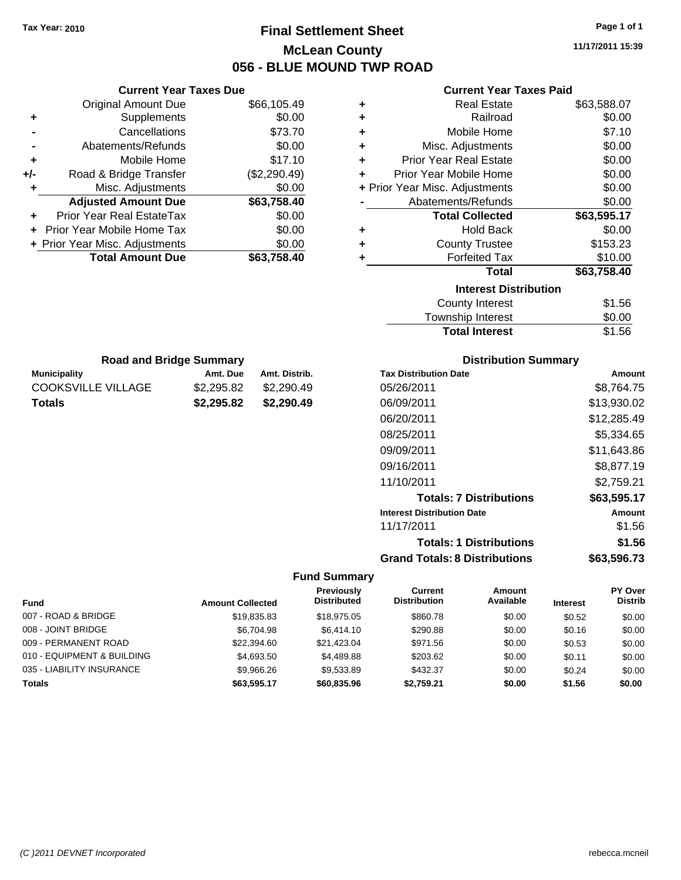Tax Year: 2010

# Final Settlement Sheet

## McLean County

## 056 - BLUE MOUND TWP ROAD

11/17/2011 15:39

### Current Year Taxes Due

| | | |
|---|---|---|
| | Original Amount Due | $66,105.49 |
| + | Supplements | $0.00 |
| - | Cancellations | $73.70 |
| - | Abatements/Refunds | $0.00 |
| + | Mobile Home | $17.10 |
| +/- | Road & Bridge Transfer | ($2,290.49) |
| + | Misc. Adjustments | $0.00 |
| | **Adjusted Amount Due** | **$63,758.40** |
| + | Prior Year Real EstateTax | $0.00 |
| + | Prior Year Mobile Home Tax | $0.00 |
| + | Prior Year Misc. Adjustments | $0.00 |
| | **Total Amount Due** | **$63,758.40** |

### Current Year Taxes Paid

| | | |
|---|---|---|
| + | Real Estate | $63,588.07 |
| + | Railroad | $0.00 |
| + | Mobile Home | $7.10 |
| + | Misc. Adjustments | $0.00 |
| + | Prior Year Real Estate | $0.00 |
| + | Prior Year Mobile Home | $0.00 |
| + | Prior Year Misc. Adjustments | $0.00 |
| - | Abatements/Refunds | $0.00 |
| | **Total Collected** | **$63,595.17** |
| + | Hold Back | $0.00 |
| + | County Trustee | $153.23 |
| + | Forfeited Tax | $10.00 |
| | **Total** | **$63,758.40** |

### Interest Distribution

| | |
|---|---|
| County Interest | $1.56 |
| Township Interest | $0.00 |
| **Total Interest** | $1.56 |

### Road and Bridge Summary

| Municipality | Amt. Due | Amt. Distrib. |
|---|---|---|
| COOKSVILLE VILLAGE | $2,295.82 | $2,290.49 |
| **Totals** | **$2,295.82** | **$2,290.49** |

### Distribution Summary

| Tax Distribution Date | Amount |
|---|---|
| 05/26/2011 | $8,764.75 |
| 06/09/2011 | $13,930.02 |
| 06/20/2011 | $12,285.49 |
| 08/25/2011 | $5,334.65 |
| 09/09/2011 | $11,643.86 |
| 09/16/2011 | $8,877.19 |
| 11/10/2011 | $2,759.21 |
| **Totals: 7 Distributions** | **$63,595.17** |
| **Interest Distribution Date** | **Amount** |
| 11/17/2011 | $1.56 |
| **Totals: 1 Distributions** | **$1.56** |
| **Grand Totals: 8 Distributions** | **$63,596.73** |

### Fund Summary

| Fund | Amount Collected | Previously Distributed | Current Distribution | Amount Available | Interest | PY Over Distrib |
|---|---|---|---|---|---|---|
| 007 - ROAD & BRIDGE | $19,835.83 | $18,975.05 | $860.78 | $0.00 | $0.52 | $0.00 |
| 008 - JOINT BRIDGE | $6,704.98 | $6,414.10 | $290.88 | $0.00 | $0.16 | $0.00 |
| 009 - PERMANENT ROAD | $22,394.60 | $21,423.04 | $971.56 | $0.00 | $0.53 | $0.00 |
| 010 - EQUIPMENT & BUILDING | $4,693.50 | $4,489.88 | $203.62 | $0.00 | $0.11 | $0.00 |
| 035 - LIABILITY INSURANCE | $9,966.26 | $9,533.89 | $432.37 | $0.00 | $0.24 | $0.00 |
| **Totals** | **$63,595.17** | **$60,835.96** | **$2,759.21** | **$0.00** | **$1.56** | **$0.00** |

(C )2011 DEVNET Incorporated rebecca.mcneil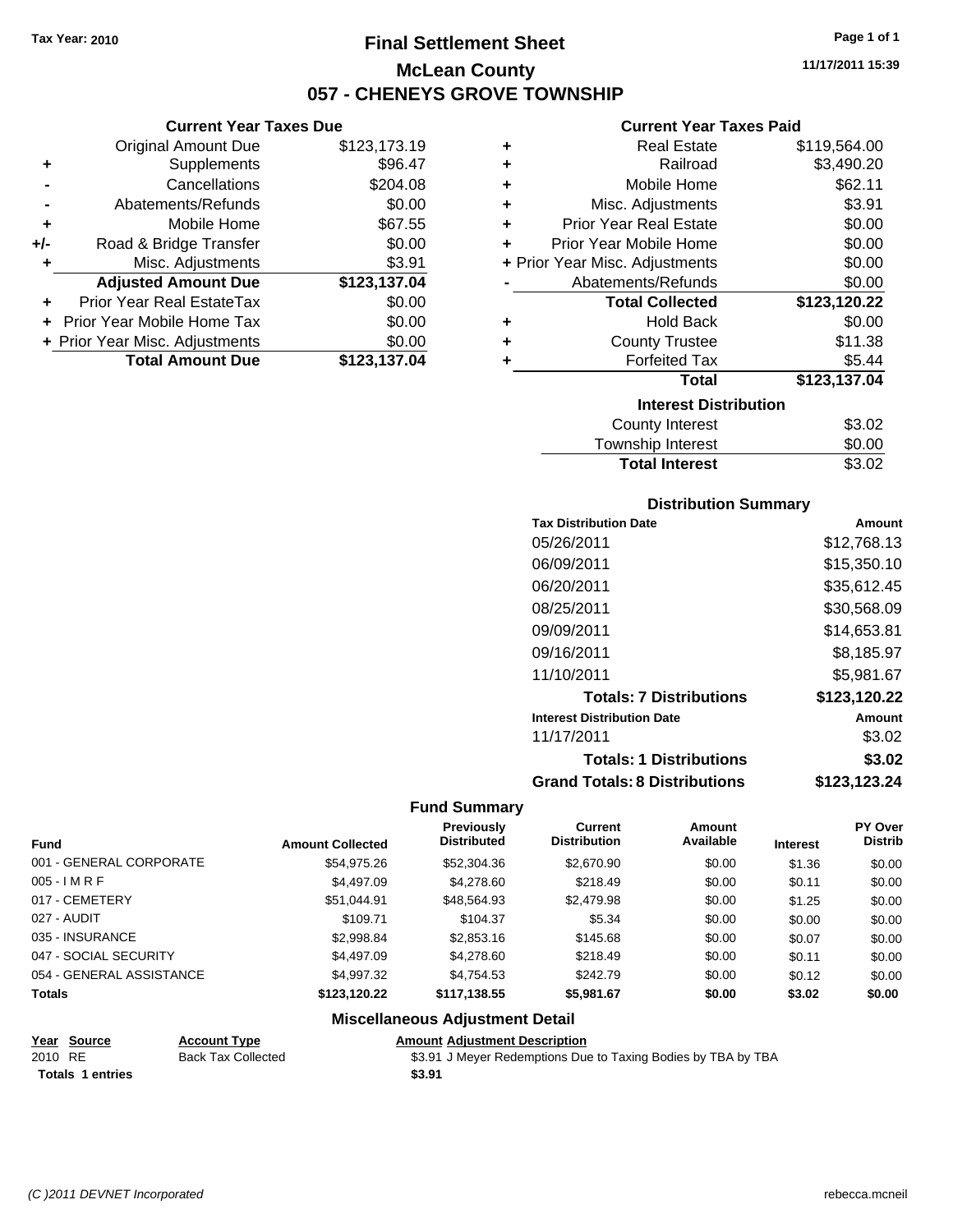Tax Year: 2010

# Final Settlement Sheet

## McLean County

## 057 - CHENEYS GROVE TOWNSHIP

11/17/2011 15:39

### Current Year Taxes Due

| | | |
|---|---|---|
| | Original Amount Due | $123,173.19 |
| + | Supplements | $96.47 |
| - | Cancellations | $204.08 |
| - | Abatements/Refunds | $0.00 |
| + | Mobile Home | $67.55 |
| +/- | Road & Bridge Transfer | $0.00 |
| + | Misc. Adjustments | $3.91 |
| | **Adjusted Amount Due** | **$123,137.04** |
| + | Prior Year Real EstateTax | $0.00 |
| + | Prior Year Mobile Home Tax | $0.00 |
| + | Prior Year Misc. Adjustments | $0.00 |
| | **Total Amount Due** | **$123,137.04** |

### Current Year Taxes Paid

| | | |
|---|---|---|
| + | Real Estate | $119,564.00 |
| + | Railroad | $3,490.20 |
| + | Mobile Home | $62.11 |
| + | Misc. Adjustments | $3.91 |
| + | Prior Year Real Estate | $0.00 |
| + | Prior Year Mobile Home | $0.00 |
| + | Prior Year Misc. Adjustments | $0.00 |
| - | Abatements/Refunds | $0.00 |
| | **Total Collected** | **$123,120.22** |
| + | Hold Back | $0.00 |
| + | County Trustee | $11.38 |
| + | Forfeited Tax | $5.44 |
| | **Total** | **$123,137.04** |

### Interest Distribution

| | |
|---|---|
| County Interest | $3.02 |
| Township Interest | $0.00 |
| **Total Interest** | $3.02 |

### Distribution Summary

| Tax Distribution Date | Amount |
|---|---|
| 05/26/2011 | $12,768.13 |
| 06/09/2011 | $15,350.10 |
| 06/20/2011 | $35,612.45 |
| 08/25/2011 | $30,568.09 |
| 09/09/2011 | $14,653.81 |
| 09/16/2011 | $8,185.97 |
| 11/10/2011 | $5,981.67 |
| **Totals: 7 Distributions** | **$123,120.22** |
| **Interest Distribution Date** | **Amount** |
| 11/17/2011 | $3.02 |
| **Totals: 1 Distributions** | **$3.02** |
| **Grand Totals: 8 Distributions** | **$123,123.24** |

### Fund Summary

| Fund | Amount Collected | Previously Distributed | Current Distribution | Amount Available | Interest | PY Over Distrib |
|---|---|---|---|---|---|---|
| 001 - GENERAL CORPORATE | $54,975.26 | $52,304.36 | $2,670.90 | $0.00 | $1.36 | $0.00 |
| 005 - I M R F | $4,497.09 | $4,278.60 | $218.49 | $0.00 | $0.11 | $0.00 |
| 017 - CEMETERY | $51,044.91 | $48,564.93 | $2,479.98 | $0.00 | $1.25 | $0.00 |
| 027 - AUDIT | $109.71 | $104.37 | $5.34 | $0.00 | $0.00 | $0.00 |
| 035 - INSURANCE | $2,998.84 | $2,853.16 | $145.68 | $0.00 | $0.07 | $0.00 |
| 047 - SOCIAL SECURITY | $4,497.09 | $4,278.60 | $218.49 | $0.00 | $0.11 | $0.00 |
| 054 - GENERAL ASSISTANCE | $4,997.32 | $4,754.53 | $242.79 | $0.00 | $0.12 | $0.00 |
| **Totals** | **$123,120.22** | **$117,138.55** | **$5,981.67** | **$0.00** | **$3.02** | **$0.00** |

### Miscellaneous Adjustment Detail

| Year | Source | Account Type | Amount | Adjustment Description |
|---|---|---|---|---|
| 2010 | RE | Back Tax Collected | $3.91 | J Meyer Redemptions Due to Taxing Bodies by TBA by TBA |
| **Totals 1 entries** | | | **$3.91** | |

(C )2011 DEVNET Incorporated    rebecca.mcneil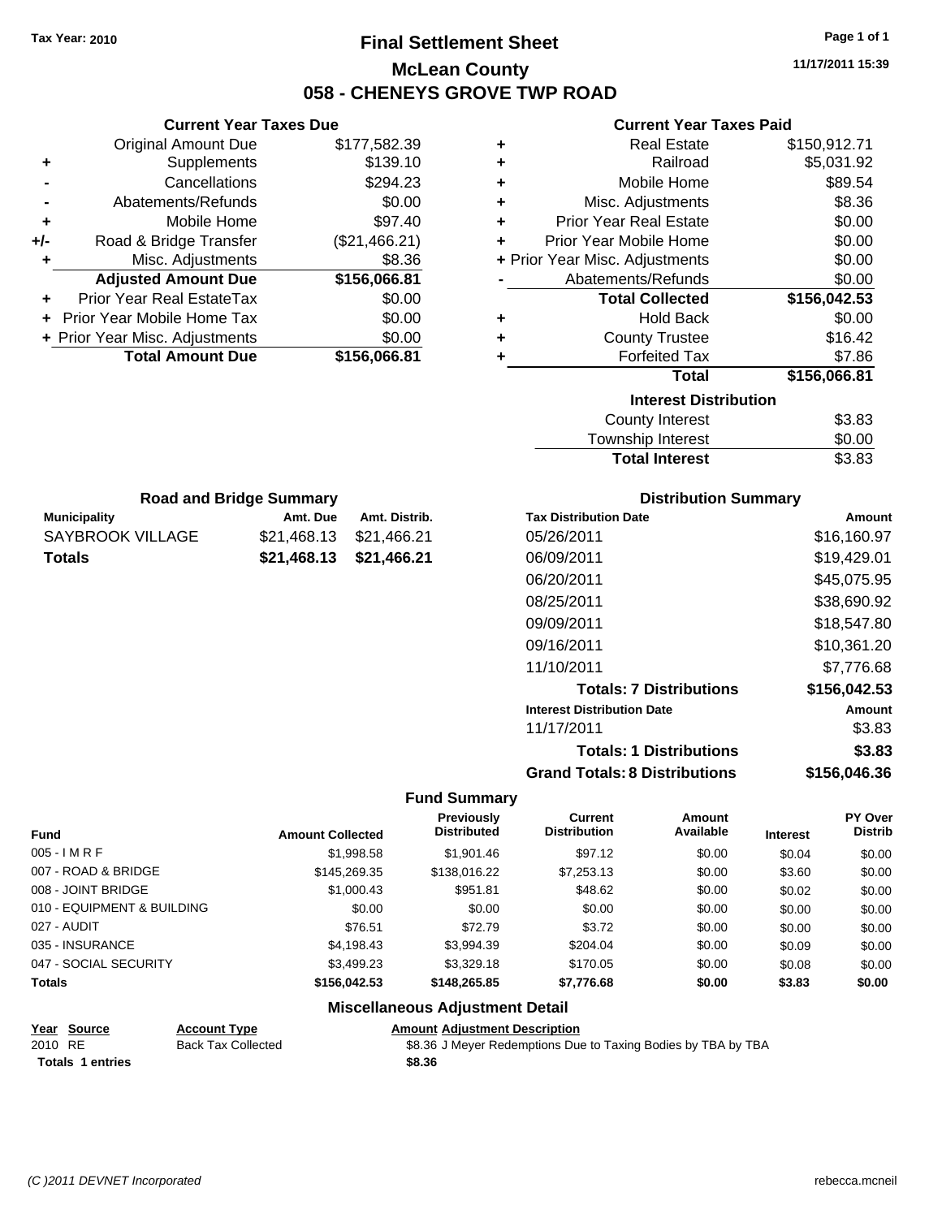Tax Year: 2010

# Final Settlement Sheet

## McLean County

## 058 - CHENEYS GROVE TWP ROAD

11/17/2011 15:39

### Current Year Taxes Due

| | | |
|---|---|---|
| | Original Amount Due | $177,582.39 |
| + | Supplements | $139.10 |
| - | Cancellations | $294.23 |
| - | Abatements/Refunds | $0.00 |
| + | Mobile Home | $97.40 |
| +/- | Road & Bridge Transfer | ($21,466.21) |
| + | Misc. Adjustments | $8.36 |
| | **Adjusted Amount Due** | **$156,066.81** |
| + | Prior Year Real EstateTax | $0.00 |
| + | Prior Year Mobile Home Tax | $0.00 |
| + | Prior Year Misc. Adjustments | $0.00 |
| | **Total Amount Due** | **$156,066.81** |

### Current Year Taxes Paid

| | | |
|---|---|---|
| + | Real Estate | $150,912.71 |
| + | Railroad | $5,031.92 |
| + | Mobile Home | $89.54 |
| + | Misc. Adjustments | $8.36 |
| + | Prior Year Real Estate | $0.00 |
| + | Prior Year Mobile Home | $0.00 |
| + | Prior Year Misc. Adjustments | $0.00 |
| - | Abatements/Refunds | $0.00 |
| | **Total Collected** | **$156,042.53** |
| + | Hold Back | $0.00 |
| + | County Trustee | $16.42 |
| + | Forfeited Tax | $7.86 |
| | **Total** | **$156,066.81** |

### Interest Distribution

| | |
|---|---|
| County Interest | $3.83 |
| Township Interest | $0.00 |
| **Total Interest** | **$3.83** |

### Road and Bridge Summary

| Municipality | Amt. Due | Amt. Distrib. |
|---|---|---|
| SAYBROOK VILLAGE | $21,468.13 | $21,466.21 |
| **Totals** | **$21,468.13** | **$21,466.21** |

### Distribution Summary

| Tax Distribution Date | Amount |
|---|---|
| 05/26/2011 | $16,160.97 |
| 06/09/2011 | $19,429.01 |
| 06/20/2011 | $45,075.95 |
| 08/25/2011 | $38,690.92 |
| 09/09/2011 | $18,547.80 |
| 09/16/2011 | $10,361.20 |
| 11/10/2011 | $7,776.68 |
| **Totals: 7 Distributions** | **$156,042.53** |
| **Interest Distribution Date** | **Amount** |
| 11/17/2011 | $3.83 |
| **Totals: 1 Distributions** | **$3.83** |
| **Grand Totals: 8 Distributions** | **$156,046.36** |

### Fund Summary

| Fund | Amount Collected | Previously Distributed | Current Distribution | Amount Available | Interest | PY Over Distrib |
|---|---|---|---|---|---|---|
| 005 - I M R F | $1,998.58 | $1,901.46 | $97.12 | $0.00 | $0.04 | $0.00 |
| 007 - ROAD & BRIDGE | $145,269.35 | $138,016.22 | $7,253.13 | $0.00 | $3.60 | $0.00 |
| 008 - JOINT BRIDGE | $1,000.43 | $951.81 | $48.62 | $0.00 | $0.02 | $0.00 |
| 010 - EQUIPMENT & BUILDING | $0.00 | $0.00 | $0.00 | $0.00 | $0.00 | $0.00 |
| 027 - AUDIT | $76.51 | $72.79 | $3.72 | $0.00 | $0.00 | $0.00 |
| 035 - INSURANCE | $4,198.43 | $3,994.39 | $204.04 | $0.00 | $0.09 | $0.00 |
| 047 - SOCIAL SECURITY | $3,499.23 | $3,329.18 | $170.05 | $0.00 | $0.08 | $0.00 |
| **Totals** | **$156,042.53** | **$148,265.85** | **$7,776.68** | **$0.00** | **$3.83** | **$0.00** |

### Miscellaneous Adjustment Detail

| Year | Source | Account Type | Amount | Adjustment Description |
|---|---|---|---|---|
| 2010 | RE | Back Tax Collected | $8.36 | J Meyer Redemptions Due to Taxing Bodies by TBA by TBA |
| **Totals 1 entries** | | | **$8.36** | |

(C )2011 DEVNET Incorporated rebecca.mcneil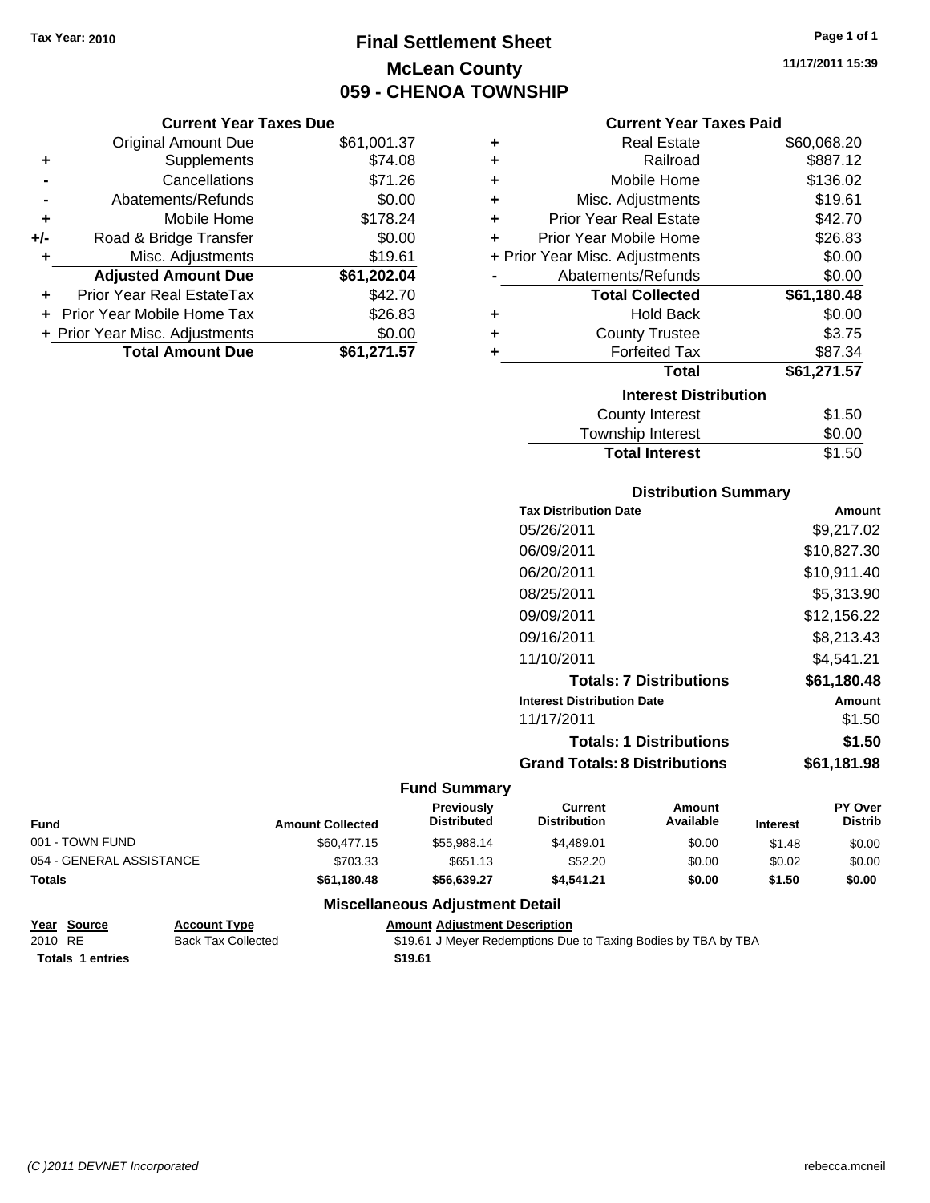Tax Year: 2010

# Final Settlement Sheet
## McLean County
## 059 - CHENOA TOWNSHIP

11/17/2011 15:39

### Current Year Taxes Due

| | | |
|---|---|---|
| | Original Amount Due | $61,001.37 |
| + | Supplements | $74.08 |
| - | Cancellations | $71.26 |
| - | Abatements/Refunds | $0.00 |
| + | Mobile Home | $178.24 |
| +/- | Road & Bridge Transfer | $0.00 |
| + | Misc. Adjustments | $19.61 |
| | **Adjusted Amount Due** | **$61,202.04** |
| + | Prior Year Real EstateTax | $42.70 |
| + | Prior Year Mobile Home Tax | $26.83 |
| + | Prior Year Misc. Adjustments | $0.00 |
| | **Total Amount Due** | **$61,271.57** |

### Current Year Taxes Paid

| | | |
|---|---|---|
| + | Real Estate | $60,068.20 |
| + | Railroad | $887.12 |
| + | Mobile Home | $136.02 |
| + | Misc. Adjustments | $19.61 |
| + | Prior Year Real Estate | $42.70 |
| + | Prior Year Mobile Home | $26.83 |
| + | Prior Year Misc. Adjustments | $0.00 |
| - | Abatements/Refunds | $0.00 |
| | **Total Collected** | **$61,180.48** |
| + | Hold Back | $0.00 |
| + | County Trustee | $3.75 |
| + | Forfeited Tax | $87.34 |
| | **Total** | **$61,271.57** |

### Interest Distribution

| | |
|---|---|
| County Interest | $1.50 |
| Township Interest | $0.00 |
| **Total Interest** | $1.50 |

### Distribution Summary

| Tax Distribution Date | Amount |
|---|---|
| 05/26/2011 | $9,217.02 |
| 06/09/2011 | $10,827.30 |
| 06/20/2011 | $10,911.40 |
| 08/25/2011 | $5,313.90 |
| 09/09/2011 | $12,156.22 |
| 09/16/2011 | $8,213.43 |
| 11/10/2011 | $4,541.21 |
| **Totals: 7 Distributions** | **$61,180.48** |
| **Interest Distribution Date** | **Amount** |
| 11/17/2011 | $1.50 |
| **Totals: 1 Distributions** | **$1.50** |
| **Grand Totals: 8 Distributions** | **$61,181.98** |

### Fund Summary

| Fund | Amount Collected | Previously Distributed | Current Distribution | Amount Available | Interest | PY Over Distrib |
|---|---|---|---|---|---|---|
| 001 - TOWN FUND | $60,477.15 | $55,988.14 | $4,489.01 | $0.00 | $1.48 | $0.00 |
| 054 - GENERAL ASSISTANCE | $703.33 | $651.13 | $52.20 | $0.00 | $0.02 | $0.00 |
| **Totals** | **$61,180.48** | **$56,639.27** | **$4,541.21** | **$0.00** | **$1.50** | **$0.00** |

### Miscellaneous Adjustment Detail

| Year | Source | Account Type | Amount | Adjustment Description |
|---|---|---|---|---|
| 2010 | RE | Back Tax Collected | $19.61 | J Meyer Redemptions Due to Taxing Bodies by TBA by TBA |
| **Totals 1 entries** | | | **$19.61** | |

(C )2011 DEVNET Incorporated rebecca.mcneil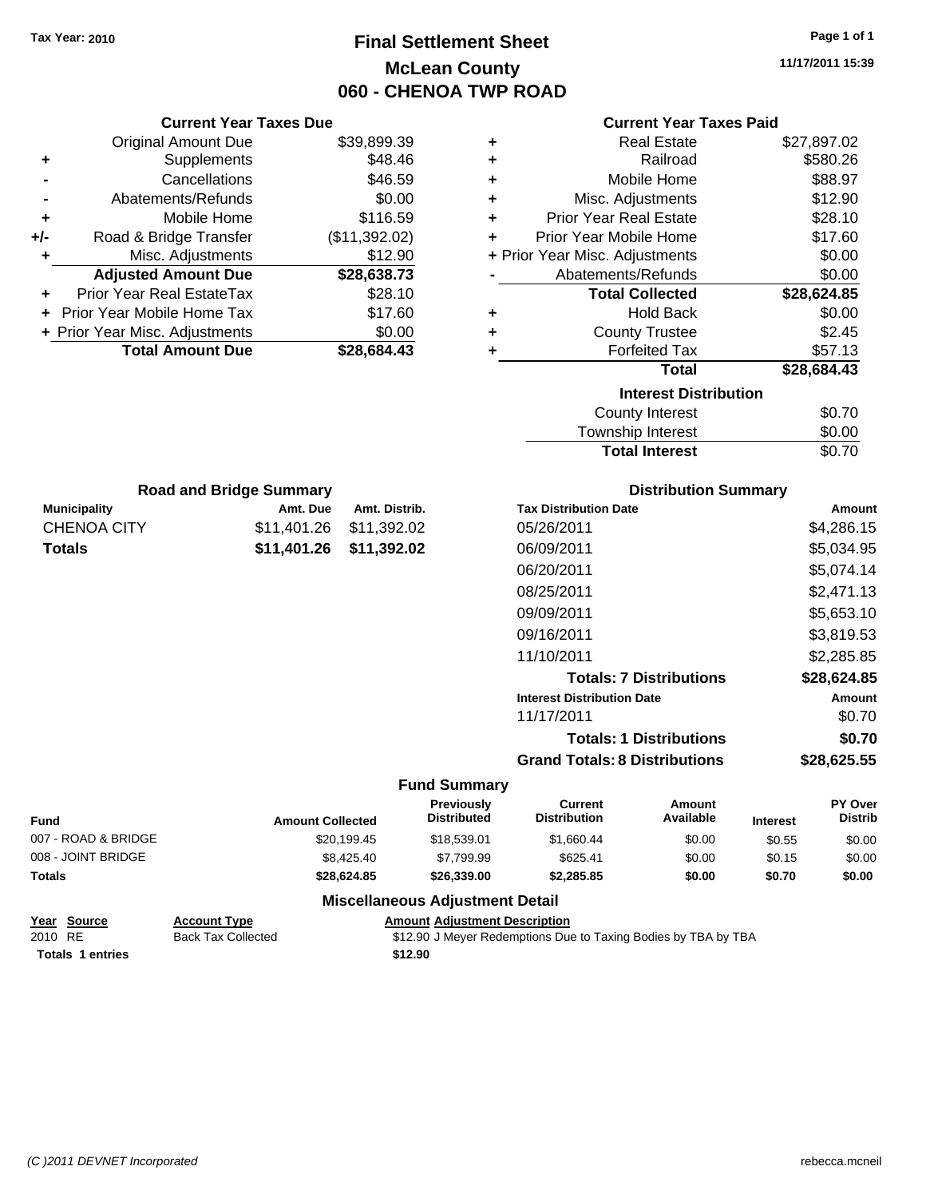Tax Year: 2010

# Final Settlement Sheet
## McLean County
## 060 - CHENOA TWP ROAD

11/17/2011 15:39

### Current Year Taxes Due

| | | |
|---|---|---|
| | Original Amount Due | $39,899.39 |
| + | Supplements | $48.46 |
| - | Cancellations | $46.59 |
| - | Abatements/Refunds | $0.00 |
| + | Mobile Home | $116.59 |
| +/- | Road & Bridge Transfer | ($11,392.02) |
| + | Misc. Adjustments | $12.90 |
| | **Adjusted Amount Due** | **$28,638.73** |
| + | Prior Year Real EstateTax | $28.10 |
| + | Prior Year Mobile Home Tax | $17.60 |
| + | Prior Year Misc. Adjustments | $0.00 |
| | **Total Amount Due** | **$28,684.43** |

### Current Year Taxes Paid

| | | |
|---|---|---|
| + | Real Estate | $27,897.02 |
| + | Railroad | $580.26 |
| + | Mobile Home | $88.97 |
| + | Misc. Adjustments | $12.90 |
| + | Prior Year Real Estate | $28.10 |
| + | Prior Year Mobile Home | $17.60 |
| + | Prior Year Misc. Adjustments | $0.00 |
| - | Abatements/Refunds | $0.00 |
| | **Total Collected** | **$28,624.85** |
| + | Hold Back | $0.00 |
| + | County Trustee | $2.45 |
| + | Forfeited Tax | $57.13 |
| | **Total** | **$28,684.43** |

### Interest Distribution

| | |
|---|---|
| County Interest | $0.70 |
| Township Interest | $0.00 |
| **Total Interest** | $0.70 |

### Road and Bridge Summary

| Municipality | Amt. Due | Amt. Distrib. |
|---|---|---|
| CHENOA CITY | $11,401.26 | $11,392.02 |
| **Totals** | **$11,401.26** | **$11,392.02** |

### Distribution Summary

| Tax Distribution Date | Amount |
|---|---|
| 05/26/2011 | $4,286.15 |
| 06/09/2011 | $5,034.95 |
| 06/20/2011 | $5,074.14 |
| 08/25/2011 | $2,471.13 |
| 09/09/2011 | $5,653.10 |
| 09/16/2011 | $3,819.53 |
| 11/10/2011 | $2,285.85 |
| **Totals: 7 Distributions** | **$28,624.85** |
| **Interest Distribution Date** | **Amount** |
| 11/17/2011 | $0.70 |
| **Totals: 1 Distributions** | **$0.70** |
| **Grand Totals: 8 Distributions** | **$28,625.55** |

### Fund Summary

| Fund | Amount Collected | Previously Distributed | Current Distribution | Amount Available | Interest | PY Over Distrib |
|---|---|---|---|---|---|---|
| 007 - ROAD & BRIDGE | $20,199.45 | $18,539.01 | $1,660.44 | $0.00 | $0.55 | $0.00 |
| 008 - JOINT BRIDGE | $8,425.40 | $7,799.99 | $625.41 | $0.00 | $0.15 | $0.00 |
| **Totals** | **$28,624.85** | **$26,339.00** | **$2,285.85** | **$0.00** | **$0.70** | **$0.00** |

### Miscellaneous Adjustment Detail

| Year | Source | Account Type | Amount | Adjustment Description |
|---|---|---|---|---|
| 2010 | RE | Back Tax Collected | $12.90 | J Meyer Redemptions Due to Taxing Bodies by TBA by TBA |
| **Totals** | **1 entries** | | **$12.90** | |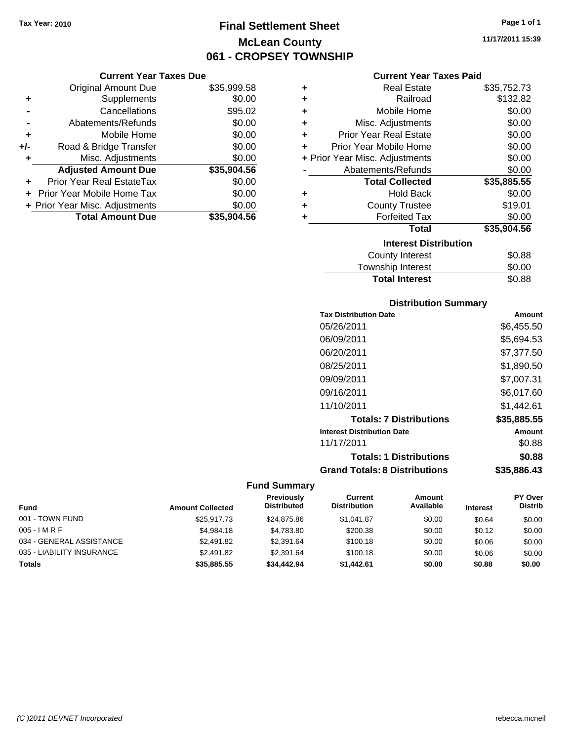Tax Year: 2010

# Final Settlement Sheet
## McLean County
## 061 - CROPSEY TOWNSHIP

11/17/2011 15:39

### Current Year Taxes Due

| | | |
|---|---|---|
| | Original Amount Due | $35,999.58 |
| + | Supplements | $0.00 |
| - | Cancellations | $95.02 |
| - | Abatements/Refunds | $0.00 |
| + | Mobile Home | $0.00 |
| +/- | Road & Bridge Transfer | $0.00 |
| + | Misc. Adjustments | $0.00 |
| | **Adjusted Amount Due** | **$35,904.56** |
| + | Prior Year Real EstateTax | $0.00 |
| + | Prior Year Mobile Home Tax | $0.00 |
| + | Prior Year Misc. Adjustments | $0.00 |
| | **Total Amount Due** | **$35,904.56** |

### Current Year Taxes Paid

| | | |
|---|---|---|
| + | Real Estate | $35,752.73 |
| + | Railroad | $132.82 |
| + | Mobile Home | $0.00 |
| + | Misc. Adjustments | $0.00 |
| + | Prior Year Real Estate | $0.00 |
| + | Prior Year Mobile Home | $0.00 |
| + | Prior Year Misc. Adjustments | $0.00 |
| - | Abatements/Refunds | $0.00 |
| | **Total Collected** | **$35,885.55** |
| + | Hold Back | $0.00 |
| + | County Trustee | $19.01 |
| + | Forfeited Tax | $0.00 |
| | **Total** | **$35,904.56** |

### Interest Distribution

| | |
|---|---|
| County Interest | $0.88 |
| Township Interest | $0.00 |
| **Total Interest** | $0.88 |

### Distribution Summary

| Tax Distribution Date | Amount |
|---|---|
| 05/26/2011 | $6,455.50 |
| 06/09/2011 | $5,694.53 |
| 06/20/2011 | $7,377.50 |
| 08/25/2011 | $1,890.50 |
| 09/09/2011 | $7,007.31 |
| 09/16/2011 | $6,017.60 |
| 11/10/2011 | $1,442.61 |
| **Totals: 7 Distributions** | **$35,885.55** |
| **Interest Distribution Date** | **Amount** |
| 11/17/2011 | $0.88 |
| **Totals: 1 Distributions** | **$0.88** |
| **Grand Totals: 8 Distributions** | **$35,886.43** |

### Fund Summary

| Fund | Amount Collected | Previously Distributed | Current Distribution | Amount Available | Interest | PY Over Distrib |
|---|---|---|---|---|---|---|
| 001 - TOWN FUND | $25,917.73 | $24,875.86 | $1,041.87 | $0.00 | $0.64 | $0.00 |
| 005 - I M R F | $4,984.18 | $4,783.80 | $200.38 | $0.00 | $0.12 | $0.00 |
| 034 - GENERAL ASSISTANCE | $2,491.82 | $2,391.64 | $100.18 | $0.00 | $0.06 | $0.00 |
| 035 - LIABILITY INSURANCE | $2,491.82 | $2,391.64 | $100.18 | $0.00 | $0.06 | $0.00 |
| **Totals** | **$35,885.55** | **$34,442.94** | **$1,442.61** | **$0.00** | **$0.88** | **$0.00** |

(C )2011 DEVNET Incorporated rebecca.mcneil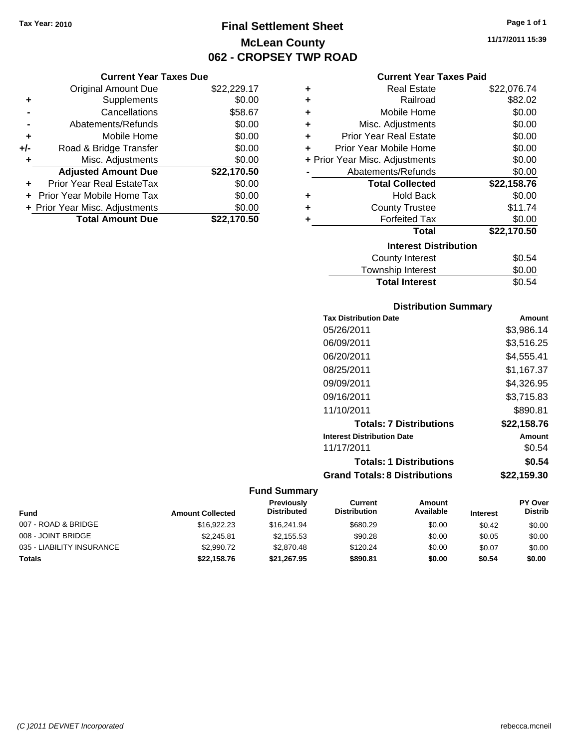Tax Year: 2010

# Final Settlement Sheet
## McLean County
## 062 - CROPSEY TWP ROAD

11/17/2011 15:39

### Current Year Taxes Due

| | | |
|---|---|---|
| | Original Amount Due | $22,229.17 |
| + | Supplements | $0.00 |
| - | Cancellations | $58.67 |
| - | Abatements/Refunds | $0.00 |
| + | Mobile Home | $0.00 |
| +/- | Road & Bridge Transfer | $0.00 |
| + | Misc. Adjustments | $0.00 |
| | **Adjusted Amount Due** | **$22,170.50** |
| + | Prior Year Real EstateTax | $0.00 |
| + | Prior Year Mobile Home Tax | $0.00 |
| + | Prior Year Misc. Adjustments | $0.00 |
| | **Total Amount Due** | **$22,170.50** |

### Current Year Taxes Paid

| | | |
|---|---|---|
| + | Real Estate | $22,076.74 |
| + | Railroad | $82.02 |
| + | Mobile Home | $0.00 |
| + | Misc. Adjustments | $0.00 |
| + | Prior Year Real Estate | $0.00 |
| + | Prior Year Mobile Home | $0.00 |
| + | Prior Year Misc. Adjustments | $0.00 |
| - | Abatements/Refunds | $0.00 |
| | **Total Collected** | **$22,158.76** |
| + | Hold Back | $0.00 |
| + | County Trustee | $11.74 |
| + | Forfeited Tax | $0.00 |
| | **Total** | **$22,170.50** |

### Interest Distribution

| | |
|---|---|
| County Interest | $0.54 |
| Township Interest | $0.00 |
| **Total Interest** | $0.54 |

### Distribution Summary

| Tax Distribution Date | Amount |
|---|---|
| 05/26/2011 | $3,986.14 |
| 06/09/2011 | $3,516.25 |
| 06/20/2011 | $4,555.41 |
| 08/25/2011 | $1,167.37 |
| 09/09/2011 | $4,326.95 |
| 09/16/2011 | $3,715.83 |
| 11/10/2011 | $890.81 |
| **Totals: 7 Distributions** | **$22,158.76** |
| **Interest Distribution Date** | **Amount** |
| 11/17/2011 | $0.54 |
| **Totals: 1 Distributions** | **$0.54** |
| **Grand Totals: 8 Distributions** | **$22,159.30** |

### Fund Summary

| Fund | Amount Collected | Previously Distributed | Current Distribution | Amount Available | Interest | PY Over Distrib |
|---|---|---|---|---|---|---|
| 007 - ROAD & BRIDGE | $16,922.23 | $16,241.94 | $680.29 | $0.00 | $0.42 | $0.00 |
| 008 - JOINT BRIDGE | $2,245.81 | $2,155.53 | $90.28 | $0.00 | $0.05 | $0.00 |
| 035 - LIABILITY INSURANCE | $2,990.72 | $2,870.48 | $120.24 | $0.00 | $0.07 | $0.00 |
| **Totals** | **$22,158.76** | **$21,267.95** | **$890.81** | **$0.00** | **$0.54** | **$0.00** |

(C )2011 DEVNET Incorporated — rebecca.mcneil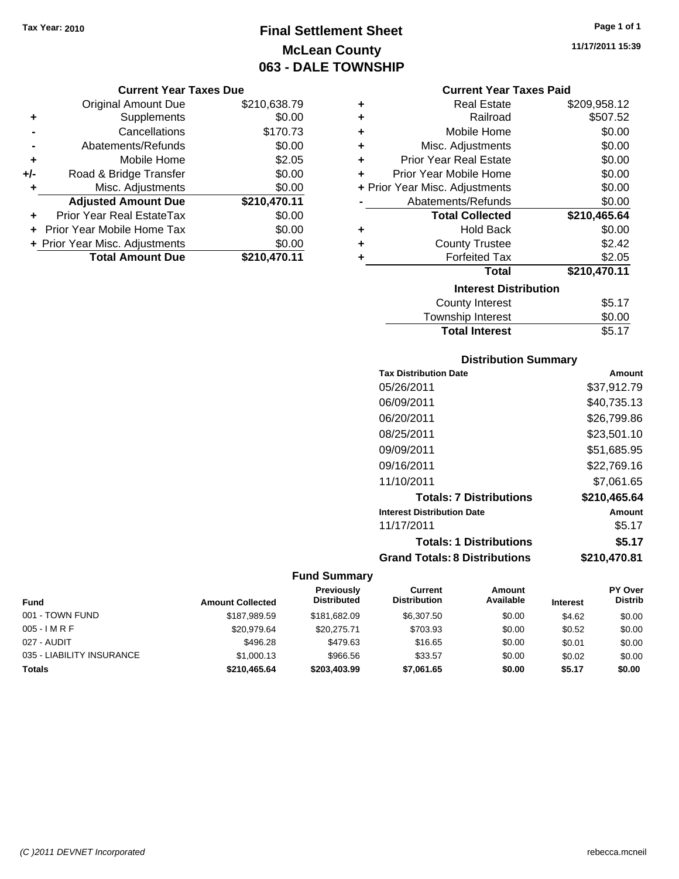Tax Year: 2010

# Final Settlement Sheet
## McLean County
## 063 - DALE TOWNSHIP

11/17/2011 15:39

### Current Year Taxes Due

| | | |
|---|---|---|
| | Original Amount Due | $210,638.79 |
| + | Supplements | $0.00 |
| - | Cancellations | $170.73 |
| - | Abatements/Refunds | $0.00 |
| + | Mobile Home | $2.05 |
| +/- | Road & Bridge Transfer | $0.00 |
| + | Misc. Adjustments | $0.00 |
| | **Adjusted Amount Due** | **$210,470.11** |
| + | Prior Year Real EstateTax | $0.00 |
| + | Prior Year Mobile Home Tax | $0.00 |
| + | Prior Year Misc. Adjustments | $0.00 |
| | **Total Amount Due** | **$210,470.11** |

### Current Year Taxes Paid

| | | |
|---|---|---|
| + | Real Estate | $209,958.12 |
| + | Railroad | $507.52 |
| + | Mobile Home | $0.00 |
| + | Misc. Adjustments | $0.00 |
| + | Prior Year Real Estate | $0.00 |
| + | Prior Year Mobile Home | $0.00 |
| + | Prior Year Misc. Adjustments | $0.00 |
| - | Abatements/Refunds | $0.00 |
| | **Total Collected** | **$210,465.64** |
| + | Hold Back | $0.00 |
| + | County Trustee | $2.42 |
| + | Forfeited Tax | $2.05 |
| | **Total** | **$210,470.11** |

### Interest Distribution

| | |
|---|---|
| County Interest | $5.17 |
| Township Interest | $0.00 |
| **Total Interest** | $5.17 |

### Distribution Summary

| Tax Distribution Date | Amount |
|---|---|
| 05/26/2011 | $37,912.79 |
| 06/09/2011 | $40,735.13 |
| 06/20/2011 | $26,799.86 |
| 08/25/2011 | $23,501.10 |
| 09/09/2011 | $51,685.95 |
| 09/16/2011 | $22,769.16 |
| 11/10/2011 | $7,061.65 |
| **Totals: 7 Distributions** | **$210,465.64** |
| **Interest Distribution Date** | **Amount** |
| 11/17/2011 | $5.17 |
| **Totals: 1 Distributions** | **$5.17** |
| **Grand Totals: 8 Distributions** | **$210,470.81** |

### Fund Summary

| Fund | Amount Collected | Previously Distributed | Current Distribution | Amount Available | Interest | PY Over Distrib |
|---|---|---|---|---|---|---|
| 001 - TOWN FUND | $187,989.59 | $181,682.09 | $6,307.50 | $0.00 | $4.62 | $0.00 |
| 005 - I M R F | $20,979.64 | $20,275.71 | $703.93 | $0.00 | $0.52 | $0.00 |
| 027 - AUDIT | $496.28 | $479.63 | $16.65 | $0.00 | $0.01 | $0.00 |
| 035 - LIABILITY INSURANCE | $1,000.13 | $966.56 | $33.57 | $0.00 | $0.02 | $0.00 |
| **Totals** | **$210,465.64** | **$203,403.99** | **$7,061.65** | **$0.00** | **$5.17** | **$0.00** |

(C )2011 DEVNET Incorporated rebecca.mcneil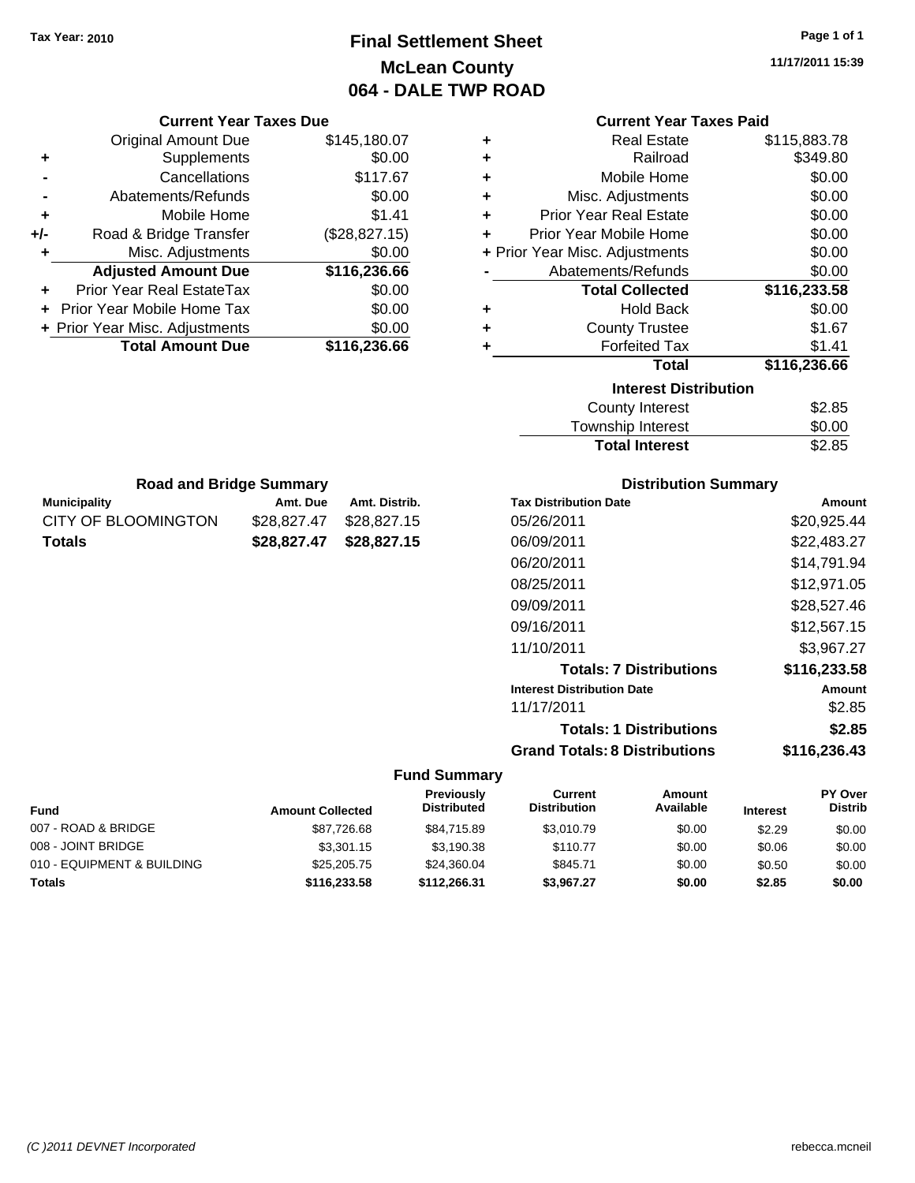Tax Year: 2010

# Final Settlement Sheet
## McLean County
## 064 - DALE TWP ROAD

11/17/2011 15:39

### Current Year Taxes Due

| | | |
|---|---|---|
| | Original Amount Due | $145,180.07 |
| + | Supplements | $0.00 |
| - | Cancellations | $117.67 |
| - | Abatements/Refunds | $0.00 |
| + | Mobile Home | $1.41 |
| +/- | Road & Bridge Transfer | ($28,827.15) |
| + | Misc. Adjustments | $0.00 |
| | **Adjusted Amount Due** | **$116,236.66** |
| + | Prior Year Real EstateTax | $0.00 |
| + | Prior Year Mobile Home Tax | $0.00 |
| + | Prior Year Misc. Adjustments | $0.00 |
| | **Total Amount Due** | **$116,236.66** |

### Current Year Taxes Paid

| | | |
|---|---|---|
| + | Real Estate | $115,883.78 |
| + | Railroad | $349.80 |
| + | Mobile Home | $0.00 |
| + | Misc. Adjustments | $0.00 |
| + | Prior Year Real Estate | $0.00 |
| + | Prior Year Mobile Home | $0.00 |
| + | Prior Year Misc. Adjustments | $0.00 |
| - | Abatements/Refunds | $0.00 |
| | **Total Collected** | **$116,233.58** |
| + | Hold Back | $0.00 |
| + | County Trustee | $1.67 |
| + | Forfeited Tax | $1.41 |
| | **Total** | **$116,236.66** |

### Interest Distribution

| | |
|---|---|
| County Interest | $2.85 |
| Township Interest | $0.00 |
| **Total Interest** | **$2.85** |

### Road and Bridge Summary

| Municipality | Amt. Due | Amt. Distrib. |
|---|---|---|
| CITY OF BLOOMINGTON | $28,827.47 | $28,827.15 |
| **Totals** | **$28,827.47** | **$28,827.15** |

### Distribution Summary

| Tax Distribution Date | Amount |
|---|---|
| 05/26/2011 | $20,925.44 |
| 06/09/2011 | $22,483.27 |
| 06/20/2011 | $14,791.94 |
| 08/25/2011 | $12,971.05 |
| 09/09/2011 | $28,527.46 |
| 09/16/2011 | $12,567.15 |
| 11/10/2011 | $3,967.27 |
| **Totals: 7 Distributions** | **$116,233.58** |
| **Interest Distribution Date** | **Amount** |
| 11/17/2011 | $2.85 |
| **Totals: 1 Distributions** | **$2.85** |
| **Grand Totals: 8 Distributions** | **$116,236.43** |

### Fund Summary

| Fund | Amount Collected | Previously Distributed | Current Distribution | Amount Available | Interest | PY Over Distrib |
|---|---|---|---|---|---|---|
| 007 - ROAD & BRIDGE | $87,726.68 | $84,715.89 | $3,010.79 | $0.00 | $2.29 | $0.00 |
| 008 - JOINT BRIDGE | $3,301.15 | $3,190.38 | $110.77 | $0.00 | $0.06 | $0.00 |
| 010 - EQUIPMENT & BUILDING | $25,205.75 | $24,360.04 | $845.71 | $0.00 | $0.50 | $0.00 |
| **Totals** | **$116,233.58** | **$112,266.31** | **$3,967.27** | **$0.00** | **$2.85** | **$0.00** |

(C )2011 DEVNET Incorporated rebecca.mcneil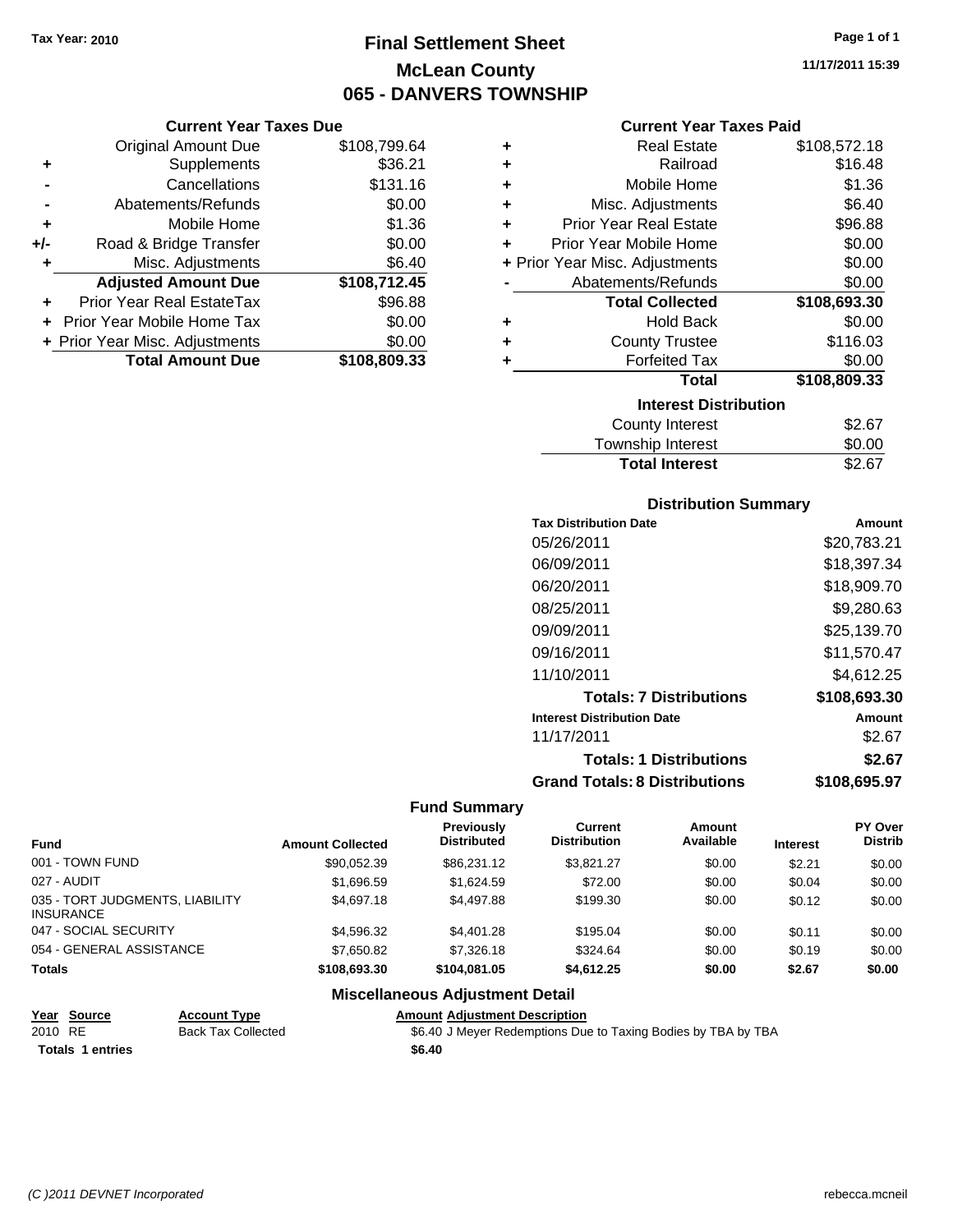Tax Year: 2010

# Final Settlement Sheet
## McLean County
## 065 - DANVERS TOWNSHIP

11/17/2011 15:39

### Current Year Taxes Due

| | | |
|---|---|---|
| | Original Amount Due | $108,799.64 |
| + | Supplements | $36.21 |
| - | Cancellations | $131.16 |
| - | Abatements/Refunds | $0.00 |
| + | Mobile Home | $1.36 |
| +/- | Road & Bridge Transfer | $0.00 |
| + | Misc. Adjustments | $6.40 |
| | **Adjusted Amount Due** | **$108,712.45** |
| + | Prior Year Real EstateTax | $96.88 |
| + | Prior Year Mobile Home Tax | $0.00 |
| + | Prior Year Misc. Adjustments | $0.00 |
| | **Total Amount Due** | **$108,809.33** |

### Current Year Taxes Paid

| | | |
|---|---|---|
| + | Real Estate | $108,572.18 |
| + | Railroad | $16.48 |
| + | Mobile Home | $1.36 |
| + | Misc. Adjustments | $6.40 |
| + | Prior Year Real Estate | $96.88 |
| + | Prior Year Mobile Home | $0.00 |
| + | Prior Year Misc. Adjustments | $0.00 |
| - | Abatements/Refunds | $0.00 |
| | **Total Collected** | **$108,693.30** |
| + | Hold Back | $0.00 |
| + | County Trustee | $116.03 |
| + | Forfeited Tax | $0.00 |
| | **Total** | **$108,809.33** |

### Interest Distribution

| | |
|---|---|
| County Interest | $2.67 |
| Township Interest | $0.00 |
| **Total Interest** | $2.67 |

### Distribution Summary

| Tax Distribution Date | Amount |
|---|---|
| 05/26/2011 | $20,783.21 |
| 06/09/2011 | $18,397.34 |
| 06/20/2011 | $18,909.70 |
| 08/25/2011 | $9,280.63 |
| 09/09/2011 | $25,139.70 |
| 09/16/2011 | $11,570.47 |
| 11/10/2011 | $4,612.25 |
| **Totals: 7 Distributions** | **$108,693.30** |
| **Interest Distribution Date** | **Amount** |
| 11/17/2011 | $2.67 |
| **Totals: 1 Distributions** | **$2.67** |
| **Grand Totals: 8 Distributions** | **$108,695.97** |

### Fund Summary

| Fund | Amount Collected | Previously Distributed | Current Distribution | Amount Available | Interest | PY Over Distrib |
|---|---|---|---|---|---|---|
| 001 - TOWN FUND | $90,052.39 | $86,231.12 | $3,821.27 | $0.00 | $2.21 | $0.00 |
| 027 - AUDIT | $1,696.59 | $1,624.59 | $72.00 | $0.00 | $0.04 | $0.00 |
| 035 - TORT JUDGMENTS, LIABILITY INSURANCE | $4,697.18 | $4,497.88 | $199.30 | $0.00 | $0.12 | $0.00 |
| 047 - SOCIAL SECURITY | $4,596.32 | $4,401.28 | $195.04 | $0.00 | $0.11 | $0.00 |
| 054 - GENERAL ASSISTANCE | $7,650.82 | $7,326.18 | $324.64 | $0.00 | $0.19 | $0.00 |
| **Totals** | **$108,693.30** | **$104,081.05** | **$4,612.25** | **$0.00** | **$2.67** | **$0.00** |

### Miscellaneous Adjustment Detail

| Year | Source | Account Type | Amount | Adjustment Description |
|---|---|---|---|---|
| 2010 | RE | Back Tax Collected | $6.40 | J Meyer Redemptions Due to Taxing Bodies by TBA by TBA |
| **Totals 1 entries** | | | **$6.40** | |

(C )2011 DEVNET Incorporated

rebecca.mcneil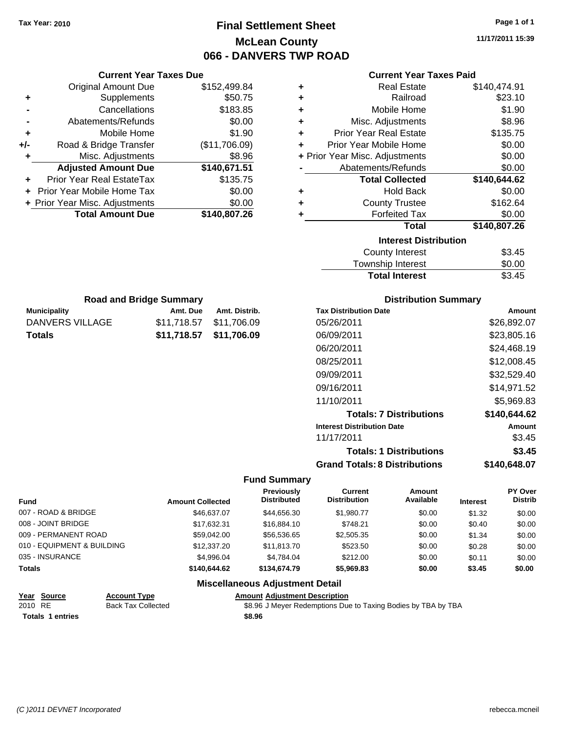Tax Year: 2010

# Final Settlement Sheet

## McLean County

## 066 - DANVERS TWP ROAD

11/17/2011 15:39

### Current Year Taxes Due

| | | |
|---|---|---|
| | Original Amount Due | $152,499.84 |
| + | Supplements | $50.75 |
| - | Cancellations | $183.85 |
| - | Abatements/Refunds | $0.00 |
| + | Mobile Home | $1.90 |
| +/- | Road & Bridge Transfer | ($11,706.09) |
| + | Misc. Adjustments | $8.96 |
| | **Adjusted Amount Due** | **$140,671.51** |
| + | Prior Year Real EstateTax | $135.75 |
| + | Prior Year Mobile Home Tax | $0.00 |
| + | Prior Year Misc. Adjustments | $0.00 |
| | **Total Amount Due** | **$140,807.26** |

### Current Year Taxes Paid

| | | |
|---|---|---|
| + | Real Estate | $140,474.91 |
| + | Railroad | $23.10 |
| + | Mobile Home | $1.90 |
| + | Misc. Adjustments | $8.96 |
| + | Prior Year Real Estate | $135.75 |
| + | Prior Year Mobile Home | $0.00 |
| + | Prior Year Misc. Adjustments | $0.00 |
| - | Abatements/Refunds | $0.00 |
| | **Total Collected** | **$140,644.62** |
| + | Hold Back | $0.00 |
| + | County Trustee | $162.64 |
| + | Forfeited Tax | $0.00 |
| | **Total** | **$140,807.26** |

### Interest Distribution

| | |
|---|---|
| County Interest | $3.45 |
| Township Interest | $0.00 |
| **Total Interest** | $3.45 |

### Road and Bridge Summary

| Municipality | Amt. Due | Amt. Distrib. |
|---|---|---|
| DANVERS VILLAGE | $11,718.57 | $11,706.09 |
| **Totals** | **$11,718.57** | **$11,706.09** |

### Distribution Summary

| Tax Distribution Date | Amount |
|---|---|
| 05/26/2011 | $26,892.07 |
| 06/09/2011 | $23,805.16 |
| 06/20/2011 | $24,468.19 |
| 08/25/2011 | $12,008.45 |
| 09/09/2011 | $32,529.40 |
| 09/16/2011 | $14,971.52 |
| 11/10/2011 | $5,969.83 |
| **Totals: 7 Distributions** | **$140,644.62** |
| **Interest Distribution Date** | **Amount** |
| 11/17/2011 | $3.45 |
| **Totals: 1 Distributions** | **$3.45** |
| **Grand Totals: 8 Distributions** | **$140,648.07** |

### Fund Summary

| Fund | Amount Collected | Previously Distributed | Current Distribution | Amount Available | Interest | PY Over Distrib |
|---|---|---|---|---|---|---|
| 007 - ROAD & BRIDGE | $46,637.07 | $44,656.30 | $1,980.77 | $0.00 | $1.32 | $0.00 |
| 008 - JOINT BRIDGE | $17,632.31 | $16,884.10 | $748.21 | $0.00 | $0.40 | $0.00 |
| 009 - PERMANENT ROAD | $59,042.00 | $56,536.65 | $2,505.35 | $0.00 | $1.34 | $0.00 |
| 010 - EQUIPMENT & BUILDING | $12,337.20 | $11,813.70 | $523.50 | $0.00 | $0.28 | $0.00 |
| 035 - INSURANCE | $4,996.04 | $4,784.04 | $212.00 | $0.00 | $0.11 | $0.00 |
| **Totals** | **$140,644.62** | **$134,674.79** | **$5,969.83** | **$0.00** | **$3.45** | **$0.00** |

### Miscellaneous Adjustment Detail

| Year | Source | Account Type | Amount | Adjustment Description |
|---|---|---|---|---|
| 2010 | RE | Back Tax Collected | $8.96 | J Meyer Redemptions Due to Taxing Bodies by TBA by TBA |
| **Totals** | **1 entries** | | **$8.96** | |

(C )2011 DEVNET Incorporated rebecca.mcneil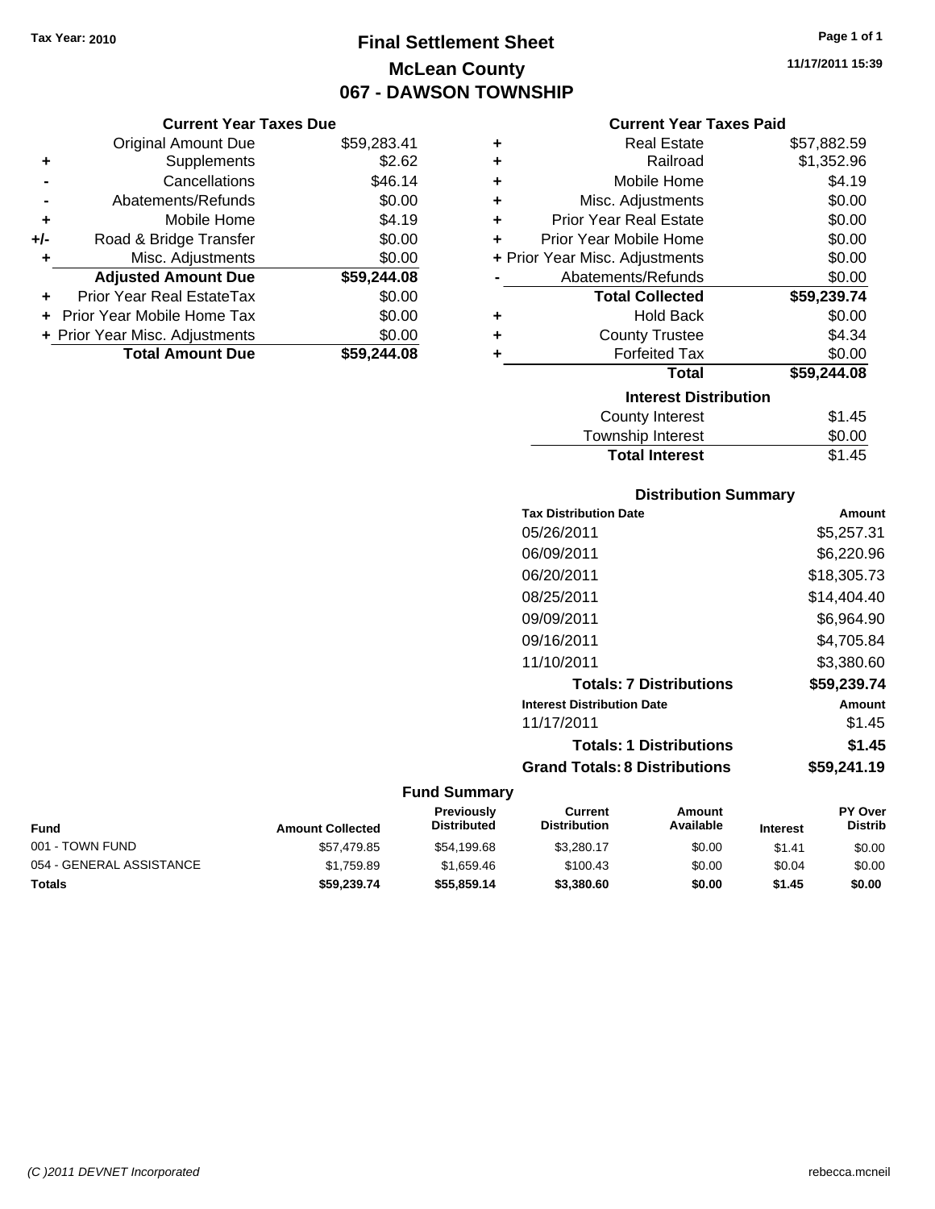Tax Year: 2010

# Final Settlement Sheet
## McLean County
## 067 - DAWSON TOWNSHIP

11/17/2011 15:39

### Current Year Taxes Due

| | | |
|---|---|---|
| | Original Amount Due | $59,283.41 |
| + | Supplements | $2.62 |
| - | Cancellations | $46.14 |
| - | Abatements/Refunds | $0.00 |
| + | Mobile Home | $4.19 |
| +/- | Road & Bridge Transfer | $0.00 |
| + | Misc. Adjustments | $0.00 |
| | **Adjusted Amount Due** | **$59,244.08** |
| + | Prior Year Real EstateTax | $0.00 |
| + | Prior Year Mobile Home Tax | $0.00 |
| + | Prior Year Misc. Adjustments | $0.00 |
| | **Total Amount Due** | **$59,244.08** |

### Current Year Taxes Paid

| | | |
|---|---|---|
| + | Real Estate | $57,882.59 |
| + | Railroad | $1,352.96 |
| + | Mobile Home | $4.19 |
| + | Misc. Adjustments | $0.00 |
| + | Prior Year Real Estate | $0.00 |
| + | Prior Year Mobile Home | $0.00 |
| + | Prior Year Misc. Adjustments | $0.00 |
| - | Abatements/Refunds | $0.00 |
| | **Total Collected** | **$59,239.74** |
| + | Hold Back | $0.00 |
| + | County Trustee | $4.34 |
| + | Forfeited Tax | $0.00 |
| | **Total** | **$59,244.08** |

### Interest Distribution

| | |
|---|---|
| County Interest | $1.45 |
| Township Interest | $0.00 |
| **Total Interest** | $1.45 |

### Distribution Summary

| Tax Distribution Date | Amount |
|---|---|
| 05/26/2011 | $5,257.31 |
| 06/09/2011 | $6,220.96 |
| 06/20/2011 | $18,305.73 |
| 08/25/2011 | $14,404.40 |
| 09/09/2011 | $6,964.90 |
| 09/16/2011 | $4,705.84 |
| 11/10/2011 | $3,380.60 |
| **Totals: 7 Distributions** | **$59,239.74** |
| **Interest Distribution Date** | **Amount** |
| 11/17/2011 | $1.45 |
| **Totals: 1 Distributions** | **$1.45** |
| **Grand Totals: 8 Distributions** | **$59,241.19** |

### Fund Summary

| Fund | Amount Collected | Previously Distributed | Current Distribution | Amount Available | Interest | PY Over Distrib |
|---|---|---|---|---|---|---|
| 001 - TOWN FUND | $57,479.85 | $54,199.68 | $3,280.17 | $0.00 | $1.41 | $0.00 |
| 054 - GENERAL ASSISTANCE | $1,759.89 | $1,659.46 | $100.43 | $0.00 | $0.04 | $0.00 |
| **Totals** | **$59,239.74** | **$55,859.14** | **$3,380.60** | **$0.00** | **$1.45** | **$0.00** |

(C )2011 DEVNET Incorporated rebecca.mcneil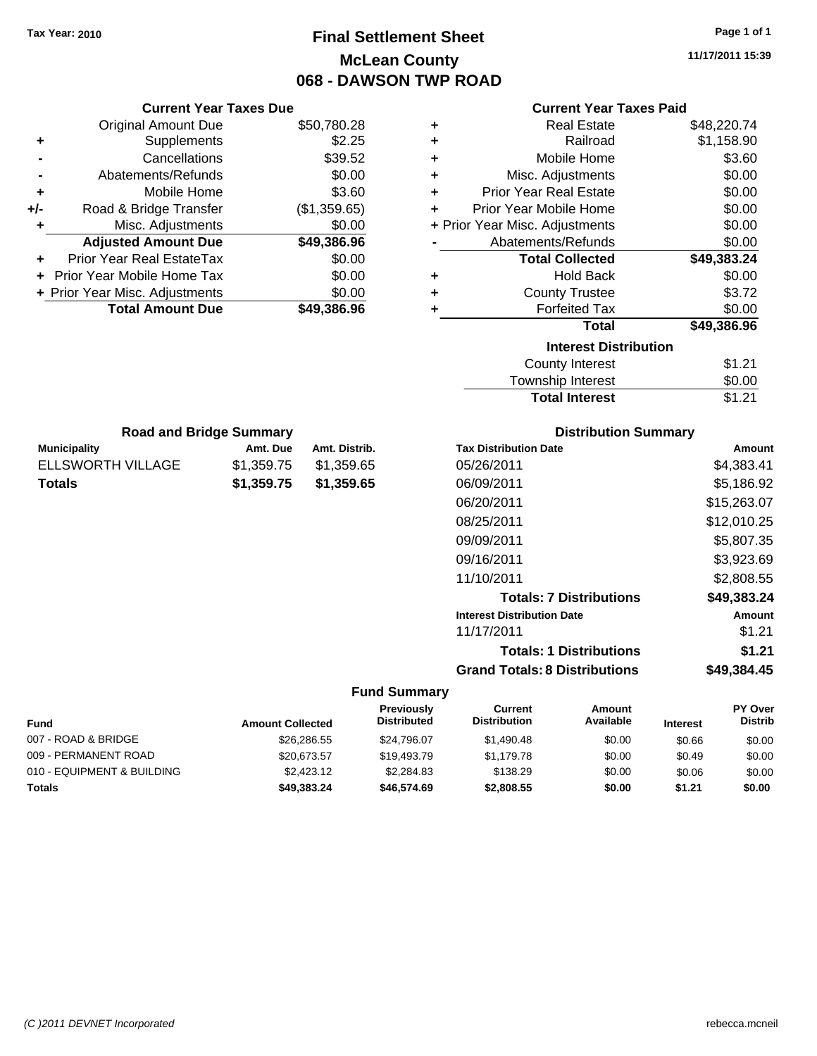Tax Year: 2010

# Final Settlement Sheet
## McLean County
## 068 - DAWSON TWP ROAD

11/17/2011 15:39

### Current Year Taxes Due

| | | |
|---|---|---|
| | Original Amount Due | $50,780.28 |
| + | Supplements | $2.25 |
| - | Cancellations | $39.52 |
| - | Abatements/Refunds | $0.00 |
| + | Mobile Home | $3.60 |
| +/- | Road & Bridge Transfer | ($1,359.65) |
| + | Misc. Adjustments | $0.00 |
| | **Adjusted Amount Due** | **$49,386.96** |
| + | Prior Year Real EstateTax | $0.00 |
| + | Prior Year Mobile Home Tax | $0.00 |
| + | Prior Year Misc. Adjustments | $0.00 |
| | **Total Amount Due** | **$49,386.96** |

### Current Year Taxes Paid

| | | |
|---|---|---|
| + | Real Estate | $48,220.74 |
| + | Railroad | $1,158.90 |
| + | Mobile Home | $3.60 |
| + | Misc. Adjustments | $0.00 |
| + | Prior Year Real Estate | $0.00 |
| + | Prior Year Mobile Home | $0.00 |
| + | Prior Year Misc. Adjustments | $0.00 |
| - | Abatements/Refunds | $0.00 |
| | **Total Collected** | **$49,383.24** |
| + | Hold Back | $0.00 |
| + | County Trustee | $3.72 |
| + | Forfeited Tax | $0.00 |
| | **Total** | **$49,386.96** |

### Interest Distribution

| | |
|---|---|
| County Interest | $1.21 |
| Township Interest | $0.00 |
| **Total Interest** | $1.21 |

### Road and Bridge Summary

| Municipality | Amt. Due | Amt. Distrib. |
|---|---|---|
| ELLSWORTH VILLAGE | $1,359.75 | $1,359.65 |
| **Totals** | **$1,359.75** | **$1,359.65** |

### Distribution Summary

| Tax Distribution Date | Amount |
|---|---|
| 05/26/2011 | $4,383.41 |
| 06/09/2011 | $5,186.92 |
| 06/20/2011 | $15,263.07 |
| 08/25/2011 | $12,010.25 |
| 09/09/2011 | $5,807.35 |
| 09/16/2011 | $3,923.69 |
| 11/10/2011 | $2,808.55 |
| **Totals: 7 Distributions** | **$49,383.24** |
| **Interest Distribution Date** | **Amount** |
| 11/17/2011 | $1.21 |
| **Totals: 1 Distributions** | **$1.21** |
| **Grand Totals: 8 Distributions** | **$49,384.45** |

### Fund Summary

| Fund | Amount Collected | Previously Distributed | Current Distribution | Amount Available | Interest | PY Over Distrib |
|---|---|---|---|---|---|---|
| 007 - ROAD & BRIDGE | $26,286.55 | $24,796.07 | $1,490.48 | $0.00 | $0.66 | $0.00 |
| 009 - PERMANENT ROAD | $20,673.57 | $19,493.79 | $1,179.78 | $0.00 | $0.49 | $0.00 |
| 010 - EQUIPMENT & BUILDING | $2,423.12 | $2,284.83 | $138.29 | $0.00 | $0.06 | $0.00 |
| **Totals** | **$49,383.24** | **$46,574.69** | **$2,808.55** | **$0.00** | **$1.21** | **$0.00** |

(C )2011 DEVNET Incorporated    rebecca.mcneil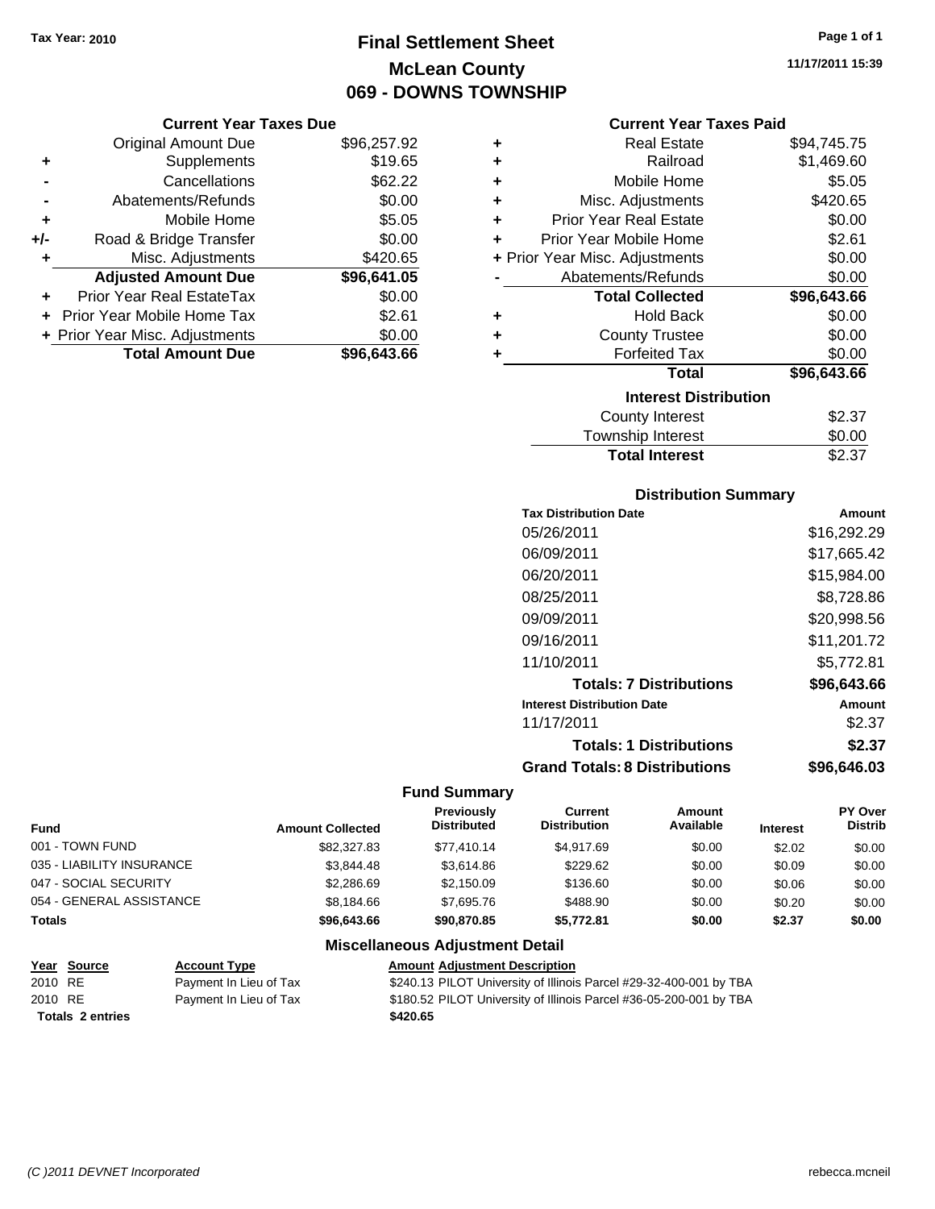Tax Year: 2010

# Final Settlement Sheet
## McLean County
## 069 - DOWNS TOWNSHIP

11/17/2011 15:39

### Current Year Taxes Due

| | | |
|---|---|---|
| | Original Amount Due | $96,257.92 |
| + | Supplements | $19.65 |
| - | Cancellations | $62.22 |
| - | Abatements/Refunds | $0.00 |
| + | Mobile Home | $5.05 |
| +/- | Road & Bridge Transfer | $0.00 |
| + | Misc. Adjustments | $420.65 |
| | **Adjusted Amount Due** | **$96,641.05** |
| + | Prior Year Real EstateTax | $0.00 |
| + | Prior Year Mobile Home Tax | $2.61 |
| + | Prior Year Misc. Adjustments | $0.00 |
| | **Total Amount Due** | **$96,643.66** |

### Current Year Taxes Paid

| | | |
|---|---|---|
| + | Real Estate | $94,745.75 |
| + | Railroad | $1,469.60 |
| + | Mobile Home | $5.05 |
| + | Misc. Adjustments | $420.65 |
| + | Prior Year Real Estate | $0.00 |
| + | Prior Year Mobile Home | $2.61 |
| + | Prior Year Misc. Adjustments | $0.00 |
| - | Abatements/Refunds | $0.00 |
| | **Total Collected** | **$96,643.66** |
| + | Hold Back | $0.00 |
| + | County Trustee | $0.00 |
| + | Forfeited Tax | $0.00 |
| | **Total** | **$96,643.66** |

### Interest Distribution

| | |
|---|---|
| County Interest | $2.37 |
| Township Interest | $0.00 |
| **Total Interest** | $2.37 |

### Distribution Summary

| Tax Distribution Date | Amount |
|---|---|
| 05/26/2011 | $16,292.29 |
| 06/09/2011 | $17,665.42 |
| 06/20/2011 | $15,984.00 |
| 08/25/2011 | $8,728.86 |
| 09/09/2011 | $20,998.56 |
| 09/16/2011 | $11,201.72 |
| 11/10/2011 | $5,772.81 |
| **Totals: 7 Distributions** | **$96,643.66** |
| **Interest Distribution Date** | **Amount** |
| 11/17/2011 | $2.37 |
| **Totals: 1 Distributions** | **$2.37** |
| **Grand Totals: 8 Distributions** | **$96,646.03** |

### Fund Summary

| Fund | Amount Collected | Previously Distributed | Current Distribution | Amount Available | Interest | PY Over Distrib |
|---|---|---|---|---|---|---|
| 001 - TOWN FUND | $82,327.83 | $77,410.14 | $4,917.69 | $0.00 | $2.02 | $0.00 |
| 035 - LIABILITY INSURANCE | $3,844.48 | $3,614.86 | $229.62 | $0.00 | $0.09 | $0.00 |
| 047 - SOCIAL SECURITY | $2,286.69 | $2,150.09 | $136.60 | $0.00 | $0.06 | $0.00 |
| 054 - GENERAL ASSISTANCE | $8,184.66 | $7,695.76 | $488.90 | $0.00 | $0.20 | $0.00 |
| **Totals** | **$96,643.66** | **$90,870.85** | **$5,772.81** | **$0.00** | **$2.37** | **$0.00** |

### Miscellaneous Adjustment Detail

| Year | Source | Account Type | Amount | Adjustment Description |
|---|---|---|---|---|
| 2010 | RE | Payment In Lieu of Tax | $240.13 | PILOT University of Illinois Parcel #29-32-400-001 by TBA |
| 2010 | RE | Payment In Lieu of Tax | $180.52 | PILOT University of Illinois Parcel #36-05-200-001 by TBA |
| **Totals** | **2 entries** | | **$420.65** | |

(C )2011 DEVNET Incorporated rebecca.mcneil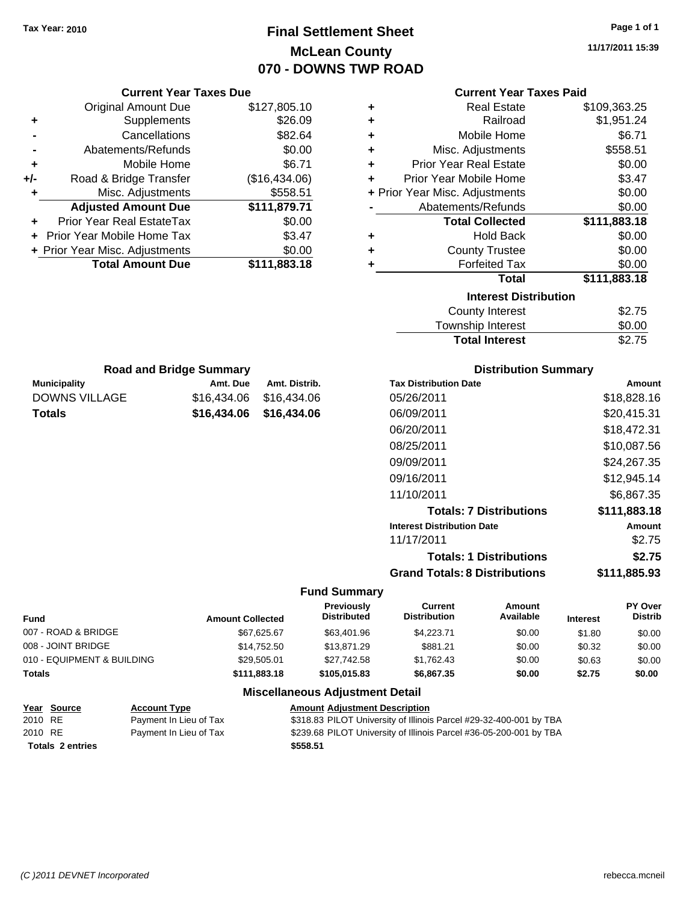Tax Year: 2010

# Final Settlement Sheet
## McLean County
## 070 - DOWNS TWP ROAD

11/17/2011 15:39

### Current Year Taxes Due

| | | |
|---|---|---|
| | Original Amount Due | $127,805.10 |
| + | Supplements | $26.09 |
| - | Cancellations | $82.64 |
| - | Abatements/Refunds | $0.00 |
| + | Mobile Home | $6.71 |
| +/- | Road & Bridge Transfer | ($16,434.06) |
| + | Misc. Adjustments | $558.51 |
| | **Adjusted Amount Due** | **$111,879.71** |
| + | Prior Year Real EstateTax | $0.00 |
| + | Prior Year Mobile Home Tax | $3.47 |
| + | Prior Year Misc. Adjustments | $0.00 |
| | **Total Amount Due** | **$111,883.18** |

### Current Year Taxes Paid

| | | |
|---|---|---|
| + | Real Estate | $109,363.25 |
| + | Railroad | $1,951.24 |
| + | Mobile Home | $6.71 |
| + | Misc. Adjustments | $558.51 |
| + | Prior Year Real Estate | $0.00 |
| + | Prior Year Mobile Home | $3.47 |
| + | Prior Year Misc. Adjustments | $0.00 |
| - | Abatements/Refunds | $0.00 |
| | **Total Collected** | **$111,883.18** |
| + | Hold Back | $0.00 |
| + | County Trustee | $0.00 |
| + | Forfeited Tax | $0.00 |
| | **Total** | **$111,883.18** |

### Interest Distribution

| | |
|---|---|
| County Interest | $2.75 |
| Township Interest | $0.00 |
| **Total Interest** | $2.75 |

### Road and Bridge Summary

| Municipality | Amt. Due | Amt. Distrib. |
|---|---|---|
| DOWNS VILLAGE | $16,434.06 | $16,434.06 |
| **Totals** | **$16,434.06** | **$16,434.06** |

### Distribution Summary

| Tax Distribution Date | Amount |
|---|---|
| 05/26/2011 | $18,828.16 |
| 06/09/2011 | $20,415.31 |
| 06/20/2011 | $18,472.31 |
| 08/25/2011 | $10,087.56 |
| 09/09/2011 | $24,267.35 |
| 09/16/2011 | $12,945.14 |
| 11/10/2011 | $6,867.35 |
| **Totals: 7 Distributions** | **$111,883.18** |
| **Interest Distribution Date** | **Amount** |
| 11/17/2011 | $2.75 |
| **Totals: 1 Distributions** | **$2.75** |
| **Grand Totals: 8 Distributions** | **$111,885.93** |

### Fund Summary

| Fund | Amount Collected | Previously Distributed | Current Distribution | Amount Available | Interest | PY Over Distrib |
|---|---|---|---|---|---|---|
| 007 - ROAD & BRIDGE | $67,625.67 | $63,401.96 | $4,223.71 | $0.00 | $1.80 | $0.00 |
| 008 - JOINT BRIDGE | $14,752.50 | $13,871.29 | $881.21 | $0.00 | $0.32 | $0.00 |
| 010 - EQUIPMENT & BUILDING | $29,505.01 | $27,742.58 | $1,762.43 | $0.00 | $0.63 | $0.00 |
| **Totals** | **$111,883.18** | **$105,015.83** | **$6,867.35** | **$0.00** | **$2.75** | **$0.00** |

### Miscellaneous Adjustment Detail

| Year | Source | Account Type | Amount | Adjustment Description |
|---|---|---|---|---|
| 2010 | RE | Payment In Lieu of Tax | $318.83 | PILOT University of Illinois Parcel #29-32-400-001 by TBA |
| 2010 | RE | Payment In Lieu of Tax | $239.68 | PILOT University of Illinois Parcel #36-05-200-001 by TBA |
| **Totals** | **2 entries** | | **$558.51** | |

(C )2011 DEVNET Incorporated

rebecca.mcneil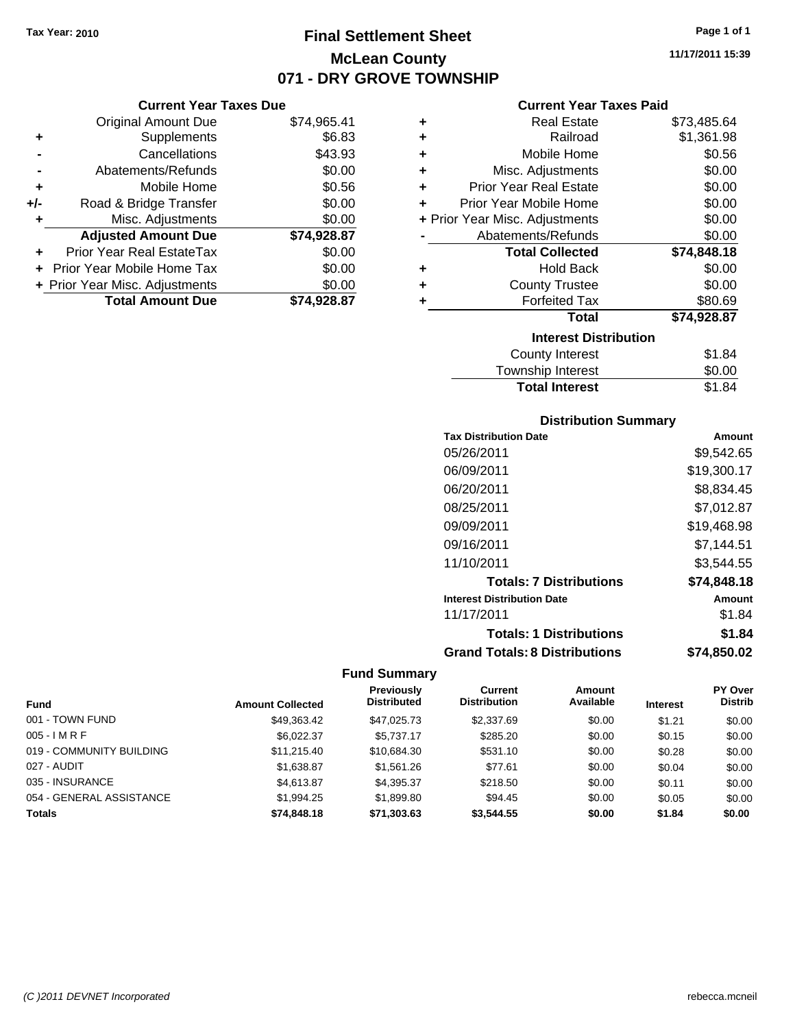Tax Year: 2010

# Final Settlement Sheet
## McLean County
## 071 - DRY GROVE TOWNSHIP

11/17/2011 15:39

### Current Year Taxes Due

| | | |
|---|---|---|
| | Original Amount Due | $74,965.41 |
| + | Supplements | $6.83 |
| - | Cancellations | $43.93 |
| - | Abatements/Refunds | $0.00 |
| + | Mobile Home | $0.56 |
| +/- | Road & Bridge Transfer | $0.00 |
| + | Misc. Adjustments | $0.00 |
| | **Adjusted Amount Due** | **$74,928.87** |
| + | Prior Year Real EstateTax | $0.00 |
| + | Prior Year Mobile Home Tax | $0.00 |
| + | Prior Year Misc. Adjustments | $0.00 |
| | **Total Amount Due** | **$74,928.87** |

### Current Year Taxes Paid

| | | |
|---|---|---|
| + | Real Estate | $73,485.64 |
| + | Railroad | $1,361.98 |
| + | Mobile Home | $0.56 |
| + | Misc. Adjustments | $0.00 |
| + | Prior Year Real Estate | $0.00 |
| + | Prior Year Mobile Home | $0.00 |
| + | Prior Year Misc. Adjustments | $0.00 |
| - | Abatements/Refunds | $0.00 |
| | **Total Collected** | **$74,848.18** |
| + | Hold Back | $0.00 |
| + | County Trustee | $0.00 |
| + | Forfeited Tax | $80.69 |
| | **Total** | **$74,928.87** |

### Interest Distribution

| | |
|---|---|
| County Interest | $1.84 |
| Township Interest | $0.00 |
| **Total Interest** | $1.84 |

### Distribution Summary

| Tax Distribution Date | Amount |
|---|---|
| 05/26/2011 | $9,542.65 |
| 06/09/2011 | $19,300.17 |
| 06/20/2011 | $8,834.45 |
| 08/25/2011 | $7,012.87 |
| 09/09/2011 | $19,468.98 |
| 09/16/2011 | $7,144.51 |
| 11/10/2011 | $3,544.55 |
| **Totals: 7 Distributions** | **$74,848.18** |
| **Interest Distribution Date** | **Amount** |
| 11/17/2011 | $1.84 |
| **Totals: 1 Distributions** | **$1.84** |
| **Grand Totals: 8 Distributions** | **$74,850.02** |

### Fund Summary

| Fund | Amount Collected | Previously Distributed | Current Distribution | Amount Available | Interest | PY Over Distrib |
|---|---|---|---|---|---|---|
| 001 - TOWN FUND | $49,363.42 | $47,025.73 | $2,337.69 | $0.00 | $1.21 | $0.00 |
| 005 - I M R F | $6,022.37 | $5,737.17 | $285.20 | $0.00 | $0.15 | $0.00 |
| 019 - COMMUNITY BUILDING | $11,215.40 | $10,684.30 | $531.10 | $0.00 | $0.28 | $0.00 |
| 027 - AUDIT | $1,638.87 | $1,561.26 | $77.61 | $0.00 | $0.04 | $0.00 |
| 035 - INSURANCE | $4,613.87 | $4,395.37 | $218.50 | $0.00 | $0.11 | $0.00 |
| 054 - GENERAL ASSISTANCE | $1,994.25 | $1,899.80 | $94.45 | $0.00 | $0.05 | $0.00 |
| **Totals** | **$74,848.18** | **$71,303.63** | **$3,544.55** | **$0.00** | **$1.84** | **$0.00** |

(C )2011 DEVNET Incorporated — rebecca.mcneil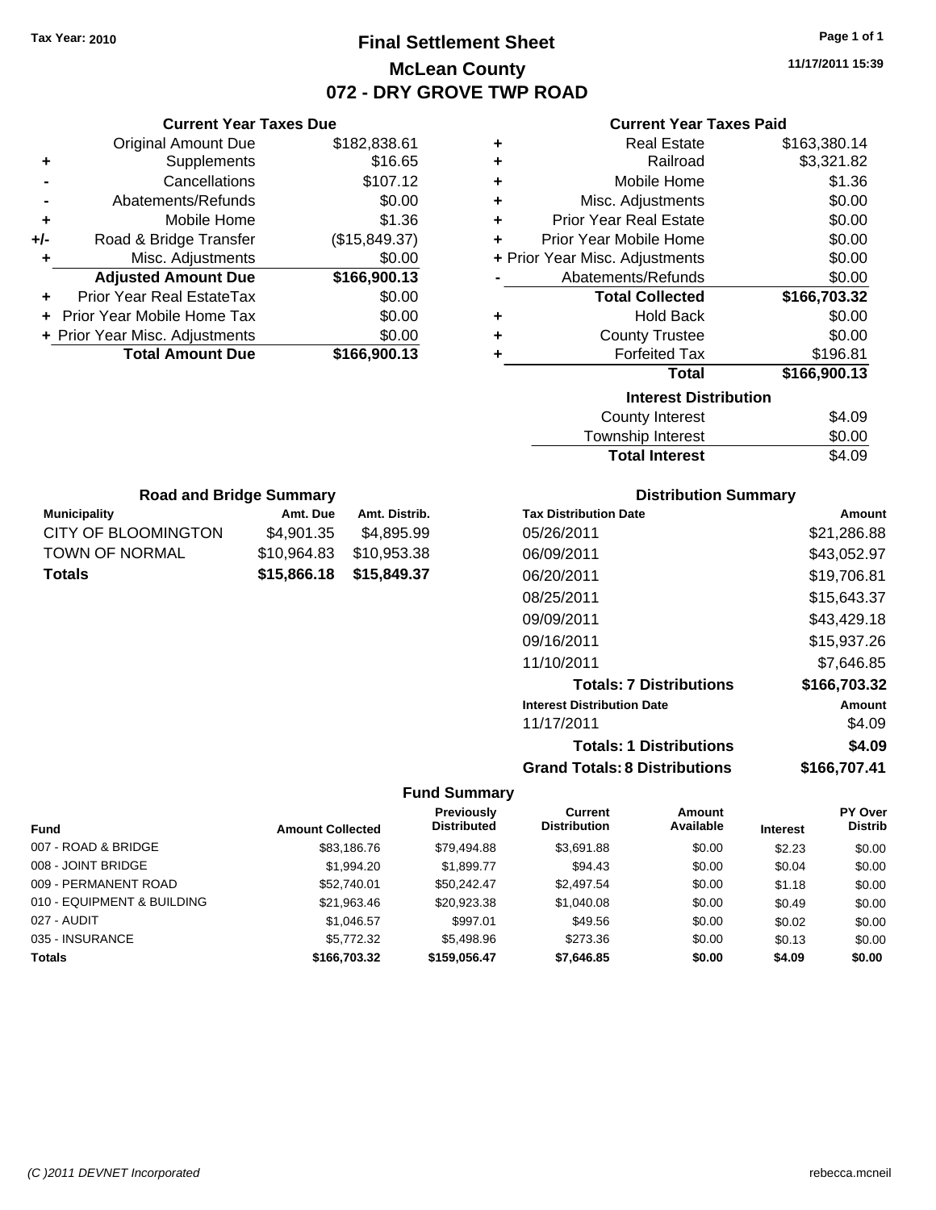Tax Year: 2010

# Final Settlement Sheet
## McLean County
## 072 - DRY GROVE TWP ROAD

11/17/2011 15:39

### Current Year Taxes Due

| | | |
|---|---|---|
| | Original Amount Due | $182,838.61 |
| + | Supplements | $16.65 |
| - | Cancellations | $107.12 |
| - | Abatements/Refunds | $0.00 |
| + | Mobile Home | $1.36 |
| +/- | Road & Bridge Transfer | ($15,849.37) |
| + | Misc. Adjustments | $0.00 |
| | **Adjusted Amount Due** | **$166,900.13** |
| + | Prior Year Real EstateTax | $0.00 |
| + | Prior Year Mobile Home Tax | $0.00 |
| + | Prior Year Misc. Adjustments | $0.00 |
| | **Total Amount Due** | **$166,900.13** |

### Current Year Taxes Paid

| | | |
|---|---|---|
| + | Real Estate | $163,380.14 |
| + | Railroad | $3,321.82 |
| + | Mobile Home | $1.36 |
| + | Misc. Adjustments | $0.00 |
| + | Prior Year Real Estate | $0.00 |
| + | Prior Year Mobile Home | $0.00 |
| + | Prior Year Misc. Adjustments | $0.00 |
| - | Abatements/Refunds | $0.00 |
| | **Total Collected** | **$166,703.32** |
| + | Hold Back | $0.00 |
| + | County Trustee | $0.00 |
| + | Forfeited Tax | $196.81 |
| | **Total** | **$166,900.13** |

### Interest Distribution

| | |
|---|---|
| County Interest | $4.09 |
| Township Interest | $0.00 |
| **Total Interest** | $4.09 |

### Road and Bridge Summary

| Municipality | Amt. Due | Amt. Distrib. |
|---|---|---|
| CITY OF BLOOMINGTON | $4,901.35 | $4,895.99 |
| TOWN OF NORMAL | $10,964.83 | $10,953.38 |
| **Totals** | **$15,866.18** | **$15,849.37** |

### Distribution Summary

| Tax Distribution Date | Amount |
|---|---|
| 05/26/2011 | $21,286.88 |
| 06/09/2011 | $43,052.97 |
| 06/20/2011 | $19,706.81 |
| 08/25/2011 | $15,643.37 |
| 09/09/2011 | $43,429.18 |
| 09/16/2011 | $15,937.26 |
| 11/10/2011 | $7,646.85 |
| **Totals: 7 Distributions** | **$166,703.32** |
| **Interest Distribution Date** | **Amount** |
| 11/17/2011 | $4.09 |
| **Totals: 1 Distributions** | **$4.09** |
| **Grand Totals: 8 Distributions** | **$166,707.41** |

### Fund Summary

| Fund | Amount Collected | Previously Distributed | Current Distribution | Amount Available | Interest | PY Over Distrib |
|---|---|---|---|---|---|---|
| 007 - ROAD & BRIDGE | $83,186.76 | $79,494.88 | $3,691.88 | $0.00 | $2.23 | $0.00 |
| 008 - JOINT BRIDGE | $1,994.20 | $1,899.77 | $94.43 | $0.00 | $0.04 | $0.00 |
| 009 - PERMANENT ROAD | $52,740.01 | $50,242.47 | $2,497.54 | $0.00 | $1.18 | $0.00 |
| 010 - EQUIPMENT & BUILDING | $21,963.46 | $20,923.38 | $1,040.08 | $0.00 | $0.49 | $0.00 |
| 027 - AUDIT | $1,046.57 | $997.01 | $49.56 | $0.00 | $0.02 | $0.00 |
| 035 - INSURANCE | $5,772.32 | $5,498.96 | $273.36 | $0.00 | $0.13 | $0.00 |
| **Totals** | **$166,703.32** | **$159,056.47** | **$7,646.85** | **$0.00** | **$4.09** | **$0.00** |

(C )2011 DEVNET Incorporated rebecca.mcneil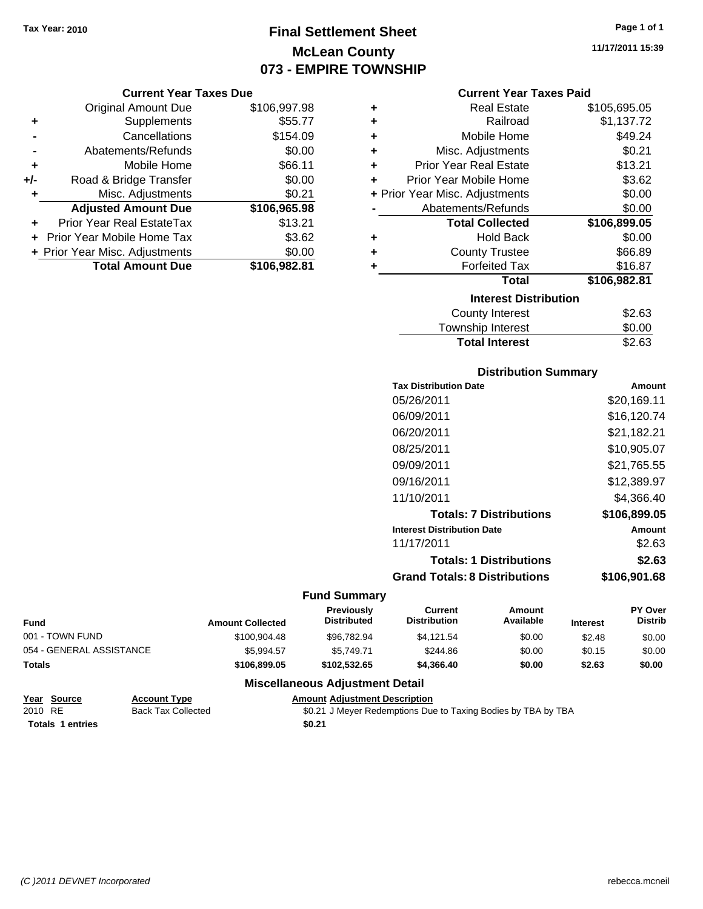Tax Year: 2010

# Final Settlement Sheet
## McLean County
## 073 - EMPIRE TOWNSHIP

11/17/2011 15:39

### Current Year Taxes Due

| | | |
|---|---|---|
| | Original Amount Due | $106,997.98 |
| + | Supplements | $55.77 |
| - | Cancellations | $154.09 |
| - | Abatements/Refunds | $0.00 |
| + | Mobile Home | $66.11 |
| +/- | Road & Bridge Transfer | $0.00 |
| + | Misc. Adjustments | $0.21 |
| | **Adjusted Amount Due** | **$106,965.98** |
| + | Prior Year Real EstateTax | $13.21 |
| + | Prior Year Mobile Home Tax | $3.62 |
| + | Prior Year Misc. Adjustments | $0.00 |
| | **Total Amount Due** | **$106,982.81** |

### Current Year Taxes Paid

| | | |
|---|---|---|
| + | Real Estate | $105,695.05 |
| + | Railroad | $1,137.72 |
| + | Mobile Home | $49.24 |
| + | Misc. Adjustments | $0.21 |
| + | Prior Year Real Estate | $13.21 |
| + | Prior Year Mobile Home | $3.62 |
| + | Prior Year Misc. Adjustments | $0.00 |
| - | Abatements/Refunds | $0.00 |
| | **Total Collected** | **$106,899.05** |
| + | Hold Back | $0.00 |
| + | County Trustee | $66.89 |
| + | Forfeited Tax | $16.87 |
| | **Total** | **$106,982.81** |

### Interest Distribution

| | |
|---|---|
| County Interest | $2.63 |
| Township Interest | $0.00 |
| **Total Interest** | **$2.63** |

### Distribution Summary

| Tax Distribution Date | Amount |
|---|---|
| 05/26/2011 | $20,169.11 |
| 06/09/2011 | $16,120.74 |
| 06/20/2011 | $21,182.21 |
| 08/25/2011 | $10,905.07 |
| 09/09/2011 | $21,765.55 |
| 09/16/2011 | $12,389.97 |
| 11/10/2011 | $4,366.40 |
| **Totals: 7 Distributions** | **$106,899.05** |
| **Interest Distribution Date** | **Amount** |
| 11/17/2011 | $2.63 |
| **Totals: 1 Distributions** | **$2.63** |
| **Grand Totals: 8 Distributions** | **$106,901.68** |

### Fund Summary

| Fund | Amount Collected | Previously Distributed | Current Distribution | Amount Available | Interest | PY Over Distrib |
|---|---|---|---|---|---|---|
| 001 - TOWN FUND | $100,904.48 | $96,782.94 | $4,121.54 | $0.00 | $2.48 | $0.00 |
| 054 - GENERAL ASSISTANCE | $5,994.57 | $5,749.71 | $244.86 | $0.00 | $0.15 | $0.00 |
| **Totals** | **$106,899.05** | **$102,532.65** | **$4,366.40** | **$0.00** | **$2.63** | **$0.00** |

### Miscellaneous Adjustment Detail

| Year | Source | Account Type | Amount | Adjustment Description |
|---|---|---|---|---|
| 2010 | RE | Back Tax Collected | $0.21 | J Meyer Redemptions Due to Taxing Bodies by TBA by TBA |
| **Totals 1 entries** | | | **$0.21** | |

(C )2011 DEVNET Incorporated rebecca.mcneil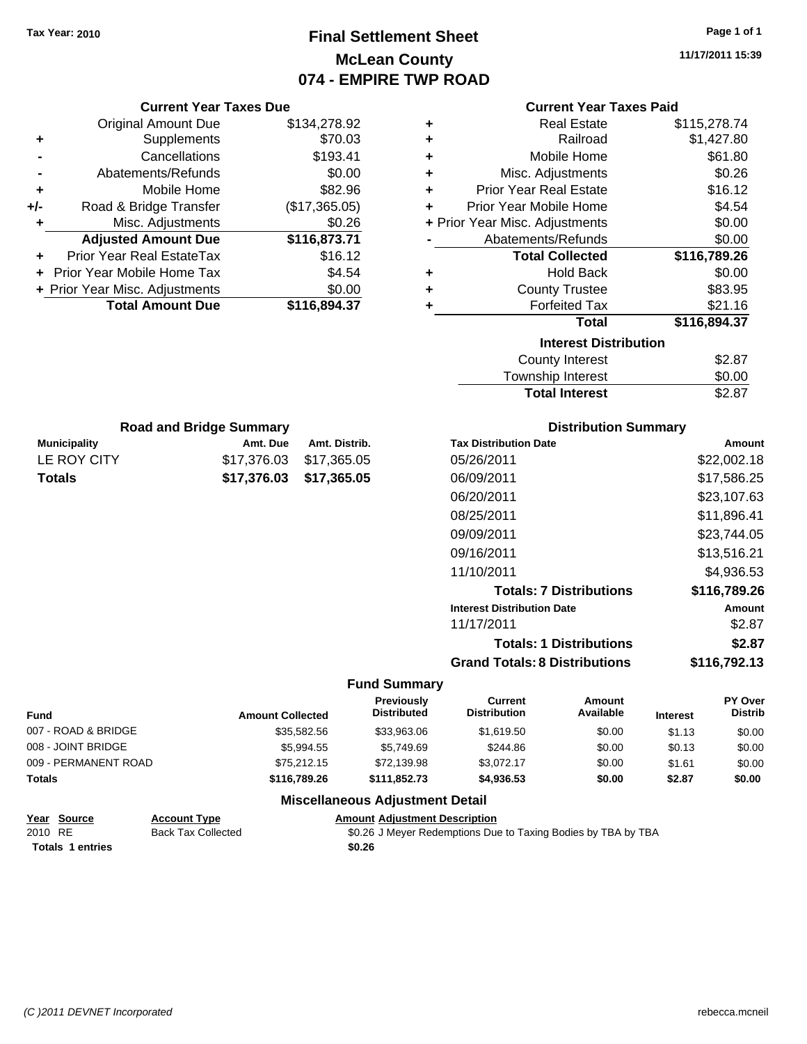Tax Year: 2010

# Final Settlement Sheet

## McLean County

## 074 - EMPIRE TWP ROAD

### Current Year Taxes Due

| | | |
|---|---|---|
| | Original Amount Due | $134,278.92 |
| + | Supplements | $70.03 |
| - | Cancellations | $193.41 |
| - | Abatements/Refunds | $0.00 |
| + | Mobile Home | $82.96 |
| +/- | Road & Bridge Transfer | ($17,365.05) |
| + | Misc. Adjustments | $0.26 |
| | **Adjusted Amount Due** | **$116,873.71** |
| + | Prior Year Real EstateTax | $16.12 |
| + | Prior Year Mobile Home Tax | $4.54 |
| + | Prior Year Misc. Adjustments | $0.00 |
| | **Total Amount Due** | **$116,894.37** |

### Current Year Taxes Paid

| | | |
|---|---|---|
| + | Real Estate | $115,278.74 |
| + | Railroad | $1,427.80 |
| + | Mobile Home | $61.80 |
| + | Misc. Adjustments | $0.26 |
| + | Prior Year Real Estate | $16.12 |
| + | Prior Year Mobile Home | $4.54 |
| + | Prior Year Misc. Adjustments | $0.00 |
| - | Abatements/Refunds | $0.00 |
| | **Total Collected** | **$116,789.26** |
| + | Hold Back | $0.00 |
| + | County Trustee | $83.95 |
| + | Forfeited Tax | $21.16 |
| | **Total** | **$116,894.37** |

### Interest Distribution

| | |
|---|---|
| County Interest | $2.87 |
| Township Interest | $0.00 |
| **Total Interest** | $2.87 |

### Road and Bridge Summary

| Municipality | Amt. Due | Amt. Distrib. |
|---|---|---|
| LE ROY CITY | $17,376.03 | $17,365.05 |
| **Totals** | **$17,376.03** | **$17,365.05** |

### Distribution Summary

| Tax Distribution Date | Amount |
|---|---|
| 05/26/2011 | $22,002.18 |
| 06/09/2011 | $17,586.25 |
| 06/20/2011 | $23,107.63 |
| 08/25/2011 | $11,896.41 |
| 09/09/2011 | $23,744.05 |
| 09/16/2011 | $13,516.21 |
| 11/10/2011 | $4,936.53 |
| **Totals: 7 Distributions** | **$116,789.26** |
| **Interest Distribution Date** | **Amount** |
| 11/17/2011 | $2.87 |
| **Totals: 1 Distributions** | **$2.87** |
| **Grand Totals: 8 Distributions** | **$116,792.13** |

### Fund Summary

| Fund | Amount Collected | Previously Distributed | Current Distribution | Amount Available | Interest | PY Over Distrib |
|---|---|---|---|---|---|---|
| 007 - ROAD & BRIDGE | $35,582.56 | $33,963.06 | $1,619.50 | $0.00 | $1.13 | $0.00 |
| 008 - JOINT BRIDGE | $5,994.55 | $5,749.69 | $244.86 | $0.00 | $0.13 | $0.00 |
| 009 - PERMANENT ROAD | $75,212.15 | $72,139.98 | $3,072.17 | $0.00 | $1.61 | $0.00 |
| **Totals** | **$116,789.26** | **$111,852.73** | **$4,936.53** | **$0.00** | **$2.87** | **$0.00** |

### Miscellaneous Adjustment Detail

| Year | Source | Account Type | Amount | Adjustment Description |
|---|---|---|---|---|
| 2010 | RE | Back Tax Collected | $0.26 | J Meyer Redemptions Due to Taxing Bodies by TBA by TBA |
| **Totals** | **1 entries** | | **$0.26** | |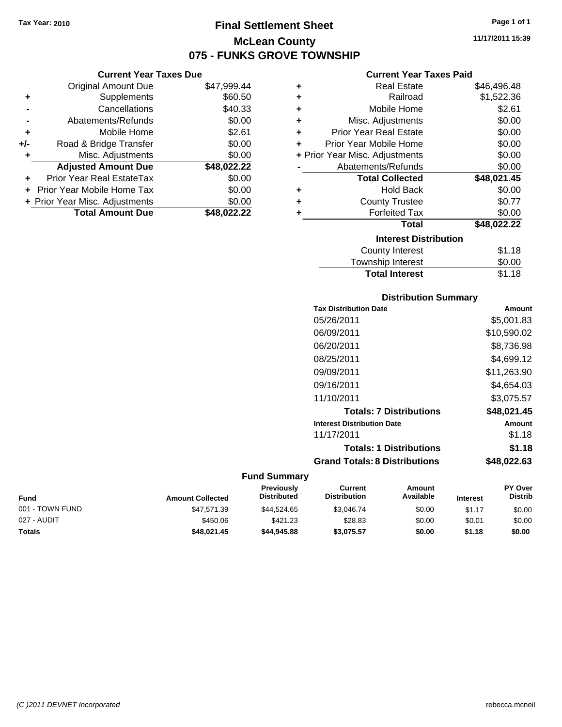Tax Year: 2010

# Final Settlement Sheet

## McLean County

## 075 - FUNKS GROVE TOWNSHIP

11/17/2011 15:39

### Current Year Taxes Due

| | | |
|---|---|---|
| | Original Amount Due | $47,999.44 |
| + | Supplements | $60.50 |
| - | Cancellations | $40.33 |
| - | Abatements/Refunds | $0.00 |
| + | Mobile Home | $2.61 |
| +/- | Road & Bridge Transfer | $0.00 |
| + | Misc. Adjustments | $0.00 |
| | **Adjusted Amount Due** | **$48,022.22** |
| + | Prior Year Real EstateTax | $0.00 |
| + | Prior Year Mobile Home Tax | $0.00 |
| + | Prior Year Misc. Adjustments | $0.00 |
| | **Total Amount Due** | **$48,022.22** |

### Current Year Taxes Paid

| | | |
|---|---|---|
| + | Real Estate | $46,496.48 |
| + | Railroad | $1,522.36 |
| + | Mobile Home | $2.61 |
| + | Misc. Adjustments | $0.00 |
| + | Prior Year Real Estate | $0.00 |
| + | Prior Year Mobile Home | $0.00 |
| + | Prior Year Misc. Adjustments | $0.00 |
| - | Abatements/Refunds | $0.00 |
| | **Total Collected** | **$48,021.45** |
| + | Hold Back | $0.00 |
| + | County Trustee | $0.77 |
| + | Forfeited Tax | $0.00 |
| | **Total** | **$48,022.22** |

### Interest Distribution

| | |
|---|---|
| County Interest | $1.18 |
| Township Interest | $0.00 |
| **Total Interest** | $1.18 |

### Distribution Summary

| Tax Distribution Date | Amount |
|---|---|
| 05/26/2011 | $5,001.83 |
| 06/09/2011 | $10,590.02 |
| 06/20/2011 | $8,736.98 |
| 08/25/2011 | $4,699.12 |
| 09/09/2011 | $11,263.90 |
| 09/16/2011 | $4,654.03 |
| 11/10/2011 | $3,075.57 |
| **Totals: 7 Distributions** | **$48,021.45** |
| **Interest Distribution Date** | **Amount** |
| 11/17/2011 | $1.18 |
| **Totals: 1 Distributions** | **$1.18** |
| **Grand Totals: 8 Distributions** | **$48,022.63** |

### Fund Summary

| Fund | Amount Collected | Previously Distributed | Current Distribution | Amount Available | Interest | PY Over Distrib |
|---|---|---|---|---|---|---|
| 001 - TOWN FUND | $47,571.39 | $44,524.65 | $3,046.74 | $0.00 | $1.17 | $0.00 |
| 027 - AUDIT | $450.06 | $421.23 | $28.83 | $0.00 | $0.01 | $0.00 |
| **Totals** | **$48,021.45** | **$44,945.88** | **$3,075.57** | **$0.00** | **$1.18** | **$0.00** |

(C )2011 DEVNET Incorporated rebecca.mcneil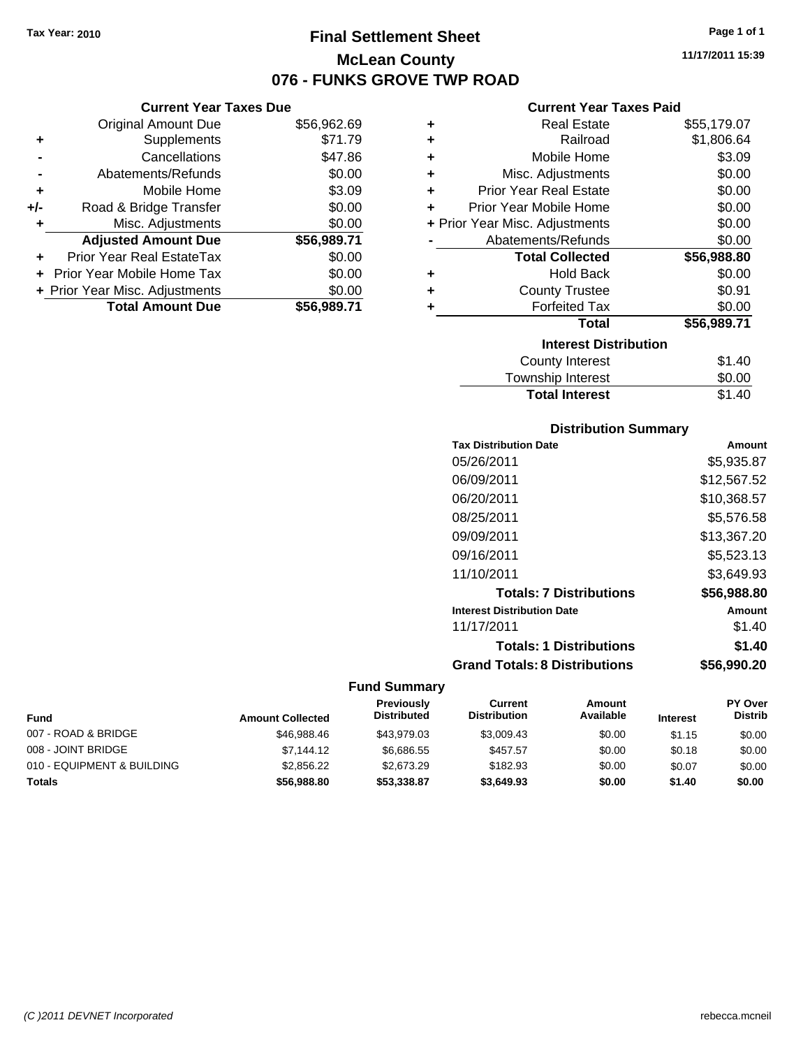Tax Year: 2010

# Final Settlement Sheet
## McLean County
## 076 - FUNKS GROVE TWP ROAD

11/17/2011 15:39

### Current Year Taxes Due

| | | |
|---|---|---|
| | Original Amount Due | $56,962.69 |
| + | Supplements | $71.79 |
| - | Cancellations | $47.86 |
| - | Abatements/Refunds | $0.00 |
| + | Mobile Home | $3.09 |
| +/- | Road & Bridge Transfer | $0.00 |
| + | Misc. Adjustments | $0.00 |
| | **Adjusted Amount Due** | **$56,989.71** |
| + | Prior Year Real EstateTax | $0.00 |
| + | Prior Year Mobile Home Tax | $0.00 |
| + | Prior Year Misc. Adjustments | $0.00 |
| | **Total Amount Due** | **$56,989.71** |

### Current Year Taxes Paid

| | | |
|---|---|---|
| + | Real Estate | $55,179.07 |
| + | Railroad | $1,806.64 |
| + | Mobile Home | $3.09 |
| + | Misc. Adjustments | $0.00 |
| + | Prior Year Real Estate | $0.00 |
| + | Prior Year Mobile Home | $0.00 |
| + | Prior Year Misc. Adjustments | $0.00 |
| - | Abatements/Refunds | $0.00 |
| | **Total Collected** | **$56,988.80** |
| + | Hold Back | $0.00 |
| + | County Trustee | $0.91 |
| + | Forfeited Tax | $0.00 |
| | **Total** | **$56,989.71** |

### Interest Distribution

| | |
|---|---|
| County Interest | $1.40 |
| Township Interest | $0.00 |
| **Total Interest** | $1.40 |

### Distribution Summary

| Tax Distribution Date | Amount |
|---|---|
| 05/26/2011 | $5,935.87 |
| 06/09/2011 | $12,567.52 |
| 06/20/2011 | $10,368.57 |
| 08/25/2011 | $5,576.58 |
| 09/09/2011 | $13,367.20 |
| 09/16/2011 | $5,523.13 |
| 11/10/2011 | $3,649.93 |
| **Totals: 7 Distributions** | **$56,988.80** |
| **Interest Distribution Date** | **Amount** |
| 11/17/2011 | $1.40 |
| **Totals: 1 Distributions** | **$1.40** |
| **Grand Totals: 8 Distributions** | **$56,990.20** |

### Fund Summary

| Fund | Amount Collected | Previously Distributed | Current Distribution | Amount Available | Interest | PY Over Distrib |
|---|---|---|---|---|---|---|
| 007 - ROAD & BRIDGE | $46,988.46 | $43,979.03 | $3,009.43 | $0.00 | $1.15 | $0.00 |
| 008 - JOINT BRIDGE | $7,144.12 | $6,686.55 | $457.57 | $0.00 | $0.18 | $0.00 |
| 010 - EQUIPMENT & BUILDING | $2,856.22 | $2,673.29 | $182.93 | $0.00 | $0.07 | $0.00 |
| **Totals** | **$56,988.80** | **$53,338.87** | **$3,649.93** | **$0.00** | **$1.40** | **$0.00** |

(C )2011 DEVNET Incorporated rebecca.mcneil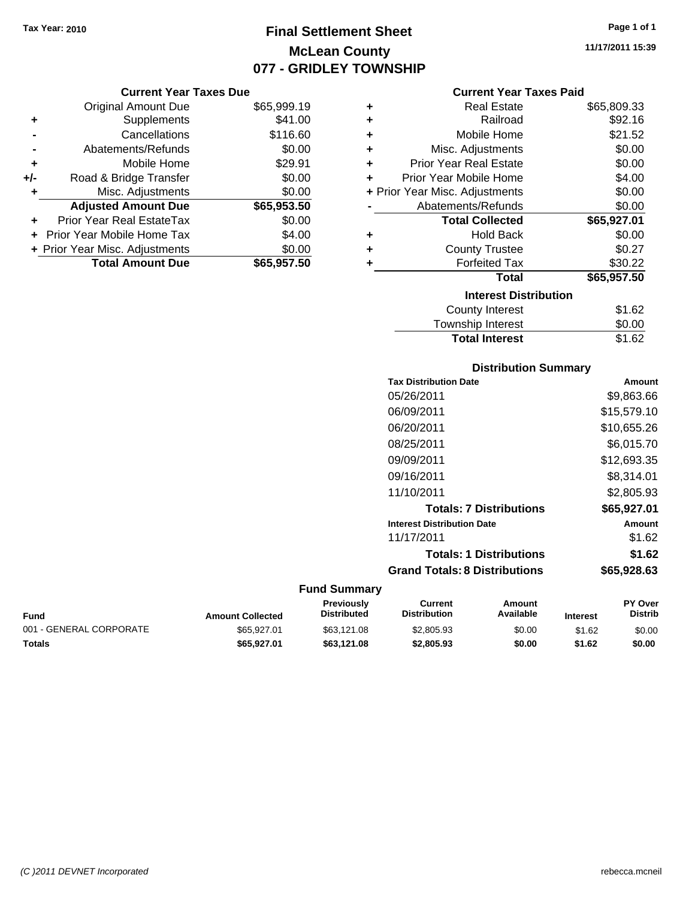Tax Year: 2010

# Final Settlement Sheet
## McLean County
## 077 - GRIDLEY TOWNSHIP

11/17/2011 15:39

### Current Year Taxes Due

| | | |
|---|---|---|
| | Original Amount Due | $65,999.19 |
| + | Supplements | $41.00 |
| - | Cancellations | $116.60 |
| - | Abatements/Refunds | $0.00 |
| + | Mobile Home | $29.91 |
| +/- | Road & Bridge Transfer | $0.00 |
| + | Misc. Adjustments | $0.00 |
| | **Adjusted Amount Due** | **$65,953.50** |
| + | Prior Year Real EstateTax | $0.00 |
| + | Prior Year Mobile Home Tax | $4.00 |
| + | Prior Year Misc. Adjustments | $0.00 |
| | **Total Amount Due** | **$65,957.50** |

### Current Year Taxes Paid

| | | |
|---|---|---|
| + | Real Estate | $65,809.33 |
| + | Railroad | $92.16 |
| + | Mobile Home | $21.52 |
| + | Misc. Adjustments | $0.00 |
| + | Prior Year Real Estate | $0.00 |
| + | Prior Year Mobile Home | $4.00 |
| + | Prior Year Misc. Adjustments | $0.00 |
| - | Abatements/Refunds | $0.00 |
| | **Total Collected** | **$65,927.01** |
| + | Hold Back | $0.00 |
| + | County Trustee | $0.27 |
| + | Forfeited Tax | $30.22 |
| | **Total** | **$65,957.50** |

### Interest Distribution

| | |
|---|---|
| County Interest | $1.62 |
| Township Interest | $0.00 |
| **Total Interest** | $1.62 |

### Distribution Summary

| Tax Distribution Date | Amount |
|---|---|
| 05/26/2011 | $9,863.66 |
| 06/09/2011 | $15,579.10 |
| 06/20/2011 | $10,655.26 |
| 08/25/2011 | $6,015.70 |
| 09/09/2011 | $12,693.35 |
| 09/16/2011 | $8,314.01 |
| 11/10/2011 | $2,805.93 |
| **Totals: 7 Distributions** | **$65,927.01** |
| **Interest Distribution Date** | **Amount** |
| 11/17/2011 | $1.62 |
| **Totals: 1 Distributions** | **$1.62** |
| **Grand Totals: 8 Distributions** | **$65,928.63** |

### Fund Summary

| Fund | Amount Collected | Previously Distributed | Current Distribution | Amount Available | Interest | PY Over Distrib |
|---|---|---|---|---|---|---|
| 001 - GENERAL CORPORATE | $65,927.01 | $63,121.08 | $2,805.93 | $0.00 | $1.62 | $0.00 |
| **Totals** | **$65,927.01** | **$63,121.08** | **$2,805.93** | **$0.00** | **$1.62** | **$0.00** |

(C )2011 DEVNET Incorporated rebecca.mcneil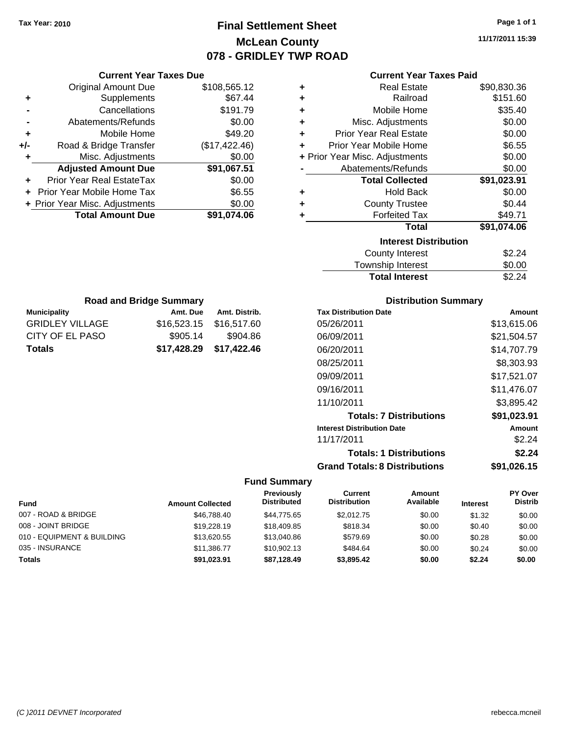Tax Year: 2010

# Final Settlement Sheet
## McLean County
## 078 - GRIDLEY TWP ROAD

11/17/2011 15:39

### Current Year Taxes Due

| | | |
|---|---|---|
| | Original Amount Due | $108,565.12 |
| + | Supplements | $67.44 |
| - | Cancellations | $191.79 |
| - | Abatements/Refunds | $0.00 |
| + | Mobile Home | $49.20 |
| +/- | Road & Bridge Transfer | ($17,422.46) |
| + | Misc. Adjustments | $0.00 |
| | **Adjusted Amount Due** | **$91,067.51** |
| + | Prior Year Real EstateTax | $0.00 |
| + | Prior Year Mobile Home Tax | $6.55 |
| + | Prior Year Misc. Adjustments | $0.00 |
| | **Total Amount Due** | **$91,074.06** |

### Current Year Taxes Paid

| | | |
|---|---|---|
| + | Real Estate | $90,830.36 |
| + | Railroad | $151.60 |
| + | Mobile Home | $35.40 |
| + | Misc. Adjustments | $0.00 |
| + | Prior Year Real Estate | $0.00 |
| + | Prior Year Mobile Home | $6.55 |
| + | Prior Year Misc. Adjustments | $0.00 |
| - | Abatements/Refunds | $0.00 |
| | **Total Collected** | **$91,023.91** |
| + | Hold Back | $0.00 |
| + | County Trustee | $0.44 |
| + | Forfeited Tax | $49.71 |
| | **Total** | **$91,074.06** |

### Interest Distribution

| | |
|---|---|
| County Interest | $2.24 |
| Township Interest | $0.00 |
| **Total Interest** | $2.24 |

### Road and Bridge Summary

| Municipality | Amt. Due | Amt. Distrib. |
|---|---|---|
| GRIDLEY VILLAGE | $16,523.15 | $16,517.60 |
| CITY OF EL PASO | $905.14 | $904.86 |
| **Totals** | **$17,428.29** | **$17,422.46** |

### Distribution Summary

| Tax Distribution Date | Amount |
|---|---|
| 05/26/2011 | $13,615.06 |
| 06/09/2011 | $21,504.57 |
| 06/20/2011 | $14,707.79 |
| 08/25/2011 | $8,303.93 |
| 09/09/2011 | $17,521.07 |
| 09/16/2011 | $11,476.07 |
| 11/10/2011 | $3,895.42 |
| **Totals: 7 Distributions** | **$91,023.91** |
| **Interest Distribution Date** | **Amount** |
| 11/17/2011 | $2.24 |
| **Totals: 1 Distributions** | **$2.24** |
| **Grand Totals: 8 Distributions** | **$91,026.15** |

### Fund Summary

| Fund | Amount Collected | Previously Distributed | Current Distribution | Amount Available | Interest | PY Over Distrib |
|---|---|---|---|---|---|---|
| 007 - ROAD & BRIDGE | $46,788.40 | $44,775.65 | $2,012.75 | $0.00 | $1.32 | $0.00 |
| 008 - JOINT BRIDGE | $19,228.19 | $18,409.85 | $818.34 | $0.00 | $0.40 | $0.00 |
| 010 - EQUIPMENT & BUILDING | $13,620.55 | $13,040.86 | $579.69 | $0.00 | $0.28 | $0.00 |
| 035 - INSURANCE | $11,386.77 | $10,902.13 | $484.64 | $0.00 | $0.24 | $0.00 |
| **Totals** | **$91,023.91** | **$87,128.49** | **$3,895.42** | **$0.00** | **$2.24** | **$0.00** |

(C )2011 DEVNET Incorporated

rebecca.mcneil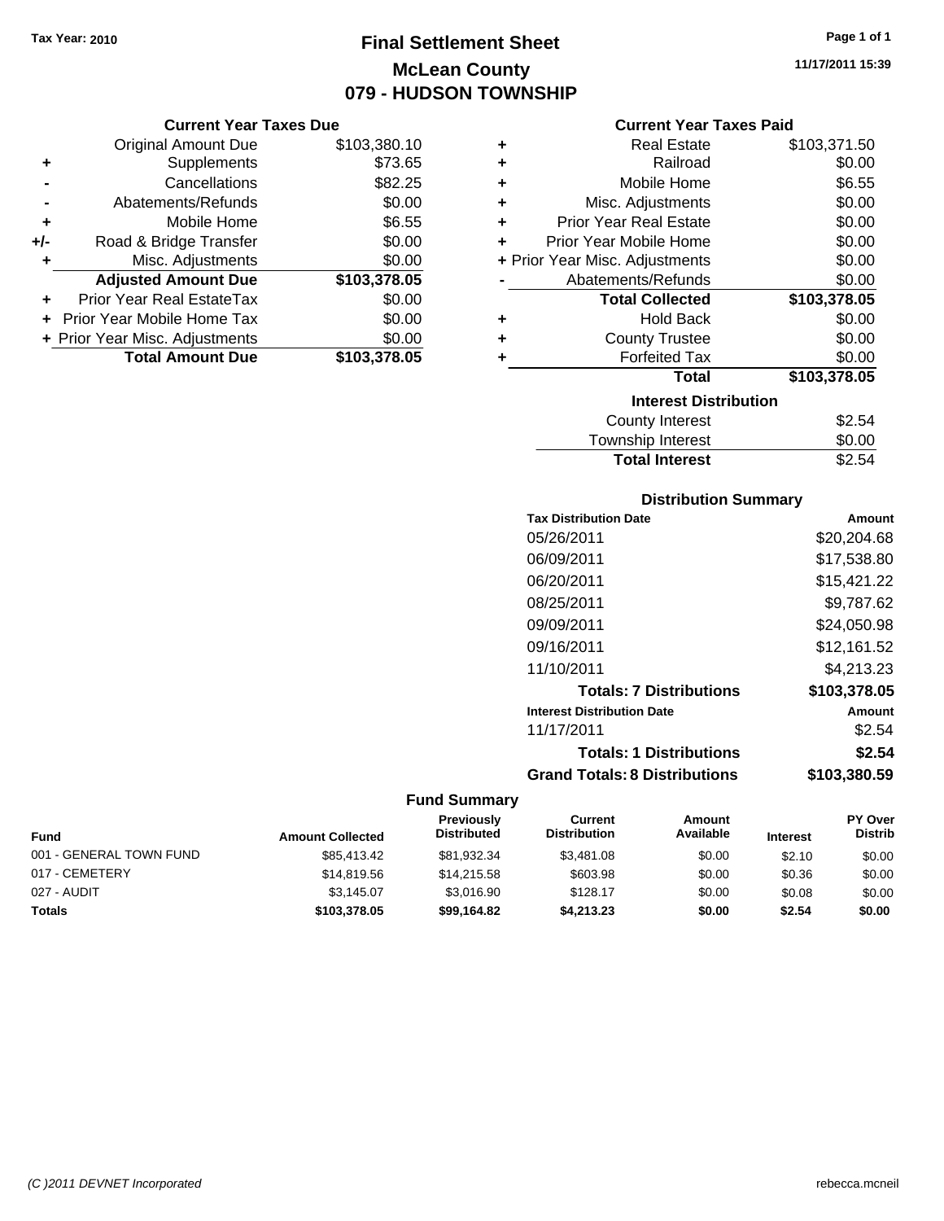Tax Year: 2010

# Final Settlement Sheet
## McLean County
## 079 - HUDSON TOWNSHIP

11/17/2011 15:39

### Current Year Taxes Due

| | | |
|---|---|---|
| | Original Amount Due | $103,380.10 |
| + | Supplements | $73.65 |
| - | Cancellations | $82.25 |
| - | Abatements/Refunds | $0.00 |
| + | Mobile Home | $6.55 |
| +/- | Road & Bridge Transfer | $0.00 |
| + | Misc. Adjustments | $0.00 |
| | **Adjusted Amount Due** | **$103,378.05** |
| + | Prior Year Real EstateTax | $0.00 |
| + | Prior Year Mobile Home Tax | $0.00 |
| + | Prior Year Misc. Adjustments | $0.00 |
| | **Total Amount Due** | **$103,378.05** |

### Current Year Taxes Paid

| | | |
|---|---|---|
| + | Real Estate | $103,371.50 |
| + | Railroad | $0.00 |
| + | Mobile Home | $6.55 |
| + | Misc. Adjustments | $0.00 |
| + | Prior Year Real Estate | $0.00 |
| + | Prior Year Mobile Home | $0.00 |
| + | Prior Year Misc. Adjustments | $0.00 |
| - | Abatements/Refunds | $0.00 |
| | **Total Collected** | **$103,378.05** |
| + | Hold Back | $0.00 |
| + | County Trustee | $0.00 |
| + | Forfeited Tax | $0.00 |
| | **Total** | **$103,378.05** |

### Interest Distribution

| | |
|---|---|
| County Interest | $2.54 |
| Township Interest | $0.00 |
| **Total Interest** | $2.54 |

### Distribution Summary

| Tax Distribution Date | Amount |
|---|---|
| 05/26/2011 | $20,204.68 |
| 06/09/2011 | $17,538.80 |
| 06/20/2011 | $15,421.22 |
| 08/25/2011 | $9,787.62 |
| 09/09/2011 | $24,050.98 |
| 09/16/2011 | $12,161.52 |
| 11/10/2011 | $4,213.23 |
| **Totals: 7 Distributions** | **$103,378.05** |
| **Interest Distribution Date** | **Amount** |
| 11/17/2011 | $2.54 |
| **Totals: 1 Distributions** | **$2.54** |
| **Grand Totals: 8 Distributions** | **$103,380.59** |

### Fund Summary

| Fund | Amount Collected | Previously Distributed | Current Distribution | Amount Available | Interest | PY Over Distrib |
|---|---|---|---|---|---|---|
| 001 - GENERAL TOWN FUND | $85,413.42 | $81,932.34 | $3,481.08 | $0.00 | $2.10 | $0.00 |
| 017 - CEMETERY | $14,819.56 | $14,215.58 | $603.98 | $0.00 | $0.36 | $0.00 |
| 027 - AUDIT | $3,145.07 | $3,016.90 | $128.17 | $0.00 | $0.08 | $0.00 |
| **Totals** | **$103,378.05** | **$99,164.82** | **$4,213.23** | **$0.00** | **$2.54** | **$0.00** |

(C )2011 DEVNET Incorporated rebecca.mcneil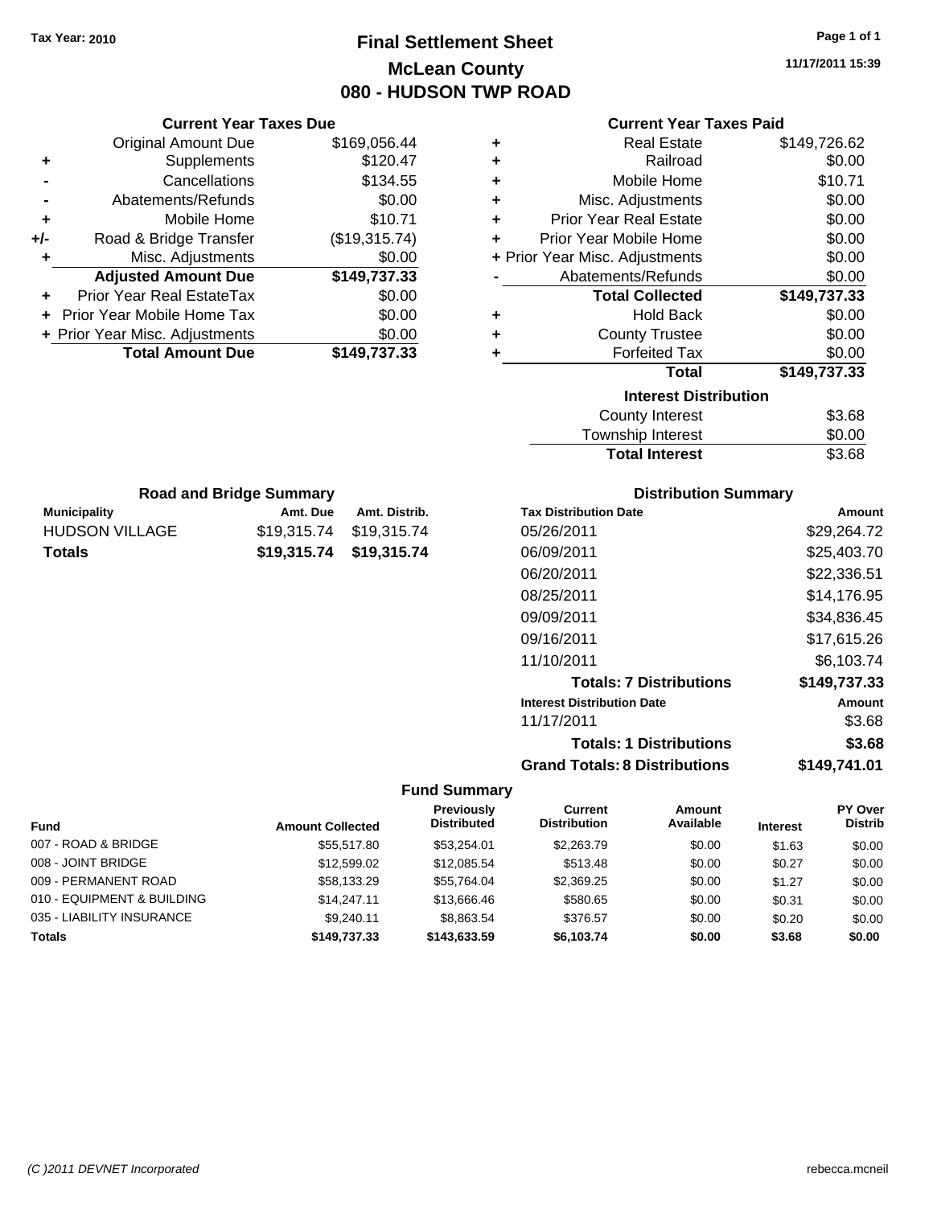Tax Year: 2010

# Final Settlement Sheet
## McLean County
## 080 - HUDSON TWP ROAD

11/17/2011 15:39

### Current Year Taxes Due

| | | |
|---|---|---|
| | Original Amount Due | $169,056.44 |
| + | Supplements | $120.47 |
| - | Cancellations | $134.55 |
| - | Abatements/Refunds | $0.00 |
| + | Mobile Home | $10.71 |
| +/- | Road & Bridge Transfer | ($19,315.74) |
| + | Misc. Adjustments | $0.00 |
| | **Adjusted Amount Due** | **$149,737.33** |
| + | Prior Year Real EstateTax | $0.00 |
| + | Prior Year Mobile Home Tax | $0.00 |
| + | Prior Year Misc. Adjustments | $0.00 |
| | **Total Amount Due** | **$149,737.33** |

### Current Year Taxes Paid

| | | |
|---|---|---|
| + | Real Estate | $149,726.62 |
| + | Railroad | $0.00 |
| + | Mobile Home | $10.71 |
| + | Misc. Adjustments | $0.00 |
| + | Prior Year Real Estate | $0.00 |
| + | Prior Year Mobile Home | $0.00 |
| + | Prior Year Misc. Adjustments | $0.00 |
| - | Abatements/Refunds | $0.00 |
| | **Total Collected** | **$149,737.33** |
| + | Hold Back | $0.00 |
| + | County Trustee | $0.00 |
| + | Forfeited Tax | $0.00 |
| | **Total** | **$149,737.33** |

### Interest Distribution

| | |
|---|---|
| County Interest | $3.68 |
| Township Interest | $0.00 |
| **Total Interest** | $3.68 |

### Road and Bridge Summary

| Municipality | Amt. Due | Amt. Distrib. |
|---|---|---|
| HUDSON VILLAGE | $19,315.74 | $19,315.74 |
| **Totals** | **$19,315.74** | **$19,315.74** |

### Distribution Summary

| Tax Distribution Date | Amount |
|---|---|
| 05/26/2011 | $29,264.72 |
| 06/09/2011 | $25,403.70 |
| 06/20/2011 | $22,336.51 |
| 08/25/2011 | $14,176.95 |
| 09/09/2011 | $34,836.45 |
| 09/16/2011 | $17,615.26 |
| 11/10/2011 | $6,103.74 |
| **Totals: 7 Distributions** | **$149,737.33** |
| **Interest Distribution Date** | **Amount** |
| 11/17/2011 | $3.68 |
| **Totals: 1 Distributions** | **$3.68** |
| **Grand Totals: 8 Distributions** | **$149,741.01** |

### Fund Summary

| Fund | Amount Collected | Previously Distributed | Current Distribution | Amount Available | Interest | PY Over Distrib |
|---|---|---|---|---|---|---|
| 007 - ROAD & BRIDGE | $55,517.80 | $53,254.01 | $2,263.79 | $0.00 | $1.63 | $0.00 |
| 008 - JOINT BRIDGE | $12,599.02 | $12,085.54 | $513.48 | $0.00 | $0.27 | $0.00 |
| 009 - PERMANENT ROAD | $58,133.29 | $55,764.04 | $2,369.25 | $0.00 | $1.27 | $0.00 |
| 010 - EQUIPMENT & BUILDING | $14,247.11 | $13,666.46 | $580.65 | $0.00 | $0.31 | $0.00 |
| 035 - LIABILITY INSURANCE | $9,240.11 | $8,863.54 | $376.57 | $0.00 | $0.20 | $0.00 |
| **Totals** | **$149,737.33** | **$143,633.59** | **$6,103.74** | **$0.00** | **$3.68** | **$0.00** |

(C )2011 DEVNET Incorporated rebecca.mcneil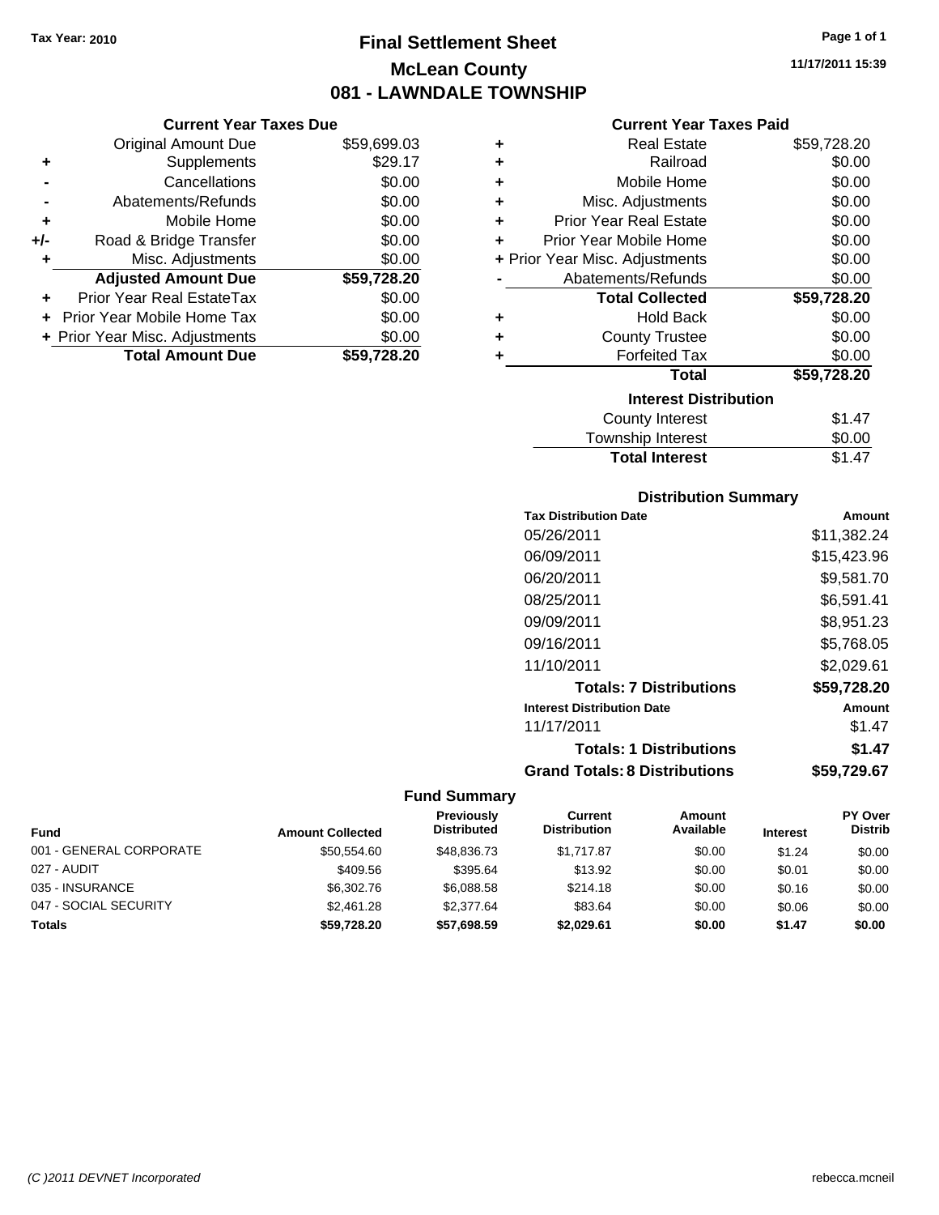Tax Year: 2010

# Final Settlement Sheet
## McLean County
## 081 - LAWNDALE TOWNSHIP

11/17/2011 15:39

### Current Year Taxes Due

| | | |
|---|---|---|
| | Original Amount Due | $59,699.03 |
| + | Supplements | $29.17 |
| - | Cancellations | $0.00 |
| - | Abatements/Refunds | $0.00 |
| + | Mobile Home | $0.00 |
| +/- | Road & Bridge Transfer | $0.00 |
| + | Misc. Adjustments | $0.00 |
| | **Adjusted Amount Due** | **$59,728.20** |
| + | Prior Year Real EstateTax | $0.00 |
| + | Prior Year Mobile Home Tax | $0.00 |
| + | Prior Year Misc. Adjustments | $0.00 |
| | **Total Amount Due** | **$59,728.20** |

### Current Year Taxes Paid

| | | |
|---|---|---|
| + | Real Estate | $59,728.20 |
| + | Railroad | $0.00 |
| + | Mobile Home | $0.00 |
| + | Misc. Adjustments | $0.00 |
| + | Prior Year Real Estate | $0.00 |
| + | Prior Year Mobile Home | $0.00 |
| + | Prior Year Misc. Adjustments | $0.00 |
| - | Abatements/Refunds | $0.00 |
| | **Total Collected** | **$59,728.20** |
| + | Hold Back | $0.00 |
| + | County Trustee | $0.00 |
| + | Forfeited Tax | $0.00 |
| | **Total** | **$59,728.20** |

### Interest Distribution

| | |
|---|---|
| County Interest | $1.47 |
| Township Interest | $0.00 |
| **Total Interest** | $1.47 |

### Distribution Summary

| Tax Distribution Date | Amount |
|---|---|
| 05/26/2011 | $11,382.24 |
| 06/09/2011 | $15,423.96 |
| 06/20/2011 | $9,581.70 |
| 08/25/2011 | $6,591.41 |
| 09/09/2011 | $8,951.23 |
| 09/16/2011 | $5,768.05 |
| 11/10/2011 | $2,029.61 |
| **Totals: 7 Distributions** | **$59,728.20** |
| **Interest Distribution Date** | **Amount** |
| 11/17/2011 | $1.47 |
| **Totals: 1 Distributions** | **$1.47** |
| **Grand Totals: 8 Distributions** | **$59,729.67** |

### Fund Summary

| Fund | Amount Collected | Previously Distributed | Current Distribution | Amount Available | Interest | PY Over Distrib |
|---|---|---|---|---|---|---|
| 001 - GENERAL CORPORATE | $50,554.60 | $48,836.73 | $1,717.87 | $0.00 | $1.24 | $0.00 |
| 027 - AUDIT | $409.56 | $395.64 | $13.92 | $0.00 | $0.01 | $0.00 |
| 035 - INSURANCE | $6,302.76 | $6,088.58 | $214.18 | $0.00 | $0.16 | $0.00 |
| 047 - SOCIAL SECURITY | $2,461.28 | $2,377.64 | $83.64 | $0.00 | $0.06 | $0.00 |
| **Totals** | **$59,728.20** | **$57,698.59** | **$2,029.61** | **$0.00** | **$1.47** | **$0.00** |

(C )2011 DEVNET Incorporated — rebecca.mcneil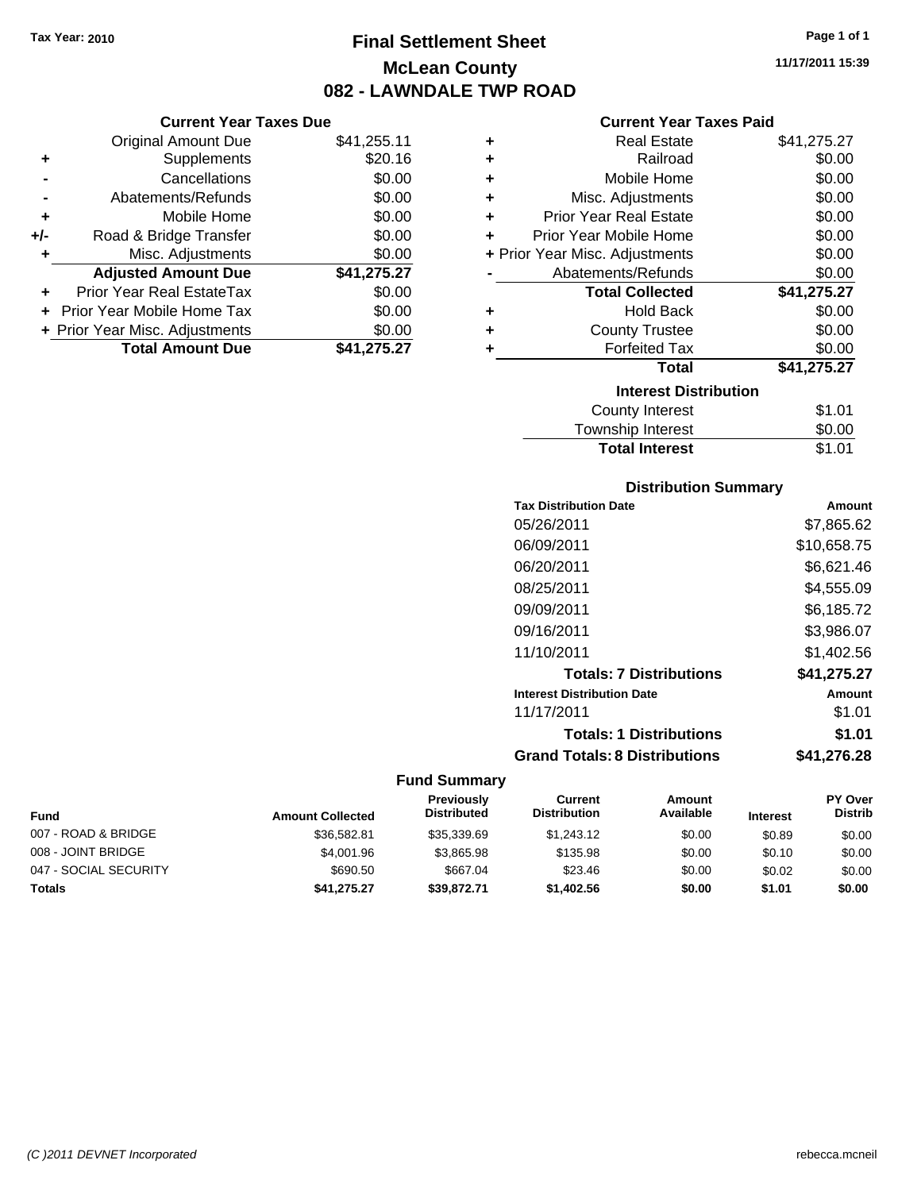Tax Year: 2010

# Final Settlement Sheet
## McLean County
## 082 - LAWNDALE TWP ROAD

11/17/2011 15:39

### Current Year Taxes Due

| | | |
|---|---|---|
| | Original Amount Due | $41,255.11 |
| + | Supplements | $20.16 |
| - | Cancellations | $0.00 |
| - | Abatements/Refunds | $0.00 |
| + | Mobile Home | $0.00 |
| +/- | Road & Bridge Transfer | $0.00 |
| + | Misc. Adjustments | $0.00 |
| | **Adjusted Amount Due** | **$41,275.27** |
| + | Prior Year Real EstateTax | $0.00 |
| + | Prior Year Mobile Home Tax | $0.00 |
| + | Prior Year Misc. Adjustments | $0.00 |
| | **Total Amount Due** | **$41,275.27** |

### Current Year Taxes Paid

| | | |
|---|---|---|
| + | Real Estate | $41,275.27 |
| + | Railroad | $0.00 |
| + | Mobile Home | $0.00 |
| + | Misc. Adjustments | $0.00 |
| + | Prior Year Real Estate | $0.00 |
| + | Prior Year Mobile Home | $0.00 |
| + | Prior Year Misc. Adjustments | $0.00 |
| - | Abatements/Refunds | $0.00 |
| | **Total Collected** | **$41,275.27** |
| + | Hold Back | $0.00 |
| + | County Trustee | $0.00 |
| + | Forfeited Tax | $0.00 |
| | **Total** | **$41,275.27** |

### Interest Distribution

| | |
|---|---|
| County Interest | $1.01 |
| Township Interest | $0.00 |
| **Total Interest** | $1.01 |

### Distribution Summary

| Tax Distribution Date | Amount |
|---|---|
| 05/26/2011 | $7,865.62 |
| 06/09/2011 | $10,658.75 |
| 06/20/2011 | $6,621.46 |
| 08/25/2011 | $4,555.09 |
| 09/09/2011 | $6,185.72 |
| 09/16/2011 | $3,986.07 |
| 11/10/2011 | $1,402.56 |
| **Totals: 7 Distributions** | **$41,275.27** |
| **Interest Distribution Date** | **Amount** |
| 11/17/2011 | $1.01 |
| **Totals: 1 Distributions** | **$1.01** |
| **Grand Totals: 8 Distributions** | **$41,276.28** |

### Fund Summary

| Fund | Amount Collected | Previously Distributed | Current Distribution | Amount Available | Interest | PY Over Distrib |
|---|---|---|---|---|---|---|
| 007 - ROAD & BRIDGE | $36,582.81 | $35,339.69 | $1,243.12 | $0.00 | $0.89 | $0.00 |
| 008 - JOINT BRIDGE | $4,001.96 | $3,865.98 | $135.98 | $0.00 | $0.10 | $0.00 |
| 047 - SOCIAL SECURITY | $690.50 | $667.04 | $23.46 | $0.00 | $0.02 | $0.00 |
| **Totals** | **$41,275.27** | **$39,872.71** | **$1,402.56** | **$0.00** | **$1.01** | **$0.00** |

(C )2011 DEVNET Incorporated — rebecca.mcneil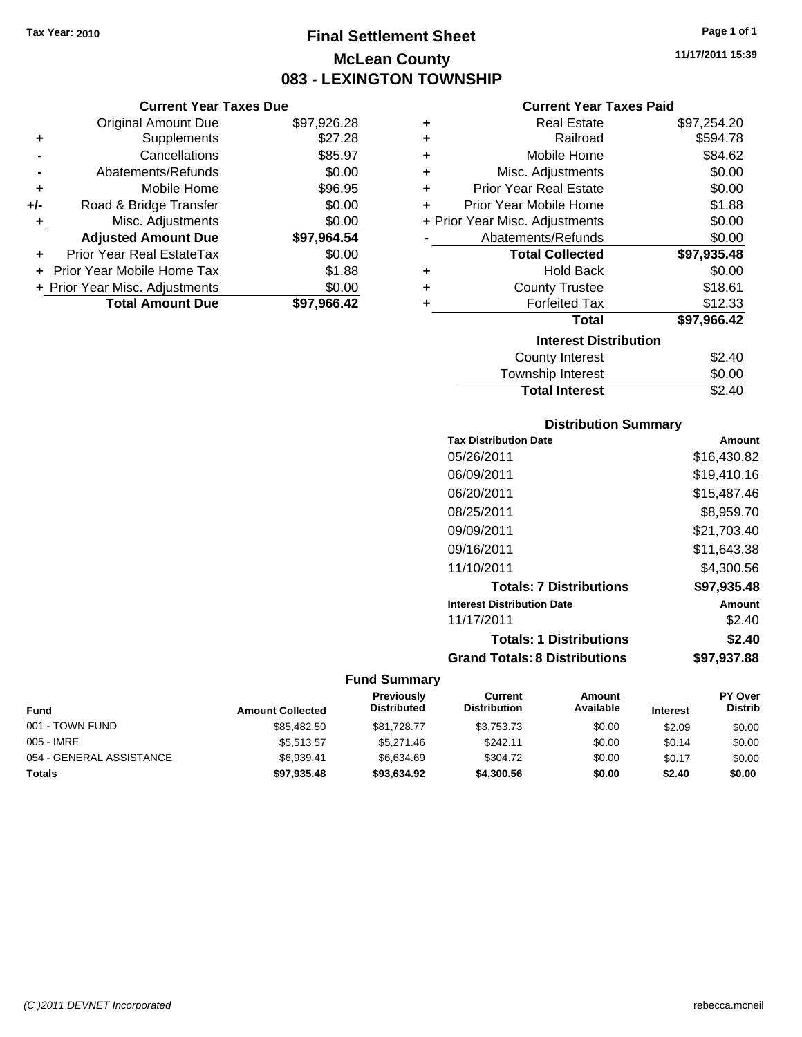Tax Year: 2010

# Final Settlement Sheet
## McLean County
## 083 - LEXINGTON TOWNSHIP

11/17/2011 15:39

### Current Year Taxes Due

| | | |
|---|---|---|
| | Original Amount Due | $97,926.28 |
| + | Supplements | $27.28 |
| - | Cancellations | $85.97 |
| - | Abatements/Refunds | $0.00 |
| + | Mobile Home | $96.95 |
| +/- | Road & Bridge Transfer | $0.00 |
| + | Misc. Adjustments | $0.00 |
| | **Adjusted Amount Due** | **$97,964.54** |
| + | Prior Year Real EstateTax | $0.00 |
| + | Prior Year Mobile Home Tax | $1.88 |
| + | Prior Year Misc. Adjustments | $0.00 |
| | **Total Amount Due** | **$97,966.42** |

### Current Year Taxes Paid

| | | |
|---|---|---|
| + | Real Estate | $97,254.20 |
| + | Railroad | $594.78 |
| + | Mobile Home | $84.62 |
| + | Misc. Adjustments | $0.00 |
| + | Prior Year Real Estate | $0.00 |
| + | Prior Year Mobile Home | $1.88 |
| + | Prior Year Misc. Adjustments | $0.00 |
| - | Abatements/Refunds | $0.00 |
| | **Total Collected** | **$97,935.48** |
| + | Hold Back | $0.00 |
| + | County Trustee | $18.61 |
| + | Forfeited Tax | $12.33 |
| | **Total** | **$97,966.42** |

### Interest Distribution

| | |
|---|---|
| County Interest | $2.40 |
| Township Interest | $0.00 |
| **Total Interest** | $2.40 |

### Distribution Summary

| Tax Distribution Date | Amount |
|---|---|
| 05/26/2011 | $16,430.82 |
| 06/09/2011 | $19,410.16 |
| 06/20/2011 | $15,487.46 |
| 08/25/2011 | $8,959.70 |
| 09/09/2011 | $21,703.40 |
| 09/16/2011 | $11,643.38 |
| 11/10/2011 | $4,300.56 |
| **Totals: 7 Distributions** | **$97,935.48** |
| **Interest Distribution Date** | **Amount** |
| 11/17/2011 | $2.40 |
| **Totals: 1 Distributions** | **$2.40** |
| **Grand Totals: 8 Distributions** | **$97,937.88** |

### Fund Summary

| Fund | Amount Collected | Previously Distributed | Current Distribution | Amount Available | Interest | PY Over Distrib |
|---|---|---|---|---|---|---|
| 001 - TOWN FUND | $85,482.50 | $81,728.77 | $3,753.73 | $0.00 | $2.09 | $0.00 |
| 005 - IMRF | $5,513.57 | $5,271.46 | $242.11 | $0.00 | $0.14 | $0.00 |
| 054 - GENERAL ASSISTANCE | $6,939.41 | $6,634.69 | $304.72 | $0.00 | $0.17 | $0.00 |
| **Totals** | **$97,935.48** | **$93,634.92** | **$4,300.56** | **$0.00** | **$2.40** | **$0.00** |

(C )2011 DEVNET Incorporated rebecca.mcneil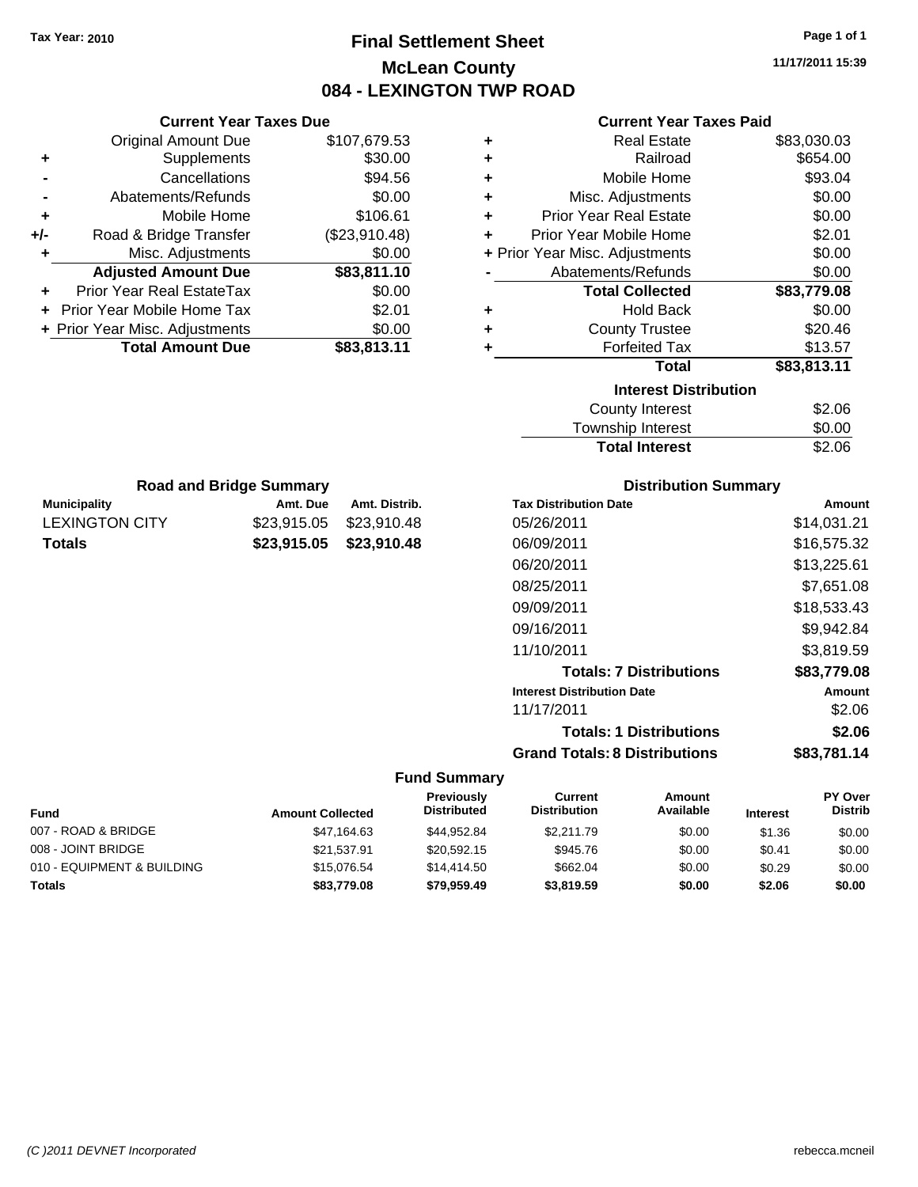Tax Year: 2010

# Final Settlement Sheet

## McLean County

## 084 - LEXINGTON TWP ROAD

11/17/2011 15:39

### Current Year Taxes Due

| | | |
|---|---|---|
| | Original Amount Due | $107,679.53 |
| + | Supplements | $30.00 |
| - | Cancellations | $94.56 |
| - | Abatements/Refunds | $0.00 |
| + | Mobile Home | $106.61 |
| +/- | Road & Bridge Transfer | ($23,910.48) |
| + | Misc. Adjustments | $0.00 |
| | **Adjusted Amount Due** | **$83,811.10** |
| + | Prior Year Real EstateTax | $0.00 |
| + | Prior Year Mobile Home Tax | $2.01 |
| + | Prior Year Misc. Adjustments | $0.00 |
| | **Total Amount Due** | **$83,813.11** |

### Current Year Taxes Paid

| | | |
|---|---|---|
| + | Real Estate | $83,030.03 |
| + | Railroad | $654.00 |
| + | Mobile Home | $93.04 |
| + | Misc. Adjustments | $0.00 |
| + | Prior Year Real Estate | $0.00 |
| + | Prior Year Mobile Home | $2.01 |
| + | Prior Year Misc. Adjustments | $0.00 |
| - | Abatements/Refunds | $0.00 |
| | **Total Collected** | **$83,779.08** |
| + | Hold Back | $0.00 |
| + | County Trustee | $20.46 |
| + | Forfeited Tax | $13.57 |
| | **Total** | **$83,813.11** |

### Interest Distribution

| | |
|---|---|
| County Interest | $2.06 |
| Township Interest | $0.00 |
| **Total Interest** | $2.06 |

### Road and Bridge Summary

| Municipality | Amt. Due | Amt. Distrib. |
|---|---|---|
| LEXINGTON CITY | $23,915.05 | $23,910.48 |
| **Totals** | **$23,915.05** | **$23,910.48** |

### Distribution Summary

| Tax Distribution Date | Amount |
|---|---|
| 05/26/2011 | $14,031.21 |
| 06/09/2011 | $16,575.32 |
| 06/20/2011 | $13,225.61 |
| 08/25/2011 | $7,651.08 |
| 09/09/2011 | $18,533.43 |
| 09/16/2011 | $9,942.84 |
| 11/10/2011 | $3,819.59 |
| **Totals: 7 Distributions** | **$83,779.08** |
| **Interest Distribution Date** | **Amount** |
| 11/17/2011 | $2.06 |
| **Totals: 1 Distributions** | **$2.06** |
| **Grand Totals: 8 Distributions** | **$83,781.14** |

### Fund Summary

| Fund | Amount Collected | Previously Distributed | Current Distribution | Amount Available | Interest | PY Over Distrib |
|---|---|---|---|---|---|---|
| 007 - ROAD & BRIDGE | $47,164.63 | $44,952.84 | $2,211.79 | $0.00 | $1.36 | $0.00 |
| 008 - JOINT BRIDGE | $21,537.91 | $20,592.15 | $945.76 | $0.00 | $0.41 | $0.00 |
| 010 - EQUIPMENT & BUILDING | $15,076.54 | $14,414.50 | $662.04 | $0.00 | $0.29 | $0.00 |
| **Totals** | **$83,779.08** | **$79,959.49** | **$3,819.59** | **$0.00** | **$2.06** | **$0.00** |

(C )2011 DEVNET Incorporated rebecca.mcneil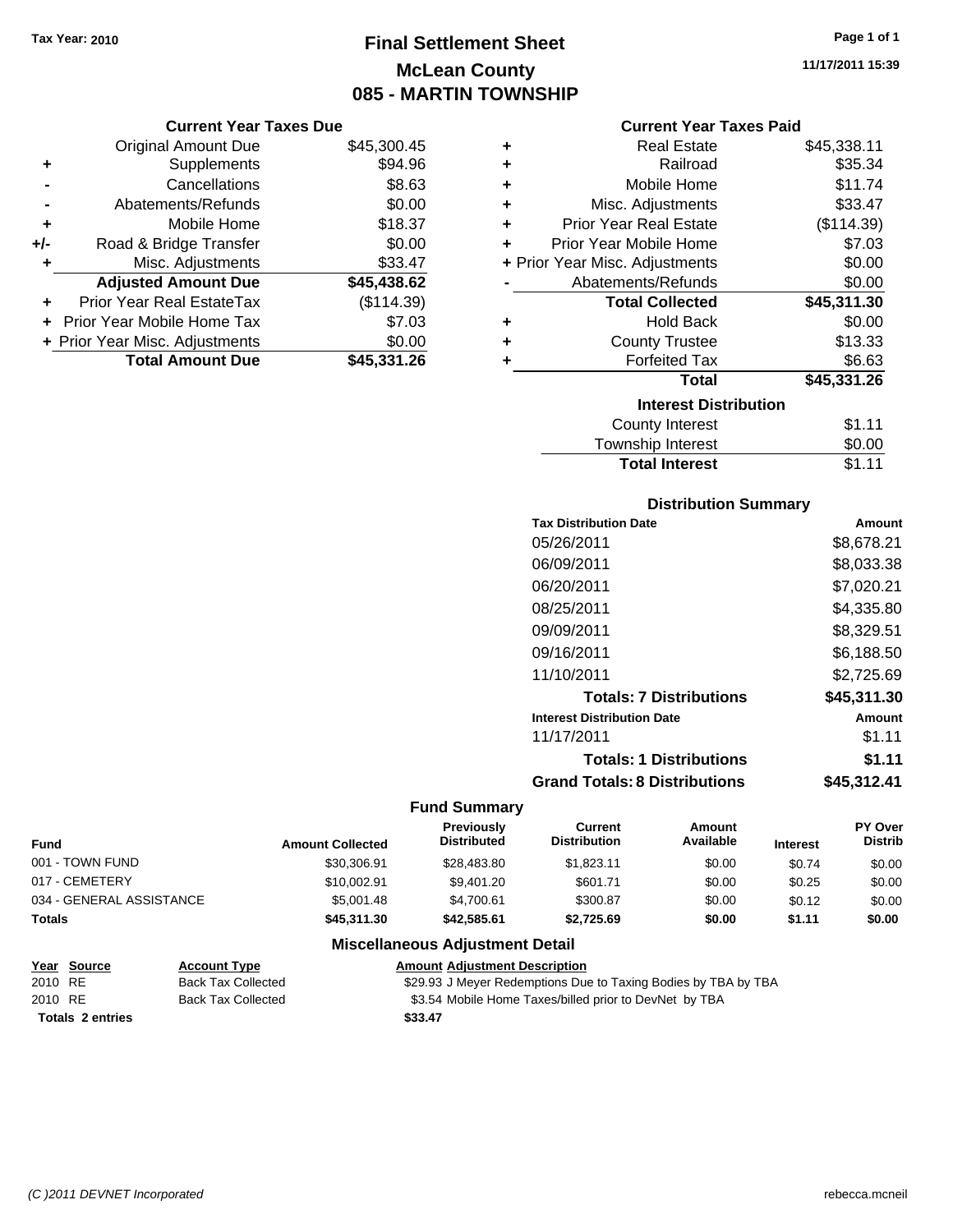Tax Year: 2010

# Final Settlement Sheet
## McLean County
## 085 - MARTIN TOWNSHIP

11/17/2011 15:39

### Current Year Taxes Due

| | | |
|---|---|---|
| | Original Amount Due | $45,300.45 |
| + | Supplements | $94.96 |
| - | Cancellations | $8.63 |
| - | Abatements/Refunds | $0.00 |
| + | Mobile Home | $18.37 |
| +/- | Road & Bridge Transfer | $0.00 |
| + | Misc. Adjustments | $33.47 |
| | **Adjusted Amount Due** | **$45,438.62** |
| + | Prior Year Real EstateTax | ($114.39) |
| + | Prior Year Mobile Home Tax | $7.03 |
| + | Prior Year Misc. Adjustments | $0.00 |
| | **Total Amount Due** | **$45,331.26** |

### Current Year Taxes Paid

| | | |
|---|---|---|
| + | Real Estate | $45,338.11 |
| + | Railroad | $35.34 |
| + | Mobile Home | $11.74 |
| + | Misc. Adjustments | $33.47 |
| + | Prior Year Real Estate | ($114.39) |
| + | Prior Year Mobile Home | $7.03 |
| + | Prior Year Misc. Adjustments | $0.00 |
| - | Abatements/Refunds | $0.00 |
| | **Total Collected** | **$45,311.30** |
| + | Hold Back | $0.00 |
| + | County Trustee | $13.33 |
| + | Forfeited Tax | $6.63 |
| | **Total** | **$45,331.26** |

### Interest Distribution

| | |
|---|---|
| County Interest | $1.11 |
| Township Interest | $0.00 |
| **Total Interest** | $1.11 |

### Distribution Summary

| Tax Distribution Date | Amount |
|---|---|
| 05/26/2011 | $8,678.21 |
| 06/09/2011 | $8,033.38 |
| 06/20/2011 | $7,020.21 |
| 08/25/2011 | $4,335.80 |
| 09/09/2011 | $8,329.51 |
| 09/16/2011 | $6,188.50 |
| 11/10/2011 | $2,725.69 |
| **Totals: 7 Distributions** | **$45,311.30** |
| **Interest Distribution Date** | **Amount** |
| 11/17/2011 | $1.11 |
| **Totals: 1 Distributions** | **$1.11** |
| **Grand Totals: 8 Distributions** | **$45,312.41** |

### Fund Summary

| Fund | Amount Collected | Previously Distributed | Current Distribution | Amount Available | Interest | PY Over Distrib |
|---|---|---|---|---|---|---|
| 001 - TOWN FUND | $30,306.91 | $28,483.80 | $1,823.11 | $0.00 | $0.74 | $0.00 |
| 017 - CEMETERY | $10,002.91 | $9,401.20 | $601.71 | $0.00 | $0.25 | $0.00 |
| 034 - GENERAL ASSISTANCE | $5,001.48 | $4,700.61 | $300.87 | $0.00 | $0.12 | $0.00 |
| **Totals** | **$45,311.30** | **$42,585.61** | **$2,725.69** | **$0.00** | **$1.11** | **$0.00** |

### Miscellaneous Adjustment Detail

| Year | Source | Account Type | Amount | Adjustment Description |
|---|---|---|---|---|
| 2010 | RE | Back Tax Collected | $29.93 | J Meyer Redemptions Due to Taxing Bodies by TBA by TBA |
| 2010 | RE | Back Tax Collected | $3.54 | Mobile Home Taxes/billed prior to DevNet by TBA |
| **Totals 2 entries** | | | **$33.47** | |

(C )2011 DEVNET Incorporated    rebecca.mcneil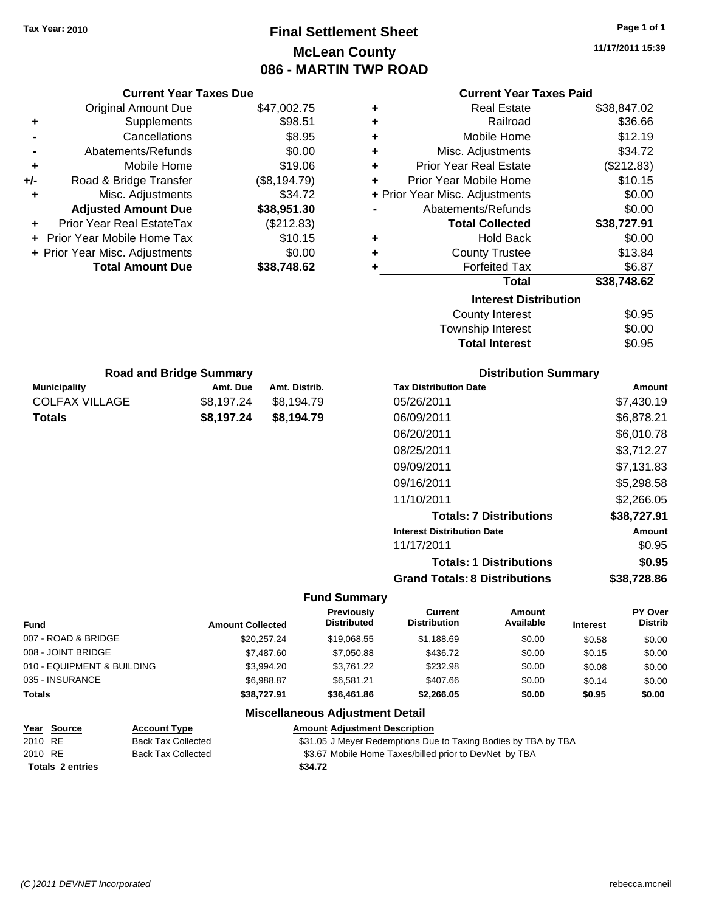Tax Year: 2010

# Final Settlement Sheet
## McLean County
## 086 - MARTIN TWP ROAD

11/17/2011 15:39

### Current Year Taxes Due

| | | |
|---|---|---|
| | Original Amount Due | $47,002.75 |
| + | Supplements | $98.51 |
| - | Cancellations | $8.95 |
| - | Abatements/Refunds | $0.00 |
| + | Mobile Home | $19.06 |
| +/- | Road & Bridge Transfer | ($8,194.79) |
| + | Misc. Adjustments | $34.72 |
| | **Adjusted Amount Due** | **$38,951.30** |
| + | Prior Year Real EstateTax | ($212.83) |
| + | Prior Year Mobile Home Tax | $10.15 |
| + | Prior Year Misc. Adjustments | $0.00 |
| | **Total Amount Due** | **$38,748.62** |

### Current Year Taxes Paid

| | | |
|---|---|---|
| + | Real Estate | $38,847.02 |
| + | Railroad | $36.66 |
| + | Mobile Home | $12.19 |
| + | Misc. Adjustments | $34.72 |
| + | Prior Year Real Estate | ($212.83) |
| + | Prior Year Mobile Home | $10.15 |
| + | Prior Year Misc. Adjustments | $0.00 |
| - | Abatements/Refunds | $0.00 |
| | **Total Collected** | **$38,727.91** |
| + | Hold Back | $0.00 |
| + | County Trustee | $13.84 |
| + | Forfeited Tax | $6.87 |
| | **Total** | **$38,748.62** |

### Interest Distribution

| | |
|---|---|
| County Interest | $0.95 |
| Township Interest | $0.00 |
| **Total Interest** | $0.95 |

### Road and Bridge Summary

| Municipality | Amt. Due | Amt. Distrib. |
|---|---|---|
| COLFAX VILLAGE | $8,197.24 | $8,194.79 |
| **Totals** | **$8,197.24** | **$8,194.79** |

### Distribution Summary

| Tax Distribution Date | Amount |
|---|---|
| 05/26/2011 | $7,430.19 |
| 06/09/2011 | $6,878.21 |
| 06/20/2011 | $6,010.78 |
| 08/25/2011 | $3,712.27 |
| 09/09/2011 | $7,131.83 |
| 09/16/2011 | $5,298.58 |
| 11/10/2011 | $2,266.05 |
| **Totals: 7 Distributions** | **$38,727.91** |
| **Interest Distribution Date** | **Amount** |
| 11/17/2011 | $0.95 |
| **Totals: 1 Distributions** | **$0.95** |
| **Grand Totals: 8 Distributions** | **$38,728.86** |

### Fund Summary

| Fund | Amount Collected | Previously Distributed | Current Distribution | Amount Available | Interest | PY Over Distrib |
|---|---|---|---|---|---|---|
| 007 - ROAD & BRIDGE | $20,257.24 | $19,068.55 | $1,188.69 | $0.00 | $0.58 | $0.00 |
| 008 - JOINT BRIDGE | $7,487.60 | $7,050.88 | $436.72 | $0.00 | $0.15 | $0.00 |
| 010 - EQUIPMENT & BUILDING | $3,994.20 | $3,761.22 | $232.98 | $0.00 | $0.08 | $0.00 |
| 035 - INSURANCE | $6,988.87 | $6,581.21 | $407.66 | $0.00 | $0.14 | $0.00 |
| **Totals** | **$38,727.91** | **$36,461.86** | **$2,266.05** | **$0.00** | **$0.95** | **$0.00** |

### Miscellaneous Adjustment Detail

| Year | Source | Account Type | Amount | Adjustment Description |
|---|---|---|---|---|
| 2010 | RE | Back Tax Collected | $31.05 | J Meyer Redemptions Due to Taxing Bodies by TBA by TBA |
| 2010 | RE | Back Tax Collected | $3.67 | Mobile Home Taxes/billed prior to DevNet by TBA |
| **Totals 2 entries** | | | **$34.72** | |

(C )2011 DEVNET Incorporated rebecca.mcneil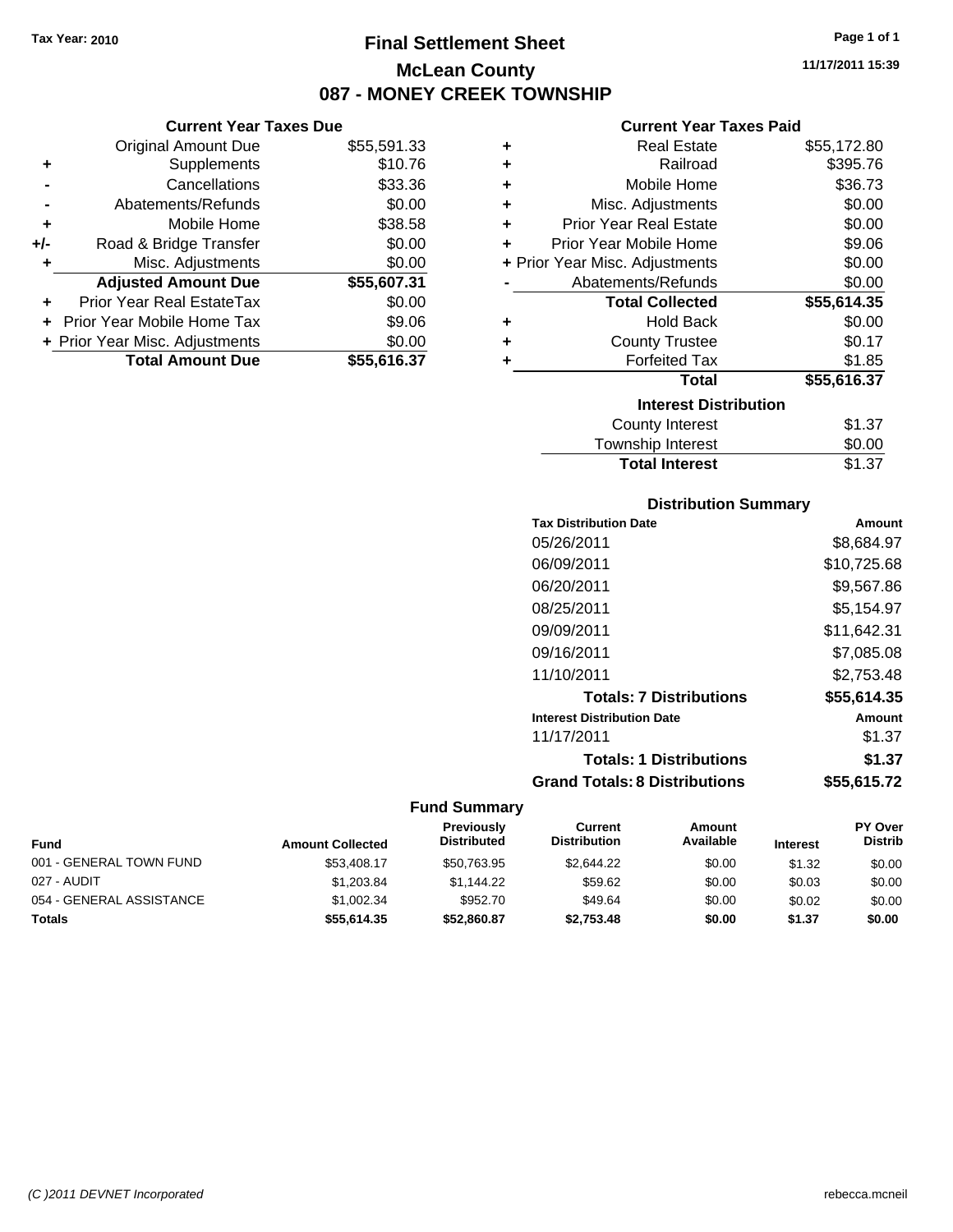Tax Year: 2010

# Final Settlement Sheet
## McLean County
## 087 - MONEY CREEK TOWNSHIP

11/17/2011 15:39

### Current Year Taxes Due

| | | |
|---|---|---|
| | Original Amount Due | $55,591.33 |
| + | Supplements | $10.76 |
| - | Cancellations | $33.36 |
| - | Abatements/Refunds | $0.00 |
| + | Mobile Home | $38.58 |
| +/- | Road & Bridge Transfer | $0.00 |
| + | Misc. Adjustments | $0.00 |
| | **Adjusted Amount Due** | **$55,607.31** |
| + | Prior Year Real EstateTax | $0.00 |
| + | Prior Year Mobile Home Tax | $9.06 |
| + | Prior Year Misc. Adjustments | $0.00 |
| | **Total Amount Due** | **$55,616.37** |

### Current Year Taxes Paid

| | | |
|---|---|---|
| + | Real Estate | $55,172.80 |
| + | Railroad | $395.76 |
| + | Mobile Home | $36.73 |
| + | Misc. Adjustments | $0.00 |
| + | Prior Year Real Estate | $0.00 |
| + | Prior Year Mobile Home | $9.06 |
| + | Prior Year Misc. Adjustments | $0.00 |
| - | Abatements/Refunds | $0.00 |
| | **Total Collected** | **$55,614.35** |
| + | Hold Back | $0.00 |
| + | County Trustee | $0.17 |
| + | Forfeited Tax | $1.85 |
| | **Total** | **$55,616.37** |

### Interest Distribution

| | |
|---|---|
| County Interest | $1.37 |
| Township Interest | $0.00 |
| **Total Interest** | $1.37 |

### Distribution Summary

| Tax Distribution Date | Amount |
|---|---|
| 05/26/2011 | $8,684.97 |
| 06/09/2011 | $10,725.68 |
| 06/20/2011 | $9,567.86 |
| 08/25/2011 | $5,154.97 |
| 09/09/2011 | $11,642.31 |
| 09/16/2011 | $7,085.08 |
| 11/10/2011 | $2,753.48 |
| **Totals: 7 Distributions** | **$55,614.35** |
| **Interest Distribution Date** | **Amount** |
| 11/17/2011 | $1.37 |
| **Totals: 1 Distributions** | **$1.37** |
| **Grand Totals: 8 Distributions** | **$55,615.72** |

### Fund Summary

| Fund | Amount Collected | Previously Distributed | Current Distribution | Amount Available | Interest | PY Over Distrib |
|---|---|---|---|---|---|---|
| 001 - GENERAL TOWN FUND | $53,408.17 | $50,763.95 | $2,644.22 | $0.00 | $1.32 | $0.00 |
| 027 - AUDIT | $1,203.84 | $1,144.22 | $59.62 | $0.00 | $0.03 | $0.00 |
| 054 - GENERAL ASSISTANCE | $1,002.34 | $952.70 | $49.64 | $0.00 | $0.02 | $0.00 |
| **Totals** | **$55,614.35** | **$52,860.87** | **$2,753.48** | **$0.00** | **$1.37** | **$0.00** |

(C )2011 DEVNET Incorporated rebecca.mcneil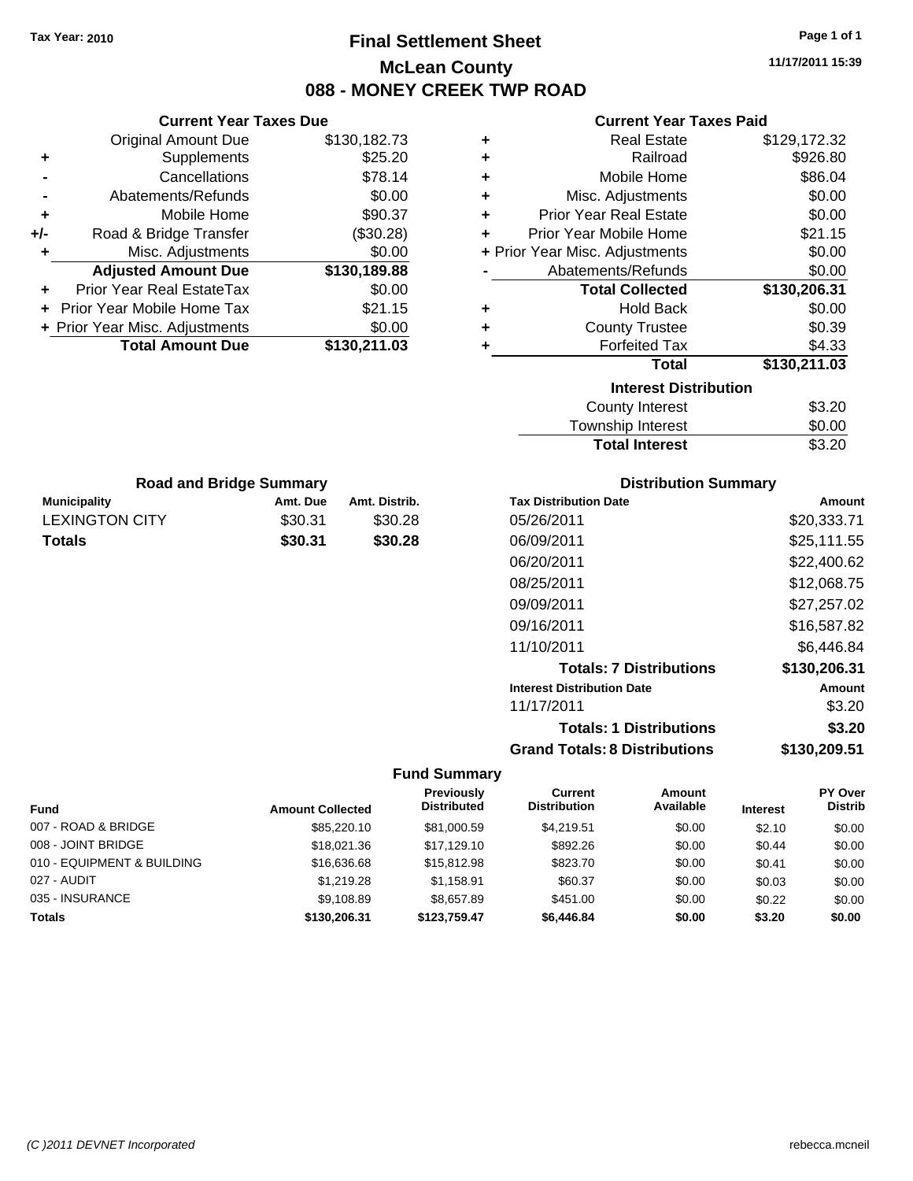Tax Year: 2010

# Final Settlement Sheet
## McLean County
## 088 - MONEY CREEK TWP ROAD

11/17/2011 15:39

### Current Year Taxes Due

| | | |
|---|---|---|
| | Original Amount Due | $130,182.73 |
| + | Supplements | $25.20 |
| - | Cancellations | $78.14 |
| - | Abatements/Refunds | $0.00 |
| + | Mobile Home | $90.37 |
| +/- | Road & Bridge Transfer | ($30.28) |
| + | Misc. Adjustments | $0.00 |
| | **Adjusted Amount Due** | **$130,189.88** |
| + | Prior Year Real EstateTax | $0.00 |
| + | Prior Year Mobile Home Tax | $21.15 |
| + | Prior Year Misc. Adjustments | $0.00 |
| | **Total Amount Due** | **$130,211.03** |

### Current Year Taxes Paid

| | | |
|---|---|---|
| + | Real Estate | $129,172.32 |
| + | Railroad | $926.80 |
| + | Mobile Home | $86.04 |
| + | Misc. Adjustments | $0.00 |
| + | Prior Year Real Estate | $0.00 |
| + | Prior Year Mobile Home | $21.15 |
| + | Prior Year Misc. Adjustments | $0.00 |
| - | Abatements/Refunds | $0.00 |
| | **Total Collected** | **$130,206.31** |
| + | Hold Back | $0.00 |
| + | County Trustee | $0.39 |
| + | Forfeited Tax | $4.33 |
| | **Total** | **$130,211.03** |

### Interest Distribution

| | |
|---|---|
| County Interest | $3.20 |
| Township Interest | $0.00 |
| **Total Interest** | **$3.20** |

### Road and Bridge Summary

| Municipality | Amt. Due | Amt. Distrib. |
|---|---|---|
| LEXINGTON CITY | $30.31 | $30.28 |
| **Totals** | **$30.31** | **$30.28** |

### Distribution Summary

| Tax Distribution Date | Amount |
|---|---|
| 05/26/2011 | $20,333.71 |
| 06/09/2011 | $25,111.55 |
| 06/20/2011 | $22,400.62 |
| 08/25/2011 | $12,068.75 |
| 09/09/2011 | $27,257.02 |
| 09/16/2011 | $16,587.82 |
| 11/10/2011 | $6,446.84 |
| **Totals: 7 Distributions** | **$130,206.31** |
| **Interest Distribution Date** | **Amount** |
| 11/17/2011 | $3.20 |
| **Totals: 1 Distributions** | **$3.20** |
| **Grand Totals: 8 Distributions** | **$130,209.51** |

### Fund Summary

| Fund | Amount Collected | Previously Distributed | Current Distribution | Amount Available | Interest | PY Over Distrib |
|---|---|---|---|---|---|---|
| 007 - ROAD & BRIDGE | $85,220.10 | $81,000.59 | $4,219.51 | $0.00 | $2.10 | $0.00 |
| 008 - JOINT BRIDGE | $18,021.36 | $17,129.10 | $892.26 | $0.00 | $0.44 | $0.00 |
| 010 - EQUIPMENT & BUILDING | $16,636.68 | $15,812.98 | $823.70 | $0.00 | $0.41 | $0.00 |
| 027 - AUDIT | $1,219.28 | $1,158.91 | $60.37 | $0.00 | $0.03 | $0.00 |
| 035 - INSURANCE | $9,108.89 | $8,657.89 | $451.00 | $0.00 | $0.22 | $0.00 |
| **Totals** | **$130,206.31** | **$123,759.47** | **$6,446.84** | **$0.00** | **$3.20** | **$0.00** |

(C )2011 DEVNET Incorporated rebecca.mcneil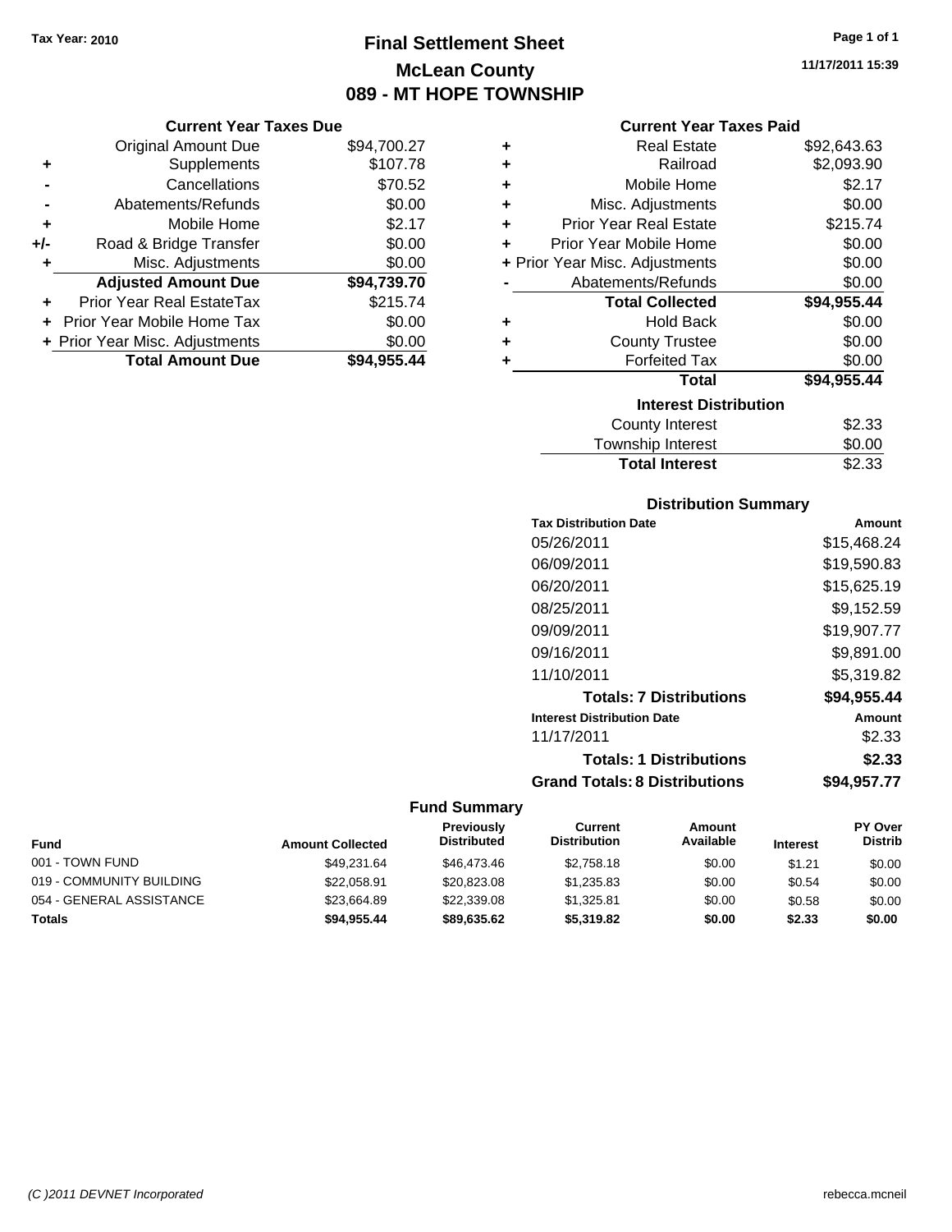Tax Year: 2010

# Final Settlement Sheet

## McLean County

## 089 - MT HOPE TOWNSHIP

11/17/2011 15:39

### Current Year Taxes Due

| | | |
|---|---|---|
| | Original Amount Due | $94,700.27 |
| + | Supplements | $107.78 |
| - | Cancellations | $70.52 |
| - | Abatements/Refunds | $0.00 |
| + | Mobile Home | $2.17 |
| +/- | Road & Bridge Transfer | $0.00 |
| + | Misc. Adjustments | $0.00 |
| | **Adjusted Amount Due** | **$94,739.70** |
| + | Prior Year Real EstateTax | $215.74 |
| + | Prior Year Mobile Home Tax | $0.00 |
| + | Prior Year Misc. Adjustments | $0.00 |
| | **Total Amount Due** | **$94,955.44** |

### Current Year Taxes Paid

| | | |
|---|---|---|
| + | Real Estate | $92,643.63 |
| + | Railroad | $2,093.90 |
| + | Mobile Home | $2.17 |
| + | Misc. Adjustments | $0.00 |
| + | Prior Year Real Estate | $215.74 |
| + | Prior Year Mobile Home | $0.00 |
| + | Prior Year Misc. Adjustments | $0.00 |
| - | Abatements/Refunds | $0.00 |
| | **Total Collected** | **$94,955.44** |
| + | Hold Back | $0.00 |
| + | County Trustee | $0.00 |
| + | Forfeited Tax | $0.00 |
| | **Total** | **$94,955.44** |

### Interest Distribution

| | |
|---|---|
| County Interest | $2.33 |
| Township Interest | $0.00 |
| **Total Interest** | $2.33 |

### Distribution Summary

| Tax Distribution Date | Amount |
|---|---|
| 05/26/2011 | $15,468.24 |
| 06/09/2011 | $19,590.83 |
| 06/20/2011 | $15,625.19 |
| 08/25/2011 | $9,152.59 |
| 09/09/2011 | $19,907.77 |
| 09/16/2011 | $9,891.00 |
| 11/10/2011 | $5,319.82 |
| **Totals: 7 Distributions** | **$94,955.44** |
| **Interest Distribution Date** | **Amount** |
| 11/17/2011 | $2.33 |
| **Totals: 1 Distributions** | **$2.33** |
| **Grand Totals: 8 Distributions** | **$94,957.77** |

### Fund Summary

| Fund | Amount Collected | Previously Distributed | Current Distribution | Amount Available | Interest | PY Over Distrib |
|---|---|---|---|---|---|---|
| 001 - TOWN FUND | $49,231.64 | $46,473.46 | $2,758.18 | $0.00 | $1.21 | $0.00 |
| 019 - COMMUNITY BUILDING | $22,058.91 | $20,823.08 | $1,235.83 | $0.00 | $0.54 | $0.00 |
| 054 - GENERAL ASSISTANCE | $23,664.89 | $22,339.08 | $1,325.81 | $0.00 | $0.58 | $0.00 |
| **Totals** | **$94,955.44** | **$89,635.62** | **$5,319.82** | **$0.00** | **$2.33** | **$0.00** |

(C )2011 DEVNET Incorporated rebecca.mcneil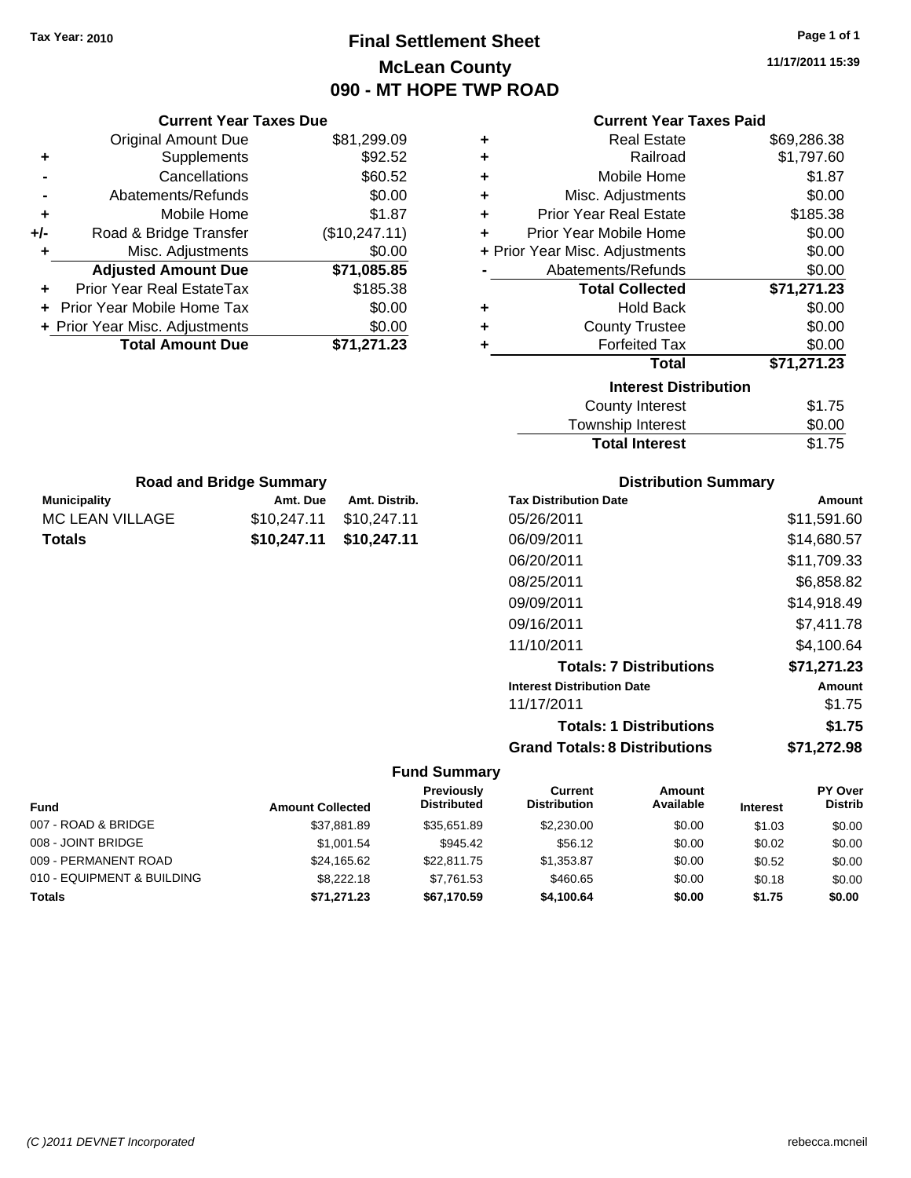**Tax Year: 2010**

# Final Settlement Sheet
## McLean County
## 090 - MT HOPE TWP ROAD

11/17/2011 15:39

### Current Year Taxes Due

| | | |
|---|---|---|
| | Original Amount Due | $81,299.09 |
| + | Supplements | $92.52 |
| - | Cancellations | $60.52 |
| - | Abatements/Refunds | $0.00 |
| + | Mobile Home | $1.87 |
| +/- | Road & Bridge Transfer | ($10,247.11) |
| + | Misc. Adjustments | $0.00 |
| | **Adjusted Amount Due** | **$71,085.85** |
| + | Prior Year Real EstateTax | $185.38 |
| + | Prior Year Mobile Home Tax | $0.00 |
| + | Prior Year Misc. Adjustments | $0.00 |
| | **Total Amount Due** | **$71,271.23** |

### Current Year Taxes Paid

| | | |
|---|---|---|
| + | Real Estate | $69,286.38 |
| + | Railroad | $1,797.60 |
| + | Mobile Home | $1.87 |
| + | Misc. Adjustments | $0.00 |
| + | Prior Year Real Estate | $185.38 |
| + | Prior Year Mobile Home | $0.00 |
| + | Prior Year Misc. Adjustments | $0.00 |
| - | Abatements/Refunds | $0.00 |
| | **Total Collected** | **$71,271.23** |
| + | Hold Back | $0.00 |
| + | County Trustee | $0.00 |
| + | Forfeited Tax | $0.00 |
| | **Total** | **$71,271.23** |

### Interest Distribution

| | |
|---|---|
| County Interest | $1.75 |
| Township Interest | $0.00 |
| **Total Interest** | $1.75 |

### Road and Bridge Summary

| Municipality | Amt. Due | Amt. Distrib. |
|---|---|---|
| MC LEAN VILLAGE | $10,247.11 | $10,247.11 |
| **Totals** | **$10,247.11** | **$10,247.11** |

### Distribution Summary

| Tax Distribution Date | Amount |
|---|---|
| 05/26/2011 | $11,591.60 |
| 06/09/2011 | $14,680.57 |
| 06/20/2011 | $11,709.33 |
| 08/25/2011 | $6,858.82 |
| 09/09/2011 | $14,918.49 |
| 09/16/2011 | $7,411.78 |
| 11/10/2011 | $4,100.64 |
| **Totals: 7 Distributions** | **$71,271.23** |
| **Interest Distribution Date** | **Amount** |
| 11/17/2011 | $1.75 |
| **Totals: 1 Distributions** | **$1.75** |
| **Grand Totals: 8 Distributions** | **$71,272.98** |

### Fund Summary

| Fund | Amount Collected | Previously Distributed | Current Distribution | Amount Available | Interest | PY Over Distrib |
|---|---|---|---|---|---|---|
| 007 - ROAD & BRIDGE | $37,881.89 | $35,651.89 | $2,230.00 | $0.00 | $1.03 | $0.00 |
| 008 - JOINT BRIDGE | $1,001.54 | $945.42 | $56.12 | $0.00 | $0.02 | $0.00 |
| 009 - PERMANENT ROAD | $24,165.62 | $22,811.75 | $1,353.87 | $0.00 | $0.52 | $0.00 |
| 010 - EQUIPMENT & BUILDING | $8,222.18 | $7,761.53 | $460.65 | $0.00 | $0.18 | $0.00 |
| **Totals** | **$71,271.23** | **$67,170.59** | **$4,100.64** | **$0.00** | **$1.75** | **$0.00** |

(C )2011 DEVNET Incorporated rebecca.mcneil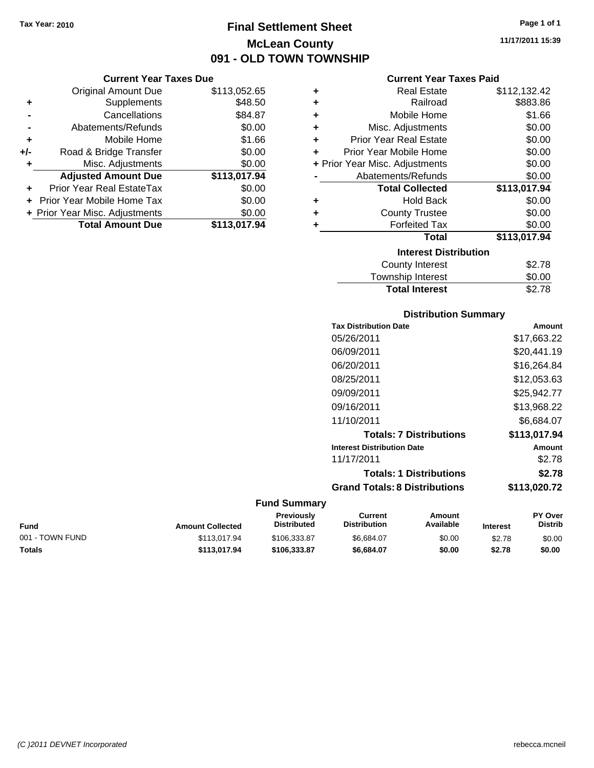Tax Year: 2010

# Final Settlement Sheet
## McLean County
## 091 - OLD TOWN TOWNSHIP

11/17/2011 15:39

### Current Year Taxes Due

| | | |
|---|---|---|
| | Original Amount Due | $113,052.65 |
| + | Supplements | $48.50 |
| - | Cancellations | $84.87 |
| - | Abatements/Refunds | $0.00 |
| + | Mobile Home | $1.66 |
| +/- | Road & Bridge Transfer | $0.00 |
| + | Misc. Adjustments | $0.00 |
| | **Adjusted Amount Due** | **$113,017.94** |
| + | Prior Year Real EstateTax | $0.00 |
| + | Prior Year Mobile Home Tax | $0.00 |
| + | Prior Year Misc. Adjustments | $0.00 |
| | **Total Amount Due** | **$113,017.94** |

### Current Year Taxes Paid

| | | |
|---|---|---|
| + | Real Estate | $112,132.42 |
| + | Railroad | $883.86 |
| + | Mobile Home | $1.66 |
| + | Misc. Adjustments | $0.00 |
| + | Prior Year Real Estate | $0.00 |
| + | Prior Year Mobile Home | $0.00 |
| + | Prior Year Misc. Adjustments | $0.00 |
| - | Abatements/Refunds | $0.00 |
| | **Total Collected** | **$113,017.94** |
| + | Hold Back | $0.00 |
| + | County Trustee | $0.00 |
| + | Forfeited Tax | $0.00 |
| | **Total** | **$113,017.94** |

### Interest Distribution

| | |
|---|---|
| County Interest | $2.78 |
| Township Interest | $0.00 |
| **Total Interest** | $2.78 |

### Distribution Summary

| Tax Distribution Date | Amount |
|---|---|
| 05/26/2011 | $17,663.22 |
| 06/09/2011 | $20,441.19 |
| 06/20/2011 | $16,264.84 |
| 08/25/2011 | $12,053.63 |
| 09/09/2011 | $25,942.77 |
| 09/16/2011 | $13,968.22 |
| 11/10/2011 | $6,684.07 |
| **Totals: 7 Distributions** | **$113,017.94** |
| **Interest Distribution Date** | **Amount** |
| 11/17/2011 | $2.78 |
| **Totals: 1 Distributions** | **$2.78** |
| **Grand Totals: 8 Distributions** | **$113,020.72** |

### Fund Summary

| Fund | Amount Collected | Previously Distributed | Current Distribution | Amount Available | Interest | PY Over Distrib |
|---|---|---|---|---|---|---|
| 001 - TOWN FUND | $113,017.94 | $106,333.87 | $6,684.07 | $0.00 | $2.78 | $0.00 |
| **Totals** | **$113,017.94** | **$106,333.87** | **$6,684.07** | **$0.00** | **$2.78** | **$0.00** |

(C )2011 DEVNET Incorporated rebecca.mcneil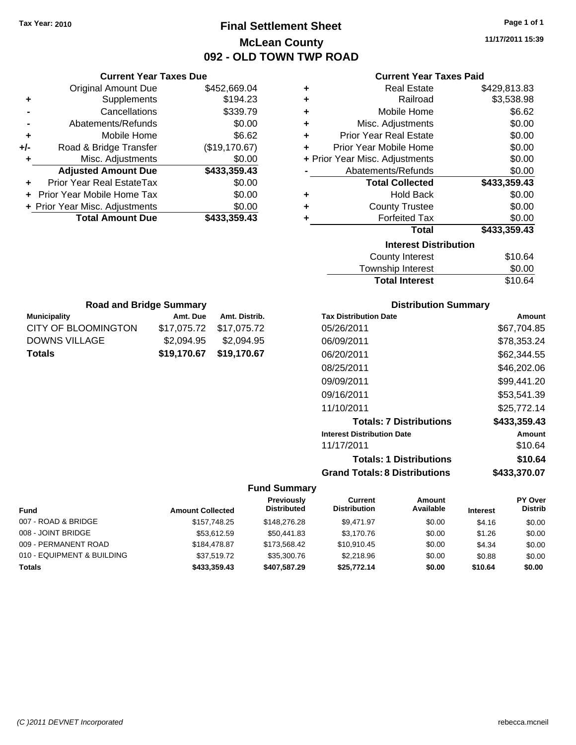Tax Year: 2010

# Final Settlement Sheet

## McLean County

## 092 - OLD TOWN TWP ROAD

11/17/2011 15:39

### Current Year Taxes Due

| | | |
|---|---|---|
| | Original Amount Due | $452,669.04 |
| + | Supplements | $194.23 |
| - | Cancellations | $339.79 |
| - | Abatements/Refunds | $0.00 |
| + | Mobile Home | $6.62 |
| +/- | Road & Bridge Transfer | ($19,170.67) |
| + | Misc. Adjustments | $0.00 |
| | **Adjusted Amount Due** | **$433,359.43** |
| + | Prior Year Real EstateTax | $0.00 |
| + | Prior Year Mobile Home Tax | $0.00 |
| + | Prior Year Misc. Adjustments | $0.00 |
| | **Total Amount Due** | **$433,359.43** |

### Current Year Taxes Paid

| | | |
|---|---|---|
| + | Real Estate | $429,813.83 |
| + | Railroad | $3,538.98 |
| + | Mobile Home | $6.62 |
| + | Misc. Adjustments | $0.00 |
| + | Prior Year Real Estate | $0.00 |
| + | Prior Year Mobile Home | $0.00 |
| + | Prior Year Misc. Adjustments | $0.00 |
| - | Abatements/Refunds | $0.00 |
| | **Total Collected** | **$433,359.43** |
| + | Hold Back | $0.00 |
| + | County Trustee | $0.00 |
| + | Forfeited Tax | $0.00 |
| | **Total** | **$433,359.43** |

### Interest Distribution

| | |
|---|---|
| County Interest | $10.64 |
| Township Interest | $0.00 |
| **Total Interest** | $10.64 |

### Road and Bridge Summary

| Municipality | Amt. Due | Amt. Distrib. |
|---|---|---|
| CITY OF BLOOMINGTON | $17,075.72 | $17,075.72 |
| DOWNS VILLAGE | $2,094.95 | $2,094.95 |
| **Totals** | **$19,170.67** | **$19,170.67** |

### Distribution Summary

| Tax Distribution Date | Amount |
|---|---|
| 05/26/2011 | $67,704.85 |
| 06/09/2011 | $78,353.24 |
| 06/20/2011 | $62,344.55 |
| 08/25/2011 | $46,202.06 |
| 09/09/2011 | $99,441.20 |
| 09/16/2011 | $53,541.39 |
| 11/10/2011 | $25,772.14 |
| **Totals: 7 Distributions** | **$433,359.43** |
| **Interest Distribution Date** | **Amount** |
| 11/17/2011 | $10.64 |
| **Totals: 1 Distributions** | **$10.64** |
| **Grand Totals: 8 Distributions** | **$433,370.07** |

### Fund Summary

| Fund | Amount Collected | Previously Distributed | Current Distribution | Amount Available | Interest | PY Over Distrib |
|---|---|---|---|---|---|---|
| 007 - ROAD & BRIDGE | $157,748.25 | $148,276.28 | $9,471.97 | $0.00 | $4.16 | $0.00 |
| 008 - JOINT BRIDGE | $53,612.59 | $50,441.83 | $3,170.76 | $0.00 | $1.26 | $0.00 |
| 009 - PERMANENT ROAD | $184,478.87 | $173,568.42 | $10,910.45 | $0.00 | $4.34 | $0.00 |
| 010 - EQUIPMENT & BUILDING | $37,519.72 | $35,300.76 | $2,218.96 | $0.00 | $0.88 | $0.00 |
| **Totals** | **$433,359.43** | **$407,587.29** | **$25,772.14** | **$0.00** | **$10.64** | **$0.00** |

(C )2011 DEVNET Incorporated rebecca.mcneil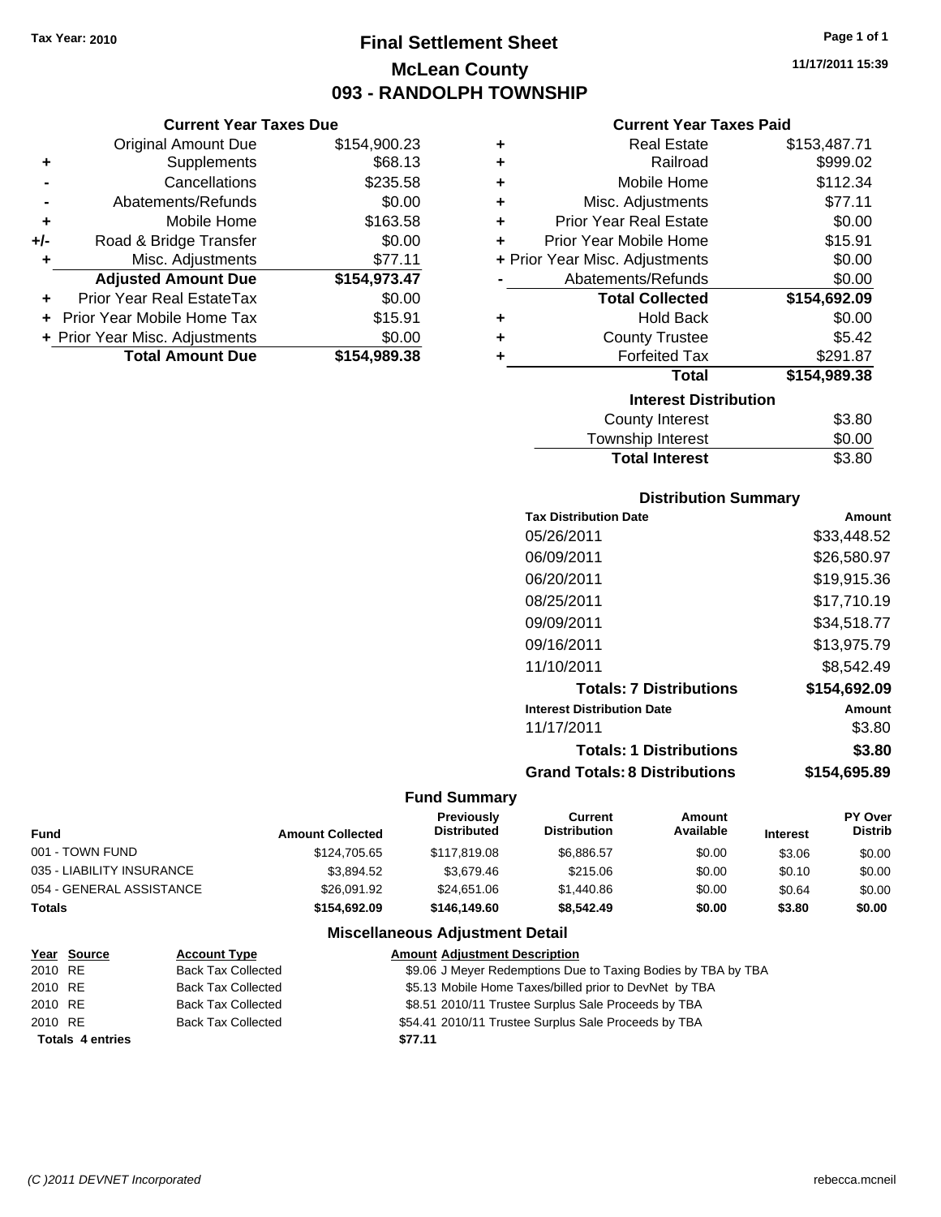Tax Year: 2010

# Final Settlement Sheet

## McLean County

## 093 - RANDOLPH TOWNSHIP

11/17/2011 15:39

### Current Year Taxes Due

| | | |
|---|---|---|
| | Original Amount Due | $154,900.23 |
| + | Supplements | $68.13 |
| - | Cancellations | $235.58 |
| - | Abatements/Refunds | $0.00 |
| + | Mobile Home | $163.58 |
| +/- | Road & Bridge Transfer | $0.00 |
| + | Misc. Adjustments | $77.11 |
| | **Adjusted Amount Due** | **$154,973.47** |
| + | Prior Year Real EstateTax | $0.00 |
| + | Prior Year Mobile Home Tax | $15.91 |
| + | Prior Year Misc. Adjustments | $0.00 |
| | **Total Amount Due** | **$154,989.38** |

### Current Year Taxes Paid

| | | |
|---|---|---|
| + | Real Estate | $153,487.71 |
| + | Railroad | $999.02 |
| + | Mobile Home | $112.34 |
| + | Misc. Adjustments | $77.11 |
| + | Prior Year Real Estate | $0.00 |
| + | Prior Year Mobile Home | $15.91 |
| + | Prior Year Misc. Adjustments | $0.00 |
| - | Abatements/Refunds | $0.00 |
| | **Total Collected** | **$154,692.09** |
| + | Hold Back | $0.00 |
| + | County Trustee | $5.42 |
| + | Forfeited Tax | $291.87 |
| | **Total** | **$154,989.38** |

### Interest Distribution

| | |
|---|---|
| County Interest | $3.80 |
| Township Interest | $0.00 |
| **Total Interest** | $3.80 |

### Distribution Summary

| Tax Distribution Date | Amount |
|---|---|
| 05/26/2011 | $33,448.52 |
| 06/09/2011 | $26,580.97 |
| 06/20/2011 | $19,915.36 |
| 08/25/2011 | $17,710.19 |
| 09/09/2011 | $34,518.77 |
| 09/16/2011 | $13,975.79 |
| 11/10/2011 | $8,542.49 |
| **Totals: 7 Distributions** | **$154,692.09** |
| **Interest Distribution Date** | **Amount** |
| 11/17/2011 | $3.80 |
| **Totals: 1 Distributions** | **$3.80** |
| **Grand Totals: 8 Distributions** | **$154,695.89** |

### Fund Summary

| Fund | Amount Collected | Previously Distributed | Current Distribution | Amount Available | Interest | PY Over Distrib |
|---|---|---|---|---|---|---|
| 001 - TOWN FUND | $124,705.65 | $117,819.08 | $6,886.57 | $0.00 | $3.06 | $0.00 |
| 035 - LIABILITY INSURANCE | $3,894.52 | $3,679.46 | $215.06 | $0.00 | $0.10 | $0.00 |
| 054 - GENERAL ASSISTANCE | $26,091.92 | $24,651.06 | $1,440.86 | $0.00 | $0.64 | $0.00 |
| **Totals** | **$154,692.09** | **$146,149.60** | **$8,542.49** | **$0.00** | **$3.80** | **$0.00** |

### Miscellaneous Adjustment Detail

| Year | Source | Account Type | Amount | Adjustment Description |
|---|---|---|---|---|
| 2010 | RE | Back Tax Collected | $9.06 | J Meyer Redemptions Due to Taxing Bodies by TBA by TBA |
| 2010 | RE | Back Tax Collected | $5.13 | Mobile Home Taxes/billed prior to DevNet by TBA |
| 2010 | RE | Back Tax Collected | $8.51 | 2010/11 Trustee Surplus Sale Proceeds by TBA |
| 2010 | RE | Back Tax Collected | $54.41 | 2010/11 Trustee Surplus Sale Proceeds by TBA |
| **Totals** | **4 entries** | | **$77.11** | |

(C )2011 DEVNET Incorporated rebecca.mcneil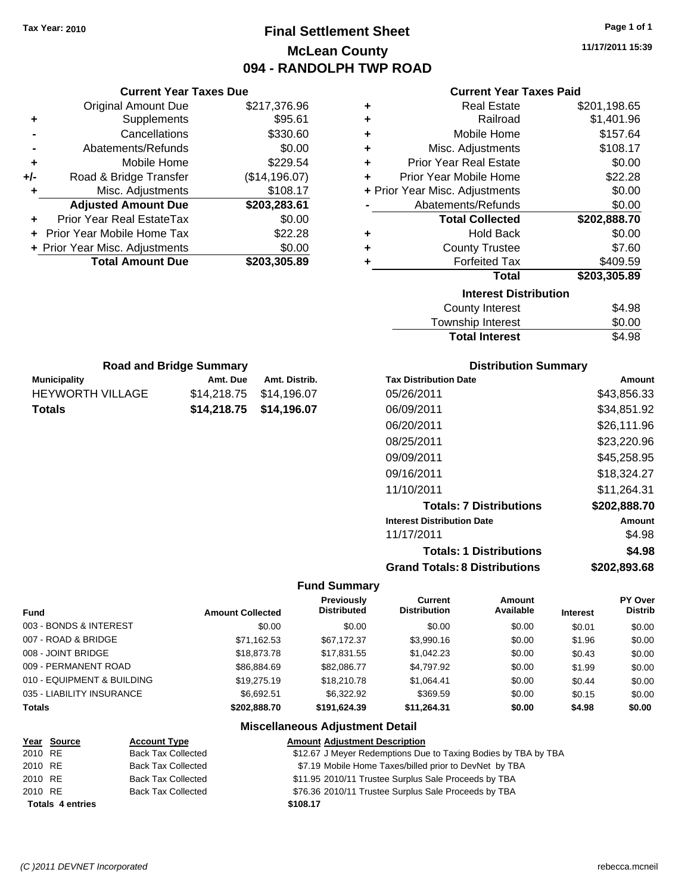Tax Year: 2010

# Final Settlement Sheet
## McLean County
## 094 - RANDOLPH TWP ROAD

11/17/2011 15:39

### Current Year Taxes Due

| | | |
|---|---|---|
| | Original Amount Due | $217,376.96 |
| + | Supplements | $95.61 |
| - | Cancellations | $330.60 |
| - | Abatements/Refunds | $0.00 |
| + | Mobile Home | $229.54 |
| +/- | Road & Bridge Transfer | ($14,196.07) |
| + | Misc. Adjustments | $108.17 |
| | **Adjusted Amount Due** | **$203,283.61** |
| + | Prior Year Real EstateTax | $0.00 |
| + | Prior Year Mobile Home Tax | $22.28 |
| + | Prior Year Misc. Adjustments | $0.00 |
| | **Total Amount Due** | **$203,305.89** |

### Current Year Taxes Paid

| | | |
|---|---|---|
| + | Real Estate | $201,198.65 |
| + | Railroad | $1,401.96 |
| + | Mobile Home | $157.64 |
| + | Misc. Adjustments | $108.17 |
| + | Prior Year Real Estate | $0.00 |
| + | Prior Year Mobile Home | $22.28 |
| + | Prior Year Misc. Adjustments | $0.00 |
| - | Abatements/Refunds | $0.00 |
| | **Total Collected** | **$202,888.70** |
| + | Hold Back | $0.00 |
| + | County Trustee | $7.60 |
| + | Forfeited Tax | $409.59 |
| | **Total** | **$203,305.89** |

### Interest Distribution

| | |
|---|---|
| County Interest | $4.98 |
| Township Interest | $0.00 |
| **Total Interest** | $4.98 |

### Road and Bridge Summary

| Municipality | Amt. Due | Amt. Distrib. |
|---|---|---|
| HEYWORTH VILLAGE | $14,218.75 | $14,196.07 |
| **Totals** | **$14,218.75** | **$14,196.07** |

### Distribution Summary

| Tax Distribution Date | Amount |
|---|---|
| 05/26/2011 | $43,856.33 |
| 06/09/2011 | $34,851.92 |
| 06/20/2011 | $26,111.96 |
| 08/25/2011 | $23,220.96 |
| 09/09/2011 | $45,258.95 |
| 09/16/2011 | $18,324.27 |
| 11/10/2011 | $11,264.31 |
| **Totals: 7 Distributions** | **$202,888.70** |
| **Interest Distribution Date** | **Amount** |
| 11/17/2011 | $4.98 |
| **Totals: 1 Distributions** | **$4.98** |
| **Grand Totals: 8 Distributions** | **$202,893.68** |

### Fund Summary

| Fund | Amount Collected | Previously Distributed | Current Distribution | Amount Available | Interest | PY Over Distrib |
|---|---|---|---|---|---|---|
| 003 - BONDS & INTEREST | $0.00 | $0.00 | $0.00 | $0.00 | $0.01 | $0.00 |
| 007 - ROAD & BRIDGE | $71,162.53 | $67,172.37 | $3,990.16 | $0.00 | $1.96 | $0.00 |
| 008 - JOINT BRIDGE | $18,873.78 | $17,831.55 | $1,042.23 | $0.00 | $0.43 | $0.00 |
| 009 - PERMANENT ROAD | $86,884.69 | $82,086.77 | $4,797.92 | $0.00 | $1.99 | $0.00 |
| 010 - EQUIPMENT & BUILDING | $19,275.19 | $18,210.78 | $1,064.41 | $0.00 | $0.44 | $0.00 |
| 035 - LIABILITY INSURANCE | $6,692.51 | $6,322.92 | $369.59 | $0.00 | $0.15 | $0.00 |
| **Totals** | **$202,888.70** | **$191,624.39** | **$11,264.31** | **$0.00** | **$4.98** | **$0.00** |

### Miscellaneous Adjustment Detail

| Year | Source | Account Type | Amount | Adjustment Description |
|---|---|---|---|---|
| 2010 | RE | Back Tax Collected | $12.67 | J Meyer Redemptions Due to Taxing Bodies by TBA by TBA |
| 2010 | RE | Back Tax Collected | $7.19 | Mobile Home Taxes/billed prior to DevNet by TBA |
| 2010 | RE | Back Tax Collected | $11.95 | 2010/11 Trustee Surplus Sale Proceeds by TBA |
| 2010 | RE | Back Tax Collected | $76.36 | 2010/11 Trustee Surplus Sale Proceeds by TBA |
| **Totals 4 entries** | | | **$108.17** | |

(C )2011 DEVNET Incorporated — rebecca.mcneil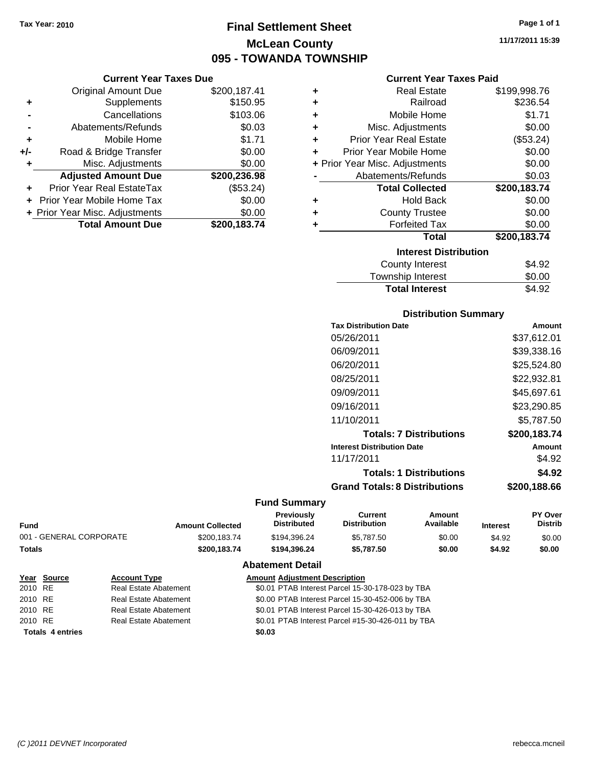Tax Year: 2010

# Final Settlement Sheet
## McLean County
## 095 - TOWANDA TOWNSHIP

11/17/2011 15:39

### Current Year Taxes Due

| | | |
|---|---|---|
| | Original Amount Due | $200,187.41 |
| + | Supplements | $150.95 |
| - | Cancellations | $103.06 |
| - | Abatements/Refunds | $0.03 |
| + | Mobile Home | $1.71 |
| +/- | Road & Bridge Transfer | $0.00 |
| + | Misc. Adjustments | $0.00 |
| | **Adjusted Amount Due** | **$200,236.98** |
| + | Prior Year Real EstateTax | ($53.24) |
| + | Prior Year Mobile Home Tax | $0.00 |
| + | Prior Year Misc. Adjustments | $0.00 |
| | **Total Amount Due** | **$200,183.74** |

### Current Year Taxes Paid

| | | |
|---|---|---|
| + | Real Estate | $199,998.76 |
| + | Railroad | $236.54 |
| + | Mobile Home | $1.71 |
| + | Misc. Adjustments | $0.00 |
| + | Prior Year Real Estate | ($53.24) |
| + | Prior Year Mobile Home | $0.00 |
| + | Prior Year Misc. Adjustments | $0.00 |
| - | Abatements/Refunds | $0.03 |
| | **Total Collected** | **$200,183.74** |
| + | Hold Back | $0.00 |
| + | County Trustee | $0.00 |
| + | Forfeited Tax | $0.00 |
| | **Total** | **$200,183.74** |

### Interest Distribution

| | |
|---|---|
| County Interest | $4.92 |
| Township Interest | $0.00 |
| **Total Interest** | $4.92 |

### Distribution Summary

| Tax Distribution Date | Amount |
|---|---|
| 05/26/2011 | $37,612.01 |
| 06/09/2011 | $39,338.16 |
| 06/20/2011 | $25,524.80 |
| 08/25/2011 | $22,932.81 |
| 09/09/2011 | $45,697.61 |
| 09/16/2011 | $23,290.85 |
| 11/10/2011 | $5,787.50 |
| **Totals: 7 Distributions** | **$200,183.74** |
| **Interest Distribution Date** | **Amount** |
| 11/17/2011 | $4.92 |
| **Totals: 1 Distributions** | **$4.92** |
| **Grand Totals: 8 Distributions** | **$200,188.66** |

### Fund Summary

| Fund | Amount Collected | Previously Distributed | Current Distribution | Amount Available | Interest | PY Over Distrib |
|---|---|---|---|---|---|---|
| 001 - GENERAL CORPORATE | $200,183.74 | $194,396.24 | $5,787.50 | $0.00 | $4.92 | $0.00 |
| **Totals** | **$200,183.74** | **$194,396.24** | **$5,787.50** | **$0.00** | **$4.92** | **$0.00** |

### Abatement Detail

| Year | Source | Account Type | Amount | Adjustment Description |
|---|---|---|---|---|
| 2010 | RE | Real Estate Abatement | $0.01 | PTAB Interest Parcel 15-30-178-023 by TBA |
| 2010 | RE | Real Estate Abatement | $0.00 | PTAB Interest Parcel 15-30-452-006 by TBA |
| 2010 | RE | Real Estate Abatement | $0.01 | PTAB Interest Parcel 15-30-426-013 by TBA |
| 2010 | RE | Real Estate Abatement | $0.01 | PTAB Interest Parcel #15-30-426-011 by TBA |
| **Totals 4 entries** | | | **$0.03** | |

(C )2011 DEVNET Incorporated — rebecca.mcneil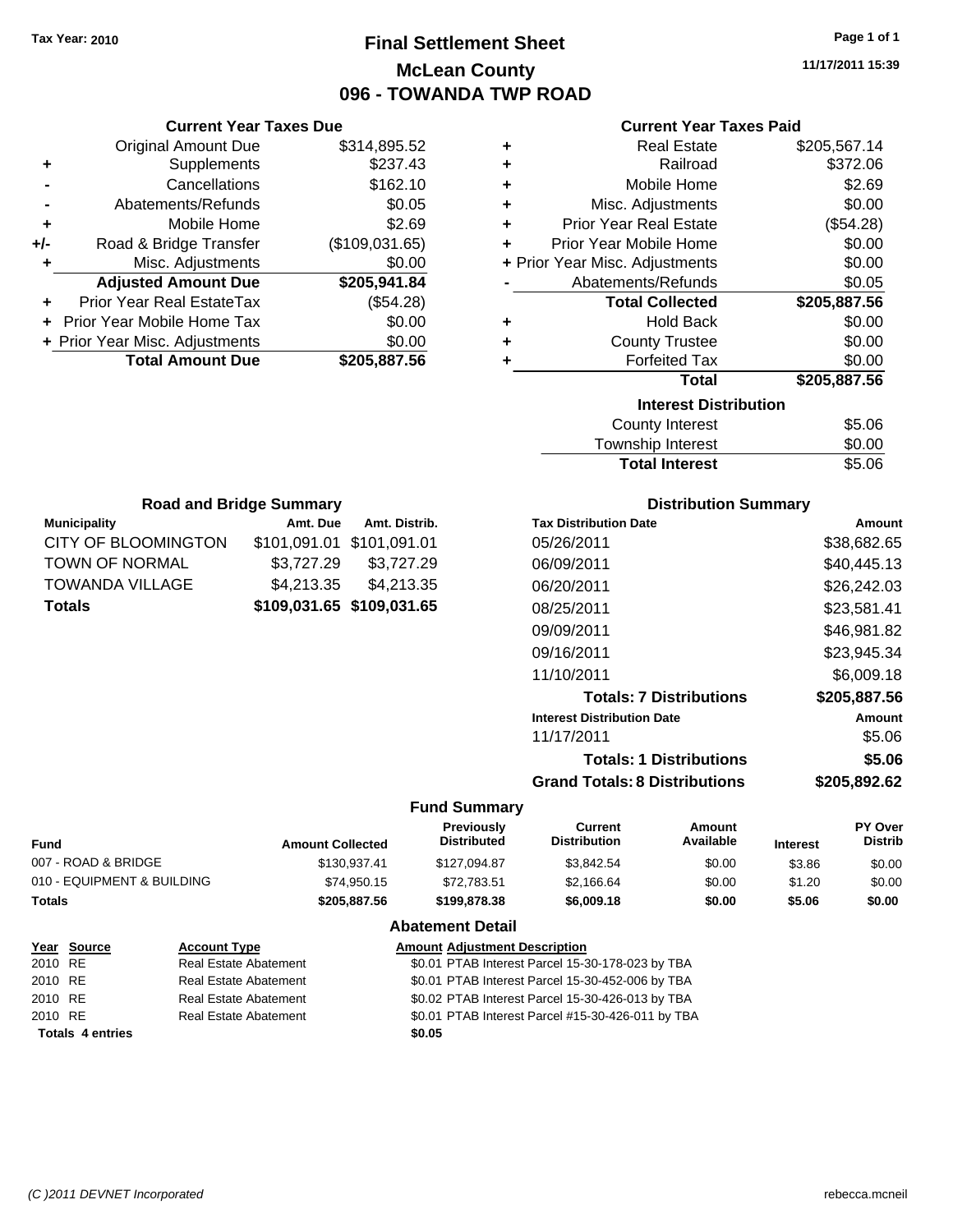Tax Year: 2010

# Final Settlement Sheet

## McLean County

## 096 - TOWANDA TWP ROAD

11/17/2011 15:39

### Current Year Taxes Due

| | | |
|---|---|---|
| | Original Amount Due | $314,895.52 |
| + | Supplements | $237.43 |
| - | Cancellations | $162.10 |
| - | Abatements/Refunds | $0.05 |
| + | Mobile Home | $2.69 |
| +/- | Road & Bridge Transfer | ($109,031.65) |
| + | Misc. Adjustments | $0.00 |
| | **Adjusted Amount Due** | **$205,941.84** |
| + | Prior Year Real EstateTax | ($54.28) |
| + | Prior Year Mobile Home Tax | $0.00 |
| + | Prior Year Misc. Adjustments | $0.00 |
| | **Total Amount Due** | **$205,887.56** |

### Current Year Taxes Paid

| | | |
|---|---|---|
| + | Real Estate | $205,567.14 |
| + | Railroad | $372.06 |
| + | Mobile Home | $2.69 |
| + | Misc. Adjustments | $0.00 |
| + | Prior Year Real Estate | ($54.28) |
| + | Prior Year Mobile Home | $0.00 |
| + | Prior Year Misc. Adjustments | $0.00 |
| - | Abatements/Refunds | $0.05 |
| | **Total Collected** | **$205,887.56** |
| + | Hold Back | $0.00 |
| + | County Trustee | $0.00 |
| + | Forfeited Tax | $0.00 |
| | **Total** | **$205,887.56** |

### Interest Distribution

| | |
|---|---|
| County Interest | $5.06 |
| Township Interest | $0.00 |
| **Total Interest** | $5.06 |

### Road and Bridge Summary

| Municipality | Amt. Due | Amt. Distrib. |
|---|---|---|
| CITY OF BLOOMINGTON | $101,091.01 | $101,091.01 |
| TOWN OF NORMAL | $3,727.29 | $3,727.29 |
| TOWANDA VILLAGE | $4,213.35 | $4,213.35 |
| **Totals** | **$109,031.65** | **$109,031.65** |

### Distribution Summary

| Tax Distribution Date | Amount |
|---|---|
| 05/26/2011 | $38,682.65 |
| 06/09/2011 | $40,445.13 |
| 06/20/2011 | $26,242.03 |
| 08/25/2011 | $23,581.41 |
| 09/09/2011 | $46,981.82 |
| 09/16/2011 | $23,945.34 |
| 11/10/2011 | $6,009.18 |
| **Totals: 7 Distributions** | **$205,887.56** |
| **Interest Distribution Date** | **Amount** |
| 11/17/2011 | $5.06 |
| **Totals: 1 Distributions** | **$5.06** |
| **Grand Totals: 8 Distributions** | **$205,892.62** |

### Fund Summary

| Fund | Amount Collected | Previously Distributed | Current Distribution | Amount Available | Interest | PY Over Distrib |
|---|---|---|---|---|---|---|
| 007 - ROAD & BRIDGE | $130,937.41 | $127,094.87 | $3,842.54 | $0.00 | $3.86 | $0.00 |
| 010 - EQUIPMENT & BUILDING | $74,950.15 | $72,783.51 | $2,166.64 | $0.00 | $1.20 | $0.00 |
| **Totals** | **$205,887.56** | **$199,878.38** | **$6,009.18** | **$0.00** | **$5.06** | **$0.00** |

### Abatement Detail

| Year | Source | Account Type | Amount | Adjustment Description |
|---|---|---|---|---|
| 2010 | RE | Real Estate Abatement | $0.01 | PTAB Interest Parcel 15-30-178-023 by TBA |
| 2010 | RE | Real Estate Abatement | $0.01 | PTAB Interest Parcel 15-30-452-006 by TBA |
| 2010 | RE | Real Estate Abatement | $0.02 | PTAB Interest Parcel 15-30-426-013 by TBA |
| 2010 | RE | Real Estate Abatement | $0.01 | PTAB Interest Parcel #15-30-426-011 by TBA |
| **Totals** | **4 entries** | | **$0.05** | |

(C )2011 DEVNET Incorporated rebecca.mcneil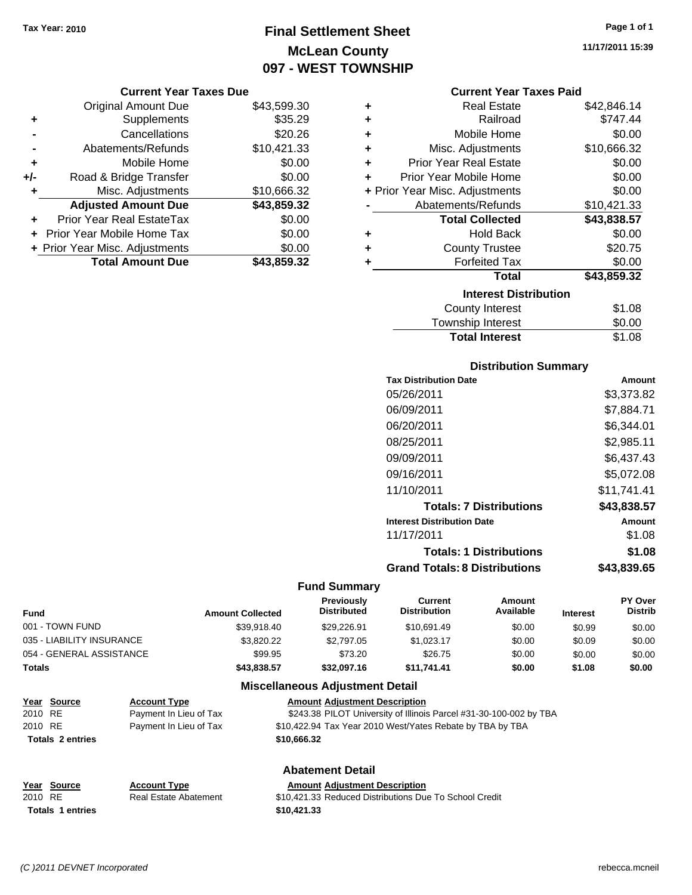Tax Year: 2010

# Final Settlement Sheet
## McLean County
## 097 - WEST TOWNSHIP

11/17/2011 15:39

### Current Year Taxes Due

| | | |
|---|---|---|
| | Original Amount Due | $43,599.30 |
| + | Supplements | $35.29 |
| - | Cancellations | $20.26 |
| - | Abatements/Refunds | $10,421.33 |
| + | Mobile Home | $0.00 |
| +/- | Road & Bridge Transfer | $0.00 |
| + | Misc. Adjustments | $10,666.32 |
| | **Adjusted Amount Due** | **$43,859.32** |
| + | Prior Year Real EstateTax | $0.00 |
| + | Prior Year Mobile Home Tax | $0.00 |
| + | Prior Year Misc. Adjustments | $0.00 |
| | **Total Amount Due** | **$43,859.32** |

### Current Year Taxes Paid

| | | |
|---|---|---|
| + | Real Estate | $42,846.14 |
| + | Railroad | $747.44 |
| + | Mobile Home | $0.00 |
| + | Misc. Adjustments | $10,666.32 |
| + | Prior Year Real Estate | $0.00 |
| + | Prior Year Mobile Home | $0.00 |
| + | Prior Year Misc. Adjustments | $0.00 |
| - | Abatements/Refunds | $10,421.33 |
| | **Total Collected** | **$43,838.57** |
| + | Hold Back | $0.00 |
| + | County Trustee | $20.75 |
| + | Forfeited Tax | $0.00 |
| | **Total** | **$43,859.32** |

### Interest Distribution

| | |
|---|---|
| County Interest | $1.08 |
| Township Interest | $0.00 |
| **Total Interest** | $1.08 |

### Distribution Summary

| Tax Distribution Date | Amount |
|---|---|
| 05/26/2011 | $3,373.82 |
| 06/09/2011 | $7,884.71 |
| 06/20/2011 | $6,344.01 |
| 08/25/2011 | $2,985.11 |
| 09/09/2011 | $6,437.43 |
| 09/16/2011 | $5,072.08 |
| 11/10/2011 | $11,741.41 |
| **Totals: 7 Distributions** | **$43,838.57** |
| **Interest Distribution Date** | **Amount** |
| 11/17/2011 | $1.08 |
| **Totals: 1 Distributions** | **$1.08** |
| **Grand Totals: 8 Distributions** | **$43,839.65** |

### Fund Summary

| Fund | Amount Collected | Previously Distributed | Current Distribution | Amount Available | Interest | PY Over Distrib |
|---|---|---|---|---|---|---|
| 001 - TOWN FUND | $39,918.40 | $29,226.91 | $10,691.49 | $0.00 | $0.99 | $0.00 |
| 035 - LIABILITY INSURANCE | $3,820.22 | $2,797.05 | $1,023.17 | $0.00 | $0.09 | $0.00 |
| 054 - GENERAL ASSISTANCE | $99.95 | $73.20 | $26.75 | $0.00 | $0.00 | $0.00 |
| **Totals** | **$43,838.57** | **$32,097.16** | **$11,741.41** | **$0.00** | **$1.08** | **$0.00** |

### Miscellaneous Adjustment Detail

| Year | Source | Account Type | Amount | Adjustment Description |
|---|---|---|---|---|
| 2010 | RE | Payment In Lieu of Tax | $243.38 | PILOT University of Illinois Parcel #31-30-100-002 by TBA |
| 2010 | RE | Payment In Lieu of Tax | $10,422.94 | Tax Year 2010 West/Yates Rebate by TBA by TBA |
| **Totals** | **2 entries** | | **$10,666.32** | |

### Abatement Detail

| Year | Source | Account Type | Amount | Adjustment Description |
|---|---|---|---|---|
| 2010 | RE | Real Estate Abatement | $10,421.33 | Reduced Distributions Due To School Credit |
| **Totals** | **1 entries** | | **$10,421.33** | |

(C )2011 DEVNET Incorporated rebecca.mcneil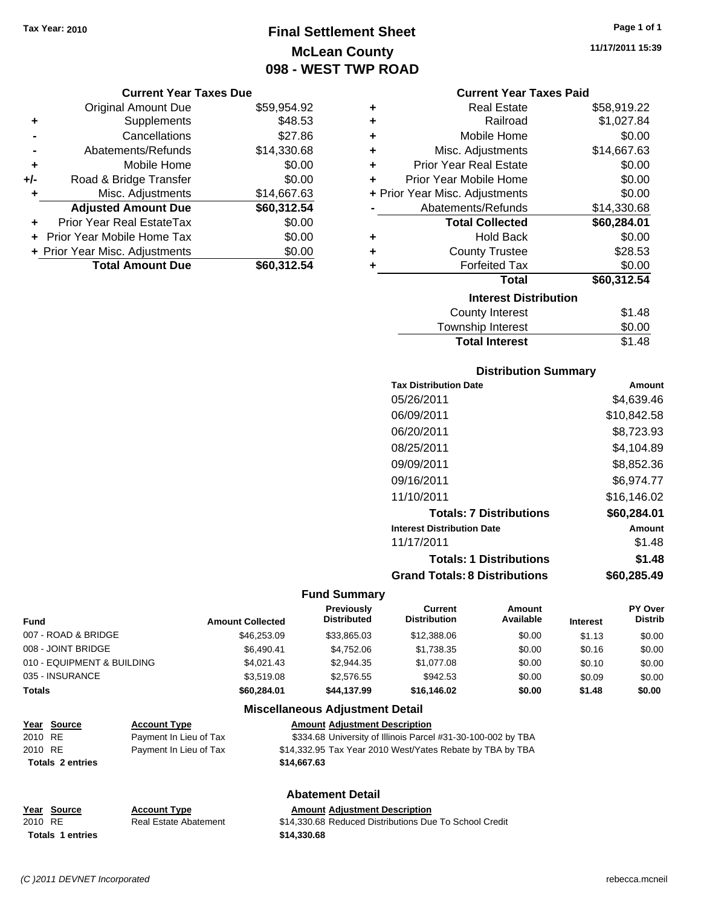Tax Year: 2010

# Final Settlement Sheet
## McLean County
## 098 - WEST TWP ROAD

11/17/2011 15:39

### Current Year Taxes Due

| | | |
|---|---|---|
| | Original Amount Due | $59,954.92 |
| + | Supplements | $48.53 |
| - | Cancellations | $27.86 |
| - | Abatements/Refunds | $14,330.68 |
| + | Mobile Home | $0.00 |
| +/- | Road & Bridge Transfer | $0.00 |
| + | Misc. Adjustments | $14,667.63 |
| | **Adjusted Amount Due** | **$60,312.54** |
| + | Prior Year Real EstateTax | $0.00 |
| + | Prior Year Mobile Home Tax | $0.00 |
| + | Prior Year Misc. Adjustments | $0.00 |
| | **Total Amount Due** | **$60,312.54** |

### Current Year Taxes Paid

| | | |
|---|---|---|
| + | Real Estate | $58,919.22 |
| + | Railroad | $1,027.84 |
| + | Mobile Home | $0.00 |
| + | Misc. Adjustments | $14,667.63 |
| + | Prior Year Real Estate | $0.00 |
| + | Prior Year Mobile Home | $0.00 |
| + | Prior Year Misc. Adjustments | $0.00 |
| - | Abatements/Refunds | $14,330.68 |
| | **Total Collected** | **$60,284.01** |
| + | Hold Back | $0.00 |
| + | County Trustee | $28.53 |
| + | Forfeited Tax | $0.00 |
| | **Total** | **$60,312.54** |

### Interest Distribution

| | |
|---|---|
| County Interest | $1.48 |
| Township Interest | $0.00 |
| **Total Interest** | $1.48 |

### Distribution Summary

| Tax Distribution Date | Amount |
|---|---|
| 05/26/2011 | $4,639.46 |
| 06/09/2011 | $10,842.58 |
| 06/20/2011 | $8,723.93 |
| 08/25/2011 | $4,104.89 |
| 09/09/2011 | $8,852.36 |
| 09/16/2011 | $6,974.77 |
| 11/10/2011 | $16,146.02 |
| **Totals: 7 Distributions** | **$60,284.01** |
| **Interest Distribution Date** | **Amount** |
| 11/17/2011 | $1.48 |
| **Totals: 1 Distributions** | **$1.48** |
| **Grand Totals: 8 Distributions** | **$60,285.49** |

### Fund Summary

| Fund | Amount Collected | Previously Distributed | Current Distribution | Amount Available | Interest | PY Over Distrib |
|---|---|---|---|---|---|---|
| 007 - ROAD & BRIDGE | $46,253.09 | $33,865.03 | $12,388.06 | $0.00 | $1.13 | $0.00 |
| 008 - JOINT BRIDGE | $6,490.41 | $4,752.06 | $1,738.35 | $0.00 | $0.16 | $0.00 |
| 010 - EQUIPMENT & BUILDING | $4,021.43 | $2,944.35 | $1,077.08 | $0.00 | $0.10 | $0.00 |
| 035 - INSURANCE | $3,519.08 | $2,576.55 | $942.53 | $0.00 | $0.09 | $0.00 |
| **Totals** | **$60,284.01** | **$44,137.99** | **$16,146.02** | **$0.00** | **$1.48** | **$0.00** |

### Miscellaneous Adjustment Detail

| Year | Source | Account Type | Amount | Adjustment Description |
|---|---|---|---|---|
| 2010 | RE | Payment In Lieu of Tax | $334.68 | University of Illinois Parcel #31-30-100-002 by TBA |
| 2010 | RE | Payment In Lieu of Tax | $14,332.95 | Tax Year 2010 West/Yates Rebate by TBA |
| **Totals 2 entries** | | | **$14,667.63** | |

### Abatement Detail

| Year | Source | Account Type | Amount | Adjustment Description |
|---|---|---|---|---|
| 2010 | RE | Real Estate Abatement | $14,330.68 | Reduced Distributions Due To School Credit |
| **Totals 1 entries** | | | **$14,330.68** | |

(C )2011 DEVNET Incorporated rebecca.mcneil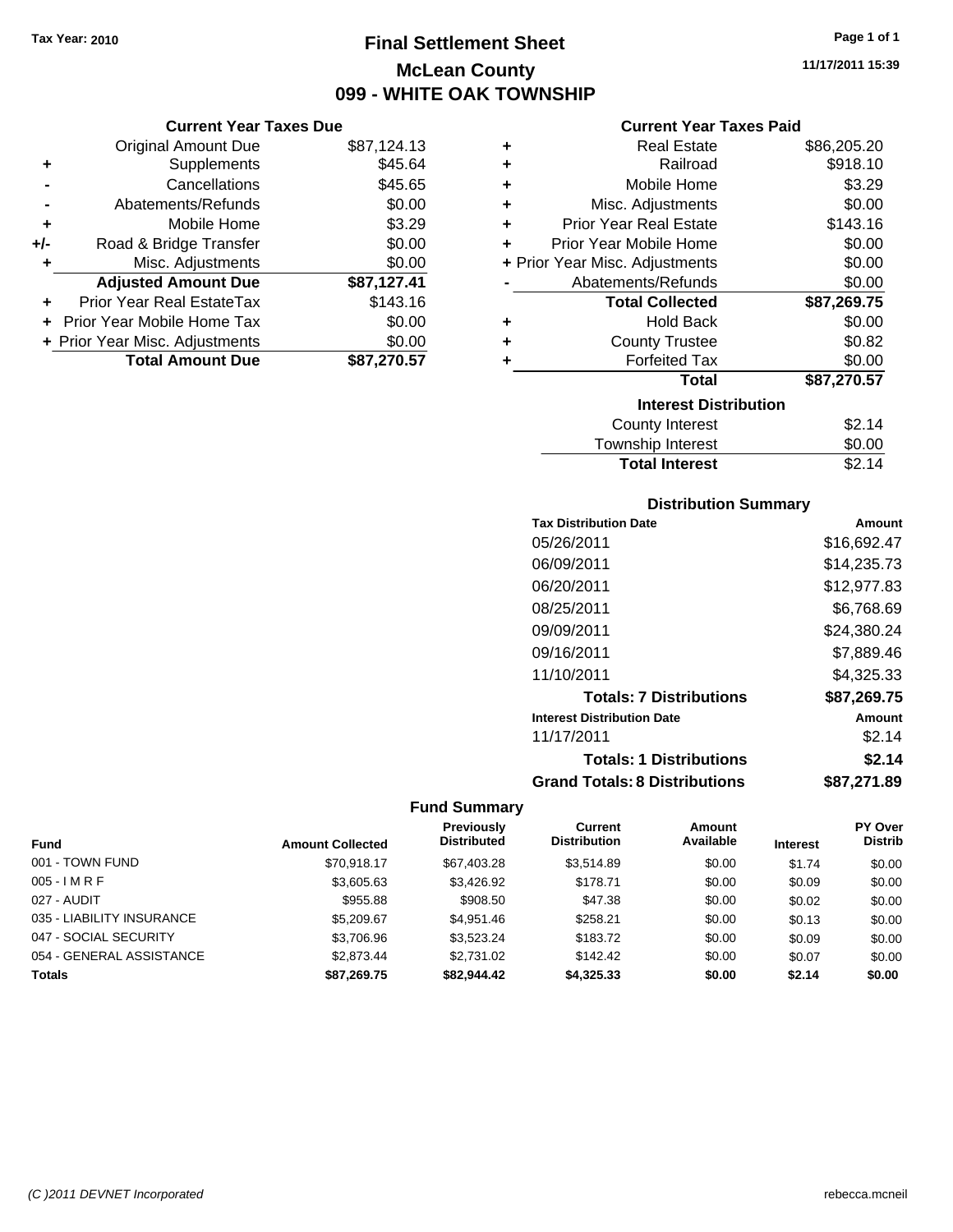Tax Year: 2010

# Final Settlement Sheet
## McLean County
## 099 - WHITE OAK TOWNSHIP

11/17/2011 15:39

### Current Year Taxes Due

| | | |
|---|---|---|
| | Original Amount Due | $87,124.13 |
| + | Supplements | $45.64 |
| - | Cancellations | $45.65 |
| - | Abatements/Refunds | $0.00 |
| + | Mobile Home | $3.29 |
| +/- | Road & Bridge Transfer | $0.00 |
| + | Misc. Adjustments | $0.00 |
| | **Adjusted Amount Due** | **$87,127.41** |
| + | Prior Year Real EstateTax | $143.16 |
| + | Prior Year Mobile Home Tax | $0.00 |
| + | Prior Year Misc. Adjustments | $0.00 |
| | **Total Amount Due** | **$87,270.57** |

### Current Year Taxes Paid

| | | |
|---|---|---|
| + | Real Estate | $86,205.20 |
| + | Railroad | $918.10 |
| + | Mobile Home | $3.29 |
| + | Misc. Adjustments | $0.00 |
| + | Prior Year Real Estate | $143.16 |
| + | Prior Year Mobile Home | $0.00 |
| + | Prior Year Misc. Adjustments | $0.00 |
| - | Abatements/Refunds | $0.00 |
| | **Total Collected** | **$87,269.75** |
| + | Hold Back | $0.00 |
| + | County Trustee | $0.82 |
| + | Forfeited Tax | $0.00 |
| | **Total** | **$87,270.57** |

### Interest Distribution

| | |
|---|---|
| County Interest | $2.14 |
| Township Interest | $0.00 |
| **Total Interest** | $2.14 |

### Distribution Summary

| Tax Distribution Date | Amount |
|---|---|
| 05/26/2011 | $16,692.47 |
| 06/09/2011 | $14,235.73 |
| 06/20/2011 | $12,977.83 |
| 08/25/2011 | $6,768.69 |
| 09/09/2011 | $24,380.24 |
| 09/16/2011 | $7,889.46 |
| 11/10/2011 | $4,325.33 |
| **Totals: 7 Distributions** | **$87,269.75** |
| **Interest Distribution Date** | **Amount** |
| 11/17/2011 | $2.14 |
| **Totals: 1 Distributions** | **$2.14** |
| **Grand Totals: 8 Distributions** | **$87,271.89** |

### Fund Summary

| Fund | Amount Collected | Previously Distributed | Current Distribution | Amount Available | Interest | PY Over Distrib |
|---|---|---|---|---|---|---|
| 001 - TOWN FUND | $70,918.17 | $67,403.28 | $3,514.89 | $0.00 | $1.74 | $0.00 |
| 005 - I M R F | $3,605.63 | $3,426.92 | $178.71 | $0.00 | $0.09 | $0.00 |
| 027 - AUDIT | $955.88 | $908.50 | $47.38 | $0.00 | $0.02 | $0.00 |
| 035 - LIABILITY INSURANCE | $5,209.67 | $4,951.46 | $258.21 | $0.00 | $0.13 | $0.00 |
| 047 - SOCIAL SECURITY | $3,706.96 | $3,523.24 | $183.72 | $0.00 | $0.09 | $0.00 |
| 054 - GENERAL ASSISTANCE | $2,873.44 | $2,731.02 | $142.42 | $0.00 | $0.07 | $0.00 |
| **Totals** | **$87,269.75** | **$82,944.42** | **$4,325.33** | **$0.00** | **$2.14** | **$0.00** |

(C )2011 DEVNET Incorporated rebecca.mcneil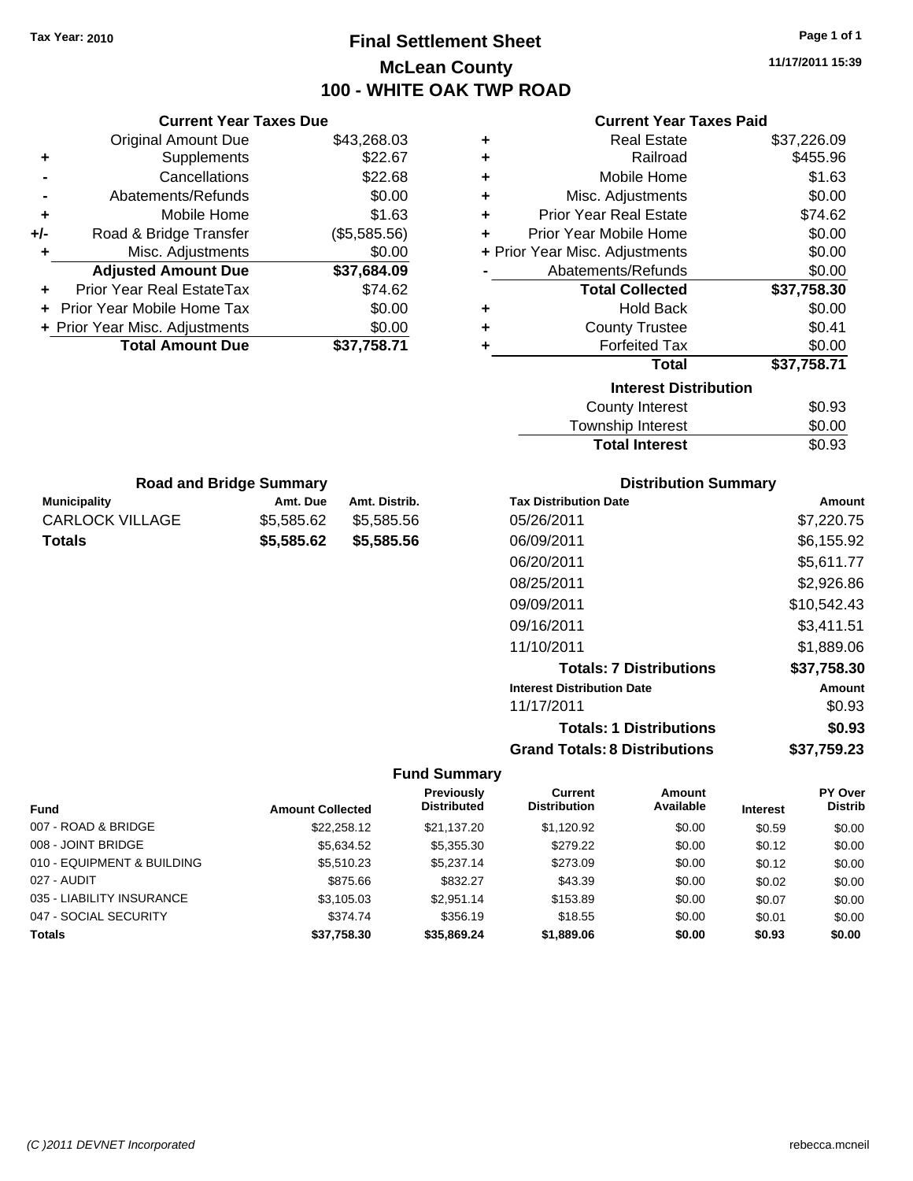Tax Year: 2010

# Final Settlement Sheet

## McLean County

## 100 - WHITE OAK TWP ROAD

11/17/2011 15:39

### Current Year Taxes Due

| | | |
|---|---|---|
| | Original Amount Due | $43,268.03 |
| + | Supplements | $22.67 |
| - | Cancellations | $22.68 |
| - | Abatements/Refunds | $0.00 |
| + | Mobile Home | $1.63 |
| +/- | Road & Bridge Transfer | ($5,585.56) |
| + | Misc. Adjustments | $0.00 |
| | **Adjusted Amount Due** | **$37,684.09** |
| + | Prior Year Real EstateTax | $74.62 |
| + | Prior Year Mobile Home Tax | $0.00 |
| + | Prior Year Misc. Adjustments | $0.00 |
| | **Total Amount Due** | **$37,758.71** |

### Current Year Taxes Paid

| | | |
|---|---|---|
| + | Real Estate | $37,226.09 |
| + | Railroad | $455.96 |
| + | Mobile Home | $1.63 |
| + | Misc. Adjustments | $0.00 |
| + | Prior Year Real Estate | $74.62 |
| + | Prior Year Mobile Home | $0.00 |
| + | Prior Year Misc. Adjustments | $0.00 |
| - | Abatements/Refunds | $0.00 |
| | **Total Collected** | **$37,758.30** |
| + | Hold Back | $0.00 |
| + | County Trustee | $0.41 |
| + | Forfeited Tax | $0.00 |
| | **Total** | **$37,758.71** |

### Interest Distribution

| | |
|---|---|
| County Interest | $0.93 |
| Township Interest | $0.00 |
| **Total Interest** | $0.93 |

### Road and Bridge Summary

| Municipality | Amt. Due | Amt. Distrib. |
|---|---|---|
| CARLOCK VILLAGE | $5,585.62 | $5,585.56 |
| **Totals** | **$5,585.62** | **$5,585.56** |

### Distribution Summary

| Tax Distribution Date | Amount |
|---|---|
| 05/26/2011 | $7,220.75 |
| 06/09/2011 | $6,155.92 |
| 06/20/2011 | $5,611.77 |
| 08/25/2011 | $2,926.86 |
| 09/09/2011 | $10,542.43 |
| 09/16/2011 | $3,411.51 |
| 11/10/2011 | $1,889.06 |
| **Totals: 7 Distributions** | **$37,758.30** |
| **Interest Distribution Date** | **Amount** |
| 11/17/2011 | $0.93 |
| **Totals: 1 Distributions** | **$0.93** |
| **Grand Totals: 8 Distributions** | **$37,759.23** |

### Fund Summary

| Fund | Amount Collected | Previously Distributed | Current Distribution | Amount Available | Interest | PY Over Distrib |
|---|---|---|---|---|---|---|
| 007 - ROAD & BRIDGE | $22,258.12 | $21,137.20 | $1,120.92 | $0.00 | $0.59 | $0.00 |
| 008 - JOINT BRIDGE | $5,634.52 | $5,355.30 | $279.22 | $0.00 | $0.12 | $0.00 |
| 010 - EQUIPMENT & BUILDING | $5,510.23 | $5,237.14 | $273.09 | $0.00 | $0.12 | $0.00 |
| 027 - AUDIT | $875.66 | $832.27 | $43.39 | $0.00 | $0.02 | $0.00 |
| 035 - LIABILITY INSURANCE | $3,105.03 | $2,951.14 | $153.89 | $0.00 | $0.07 | $0.00 |
| 047 - SOCIAL SECURITY | $374.74 | $356.19 | $18.55 | $0.00 | $0.01 | $0.00 |
| **Totals** | **$37,758.30** | **$35,869.24** | **$1,889.06** | **$0.00** | **$0.93** | **$0.00** |

(C )2011 DEVNET Incorporated rebecca.mcneil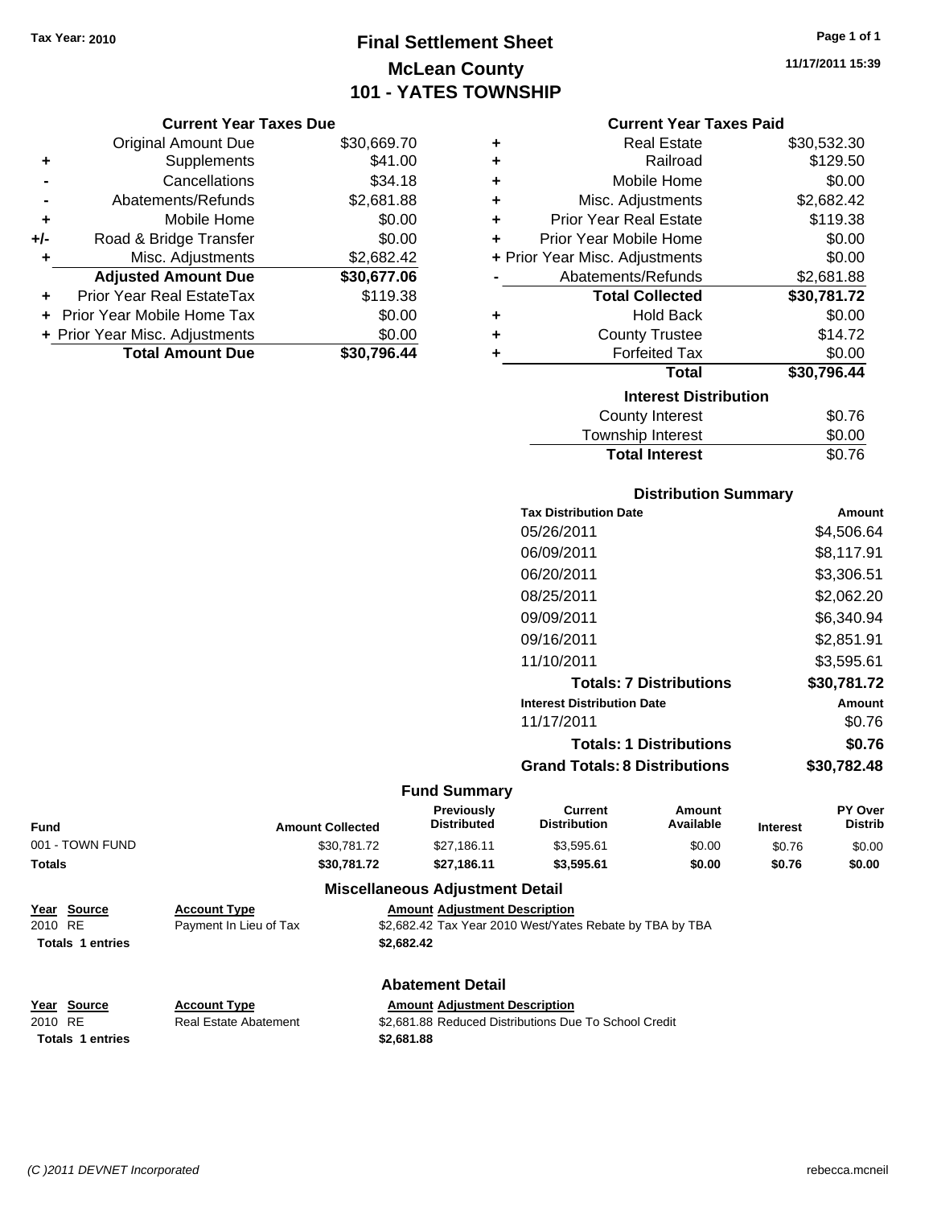Tax Year: 2010

# Final Settlement Sheet
## McLean County
## 101 - YATES TOWNSHIP

11/17/2011 15:39

### Current Year Taxes Due

| | | |
|---|---|---|
| | Original Amount Due | $30,669.70 |
| + | Supplements | $41.00 |
| - | Cancellations | $34.18 |
| - | Abatements/Refunds | $2,681.88 |
| + | Mobile Home | $0.00 |
| +/- | Road & Bridge Transfer | $0.00 |
| + | Misc. Adjustments | $2,682.42 |
| | **Adjusted Amount Due** | **$30,677.06** |
| + | Prior Year Real EstateTax | $119.38 |
| + | Prior Year Mobile Home Tax | $0.00 |
| + | Prior Year Misc. Adjustments | $0.00 |
| | **Total Amount Due** | **$30,796.44** |

### Current Year Taxes Paid

| | | |
|---|---|---|
| + | Real Estate | $30,532.30 |
| + | Railroad | $129.50 |
| + | Mobile Home | $0.00 |
| + | Misc. Adjustments | $2,682.42 |
| + | Prior Year Real Estate | $119.38 |
| + | Prior Year Mobile Home | $0.00 |
| + | Prior Year Misc. Adjustments | $0.00 |
| - | Abatements/Refunds | $2,681.88 |
| | **Total Collected** | **$30,781.72** |
| + | Hold Back | $0.00 |
| + | County Trustee | $14.72 |
| + | Forfeited Tax | $0.00 |
| | **Total** | **$30,796.44** |

### Interest Distribution

| | |
|---|---|
| County Interest | $0.76 |
| Township Interest | $0.00 |
| **Total Interest** | $0.76 |

### Distribution Summary

| Tax Distribution Date | Amount |
|---|---|
| 05/26/2011 | $4,506.64 |
| 06/09/2011 | $8,117.91 |
| 06/20/2011 | $3,306.51 |
| 08/25/2011 | $2,062.20 |
| 09/09/2011 | $6,340.94 |
| 09/16/2011 | $2,851.91 |
| 11/10/2011 | $3,595.61 |
| **Totals: 7 Distributions** | **$30,781.72** |
| **Interest Distribution Date** | **Amount** |
| 11/17/2011 | $0.76 |
| **Totals: 1 Distributions** | **$0.76** |
| **Grand Totals: 8 Distributions** | **$30,782.48** |

### Fund Summary

| Fund | Amount Collected | Previously Distributed | Current Distribution | Amount Available | Interest | PY Over Distrib |
|---|---|---|---|---|---|---|
| 001 - TOWN FUND | $30,781.72 | $27,186.11 | $3,595.61 | $0.00 | $0.76 | $0.00 |
| **Totals** | **$30,781.72** | **$27,186.11** | **$3,595.61** | **$0.00** | **$0.76** | **$0.00** |

### Miscellaneous Adjustment Detail

| Year | Source | Account Type | Amount | Adjustment Description |
|---|---|---|---|---|
| 2010 | RE | Payment In Lieu of Tax | $2,682.42 | Tax Year 2010 West/Yates Rebate by TBA by TBA |
| **Totals** | **1 entries** | | **$2,682.42** | |

### Abatement Detail

| Year | Source | Account Type | Amount | Adjustment Description |
|---|---|---|---|---|
| 2010 | RE | Real Estate Abatement | $2,681.88 | Reduced Distributions Due To School Credit |
| **Totals** | **1 entries** | | **$2,681.88** | |

(C )2011 DEVNET Incorporated rebecca.mcneil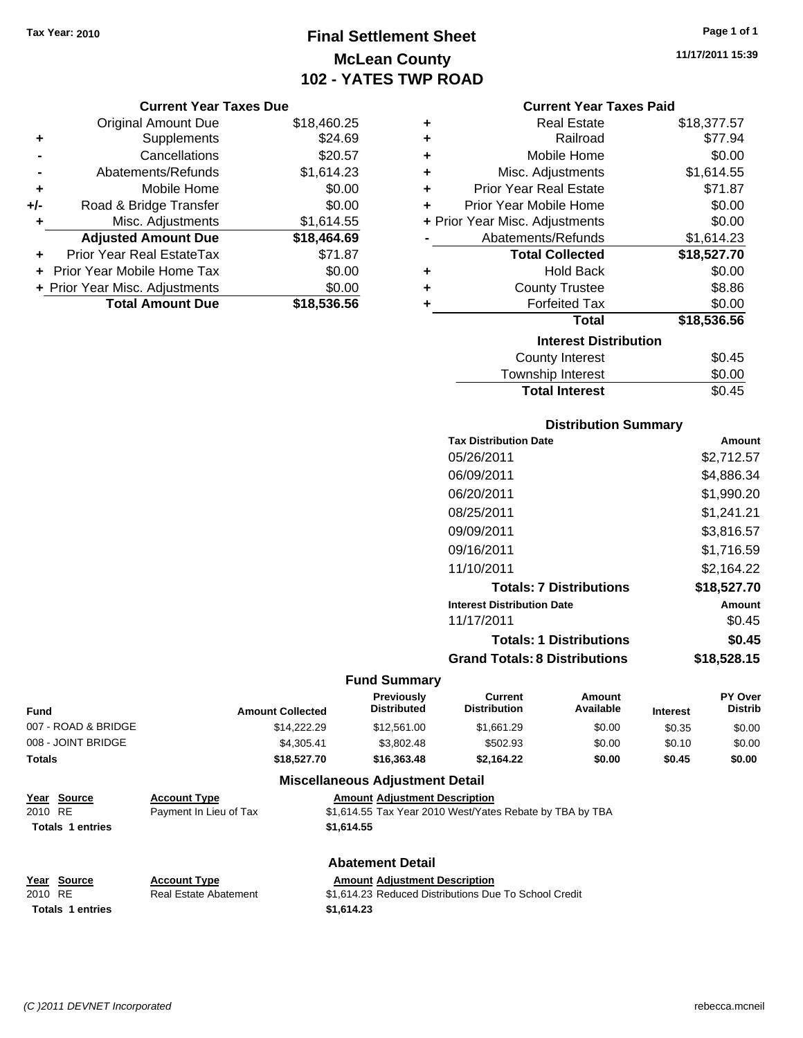Tax Year: 2010

# Final Settlement Sheet
## McLean County
## 102 - YATES TWP ROAD

11/17/2011 15:39

### Current Year Taxes Due

| | | |
|---|---|---|
| | Original Amount Due | $18,460.25 |
| + | Supplements | $24.69 |
| - | Cancellations | $20.57 |
| - | Abatements/Refunds | $1,614.23 |
| + | Mobile Home | $0.00 |
| +/- | Road & Bridge Transfer | $0.00 |
| + | Misc. Adjustments | $1,614.55 |
| | **Adjusted Amount Due** | **$18,464.69** |
| + | Prior Year Real EstateTax | $71.87 |
| + | Prior Year Mobile Home Tax | $0.00 |
| + | Prior Year Misc. Adjustments | $0.00 |
| | **Total Amount Due** | **$18,536.56** |

### Current Year Taxes Paid

| | | |
|---|---|---|
| + | Real Estate | $18,377.57 |
| + | Railroad | $77.94 |
| + | Mobile Home | $0.00 |
| + | Misc. Adjustments | $1,614.55 |
| + | Prior Year Real Estate | $71.87 |
| + | Prior Year Mobile Home | $0.00 |
| + | Prior Year Misc. Adjustments | $0.00 |
| - | Abatements/Refunds | $1,614.23 |
| | **Total Collected** | **$18,527.70** |
| + | Hold Back | $0.00 |
| + | County Trustee | $8.86 |
| + | Forfeited Tax | $0.00 |
| | **Total** | **$18,536.56** |

### Interest Distribution

| | |
|---|---|
| County Interest | $0.45 |
| Township Interest | $0.00 |
| **Total Interest** | $0.45 |

### Distribution Summary

| Tax Distribution Date | Amount |
|---|---|
| 05/26/2011 | $2,712.57 |
| 06/09/2011 | $4,886.34 |
| 06/20/2011 | $1,990.20 |
| 08/25/2011 | $1,241.21 |
| 09/09/2011 | $3,816.57 |
| 09/16/2011 | $1,716.59 |
| 11/10/2011 | $2,164.22 |
| **Totals: 7 Distributions** | **$18,527.70** |
| **Interest Distribution Date** | **Amount** |
| 11/17/2011 | $0.45 |
| **Totals: 1 Distributions** | **$0.45** |
| **Grand Totals: 8 Distributions** | **$18,528.15** |

### Fund Summary

| Fund | Amount Collected | Previously Distributed | Current Distribution | Amount Available | Interest | PY Over Distrib |
|---|---|---|---|---|---|---|
| 007 - ROAD & BRIDGE | $14,222.29 | $12,561.00 | $1,661.29 | $0.00 | $0.35 | $0.00 |
| 008 - JOINT BRIDGE | $4,305.41 | $3,802.48 | $502.93 | $0.00 | $0.10 | $0.00 |
| **Totals** | **$18,527.70** | **$16,363.48** | **$2,164.22** | **$0.00** | **$0.45** | **$0.00** |

### Miscellaneous Adjustment Detail

| Year | Source | Account Type | Amount | Adjustment Description |
|---|---|---|---|---|
| 2010 | RE | Payment In Lieu of Tax | $1,614.55 | Tax Year 2010 West/Yates Rebate by TBA by TBA |
| **Totals 1 entries** | | | **$1,614.55** | |

### Abatement Detail

| Year | Source | Account Type | Amount | Adjustment Description |
|---|---|---|---|---|
| 2010 | RE | Real Estate Abatement | $1,614.23 | Reduced Distributions Due To School Credit |
| **Totals 1 entries** | | | **$1,614.23** | |

(C )2011 DEVNET Incorporated rebecca.mcneil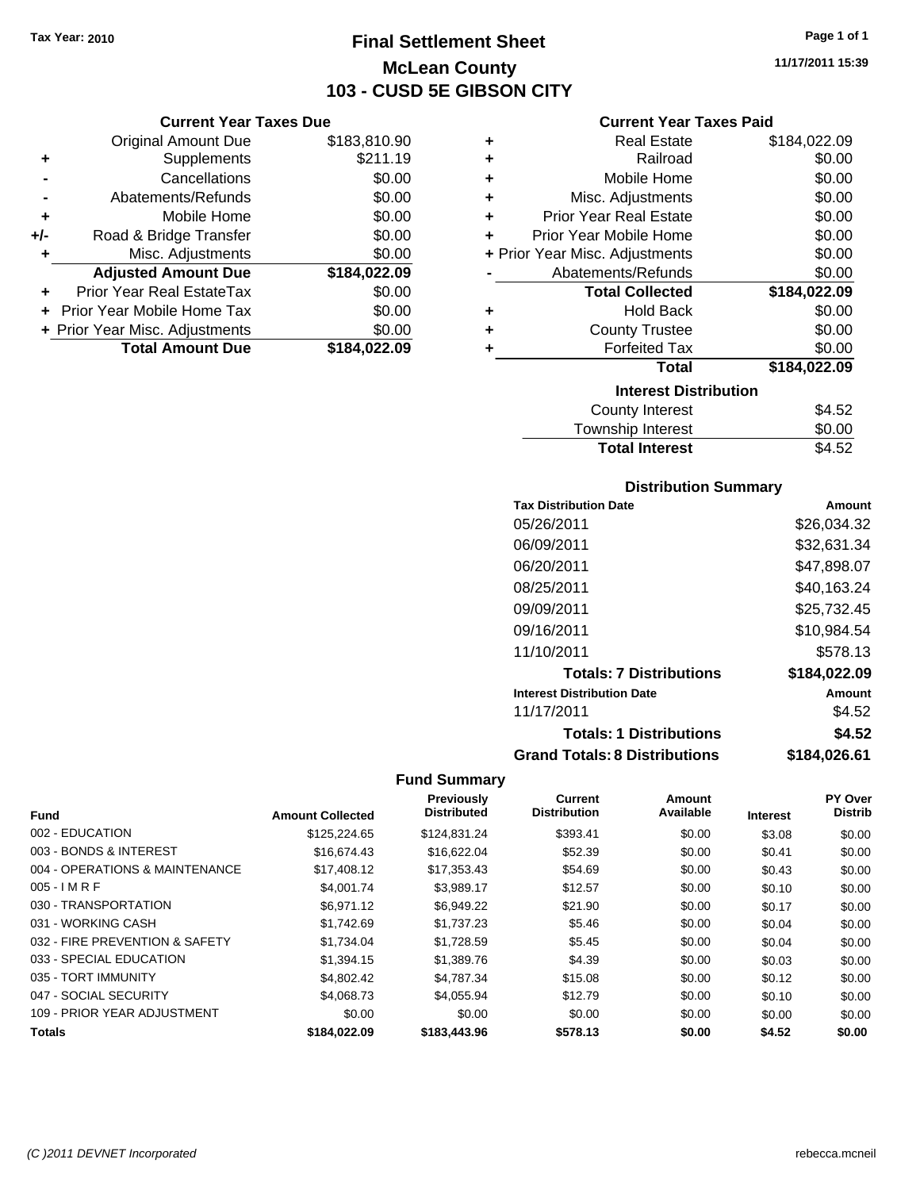Tax Year: 2010

# Final Settlement Sheet
## McLean County
## 103 - CUSD 5E GIBSON CITY

11/17/2011 15:39

### Current Year Taxes Due

| | | |
|---|---|---|
| | Original Amount Due | $183,810.90 |
| + | Supplements | $211.19 |
| - | Cancellations | $0.00 |
| - | Abatements/Refunds | $0.00 |
| + | Mobile Home | $0.00 |
| +/- | Road & Bridge Transfer | $0.00 |
| + | Misc. Adjustments | $0.00 |
| | **Adjusted Amount Due** | **$184,022.09** |
| + | Prior Year Real EstateTax | $0.00 |
| + | Prior Year Mobile Home Tax | $0.00 |
| + | Prior Year Misc. Adjustments | $0.00 |
| | **Total Amount Due** | **$184,022.09** |

### Current Year Taxes Paid

| | | |
|---|---|---|
| + | Real Estate | $184,022.09 |
| + | Railroad | $0.00 |
| + | Mobile Home | $0.00 |
| + | Misc. Adjustments | $0.00 |
| + | Prior Year Real Estate | $0.00 |
| + | Prior Year Mobile Home | $0.00 |
| + | Prior Year Misc. Adjustments | $0.00 |
| - | Abatements/Refunds | $0.00 |
| | **Total Collected** | **$184,022.09** |
| + | Hold Back | $0.00 |
| + | County Trustee | $0.00 |
| + | Forfeited Tax | $0.00 |
| | **Total** | **$184,022.09** |

### Interest Distribution

| | |
|---|---|
| County Interest | $4.52 |
| Township Interest | $0.00 |
| **Total Interest** | $4.52 |

### Distribution Summary

| Tax Distribution Date | Amount |
|---|---|
| 05/26/2011 | $26,034.32 |
| 06/09/2011 | $32,631.34 |
| 06/20/2011 | $47,898.07 |
| 08/25/2011 | $40,163.24 |
| 09/09/2011 | $25,732.45 |
| 09/16/2011 | $10,984.54 |
| 11/10/2011 | $578.13 |
| **Totals: 7 Distributions** | **$184,022.09** |
| **Interest Distribution Date** | **Amount** |
| 11/17/2011 | $4.52 |
| **Totals: 1 Distributions** | **$4.52** |
| **Grand Totals: 8 Distributions** | **$184,026.61** |

### Fund Summary

| Fund | Amount Collected | Previously Distributed | Current Distribution | Amount Available | Interest | PY Over Distrib |
|---|---|---|---|---|---|---|
| 002 - EDUCATION | $125,224.65 | $124,831.24 | $393.41 | $0.00 | $3.08 | $0.00 |
| 003 - BONDS & INTEREST | $16,674.43 | $16,622.04 | $52.39 | $0.00 | $0.41 | $0.00 |
| 004 - OPERATIONS & MAINTENANCE | $17,408.12 | $17,353.43 | $54.69 | $0.00 | $0.43 | $0.00 |
| 005 - I M R F | $4,001.74 | $3,989.17 | $12.57 | $0.00 | $0.10 | $0.00 |
| 030 - TRANSPORTATION | $6,971.12 | $6,949.22 | $21.90 | $0.00 | $0.17 | $0.00 |
| 031 - WORKING CASH | $1,742.69 | $1,737.23 | $5.46 | $0.00 | $0.04 | $0.00 |
| 032 - FIRE PREVENTION & SAFETY | $1,734.04 | $1,728.59 | $5.45 | $0.00 | $0.04 | $0.00 |
| 033 - SPECIAL EDUCATION | $1,394.15 | $1,389.76 | $4.39 | $0.00 | $0.03 | $0.00 |
| 035 - TORT IMMUNITY | $4,802.42 | $4,787.34 | $15.08 | $0.00 | $0.12 | $0.00 |
| 047 - SOCIAL SECURITY | $4,068.73 | $4,055.94 | $12.79 | $0.00 | $0.10 | $0.00 |
| 109 - PRIOR YEAR ADJUSTMENT | $0.00 | $0.00 | $0.00 | $0.00 | $0.00 | $0.00 |
| **Totals** | **$184,022.09** | **$183,443.96** | **$578.13** | **$0.00** | **$4.52** | **$0.00** |

(C )2011 DEVNET Incorporated rebecca.mcneil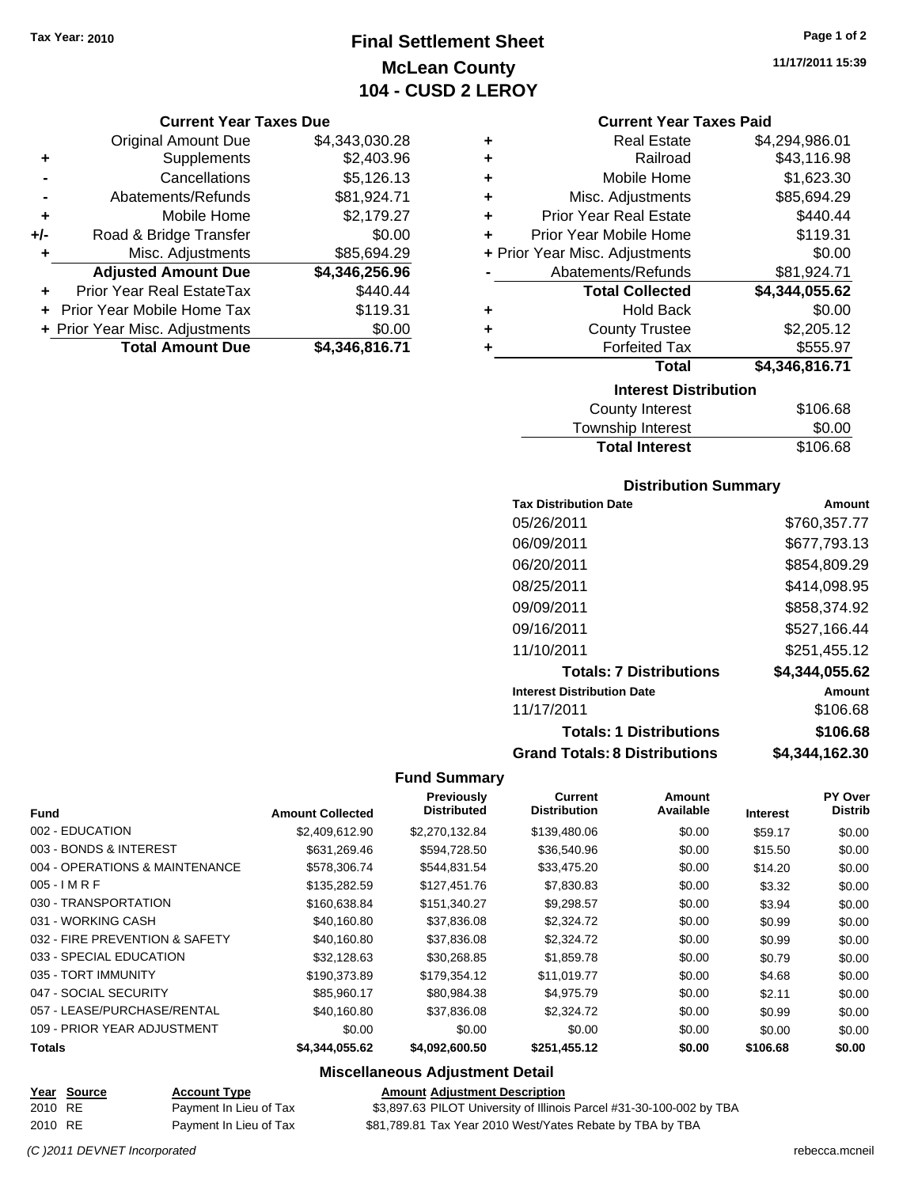Tax Year: 2010

# Final Settlement Sheet
## McLean County
## 104 - CUSD 2 LEROY

11/17/2011 15:39

### Current Year Taxes Due

| | | |
|---|---|---|
| | Original Amount Due | $4,343,030.28 |
| + | Supplements | $2,403.96 |
| - | Cancellations | $5,126.13 |
| - | Abatements/Refunds | $81,924.71 |
| + | Mobile Home | $2,179.27 |
| +/- | Road & Bridge Transfer | $0.00 |
| + | Misc. Adjustments | $85,694.29 |
| | **Adjusted Amount Due** | **$4,346,256.96** |
| + | Prior Year Real EstateTax | $440.44 |
| + | Prior Year Mobile Home Tax | $119.31 |
| + | Prior Year Misc. Adjustments | $0.00 |
| | **Total Amount Due** | **$4,346,816.71** |

### Current Year Taxes Paid

| | | |
|---|---|---|
| + | Real Estate | $4,294,986.01 |
| + | Railroad | $43,116.98 |
| + | Mobile Home | $1,623.30 |
| + | Misc. Adjustments | $85,694.29 |
| + | Prior Year Real Estate | $440.44 |
| + | Prior Year Mobile Home | $119.31 |
| + | Prior Year Misc. Adjustments | $0.00 |
| - | Abatements/Refunds | $81,924.71 |
| | **Total Collected** | **$4,344,055.62** |
| + | Hold Back | $0.00 |
| + | County Trustee | $2,205.12 |
| + | Forfeited Tax | $555.97 |
| | **Total** | **$4,346,816.71** |

### Interest Distribution

| | |
|---|---|
| County Interest | $106.68 |
| Township Interest | $0.00 |
| **Total Interest** | $106.68 |

### Distribution Summary

| Tax Distribution Date | Amount |
|---|---|
| 05/26/2011 | $760,357.77 |
| 06/09/2011 | $677,793.13 |
| 06/20/2011 | $854,809.29 |
| 08/25/2011 | $414,098.95 |
| 09/09/2011 | $858,374.92 |
| 09/16/2011 | $527,166.44 |
| 11/10/2011 | $251,455.12 |
| **Totals: 7 Distributions** | **$4,344,055.62** |
| **Interest Distribution Date** | **Amount** |
| 11/17/2011 | $106.68 |
| **Totals: 1 Distributions** | **$106.68** |
| **Grand Totals: 8 Distributions** | **$4,344,162.30** |

### Fund Summary

| Fund | Amount Collected | Previously Distributed | Current Distribution | Amount Available | Interest | PY Over Distrib |
|---|---|---|---|---|---|---|
| 002 - EDUCATION | $2,409,612.90 | $2,270,132.84 | $139,480.06 | $0.00 | $59.17 | $0.00 |
| 003 - BONDS & INTEREST | $631,269.46 | $594,728.50 | $36,540.96 | $0.00 | $15.50 | $0.00 |
| 004 - OPERATIONS & MAINTENANCE | $578,306.74 | $544,831.54 | $33,475.20 | $0.00 | $14.20 | $0.00 |
| 005 - I M R F | $135,282.59 | $127,451.76 | $7,830.83 | $0.00 | $3.32 | $0.00 |
| 030 - TRANSPORTATION | $160,638.84 | $151,340.27 | $9,298.57 | $0.00 | $3.94 | $0.00 |
| 031 - WORKING CASH | $40,160.80 | $37,836.08 | $2,324.72 | $0.00 | $0.99 | $0.00 |
| 032 - FIRE PREVENTION & SAFETY | $40,160.80 | $37,836.08 | $2,324.72 | $0.00 | $0.99 | $0.00 |
| 033 - SPECIAL EDUCATION | $32,128.63 | $30,268.85 | $1,859.78 | $0.00 | $0.79 | $0.00 |
| 035 - TORT IMMUNITY | $190,373.89 | $179,354.12 | $11,019.77 | $0.00 | $4.68 | $0.00 |
| 047 - SOCIAL SECURITY | $85,960.17 | $80,984.38 | $4,975.79 | $0.00 | $2.11 | $0.00 |
| 057 - LEASE/PURCHASE/RENTAL | $40,160.80 | $37,836.08 | $2,324.72 | $0.00 | $0.99 | $0.00 |
| 109 - PRIOR YEAR ADJUSTMENT | $0.00 | $0.00 | $0.00 | $0.00 | $0.00 | $0.00 |
| **Totals** | **$4,344,055.62** | **$4,092,600.50** | **$251,455.12** | **$0.00** | **$106.68** | **$0.00** |

### Miscellaneous Adjustment Detail

| Year | Source | Account Type | Amount | Adjustment Description |
|---|---|---|---|---|
| 2010 | RE | Payment In Lieu of Tax | $3,897.63 | PILOT University of Illinois Parcel #31-30-100-002 by TBA |
| 2010 | RE | Payment In Lieu of Tax | $81,789.81 | Tax Year 2010 West/Yates Rebate by TBA by TBA |

*(C )2011 DEVNET Incorporated* rebecca.mcneil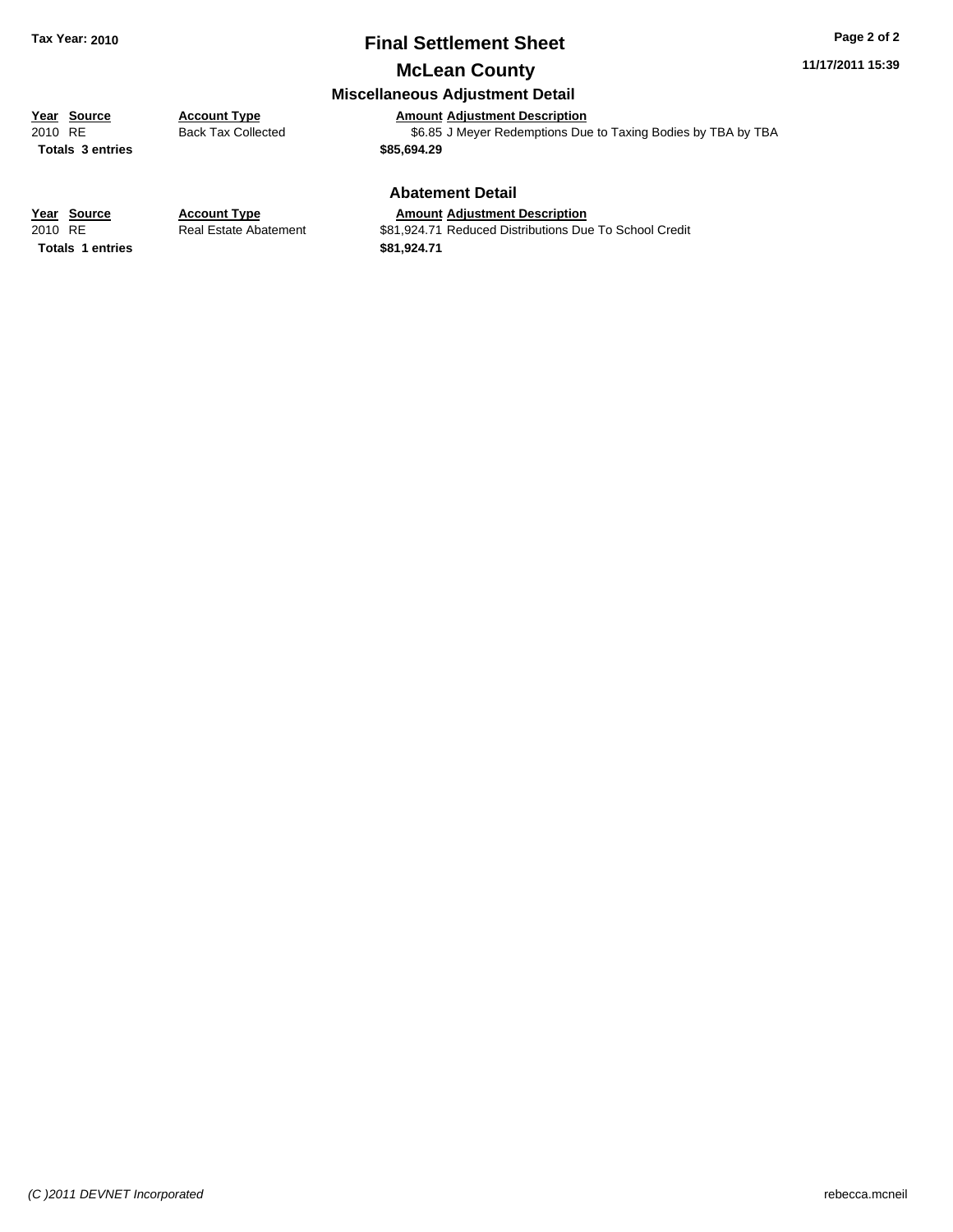# Final Settlement Sheet

## McLean County

### Miscellaneous Adjustment Detail

| Year | Source | Account Type | Amount | Adjustment Description |
|---|---|---|---|---|
| 2010 | RE | Back Tax Collected | $6.85 | J Meyer Redemptions Due to Taxing Bodies by TBA by TBA |
| **Totals** | **3 entries** | | **$85,694.29** | |

### Abatement Detail

| Year | Source | Account Type | Amount | Adjustment Description |
|---|---|---|---|---|
| 2010 | RE | Real Estate Abatement | $81,924.71 | Reduced Distributions Due To School Credit |
| **Totals** | **1 entries** | | **$81,924.71** | |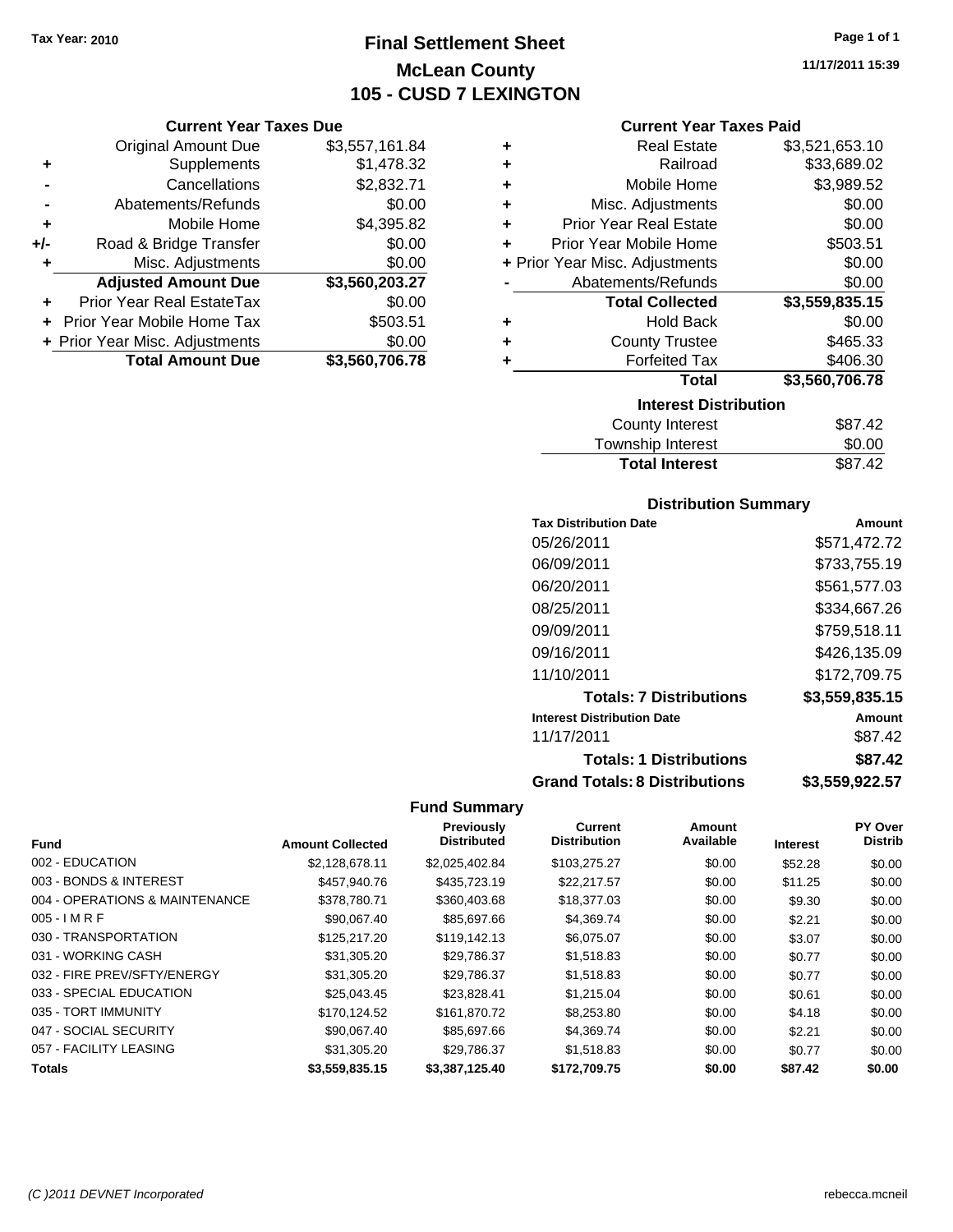Tax Year: 2010

# Final Settlement Sheet
## McLean County
## 105 - CUSD 7 LEXINGTON

11/17/2011 15:39

### Current Year Taxes Due

| | | |
|---|---|---|
| | Original Amount Due | $3,557,161.84 |
| + | Supplements | $1,478.32 |
| - | Cancellations | $2,832.71 |
| - | Abatements/Refunds | $0.00 |
| + | Mobile Home | $4,395.82 |
| +/- | Road & Bridge Transfer | $0.00 |
| + | Misc. Adjustments | $0.00 |
| | **Adjusted Amount Due** | **$3,560,203.27** |
| + | Prior Year Real EstateTax | $0.00 |
| + | Prior Year Mobile Home Tax | $503.51 |
| + | Prior Year Misc. Adjustments | $0.00 |
| | **Total Amount Due** | **$3,560,706.78** |

### Current Year Taxes Paid

| | | |
|---|---|---|
| + | Real Estate | $3,521,653.10 |
| + | Railroad | $33,689.02 |
| + | Mobile Home | $3,989.52 |
| + | Misc. Adjustments | $0.00 |
| + | Prior Year Real Estate | $0.00 |
| + | Prior Year Mobile Home | $503.51 |
| + | Prior Year Misc. Adjustments | $0.00 |
| - | Abatements/Refunds | $0.00 |
| | **Total Collected** | **$3,559,835.15** |
| + | Hold Back | $0.00 |
| + | County Trustee | $465.33 |
| + | Forfeited Tax | $406.30 |
| | **Total** | **$3,560,706.78** |

### Interest Distribution

| | |
|---|---|
| County Interest | $87.42 |
| Township Interest | $0.00 |
| **Total Interest** | $87.42 |

### Distribution Summary

| Tax Distribution Date | Amount |
|---|---|
| 05/26/2011 | $571,472.72 |
| 06/09/2011 | $733,755.19 |
| 06/20/2011 | $561,577.03 |
| 08/25/2011 | $334,667.26 |
| 09/09/2011 | $759,518.11 |
| 09/16/2011 | $426,135.09 |
| 11/10/2011 | $172,709.75 |
| **Totals: 7 Distributions** | **$3,559,835.15** |
| **Interest Distribution Date** | **Amount** |
| 11/17/2011 | $87.42 |
| **Totals: 1 Distributions** | **$87.42** |
| **Grand Totals: 8 Distributions** | **$3,559,922.57** |

### Fund Summary

| Fund | Amount Collected | Previously Distributed | Current Distribution | Amount Available | Interest | PY Over Distrib |
|---|---|---|---|---|---|---|
| 002 - EDUCATION | $2,128,678.11 | $2,025,402.84 | $103,275.27 | $0.00 | $52.28 | $0.00 |
| 003 - BONDS & INTEREST | $457,940.76 | $435,723.19 | $22,217.57 | $0.00 | $11.25 | $0.00 |
| 004 - OPERATIONS & MAINTENANCE | $378,780.71 | $360,403.68 | $18,377.03 | $0.00 | $9.30 | $0.00 |
| 005 - I M R F | $90,067.40 | $85,697.66 | $4,369.74 | $0.00 | $2.21 | $0.00 |
| 030 - TRANSPORTATION | $125,217.20 | $119,142.13 | $6,075.07 | $0.00 | $3.07 | $0.00 |
| 031 - WORKING CASH | $31,305.20 | $29,786.37 | $1,518.83 | $0.00 | $0.77 | $0.00 |
| 032 - FIRE PREV/SFTY/ENERGY | $31,305.20 | $29,786.37 | $1,518.83 | $0.00 | $0.77 | $0.00 |
| 033 - SPECIAL EDUCATION | $25,043.45 | $23,828.41 | $1,215.04 | $0.00 | $0.61 | $0.00 |
| 035 - TORT IMMUNITY | $170,124.52 | $161,870.72 | $8,253.80 | $0.00 | $4.18 | $0.00 |
| 047 - SOCIAL SECURITY | $90,067.40 | $85,697.66 | $4,369.74 | $0.00 | $2.21 | $0.00 |
| 057 - FACILITY LEASING | $31,305.20 | $29,786.37 | $1,518.83 | $0.00 | $0.77 | $0.00 |
| **Totals** | **$3,559,835.15** | **$3,387,125.40** | **$172,709.75** | **$0.00** | **$87.42** | **$0.00** |

(C )2011 DEVNET Incorporated — rebecca.mcneil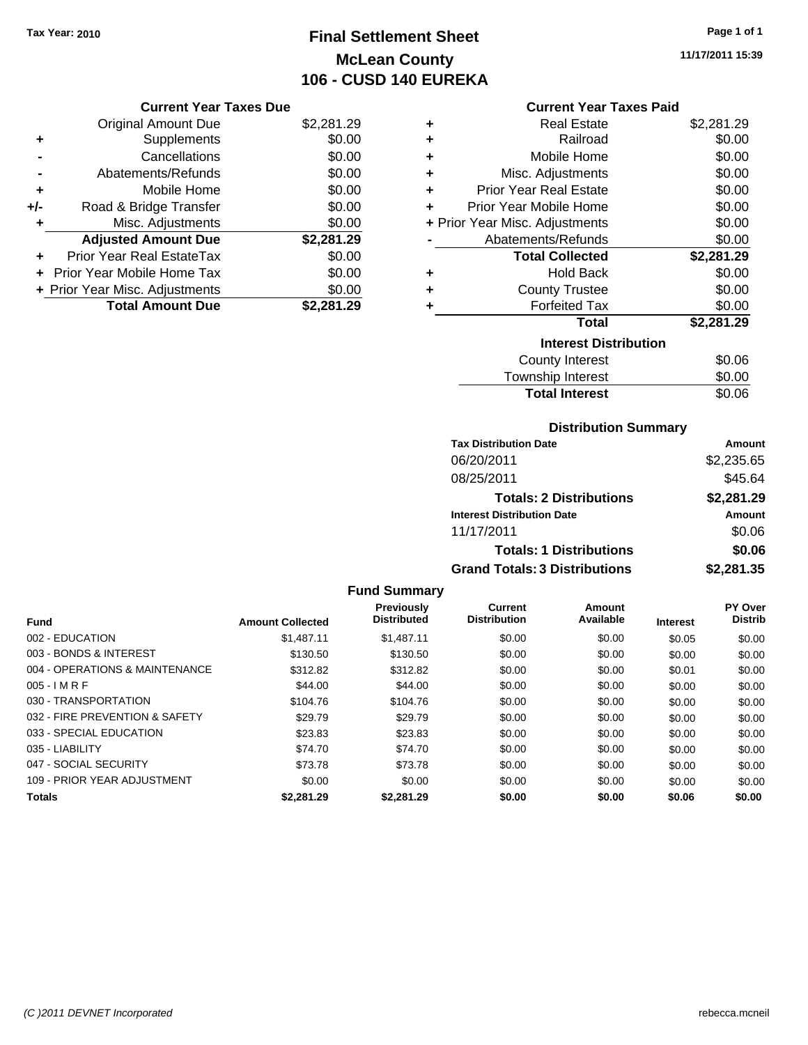Tax Year: 2010

# Final Settlement Sheet
## McLean County
## 106 - CUSD 140 EUREKA

11/17/2011 15:39

### Current Year Taxes Due

| | | |
|---|---|---|
| | Original Amount Due | $2,281.29 |
| + | Supplements | $0.00 |
| - | Cancellations | $0.00 |
| - | Abatements/Refunds | $0.00 |
| + | Mobile Home | $0.00 |
| +/- | Road & Bridge Transfer | $0.00 |
| + | Misc. Adjustments | $0.00 |
| | **Adjusted Amount Due** | **$2,281.29** |
| + | Prior Year Real EstateTax | $0.00 |
| + | Prior Year Mobile Home Tax | $0.00 |
| + | Prior Year Misc. Adjustments | $0.00 |
| | **Total Amount Due** | **$2,281.29** |

### Current Year Taxes Paid

| | | |
|---|---|---|
| + | Real Estate | $2,281.29 |
| + | Railroad | $0.00 |
| + | Mobile Home | $0.00 |
| + | Misc. Adjustments | $0.00 |
| + | Prior Year Real Estate | $0.00 |
| + | Prior Year Mobile Home | $0.00 |
| + | Prior Year Misc. Adjustments | $0.00 |
| - | Abatements/Refunds | $0.00 |
| | **Total Collected** | **$2,281.29** |
| + | Hold Back | $0.00 |
| + | County Trustee | $0.00 |
| + | Forfeited Tax | $0.00 |
| | **Total** | **$2,281.29** |

### Interest Distribution

| | |
|---|---|
| County Interest | $0.06 |
| Township Interest | $0.00 |
| **Total Interest** | $0.06 |

### Distribution Summary

| Tax Distribution Date | Amount |
|---|---|
| 06/20/2011 | $2,235.65 |
| 08/25/2011 | $45.64 |
| **Totals: 2 Distributions** | **$2,281.29** |
| **Interest Distribution Date** | **Amount** |
| 11/17/2011 | $0.06 |
| **Totals: 1 Distributions** | **$0.06** |
| **Grand Totals: 3 Distributions** | **$2,281.35** |

### Fund Summary

| Fund | Amount Collected | Previously Distributed | Current Distribution | Amount Available | Interest | PY Over Distrib |
|---|---|---|---|---|---|---|
| 002 - EDUCATION | $1,487.11 | $1,487.11 | $0.00 | $0.00 | $0.05 | $0.00 |
| 003 - BONDS & INTEREST | $130.50 | $130.50 | $0.00 | $0.00 | $0.00 | $0.00 |
| 004 - OPERATIONS & MAINTENANCE | $312.82 | $312.82 | $0.00 | $0.00 | $0.01 | $0.00 |
| 005 - I M R F | $44.00 | $44.00 | $0.00 | $0.00 | $0.00 | $0.00 |
| 030 - TRANSPORTATION | $104.76 | $104.76 | $0.00 | $0.00 | $0.00 | $0.00 |
| 032 - FIRE PREVENTION & SAFETY | $29.79 | $29.79 | $0.00 | $0.00 | $0.00 | $0.00 |
| 033 - SPECIAL EDUCATION | $23.83 | $23.83 | $0.00 | $0.00 | $0.00 | $0.00 |
| 035 - LIABILITY | $74.70 | $74.70 | $0.00 | $0.00 | $0.00 | $0.00 |
| 047 - SOCIAL SECURITY | $73.78 | $73.78 | $0.00 | $0.00 | $0.00 | $0.00 |
| 109 - PRIOR YEAR ADJUSTMENT | $0.00 | $0.00 | $0.00 | $0.00 | $0.00 | $0.00 |
| **Totals** | **$2,281.29** | **$2,281.29** | **$0.00** | **$0.00** | **$0.06** | **$0.00** |

(C )2011 DEVNET Incorporated    rebecca.mcneil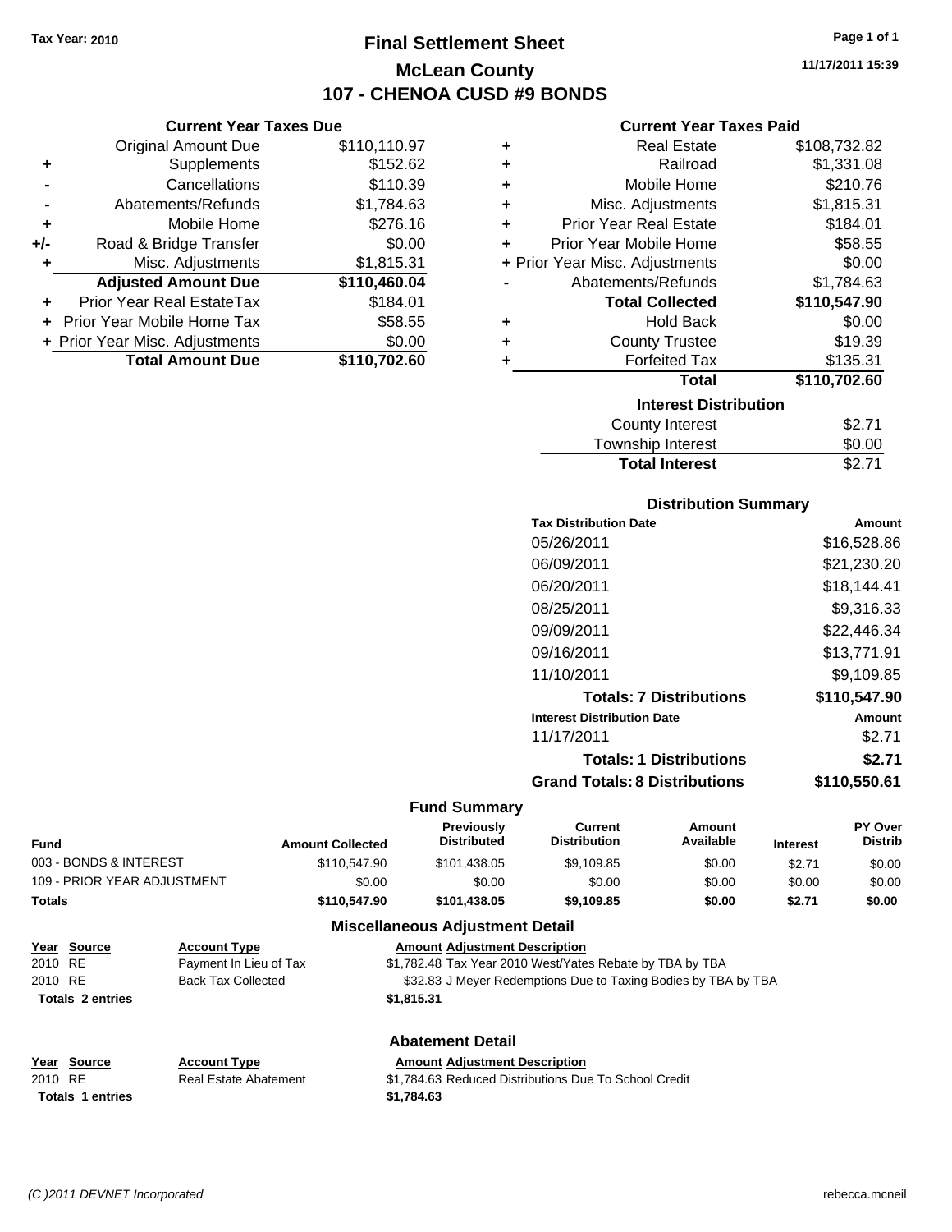Tax Year: 2010

# Final Settlement Sheet

## McLean County

## 107 - CHENOA CUSD #9 BONDS

11/17/2011 15:39

### Current Year Taxes Due

| | | |
|---|---|---|
| | Original Amount Due | $110,110.97 |
| + | Supplements | $152.62 |
| - | Cancellations | $110.39 |
| - | Abatements/Refunds | $1,784.63 |
| + | Mobile Home | $276.16 |
| +/- | Road & Bridge Transfer | $0.00 |
| + | Misc. Adjustments | $1,815.31 |
| | **Adjusted Amount Due** | **$110,460.04** |
| + | Prior Year Real EstateTax | $184.01 |
| + | Prior Year Mobile Home Tax | $58.55 |
| + | Prior Year Misc. Adjustments | $0.00 |
| | **Total Amount Due** | **$110,702.60** |

### Current Year Taxes Paid

| | | |
|---|---|---|
| + | Real Estate | $108,732.82 |
| + | Railroad | $1,331.08 |
| + | Mobile Home | $210.76 |
| + | Misc. Adjustments | $1,815.31 |
| + | Prior Year Real Estate | $184.01 |
| + | Prior Year Mobile Home | $58.55 |
| + | Prior Year Misc. Adjustments | $0.00 |
| - | Abatements/Refunds | $1,784.63 |
| | **Total Collected** | **$110,547.90** |
| + | Hold Back | $0.00 |
| + | County Trustee | $19.39 |
| + | Forfeited Tax | $135.31 |
| | **Total** | **$110,702.60** |

### Interest Distribution

| | |
|---|---|
| County Interest | $2.71 |
| Township Interest | $0.00 |
| **Total Interest** | $2.71 |

### Distribution Summary

| Tax Distribution Date | Amount |
|---|---|
| 05/26/2011 | $16,528.86 |
| 06/09/2011 | $21,230.20 |
| 06/20/2011 | $18,144.41 |
| 08/25/2011 | $9,316.33 |
| 09/09/2011 | $22,446.34 |
| 09/16/2011 | $13,771.91 |
| 11/10/2011 | $9,109.85 |
| **Totals: 7 Distributions** | **$110,547.90** |
| **Interest Distribution Date** | **Amount** |
| 11/17/2011 | $2.71 |
| **Totals: 1 Distributions** | **$2.71** |
| **Grand Totals: 8 Distributions** | **$110,550.61** |

### Fund Summary

| Fund | Amount Collected | Previously Distributed | Current Distribution | Amount Available | Interest | PY Over Distrib |
|---|---|---|---|---|---|---|
| 003 - BONDS & INTEREST | $110,547.90 | $101,438.05 | $9,109.85 | $0.00 | $2.71 | $0.00 |
| 109 - PRIOR YEAR ADJUSTMENT | $0.00 | $0.00 | $0.00 | $0.00 | $0.00 | $0.00 |
| **Totals** | **$110,547.90** | **$101,438.05** | **$9,109.85** | **$0.00** | **$2.71** | **$0.00** |

### Miscellaneous Adjustment Detail

| Year | Source | Account Type | Amount | Adjustment Description |
|---|---|---|---|---|
| 2010 | RE | Payment In Lieu of Tax | $1,782.48 | Tax Year 2010 West/Yates Rebate by TBA by TBA |
| 2010 | RE | Back Tax Collected | $32.83 | J Meyer Redemptions Due to Taxing Bodies by TBA by TBA |
| **Totals 2 entries** | | | **$1,815.31** | |

### Abatement Detail

| Year | Source | Account Type | Amount | Adjustment Description |
|---|---|---|---|---|
| 2010 | RE | Real Estate Abatement | $1,784.63 | Reduced Distributions Due To School Credit |
| **Totals 1 entries** | | | **$1,784.63** | |

(C )2011 DEVNET Incorporated rebecca.mcneil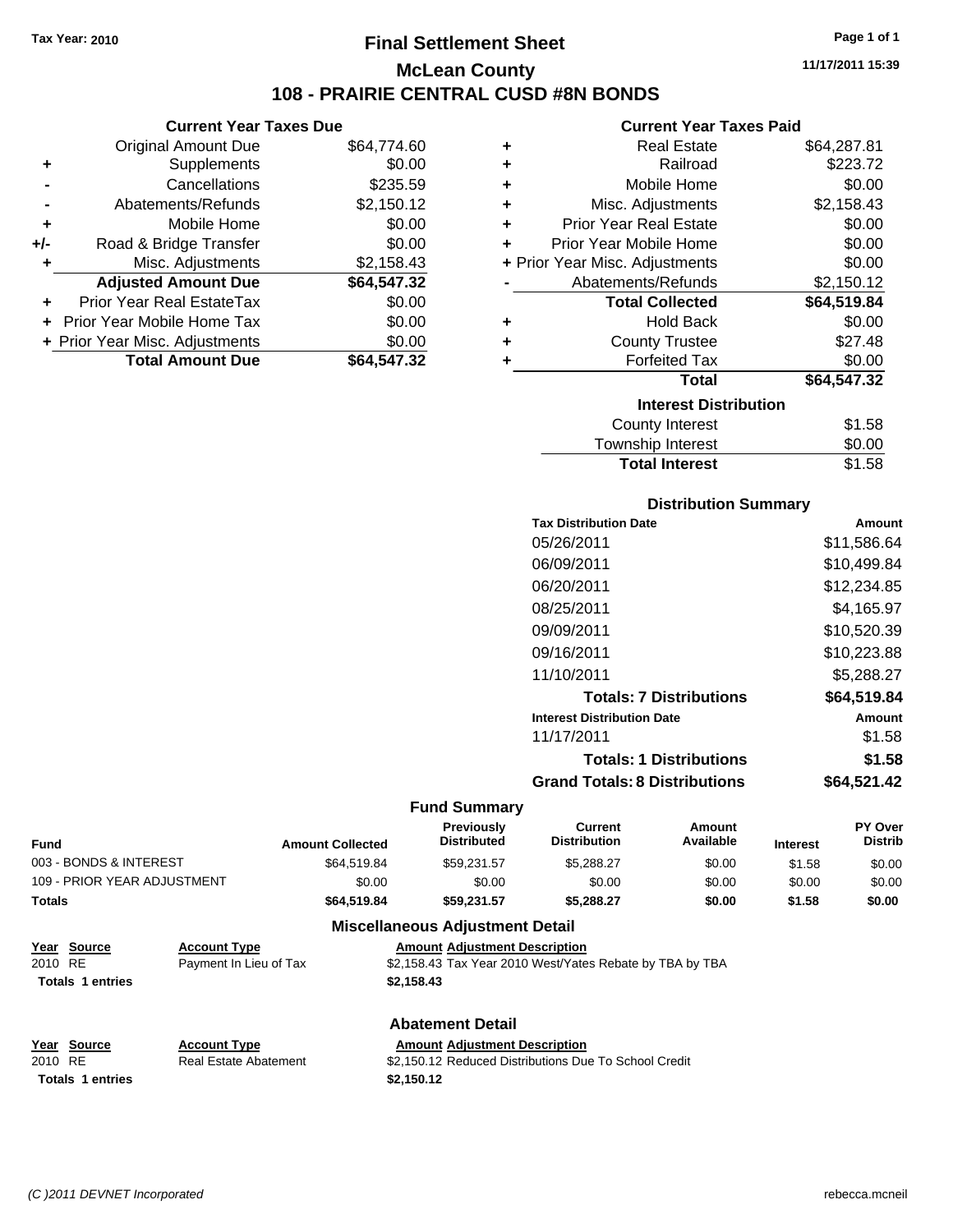Tax Year: 2010

# Final Settlement Sheet

## McLean County

## 108 - PRAIRIE CENTRAL CUSD #8N BONDS

11/17/2011 15:39

### Current Year Taxes Due

| | | |
|---|---|---|
| | Original Amount Due | $64,774.60 |
| + | Supplements | $0.00 |
| - | Cancellations | $235.59 |
| - | Abatements/Refunds | $2,150.12 |
| + | Mobile Home | $0.00 |
| +/- | Road & Bridge Transfer | $0.00 |
| + | Misc. Adjustments | $2,158.43 |
| | **Adjusted Amount Due** | **$64,547.32** |
| + | Prior Year Real EstateTax | $0.00 |
| + | Prior Year Mobile Home Tax | $0.00 |
| + | Prior Year Misc. Adjustments | $0.00 |
| | **Total Amount Due** | **$64,547.32** |

### Current Year Taxes Paid

| | | |
|---|---|---|
| + | Real Estate | $64,287.81 |
| + | Railroad | $223.72 |
| + | Mobile Home | $0.00 |
| + | Misc. Adjustments | $2,158.43 |
| + | Prior Year Real Estate | $0.00 |
| + | Prior Year Mobile Home | $0.00 |
| + | Prior Year Misc. Adjustments | $0.00 |
| - | Abatements/Refunds | $2,150.12 |
| | **Total Collected** | **$64,519.84** |
| + | Hold Back | $0.00 |
| + | County Trustee | $27.48 |
| + | Forfeited Tax | $0.00 |
| | **Total** | **$64,547.32** |

### Interest Distribution

| | |
|---|---|
| County Interest | $1.58 |
| Township Interest | $0.00 |
| **Total Interest** | $1.58 |

### Distribution Summary

| Tax Distribution Date | Amount |
|---|---|
| 05/26/2011 | $11,586.64 |
| 06/09/2011 | $10,499.84 |
| 06/20/2011 | $12,234.85 |
| 08/25/2011 | $4,165.97 |
| 09/09/2011 | $10,520.39 |
| 09/16/2011 | $10,223.88 |
| 11/10/2011 | $5,288.27 |
| **Totals: 7 Distributions** | **$64,519.84** |
| **Interest Distribution Date** | **Amount** |
| 11/17/2011 | $1.58 |
| **Totals: 1 Distributions** | **$1.58** |
| **Grand Totals: 8 Distributions** | **$64,521.42** |

### Fund Summary

| Fund | Amount Collected | Previously Distributed | Current Distribution | Amount Available | Interest | PY Over Distrib |
|---|---|---|---|---|---|---|
| 003 - BONDS & INTEREST | $64,519.84 | $59,231.57 | $5,288.27 | $0.00 | $1.58 | $0.00 |
| 109 - PRIOR YEAR ADJUSTMENT | $0.00 | $0.00 | $0.00 | $0.00 | $0.00 | $0.00 |
| **Totals** | **$64,519.84** | **$59,231.57** | **$5,288.27** | **$0.00** | **$1.58** | **$0.00** |

### Miscellaneous Adjustment Detail

| Year | Source | Account Type | Amount | Adjustment Description |
|---|---|---|---|---|
| 2010 | RE | Payment In Lieu of Tax | $2,158.43 | Tax Year 2010 West/Yates Rebate by TBA by TBA |
| **Totals 1 entries** | | | **$2,158.43** | |

### Abatement Detail

| Year | Source | Account Type | Amount | Adjustment Description |
|---|---|---|---|---|
| 2010 | RE | Real Estate Abatement | $2,150.12 | Reduced Distributions Due To School Credit |
| **Totals 1 entries** | | | **$2,150.12** | |

(C )2011 DEVNET Incorporated rebecca.mcneil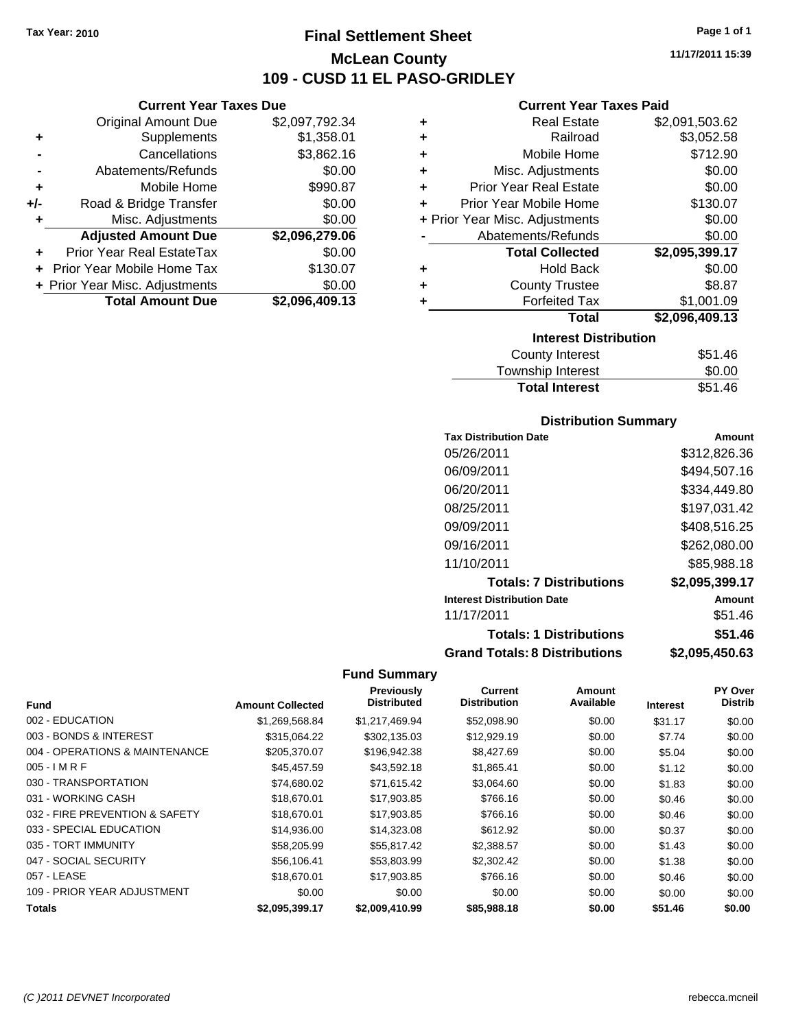Tax Year: 2010

# Final Settlement Sheet

## McLean County

## 109 - CUSD 11 EL PASO-GRIDLEY

11/17/2011 15:39

### Current Year Taxes Due

| | | |
|---|---|---|
| | Original Amount Due | $2,097,792.34 |
| + | Supplements | $1,358.01 |
| - | Cancellations | $3,862.16 |
| - | Abatements/Refunds | $0.00 |
| + | Mobile Home | $990.87 |
| +/- | Road & Bridge Transfer | $0.00 |
| + | Misc. Adjustments | $0.00 |
| | **Adjusted Amount Due** | **$2,096,279.06** |
| + | Prior Year Real EstateTax | $0.00 |
| + | Prior Year Mobile Home Tax | $130.07 |
| + | Prior Year Misc. Adjustments | $0.00 |
| | **Total Amount Due** | **$2,096,409.13** |

### Current Year Taxes Paid

| | | |
|---|---|---|
| + | Real Estate | $2,091,503.62 |
| + | Railroad | $3,052.58 |
| + | Mobile Home | $712.90 |
| + | Misc. Adjustments | $0.00 |
| + | Prior Year Real Estate | $0.00 |
| + | Prior Year Mobile Home | $130.07 |
| + | Prior Year Misc. Adjustments | $0.00 |
| - | Abatements/Refunds | $0.00 |
| | **Total Collected** | **$2,095,399.17** |
| + | Hold Back | $0.00 |
| + | County Trustee | $8.87 |
| + | Forfeited Tax | $1,001.09 |
| | **Total** | **$2,096,409.13** |

### Interest Distribution

| | |
|---|---|
| County Interest | $51.46 |
| Township Interest | $0.00 |
| **Total Interest** | $51.46 |

### Distribution Summary

| Tax Distribution Date | Amount |
|---|---|
| 05/26/2011 | $312,826.36 |
| 06/09/2011 | $494,507.16 |
| 06/20/2011 | $334,449.80 |
| 08/25/2011 | $197,031.42 |
| 09/09/2011 | $408,516.25 |
| 09/16/2011 | $262,080.00 |
| 11/10/2011 | $85,988.18 |
| **Totals: 7 Distributions** | **$2,095,399.17** |
| **Interest Distribution Date** | **Amount** |
| 11/17/2011 | $51.46 |
| **Totals: 1 Distributions** | **$51.46** |
| **Grand Totals: 8 Distributions** | **$2,095,450.63** |

### Fund Summary

| Fund | Amount Collected | Previously Distributed | Current Distribution | Amount Available | Interest | PY Over Distrib |
|---|---|---|---|---|---|---|
| 002 - EDUCATION | $1,269,568.84 | $1,217,469.94 | $52,098.90 | $0.00 | $31.17 | $0.00 |
| 003 - BONDS & INTEREST | $315,064.22 | $302,135.03 | $12,929.19 | $0.00 | $7.74 | $0.00 |
| 004 - OPERATIONS & MAINTENANCE | $205,370.07 | $196,942.38 | $8,427.69 | $0.00 | $5.04 | $0.00 |
| 005 - I M R F | $45,457.59 | $43,592.18 | $1,865.41 | $0.00 | $1.12 | $0.00 |
| 030 - TRANSPORTATION | $74,680.02 | $71,615.42 | $3,064.60 | $0.00 | $1.83 | $0.00 |
| 031 - WORKING CASH | $18,670.01 | $17,903.85 | $766.16 | $0.00 | $0.46 | $0.00 |
| 032 - FIRE PREVENTION & SAFETY | $18,670.01 | $17,903.85 | $766.16 | $0.00 | $0.46 | $0.00 |
| 033 - SPECIAL EDUCATION | $14,936.00 | $14,323.08 | $612.92 | $0.00 | $0.37 | $0.00 |
| 035 - TORT IMMUNITY | $58,205.99 | $55,817.42 | $2,388.57 | $0.00 | $1.43 | $0.00 |
| 047 - SOCIAL SECURITY | $56,106.41 | $53,803.99 | $2,302.42 | $0.00 | $1.38 | $0.00 |
| 057 - LEASE | $18,670.01 | $17,903.85 | $766.16 | $0.00 | $0.46 | $0.00 |
| 109 - PRIOR YEAR ADJUSTMENT | $0.00 | $0.00 | $0.00 | $0.00 | $0.00 | $0.00 |
| **Totals** | **$2,095,399.17** | **$2,009,410.99** | **$85,988.18** | **$0.00** | **$51.46** | **$0.00** |

(C )2011 DEVNET Incorporated

rebecca.mcneil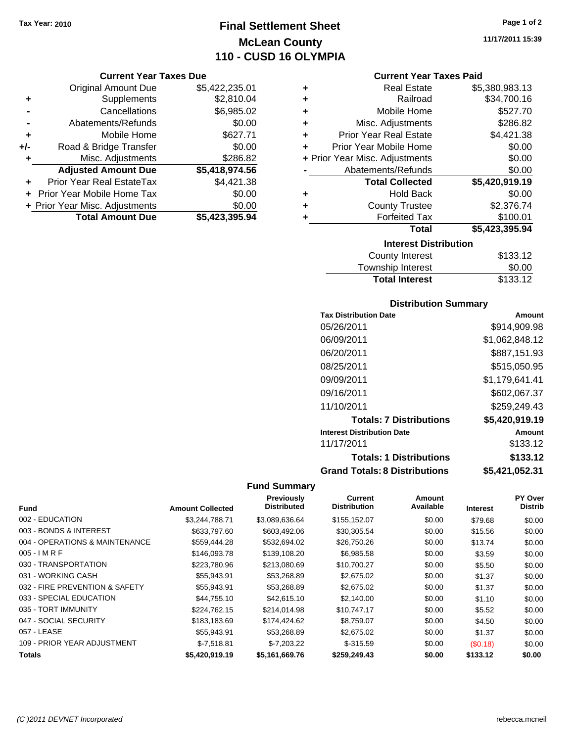Tax Year: 2010

# Final Settlement Sheet
## McLean County
## 110 - CUSD 16 OLYMPIA

11/17/2011 15:39

### Current Year Taxes Due

| | | |
|---|---|---|
| | Original Amount Due | $5,422,235.01 |
| + | Supplements | $2,810.04 |
| - | Cancellations | $6,985.02 |
| - | Abatements/Refunds | $0.00 |
| + | Mobile Home | $627.71 |
| +/- | Road & Bridge Transfer | $0.00 |
| + | Misc. Adjustments | $286.82 |
| | **Adjusted Amount Due** | **$5,418,974.56** |
| + | Prior Year Real EstateTax | $4,421.38 |
| + | Prior Year Mobile Home Tax | $0.00 |
| + | Prior Year Misc. Adjustments | $0.00 |
| | **Total Amount Due** | **$5,423,395.94** |

### Current Year Taxes Paid

| | | |
|---|---|---|
| + | Real Estate | $5,380,983.13 |
| + | Railroad | $34,700.16 |
| + | Mobile Home | $527.70 |
| + | Misc. Adjustments | $286.82 |
| + | Prior Year Real Estate | $4,421.38 |
| + | Prior Year Mobile Home | $0.00 |
| + | Prior Year Misc. Adjustments | $0.00 |
| - | Abatements/Refunds | $0.00 |
| | **Total Collected** | **$5,420,919.19** |
| + | Hold Back | $0.00 |
| + | County Trustee | $2,376.74 |
| + | Forfeited Tax | $100.01 |
| | **Total** | **$5,423,395.94** |

### Interest Distribution

| | |
|---|---|
| County Interest | $133.12 |
| Township Interest | $0.00 |
| **Total Interest** | $133.12 |

### Distribution Summary

| Tax Distribution Date | Amount |
|---|---|
| 05/26/2011 | $914,909.98 |
| 06/09/2011 | $1,062,848.12 |
| 06/20/2011 | $887,151.93 |
| 08/25/2011 | $515,050.95 |
| 09/09/2011 | $1,179,641.41 |
| 09/16/2011 | $602,067.37 |
| 11/10/2011 | $259,249.43 |
| **Totals: 7 Distributions** | **$5,420,919.19** |
| **Interest Distribution Date** | **Amount** |
| 11/17/2011 | $133.12 |
| **Totals: 1 Distributions** | **$133.12** |
| **Grand Totals: 8 Distributions** | **$5,421,052.31** |

### Fund Summary

| Fund | Amount Collected | Previously Distributed | Current Distribution | Amount Available | Interest | PY Over Distrib |
|---|---|---|---|---|---|---|
| 002 - EDUCATION | $3,244,788.71 | $3,089,636.64 | $155,152.07 | $0.00 | $79.68 | $0.00 |
| 003 - BONDS & INTEREST | $633,797.60 | $603,492.06 | $30,305.54 | $0.00 | $15.56 | $0.00 |
| 004 - OPERATIONS & MAINTENANCE | $559,444.28 | $532,694.02 | $26,750.26 | $0.00 | $13.74 | $0.00 |
| 005 - I M R F | $146,093.78 | $139,108.20 | $6,985.58 | $0.00 | $3.59 | $0.00 |
| 030 - TRANSPORTATION | $223,780.96 | $213,080.69 | $10,700.27 | $0.00 | $5.50 | $0.00 |
| 031 - WORKING CASH | $55,943.91 | $53,268.89 | $2,675.02 | $0.00 | $1.37 | $0.00 |
| 032 - FIRE PREVENTION & SAFETY | $55,943.91 | $53,268.89 | $2,675.02 | $0.00 | $1.37 | $0.00 |
| 033 - SPECIAL EDUCATION | $44,755.10 | $42,615.10 | $2,140.00 | $0.00 | $1.10 | $0.00 |
| 035 - TORT IMMUNITY | $224,762.15 | $214,014.98 | $10,747.17 | $0.00 | $5.52 | $0.00 |
| 047 - SOCIAL SECURITY | $183,183.69 | $174,424.62 | $8,759.07 | $0.00 | $4.50 | $0.00 |
| 057 - LEASE | $55,943.91 | $53,268.89 | $2,675.02 | $0.00 | $1.37 | $0.00 |
| 109 - PRIOR YEAR ADJUSTMENT | $-7,518.81 | $-7,203.22 | $-315.59 | $0.00 | ($0.18) | $0.00 |
| **Totals** | **$5,420,919.19** | **$5,161,669.76** | **$259,249.43** | **$0.00** | **$133.12** | **$0.00** |

(C )2011 DEVNET Incorporated

rebecca.mcneil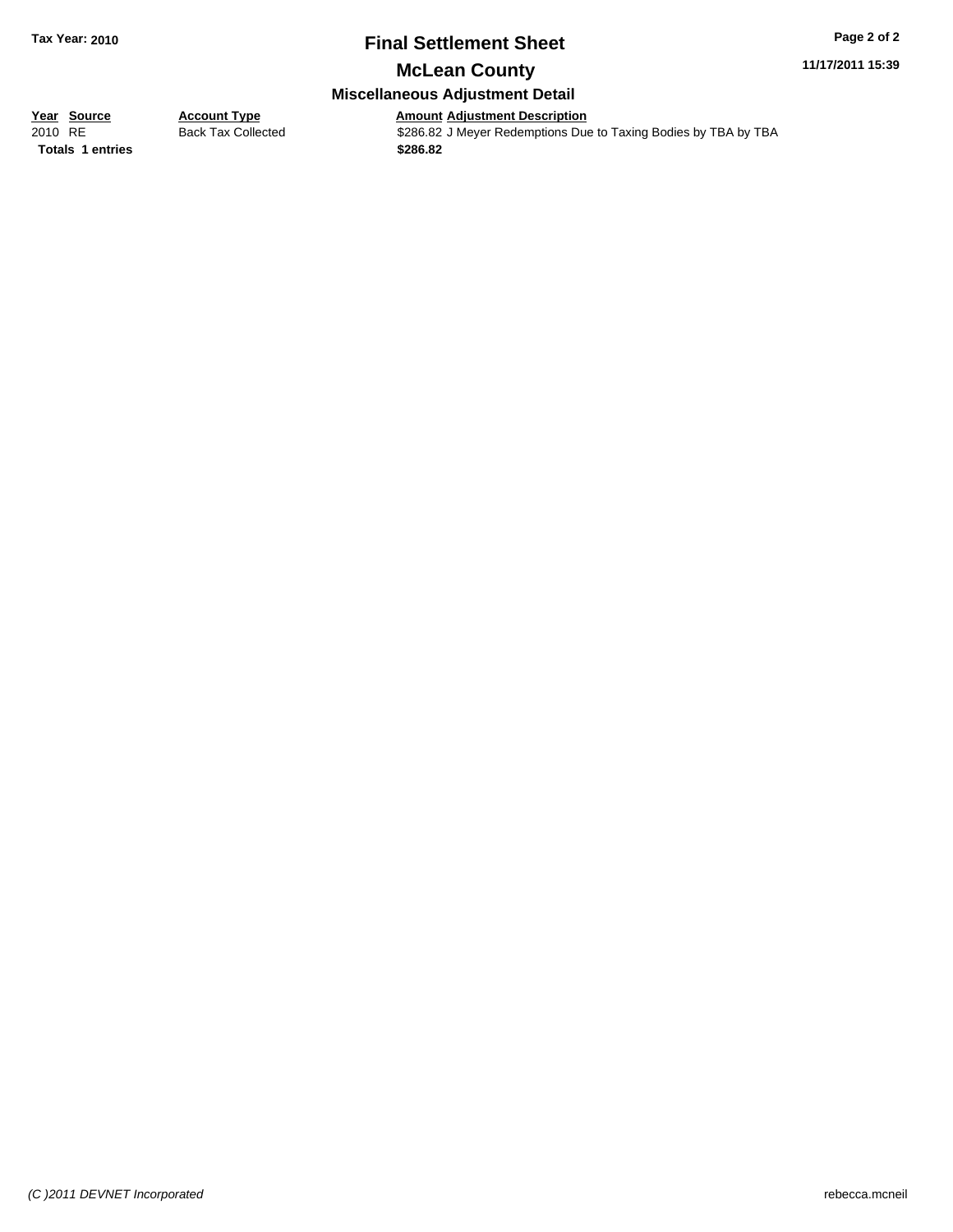Tax Year: 2010

# Final Settlement Sheet

## McLean County

### Miscellaneous Adjustment Detail

| Year | Source | Account Type | Amount | Adjustment Description |
| --- | --- | --- | --- | --- |
| 2010 | RE | Back Tax Collected | $286.82 | J Meyer Redemptions Due to Taxing Bodies by TBA by TBA |
| **Totals** | **1 entries** | | **$286.82** | |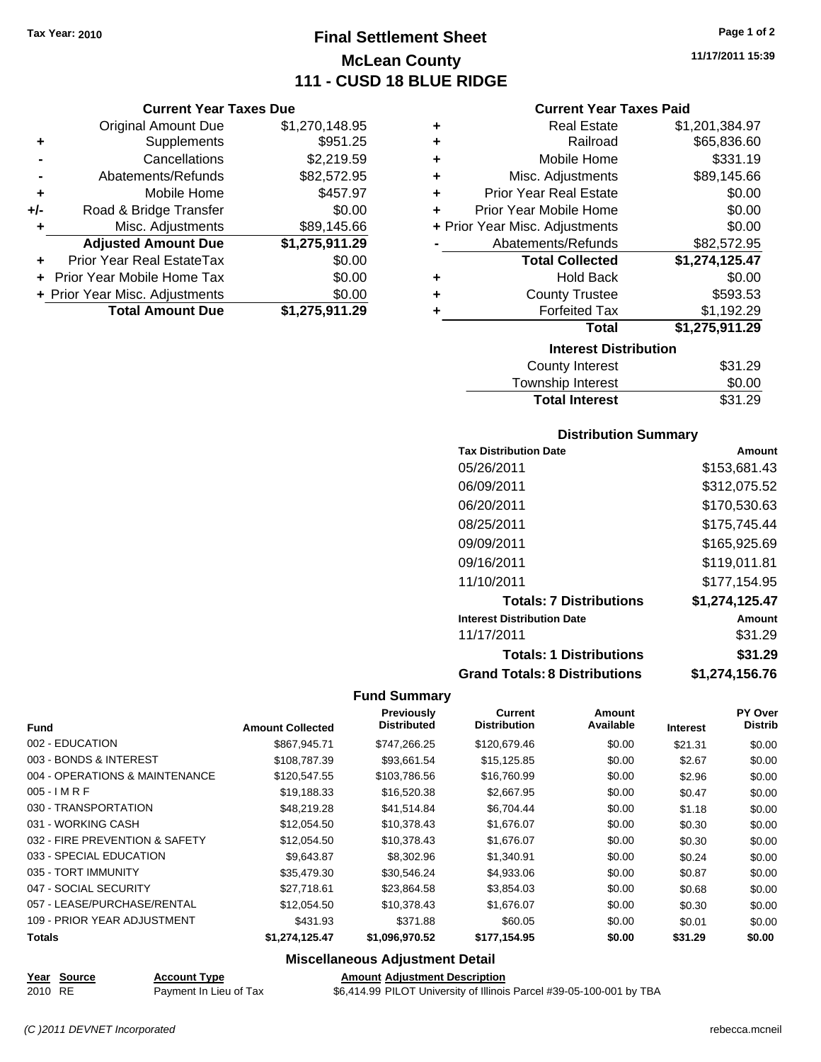Tax Year: 2010

# Final Settlement Sheet
## McLean County
## 111 - CUSD 18 BLUE RIDGE

11/17/2011 15:39

### Current Year Taxes Due

| | | |
|---|---|---|
| | Original Amount Due | $1,270,148.95 |
| + | Supplements | $951.25 |
| - | Cancellations | $2,219.59 |
| - | Abatements/Refunds | $82,572.95 |
| + | Mobile Home | $457.97 |
| +/- | Road & Bridge Transfer | $0.00 |
| + | Misc. Adjustments | $89,145.66 |
| | **Adjusted Amount Due** | **$1,275,911.29** |
| + | Prior Year Real EstateTax | $0.00 |
| + | Prior Year Mobile Home Tax | $0.00 |
| + | Prior Year Misc. Adjustments | $0.00 |
| | **Total Amount Due** | **$1,275,911.29** |

### Current Year Taxes Paid

| | | |
|---|---|---|
| + | Real Estate | $1,201,384.97 |
| + | Railroad | $65,836.60 |
| + | Mobile Home | $331.19 |
| + | Misc. Adjustments | $89,145.66 |
| + | Prior Year Real Estate | $0.00 |
| + | Prior Year Mobile Home | $0.00 |
| + | Prior Year Misc. Adjustments | $0.00 |
| - | Abatements/Refunds | $82,572.95 |
| | **Total Collected** | **$1,274,125.47** |
| + | Hold Back | $0.00 |
| + | County Trustee | $593.53 |
| + | Forfeited Tax | $1,192.29 |
| | **Total** | **$1,275,911.29** |

### Interest Distribution

| | |
|---|---|
| County Interest | $31.29 |
| Township Interest | $0.00 |
| **Total Interest** | $31.29 |

### Distribution Summary

| Tax Distribution Date | Amount |
|---|---|
| 05/26/2011 | $153,681.43 |
| 06/09/2011 | $312,075.52 |
| 06/20/2011 | $170,530.63 |
| 08/25/2011 | $175,745.44 |
| 09/09/2011 | $165,925.69 |
| 09/16/2011 | $119,011.81 |
| 11/10/2011 | $177,154.95 |
| **Totals: 7 Distributions** | **$1,274,125.47** |
| **Interest Distribution Date** | **Amount** |
| 11/17/2011 | $31.29 |
| **Totals: 1 Distributions** | **$31.29** |
| **Grand Totals: 8 Distributions** | **$1,274,156.76** |

### Fund Summary

| Fund | Amount Collected | Previously Distributed | Current Distribution | Amount Available | Interest | PY Over Distrib |
|---|---|---|---|---|---|---|
| 002 - EDUCATION | $867,945.71 | $747,266.25 | $120,679.46 | $0.00 | $21.31 | $0.00 |
| 003 - BONDS & INTEREST | $108,787.39 | $93,661.54 | $15,125.85 | $0.00 | $2.67 | $0.00 |
| 004 - OPERATIONS & MAINTENANCE | $120,547.55 | $103,786.56 | $16,760.99 | $0.00 | $2.96 | $0.00 |
| 005 - I M R F | $19,188.33 | $16,520.38 | $2,667.95 | $0.00 | $0.47 | $0.00 |
| 030 - TRANSPORTATION | $48,219.28 | $41,514.84 | $6,704.44 | $0.00 | $1.18 | $0.00 |
| 031 - WORKING CASH | $12,054.50 | $10,378.43 | $1,676.07 | $0.00 | $0.30 | $0.00 |
| 032 - FIRE PREVENTION & SAFETY | $12,054.50 | $10,378.43 | $1,676.07 | $0.00 | $0.30 | $0.00 |
| 033 - SPECIAL EDUCATION | $9,643.87 | $8,302.96 | $1,340.91 | $0.00 | $0.24 | $0.00 |
| 035 - TORT IMMUNITY | $35,479.30 | $30,546.24 | $4,933.06 | $0.00 | $0.87 | $0.00 |
| 047 - SOCIAL SECURITY | $27,718.61 | $23,864.58 | $3,854.03 | $0.00 | $0.68 | $0.00 |
| 057 - LEASE/PURCHASE/RENTAL | $12,054.50 | $10,378.43 | $1,676.07 | $0.00 | $0.30 | $0.00 |
| 109 - PRIOR YEAR ADJUSTMENT | $431.93 | $371.88 | $60.05 | $0.00 | $0.01 | $0.00 |
| **Totals** | **$1,274,125.47** | **$1,096,970.52** | **$177,154.95** | **$0.00** | **$31.29** | **$0.00** |

### Miscellaneous Adjustment Detail

| Year | Source | Account Type | Amount | Adjustment Description |
|---|---|---|---|---|
| 2010 | RE | Payment In Lieu of Tax | $6,414.99 | PILOT University of Illinois Parcel #39-05-100-001 by TBA |

(C )2011 DEVNET Incorporated rebecca.mcneil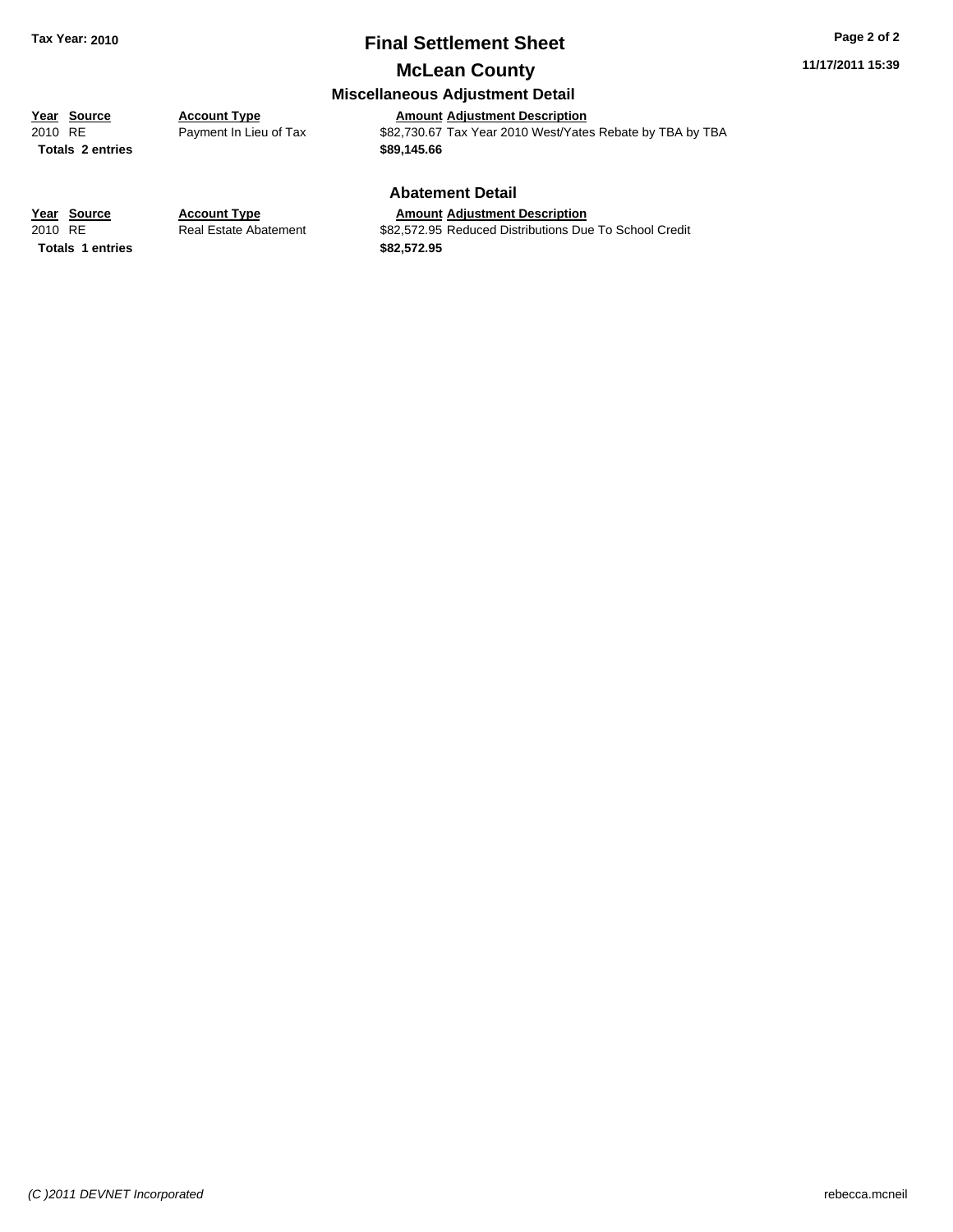**Tax Year: 2010**

# Final Settlement Sheet

## McLean County

### Miscellaneous Adjustment Detail

| Year | Source | Account Type | Amount | Adjustment Description |
|---|---|---|---|---|
| 2010 | RE | Payment In Lieu of Tax | $82,730.67 | Tax Year 2010 West/Yates Rebate by TBA by TBA |
| **Totals** | **2 entries** | | **$89,145.66** | |

### Abatement Detail

| Year | Source | Account Type | Amount | Adjustment Description |
|---|---|---|---|---|
| 2010 | RE | Real Estate Abatement | $82,572.95 | Reduced Distributions Due To School Credit |
| **Totals** | **1 entries** | | **$82,572.95** | |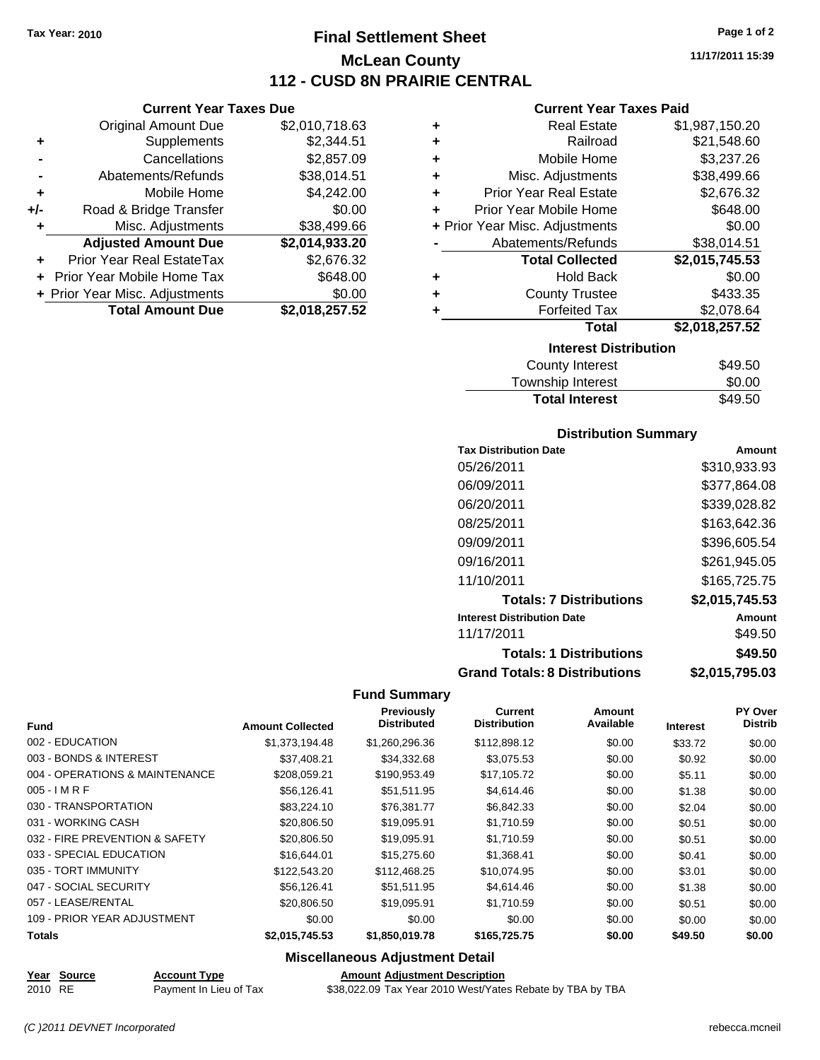Tax Year: 2010

# Final Settlement Sheet

## McLean County

## 112 - CUSD 8N PRAIRIE CENTRAL

11/17/2011 15:39

### Current Year Taxes Due

| | | |
|---|---|---|
| | Original Amount Due | $2,010,718.63 |
| + | Supplements | $2,344.51 |
| - | Cancellations | $2,857.09 |
| - | Abatements/Refunds | $38,014.51 |
| + | Mobile Home | $4,242.00 |
| +/- | Road & Bridge Transfer | $0.00 |
| + | Misc. Adjustments | $38,499.66 |
| | **Adjusted Amount Due** | **$2,014,933.20** |
| + | Prior Year Real EstateTax | $2,676.32 |
| + | Prior Year Mobile Home Tax | $648.00 |
| + | Prior Year Misc. Adjustments | $0.00 |
| | **Total Amount Due** | **$2,018,257.52** |

### Current Year Taxes Paid

| | | |
|---|---|---|
| + | Real Estate | $1,987,150.20 |
| + | Railroad | $21,548.60 |
| + | Mobile Home | $3,237.26 |
| + | Misc. Adjustments | $38,499.66 |
| + | Prior Year Real Estate | $2,676.32 |
| + | Prior Year Mobile Home | $648.00 |
| + | Prior Year Misc. Adjustments | $0.00 |
| - | Abatements/Refunds | $38,014.51 |
| | **Total Collected** | **$2,015,745.53** |
| + | Hold Back | $0.00 |
| + | County Trustee | $433.35 |
| + | Forfeited Tax | $2,078.64 |
| | **Total** | **$2,018,257.52** |

### Interest Distribution

| | |
|---|---|
| County Interest | $49.50 |
| Township Interest | $0.00 |
| **Total Interest** | $49.50 |

### Distribution Summary

| Tax Distribution Date | Amount |
|---|---|
| 05/26/2011 | $310,933.93 |
| 06/09/2011 | $377,864.08 |
| 06/20/2011 | $339,028.82 |
| 08/25/2011 | $163,642.36 |
| 09/09/2011 | $396,605.54 |
| 09/16/2011 | $261,945.05 |
| 11/10/2011 | $165,725.75 |
| **Totals: 7 Distributions** | **$2,015,745.53** |
| **Interest Distribution Date** | **Amount** |
| 11/17/2011 | $49.50 |
| **Totals: 1 Distributions** | **$49.50** |
| **Grand Totals: 8 Distributions** | **$2,015,795.03** |

### Fund Summary

| Fund | Amount Collected | Previously Distributed | Current Distribution | Amount Available | Interest | PY Over Distrib |
|---|---|---|---|---|---|---|
| 002 - EDUCATION | $1,373,194.48 | $1,260,296.36 | $112,898.12 | $0.00 | $33.72 | $0.00 |
| 003 - BONDS & INTEREST | $37,408.21 | $34,332.68 | $3,075.53 | $0.00 | $0.92 | $0.00 |
| 004 - OPERATIONS & MAINTENANCE | $208,059.21 | $190,953.49 | $17,105.72 | $0.00 | $5.11 | $0.00 |
| 005 - I M R F | $56,126.41 | $51,511.95 | $4,614.46 | $0.00 | $1.38 | $0.00 |
| 030 - TRANSPORTATION | $83,224.10 | $76,381.77 | $6,842.33 | $0.00 | $2.04 | $0.00 |
| 031 - WORKING CASH | $20,806.50 | $19,095.91 | $1,710.59 | $0.00 | $0.51 | $0.00 |
| 032 - FIRE PREVENTION & SAFETY | $20,806.50 | $19,095.91 | $1,710.59 | $0.00 | $0.51 | $0.00 |
| 033 - SPECIAL EDUCATION | $16,644.01 | $15,275.60 | $1,368.41 | $0.00 | $0.41 | $0.00 |
| 035 - TORT IMMUNITY | $122,543.20 | $112,468.25 | $10,074.95 | $0.00 | $3.01 | $0.00 |
| 047 - SOCIAL SECURITY | $56,126.41 | $51,511.95 | $4,614.46 | $0.00 | $1.38 | $0.00 |
| 057 - LEASE/RENTAL | $20,806.50 | $19,095.91 | $1,710.59 | $0.00 | $0.51 | $0.00 |
| 109 - PRIOR YEAR ADJUSTMENT | $0.00 | $0.00 | $0.00 | $0.00 | $0.00 | $0.00 |
| **Totals** | **$2,015,745.53** | **$1,850,019.78** | **$165,725.75** | **$0.00** | **$49.50** | **$0.00** |

### Miscellaneous Adjustment Detail

| Year | Source | Account Type | Amount | Adjustment Description |
|---|---|---|---|---|
| 2010 | RE | Payment In Lieu of Tax | $38,022.09 | Tax Year 2010 West/Yates Rebate by TBA by TBA |

(C )2011 DEVNET Incorporated

rebecca.mcneil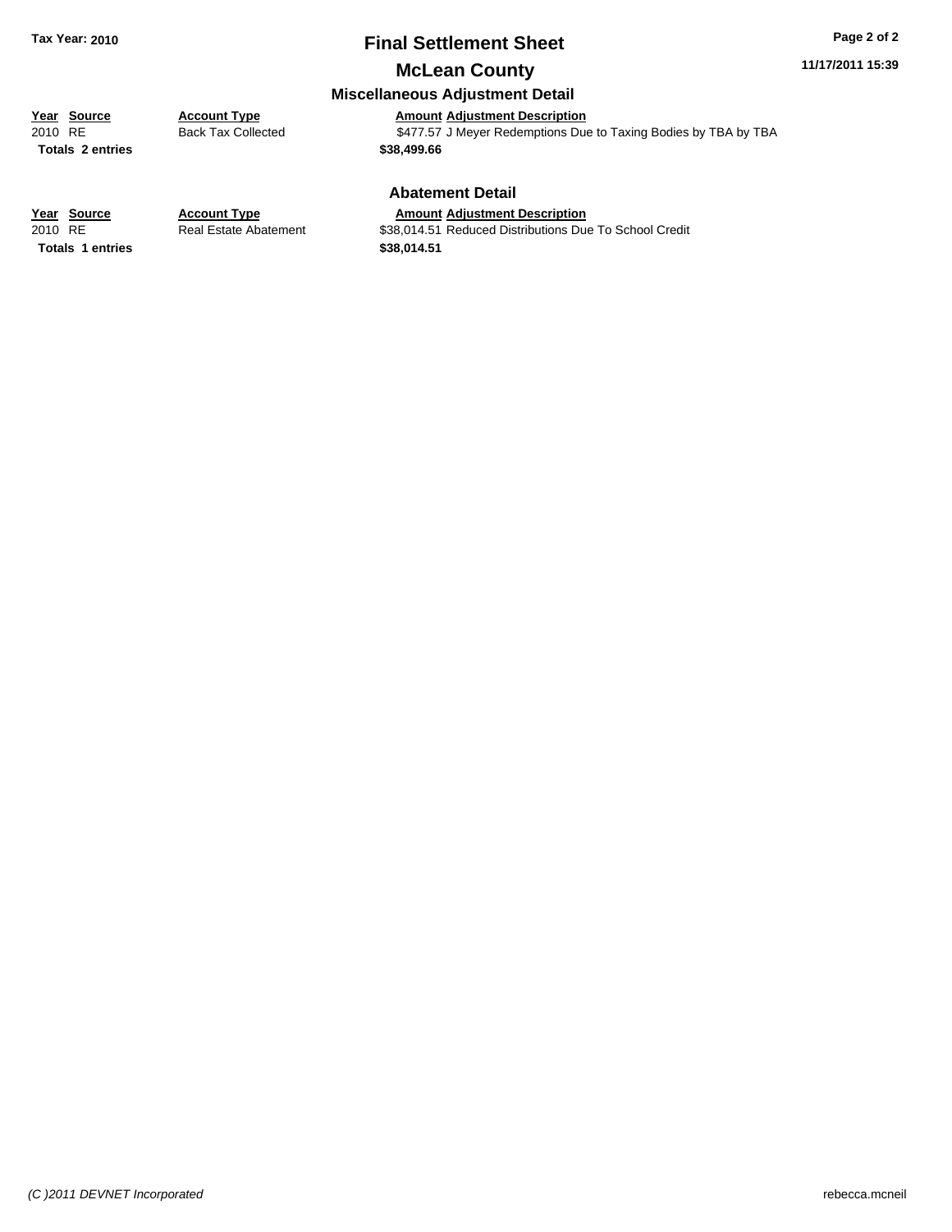## Final Settlement Sheet

## McLean County

### Miscellaneous Adjustment Detail

| Year | Source | Account Type | Amount | Adjustment Description |
|---|---|---|---|---|
| 2010 | RE | Back Tax Collected | $477.57 | J Meyer Redemptions Due to Taxing Bodies by TBA by TBA |
| **Totals** | **2 entries** | | **$38,499.66** | |

### Abatement Detail

| Year | Source | Account Type | Amount | Adjustment Description |
|---|---|---|---|---|
| 2010 | RE | Real Estate Abatement | $38,014.51 | Reduced Distributions Due To School Credit |
| **Totals** | **1 entries** | | **$38,014.51** | |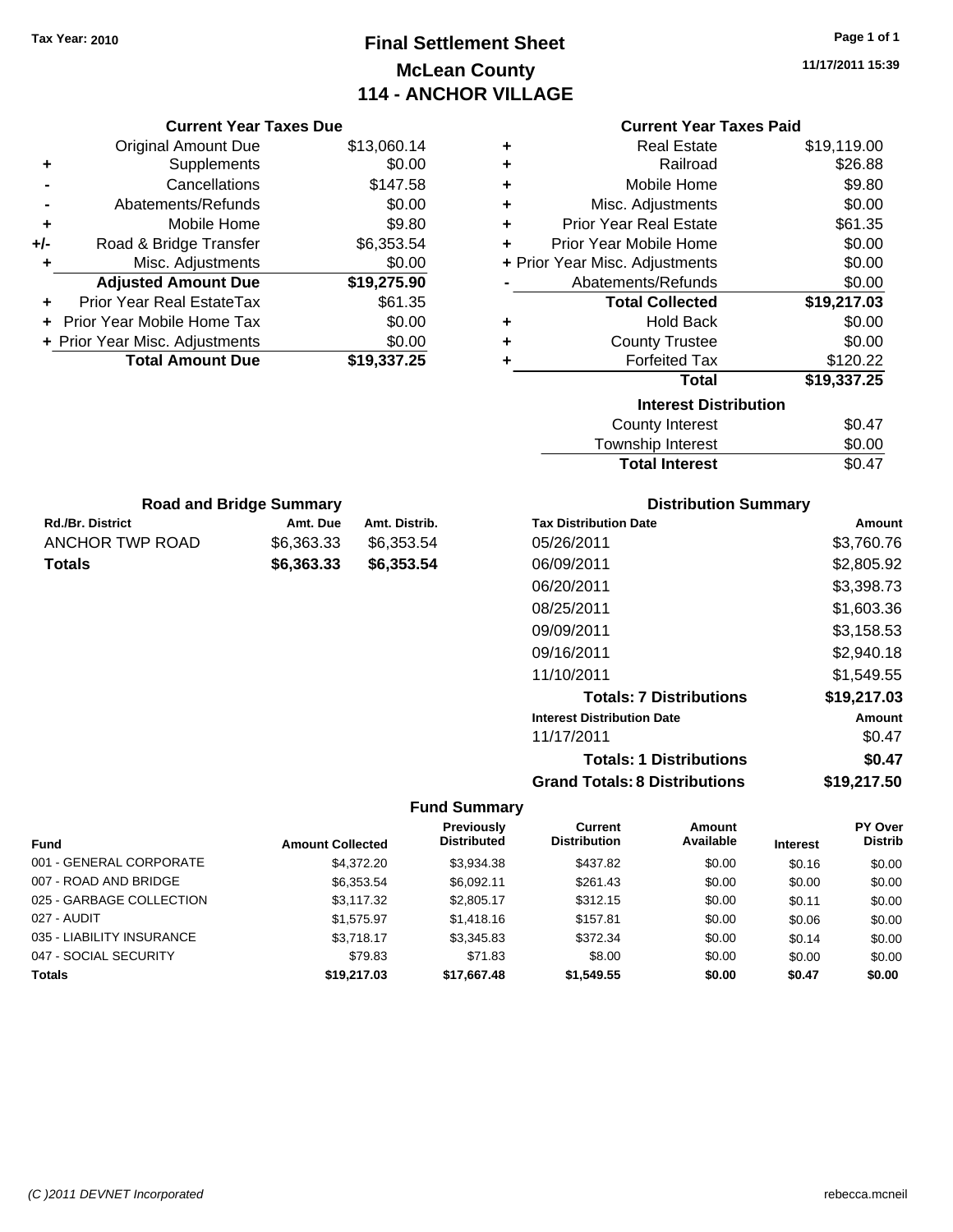Tax Year: 2010

# Final Settlement Sheet
## McLean County
## 114 - ANCHOR VILLAGE

11/17/2011 15:39

### Current Year Taxes Due

| | | |
|---|---|---|
| | Original Amount Due | $13,060.14 |
| + | Supplements | $0.00 |
| - | Cancellations | $147.58 |
| - | Abatements/Refunds | $0.00 |
| + | Mobile Home | $9.80 |
| +/- | Road & Bridge Transfer | $6,353.54 |
| + | Misc. Adjustments | $0.00 |
| | **Adjusted Amount Due** | **$19,275.90** |
| + | Prior Year Real EstateTax | $61.35 |
| + | Prior Year Mobile Home Tax | $0.00 |
| + | Prior Year Misc. Adjustments | $0.00 |
| | **Total Amount Due** | **$19,337.25** |

### Current Year Taxes Paid

| | | |
|---|---|---|
| + | Real Estate | $19,119.00 |
| + | Railroad | $26.88 |
| + | Mobile Home | $9.80 |
| + | Misc. Adjustments | $0.00 |
| + | Prior Year Real Estate | $61.35 |
| + | Prior Year Mobile Home | $0.00 |
| + | Prior Year Misc. Adjustments | $0.00 |
| - | Abatements/Refunds | $0.00 |
| | **Total Collected** | **$19,217.03** |
| + | Hold Back | $0.00 |
| + | County Trustee | $0.00 |
| + | Forfeited Tax | $120.22 |
| | **Total** | **$19,337.25** |

### Interest Distribution

| | |
|---|---|
| County Interest | $0.47 |
| Township Interest | $0.00 |
| **Total Interest** | $0.47 |

### Road and Bridge Summary

| Rd./Br. District | Amt. Due | Amt. Distrib. |
|---|---|---|
| ANCHOR TWP ROAD | $6,363.33 | $6,353.54 |
| **Totals** | **$6,363.33** | **$6,353.54** |

### Distribution Summary

| Tax Distribution Date | Amount |
|---|---|
| 05/26/2011 | $3,760.76 |
| 06/09/2011 | $2,805.92 |
| 06/20/2011 | $3,398.73 |
| 08/25/2011 | $1,603.36 |
| 09/09/2011 | $3,158.53 |
| 09/16/2011 | $2,940.18 |
| 11/10/2011 | $1,549.55 |
| **Totals: 7 Distributions** | **$19,217.03** |
| **Interest Distribution Date** | **Amount** |
| 11/17/2011 | $0.47 |
| **Totals: 1 Distributions** | **$0.47** |
| **Grand Totals: 8 Distributions** | **$19,217.50** |

### Fund Summary

| Fund | Amount Collected | Previously Distributed | Current Distribution | Amount Available | Interest | PY Over Distrib |
|---|---|---|---|---|---|---|
| 001 - GENERAL CORPORATE | $4,372.20 | $3,934.38 | $437.82 | $0.00 | $0.16 | $0.00 |
| 007 - ROAD AND BRIDGE | $6,353.54 | $6,092.11 | $261.43 | $0.00 | $0.00 | $0.00 |
| 025 - GARBAGE COLLECTION | $3,117.32 | $2,805.17 | $312.15 | $0.00 | $0.11 | $0.00 |
| 027 - AUDIT | $1,575.97 | $1,418.16 | $157.81 | $0.00 | $0.06 | $0.00 |
| 035 - LIABILITY INSURANCE | $3,718.17 | $3,345.83 | $372.34 | $0.00 | $0.14 | $0.00 |
| 047 - SOCIAL SECURITY | $79.83 | $71.83 | $8.00 | $0.00 | $0.00 | $0.00 |
| **Totals** | **$19,217.03** | **$17,667.48** | **$1,549.55** | **$0.00** | **$0.47** | **$0.00** |

(C )2011 DEVNET Incorporated — rebecca.mcneil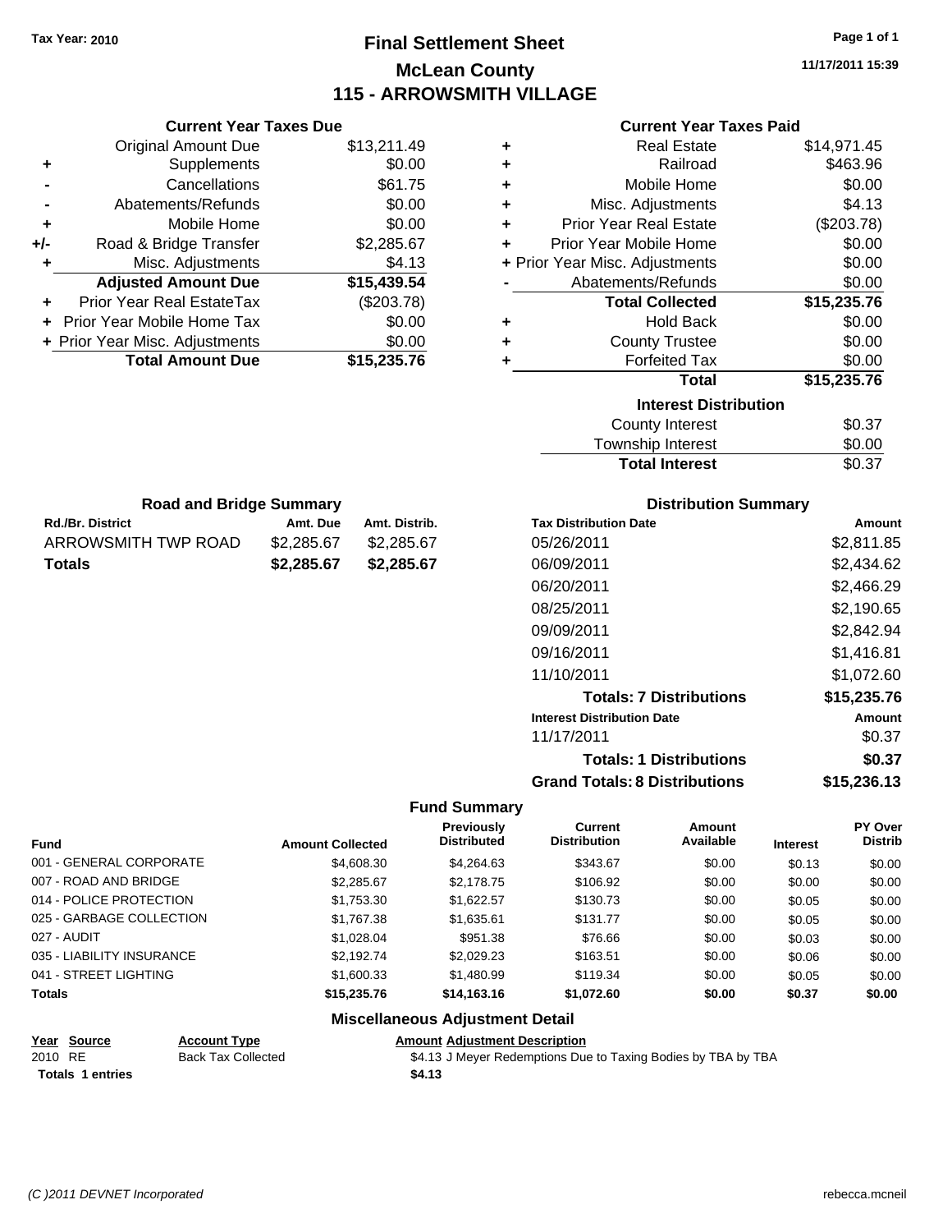Tax Year: 2010

# Final Settlement Sheet
## McLean County
## 115 - ARROWSMITH VILLAGE

11/17/2011 15:39

### Current Year Taxes Due

| | | |
|---|---|---|
| | Original Amount Due | $13,211.49 |
| + | Supplements | $0.00 |
| - | Cancellations | $61.75 |
| - | Abatements/Refunds | $0.00 |
| + | Mobile Home | $0.00 |
| +/- | Road & Bridge Transfer | $2,285.67 |
| + | Misc. Adjustments | $4.13 |
| | **Adjusted Amount Due** | **$15,439.54** |
| + | Prior Year Real EstateTax | ($203.78) |
| + | Prior Year Mobile Home Tax | $0.00 |
| + | Prior Year Misc. Adjustments | $0.00 |
| | **Total Amount Due** | **$15,235.76** |

### Current Year Taxes Paid

| | | |
|---|---|---|
| + | Real Estate | $14,971.45 |
| + | Railroad | $463.96 |
| + | Mobile Home | $0.00 |
| + | Misc. Adjustments | $4.13 |
| + | Prior Year Real Estate | ($203.78) |
| + | Prior Year Mobile Home | $0.00 |
| + | Prior Year Misc. Adjustments | $0.00 |
| - | Abatements/Refunds | $0.00 |
| | **Total Collected** | **$15,235.76** |
| + | Hold Back | $0.00 |
| + | County Trustee | $0.00 |
| + | Forfeited Tax | $0.00 |
| | **Total** | **$15,235.76** |

### Interest Distribution

| | |
|---|---|
| County Interest | $0.37 |
| Township Interest | $0.00 |
| **Total Interest** | $0.37 |

### Road and Bridge Summary

| Rd./Br. District | Amt. Due | Amt. Distrib. |
|---|---|---|
| ARROWSMITH TWP ROAD | $2,285.67 | $2,285.67 |
| **Totals** | **$2,285.67** | **$2,285.67** |

### Distribution Summary

| Tax Distribution Date | Amount |
|---|---|
| 05/26/2011 | $2,811.85 |
| 06/09/2011 | $2,434.62 |
| 06/20/2011 | $2,466.29 |
| 08/25/2011 | $2,190.65 |
| 09/09/2011 | $2,842.94 |
| 09/16/2011 | $1,416.81 |
| 11/10/2011 | $1,072.60 |
| **Totals: 7 Distributions** | **$15,235.76** |
| **Interest Distribution Date** | **Amount** |
| 11/17/2011 | $0.37 |
| **Totals: 1 Distributions** | **$0.37** |
| **Grand Totals: 8 Distributions** | **$15,236.13** |

### Fund Summary

| Fund | Amount Collected | Previously Distributed | Current Distribution | Amount Available | Interest | PY Over Distrib |
|---|---|---|---|---|---|---|
| 001 - GENERAL CORPORATE | $4,608.30 | $4,264.63 | $343.67 | $0.00 | $0.13 | $0.00 |
| 007 - ROAD AND BRIDGE | $2,285.67 | $2,178.75 | $106.92 | $0.00 | $0.00 | $0.00 |
| 014 - POLICE PROTECTION | $1,753.30 | $1,622.57 | $130.73 | $0.00 | $0.05 | $0.00 |
| 025 - GARBAGE COLLECTION | $1,767.38 | $1,635.61 | $131.77 | $0.00 | $0.05 | $0.00 |
| 027 - AUDIT | $1,028.04 | $951.38 | $76.66 | $0.00 | $0.03 | $0.00 |
| 035 - LIABILITY INSURANCE | $2,192.74 | $2,029.23 | $163.51 | $0.00 | $0.06 | $0.00 |
| 041 - STREET LIGHTING | $1,600.33 | $1,480.99 | $119.34 | $0.00 | $0.05 | $0.00 |
| **Totals** | **$15,235.76** | **$14,163.16** | **$1,072.60** | **$0.00** | **$0.37** | **$0.00** |

### Miscellaneous Adjustment Detail

| Year | Source | Account Type | Amount | Adjustment Description |
|---|---|---|---|---|
| 2010 | RE | Back Tax Collected | $4.13 | J Meyer Redemptions Due to Taxing Bodies by TBA by TBA |
| **Totals** | **1 entries** | | **$4.13** | |

(C )2011 DEVNET Incorporated — rebecca.mcneil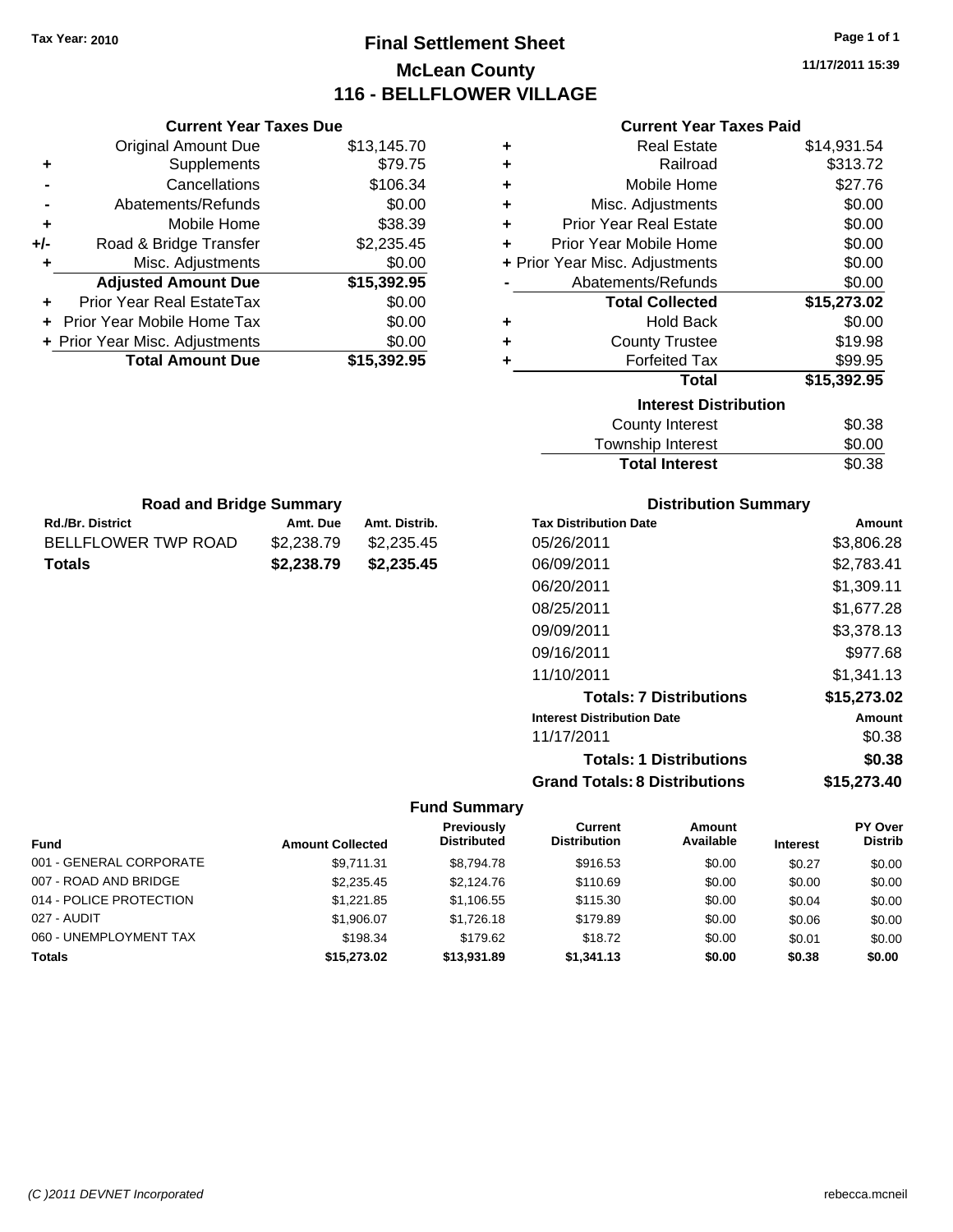Tax Year: 2010

# Final Settlement Sheet

## McLean County

## 116 - BELLFLOWER VILLAGE

11/17/2011 15:39

### Current Year Taxes Due

| | | |
|---|---|---|
| | Original Amount Due | $13,145.70 |
| + | Supplements | $79.75 |
| - | Cancellations | $106.34 |
| - | Abatements/Refunds | $0.00 |
| + | Mobile Home | $38.39 |
| +/- | Road & Bridge Transfer | $2,235.45 |
| + | Misc. Adjustments | $0.00 |
| | **Adjusted Amount Due** | **$15,392.95** |
| + | Prior Year Real EstateTax | $0.00 |
| + | Prior Year Mobile Home Tax | $0.00 |
| + | Prior Year Misc. Adjustments | $0.00 |
| | **Total Amount Due** | **$15,392.95** |

### Current Year Taxes Paid

| | | |
|---|---|---|
| + | Real Estate | $14,931.54 |
| + | Railroad | $313.72 |
| + | Mobile Home | $27.76 |
| + | Misc. Adjustments | $0.00 |
| + | Prior Year Real Estate | $0.00 |
| + | Prior Year Mobile Home | $0.00 |
| + | Prior Year Misc. Adjustments | $0.00 |
| - | Abatements/Refunds | $0.00 |
| | **Total Collected** | **$15,273.02** |
| + | Hold Back | $0.00 |
| + | County Trustee | $19.98 |
| + | Forfeited Tax | $99.95 |
| | **Total** | **$15,392.95** |

### Interest Distribution

| | |
|---|---|
| County Interest | $0.38 |
| Township Interest | $0.00 |
| **Total Interest** | $0.38 |

### Road and Bridge Summary

| Rd./Br. District | Amt. Due | Amt. Distrib. |
|---|---|---|
| BELLFLOWER TWP ROAD | $2,238.79 | $2,235.45 |
| **Totals** | **$2,238.79** | **$2,235.45** |

### Distribution Summary

| Tax Distribution Date | Amount |
|---|---|
| 05/26/2011 | $3,806.28 |
| 06/09/2011 | $2,783.41 |
| 06/20/2011 | $1,309.11 |
| 08/25/2011 | $1,677.28 |
| 09/09/2011 | $3,378.13 |
| 09/16/2011 | $977.68 |
| 11/10/2011 | $1,341.13 |
| **Totals: 7 Distributions** | **$15,273.02** |
| **Interest Distribution Date** | **Amount** |
| 11/17/2011 | $0.38 |
| **Totals: 1 Distributions** | **$0.38** |
| **Grand Totals: 8 Distributions** | **$15,273.40** |

### Fund Summary

| Fund | Amount Collected | Previously Distributed | Current Distribution | Amount Available | Interest | PY Over Distrib |
|---|---|---|---|---|---|---|
| 001 - GENERAL CORPORATE | $9,711.31 | $8,794.78 | $916.53 | $0.00 | $0.27 | $0.00 |
| 007 - ROAD AND BRIDGE | $2,235.45 | $2,124.76 | $110.69 | $0.00 | $0.00 | $0.00 |
| 014 - POLICE PROTECTION | $1,221.85 | $1,106.55 | $115.30 | $0.00 | $0.04 | $0.00 |
| 027 - AUDIT | $1,906.07 | $1,726.18 | $179.89 | $0.00 | $0.06 | $0.00 |
| 060 - UNEMPLOYMENT TAX | $198.34 | $179.62 | $18.72 | $0.00 | $0.01 | $0.00 |
| **Totals** | **$15,273.02** | **$13,931.89** | **$1,341.13** | **$0.00** | **$0.38** | **$0.00** |

(C )2011 DEVNET Incorporated

rebecca.mcneil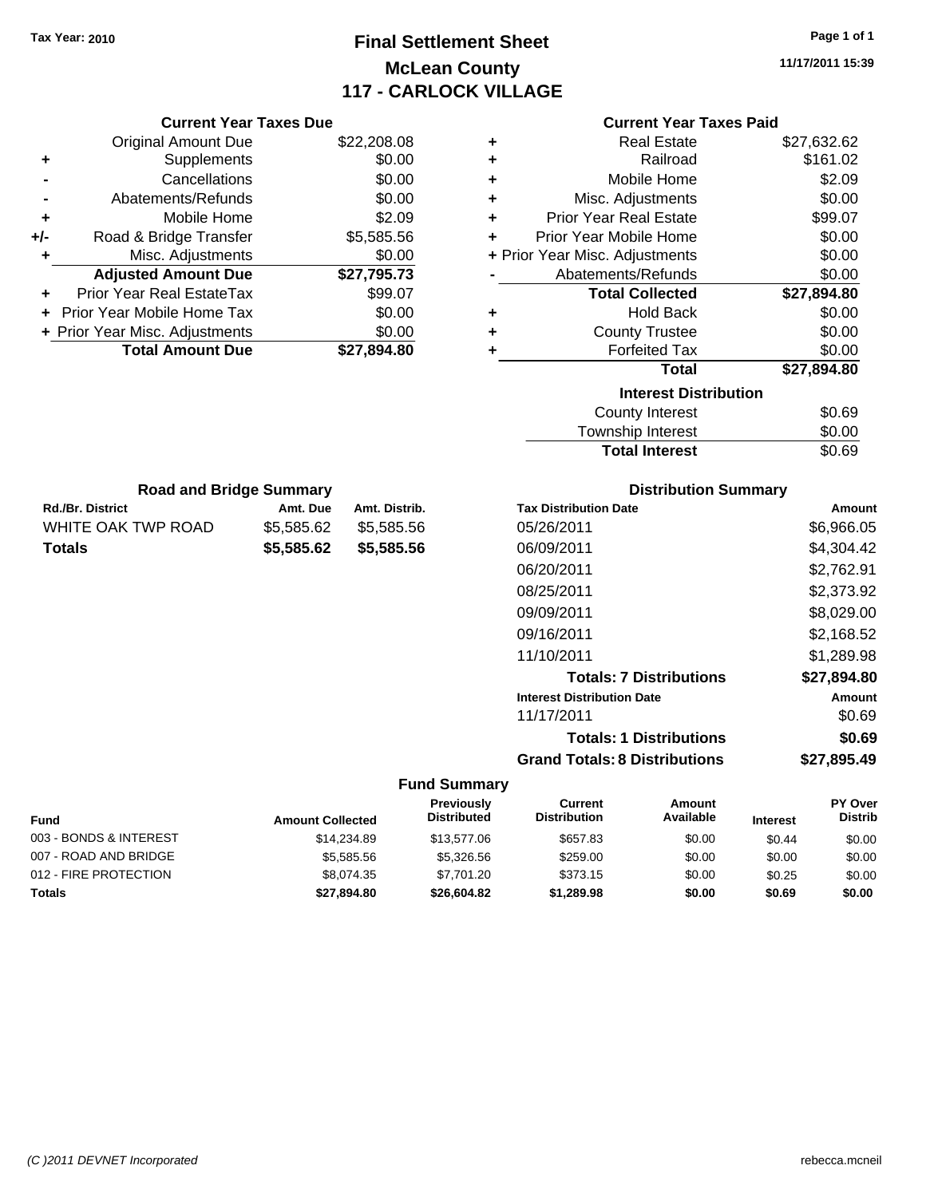Tax Year: 2010

# Final Settlement Sheet

## McLean County

## 117 - CARLOCK VILLAGE

11/17/2011 15:39

### Current Year Taxes Due

| | | |
|---|---|---|
| | Original Amount Due | $22,208.08 |
| + | Supplements | $0.00 |
| - | Cancellations | $0.00 |
| - | Abatements/Refunds | $0.00 |
| + | Mobile Home | $2.09 |
| +/- | Road & Bridge Transfer | $5,585.56 |
| + | Misc. Adjustments | $0.00 |
| | **Adjusted Amount Due** | **$27,795.73** |
| + | Prior Year Real EstateTax | $99.07 |
| + | Prior Year Mobile Home Tax | $0.00 |
| + | Prior Year Misc. Adjustments | $0.00 |
| | **Total Amount Due** | **$27,894.80** |

### Current Year Taxes Paid

| | | |
|---|---|---|
| + | Real Estate | $27,632.62 |
| + | Railroad | $161.02 |
| + | Mobile Home | $2.09 |
| + | Misc. Adjustments | $0.00 |
| + | Prior Year Real Estate | $99.07 |
| + | Prior Year Mobile Home | $0.00 |
| + | Prior Year Misc. Adjustments | $0.00 |
| - | Abatements/Refunds | $0.00 |
| | **Total Collected** | **$27,894.80** |
| + | Hold Back | $0.00 |
| + | County Trustee | $0.00 |
| + | Forfeited Tax | $0.00 |
| | **Total** | **$27,894.80** |

### Interest Distribution

| | |
|---|---|
| County Interest | $0.69 |
| Township Interest | $0.00 |
| **Total Interest** | $0.69 |

### Road and Bridge Summary

| Rd./Br. District | Amt. Due | Amt. Distrib. |
|---|---|---|
| WHITE OAK TWP ROAD | $5,585.62 | $5,585.56 |
| **Totals** | **$5,585.62** | **$5,585.56** |

### Distribution Summary

| Tax Distribution Date | Amount |
|---|---|
| 05/26/2011 | $6,966.05 |
| 06/09/2011 | $4,304.42 |
| 06/20/2011 | $2,762.91 |
| 08/25/2011 | $2,373.92 |
| 09/09/2011 | $8,029.00 |
| 09/16/2011 | $2,168.52 |
| 11/10/2011 | $1,289.98 |
| **Totals: 7 Distributions** | **$27,894.80** |
| **Interest Distribution Date** | **Amount** |
| 11/17/2011 | $0.69 |
| **Totals: 1 Distributions** | **$0.69** |
| **Grand Totals: 8 Distributions** | **$27,895.49** |

### Fund Summary

| Fund | Amount Collected | Previously Distributed | Current Distribution | Amount Available | Interest | PY Over Distrib |
|---|---|---|---|---|---|---|
| 003 - BONDS & INTEREST | $14,234.89 | $13,577.06 | $657.83 | $0.00 | $0.44 | $0.00 |
| 007 - ROAD AND BRIDGE | $5,585.56 | $5,326.56 | $259.00 | $0.00 | $0.00 | $0.00 |
| 012 - FIRE PROTECTION | $8,074.35 | $7,701.20 | $373.15 | $0.00 | $0.25 | $0.00 |
| **Totals** | **$27,894.80** | **$26,604.82** | **$1,289.98** | **$0.00** | **$0.69** | **$0.00** |

(C )2011 DEVNET Incorporated — rebecca.mcneil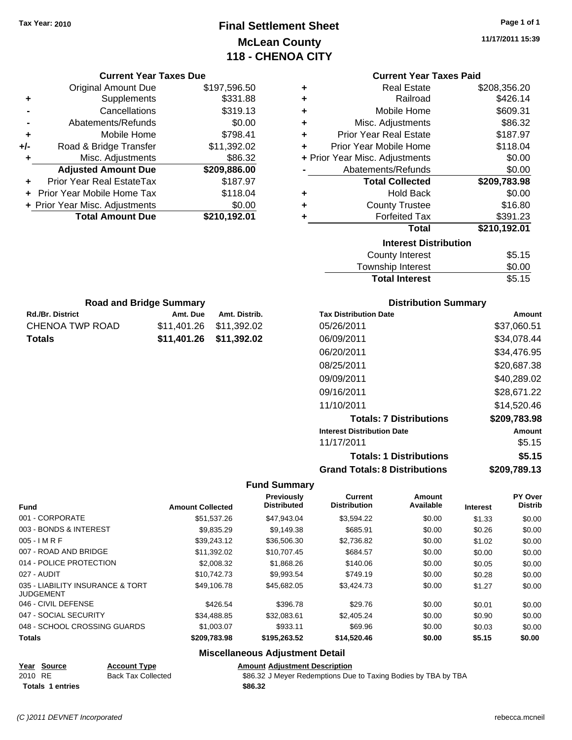Tax Year: 2010

# Final Settlement Sheet
## McLean County
## 118 - CHENOA CITY

11/17/2011 15:39

### Current Year Taxes Due

| | | |
|---|---|---|
| | Original Amount Due | $197,596.50 |
| + | Supplements | $331.88 |
| - | Cancellations | $319.13 |
| - | Abatements/Refunds | $0.00 |
| + | Mobile Home | $798.41 |
| +/- | Road & Bridge Transfer | $11,392.02 |
| + | Misc. Adjustments | $86.32 |
| | **Adjusted Amount Due** | **$209,886.00** |
| + | Prior Year Real EstateTax | $187.97 |
| + | Prior Year Mobile Home Tax | $118.04 |
| + | Prior Year Misc. Adjustments | $0.00 |
| | **Total Amount Due** | **$210,192.01** |

### Current Year Taxes Paid

| | | |
|---|---|---|
| + | Real Estate | $208,356.20 |
| + | Railroad | $426.14 |
| + | Mobile Home | $609.31 |
| + | Misc. Adjustments | $86.32 |
| + | Prior Year Real Estate | $187.97 |
| + | Prior Year Mobile Home | $118.04 |
| + | Prior Year Misc. Adjustments | $0.00 |
| - | Abatements/Refunds | $0.00 |
| | **Total Collected** | **$209,783.98** |
| + | Hold Back | $0.00 |
| + | County Trustee | $16.80 |
| + | Forfeited Tax | $391.23 |
| | **Total** | **$210,192.01** |

### Interest Distribution

| | |
|---|---|
| County Interest | $5.15 |
| Township Interest | $0.00 |
| **Total Interest** | $5.15 |

### Road and Bridge Summary

| Rd./Br. District | Amt. Due | Amt. Distrib. |
|---|---|---|
| CHENOA TWP ROAD | $11,401.26 | $11,392.02 |
| **Totals** | **$11,401.26** | **$11,392.02** |

### Distribution Summary

| Tax Distribution Date | Amount |
|---|---|
| 05/26/2011 | $37,060.51 |
| 06/09/2011 | $34,078.44 |
| 06/20/2011 | $34,476.95 |
| 08/25/2011 | $20,687.38 |
| 09/09/2011 | $40,289.02 |
| 09/16/2011 | $28,671.22 |
| 11/10/2011 | $14,520.46 |
| **Totals: 7 Distributions** | **$209,783.98** |
| **Interest Distribution Date** | **Amount** |
| 11/17/2011 | $5.15 |
| **Totals: 1 Distributions** | **$5.15** |
| **Grand Totals: 8 Distributions** | **$209,789.13** |

### Fund Summary

| Fund | Amount Collected | Previously Distributed | Current Distribution | Amount Available | Interest | PY Over Distrib |
|---|---|---|---|---|---|---|
| 001 - CORPORATE | $51,537.26 | $47,943.04 | $3,594.22 | $0.00 | $1.33 | $0.00 |
| 003 - BONDS & INTEREST | $9,835.29 | $9,149.38 | $685.91 | $0.00 | $0.26 | $0.00 |
| 005 - I M R F | $39,243.12 | $36,506.30 | $2,736.82 | $0.00 | $1.02 | $0.00 |
| 007 - ROAD AND BRIDGE | $11,392.02 | $10,707.45 | $684.57 | $0.00 | $0.00 | $0.00 |
| 014 - POLICE PROTECTION | $2,008.32 | $1,868.26 | $140.06 | $0.00 | $0.05 | $0.00 |
| 027 - AUDIT | $10,742.73 | $9,993.54 | $749.19 | $0.00 | $0.28 | $0.00 |
| 035 - LIABILITY INSURANCE & TORT JUDGEMENT | $49,106.78 | $45,682.05 | $3,424.73 | $0.00 | $1.27 | $0.00 |
| 046 - CIVIL DEFENSE | $426.54 | $396.78 | $29.76 | $0.00 | $0.01 | $0.00 |
| 047 - SOCIAL SECURITY | $34,488.85 | $32,083.61 | $2,405.24 | $0.00 | $0.90 | $0.00 |
| 048 - SCHOOL CROSSING GUARDS | $1,003.07 | $933.11 | $69.96 | $0.00 | $0.03 | $0.00 |
| **Totals** | **$209,783.98** | **$195,263.52** | **$14,520.46** | **$0.00** | **$5.15** | **$0.00** |

### Miscellaneous Adjustment Detail

| Year | Source | Account Type | Amount | Adjustment Description |
|---|---|---|---|---|
| 2010 | RE | Back Tax Collected | $86.32 | J Meyer Redemptions Due to Taxing Bodies by TBA by TBA |
| **Totals 1 entries** | | | **$86.32** | |

(C )2011 DEVNET Incorporated

rebecca.mcneil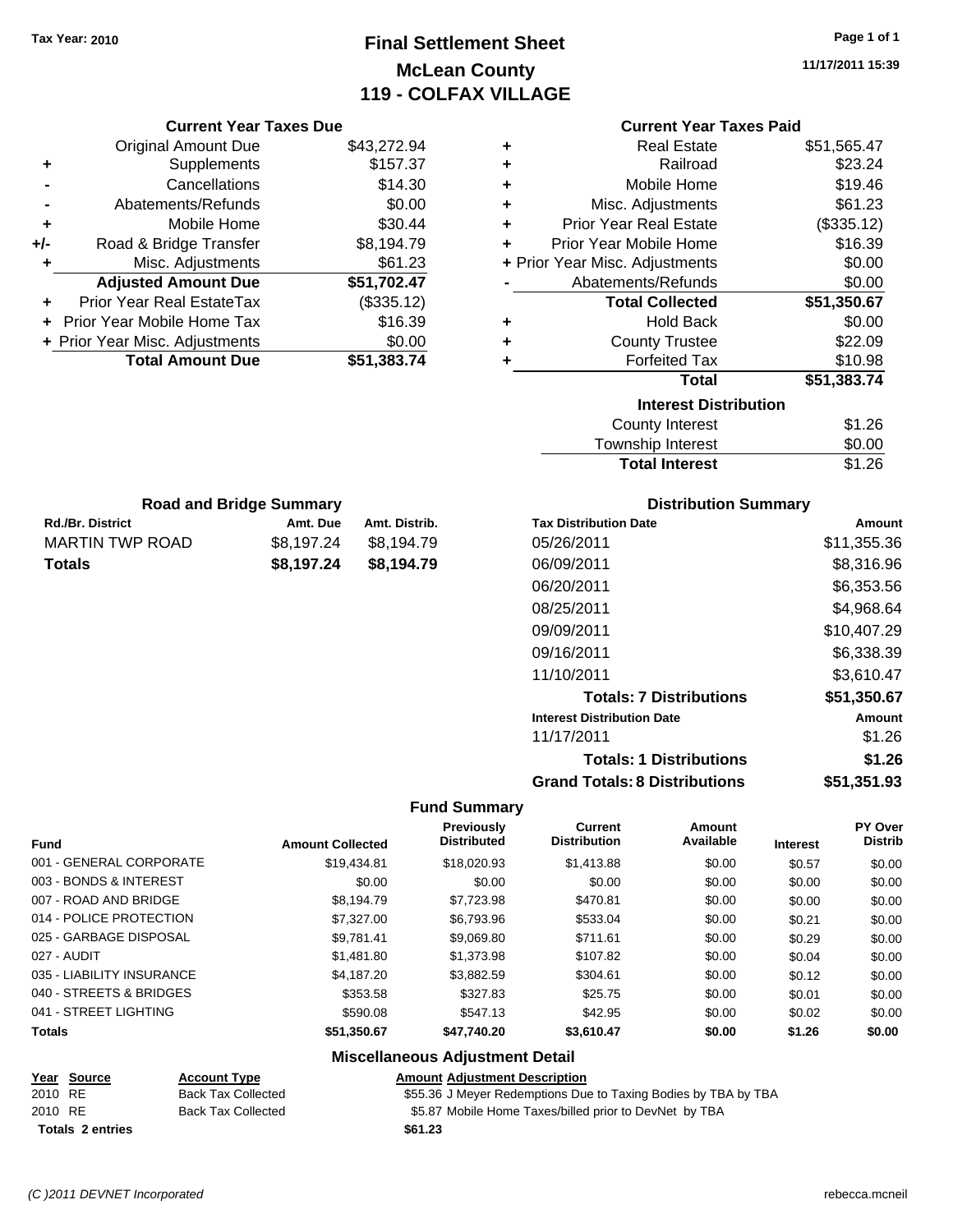Tax Year: 2010

# Final Settlement Sheet
## McLean County
## 119 - COLFAX VILLAGE

11/17/2011 15:39

### Current Year Taxes Due

| | | |
|---|---|---|
| | Original Amount Due | $43,272.94 |
| + | Supplements | $157.37 |
| - | Cancellations | $14.30 |
| - | Abatements/Refunds | $0.00 |
| + | Mobile Home | $30.44 |
| +/- | Road & Bridge Transfer | $8,194.79 |
| + | Misc. Adjustments | $61.23 |
| | **Adjusted Amount Due** | **$51,702.47** |
| + | Prior Year Real EstateTax | ($335.12) |
| + | Prior Year Mobile Home Tax | $16.39 |
| + | Prior Year Misc. Adjustments | $0.00 |
| | **Total Amount Due** | **$51,383.74** |

### Current Year Taxes Paid

| | | |
|---|---|---|
| + | Real Estate | $51,565.47 |
| + | Railroad | $23.24 |
| + | Mobile Home | $19.46 |
| + | Misc. Adjustments | $61.23 |
| + | Prior Year Real Estate | ($335.12) |
| + | Prior Year Mobile Home | $16.39 |
| + | Prior Year Misc. Adjustments | $0.00 |
| - | Abatements/Refunds | $0.00 |
| | **Total Collected** | **$51,350.67** |
| + | Hold Back | $0.00 |
| + | County Trustee | $22.09 |
| + | Forfeited Tax | $10.98 |
| | **Total** | **$51,383.74** |

### Interest Distribution

| | |
|---|---|
| County Interest | $1.26 |
| Township Interest | $0.00 |
| **Total Interest** | $1.26 |

### Road and Bridge Summary

| Rd./Br. District | Amt. Due | Amt. Distrib. |
|---|---|---|
| MARTIN TWP ROAD | $8,197.24 | $8,194.79 |
| **Totals** | **$8,197.24** | **$8,194.79** |

### Distribution Summary

| Tax Distribution Date | Amount |
|---|---|
| 05/26/2011 | $11,355.36 |
| 06/09/2011 | $8,316.96 |
| 06/20/2011 | $6,353.56 |
| 08/25/2011 | $4,968.64 |
| 09/09/2011 | $10,407.29 |
| 09/16/2011 | $6,338.39 |
| 11/10/2011 | $3,610.47 |
| **Totals: 7 Distributions** | **$51,350.67** |
| **Interest Distribution Date** | **Amount** |
| 11/17/2011 | $1.26 |
| **Totals: 1 Distributions** | **$1.26** |
| **Grand Totals: 8 Distributions** | **$51,351.93** |

### Fund Summary

| Fund | Amount Collected | Previously Distributed | Current Distribution | Amount Available | Interest | PY Over Distrib |
|---|---|---|---|---|---|---|
| 001 - GENERAL CORPORATE | $19,434.81 | $18,020.93 | $1,413.88 | $0.00 | $0.57 | $0.00 |
| 003 - BONDS & INTEREST | $0.00 | $0.00 | $0.00 | $0.00 | $0.00 | $0.00 |
| 007 - ROAD AND BRIDGE | $8,194.79 | $7,723.98 | $470.81 | $0.00 | $0.00 | $0.00 |
| 014 - POLICE PROTECTION | $7,327.00 | $6,793.96 | $533.04 | $0.00 | $0.21 | $0.00 |
| 025 - GARBAGE DISPOSAL | $9,781.41 | $9,069.80 | $711.61 | $0.00 | $0.29 | $0.00 |
| 027 - AUDIT | $1,481.80 | $1,373.98 | $107.82 | $0.00 | $0.04 | $0.00 |
| 035 - LIABILITY INSURANCE | $4,187.20 | $3,882.59 | $304.61 | $0.00 | $0.12 | $0.00 |
| 040 - STREETS & BRIDGES | $353.58 | $327.83 | $25.75 | $0.00 | $0.01 | $0.00 |
| 041 - STREET LIGHTING | $590.08 | $547.13 | $42.95 | $0.00 | $0.02 | $0.00 |
| **Totals** | **$51,350.67** | **$47,740.20** | **$3,610.47** | **$0.00** | **$1.26** | **$0.00** |

### Miscellaneous Adjustment Detail

| Year | Source | Account Type | Amount | Adjustment Description |
|---|---|---|---|---|
| 2010 | RE | Back Tax Collected | $55.36 | J Meyer Redemptions Due to Taxing Bodies by TBA by TBA |
| 2010 | RE | Back Tax Collected | $5.87 | Mobile Home Taxes/billed prior to DevNet by TBA |
| **Totals 2 entries** | | | **$61.23** | |

(C )2011 DEVNET Incorporated rebecca.mcneil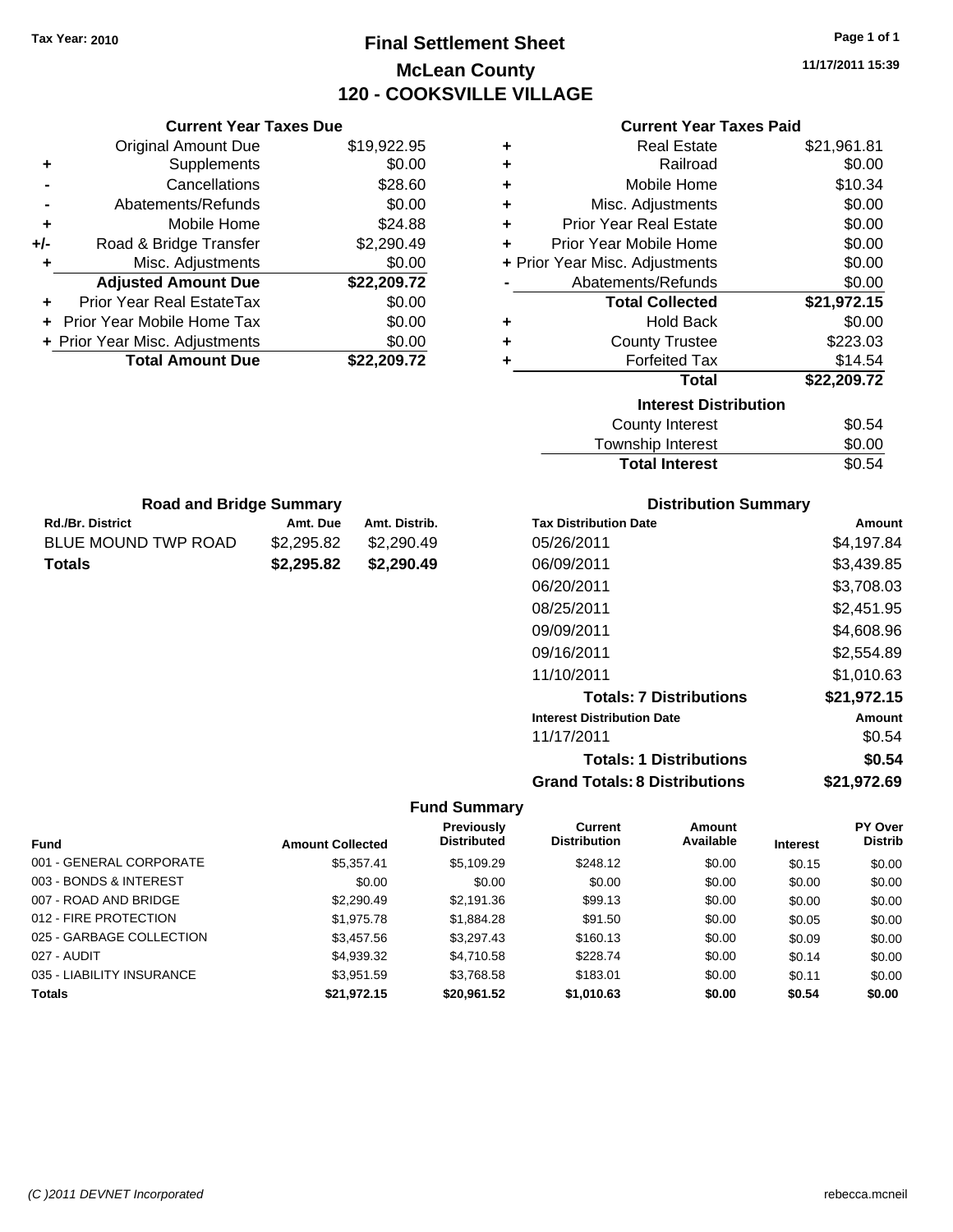Tax Year: 2010

# Final Settlement Sheet

## McLean County

## 120 - COOKSVILLE VILLAGE

11/17/2011 15:39

### Current Year Taxes Due

| | | |
|---|---|---|
| | Original Amount Due | $19,922.95 |
| + | Supplements | $0.00 |
| - | Cancellations | $28.60 |
| - | Abatements/Refunds | $0.00 |
| + | Mobile Home | $24.88 |
| +/- | Road & Bridge Transfer | $2,290.49 |
| + | Misc. Adjustments | $0.00 |
| | **Adjusted Amount Due** | **$22,209.72** |
| + | Prior Year Real EstateTax | $0.00 |
| + | Prior Year Mobile Home Tax | $0.00 |
| + | Prior Year Misc. Adjustments | $0.00 |
| | **Total Amount Due** | **$22,209.72** |

### Current Year Taxes Paid

| | | |
|---|---|---|
| + | Real Estate | $21,961.81 |
| + | Railroad | $0.00 |
| + | Mobile Home | $10.34 |
| + | Misc. Adjustments | $0.00 |
| + | Prior Year Real Estate | $0.00 |
| + | Prior Year Mobile Home | $0.00 |
| + | Prior Year Misc. Adjustments | $0.00 |
| - | Abatements/Refunds | $0.00 |
| | **Total Collected** | **$21,972.15** |
| + | Hold Back | $0.00 |
| + | County Trustee | $223.03 |
| + | Forfeited Tax | $14.54 |
| | **Total** | **$22,209.72** |

### Interest Distribution

| | |
|---|---|
| County Interest | $0.54 |
| Township Interest | $0.00 |
| **Total Interest** | $0.54 |

### Road and Bridge Summary

| Rd./Br. District | Amt. Due | Amt. Distrib. |
|---|---|---|
| BLUE MOUND TWP ROAD | $2,295.82 | $2,290.49 |
| **Totals** | **$2,295.82** | **$2,290.49** |

### Distribution Summary

| Tax Distribution Date | Amount |
|---|---|
| 05/26/2011 | $4,197.84 |
| 06/09/2011 | $3,439.85 |
| 06/20/2011 | $3,708.03 |
| 08/25/2011 | $2,451.95 |
| 09/09/2011 | $4,608.96 |
| 09/16/2011 | $2,554.89 |
| 11/10/2011 | $1,010.63 |
| **Totals: 7 Distributions** | **$21,972.15** |
| **Interest Distribution Date** | **Amount** |
| 11/17/2011 | $0.54 |
| **Totals: 1 Distributions** | **$0.54** |
| **Grand Totals: 8 Distributions** | **$21,972.69** |

### Fund Summary

| Fund | Amount Collected | Previously Distributed | Current Distribution | Amount Available | Interest | PY Over Distrib |
|---|---|---|---|---|---|---|
| 001 - GENERAL CORPORATE | $5,357.41 | $5,109.29 | $248.12 | $0.00 | $0.15 | $0.00 |
| 003 - BONDS & INTEREST | $0.00 | $0.00 | $0.00 | $0.00 | $0.00 | $0.00 |
| 007 - ROAD AND BRIDGE | $2,290.49 | $2,191.36 | $99.13 | $0.00 | $0.00 | $0.00 |
| 012 - FIRE PROTECTION | $1,975.78 | $1,884.28 | $91.50 | $0.00 | $0.05 | $0.00 |
| 025 - GARBAGE COLLECTION | $3,457.56 | $3,297.43 | $160.13 | $0.00 | $0.09 | $0.00 |
| 027 - AUDIT | $4,939.32 | $4,710.58 | $228.74 | $0.00 | $0.14 | $0.00 |
| 035 - LIABILITY INSURANCE | $3,951.59 | $3,768.58 | $183.01 | $0.00 | $0.11 | $0.00 |
| **Totals** | **$21,972.15** | **$20,961.52** | **$1,010.63** | **$0.00** | **$0.54** | **$0.00** |

(C )2011 DEVNET Incorporated — rebecca.mcneil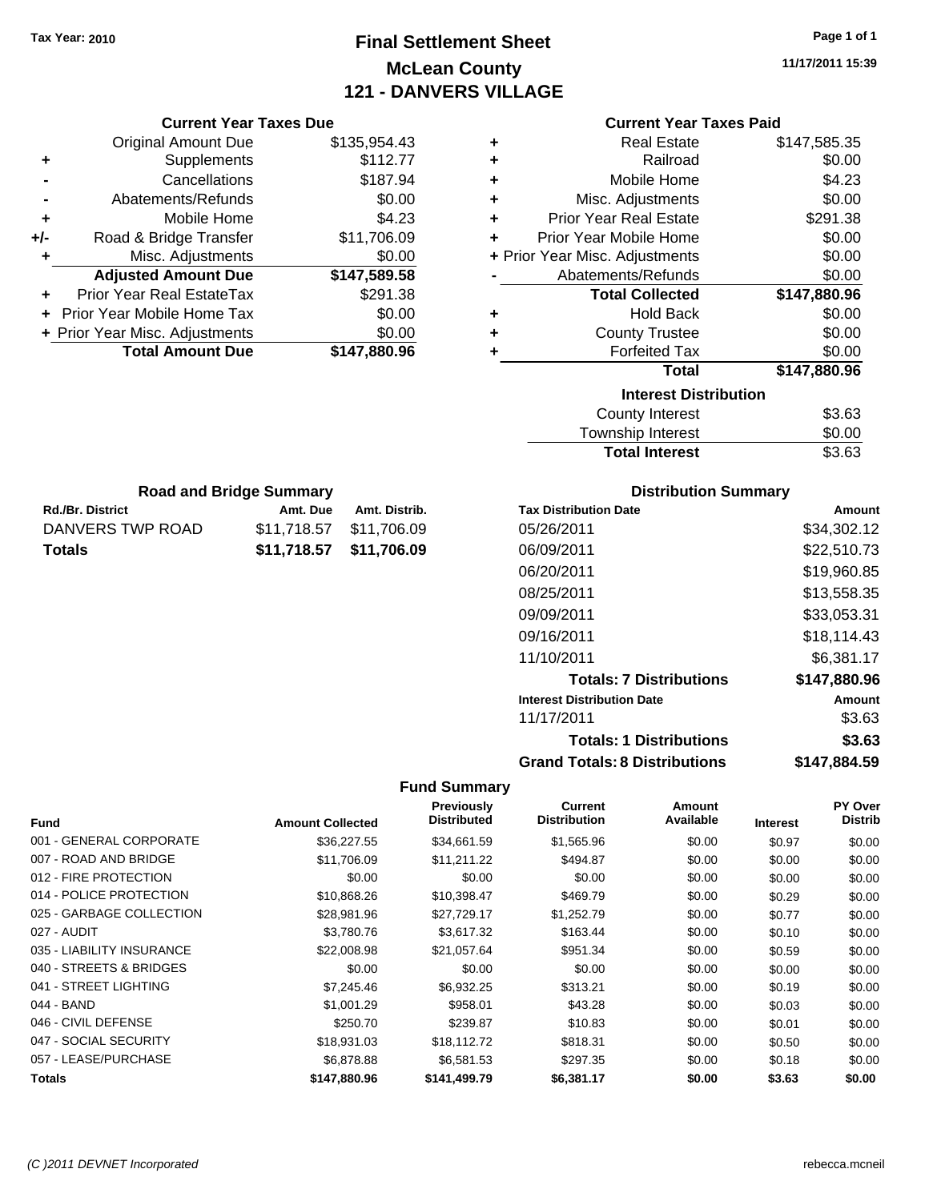Tax Year: 2010

# Final Settlement Sheet
## McLean County
## 121 - DANVERS VILLAGE

11/17/2011 15:39

### Current Year Taxes Due

| | | |
|---|---|---|
| | Original Amount Due | $135,954.43 |
| + | Supplements | $112.77 |
| - | Cancellations | $187.94 |
| - | Abatements/Refunds | $0.00 |
| + | Mobile Home | $4.23 |
| +/- | Road & Bridge Transfer | $11,706.09 |
| + | Misc. Adjustments | $0.00 |
| | **Adjusted Amount Due** | **$147,589.58** |
| + | Prior Year Real EstateTax | $291.38 |
| + | Prior Year Mobile Home Tax | $0.00 |
| + | Prior Year Misc. Adjustments | $0.00 |
| | **Total Amount Due** | **$147,880.96** |

### Current Year Taxes Paid

| | | |
|---|---|---|
| + | Real Estate | $147,585.35 |
| + | Railroad | $0.00 |
| + | Mobile Home | $4.23 |
| + | Misc. Adjustments | $0.00 |
| + | Prior Year Real Estate | $291.38 |
| + | Prior Year Mobile Home | $0.00 |
| + | Prior Year Misc. Adjustments | $0.00 |
| - | Abatements/Refunds | $0.00 |
| | **Total Collected** | **$147,880.96** |
| + | Hold Back | $0.00 |
| + | County Trustee | $0.00 |
| + | Forfeited Tax | $0.00 |
| | **Total** | **$147,880.96** |

### Interest Distribution

| | |
|---|---|
| County Interest | $3.63 |
| Township Interest | $0.00 |
| **Total Interest** | **$3.63** |

### Road and Bridge Summary

| Rd./Br. District | Amt. Due | Amt. Distrib. |
|---|---|---|
| DANVERS TWP ROAD | $11,718.57 | $11,706.09 |
| **Totals** | **$11,718.57** | **$11,706.09** |

### Distribution Summary

| Tax Distribution Date | Amount |
|---|---|
| 05/26/2011 | $34,302.12 |
| 06/09/2011 | $22,510.73 |
| 06/20/2011 | $19,960.85 |
| 08/25/2011 | $13,558.35 |
| 09/09/2011 | $33,053.31 |
| 09/16/2011 | $18,114.43 |
| 11/10/2011 | $6,381.17 |
| **Totals: 7 Distributions** | **$147,880.96** |
| **Interest Distribution Date** | **Amount** |
| 11/17/2011 | $3.63 |
| **Totals: 1 Distributions** | **$3.63** |
| **Grand Totals: 8 Distributions** | **$147,884.59** |

### Fund Summary

| Fund | Amount Collected | Previously Distributed | Current Distribution | Amount Available | Interest | PY Over Distrib |
|---|---|---|---|---|---|---|
| 001 - GENERAL CORPORATE | $36,227.55 | $34,661.59 | $1,565.96 | $0.00 | $0.97 | $0.00 |
| 007 - ROAD AND BRIDGE | $11,706.09 | $11,211.22 | $494.87 | $0.00 | $0.00 | $0.00 |
| 012 - FIRE PROTECTION | $0.00 | $0.00 | $0.00 | $0.00 | $0.00 | $0.00 |
| 014 - POLICE PROTECTION | $10,868.26 | $10,398.47 | $469.79 | $0.00 | $0.29 | $0.00 |
| 025 - GARBAGE COLLECTION | $28,981.96 | $27,729.17 | $1,252.79 | $0.00 | $0.77 | $0.00 |
| 027 - AUDIT | $3,780.76 | $3,617.32 | $163.44 | $0.00 | $0.10 | $0.00 |
| 035 - LIABILITY INSURANCE | $22,008.98 | $21,057.64 | $951.34 | $0.00 | $0.59 | $0.00 |
| 040 - STREETS & BRIDGES | $0.00 | $0.00 | $0.00 | $0.00 | $0.00 | $0.00 |
| 041 - STREET LIGHTING | $7,245.46 | $6,932.25 | $313.21 | $0.00 | $0.19 | $0.00 |
| 044 - BAND | $1,001.29 | $958.01 | $43.28 | $0.00 | $0.03 | $0.00 |
| 046 - CIVIL DEFENSE | $250.70 | $239.87 | $10.83 | $0.00 | $0.01 | $0.00 |
| 047 - SOCIAL SECURITY | $18,931.03 | $18,112.72 | $818.31 | $0.00 | $0.50 | $0.00 |
| 057 - LEASE/PURCHASE | $6,878.88 | $6,581.53 | $297.35 | $0.00 | $0.18 | $0.00 |
| **Totals** | **$147,880.96** | **$141,499.79** | **$6,381.17** | **$0.00** | **$3.63** | **$0.00** |

(C )2011 DEVNET Incorporated — rebecca.mcneil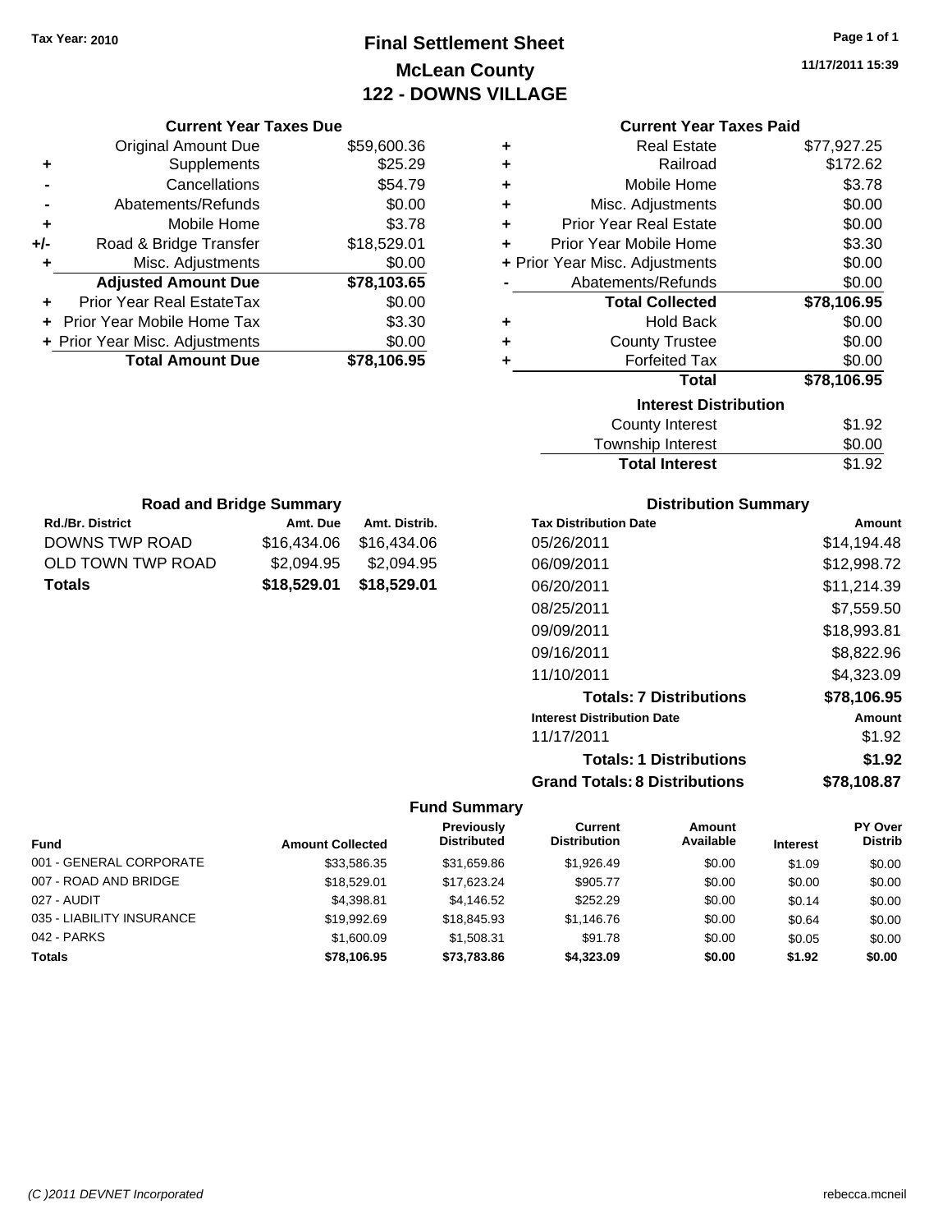Tax Year: 2010

# Final Settlement Sheet
## McLean County
## 122 - DOWNS VILLAGE

11/17/2011 15:39

### Current Year Taxes Due

| | | |
|---|---|---|
| | Original Amount Due | $59,600.36 |
| + | Supplements | $25.29 |
| - | Cancellations | $54.79 |
| - | Abatements/Refunds | $0.00 |
| + | Mobile Home | $3.78 |
| +/- | Road & Bridge Transfer | $18,529.01 |
| + | Misc. Adjustments | $0.00 |
| | **Adjusted Amount Due** | **$78,103.65** |
| + | Prior Year Real EstateTax | $0.00 |
| + | Prior Year Mobile Home Tax | $3.30 |
| + | Prior Year Misc. Adjustments | $0.00 |
| | **Total Amount Due** | **$78,106.95** |

### Current Year Taxes Paid

| | | |
|---|---|---|
| + | Real Estate | $77,927.25 |
| + | Railroad | $172.62 |
| + | Mobile Home | $3.78 |
| + | Misc. Adjustments | $0.00 |
| + | Prior Year Real Estate | $0.00 |
| + | Prior Year Mobile Home | $3.30 |
| + | Prior Year Misc. Adjustments | $0.00 |
| - | Abatements/Refunds | $0.00 |
| | **Total Collected** | **$78,106.95** |
| + | Hold Back | $0.00 |
| + | County Trustee | $0.00 |
| + | Forfeited Tax | $0.00 |
| | **Total** | **$78,106.95** |

### Interest Distribution

| | |
|---|---|
| County Interest | $1.92 |
| Township Interest | $0.00 |
| **Total Interest** | $1.92 |

### Road and Bridge Summary

| Rd./Br. District | Amt. Due | Amt. Distrib. |
|---|---|---|
| DOWNS TWP ROAD | $16,434.06 | $16,434.06 |
| OLD TOWN TWP ROAD | $2,094.95 | $2,094.95 |
| **Totals** | **$18,529.01** | **$18,529.01** |

### Distribution Summary

| Tax Distribution Date | Amount |
|---|---|
| 05/26/2011 | $14,194.48 |
| 06/09/2011 | $12,998.72 |
| 06/20/2011 | $11,214.39 |
| 08/25/2011 | $7,559.50 |
| 09/09/2011 | $18,993.81 |
| 09/16/2011 | $8,822.96 |
| 11/10/2011 | $4,323.09 |
| **Totals: 7 Distributions** | **$78,106.95** |
| **Interest Distribution Date** | **Amount** |
| 11/17/2011 | $1.92 |
| **Totals: 1 Distributions** | **$1.92** |
| **Grand Totals: 8 Distributions** | **$78,108.87** |

### Fund Summary

| Fund | Amount Collected | Previously Distributed | Current Distribution | Amount Available | Interest | PY Over Distrib |
|---|---|---|---|---|---|---|
| 001 - GENERAL CORPORATE | $33,586.35 | $31,659.86 | $1,926.49 | $0.00 | $1.09 | $0.00 |
| 007 - ROAD AND BRIDGE | $18,529.01 | $17,623.24 | $905.77 | $0.00 | $0.00 | $0.00 |
| 027 - AUDIT | $4,398.81 | $4,146.52 | $252.29 | $0.00 | $0.14 | $0.00 |
| 035 - LIABILITY INSURANCE | $19,992.69 | $18,845.93 | $1,146.76 | $0.00 | $0.64 | $0.00 |
| 042 - PARKS | $1,600.09 | $1,508.31 | $91.78 | $0.00 | $0.05 | $0.00 |
| **Totals** | **$78,106.95** | **$73,783.86** | **$4,323.09** | **$0.00** | **$1.92** | **$0.00** |

(C )2011 DEVNET Incorporated — rebecca.mcneil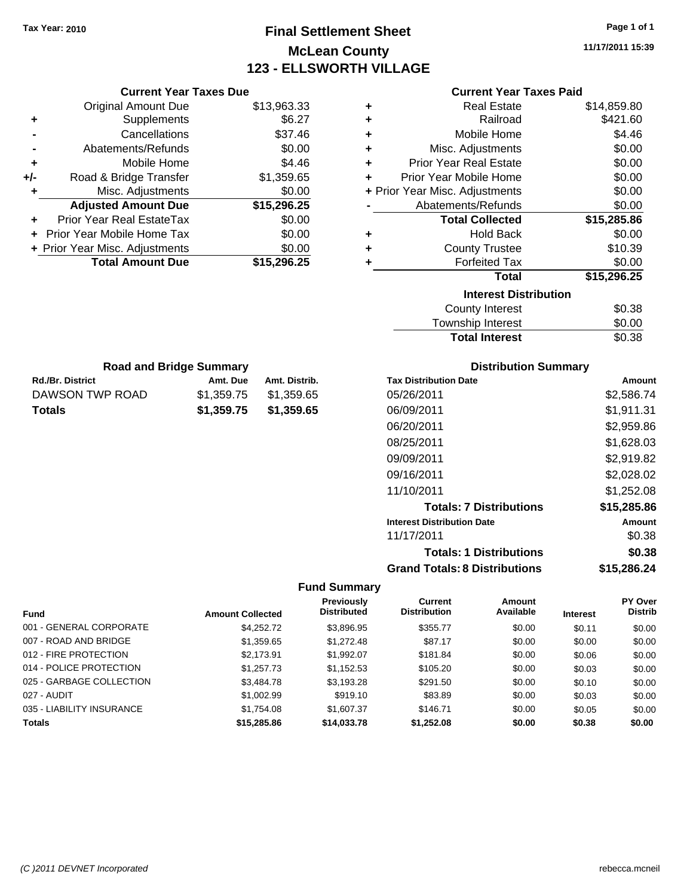Tax Year: 2010

# Final Settlement Sheet
## McLean County
## 123 - ELLSWORTH VILLAGE

11/17/2011 15:39

### Current Year Taxes Due

| | | |
|---|---|---|
| | Original Amount Due | $13,963.33 |
| + | Supplements | $6.27 |
| - | Cancellations | $37.46 |
| - | Abatements/Refunds | $0.00 |
| + | Mobile Home | $4.46 |
| +/- | Road & Bridge Transfer | $1,359.65 |
| + | Misc. Adjustments | $0.00 |
| | **Adjusted Amount Due** | **$15,296.25** |
| + | Prior Year Real EstateTax | $0.00 |
| + | Prior Year Mobile Home Tax | $0.00 |
| + | Prior Year Misc. Adjustments | $0.00 |
| | **Total Amount Due** | **$15,296.25** |

### Current Year Taxes Paid

| | | |
|---|---|---|
| + | Real Estate | $14,859.80 |
| + | Railroad | $421.60 |
| + | Mobile Home | $4.46 |
| + | Misc. Adjustments | $0.00 |
| + | Prior Year Real Estate | $0.00 |
| + | Prior Year Mobile Home | $0.00 |
| + | Prior Year Misc. Adjustments | $0.00 |
| - | Abatements/Refunds | $0.00 |
| | **Total Collected** | **$15,285.86** |
| + | Hold Back | $0.00 |
| + | County Trustee | $10.39 |
| + | Forfeited Tax | $0.00 |
| | **Total** | **$15,296.25** |

### Interest Distribution

| | |
|---|---|
| County Interest | $0.38 |
| Township Interest | $0.00 |
| **Total Interest** | $0.38 |

### Road and Bridge Summary

| Rd./Br. District | Amt. Due | Amt. Distrib. |
|---|---|---|
| DAWSON TWP ROAD | $1,359.75 | $1,359.65 |
| **Totals** | **$1,359.75** | **$1,359.65** |

### Distribution Summary

| Tax Distribution Date | Amount |
|---|---|
| 05/26/2011 | $2,586.74 |
| 06/09/2011 | $1,911.31 |
| 06/20/2011 | $2,959.86 |
| 08/25/2011 | $1,628.03 |
| 09/09/2011 | $2,919.82 |
| 09/16/2011 | $2,028.02 |
| 11/10/2011 | $1,252.08 |
| **Totals: 7 Distributions** | **$15,285.86** |
| **Interest Distribution Date** | **Amount** |
| 11/17/2011 | $0.38 |
| **Totals: 1 Distributions** | **$0.38** |
| **Grand Totals: 8 Distributions** | **$15,286.24** |

### Fund Summary

| Fund | Amount Collected | Previously Distributed | Current Distribution | Amount Available | Interest | PY Over Distrib |
|---|---|---|---|---|---|---|
| 001 - GENERAL CORPORATE | $4,252.72 | $3,896.95 | $355.77 | $0.00 | $0.11 | $0.00 |
| 007 - ROAD AND BRIDGE | $1,359.65 | $1,272.48 | $87.17 | $0.00 | $0.00 | $0.00 |
| 012 - FIRE PROTECTION | $2,173.91 | $1,992.07 | $181.84 | $0.00 | $0.06 | $0.00 |
| 014 - POLICE PROTECTION | $1,257.73 | $1,152.53 | $105.20 | $0.00 | $0.03 | $0.00 |
| 025 - GARBAGE COLLECTION | $3,484.78 | $3,193.28 | $291.50 | $0.00 | $0.10 | $0.00 |
| 027 - AUDIT | $1,002.99 | $919.10 | $83.89 | $0.00 | $0.03 | $0.00 |
| 035 - LIABILITY INSURANCE | $1,754.08 | $1,607.37 | $146.71 | $0.00 | $0.05 | $0.00 |
| **Totals** | **$15,285.86** | **$14,033.78** | **$1,252.08** | **$0.00** | **$0.38** | **$0.00** |

(C )2011 DEVNET Incorporated — rebecca.mcneil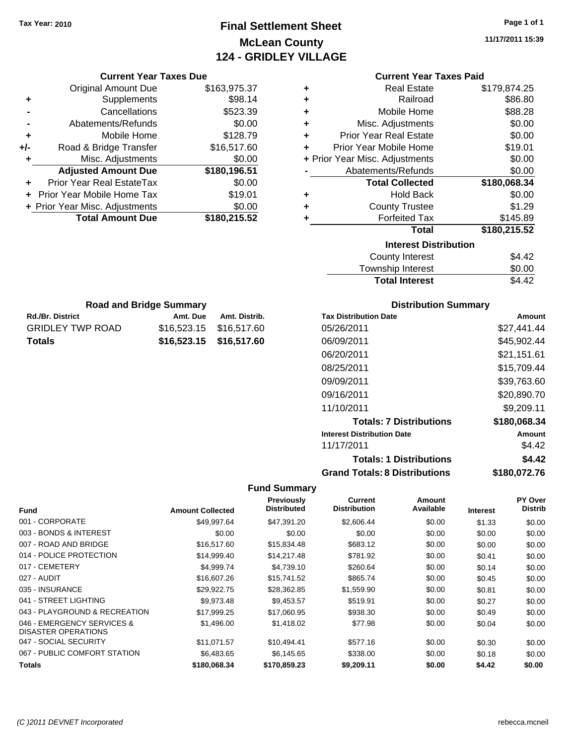Tax Year: 2010

# Final Settlement Sheet
## McLean County
## 124 - GRIDLEY VILLAGE

11/17/2011 15:39

### Current Year Taxes Due

| | | |
|---|---|---|
| | Original Amount Due | $163,975.37 |
| + | Supplements | $98.14 |
| - | Cancellations | $523.39 |
| - | Abatements/Refunds | $0.00 |
| + | Mobile Home | $128.79 |
| +/- | Road & Bridge Transfer | $16,517.60 |
| + | Misc. Adjustments | $0.00 |
| | **Adjusted Amount Due** | **$180,196.51** |
| + | Prior Year Real EstateTax | $0.00 |
| + | Prior Year Mobile Home Tax | $19.01 |
| + | Prior Year Misc. Adjustments | $0.00 |
| | **Total Amount Due** | **$180,215.52** |

### Current Year Taxes Paid

| | | |
|---|---|---|
| + | Real Estate | $179,874.25 |
| + | Railroad | $86.80 |
| + | Mobile Home | $88.28 |
| + | Misc. Adjustments | $0.00 |
| + | Prior Year Real Estate | $0.00 |
| + | Prior Year Mobile Home | $19.01 |
| + | Prior Year Misc. Adjustments | $0.00 |
| - | Abatements/Refunds | $0.00 |
| | **Total Collected** | **$180,068.34** |
| + | Hold Back | $0.00 |
| + | County Trustee | $1.29 |
| + | Forfeited Tax | $145.89 |
| | **Total** | **$180,215.52** |

### Interest Distribution

| | |
|---|---|
| County Interest | $4.42 |
| Township Interest | $0.00 |
| **Total Interest** | $4.42 |

### Road and Bridge Summary

| Rd./Br. District | Amt. Due | Amt. Distrib. |
|---|---|---|
| GRIDLEY TWP ROAD | $16,523.15 | $16,517.60 |
| **Totals** | **$16,523.15** | **$16,517.60** |

### Distribution Summary

| Tax Distribution Date | Amount |
|---|---|
| 05/26/2011 | $27,441.44 |
| 06/09/2011 | $45,902.44 |
| 06/20/2011 | $21,151.61 |
| 08/25/2011 | $15,709.44 |
| 09/09/2011 | $39,763.60 |
| 09/16/2011 | $20,890.70 |
| 11/10/2011 | $9,209.11 |
| **Totals: 7 Distributions** | **$180,068.34** |
| **Interest Distribution Date** | **Amount** |
| 11/17/2011 | $4.42 |
| **Totals: 1 Distributions** | **$4.42** |
| **Grand Totals: 8 Distributions** | **$180,072.76** |

### Fund Summary

| Fund | Amount Collected | Previously Distributed | Current Distribution | Amount Available | Interest | PY Over Distrib |
|---|---|---|---|---|---|---|
| 001 - CORPORATE | $49,997.64 | $47,391.20 | $2,606.44 | $0.00 | $1.33 | $0.00 |
| 003 - BONDS & INTEREST | $0.00 | $0.00 | $0.00 | $0.00 | $0.00 | $0.00 |
| 007 - ROAD AND BRIDGE | $16,517.60 | $15,834.48 | $683.12 | $0.00 | $0.00 | $0.00 |
| 014 - POLICE PROTECTION | $14,999.40 | $14,217.48 | $781.92 | $0.00 | $0.41 | $0.00 |
| 017 - CEMETERY | $4,999.74 | $4,739.10 | $260.64 | $0.00 | $0.14 | $0.00 |
| 027 - AUDIT | $16,607.26 | $15,741.52 | $865.74 | $0.00 | $0.45 | $0.00 |
| 035 - INSURANCE | $29,922.75 | $28,362.85 | $1,559.90 | $0.00 | $0.81 | $0.00 |
| 041 - STREET LIGHTING | $9,973.48 | $9,453.57 | $519.91 | $0.00 | $0.27 | $0.00 |
| 043 - PLAYGROUND & RECREATION | $17,999.25 | $17,060.95 | $938.30 | $0.00 | $0.49 | $0.00 |
| 046 - EMERGENCY SERVICES & DISASTER OPERATIONS | $1,496.00 | $1,418.02 | $77.98 | $0.00 | $0.04 | $0.00 |
| 047 - SOCIAL SECURITY | $11,071.57 | $10,494.41 | $577.16 | $0.00 | $0.30 | $0.00 |
| 067 - PUBLIC COMFORT STATION | $6,483.65 | $6,145.65 | $338.00 | $0.00 | $0.18 | $0.00 |
| **Totals** | **$180,068.34** | **$170,859.23** | **$9,209.11** | **$0.00** | **$4.42** | **$0.00** |

(C )2011 DEVNET Incorporated — rebecca.mcneil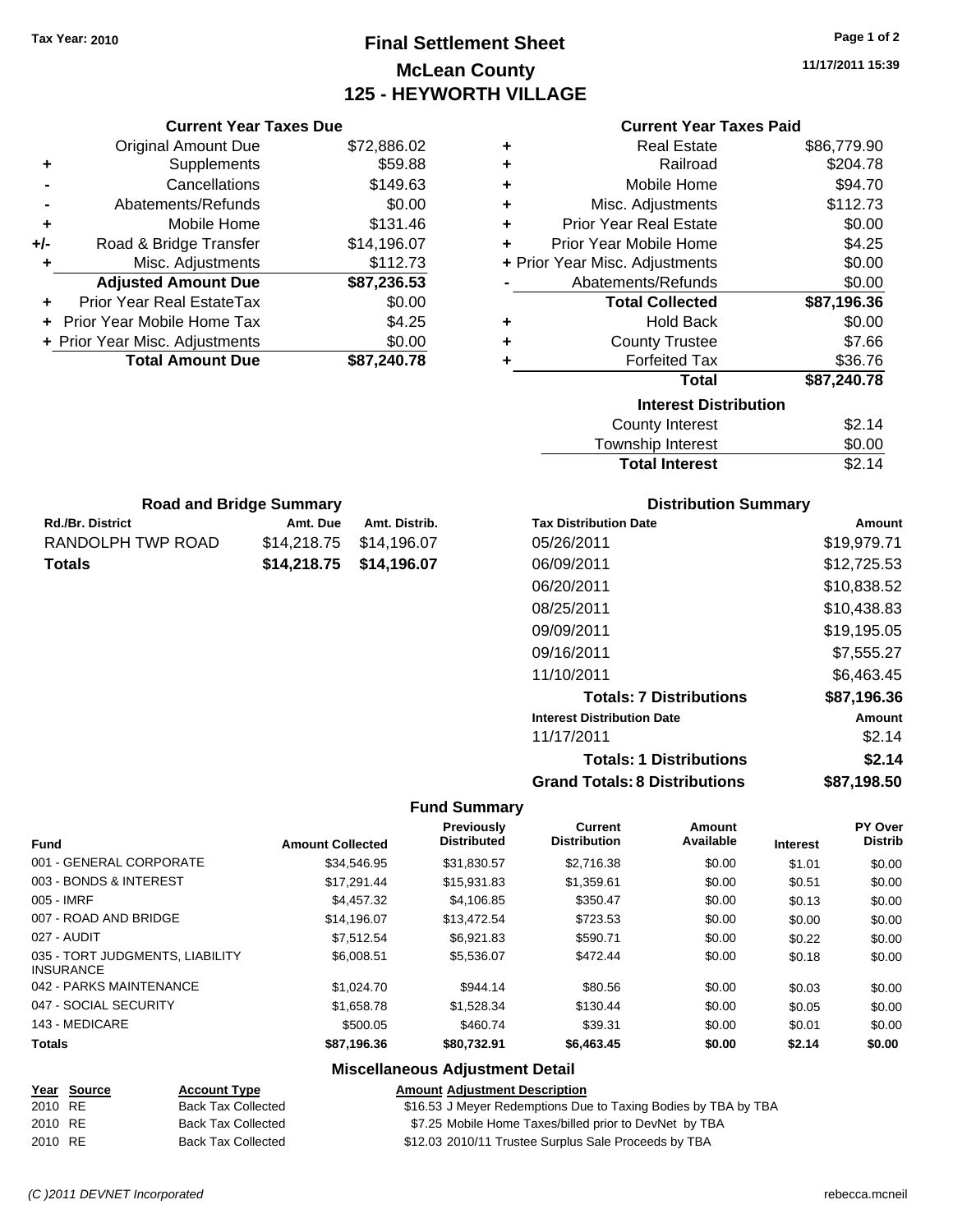Tax Year: 2010

# Final Settlement Sheet

## McLean County

## 125 - HEYWORTH VILLAGE

11/17/2011 15:39

### Current Year Taxes Due

| | | |
|---|---|---|
| | Original Amount Due | $72,886.02 |
| + | Supplements | $59.88 |
| - | Cancellations | $149.63 |
| - | Abatements/Refunds | $0.00 |
| + | Mobile Home | $131.46 |
| +/- | Road & Bridge Transfer | $14,196.07 |
| + | Misc. Adjustments | $112.73 |
| | **Adjusted Amount Due** | **$87,236.53** |
| + | Prior Year Real EstateTax | $0.00 |
| + | Prior Year Mobile Home Tax | $4.25 |
| + | Prior Year Misc. Adjustments | $0.00 |
| | **Total Amount Due** | **$87,240.78** |

### Current Year Taxes Paid

| | | |
|---|---|---|
| + | Real Estate | $86,779.90 |
| + | Railroad | $204.78 |
| + | Mobile Home | $94.70 |
| + | Misc. Adjustments | $112.73 |
| + | Prior Year Real Estate | $0.00 |
| + | Prior Year Mobile Home | $4.25 |
| + | Prior Year Misc. Adjustments | $0.00 |
| - | Abatements/Refunds | $0.00 |
| | **Total Collected** | **$87,196.36** |
| + | Hold Back | $0.00 |
| + | County Trustee | $7.66 |
| + | Forfeited Tax | $36.76 |
| | **Total** | **$87,240.78** |

### Interest Distribution

| | |
|---|---|
| County Interest | $2.14 |
| Township Interest | $0.00 |
| **Total Interest** | $2.14 |

### Road and Bridge Summary

| Rd./Br. District | Amt. Due | Amt. Distrib. |
|---|---|---|
| RANDOLPH TWP ROAD | $14,218.75 | $14,196.07 |
| **Totals** | **$14,218.75** | **$14,196.07** |

### Distribution Summary

| Tax Distribution Date | Amount |
|---|---|
| 05/26/2011 | $19,979.71 |
| 06/09/2011 | $12,725.53 |
| 06/20/2011 | $10,838.52 |
| 08/25/2011 | $10,438.83 |
| 09/09/2011 | $19,195.05 |
| 09/16/2011 | $7,555.27 |
| 11/10/2011 | $6,463.45 |
| **Totals: 7 Distributions** | **$87,196.36** |
| **Interest Distribution Date** | **Amount** |
| 11/17/2011 | $2.14 |
| **Totals: 1 Distributions** | **$2.14** |
| **Grand Totals: 8 Distributions** | **$87,198.50** |

### Fund Summary

| Fund | Amount Collected | Previously Distributed | Current Distribution | Amount Available | Interest | PY Over Distrib |
|---|---|---|---|---|---|---|
| 001 - GENERAL CORPORATE | $34,546.95 | $31,830.57 | $2,716.38 | $0.00 | $1.01 | $0.00 |
| 003 - BONDS & INTEREST | $17,291.44 | $15,931.83 | $1,359.61 | $0.00 | $0.51 | $0.00 |
| 005 - IMRF | $4,457.32 | $4,106.85 | $350.47 | $0.00 | $0.13 | $0.00 |
| 007 - ROAD AND BRIDGE | $14,196.07 | $13,472.54 | $723.53 | $0.00 | $0.00 | $0.00 |
| 027 - AUDIT | $7,512.54 | $6,921.83 | $590.71 | $0.00 | $0.22 | $0.00 |
| 035 - TORT JUDGMENTS, LIABILITY INSURANCE | $6,008.51 | $5,536.07 | $472.44 | $0.00 | $0.18 | $0.00 |
| 042 - PARKS MAINTENANCE | $1,024.70 | $944.14 | $80.56 | $0.00 | $0.03 | $0.00 |
| 047 - SOCIAL SECURITY | $1,658.78 | $1,528.34 | $130.44 | $0.00 | $0.05 | $0.00 |
| 143 - MEDICARE | $500.05 | $460.74 | $39.31 | $0.00 | $0.01 | $0.00 |
| **Totals** | **$87,196.36** | **$80,732.91** | **$6,463.45** | **$0.00** | **$2.14** | **$0.00** |

### Miscellaneous Adjustment Detail

| Year | Source | Account Type | Amount | Adjustment Description |
|---|---|---|---|---|
| 2010 | RE | Back Tax Collected | $16.53 | J Meyer Redemptions Due to Taxing Bodies by TBA by TBA |
| 2010 | RE | Back Tax Collected | $7.25 | Mobile Home Taxes/billed prior to DevNet by TBA |
| 2010 | RE | Back Tax Collected | $12.03 | 2010/11 Trustee Surplus Sale Proceeds by TBA |

(C )2011 DEVNET Incorporated rebecca.mcneil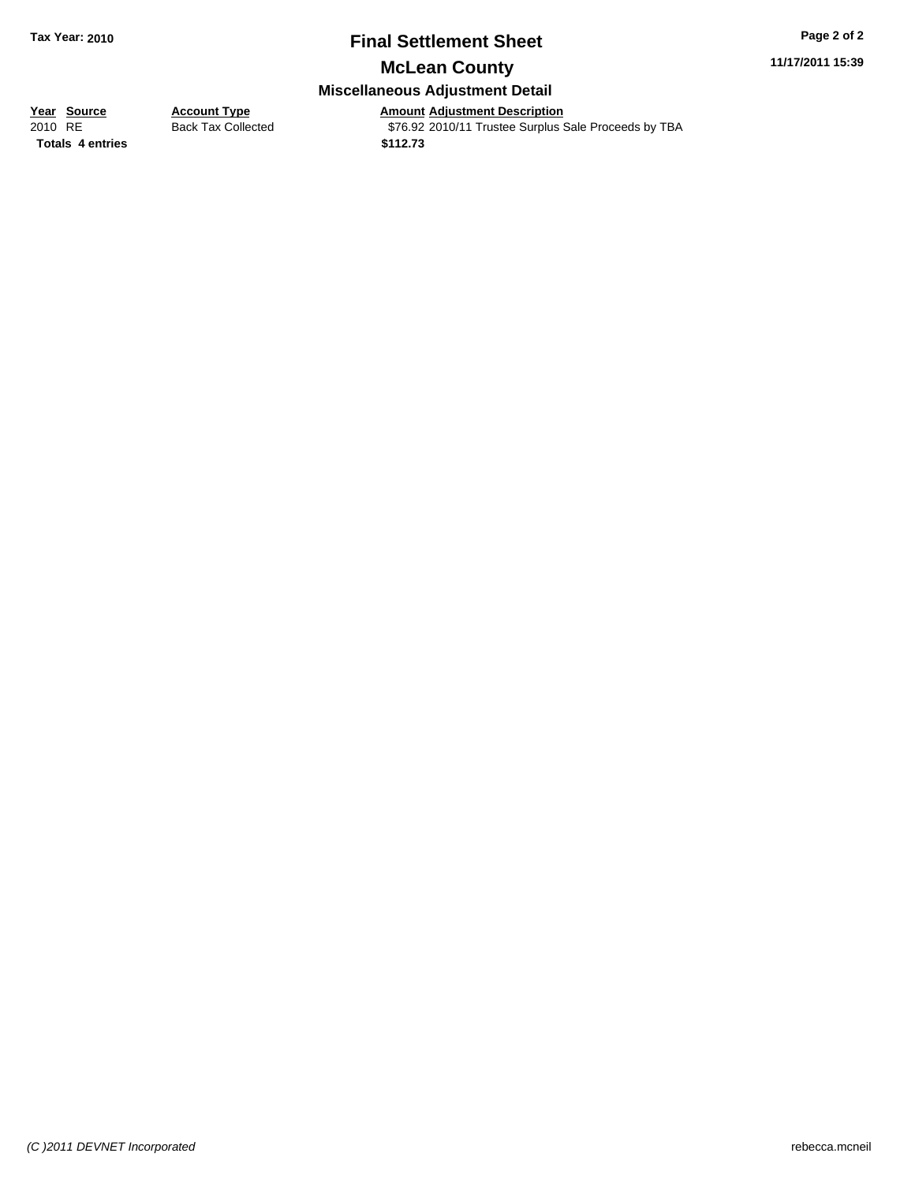# Final Settlement Sheet

## McLean County

### Miscellaneous Adjustment Detail

Tax Year: 2010

11/17/2011 15:39

| Year | Source | Account Type | Amount | Adjustment Description |
|---|---|---|---|---|
| 2010 | RE | Back Tax Collected | $76.92 | 2010/11 Trustee Surplus Sale Proceeds by TBA |
| **Totals** | **4 entries** | | **$112.73** | |

*(C )2011 DEVNET Incorporated*

rebecca.mcneil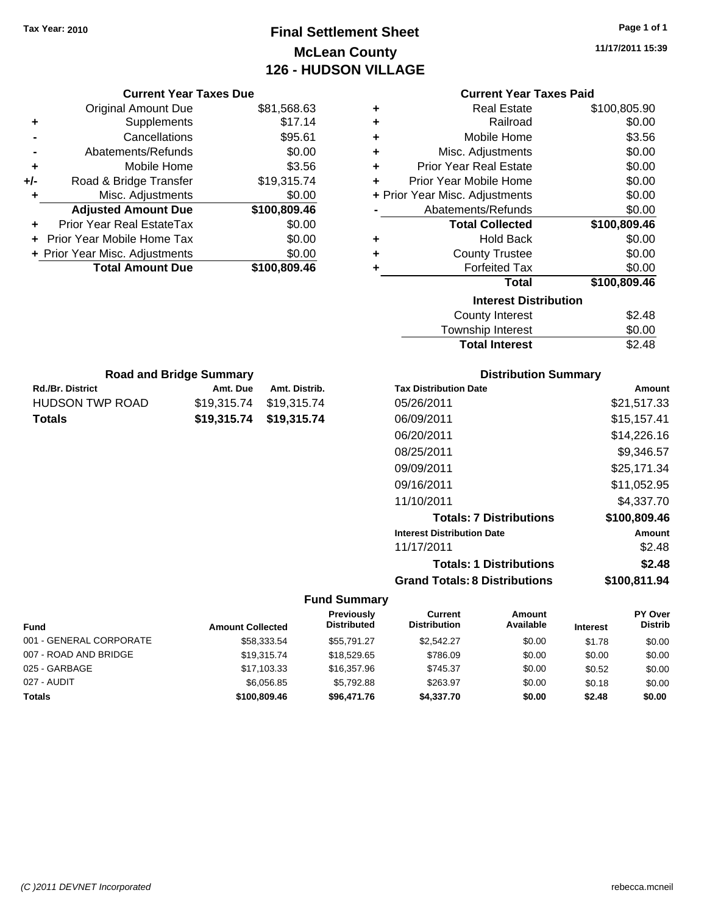Tax Year: 2010

# Final Settlement Sheet
## McLean County
## 126 - HUDSON VILLAGE

11/17/2011 15:39

### Current Year Taxes Due

| | | |
|---|---|---|
| | Original Amount Due | $81,568.63 |
| + | Supplements | $17.14 |
| - | Cancellations | $95.61 |
| - | Abatements/Refunds | $0.00 |
| + | Mobile Home | $3.56 |
| +/- | Road & Bridge Transfer | $19,315.74 |
| + | Misc. Adjustments | $0.00 |
| | **Adjusted Amount Due** | **$100,809.46** |
| + | Prior Year Real EstateTax | $0.00 |
| + | Prior Year Mobile Home Tax | $0.00 |
| + | Prior Year Misc. Adjustments | $0.00 |
| | **Total Amount Due** | **$100,809.46** |

### Current Year Taxes Paid

| | | |
|---|---|---|
| + | Real Estate | $100,805.90 |
| + | Railroad | $0.00 |
| + | Mobile Home | $3.56 |
| + | Misc. Adjustments | $0.00 |
| + | Prior Year Real Estate | $0.00 |
| + | Prior Year Mobile Home | $0.00 |
| + | Prior Year Misc. Adjustments | $0.00 |
| - | Abatements/Refunds | $0.00 |
| | **Total Collected** | **$100,809.46** |
| + | Hold Back | $0.00 |
| + | County Trustee | $0.00 |
| + | Forfeited Tax | $0.00 |
| | **Total** | **$100,809.46** |

### Interest Distribution

| | |
|---|---|
| County Interest | $2.48 |
| Township Interest | $0.00 |
| **Total Interest** | $2.48 |

### Road and Bridge Summary

| Rd./Br. District | Amt. Due | Amt. Distrib. |
|---|---|---|
| HUDSON TWP ROAD | $19,315.74 | $19,315.74 |
| **Totals** | **$19,315.74** | **$19,315.74** |

### Distribution Summary

| Tax Distribution Date | Amount |
|---|---|
| 05/26/2011 | $21,517.33 |
| 06/09/2011 | $15,157.41 |
| 06/20/2011 | $14,226.16 |
| 08/25/2011 | $9,346.57 |
| 09/09/2011 | $25,171.34 |
| 09/16/2011 | $11,052.95 |
| 11/10/2011 | $4,337.70 |
| **Totals: 7 Distributions** | **$100,809.46** |
| **Interest Distribution Date** | **Amount** |
| 11/17/2011 | $2.48 |
| **Totals: 1 Distributions** | **$2.48** |
| **Grand Totals: 8 Distributions** | **$100,811.94** |

### Fund Summary

| Fund | Amount Collected | Previously Distributed | Current Distribution | Amount Available | Interest | PY Over Distrib |
|---|---|---|---|---|---|---|
| 001 - GENERAL CORPORATE | $58,333.54 | $55,791.27 | $2,542.27 | $0.00 | $1.78 | $0.00 |
| 007 - ROAD AND BRIDGE | $19,315.74 | $18,529.65 | $786.09 | $0.00 | $0.00 | $0.00 |
| 025 - GARBAGE | $17,103.33 | $16,357.96 | $745.37 | $0.00 | $0.52 | $0.00 |
| 027 - AUDIT | $6,056.85 | $5,792.88 | $263.97 | $0.00 | $0.18 | $0.00 |
| **Totals** | **$100,809.46** | **$96,471.76** | **$4,337.70** | **$0.00** | **$2.48** | **$0.00** |

(C )2011 DEVNET Incorporated | rebecca.mcneil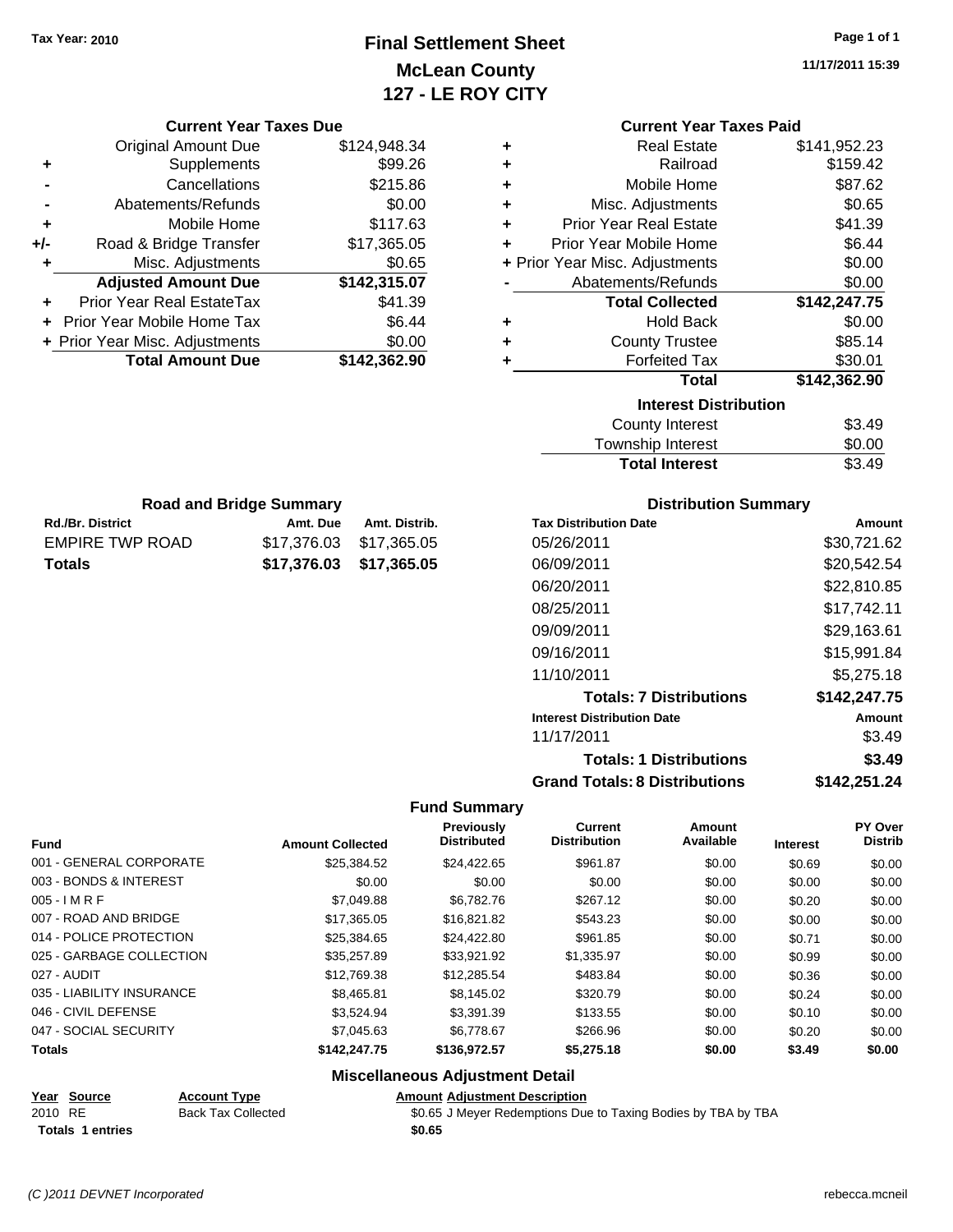Tax Year: 2010

# Final Settlement Sheet
## McLean County
## 127 - LE ROY CITY

11/17/2011 15:39

### Current Year Taxes Due

| | | |
|---|---|---|
| | Original Amount Due | $124,948.34 |
| + | Supplements | $99.26 |
| - | Cancellations | $215.86 |
| - | Abatements/Refunds | $0.00 |
| + | Mobile Home | $117.63 |
| +/- | Road & Bridge Transfer | $17,365.05 |
| + | Misc. Adjustments | $0.65 |
| | **Adjusted Amount Due** | **$142,315.07** |
| + | Prior Year Real EstateTax | $41.39 |
| + | Prior Year Mobile Home Tax | $6.44 |
| + | Prior Year Misc. Adjustments | $0.00 |
| | **Total Amount Due** | **$142,362.90** |

### Current Year Taxes Paid

| | | |
|---|---|---|
| + | Real Estate | $141,952.23 |
| + | Railroad | $159.42 |
| + | Mobile Home | $87.62 |
| + | Misc. Adjustments | $0.65 |
| + | Prior Year Real Estate | $41.39 |
| + | Prior Year Mobile Home | $6.44 |
| + | Prior Year Misc. Adjustments | $0.00 |
| - | Abatements/Refunds | $0.00 |
| | **Total Collected** | **$142,247.75** |
| + | Hold Back | $0.00 |
| + | County Trustee | $85.14 |
| + | Forfeited Tax | $30.01 |
| | **Total** | **$142,362.90** |

### Interest Distribution

| | |
|---|---|
| County Interest | $3.49 |
| Township Interest | $0.00 |
| **Total Interest** | $3.49 |

### Road and Bridge Summary

| Rd./Br. District | Amt. Due | Amt. Distrib. |
|---|---|---|
| EMPIRE TWP ROAD | $17,376.03 | $17,365.05 |
| **Totals** | **$17,376.03** | **$17,365.05** |

### Distribution Summary

| Tax Distribution Date | Amount |
|---|---|
| 05/26/2011 | $30,721.62 |
| 06/09/2011 | $20,542.54 |
| 06/20/2011 | $22,810.85 |
| 08/25/2011 | $17,742.11 |
| 09/09/2011 | $29,163.61 |
| 09/16/2011 | $15,991.84 |
| 11/10/2011 | $5,275.18 |
| **Totals: 7 Distributions** | **$142,247.75** |
| **Interest Distribution Date** | **Amount** |
| 11/17/2011 | $3.49 |
| **Totals: 1 Distributions** | **$3.49** |
| **Grand Totals: 8 Distributions** | **$142,251.24** |

### Fund Summary

| Fund | Amount Collected | Previously Distributed | Current Distribution | Amount Available | Interest | PY Over Distrib |
|---|---|---|---|---|---|---|
| 001 - GENERAL CORPORATE | $25,384.52 | $24,422.65 | $961.87 | $0.00 | $0.69 | $0.00 |
| 003 - BONDS & INTEREST | $0.00 | $0.00 | $0.00 | $0.00 | $0.00 | $0.00 |
| 005 - I M R F | $7,049.88 | $6,782.76 | $267.12 | $0.00 | $0.20 | $0.00 |
| 007 - ROAD AND BRIDGE | $17,365.05 | $16,821.82 | $543.23 | $0.00 | $0.00 | $0.00 |
| 014 - POLICE PROTECTION | $25,384.65 | $24,422.80 | $961.85 | $0.00 | $0.71 | $0.00 |
| 025 - GARBAGE COLLECTION | $35,257.89 | $33,921.92 | $1,335.97 | $0.00 | $0.99 | $0.00 |
| 027 - AUDIT | $12,769.38 | $12,285.54 | $483.84 | $0.00 | $0.36 | $0.00 |
| 035 - LIABILITY INSURANCE | $8,465.81 | $8,145.02 | $320.79 | $0.00 | $0.24 | $0.00 |
| 046 - CIVIL DEFENSE | $3,524.94 | $3,391.39 | $133.55 | $0.00 | $0.10 | $0.00 |
| 047 - SOCIAL SECURITY | $7,045.63 | $6,778.67 | $266.96 | $0.00 | $0.20 | $0.00 |
| **Totals** | **$142,247.75** | **$136,972.57** | **$5,275.18** | **$0.00** | **$3.49** | **$0.00** |

### Miscellaneous Adjustment Detail

| Year | Source | Account Type | Amount | Adjustment Description |
|---|---|---|---|---|
| 2010 | RE | Back Tax Collected | $0.65 | J Meyer Redemptions Due to Taxing Bodies by TBA by TBA |
| **Totals** | **1 entries** | | **$0.65** | |

(C )2011 DEVNET Incorporated rebecca.mcneil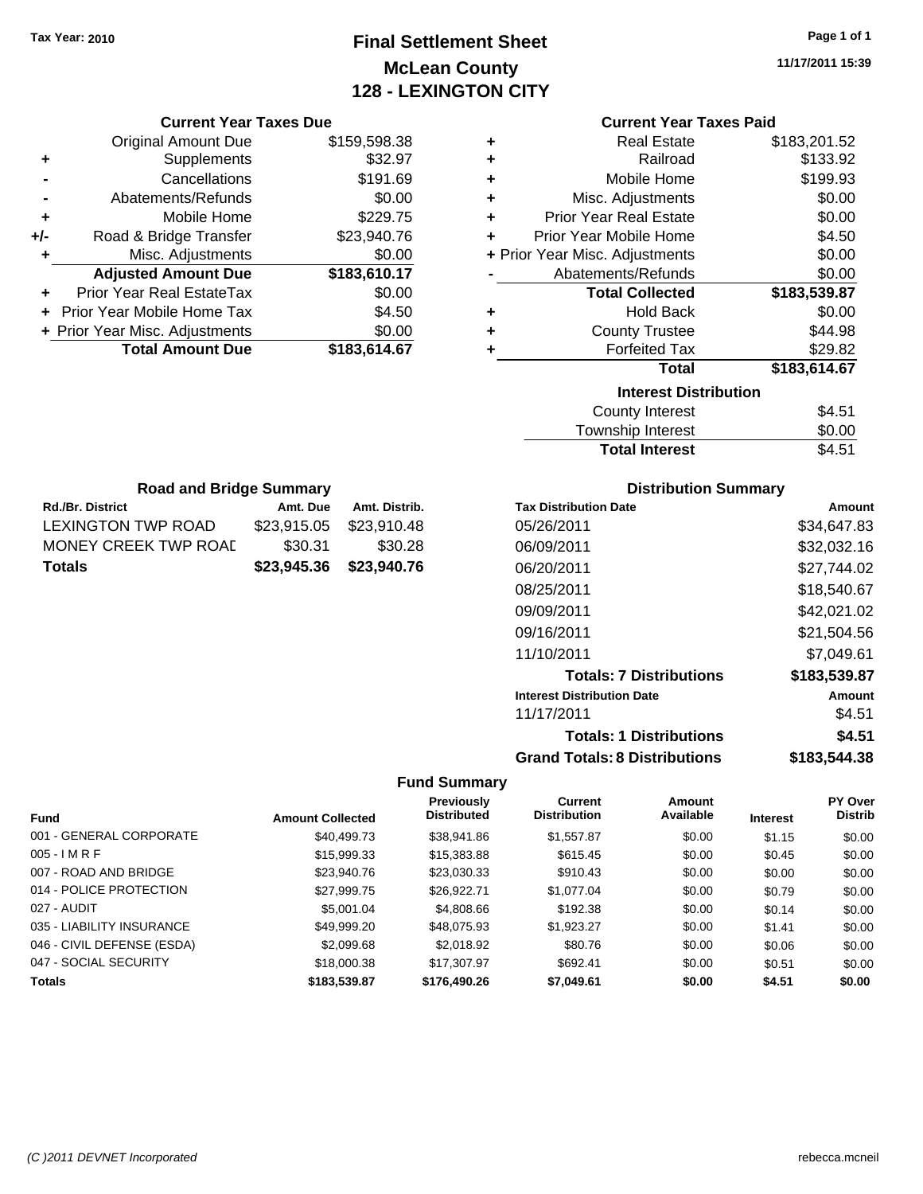Tax Year: 2010

# Final Settlement Sheet
## McLean County
## 128 - LEXINGTON CITY

11/17/2011 15:39

### Current Year Taxes Due

| | | |
|---|---|---|
| | Original Amount Due | $159,598.38 |
| + | Supplements | $32.97 |
| - | Cancellations | $191.69 |
| - | Abatements/Refunds | $0.00 |
| + | Mobile Home | $229.75 |
| +/- | Road & Bridge Transfer | $23,940.76 |
| + | Misc. Adjustments | $0.00 |
| | **Adjusted Amount Due** | **$183,610.17** |
| + | Prior Year Real EstateTax | $0.00 |
| + | Prior Year Mobile Home Tax | $4.50 |
| + | Prior Year Misc. Adjustments | $0.00 |
| | **Total Amount Due** | **$183,614.67** |

### Current Year Taxes Paid

| | | |
|---|---|---|
| + | Real Estate | $183,201.52 |
| + | Railroad | $133.92 |
| + | Mobile Home | $199.93 |
| + | Misc. Adjustments | $0.00 |
| + | Prior Year Real Estate | $0.00 |
| + | Prior Year Mobile Home | $4.50 |
| + | Prior Year Misc. Adjustments | $0.00 |
| - | Abatements/Refunds | $0.00 |
| | **Total Collected** | **$183,539.87** |
| + | Hold Back | $0.00 |
| + | County Trustee | $44.98 |
| + | Forfeited Tax | $29.82 |
| | **Total** | **$183,614.67** |

### Interest Distribution

| | |
|---|---|
| County Interest | $4.51 |
| Township Interest | $0.00 |
| **Total Interest** | **$4.51** |

### Road and Bridge Summary

| Rd./Br. District | Amt. Due | Amt. Distrib. |
|---|---|---|
| LEXINGTON TWP ROAD | $23,915.05 | $23,910.48 |
| MONEY CREEK TWP ROAD | $30.31 | $30.28 |
| **Totals** | **$23,945.36** | **$23,940.76** |

### Distribution Summary

| Tax Distribution Date | Amount |
|---|---|
| 05/26/2011 | $34,647.83 |
| 06/09/2011 | $32,032.16 |
| 06/20/2011 | $27,744.02 |
| 08/25/2011 | $18,540.67 |
| 09/09/2011 | $42,021.02 |
| 09/16/2011 | $21,504.56 |
| 11/10/2011 | $7,049.61 |
| **Totals: 7 Distributions** | **$183,539.87** |
| **Interest Distribution Date** | **Amount** |
| 11/17/2011 | $4.51 |
| **Totals: 1 Distributions** | **$4.51** |
| **Grand Totals: 8 Distributions** | **$183,544.38** |

### Fund Summary

| Fund | Amount Collected | Previously Distributed | Current Distribution | Amount Available | Interest | PY Over Distrib |
|---|---|---|---|---|---|---|
| 001 - GENERAL CORPORATE | $40,499.73 | $38,941.86 | $1,557.87 | $0.00 | $1.15 | $0.00 |
| 005 - I M R F | $15,999.33 | $15,383.88 | $615.45 | $0.00 | $0.45 | $0.00 |
| 007 - ROAD AND BRIDGE | $23,940.76 | $23,030.33 | $910.43 | $0.00 | $0.00 | $0.00 |
| 014 - POLICE PROTECTION | $27,999.75 | $26,922.71 | $1,077.04 | $0.00 | $0.79 | $0.00 |
| 027 - AUDIT | $5,001.04 | $4,808.66 | $192.38 | $0.00 | $0.14 | $0.00 |
| 035 - LIABILITY INSURANCE | $49,999.20 | $48,075.93 | $1,923.27 | $0.00 | $1.41 | $0.00 |
| 046 - CIVIL DEFENSE (ESDA) | $2,099.68 | $2,018.92 | $80.76 | $0.00 | $0.06 | $0.00 |
| 047 - SOCIAL SECURITY | $18,000.38 | $17,307.97 | $692.41 | $0.00 | $0.51 | $0.00 |
| **Totals** | **$183,539.87** | **$176,490.26** | **$7,049.61** | **$0.00** | **$4.51** | **$0.00** |

(C )2011 DEVNET Incorporated — rebecca.mcneil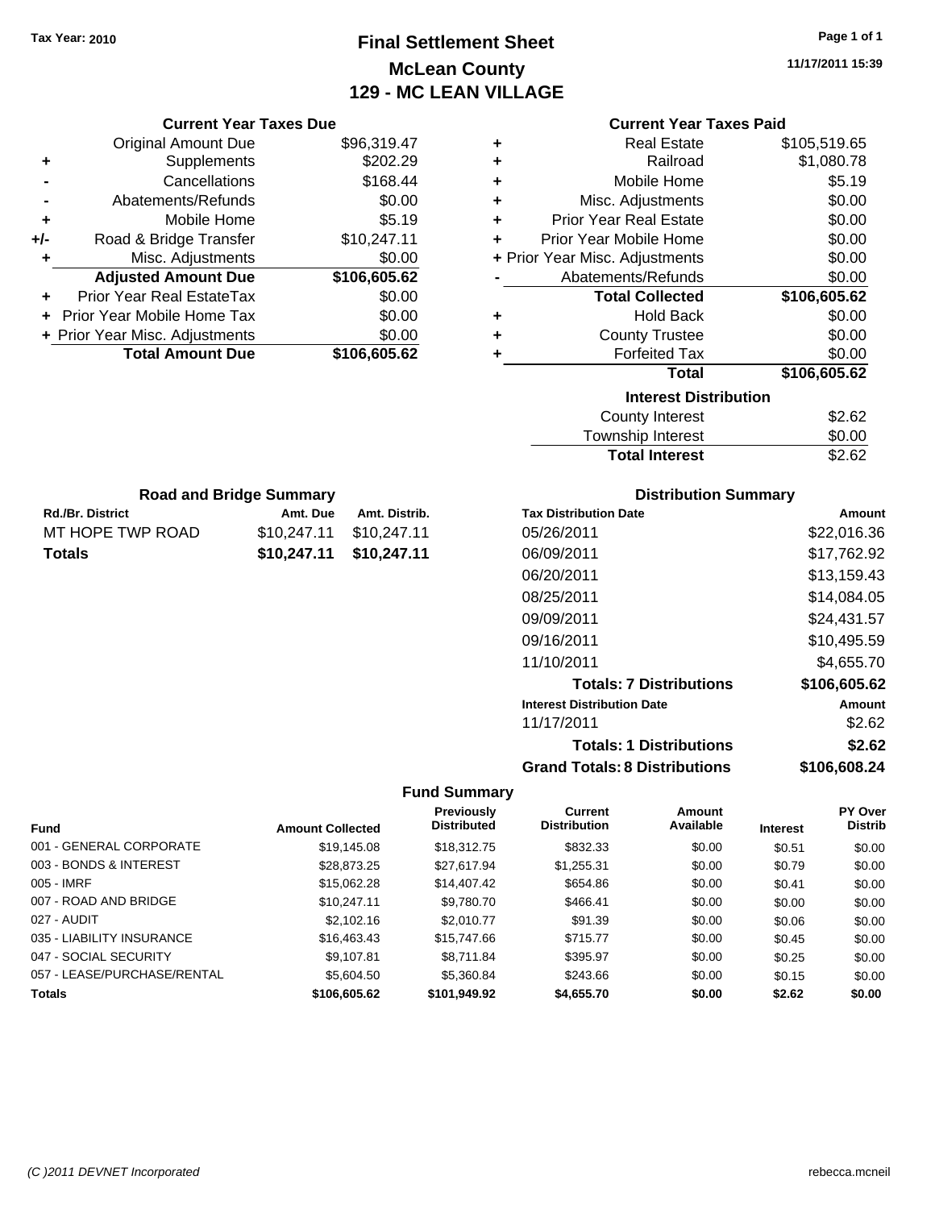Tax Year: 2010

# Final Settlement Sheet
## McLean County
## 129 - MC LEAN VILLAGE

11/17/2011 15:39

### Current Year Taxes Due

| | | |
|---|---|---|
| | Original Amount Due | $96,319.47 |
| + | Supplements | $202.29 |
| - | Cancellations | $168.44 |
| - | Abatements/Refunds | $0.00 |
| + | Mobile Home | $5.19 |
| +/- | Road & Bridge Transfer | $10,247.11 |
| + | Misc. Adjustments | $0.00 |
| | **Adjusted Amount Due** | **$106,605.62** |
| + | Prior Year Real EstateTax | $0.00 |
| + | Prior Year Mobile Home Tax | $0.00 |
| + | Prior Year Misc. Adjustments | $0.00 |
| | **Total Amount Due** | **$106,605.62** |

### Current Year Taxes Paid

| | | |
|---|---|---|
| + | Real Estate | $105,519.65 |
| + | Railroad | $1,080.78 |
| + | Mobile Home | $5.19 |
| + | Misc. Adjustments | $0.00 |
| + | Prior Year Real Estate | $0.00 |
| + | Prior Year Mobile Home | $0.00 |
| + | Prior Year Misc. Adjustments | $0.00 |
| - | Abatements/Refunds | $0.00 |
| | **Total Collected** | **$106,605.62** |
| + | Hold Back | $0.00 |
| + | County Trustee | $0.00 |
| + | Forfeited Tax | $0.00 |
| | **Total** | **$106,605.62** |

### Interest Distribution

| | |
|---|---|
| County Interest | $2.62 |
| Township Interest | $0.00 |
| **Total Interest** | $2.62 |

### Road and Bridge Summary

| Rd./Br. District | Amt. Due | Amt. Distrib. |
|---|---|---|
| MT HOPE TWP ROAD | $10,247.11 | $10,247.11 |
| **Totals** | **$10,247.11** | **$10,247.11** |

### Distribution Summary

| Tax Distribution Date | Amount |
|---|---|
| 05/26/2011 | $22,016.36 |
| 06/09/2011 | $17,762.92 |
| 06/20/2011 | $13,159.43 |
| 08/25/2011 | $14,084.05 |
| 09/09/2011 | $24,431.57 |
| 09/16/2011 | $10,495.59 |
| 11/10/2011 | $4,655.70 |
| **Totals: 7 Distributions** | **$106,605.62** |
| **Interest Distribution Date** | **Amount** |
| 11/17/2011 | $2.62 |
| **Totals: 1 Distributions** | **$2.62** |
| **Grand Totals: 8 Distributions** | **$106,608.24** |

### Fund Summary

| Fund | Amount Collected | Previously Distributed | Current Distribution | Amount Available | Interest | PY Over Distrib |
|---|---|---|---|---|---|---|
| 001 - GENERAL CORPORATE | $19,145.08 | $18,312.75 | $832.33 | $0.00 | $0.51 | $0.00 |
| 003 - BONDS & INTEREST | $28,873.25 | $27,617.94 | $1,255.31 | $0.00 | $0.79 | $0.00 |
| 005 - IMRF | $15,062.28 | $14,407.42 | $654.86 | $0.00 | $0.41 | $0.00 |
| 007 - ROAD AND BRIDGE | $10,247.11 | $9,780.70 | $466.41 | $0.00 | $0.00 | $0.00 |
| 027 - AUDIT | $2,102.16 | $2,010.77 | $91.39 | $0.00 | $0.06 | $0.00 |
| 035 - LIABILITY INSURANCE | $16,463.43 | $15,747.66 | $715.77 | $0.00 | $0.45 | $0.00 |
| 047 - SOCIAL SECURITY | $9,107.81 | $8,711.84 | $395.97 | $0.00 | $0.25 | $0.00 |
| 057 - LEASE/PURCHASE/RENTAL | $5,604.50 | $5,360.84 | $243.66 | $0.00 | $0.15 | $0.00 |
| **Totals** | **$106,605.62** | **$101,949.92** | **$4,655.70** | **$0.00** | **$2.62** | **$0.00** |

(C )2011 DEVNET Incorporated rebecca.mcneil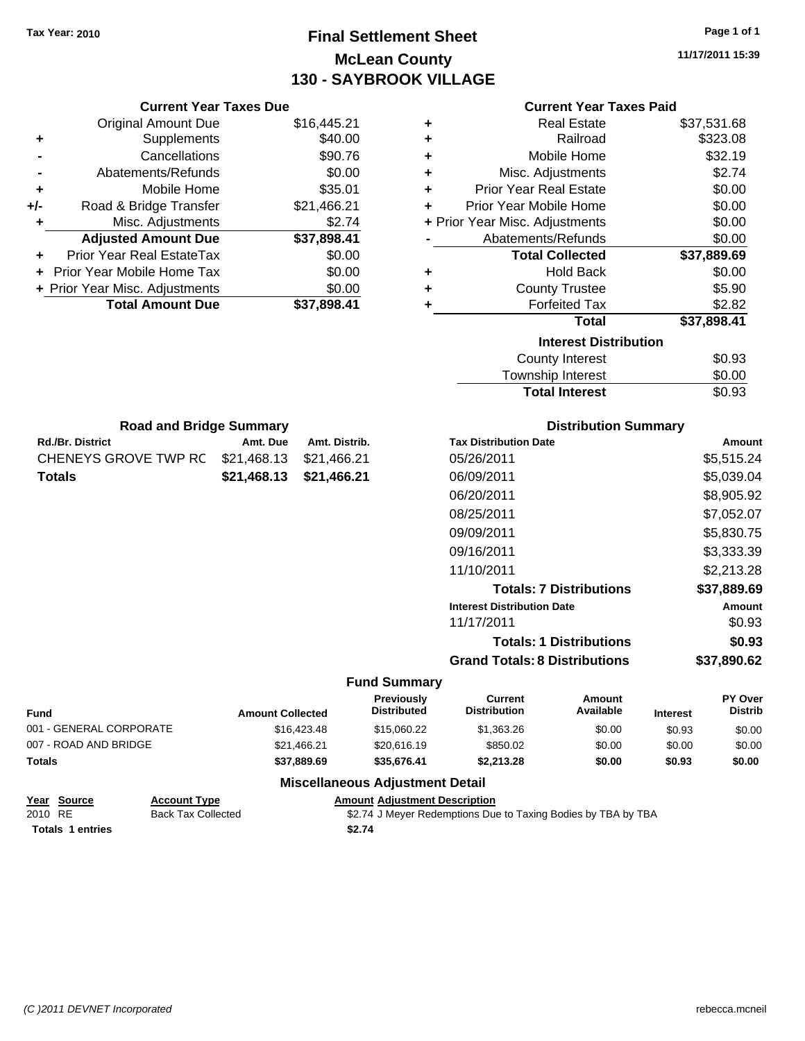Tax Year: 2010

# Final Settlement Sheet

## McLean County

## 130 - SAYBROOK VILLAGE

11/17/2011 15:39

### Current Year Taxes Due

| | | |
|---|---|---|
| | Original Amount Due | $16,445.21 |
| + | Supplements | $40.00 |
| - | Cancellations | $90.76 |
| - | Abatements/Refunds | $0.00 |
| + | Mobile Home | $35.01 |
| +/- | Road & Bridge Transfer | $21,466.21 |
| + | Misc. Adjustments | $2.74 |
| | **Adjusted Amount Due** | **$37,898.41** |
| + | Prior Year Real EstateTax | $0.00 |
| + | Prior Year Mobile Home Tax | $0.00 |
| + | Prior Year Misc. Adjustments | $0.00 |
| | **Total Amount Due** | **$37,898.41** |

### Current Year Taxes Paid

| | | |
|---|---|---|
| + | Real Estate | $37,531.68 |
| + | Railroad | $323.08 |
| + | Mobile Home | $32.19 |
| + | Misc. Adjustments | $2.74 |
| + | Prior Year Real Estate | $0.00 |
| + | Prior Year Mobile Home | $0.00 |
| + | Prior Year Misc. Adjustments | $0.00 |
| - | Abatements/Refunds | $0.00 |
| | **Total Collected** | **$37,889.69** |
| + | Hold Back | $0.00 |
| + | County Trustee | $5.90 |
| + | Forfeited Tax | $2.82 |
| | **Total** | **$37,898.41** |

### Interest Distribution

| | |
|---|---|
| County Interest | $0.93 |
| Township Interest | $0.00 |
| **Total Interest** | $0.93 |

### Road and Bridge Summary

| Rd./Br. District | Amt. Due | Amt. Distrib. |
|---|---|---|
| CHENEYS GROVE TWP RC | $21,468.13 | $21,466.21 |
| **Totals** | **$21,468.13** | **$21,466.21** |

### Distribution Summary

| Tax Distribution Date | Amount |
|---|---|
| 05/26/2011 | $5,515.24 |
| 06/09/2011 | $5,039.04 |
| 06/20/2011 | $8,905.92 |
| 08/25/2011 | $7,052.07 |
| 09/09/2011 | $5,830.75 |
| 09/16/2011 | $3,333.39 |
| 11/10/2011 | $2,213.28 |
| **Totals: 7 Distributions** | **$37,889.69** |
| **Interest Distribution Date** | **Amount** |
| 11/17/2011 | $0.93 |
| **Totals: 1 Distributions** | **$0.93** |
| **Grand Totals: 8 Distributions** | **$37,890.62** |

### Fund Summary

| Fund | Amount Collected | Previously Distributed | Current Distribution | Amount Available | Interest | PY Over Distrib |
|---|---|---|---|---|---|---|
| 001 - GENERAL CORPORATE | $16,423.48 | $15,060.22 | $1,363.26 | $0.00 | $0.93 | $0.00 |
| 007 - ROAD AND BRIDGE | $21,466.21 | $20,616.19 | $850.02 | $0.00 | $0.00 | $0.00 |
| **Totals** | **$37,889.69** | **$35,676.41** | **$2,213.28** | **$0.00** | **$0.93** | **$0.00** |

### Miscellaneous Adjustment Detail

| Year | Source | Account Type | Amount | Adjustment Description |
|---|---|---|---|---|
| 2010 | RE | Back Tax Collected | $2.74 | J Meyer Redemptions Due to Taxing Bodies by TBA by TBA |
| **Totals 1 entries** | | | **$2.74** | |

(C )2011 DEVNET Incorporated rebecca.mcneil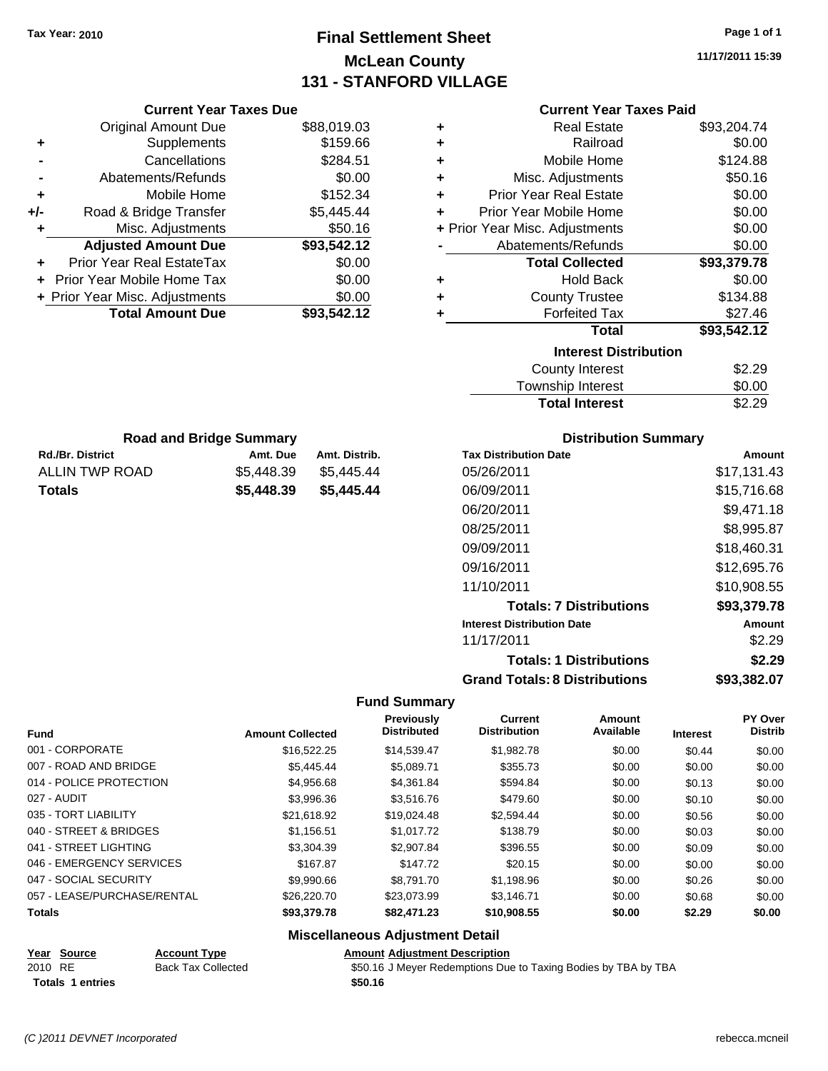Tax Year: 2010

# Final Settlement Sheet

## McLean County

## 131 - STANFORD VILLAGE

11/17/2011 15:39

### Current Year Taxes Due

| | | |
|---|---|---|
| | Original Amount Due | $88,019.03 |
| + | Supplements | $159.66 |
| - | Cancellations | $284.51 |
| - | Abatements/Refunds | $0.00 |
| + | Mobile Home | $152.34 |
| +/- | Road & Bridge Transfer | $5,445.44 |
| + | Misc. Adjustments | $50.16 |
| | **Adjusted Amount Due** | **$93,542.12** |
| + | Prior Year Real EstateTax | $0.00 |
| + | Prior Year Mobile Home Tax | $0.00 |
| + | Prior Year Misc. Adjustments | $0.00 |
| | **Total Amount Due** | **$93,542.12** |

### Current Year Taxes Paid

| | | |
|---|---|---|
| + | Real Estate | $93,204.74 |
| + | Railroad | $0.00 |
| + | Mobile Home | $124.88 |
| + | Misc. Adjustments | $50.16 |
| + | Prior Year Real Estate | $0.00 |
| + | Prior Year Mobile Home | $0.00 |
| + | Prior Year Misc. Adjustments | $0.00 |
| - | Abatements/Refunds | $0.00 |
| | **Total Collected** | **$93,379.78** |
| + | Hold Back | $0.00 |
| + | County Trustee | $134.88 |
| + | Forfeited Tax | $27.46 |
| | **Total** | **$93,542.12** |

### Interest Distribution

| | |
|---|---|
| County Interest | $2.29 |
| Township Interest | $0.00 |
| **Total Interest** | $2.29 |

### Road and Bridge Summary

| Rd./Br. District | Amt. Due | Amt. Distrib. |
|---|---|---|
| ALLIN TWP ROAD | $5,448.39 | $5,445.44 |
| **Totals** | **$5,448.39** | **$5,445.44** |

### Distribution Summary

| Tax Distribution Date | Amount |
|---|---|
| 05/26/2011 | $17,131.43 |
| 06/09/2011 | $15,716.68 |
| 06/20/2011 | $9,471.18 |
| 08/25/2011 | $8,995.87 |
| 09/09/2011 | $18,460.31 |
| 09/16/2011 | $12,695.76 |
| 11/10/2011 | $10,908.55 |
| **Totals: 7 Distributions** | **$93,379.78** |
| **Interest Distribution Date** | **Amount** |
| 11/17/2011 | $2.29 |
| **Totals: 1 Distributions** | **$2.29** |
| **Grand Totals: 8 Distributions** | **$93,382.07** |

### Fund Summary

| Fund | Amount Collected | Previously Distributed | Current Distribution | Amount Available | Interest | PY Over Distrib |
|---|---|---|---|---|---|---|
| 001 - CORPORATE | $16,522.25 | $14,539.47 | $1,982.78 | $0.00 | $0.44 | $0.00 |
| 007 - ROAD AND BRIDGE | $5,445.44 | $5,089.71 | $355.73 | $0.00 | $0.00 | $0.00 |
| 014 - POLICE PROTECTION | $4,956.68 | $4,361.84 | $594.84 | $0.00 | $0.13 | $0.00 |
| 027 - AUDIT | $3,996.36 | $3,516.76 | $479.60 | $0.00 | $0.10 | $0.00 |
| 035 - TORT LIABILITY | $21,618.92 | $19,024.48 | $2,594.44 | $0.00 | $0.56 | $0.00 |
| 040 - STREET & BRIDGES | $1,156.51 | $1,017.72 | $138.79 | $0.00 | $0.03 | $0.00 |
| 041 - STREET LIGHTING | $3,304.39 | $2,907.84 | $396.55 | $0.00 | $0.09 | $0.00 |
| 046 - EMERGENCY SERVICES | $167.87 | $147.72 | $20.15 | $0.00 | $0.00 | $0.00 |
| 047 - SOCIAL SECURITY | $9,990.66 | $8,791.70 | $1,198.96 | $0.00 | $0.26 | $0.00 |
| 057 - LEASE/PURCHASE/RENTAL | $26,220.70 | $23,073.99 | $3,146.71 | $0.00 | $0.68 | $0.00 |
| **Totals** | **$93,379.78** | **$82,471.23** | **$10,908.55** | **$0.00** | **$2.29** | **$0.00** |

### Miscellaneous Adjustment Detail

| Year | Source | Account Type | Amount | Adjustment Description |
|---|---|---|---|---|
| 2010 | RE | Back Tax Collected | $50.16 | J Meyer Redemptions Due to Taxing Bodies by TBA by TBA |
| **Totals** | **1 entries** | | **$50.16** | |

(C )2011 DEVNET Incorporated rebecca.mcneil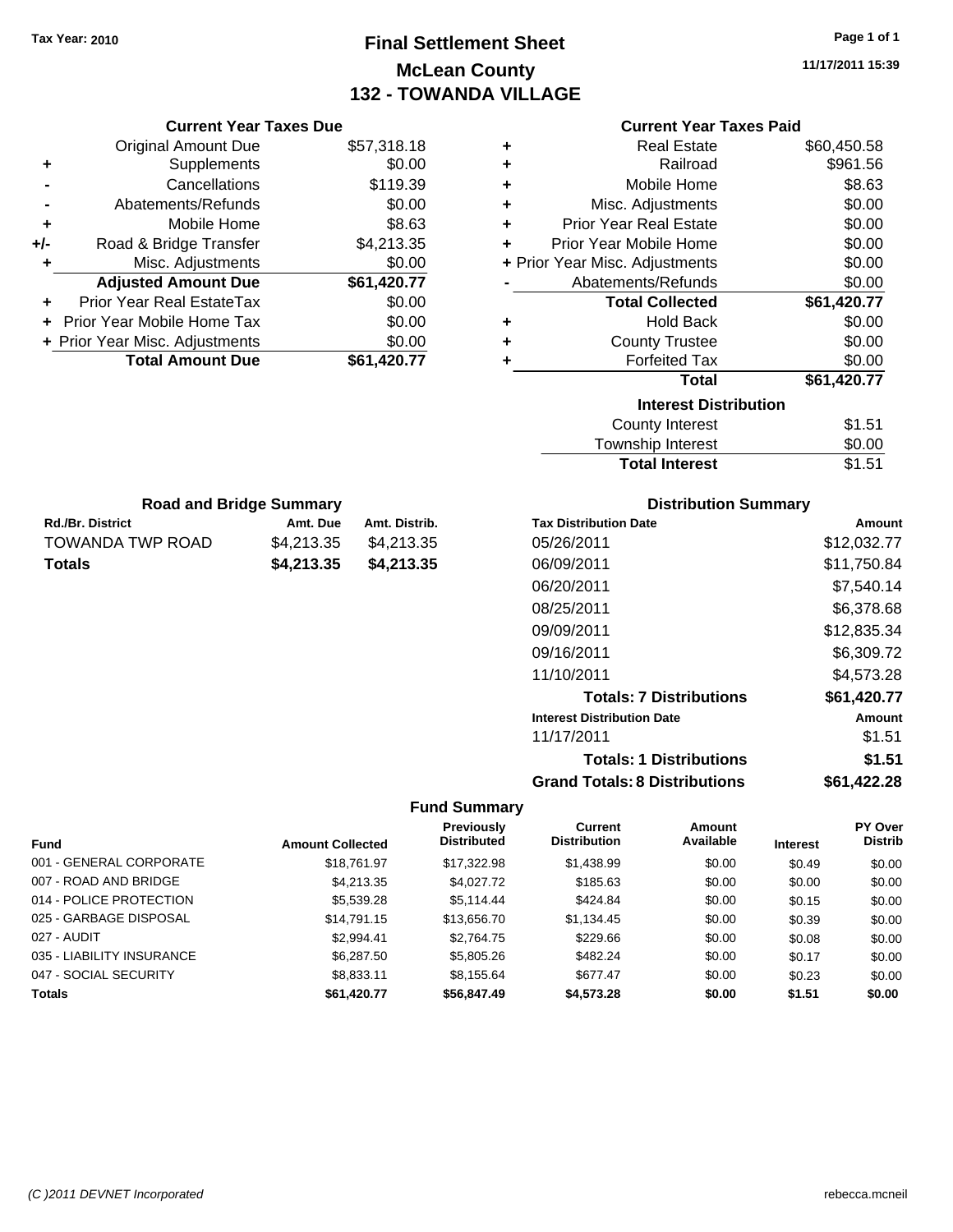Tax Year: 2010

# Final Settlement Sheet
## McLean County
## 132 - TOWANDA VILLAGE

11/17/2011 15:39

### Current Year Taxes Due

| | | |
|---|---|---|
| | Original Amount Due | $57,318.18 |
| + | Supplements | $0.00 |
| - | Cancellations | $119.39 |
| - | Abatements/Refunds | $0.00 |
| + | Mobile Home | $8.63 |
| +/- | Road & Bridge Transfer | $4,213.35 |
| + | Misc. Adjustments | $0.00 |
| | **Adjusted Amount Due** | **$61,420.77** |
| + | Prior Year Real EstateTax | $0.00 |
| + | Prior Year Mobile Home Tax | $0.00 |
| + | Prior Year Misc. Adjustments | $0.00 |
| | **Total Amount Due** | **$61,420.77** |

### Current Year Taxes Paid

| | | |
|---|---|---|
| + | Real Estate | $60,450.58 |
| + | Railroad | $961.56 |
| + | Mobile Home | $8.63 |
| + | Misc. Adjustments | $0.00 |
| + | Prior Year Real Estate | $0.00 |
| + | Prior Year Mobile Home | $0.00 |
| + | Prior Year Misc. Adjustments | $0.00 |
| - | Abatements/Refunds | $0.00 |
| | **Total Collected** | **$61,420.77** |
| + | Hold Back | $0.00 |
| + | County Trustee | $0.00 |
| + | Forfeited Tax | $0.00 |
| | **Total** | **$61,420.77** |

### Interest Distribution

| | |
|---|---|
| County Interest | $1.51 |
| Township Interest | $0.00 |
| **Total Interest** | $1.51 |

### Road and Bridge Summary

| Rd./Br. District | Amt. Due | Amt. Distrib. |
|---|---|---|
| TOWANDA TWP ROAD | $4,213.35 | $4,213.35 |
| **Totals** | **$4,213.35** | **$4,213.35** |

### Distribution Summary

| Tax Distribution Date | Amount |
|---|---|
| 05/26/2011 | $12,032.77 |
| 06/09/2011 | $11,750.84 |
| 06/20/2011 | $7,540.14 |
| 08/25/2011 | $6,378.68 |
| 09/09/2011 | $12,835.34 |
| 09/16/2011 | $6,309.72 |
| 11/10/2011 | $4,573.28 |
| **Totals: 7 Distributions** | **$61,420.77** |
| **Interest Distribution Date** | **Amount** |
| 11/17/2011 | $1.51 |
| **Totals: 1 Distributions** | **$1.51** |
| **Grand Totals: 8 Distributions** | **$61,422.28** |

### Fund Summary

| Fund | Amount Collected | Previously Distributed | Current Distribution | Amount Available | Interest | PY Over Distrib |
|---|---|---|---|---|---|---|
| 001 - GENERAL CORPORATE | $18,761.97 | $17,322.98 | $1,438.99 | $0.00 | $0.49 | $0.00 |
| 007 - ROAD AND BRIDGE | $4,213.35 | $4,027.72 | $185.63 | $0.00 | $0.00 | $0.00 |
| 014 - POLICE PROTECTION | $5,539.28 | $5,114.44 | $424.84 | $0.00 | $0.15 | $0.00 |
| 025 - GARBAGE DISPOSAL | $14,791.15 | $13,656.70 | $1,134.45 | $0.00 | $0.39 | $0.00 |
| 027 - AUDIT | $2,994.41 | $2,764.75 | $229.66 | $0.00 | $0.08 | $0.00 |
| 035 - LIABILITY INSURANCE | $6,287.50 | $5,805.26 | $482.24 | $0.00 | $0.17 | $0.00 |
| 047 - SOCIAL SECURITY | $8,833.11 | $8,155.64 | $677.47 | $0.00 | $0.23 | $0.00 |
| **Totals** | **$61,420.77** | **$56,847.49** | **$4,573.28** | **$0.00** | **$1.51** | **$0.00** |

(C )2011 DEVNET Incorporated rebecca.mcneil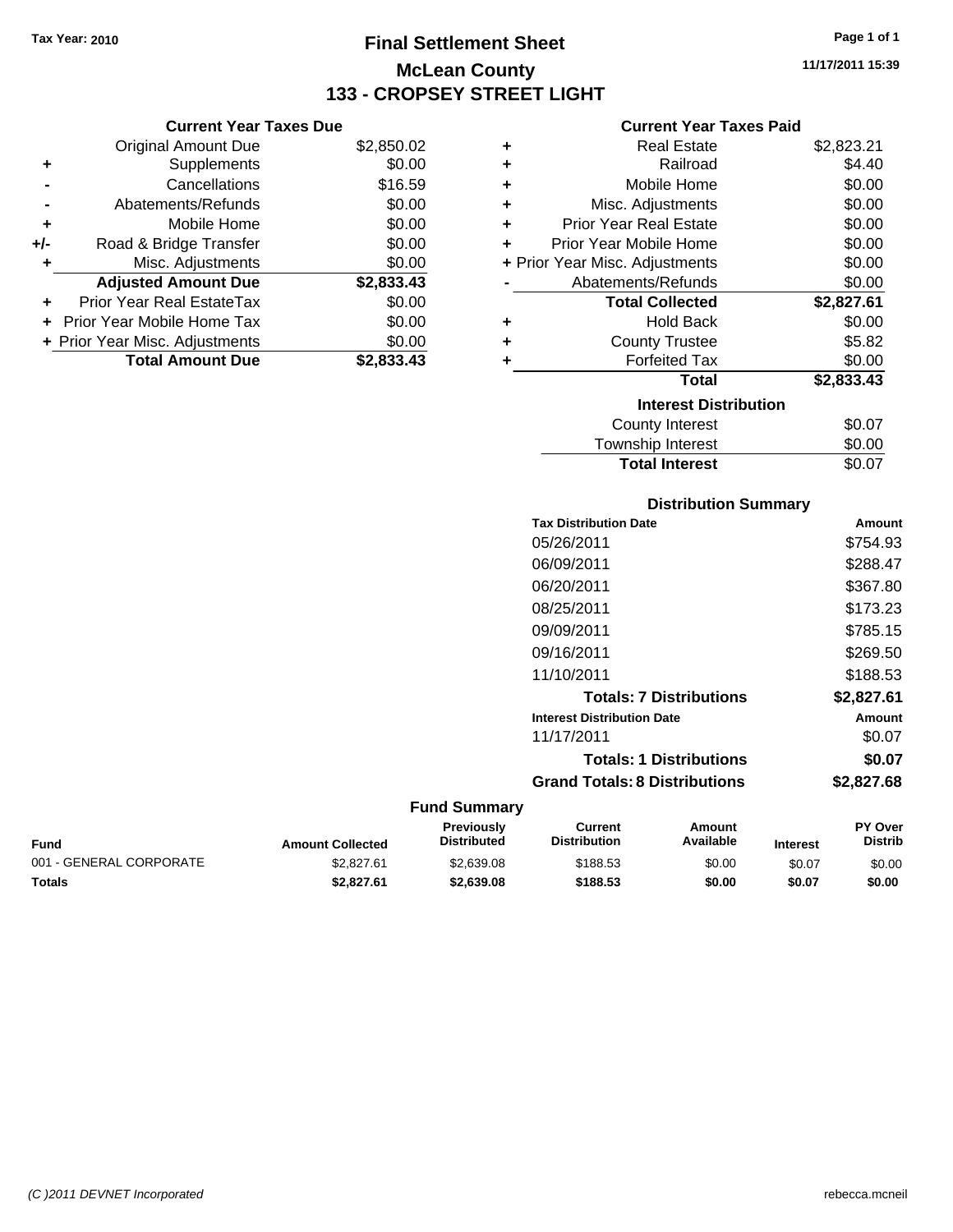**Tax Year: 2010**

# Final Settlement Sheet

## McLean County

## 133 - CROPSEY STREET LIGHT

11/17/2011 15:39

### Current Year Taxes Due

| | | |
|---|---|---|
| | Original Amount Due | $2,850.02 |
| + | Supplements | $0.00 |
| - | Cancellations | $16.59 |
| - | Abatements/Refunds | $0.00 |
| + | Mobile Home | $0.00 |
| +/- | Road & Bridge Transfer | $0.00 |
| + | Misc. Adjustments | $0.00 |
| | **Adjusted Amount Due** | **$2,833.43** |
| + | Prior Year Real EstateTax | $0.00 |
| + | Prior Year Mobile Home Tax | $0.00 |
| + | Prior Year Misc. Adjustments | $0.00 |
| | **Total Amount Due** | **$2,833.43** |

### Current Year Taxes Paid

| | | |
|---|---|---|
| + | Real Estate | $2,823.21 |
| + | Railroad | $4.40 |
| + | Mobile Home | $0.00 |
| + | Misc. Adjustments | $0.00 |
| + | Prior Year Real Estate | $0.00 |
| + | Prior Year Mobile Home | $0.00 |
| + | Prior Year Misc. Adjustments | $0.00 |
| - | Abatements/Refunds | $0.00 |
| | **Total Collected** | **$2,827.61** |
| + | Hold Back | $0.00 |
| + | County Trustee | $5.82 |
| + | Forfeited Tax | $0.00 |
| | **Total** | **$2,833.43** |

### Interest Distribution

| | |
|---|---|
| County Interest | $0.07 |
| Township Interest | $0.00 |
| **Total Interest** | $0.07 |

### Distribution Summary

| Tax Distribution Date | Amount |
|---|---|
| 05/26/2011 | $754.93 |
| 06/09/2011 | $288.47 |
| 06/20/2011 | $367.80 |
| 08/25/2011 | $173.23 |
| 09/09/2011 | $785.15 |
| 09/16/2011 | $269.50 |
| 11/10/2011 | $188.53 |
| **Totals: 7 Distributions** | **$2,827.61** |
| **Interest Distribution Date** | **Amount** |
| 11/17/2011 | $0.07 |
| **Totals: 1 Distributions** | **$0.07** |
| **Grand Totals: 8 Distributions** | **$2,827.68** |

### Fund Summary

| Fund | Amount Collected | Previously Distributed | Current Distribution | Amount Available | Interest | PY Over Distrib |
|---|---|---|---|---|---|---|
| 001 - GENERAL CORPORATE | $2,827.61 | $2,639.08 | $188.53 | $0.00 | $0.07 | $0.00 |
| **Totals** | **$2,827.61** | **$2,639.08** | **$188.53** | **$0.00** | **$0.07** | **$0.00** |

(C )2011 DEVNET Incorporated

rebecca.mcneil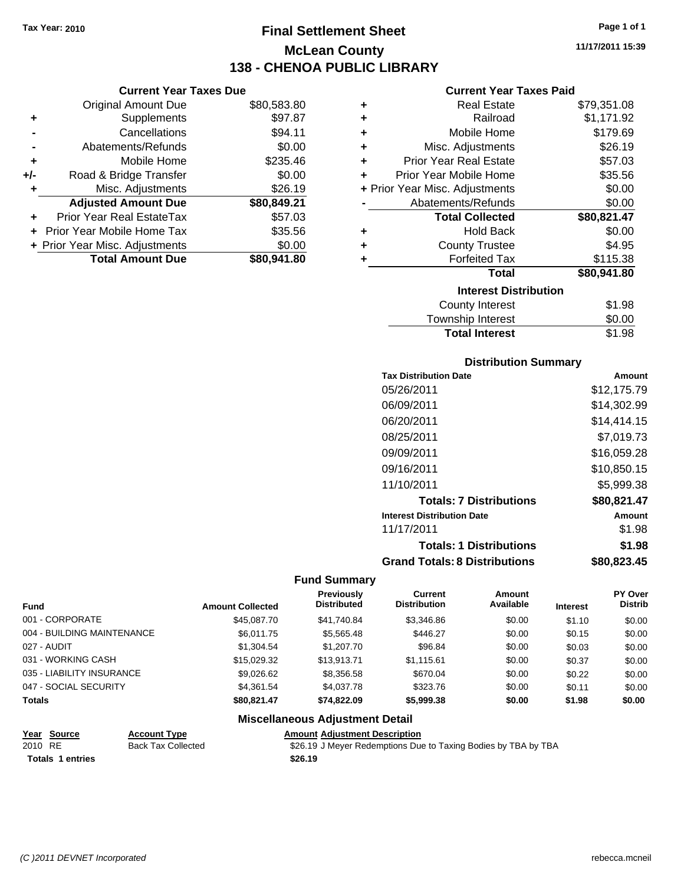Tax Year: 2010

# Final Settlement Sheet

## McLean County

## 138 - CHENOA PUBLIC LIBRARY

11/17/2011 15:39

### Current Year Taxes Due

| | | |
|---|---|---|
| | Original Amount Due | $80,583.80 |
| + | Supplements | $97.87 |
| - | Cancellations | $94.11 |
| - | Abatements/Refunds | $0.00 |
| + | Mobile Home | $235.46 |
| +/- | Road & Bridge Transfer | $0.00 |
| + | Misc. Adjustments | $26.19 |
| | **Adjusted Amount Due** | **$80,849.21** |
| + | Prior Year Real EstateTax | $57.03 |
| + | Prior Year Mobile Home Tax | $35.56 |
| + | Prior Year Misc. Adjustments | $0.00 |
| | **Total Amount Due** | **$80,941.80** |

### Current Year Taxes Paid

| | | |
|---|---|---|
| + | Real Estate | $79,351.08 |
| + | Railroad | $1,171.92 |
| + | Mobile Home | $179.69 |
| + | Misc. Adjustments | $26.19 |
| + | Prior Year Real Estate | $57.03 |
| + | Prior Year Mobile Home | $35.56 |
| + | Prior Year Misc. Adjustments | $0.00 |
| - | Abatements/Refunds | $0.00 |
| | **Total Collected** | **$80,821.47** |
| + | Hold Back | $0.00 |
| + | County Trustee | $4.95 |
| + | Forfeited Tax | $115.38 |
| | **Total** | **$80,941.80** |

### Interest Distribution

| | |
|---|---|
| County Interest | $1.98 |
| Township Interest | $0.00 |
| **Total Interest** | **$1.98** |

### Distribution Summary

| Tax Distribution Date | Amount |
|---|---|
| 05/26/2011 | $12,175.79 |
| 06/09/2011 | $14,302.99 |
| 06/20/2011 | $14,414.15 |
| 08/25/2011 | $7,019.73 |
| 09/09/2011 | $16,059.28 |
| 09/16/2011 | $10,850.15 |
| 11/10/2011 | $5,999.38 |
| **Totals: 7 Distributions** | **$80,821.47** |
| **Interest Distribution Date** | **Amount** |
| 11/17/2011 | $1.98 |
| **Totals: 1 Distributions** | **$1.98** |
| **Grand Totals: 8 Distributions** | **$80,823.45** |

### Fund Summary

| Fund | Amount Collected | Previously Distributed | Current Distribution | Amount Available | Interest | PY Over Distrib |
|---|---|---|---|---|---|---|
| 001 - CORPORATE | $45,087.70 | $41,740.84 | $3,346.86 | $0.00 | $1.10 | $0.00 |
| 004 - BUILDING MAINTENANCE | $6,011.75 | $5,565.48 | $446.27 | $0.00 | $0.15 | $0.00 |
| 027 - AUDIT | $1,304.54 | $1,207.70 | $96.84 | $0.00 | $0.03 | $0.00 |
| 031 - WORKING CASH | $15,029.32 | $13,913.71 | $1,115.61 | $0.00 | $0.37 | $0.00 |
| 035 - LIABILITY INSURANCE | $9,026.62 | $8,356.58 | $670.04 | $0.00 | $0.22 | $0.00 |
| 047 - SOCIAL SECURITY | $4,361.54 | $4,037.78 | $323.76 | $0.00 | $0.11 | $0.00 |
| **Totals** | **$80,821.47** | **$74,822.09** | **$5,999.38** | **$0.00** | **$1.98** | **$0.00** |

### Miscellaneous Adjustment Detail

| Year | Source | Account Type | Amount | Adjustment Description |
|---|---|---|---|---|
| 2010 | RE | Back Tax Collected | $26.19 | J Meyer Redemptions Due to Taxing Bodies by TBA by TBA |
| **Totals** | **1 entries** | | **$26.19** | |

(C )2011 DEVNET Incorporated rebecca.mcneil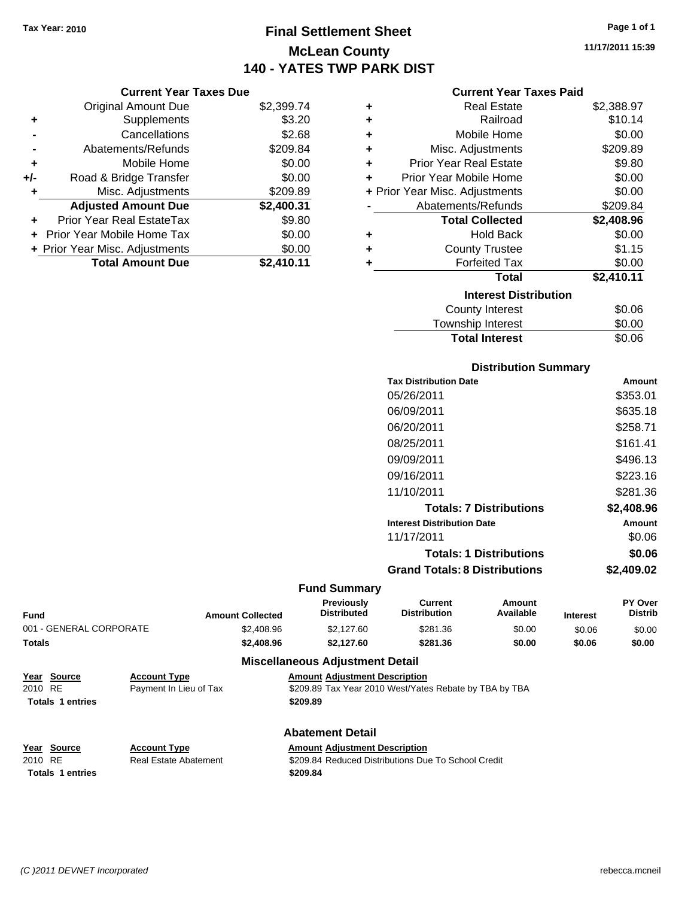Tax Year: 2010

# Final Settlement Sheet

## McLean County

## 140 - YATES TWP PARK DIST

11/17/2011 15:39

### Current Year Taxes Due

| | | |
|---|---|---|
| | Original Amount Due | $2,399.74 |
| + | Supplements | $3.20 |
| - | Cancellations | $2.68 |
| - | Abatements/Refunds | $209.84 |
| + | Mobile Home | $0.00 |
| +/- | Road & Bridge Transfer | $0.00 |
| + | Misc. Adjustments | $209.89 |
| | **Adjusted Amount Due** | **$2,400.31** |
| + | Prior Year Real EstateTax | $9.80 |
| + | Prior Year Mobile Home Tax | $0.00 |
| + | Prior Year Misc. Adjustments | $0.00 |
| | **Total Amount Due** | **$2,410.11** |

### Current Year Taxes Paid

| | | |
|---|---|---|
| + | Real Estate | $2,388.97 |
| + | Railroad | $10.14 |
| + | Mobile Home | $0.00 |
| + | Misc. Adjustments | $209.89 |
| + | Prior Year Real Estate | $9.80 |
| + | Prior Year Mobile Home | $0.00 |
| + | Prior Year Misc. Adjustments | $0.00 |
| - | Abatements/Refunds | $209.84 |
| | **Total Collected** | **$2,408.96** |
| + | Hold Back | $0.00 |
| + | County Trustee | $1.15 |
| + | Forfeited Tax | $0.00 |
| | **Total** | **$2,410.11** |

### Interest Distribution

| | |
|---|---|
| County Interest | $0.06 |
| Township Interest | $0.00 |
| **Total Interest** | $0.06 |

### Distribution Summary

| Tax Distribution Date | Amount |
|---|---|
| 05/26/2011 | $353.01 |
| 06/09/2011 | $635.18 |
| 06/20/2011 | $258.71 |
| 08/25/2011 | $161.41 |
| 09/09/2011 | $496.13 |
| 09/16/2011 | $223.16 |
| 11/10/2011 | $281.36 |
| **Totals: 7 Distributions** | **$2,408.96** |
| **Interest Distribution Date** | **Amount** |
| 11/17/2011 | $0.06 |
| **Totals: 1 Distributions** | **$0.06** |
| **Grand Totals: 8 Distributions** | **$2,409.02** |

### Fund Summary

| Fund | Amount Collected | Previously Distributed | Current Distribution | Amount Available | Interest | PY Over Distrib |
|---|---|---|---|---|---|---|
| 001 - GENERAL CORPORATE | $2,408.96 | $2,127.60 | $281.36 | $0.00 | $0.06 | $0.00 |
| **Totals** | **$2,408.96** | **$2,127.60** | **$281.36** | **$0.00** | **$0.06** | **$0.00** |

### Miscellaneous Adjustment Detail

| Year | Source | Account Type | Amount | Adjustment Description |
|---|---|---|---|---|
| 2010 | RE | Payment In Lieu of Tax | $209.89 | Tax Year 2010 West/Yates Rebate by TBA by TBA |
| **Totals 1 entries** | | | **$209.89** | |

### Abatement Detail

| Year | Source | Account Type | Amount | Adjustment Description |
|---|---|---|---|---|
| 2010 | RE | Real Estate Abatement | $209.84 | Reduced Distributions Due To School Credit |
| **Totals 1 entries** | | | **$209.84** | |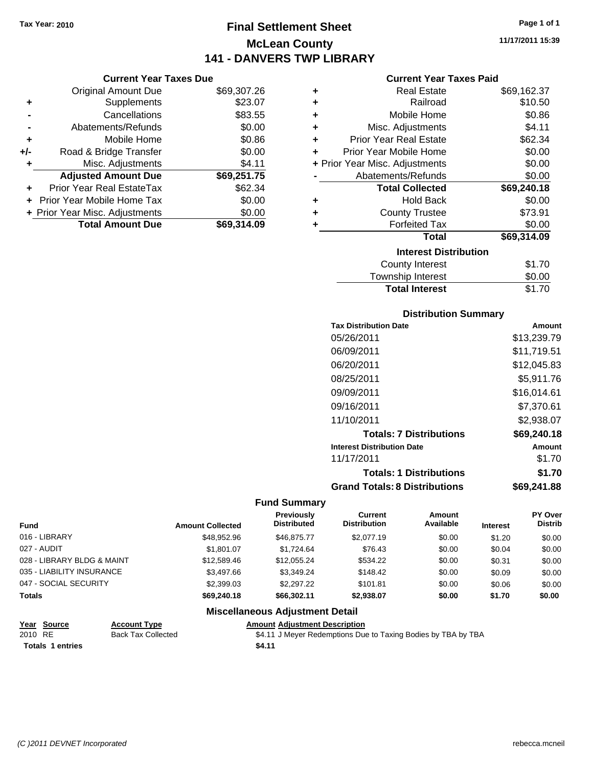Tax Year: 2010

# Final Settlement Sheet
## McLean County
## 141 - DANVERS TWP LIBRARY

11/17/2011 15:39

### Current Year Taxes Due

| | | |
|---|---|---|
| | Original Amount Due | $69,307.26 |
| + | Supplements | $23.07 |
| - | Cancellations | $83.55 |
| - | Abatements/Refunds | $0.00 |
| + | Mobile Home | $0.86 |
| +/- | Road & Bridge Transfer | $0.00 |
| + | Misc. Adjustments | $4.11 |
| | **Adjusted Amount Due** | **$69,251.75** |
| + | Prior Year Real EstateTax | $62.34 |
| + | Prior Year Mobile Home Tax | $0.00 |
| + | Prior Year Misc. Adjustments | $0.00 |
| | **Total Amount Due** | **$69,314.09** |

### Current Year Taxes Paid

| | | |
|---|---|---|
| + | Real Estate | $69,162.37 |
| + | Railroad | $10.50 |
| + | Mobile Home | $0.86 |
| + | Misc. Adjustments | $4.11 |
| + | Prior Year Real Estate | $62.34 |
| + | Prior Year Mobile Home | $0.00 |
| + | Prior Year Misc. Adjustments | $0.00 |
| - | Abatements/Refunds | $0.00 |
| | **Total Collected** | **$69,240.18** |
| + | Hold Back | $0.00 |
| + | County Trustee | $73.91 |
| + | Forfeited Tax | $0.00 |
| | **Total** | **$69,314.09** |

### Interest Distribution

| | |
|---|---|
| County Interest | $1.70 |
| Township Interest | $0.00 |
| **Total Interest** | $1.70 |

### Distribution Summary

| Tax Distribution Date | Amount |
|---|---|
| 05/26/2011 | $13,239.79 |
| 06/09/2011 | $11,719.51 |
| 06/20/2011 | $12,045.83 |
| 08/25/2011 | $5,911.76 |
| 09/09/2011 | $16,014.61 |
| 09/16/2011 | $7,370.61 |
| 11/10/2011 | $2,938.07 |
| **Totals: 7 Distributions** | **$69,240.18** |
| **Interest Distribution Date** | **Amount** |
| 11/17/2011 | $1.70 |
| **Totals: 1 Distributions** | **$1.70** |
| **Grand Totals: 8 Distributions** | **$69,241.88** |

### Fund Summary

| Fund | Amount Collected | Previously Distributed | Current Distribution | Amount Available | Interest | PY Over Distrib |
|---|---|---|---|---|---|---|
| 016 - LIBRARY | $48,952.96 | $46,875.77 | $2,077.19 | $0.00 | $1.20 | $0.00 |
| 027 - AUDIT | $1,801.07 | $1,724.64 | $76.43 | $0.00 | $0.04 | $0.00 |
| 028 - LIBRARY BLDG & MAINT | $12,589.46 | $12,055.24 | $534.22 | $0.00 | $0.31 | $0.00 |
| 035 - LIABILITY INSURANCE | $3,497.66 | $3,349.24 | $148.42 | $0.00 | $0.09 | $0.00 |
| 047 - SOCIAL SECURITY | $2,399.03 | $2,297.22 | $101.81 | $0.00 | $0.06 | $0.00 |
| **Totals** | **$69,240.18** | **$66,302.11** | **$2,938.07** | **$0.00** | **$1.70** | **$0.00** |

### Miscellaneous Adjustment Detail

| Year | Source | Account Type | Amount | Adjustment Description |
|---|---|---|---|---|
| 2010 | RE | Back Tax Collected | $4.11 | J Meyer Redemptions Due to Taxing Bodies by TBA by TBA |
| **Totals 1 entries** | | | **$4.11** | |

(C )2011 DEVNET Incorporated rebecca.mcneil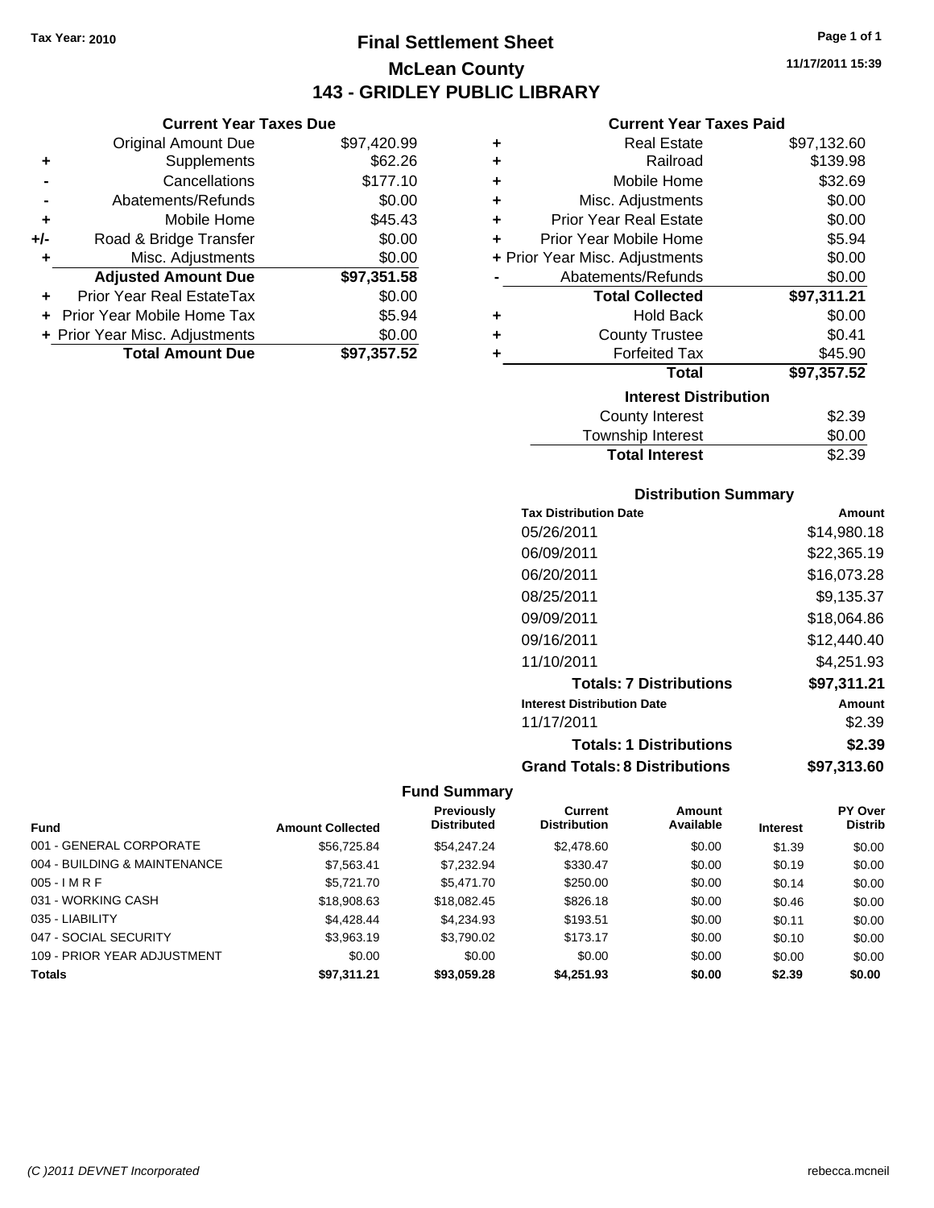Tax Year: 2010

# Final Settlement Sheet
## McLean County
## 143 - GRIDLEY PUBLIC LIBRARY

11/17/2011 15:39

### Current Year Taxes Due

| | | |
|---|---|---|
| | Original Amount Due | $97,420.99 |
| + | Supplements | $62.26 |
| - | Cancellations | $177.10 |
| - | Abatements/Refunds | $0.00 |
| + | Mobile Home | $45.43 |
| +/- | Road & Bridge Transfer | $0.00 |
| + | Misc. Adjustments | $0.00 |
| | **Adjusted Amount Due** | **$97,351.58** |
| + | Prior Year Real EstateTax | $0.00 |
| + | Prior Year Mobile Home Tax | $5.94 |
| + | Prior Year Misc. Adjustments | $0.00 |
| | **Total Amount Due** | **$97,357.52** |

### Current Year Taxes Paid

| | | |
|---|---|---|
| + | Real Estate | $97,132.60 |
| + | Railroad | $139.98 |
| + | Mobile Home | $32.69 |
| + | Misc. Adjustments | $0.00 |
| + | Prior Year Real Estate | $0.00 |
| + | Prior Year Mobile Home | $5.94 |
| + | Prior Year Misc. Adjustments | $0.00 |
| - | Abatements/Refunds | $0.00 |
| | **Total Collected** | **$97,311.21** |
| + | Hold Back | $0.00 |
| + | County Trustee | $0.41 |
| + | Forfeited Tax | $45.90 |
| | **Total** | **$97,357.52** |

### Interest Distribution

| | |
|---|---|
| County Interest | $2.39 |
| Township Interest | $0.00 |
| **Total Interest** | $2.39 |

### Distribution Summary

| Tax Distribution Date | Amount |
|---|---|
| 05/26/2011 | $14,980.18 |
| 06/09/2011 | $22,365.19 |
| 06/20/2011 | $16,073.28 |
| 08/25/2011 | $9,135.37 |
| 09/09/2011 | $18,064.86 |
| 09/16/2011 | $12,440.40 |
| 11/10/2011 | $4,251.93 |
| **Totals: 7 Distributions** | **$97,311.21** |
| **Interest Distribution Date** | **Amount** |
| 11/17/2011 | $2.39 |
| **Totals: 1 Distributions** | **$2.39** |
| **Grand Totals: 8 Distributions** | **$97,313.60** |

### Fund Summary

| Fund | Amount Collected | Previously Distributed | Current Distribution | Amount Available | Interest | PY Over Distrib |
|---|---|---|---|---|---|---|
| 001 - GENERAL CORPORATE | $56,725.84 | $54,247.24 | $2,478.60 | $0.00 | $1.39 | $0.00 |
| 004 - BUILDING & MAINTENANCE | $7,563.41 | $7,232.94 | $330.47 | $0.00 | $0.19 | $0.00 |
| 005 - I M R F | $5,721.70 | $5,471.70 | $250.00 | $0.00 | $0.14 | $0.00 |
| 031 - WORKING CASH | $18,908.63 | $18,082.45 | $826.18 | $0.00 | $0.46 | $0.00 |
| 035 - LIABILITY | $4,428.44 | $4,234.93 | $193.51 | $0.00 | $0.11 | $0.00 |
| 047 - SOCIAL SECURITY | $3,963.19 | $3,790.02 | $173.17 | $0.00 | $0.10 | $0.00 |
| 109 - PRIOR YEAR ADJUSTMENT | $0.00 | $0.00 | $0.00 | $0.00 | $0.00 | $0.00 |
| **Totals** | **$97,311.21** | **$93,059.28** | **$4,251.93** | **$0.00** | **$2.39** | **$0.00** |

(C )2011 DEVNET Incorporated — rebecca.mcneil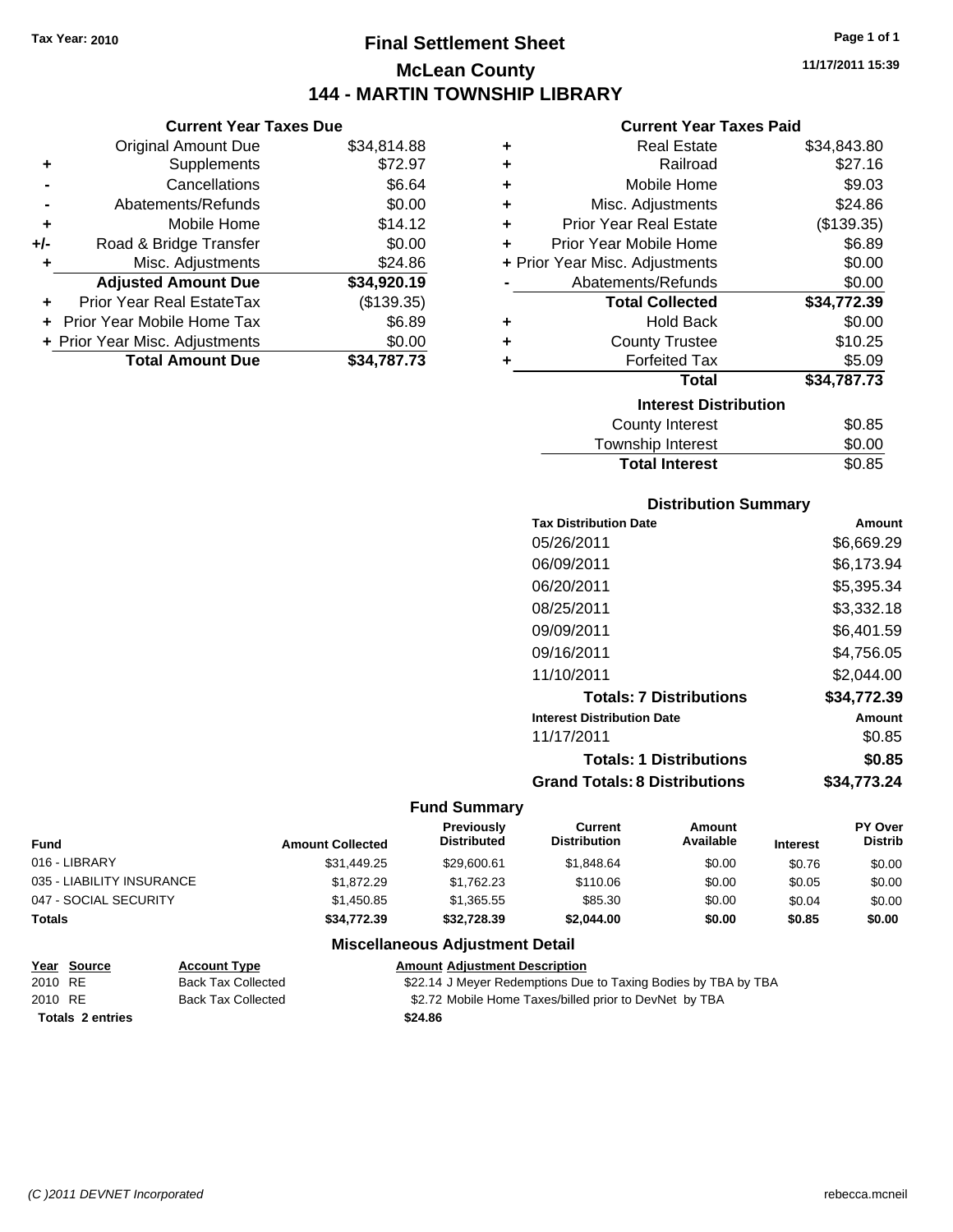Tax Year: 2010

# Final Settlement Sheet

## McLean County

## 144 - MARTIN TOWNSHIP LIBRARY

11/17/2011 15:39

### Current Year Taxes Due

| | | |
|---|---|---|
| | Original Amount Due | $34,814.88 |
| + | Supplements | $72.97 |
| - | Cancellations | $6.64 |
| - | Abatements/Refunds | $0.00 |
| + | Mobile Home | $14.12 |
| +/- | Road & Bridge Transfer | $0.00 |
| + | Misc. Adjustments | $24.86 |
| | **Adjusted Amount Due** | **$34,920.19** |
| + | Prior Year Real EstateTax | ($139.35) |
| + | Prior Year Mobile Home Tax | $6.89 |
| + | Prior Year Misc. Adjustments | $0.00 |
| | **Total Amount Due** | **$34,787.73** |

### Current Year Taxes Paid

| | | |
|---|---|---|
| + | Real Estate | $34,843.80 |
| + | Railroad | $27.16 |
| + | Mobile Home | $9.03 |
| + | Misc. Adjustments | $24.86 |
| + | Prior Year Real Estate | ($139.35) |
| + | Prior Year Mobile Home | $6.89 |
| + | Prior Year Misc. Adjustments | $0.00 |
| - | Abatements/Refunds | $0.00 |
| | **Total Collected** | **$34,772.39** |
| + | Hold Back | $0.00 |
| + | County Trustee | $10.25 |
| + | Forfeited Tax | $5.09 |
| | **Total** | **$34,787.73** |

### Interest Distribution

| | |
|---|---|
| County Interest | $0.85 |
| Township Interest | $0.00 |
| **Total Interest** | $0.85 |

### Distribution Summary

| Tax Distribution Date | Amount |
|---|---|
| 05/26/2011 | $6,669.29 |
| 06/09/2011 | $6,173.94 |
| 06/20/2011 | $5,395.34 |
| 08/25/2011 | $3,332.18 |
| 09/09/2011 | $6,401.59 |
| 09/16/2011 | $4,756.05 |
| 11/10/2011 | $2,044.00 |
| **Totals: 7 Distributions** | **$34,772.39** |
| **Interest Distribution Date** | **Amount** |
| 11/17/2011 | $0.85 |
| **Totals: 1 Distributions** | **$0.85** |
| **Grand Totals: 8 Distributions** | **$34,773.24** |

### Fund Summary

| Fund | Amount Collected | Previously Distributed | Current Distribution | Amount Available | Interest | PY Over Distrib |
|---|---|---|---|---|---|---|
| 016 - LIBRARY | $31,449.25 | $29,600.61 | $1,848.64 | $0.00 | $0.76 | $0.00 |
| 035 - LIABILITY INSURANCE | $1,872.29 | $1,762.23 | $110.06 | $0.00 | $0.05 | $0.00 |
| 047 - SOCIAL SECURITY | $1,450.85 | $1,365.55 | $85.30 | $0.00 | $0.04 | $0.00 |
| **Totals** | **$34,772.39** | **$32,728.39** | **$2,044.00** | **$0.00** | **$0.85** | **$0.00** |

### Miscellaneous Adjustment Detail

| Year | Source | Account Type | Amount | Adjustment Description |
|---|---|---|---|---|
| 2010 | RE | Back Tax Collected | $22.14 | J Meyer Redemptions Due to Taxing Bodies by TBA by TBA |
| 2010 | RE | Back Tax Collected | $2.72 | Mobile Home Taxes/billed prior to DevNet by TBA |
| **Totals** | **2 entries** | | **$24.86** | |

(C )2011 DEVNET Incorporated rebecca.mcneil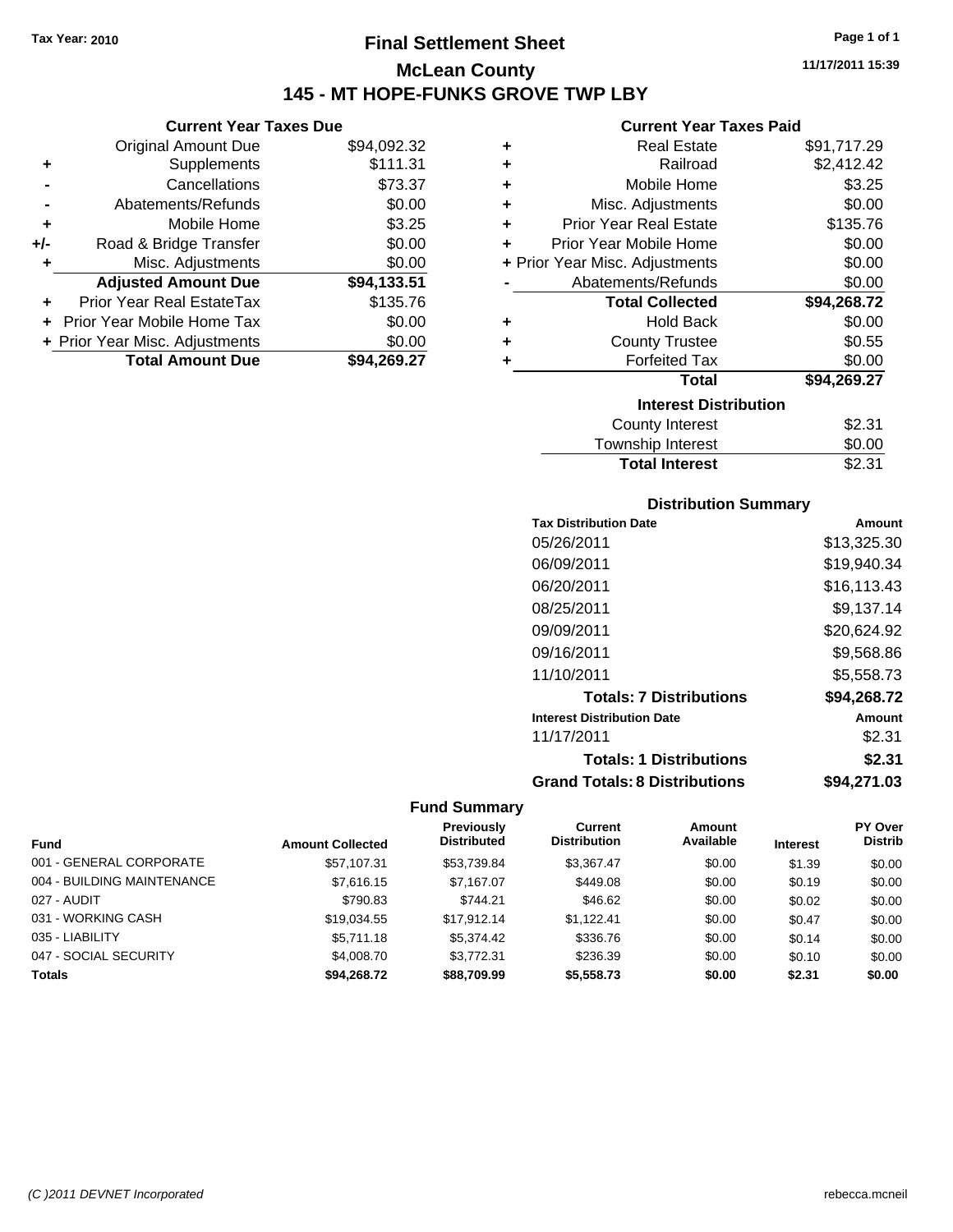Tax Year: 2010

# Final Settlement Sheet

## McLean County

## 145 - MT HOPE-FUNKS GROVE TWP LBY

11/17/2011 15:39

### Current Year Taxes Due

| | | |
|---|---|---|
| | Original Amount Due | $94,092.32 |
| + | Supplements | $111.31 |
| - | Cancellations | $73.37 |
| - | Abatements/Refunds | $0.00 |
| + | Mobile Home | $3.25 |
| +/- | Road & Bridge Transfer | $0.00 |
| + | Misc. Adjustments | $0.00 |
| | **Adjusted Amount Due** | **$94,133.51** |
| + | Prior Year Real EstateTax | $135.76 |
| + | Prior Year Mobile Home Tax | $0.00 |
| + | Prior Year Misc. Adjustments | $0.00 |
| | **Total Amount Due** | **$94,269.27** |

### Current Year Taxes Paid

| | | |
|---|---|---|
| + | Real Estate | $91,717.29 |
| + | Railroad | $2,412.42 |
| + | Mobile Home | $3.25 |
| + | Misc. Adjustments | $0.00 |
| + | Prior Year Real Estate | $135.76 |
| + | Prior Year Mobile Home | $0.00 |
| + | Prior Year Misc. Adjustments | $0.00 |
| - | Abatements/Refunds | $0.00 |
| | **Total Collected** | **$94,268.72** |
| + | Hold Back | $0.00 |
| + | County Trustee | $0.55 |
| + | Forfeited Tax | $0.00 |
| | **Total** | **$94,269.27** |

### Interest Distribution

| | |
|---|---|
| County Interest | $2.31 |
| Township Interest | $0.00 |
| **Total Interest** | $2.31 |

### Distribution Summary

| Tax Distribution Date | Amount |
|---|---|
| 05/26/2011 | $13,325.30 |
| 06/09/2011 | $19,940.34 |
| 06/20/2011 | $16,113.43 |
| 08/25/2011 | $9,137.14 |
| 09/09/2011 | $20,624.92 |
| 09/16/2011 | $9,568.86 |
| 11/10/2011 | $5,558.73 |
| **Totals: 7 Distributions** | **$94,268.72** |
| **Interest Distribution Date** | **Amount** |
| 11/17/2011 | $2.31 |
| **Totals: 1 Distributions** | **$2.31** |
| **Grand Totals: 8 Distributions** | **$94,271.03** |

### Fund Summary

| Fund | Amount Collected | Previously Distributed | Current Distribution | Amount Available | Interest | PY Over Distrib |
|---|---|---|---|---|---|---|
| 001 - GENERAL CORPORATE | $57,107.31 | $53,739.84 | $3,367.47 | $0.00 | $1.39 | $0.00 |
| 004 - BUILDING MAINTENANCE | $7,616.15 | $7,167.07 | $449.08 | $0.00 | $0.19 | $0.00 |
| 027 - AUDIT | $790.83 | $744.21 | $46.62 | $0.00 | $0.02 | $0.00 |
| 031 - WORKING CASH | $19,034.55 | $17,912.14 | $1,122.41 | $0.00 | $0.47 | $0.00 |
| 035 - LIABILITY | $5,711.18 | $5,374.42 | $336.76 | $0.00 | $0.14 | $0.00 |
| 047 - SOCIAL SECURITY | $4,008.70 | $3,772.31 | $236.39 | $0.00 | $0.10 | $0.00 |
| **Totals** | **$94,268.72** | **$88,709.99** | **$5,558.73** | **$0.00** | **$2.31** | **$0.00** |

(C )2011 DEVNET Incorporated rebecca.mcneil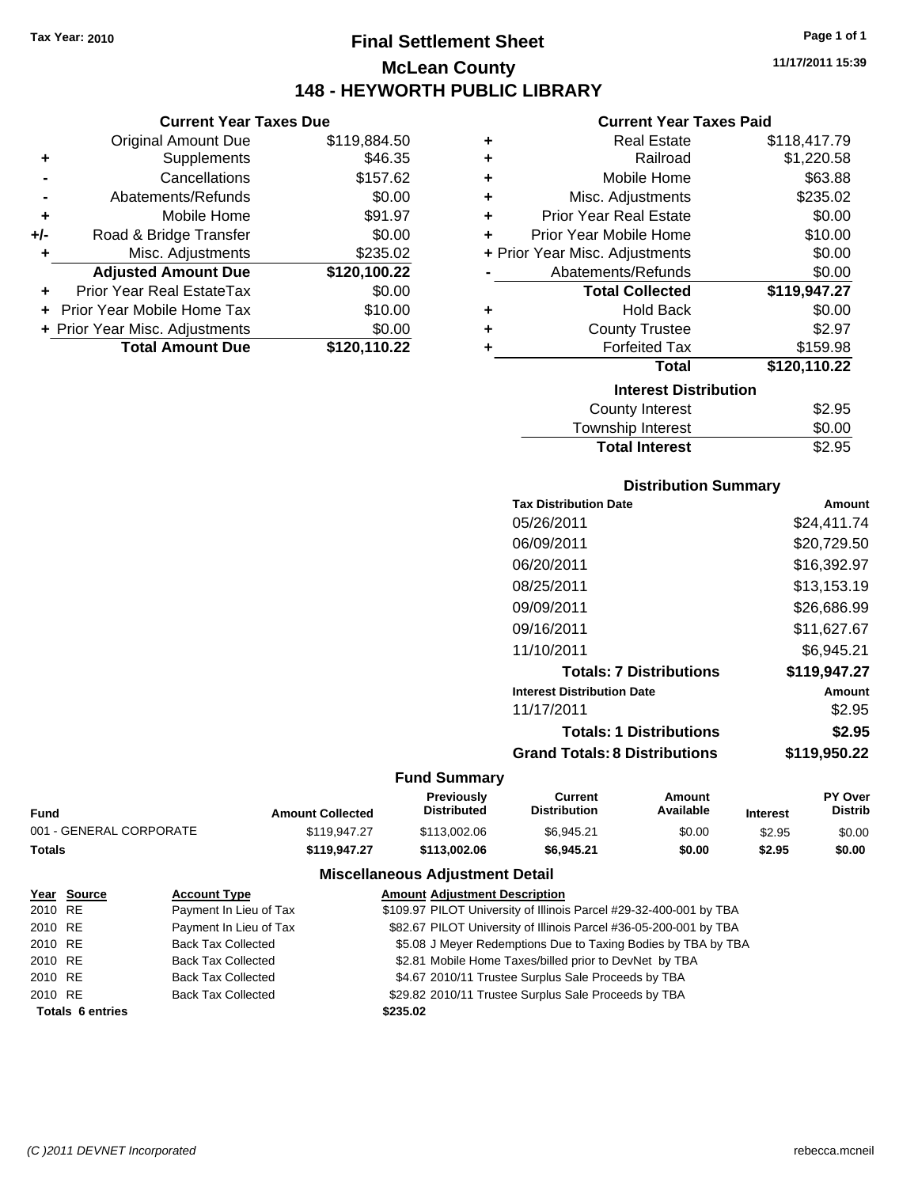Tax Year: 2010

# Final Settlement Sheet

## McLean County

## 148 - HEYWORTH PUBLIC LIBRARY

11/17/2011 15:39

### Current Year Taxes Due

| | | |
|---|---|---|
| | Original Amount Due | $119,884.50 |
| + | Supplements | $46.35 |
| - | Cancellations | $157.62 |
| - | Abatements/Refunds | $0.00 |
| + | Mobile Home | $91.97 |
| +/- | Road & Bridge Transfer | $0.00 |
| + | Misc. Adjustments | $235.02 |
| | **Adjusted Amount Due** | **$120,100.22** |
| + | Prior Year Real EstateTax | $0.00 |
| + | Prior Year Mobile Home Tax | $10.00 |
| + | Prior Year Misc. Adjustments | $0.00 |
| | **Total Amount Due** | **$120,110.22** |

### Current Year Taxes Paid

| | | |
|---|---|---|
| + | Real Estate | $118,417.79 |
| + | Railroad | $1,220.58 |
| + | Mobile Home | $63.88 |
| + | Misc. Adjustments | $235.02 |
| + | Prior Year Real Estate | $0.00 |
| + | Prior Year Mobile Home | $10.00 |
| + | Prior Year Misc. Adjustments | $0.00 |
| - | Abatements/Refunds | $0.00 |
| | **Total Collected** | **$119,947.27** |
| + | Hold Back | $0.00 |
| + | County Trustee | $2.97 |
| + | Forfeited Tax | $159.98 |
| | **Total** | **$120,110.22** |

### Interest Distribution

| | |
|---|---|
| County Interest | $2.95 |
| Township Interest | $0.00 |
| **Total Interest** | $2.95 |

### Distribution Summary

| Tax Distribution Date | Amount |
|---|---|
| 05/26/2011 | $24,411.74 |
| 06/09/2011 | $20,729.50 |
| 06/20/2011 | $16,392.97 |
| 08/25/2011 | $13,153.19 |
| 09/09/2011 | $26,686.99 |
| 09/16/2011 | $11,627.67 |
| 11/10/2011 | $6,945.21 |
| **Totals: 7 Distributions** | **$119,947.27** |
| **Interest Distribution Date** | **Amount** |
| 11/17/2011 | $2.95 |
| **Totals: 1 Distributions** | **$2.95** |
| **Grand Totals: 8 Distributions** | **$119,950.22** |

### Fund Summary

| Fund | Amount Collected | Previously Distributed | Current Distribution | Amount Available | Interest | PY Over Distrib |
|---|---|---|---|---|---|---|
| 001 - GENERAL CORPORATE | $119,947.27 | $113,002.06 | $6,945.21 | $0.00 | $2.95 | $0.00 |
| **Totals** | **$119,947.27** | **$113,002.06** | **$6,945.21** | **$0.00** | **$2.95** | **$0.00** |

### Miscellaneous Adjustment Detail

| Year | Source | Account Type | Amount | Adjustment Description |
|---|---|---|---|---|
| 2010 | RE | Payment In Lieu of Tax | $109.97 | PILOT University of Illinois Parcel #29-32-400-001 by TBA |
| 2010 | RE | Payment In Lieu of Tax | $82.67 | PILOT University of Illinois Parcel #36-05-200-001 by TBA |
| 2010 | RE | Back Tax Collected | $5.08 | J Meyer Redemptions Due to Taxing Bodies by TBA by TBA |
| 2010 | RE | Back Tax Collected | $2.81 | Mobile Home Taxes/billed prior to DevNet by TBA |
| 2010 | RE | Back Tax Collected | $4.67 | 2010/11 Trustee Surplus Sale Proceeds by TBA |
| 2010 | RE | Back Tax Collected | $29.82 | 2010/11 Trustee Surplus Sale Proceeds by TBA |
| **Totals 6 entries** | | | **$235.02** | |

(C )2011 DEVNET Incorporated rebecca.mcneil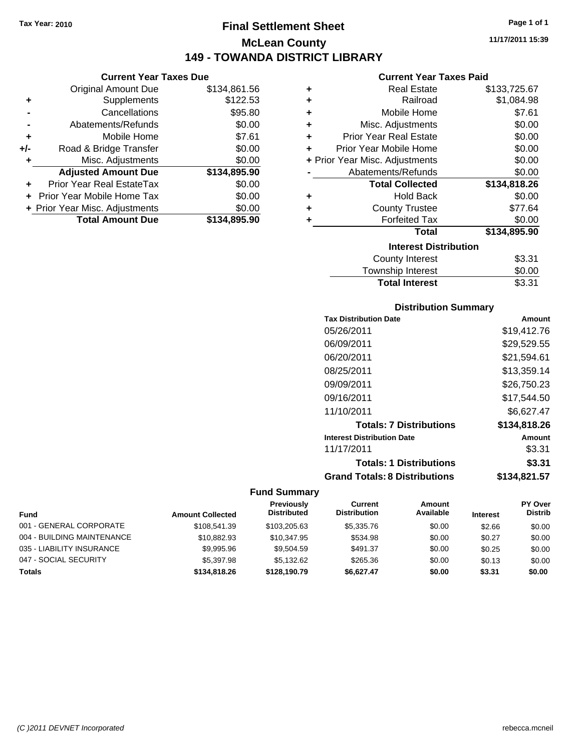Tax Year: 2010

# Final Settlement Sheet
## McLean County
## 149 - TOWANDA DISTRICT LIBRARY

11/17/2011 15:39

### Current Year Taxes Due

| | | |
|---|---|---|
| | Original Amount Due | $134,861.56 |
| + | Supplements | $122.53 |
| - | Cancellations | $95.80 |
| - | Abatements/Refunds | $0.00 |
| + | Mobile Home | $7.61 |
| +/- | Road & Bridge Transfer | $0.00 |
| + | Misc. Adjustments | $0.00 |
| | **Adjusted Amount Due** | **$134,895.90** |
| + | Prior Year Real EstateTax | $0.00 |
| + | Prior Year Mobile Home Tax | $0.00 |
| + | Prior Year Misc. Adjustments | $0.00 |
| | **Total Amount Due** | **$134,895.90** |

### Current Year Taxes Paid

| | | |
|---|---|---|
| + | Real Estate | $133,725.67 |
| + | Railroad | $1,084.98 |
| + | Mobile Home | $7.61 |
| + | Misc. Adjustments | $0.00 |
| + | Prior Year Real Estate | $0.00 |
| + | Prior Year Mobile Home | $0.00 |
| + | Prior Year Misc. Adjustments | $0.00 |
| - | Abatements/Refunds | $0.00 |
| | **Total Collected** | **$134,818.26** |
| + | Hold Back | $0.00 |
| + | County Trustee | $77.64 |
| + | Forfeited Tax | $0.00 |
| | **Total** | **$134,895.90** |

### Interest Distribution

| | |
|---|---|
| County Interest | $3.31 |
| Township Interest | $0.00 |
| **Total Interest** | $3.31 |

### Distribution Summary

| Tax Distribution Date | Amount |
|---|---|
| 05/26/2011 | $19,412.76 |
| 06/09/2011 | $29,529.55 |
| 06/20/2011 | $21,594.61 |
| 08/25/2011 | $13,359.14 |
| 09/09/2011 | $26,750.23 |
| 09/16/2011 | $17,544.50 |
| 11/10/2011 | $6,627.47 |
| **Totals: 7 Distributions** | **$134,818.26** |
| **Interest Distribution Date** | **Amount** |
| 11/17/2011 | $3.31 |
| **Totals: 1 Distributions** | **$3.31** |
| **Grand Totals: 8 Distributions** | **$134,821.57** |

### Fund Summary

| Fund | Amount Collected | Previously Distributed | Current Distribution | Amount Available | Interest | PY Over Distrib |
|---|---|---|---|---|---|---|
| 001 - GENERAL CORPORATE | $108,541.39 | $103,205.63 | $5,335.76 | $0.00 | $2.66 | $0.00 |
| 004 - BUILDING MAINTENANCE | $10,882.93 | $10,347.95 | $534.98 | $0.00 | $0.27 | $0.00 |
| 035 - LIABILITY INSURANCE | $9,995.96 | $9,504.59 | $491.37 | $0.00 | $0.25 | $0.00 |
| 047 - SOCIAL SECURITY | $5,397.98 | $5,132.62 | $265.36 | $0.00 | $0.13 | $0.00 |
| **Totals** | **$134,818.26** | **$128,190.79** | **$6,627.47** | **$0.00** | **$3.31** | **$0.00** |

(C )2011 DEVNET Incorporated rebecca.mcneil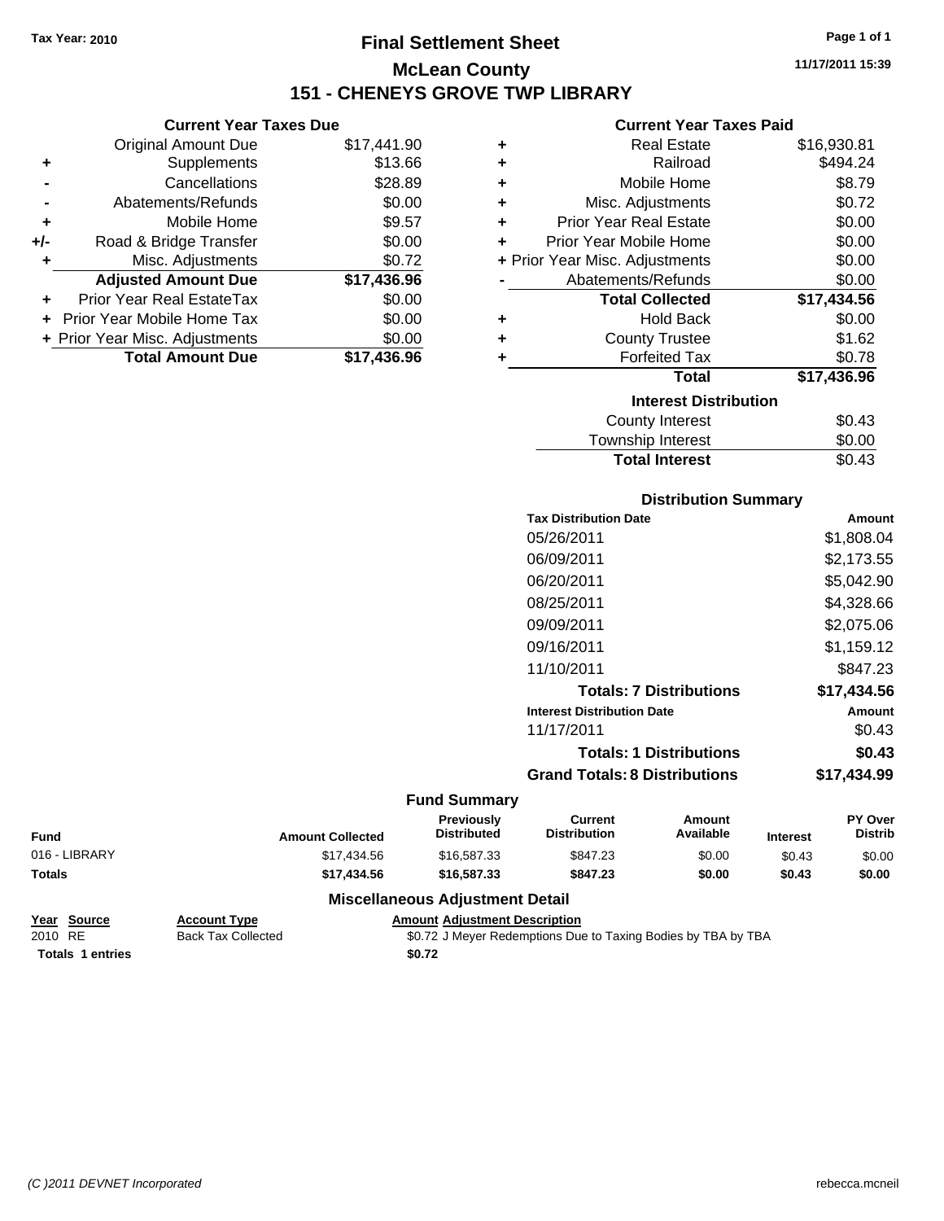Tax Year: 2010

# Final Settlement Sheet

## McLean County

## 151 - CHENEYS GROVE TWP LIBRARY

11/17/2011 15:39

### Current Year Taxes Due

| | | |
|---|---|---|
| | Original Amount Due | $17,441.90 |
| + | Supplements | $13.66 |
| - | Cancellations | $28.89 |
| - | Abatements/Refunds | $0.00 |
| + | Mobile Home | $9.57 |
| +/- | Road & Bridge Transfer | $0.00 |
| + | Misc. Adjustments | $0.72 |
| | **Adjusted Amount Due** | **$17,436.96** |
| + | Prior Year Real EstateTax | $0.00 |
| + | Prior Year Mobile Home Tax | $0.00 |
| + | Prior Year Misc. Adjustments | $0.00 |
| | **Total Amount Due** | **$17,436.96** |

### Current Year Taxes Paid

| | | |
|---|---|---|
| + | Real Estate | $16,930.81 |
| + | Railroad | $494.24 |
| + | Mobile Home | $8.79 |
| + | Misc. Adjustments | $0.72 |
| + | Prior Year Real Estate | $0.00 |
| + | Prior Year Mobile Home | $0.00 |
| + | Prior Year Misc. Adjustments | $0.00 |
| - | Abatements/Refunds | $0.00 |
| | **Total Collected** | **$17,434.56** |
| + | Hold Back | $0.00 |
| + | County Trustee | $1.62 |
| + | Forfeited Tax | $0.78 |
| | **Total** | **$17,436.96** |

### Interest Distribution

| | |
|---|---|
| County Interest | $0.43 |
| Township Interest | $0.00 |
| **Total Interest** | $0.43 |

### Distribution Summary

| Tax Distribution Date | Amount |
|---|---|
| 05/26/2011 | $1,808.04 |
| 06/09/2011 | $2,173.55 |
| 06/20/2011 | $5,042.90 |
| 08/25/2011 | $4,328.66 |
| 09/09/2011 | $2,075.06 |
| 09/16/2011 | $1,159.12 |
| 11/10/2011 | $847.23 |
| **Totals: 7 Distributions** | **$17,434.56** |
| **Interest Distribution Date** | **Amount** |
| 11/17/2011 | $0.43 |
| **Totals: 1 Distributions** | **$0.43** |
| **Grand Totals: 8 Distributions** | **$17,434.99** |

### Fund Summary

| Fund | Amount Collected | Previously Distributed | Current Distribution | Amount Available | Interest | PY Over Distrib |
|---|---|---|---|---|---|---|
| 016 - LIBRARY | $17,434.56 | $16,587.33 | $847.23 | $0.00 | $0.43 | $0.00 |
| **Totals** | **$17,434.56** | **$16,587.33** | **$847.23** | **$0.00** | **$0.43** | **$0.00** |

### Miscellaneous Adjustment Detail

| Year | Source | Account Type | Amount | Adjustment Description |
|---|---|---|---|---|
| 2010 | RE | Back Tax Collected | $0.72 | J Meyer Redemptions Due to Taxing Bodies by TBA by TBA |
| **Totals** | **1 entries** | | **$0.72** | |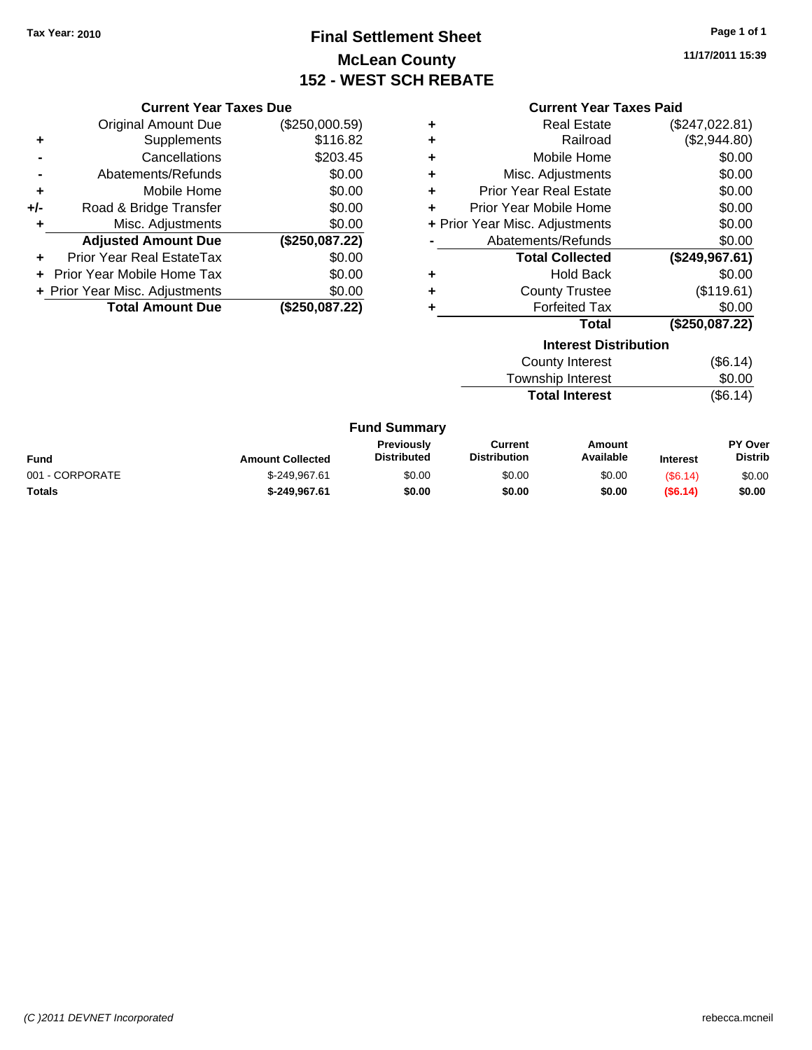Tax Year: 2010

# Final Settlement Sheet
## McLean County
## 152 - WEST SCH REBATE

11/17/2011 15:39

### Current Year Taxes Due

| | | |
|---|---|---|
| | Original Amount Due | ($250,000.59) |
| + | Supplements | $116.82 |
| - | Cancellations | $203.45 |
| - | Abatements/Refunds | $0.00 |
| + | Mobile Home | $0.00 |
| +/- | Road & Bridge Transfer | $0.00 |
| + | Misc. Adjustments | $0.00 |
| | **Adjusted Amount Due** | **($250,087.22)** |
| + | Prior Year Real EstateTax | $0.00 |
| + | Prior Year Mobile Home Tax | $0.00 |
| + | Prior Year Misc. Adjustments | $0.00 |
| | **Total Amount Due** | **($250,087.22)** |

### Current Year Taxes Paid

| | | |
|---|---|---|
| + | Real Estate | ($247,022.81) |
| + | Railroad | ($2,944.80) |
| + | Mobile Home | $0.00 |
| + | Misc. Adjustments | $0.00 |
| + | Prior Year Real Estate | $0.00 |
| + | Prior Year Mobile Home | $0.00 |
| + | Prior Year Misc. Adjustments | $0.00 |
| - | Abatements/Refunds | $0.00 |
| | **Total Collected** | **($249,967.61)** |
| + | Hold Back | $0.00 |
| + | County Trustee | ($119.61) |
| + | Forfeited Tax | $0.00 |
| | **Total** | **($250,087.22)** |

### Interest Distribution

| | |
|---|---|
| County Interest | ($6.14) |
| Township Interest | $0.00 |
| **Total Interest** | ($6.14) |

### Fund Summary

| Fund | Amount Collected | Previously Distributed | Current Distribution | Amount Available | Interest | PY Over Distrib |
|---|---|---|---|---|---|---|
| 001 - CORPORATE | $-249,967.61 | $0.00 | $0.00 | $0.00 | ($6.14) | $0.00 |
| **Totals** | **$-249,967.61** | **$0.00** | **$0.00** | **$0.00** | **($6.14)** | **$0.00** |

(C )2011 DEVNET Incorporated — rebecca.mcneil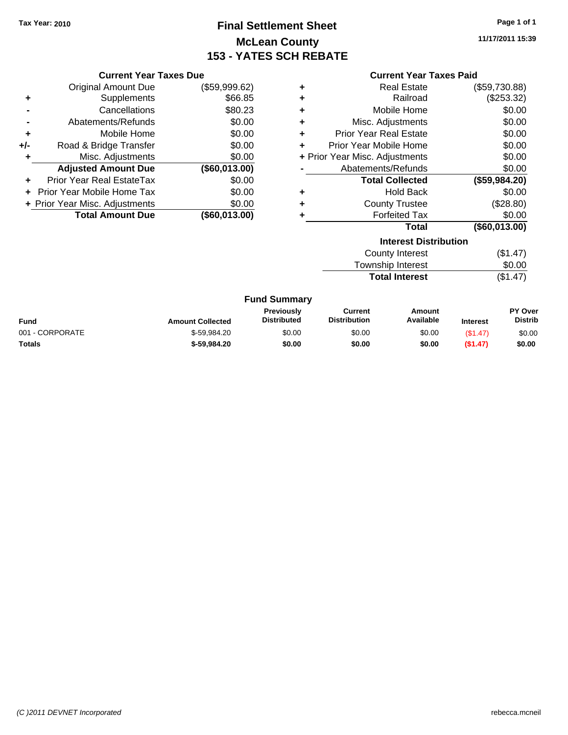Tax Year: 2010

# Final Settlement Sheet
# McLean County
# 153 - YATES SCH REBATE

11/17/2011 15:39

## Current Year Taxes Due

| | | |
|---|---|---|
| | Original Amount Due | ($59,999.62) |
| + | Supplements | $66.85 |
| - | Cancellations | $80.23 |
| - | Abatements/Refunds | $0.00 |
| + | Mobile Home | $0.00 |
| +/- | Road & Bridge Transfer | $0.00 |
| + | Misc. Adjustments | $0.00 |
| | **Adjusted Amount Due** | **($60,013.00)** |
| + | Prior Year Real EstateTax | $0.00 |
| + | Prior Year Mobile Home Tax | $0.00 |
| + | Prior Year Misc. Adjustments | $0.00 |
| | **Total Amount Due** | **($60,013.00)** |

## Current Year Taxes Paid

| | | |
|---|---|---|
| + | Real Estate | ($59,730.88) |
| + | Railroad | ($253.32) |
| + | Mobile Home | $0.00 |
| + | Misc. Adjustments | $0.00 |
| + | Prior Year Real Estate | $0.00 |
| + | Prior Year Mobile Home | $0.00 |
| + | Prior Year Misc. Adjustments | $0.00 |
| - | Abatements/Refunds | $0.00 |
| | **Total Collected** | **($59,984.20)** |
| + | Hold Back | $0.00 |
| + | County Trustee | ($28.80) |
| + | Forfeited Tax | $0.00 |
| | **Total** | **($60,013.00)** |

## Interest Distribution

| | |
|---|---|
| County Interest | ($1.47) |
| Township Interest | $0.00 |
| **Total Interest** | ($1.47) |

## Fund Summary

| Fund | Amount Collected | Previously Distributed | Current Distribution | Amount Available | Interest | PY Over Distrib |
|---|---|---|---|---|---|---|
| 001 - CORPORATE | $-59,984.20 | $0.00 | $0.00 | $0.00 | ($1.47) | $0.00 |
| **Totals** | **$-59,984.20** | **$0.00** | **$0.00** | **$0.00** | **($1.47)** | **$0.00** |

(C )2011 DEVNET Incorporated rebecca.mcneil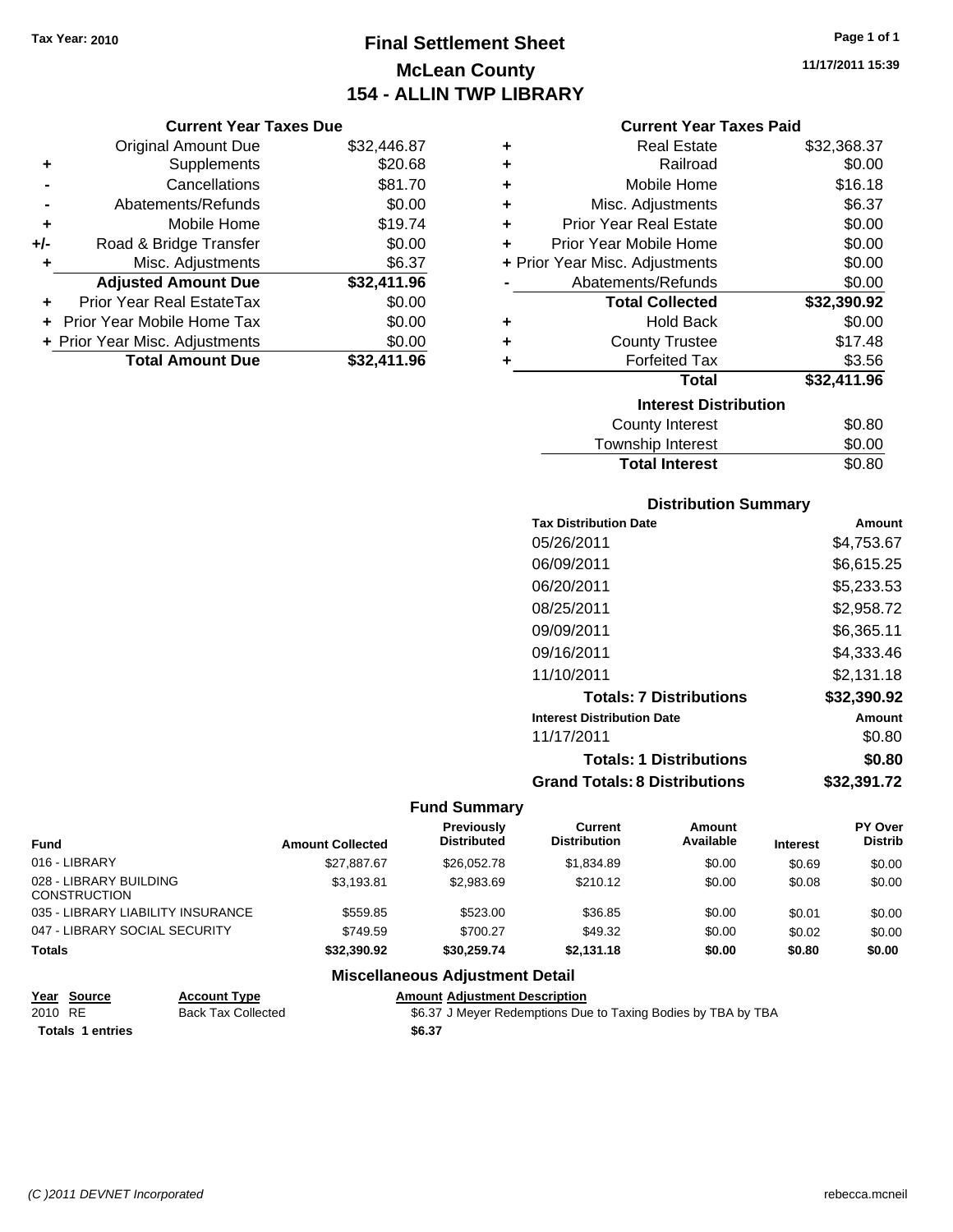Tax Year: 2010

# Final Settlement Sheet
## McLean County
## 154 - ALLIN TWP LIBRARY

11/17/2011 15:39

### Current Year Taxes Due

| | | |
|---|---|---|
| | Original Amount Due | $32,446.87 |
| + | Supplements | $20.68 |
| - | Cancellations | $81.70 |
| - | Abatements/Refunds | $0.00 |
| + | Mobile Home | $19.74 |
| +/- | Road & Bridge Transfer | $0.00 |
| + | Misc. Adjustments | $6.37 |
| | **Adjusted Amount Due** | **$32,411.96** |
| + | Prior Year Real EstateTax | $0.00 |
| + | Prior Year Mobile Home Tax | $0.00 |
| + | Prior Year Misc. Adjustments | $0.00 |
| | **Total Amount Due** | **$32,411.96** |

### Current Year Taxes Paid

| | | |
|---|---|---|
| + | Real Estate | $32,368.37 |
| + | Railroad | $0.00 |
| + | Mobile Home | $16.18 |
| + | Misc. Adjustments | $6.37 |
| + | Prior Year Real Estate | $0.00 |
| + | Prior Year Mobile Home | $0.00 |
| + | Prior Year Misc. Adjustments | $0.00 |
| - | Abatements/Refunds | $0.00 |
| | **Total Collected** | **$32,390.92** |
| + | Hold Back | $0.00 |
| + | County Trustee | $17.48 |
| + | Forfeited Tax | $3.56 |
| | **Total** | **$32,411.96** |

### Interest Distribution

| | |
|---|---|
| County Interest | $0.80 |
| Township Interest | $0.00 |
| **Total Interest** | $0.80 |

### Distribution Summary

| Tax Distribution Date | Amount |
|---|---|
| 05/26/2011 | $4,753.67 |
| 06/09/2011 | $6,615.25 |
| 06/20/2011 | $5,233.53 |
| 08/25/2011 | $2,958.72 |
| 09/09/2011 | $6,365.11 |
| 09/16/2011 | $4,333.46 |
| 11/10/2011 | $2,131.18 |
| **Totals: 7 Distributions** | **$32,390.92** |
| **Interest Distribution Date** | **Amount** |
| 11/17/2011 | $0.80 |
| **Totals: 1 Distributions** | **$0.80** |
| **Grand Totals: 8 Distributions** | **$32,391.72** |

### Fund Summary

| Fund | Amount Collected | Previously Distributed | Current Distribution | Amount Available | Interest | PY Over Distrib |
|---|---|---|---|---|---|---|
| 016 - LIBRARY | $27,887.67 | $26,052.78 | $1,834.89 | $0.00 | $0.69 | $0.00 |
| 028 - LIBRARY BUILDING CONSTRUCTION | $3,193.81 | $2,983.69 | $210.12 | $0.00 | $0.08 | $0.00 |
| 035 - LIBRARY LIABILITY INSURANCE | $559.85 | $523.00 | $36.85 | $0.00 | $0.01 | $0.00 |
| 047 - LIBRARY SOCIAL SECURITY | $749.59 | $700.27 | $49.32 | $0.00 | $0.02 | $0.00 |
| **Totals** | **$32,390.92** | **$30,259.74** | **$2,131.18** | **$0.00** | **$0.80** | **$0.00** |

### Miscellaneous Adjustment Detail

| Year | Source | Account Type | Amount | Adjustment Description |
|---|---|---|---|---|
| 2010 | RE | Back Tax Collected | $6.37 | J Meyer Redemptions Due to Taxing Bodies by TBA by TBA |
| **Totals** | **1 entries** | | **$6.37** | |

(C )2011 DEVNET Incorporated rebecca.mcneil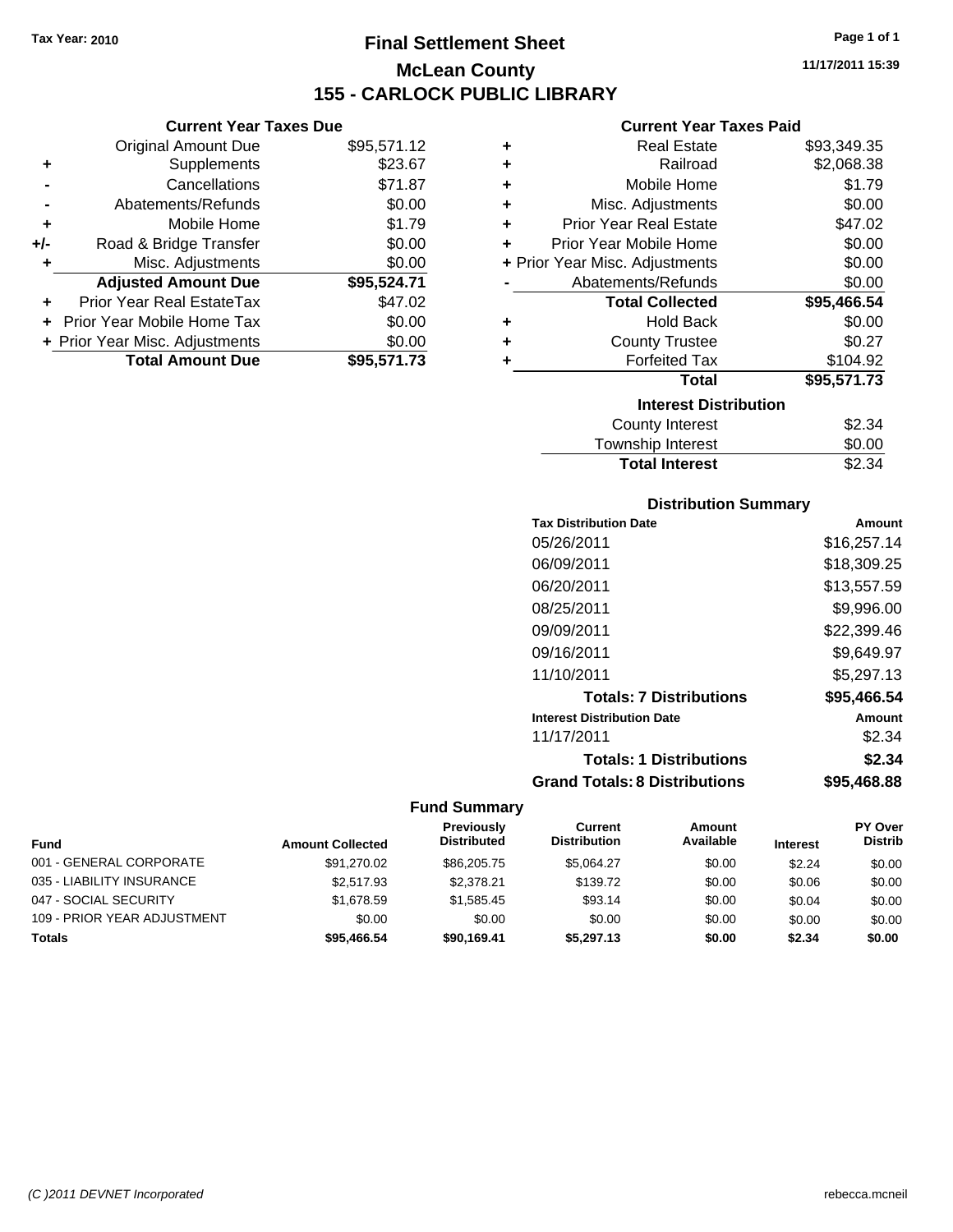Tax Year: 2010

# Final Settlement Sheet

## McLean County

## 155 - CARLOCK PUBLIC LIBRARY

11/17/2011 15:39

### Current Year Taxes Due

| | | |
|---|---|---|
| | Original Amount Due | $95,571.12 |
| + | Supplements | $23.67 |
| - | Cancellations | $71.87 |
| - | Abatements/Refunds | $0.00 |
| + | Mobile Home | $1.79 |
| +/- | Road & Bridge Transfer | $0.00 |
| + | Misc. Adjustments | $0.00 |
| | **Adjusted Amount Due** | **$95,524.71** |
| + | Prior Year Real EstateTax | $47.02 |
| + | Prior Year Mobile Home Tax | $0.00 |
| + | Prior Year Misc. Adjustments | $0.00 |
| | **Total Amount Due** | **$95,571.73** |

### Current Year Taxes Paid

| | | |
|---|---|---|
| + | Real Estate | $93,349.35 |
| + | Railroad | $2,068.38 |
| + | Mobile Home | $1.79 |
| + | Misc. Adjustments | $0.00 |
| + | Prior Year Real Estate | $47.02 |
| + | Prior Year Mobile Home | $0.00 |
| + | Prior Year Misc. Adjustments | $0.00 |
| - | Abatements/Refunds | $0.00 |
| | **Total Collected** | **$95,466.54** |
| + | Hold Back | $0.00 |
| + | County Trustee | $0.27 |
| + | Forfeited Tax | $104.92 |
| | **Total** | **$95,571.73** |

### Interest Distribution

| | |
|---|---|
| County Interest | $2.34 |
| Township Interest | $0.00 |
| **Total Interest** | $2.34 |

### Distribution Summary

| Tax Distribution Date | Amount |
|---|---|
| 05/26/2011 | $16,257.14 |
| 06/09/2011 | $18,309.25 |
| 06/20/2011 | $13,557.59 |
| 08/25/2011 | $9,996.00 |
| 09/09/2011 | $22,399.46 |
| 09/16/2011 | $9,649.97 |
| 11/10/2011 | $5,297.13 |
| **Totals: 7 Distributions** | **$95,466.54** |
| **Interest Distribution Date** | **Amount** |
| 11/17/2011 | $2.34 |
| **Totals: 1 Distributions** | **$2.34** |
| **Grand Totals: 8 Distributions** | **$95,468.88** |

### Fund Summary

| Fund | Amount Collected | Previously Distributed | Current Distribution | Amount Available | Interest | PY Over Distrib |
|---|---|---|---|---|---|---|
| 001 - GENERAL CORPORATE | $91,270.02 | $86,205.75 | $5,064.27 | $0.00 | $2.24 | $0.00 |
| 035 - LIABILITY INSURANCE | $2,517.93 | $2,378.21 | $139.72 | $0.00 | $0.06 | $0.00 |
| 047 - SOCIAL SECURITY | $1,678.59 | $1,585.45 | $93.14 | $0.00 | $0.04 | $0.00 |
| 109 - PRIOR YEAR ADJUSTMENT | $0.00 | $0.00 | $0.00 | $0.00 | $0.00 | $0.00 |
| **Totals** | **$95,466.54** | **$90,169.41** | **$5,297.13** | **$0.00** | **$2.34** | **$0.00** |

(C )2011 DEVNET Incorporated rebecca.mcneil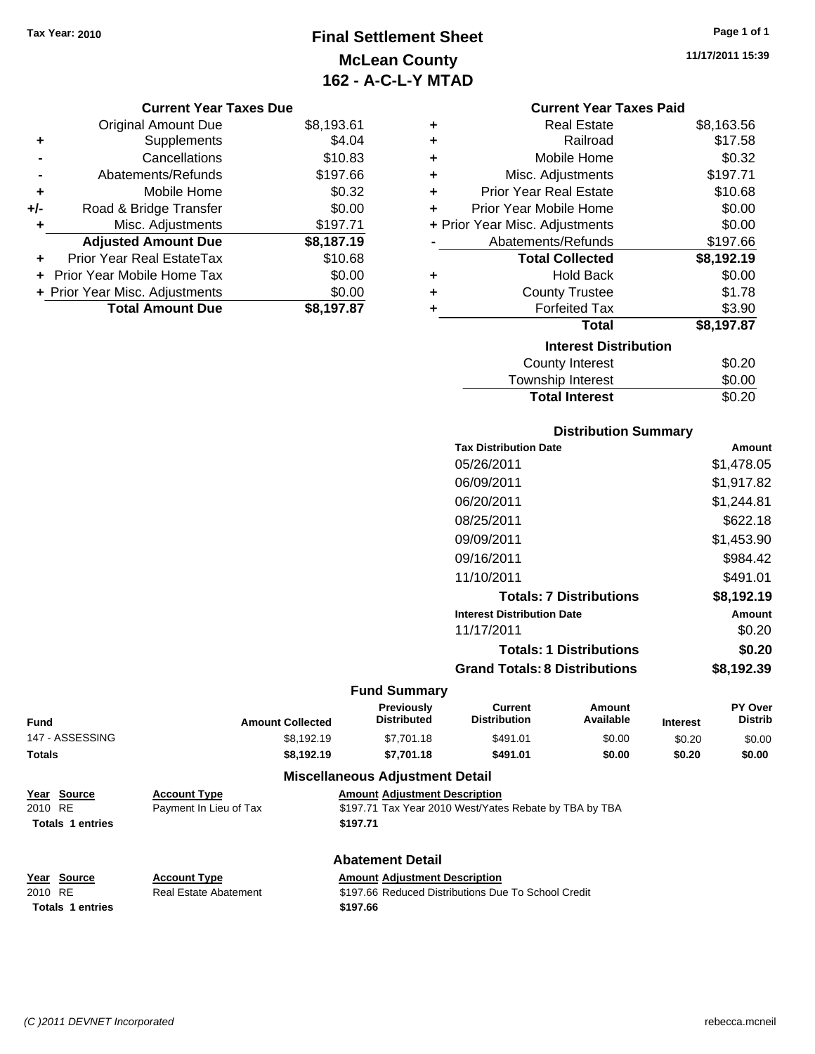Tax Year: 2010

# Final Settlement Sheet
## McLean County
## 162 - A-C-L-Y MTAD

11/17/2011 15:39

### Current Year Taxes Due

| | | |
|---|---|---|
| | Original Amount Due | $8,193.61 |
| + | Supplements | $4.04 |
| - | Cancellations | $10.83 |
| - | Abatements/Refunds | $197.66 |
| + | Mobile Home | $0.32 |
| +/- | Road & Bridge Transfer | $0.00 |
| + | Misc. Adjustments | $197.71 |
| | **Adjusted Amount Due** | **$8,187.19** |
| + | Prior Year Real EstateTax | $10.68 |
| + | Prior Year Mobile Home Tax | $0.00 |
| + | Prior Year Misc. Adjustments | $0.00 |
| | **Total Amount Due** | **$8,197.87** |

### Current Year Taxes Paid

| | | |
|---|---|---|
| + | Real Estate | $8,163.56 |
| + | Railroad | $17.58 |
| + | Mobile Home | $0.32 |
| + | Misc. Adjustments | $197.71 |
| + | Prior Year Real Estate | $10.68 |
| + | Prior Year Mobile Home | $0.00 |
| + | Prior Year Misc. Adjustments | $0.00 |
| - | Abatements/Refunds | $197.66 |
| | **Total Collected** | **$8,192.19** |
| + | Hold Back | $0.00 |
| + | County Trustee | $1.78 |
| + | Forfeited Tax | $3.90 |
| | **Total** | **$8,197.87** |

### Interest Distribution

| | |
|---|---|
| County Interest | $0.20 |
| Township Interest | $0.00 |
| **Total Interest** | $0.20 |

### Distribution Summary

| Tax Distribution Date | Amount |
|---|---|
| 05/26/2011 | $1,478.05 |
| 06/09/2011 | $1,917.82 |
| 06/20/2011 | $1,244.81 |
| 08/25/2011 | $622.18 |
| 09/09/2011 | $1,453.90 |
| 09/16/2011 | $984.42 |
| 11/10/2011 | $491.01 |
| **Totals: 7 Distributions** | **$8,192.19** |
| **Interest Distribution Date** | **Amount** |
| 11/17/2011 | $0.20 |
| **Totals: 1 Distributions** | **$0.20** |
| **Grand Totals: 8 Distributions** | **$8,192.39** |

### Fund Summary

| Fund | Amount Collected | Previously Distributed | Current Distribution | Amount Available | Interest | PY Over Distrib |
|---|---|---|---|---|---|---|
| 147 - ASSESSING | $8,192.19 | $7,701.18 | $491.01 | $0.00 | $0.20 | $0.00 |
| **Totals** | **$8,192.19** | **$7,701.18** | **$491.01** | **$0.00** | **$0.20** | **$0.00** |

### Miscellaneous Adjustment Detail

| Year | Source | Account Type | Amount | Adjustment Description |
|---|---|---|---|---|
| 2010 | RE | Payment In Lieu of Tax | $197.71 | Tax Year 2010 West/Yates Rebate by TBA by TBA |
| **Totals** | **1 entries** | | **$197.71** | |

### Abatement Detail

| Year | Source | Account Type | Amount | Adjustment Description |
|---|---|---|---|---|
| 2010 | RE | Real Estate Abatement | $197.66 | Reduced Distributions Due To School Credit |
| **Totals** | **1 entries** | | **$197.66** | |

*(C )2011 DEVNET Incorporated* rebecca.mcneil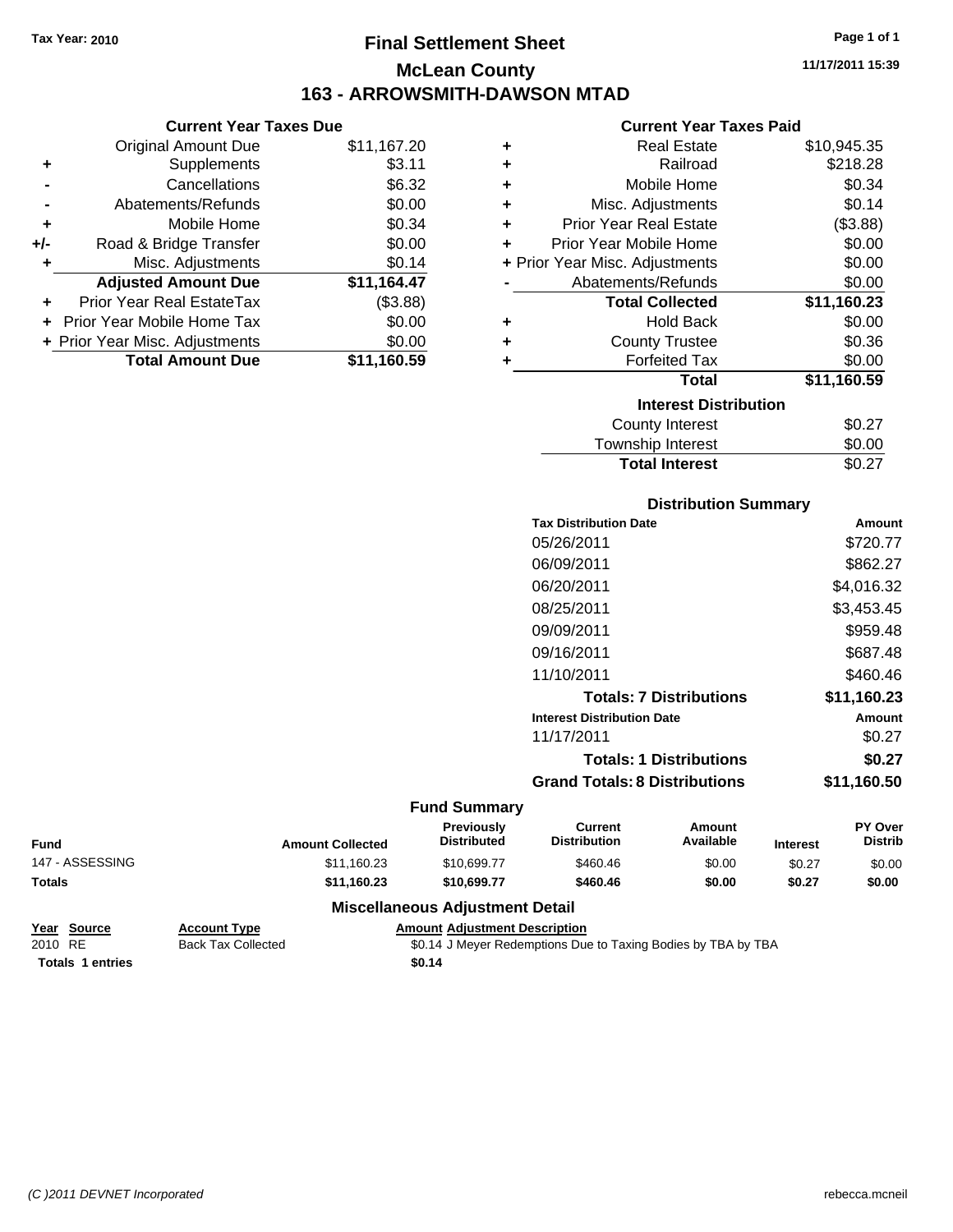Tax Year: 2010

# Final Settlement Sheet

## McLean County

## 163 - ARROWSMITH-DAWSON MTAD

11/17/2011 15:39

### Current Year Taxes Due

| | | |
|---|---|---|
| | Original Amount Due | $11,167.20 |
| + | Supplements | $3.11 |
| - | Cancellations | $6.32 |
| - | Abatements/Refunds | $0.00 |
| + | Mobile Home | $0.34 |
| +/- | Road & Bridge Transfer | $0.00 |
| + | Misc. Adjustments | $0.14 |
| | **Adjusted Amount Due** | **$11,164.47** |
| + | Prior Year Real EstateTax | ($3.88) |
| + | Prior Year Mobile Home Tax | $0.00 |
| + | Prior Year Misc. Adjustments | $0.00 |
| | **Total Amount Due** | **$11,160.59** |

### Current Year Taxes Paid

| | | |
|---|---|---|
| + | Real Estate | $10,945.35 |
| + | Railroad | $218.28 |
| + | Mobile Home | $0.34 |
| + | Misc. Adjustments | $0.14 |
| + | Prior Year Real Estate | ($3.88) |
| + | Prior Year Mobile Home | $0.00 |
| + | Prior Year Misc. Adjustments | $0.00 |
| - | Abatements/Refunds | $0.00 |
| | **Total Collected** | **$11,160.23** |
| + | Hold Back | $0.00 |
| + | County Trustee | $0.36 |
| + | Forfeited Tax | $0.00 |
| | **Total** | **$11,160.59** |

### Interest Distribution

| | |
|---|---|
| County Interest | $0.27 |
| Township Interest | $0.00 |
| **Total Interest** | $0.27 |

### Distribution Summary

| Tax Distribution Date | Amount |
|---|---|
| 05/26/2011 | $720.77 |
| 06/09/2011 | $862.27 |
| 06/20/2011 | $4,016.32 |
| 08/25/2011 | $3,453.45 |
| 09/09/2011 | $959.48 |
| 09/16/2011 | $687.48 |
| 11/10/2011 | $460.46 |
| **Totals: 7 Distributions** | **$11,160.23** |
| **Interest Distribution Date** | **Amount** |
| 11/17/2011 | $0.27 |
| **Totals: 1 Distributions** | **$0.27** |
| **Grand Totals: 8 Distributions** | **$11,160.50** |

### Fund Summary

| Fund | Amount Collected | Previously Distributed | Current Distribution | Amount Available | Interest | PY Over Distrib |
|---|---|---|---|---|---|---|
| 147 - ASSESSING | $11,160.23 | $10,699.77 | $460.46 | $0.00 | $0.27 | $0.00 |
| **Totals** | **$11,160.23** | **$10,699.77** | **$460.46** | **$0.00** | **$0.27** | **$0.00** |

### Miscellaneous Adjustment Detail

| Year | Source | Account Type | Amount | Adjustment Description |
|---|---|---|---|---|
| 2010 | RE | Back Tax Collected | $0.14 | J Meyer Redemptions Due to Taxing Bodies by TBA by TBA |
| **Totals** | **1 entries** | | **$0.14** | |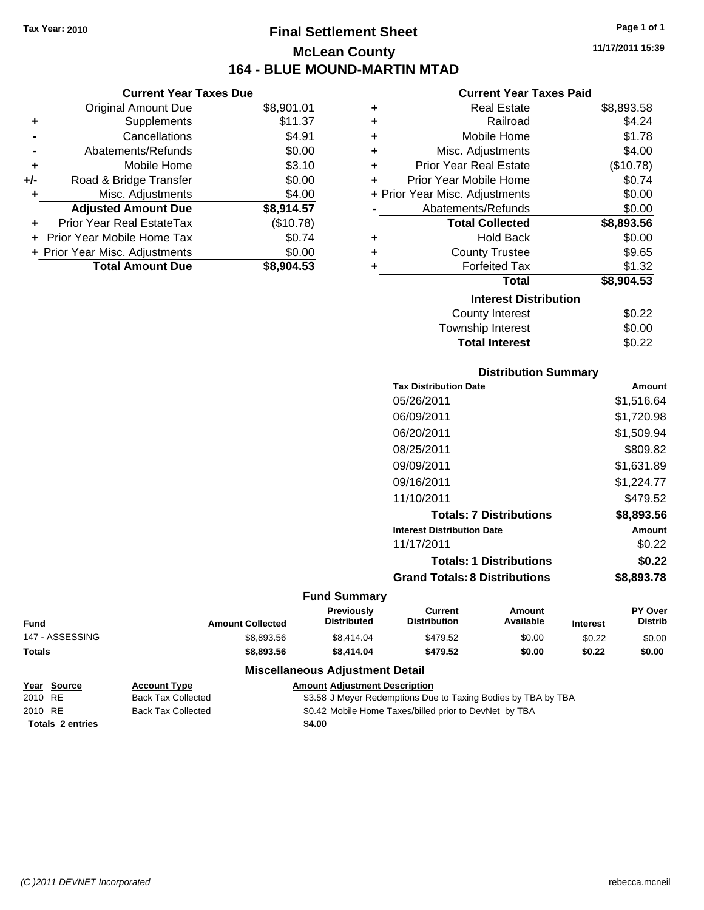Tax Year: 2010

# Final Settlement Sheet

## McLean County

## 164 - BLUE MOUND-MARTIN MTAD

11/17/2011 15:39

### Current Year Taxes Due

| | | |
|---|---|---|
| | Original Amount Due | $8,901.01 |
| + | Supplements | $11.37 |
| - | Cancellations | $4.91 |
| - | Abatements/Refunds | $0.00 |
| + | Mobile Home | $3.10 |
| +/- | Road & Bridge Transfer | $0.00 |
| + | Misc. Adjustments | $4.00 |
| | **Adjusted Amount Due** | **$8,914.57** |
| + | Prior Year Real EstateTax | ($10.78) |
| + | Prior Year Mobile Home Tax | $0.74 |
| + | Prior Year Misc. Adjustments | $0.00 |
| | **Total Amount Due** | **$8,904.53** |

### Current Year Taxes Paid

| | | |
|---|---|---|
| + | Real Estate | $8,893.58 |
| + | Railroad | $4.24 |
| + | Mobile Home | $1.78 |
| + | Misc. Adjustments | $4.00 |
| + | Prior Year Real Estate | ($10.78) |
| + | Prior Year Mobile Home | $0.74 |
| + | Prior Year Misc. Adjustments | $0.00 |
| - | Abatements/Refunds | $0.00 |
| | **Total Collected** | **$8,893.56** |
| + | Hold Back | $0.00 |
| + | County Trustee | $9.65 |
| + | Forfeited Tax | $1.32 |
| | **Total** | **$8,904.53** |

### Interest Distribution

| | |
|---|---|
| County Interest | $0.22 |
| Township Interest | $0.00 |
| **Total Interest** | $0.22 |

### Distribution Summary

| Tax Distribution Date | Amount |
|---|---|
| 05/26/2011 | $1,516.64 |
| 06/09/2011 | $1,720.98 |
| 06/20/2011 | $1,509.94 |
| 08/25/2011 | $809.82 |
| 09/09/2011 | $1,631.89 |
| 09/16/2011 | $1,224.77 |
| 11/10/2011 | $479.52 |
| **Totals: 7 Distributions** | **$8,893.56** |
| **Interest Distribution Date** | **Amount** |
| 11/17/2011 | $0.22 |
| **Totals: 1 Distributions** | **$0.22** |
| **Grand Totals: 8 Distributions** | **$8,893.78** |

### Fund Summary

| Fund | Amount Collected | Previously Distributed | Current Distribution | Amount Available | Interest | PY Over Distrib |
|---|---|---|---|---|---|---|
| 147 - ASSESSING | $8,893.56 | $8,414.04 | $479.52 | $0.00 | $0.22 | $0.00 |
| **Totals** | **$8,893.56** | **$8,414.04** | **$479.52** | **$0.00** | **$0.22** | **$0.00** |

### Miscellaneous Adjustment Detail

| Year | Source | Account Type | Amount | Adjustment Description |
|---|---|---|---|---|
| 2010 | RE | Back Tax Collected | $3.58 | J Meyer Redemptions Due to Taxing Bodies by TBA by TBA |
| 2010 | RE | Back Tax Collected | $0.42 | Mobile Home Taxes/billed prior to DevNet by TBA |
| **Totals 2 entries** | | | **$4.00** | |

(C )2011 DEVNET Incorporated rebecca.mcneil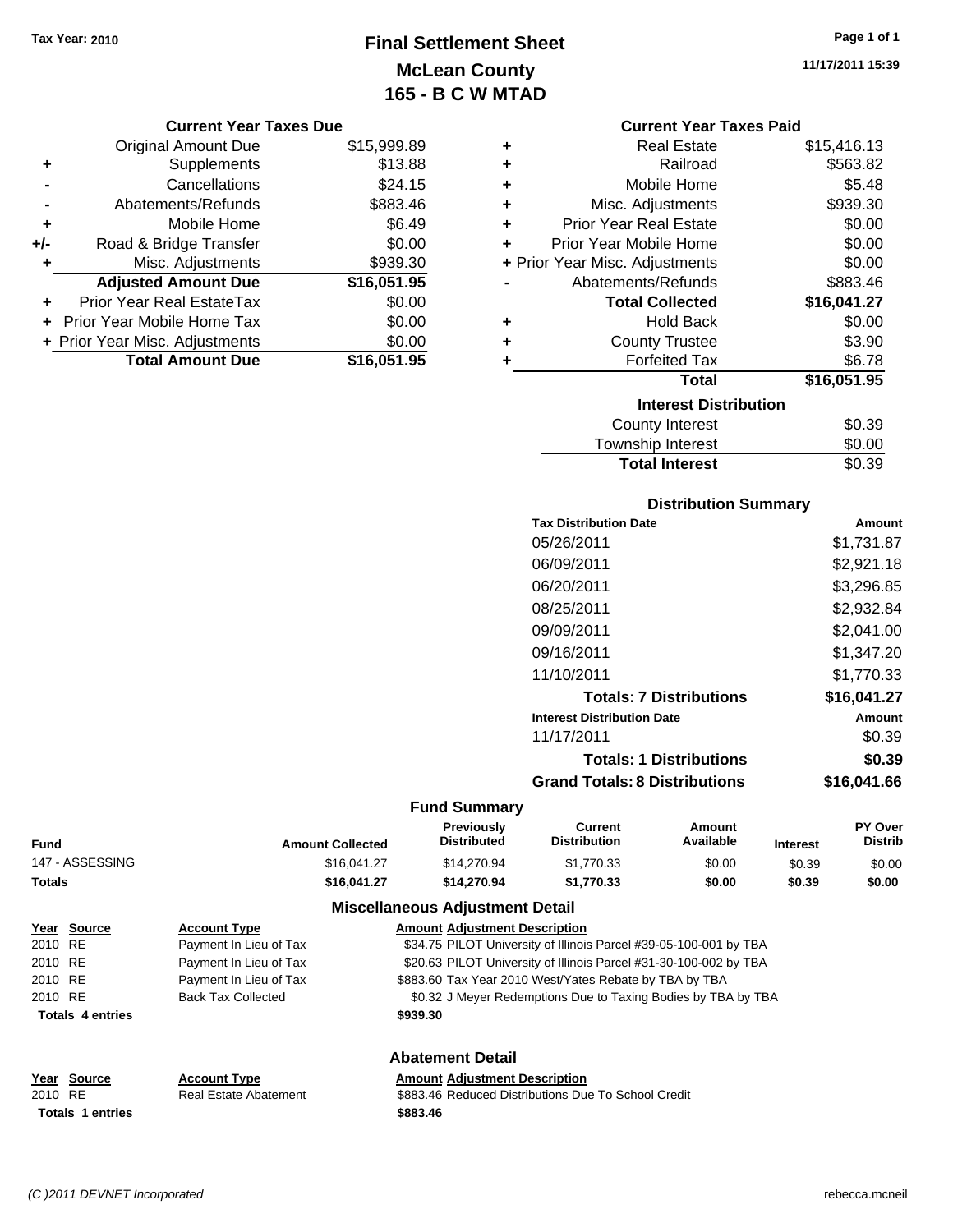Tax Year: 2010

# Final Settlement Sheet
## McLean County
## 165 - B C W MTAD

11/17/2011 15:39

### Current Year Taxes Due

| | | |
|---|---|---|
| | Original Amount Due | $15,999.89 |
| + | Supplements | $13.88 |
| - | Cancellations | $24.15 |
| - | Abatements/Refunds | $883.46 |
| + | Mobile Home | $6.49 |
| +/- | Road & Bridge Transfer | $0.00 |
| + | Misc. Adjustments | $939.30 |
| | **Adjusted Amount Due** | **$16,051.95** |
| + | Prior Year Real EstateTax | $0.00 |
| + | Prior Year Mobile Home Tax | $0.00 |
| + | Prior Year Misc. Adjustments | $0.00 |
| | **Total Amount Due** | **$16,051.95** |

### Current Year Taxes Paid

| | | |
|---|---|---|
| + | Real Estate | $15,416.13 |
| + | Railroad | $563.82 |
| + | Mobile Home | $5.48 |
| + | Misc. Adjustments | $939.30 |
| + | Prior Year Real Estate | $0.00 |
| + | Prior Year Mobile Home | $0.00 |
| + | Prior Year Misc. Adjustments | $0.00 |
| - | Abatements/Refunds | $883.46 |
| | **Total Collected** | **$16,041.27** |
| + | Hold Back | $0.00 |
| + | County Trustee | $3.90 |
| + | Forfeited Tax | $6.78 |
| | **Total** | **$16,051.95** |

### Interest Distribution

| | |
|---|---|
| County Interest | $0.39 |
| Township Interest | $0.00 |
| **Total Interest** | $0.39 |

### Distribution Summary

| Tax Distribution Date | Amount |
|---|---|
| 05/26/2011 | $1,731.87 |
| 06/09/2011 | $2,921.18 |
| 06/20/2011 | $3,296.85 |
| 08/25/2011 | $2,932.84 |
| 09/09/2011 | $2,041.00 |
| 09/16/2011 | $1,347.20 |
| 11/10/2011 | $1,770.33 |
| **Totals: 7 Distributions** | **$16,041.27** |
| **Interest Distribution Date** | **Amount** |
| 11/17/2011 | $0.39 |
| **Totals: 1 Distributions** | **$0.39** |
| **Grand Totals: 8 Distributions** | **$16,041.66** |

### Fund Summary

| Fund | Amount Collected | Previously Distributed | Current Distribution | Amount Available | Interest | PY Over Distrib |
|---|---|---|---|---|---|---|
| 147 - ASSESSING | $16,041.27 | $14,270.94 | $1,770.33 | $0.00 | $0.39 | $0.00 |
| **Totals** | **$16,041.27** | **$14,270.94** | **$1,770.33** | **$0.00** | **$0.39** | **$0.00** |

### Miscellaneous Adjustment Detail

| Year | Source | Account Type | Amount | Adjustment Description |
|---|---|---|---|---|
| 2010 | RE | Payment In Lieu of Tax | $34.75 | PILOT University of Illinois Parcel #39-05-100-001 by TBA |
| 2010 | RE | Payment In Lieu of Tax | $20.63 | PILOT University of Illinois Parcel #31-30-100-002 by TBA |
| 2010 | RE | Payment In Lieu of Tax | $883.60 | Tax Year 2010 West/Yates Rebate by TBA by TBA |
| 2010 | RE | Back Tax Collected | $0.32 | J Meyer Redemptions Due to Taxing Bodies by TBA by TBA |
| **Totals** | **4 entries** | | **$939.30** | |

### Abatement Detail

| Year | Source | Account Type | Amount | Adjustment Description |
|---|---|---|---|---|
| 2010 | RE | Real Estate Abatement | $883.46 | Reduced Distributions Due To School Credit |
| **Totals** | **1 entries** | | **$883.46** | |

(C )2011 DEVNET Incorporated rebecca.mcneil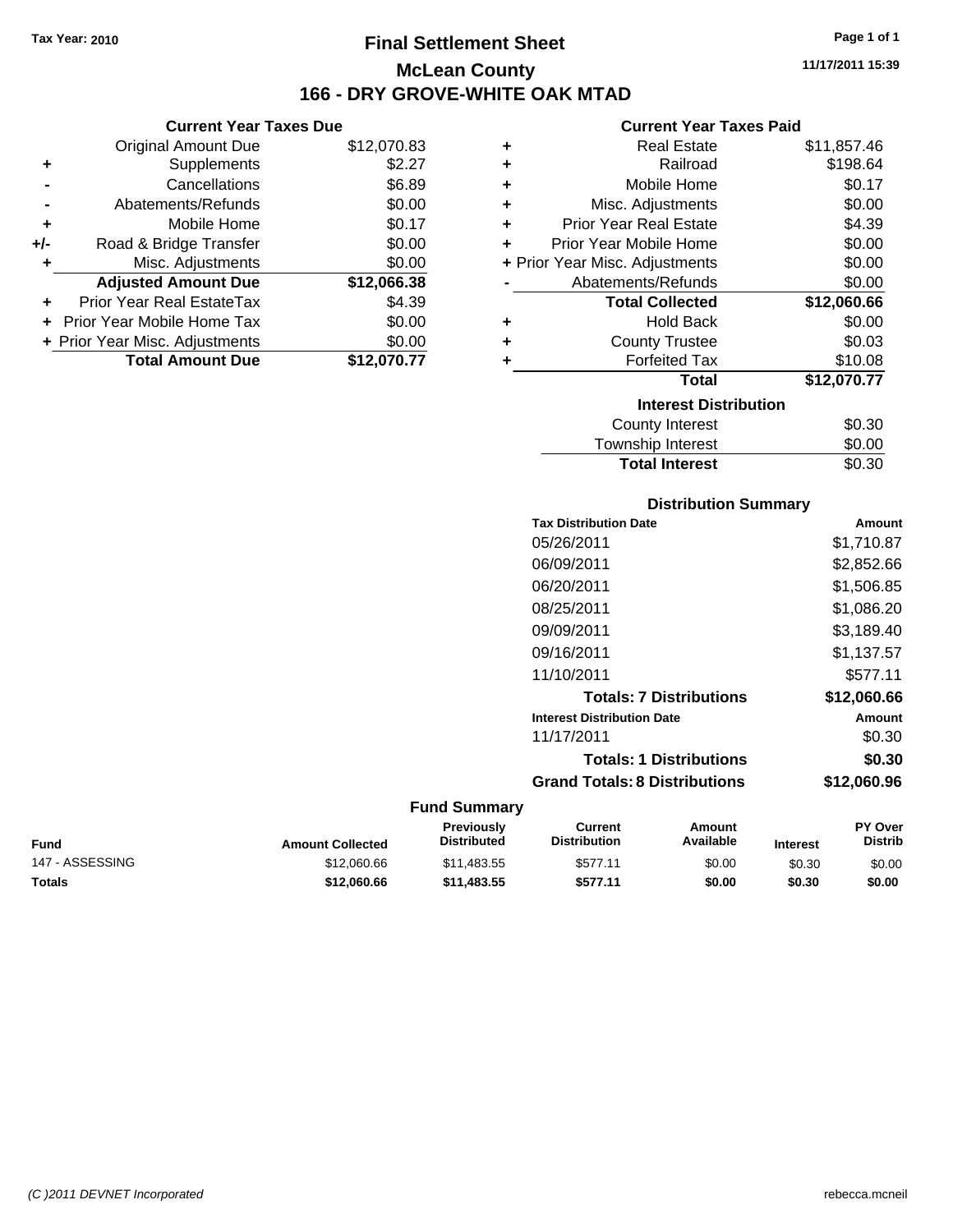Tax Year: 2010

# Final Settlement Sheet

## McLean County

## 166 - DRY GROVE-WHITE OAK MTAD

11/17/2011 15:39

### Current Year Taxes Due

| | | |
|---|---|---|
| | Original Amount Due | $12,070.83 |
| + | Supplements | $2.27 |
| - | Cancellations | $6.89 |
| - | Abatements/Refunds | $0.00 |
| + | Mobile Home | $0.17 |
| +/- | Road & Bridge Transfer | $0.00 |
| + | Misc. Adjustments | $0.00 |
| | **Adjusted Amount Due** | **$12,066.38** |
| + | Prior Year Real EstateTax | $4.39 |
| + | Prior Year Mobile Home Tax | $0.00 |
| + | Prior Year Misc. Adjustments | $0.00 |
| | **Total Amount Due** | **$12,070.77** |

### Current Year Taxes Paid

| | | |
|---|---|---|
| + | Real Estate | $11,857.46 |
| + | Railroad | $198.64 |
| + | Mobile Home | $0.17 |
| + | Misc. Adjustments | $0.00 |
| + | Prior Year Real Estate | $4.39 |
| + | Prior Year Mobile Home | $0.00 |
| + | Prior Year Misc. Adjustments | $0.00 |
| - | Abatements/Refunds | $0.00 |
| | **Total Collected** | **$12,060.66** |
| + | Hold Back | $0.00 |
| + | County Trustee | $0.03 |
| + | Forfeited Tax | $10.08 |
| | **Total** | **$12,070.77** |

### Interest Distribution

| | |
|---|---|
| County Interest | $0.30 |
| Township Interest | $0.00 |
| **Total Interest** | $0.30 |

### Distribution Summary

| Tax Distribution Date | Amount |
|---|---|
| 05/26/2011 | $1,710.87 |
| 06/09/2011 | $2,852.66 |
| 06/20/2011 | $1,506.85 |
| 08/25/2011 | $1,086.20 |
| 09/09/2011 | $3,189.40 |
| 09/16/2011 | $1,137.57 |
| 11/10/2011 | $577.11 |
| **Totals: 7 Distributions** | **$12,060.66** |
| **Interest Distribution Date** | **Amount** |
| 11/17/2011 | $0.30 |
| **Totals: 1 Distributions** | **$0.30** |
| **Grand Totals: 8 Distributions** | **$12,060.96** |

### Fund Summary

| Fund | Amount Collected | Previously Distributed | Current Distribution | Amount Available | Interest | PY Over Distrib |
|---|---|---|---|---|---|---|
| 147 - ASSESSING | $12,060.66 | $11,483.55 | $577.11 | $0.00 | $0.30 | $0.00 |
| **Totals** | **$12,060.66** | **$11,483.55** | **$577.11** | **$0.00** | **$0.30** | **$0.00** |

(C )2011 DEVNET Incorporated rebecca.mcneil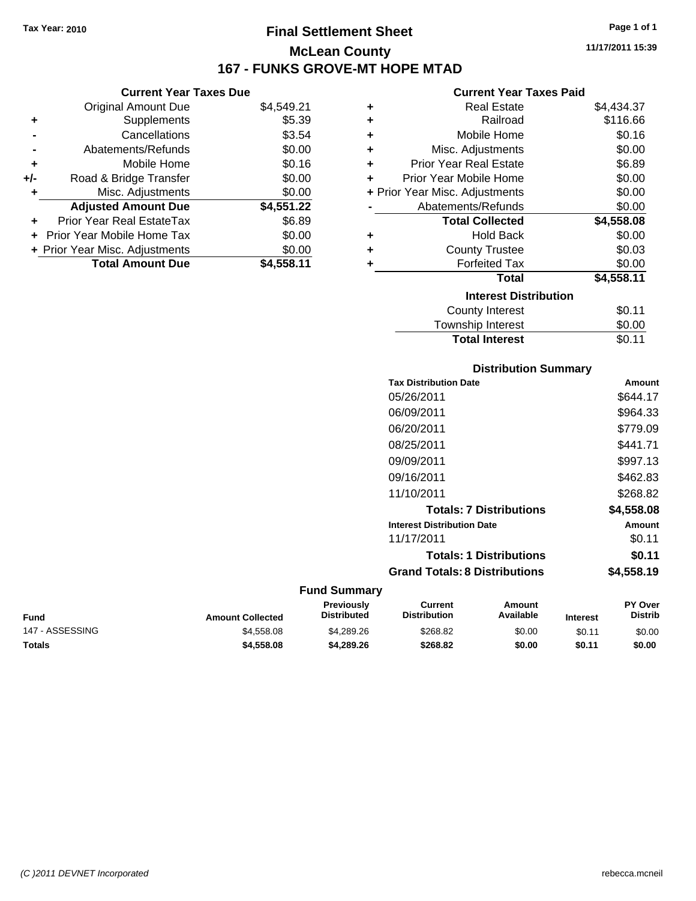Tax Year: 2010

# Final Settlement Sheet

## McLean County

## 167 - FUNKS GROVE-MT HOPE MTAD

11/17/2011 15:39

### Current Year Taxes Due

| | | |
|---|---|---|
| | Original Amount Due | $4,549.21 |
| + | Supplements | $5.39 |
| - | Cancellations | $3.54 |
| - | Abatements/Refunds | $0.00 |
| + | Mobile Home | $0.16 |
| +/- | Road & Bridge Transfer | $0.00 |
| + | Misc. Adjustments | $0.00 |
| | **Adjusted Amount Due** | **$4,551.22** |
| + | Prior Year Real EstateTax | $6.89 |
| + | Prior Year Mobile Home Tax | $0.00 |
| + | Prior Year Misc. Adjustments | $0.00 |
| | **Total Amount Due** | **$4,558.11** |

### Current Year Taxes Paid

| | | |
|---|---|---|
| + | Real Estate | $4,434.37 |
| + | Railroad | $116.66 |
| + | Mobile Home | $0.16 |
| + | Misc. Adjustments | $0.00 |
| + | Prior Year Real Estate | $6.89 |
| + | Prior Year Mobile Home | $0.00 |
| + | Prior Year Misc. Adjustments | $0.00 |
| - | Abatements/Refunds | $0.00 |
| | **Total Collected** | **$4,558.08** |
| + | Hold Back | $0.00 |
| + | County Trustee | $0.03 |
| + | Forfeited Tax | $0.00 |
| | **Total** | **$4,558.11** |

### Interest Distribution

| | |
|---|---|
| County Interest | $0.11 |
| Township Interest | $0.00 |
| **Total Interest** | $0.11 |

### Distribution Summary

| Tax Distribution Date | Amount |
|---|---|
| 05/26/2011 | $644.17 |
| 06/09/2011 | $964.33 |
| 06/20/2011 | $779.09 |
| 08/25/2011 | $441.71 |
| 09/09/2011 | $997.13 |
| 09/16/2011 | $462.83 |
| 11/10/2011 | $268.82 |
| **Totals: 7 Distributions** | **$4,558.08** |
| **Interest Distribution Date** | **Amount** |
| 11/17/2011 | $0.11 |
| **Totals: 1 Distributions** | **$0.11** |
| **Grand Totals: 8 Distributions** | **$4,558.19** |

### Fund Summary

| Fund | Amount Collected | Previously Distributed | Current Distribution | Amount Available | Interest | PY Over Distrib |
|---|---|---|---|---|---|---|
| 147 - ASSESSING | $4,558.08 | $4,289.26 | $268.82 | $0.00 | $0.11 | $0.00 |
| **Totals** | **$4,558.08** | **$4,289.26** | **$268.82** | **$0.00** | **$0.11** | **$0.00** |

(C )2011 DEVNET Incorporated

rebecca.mcneil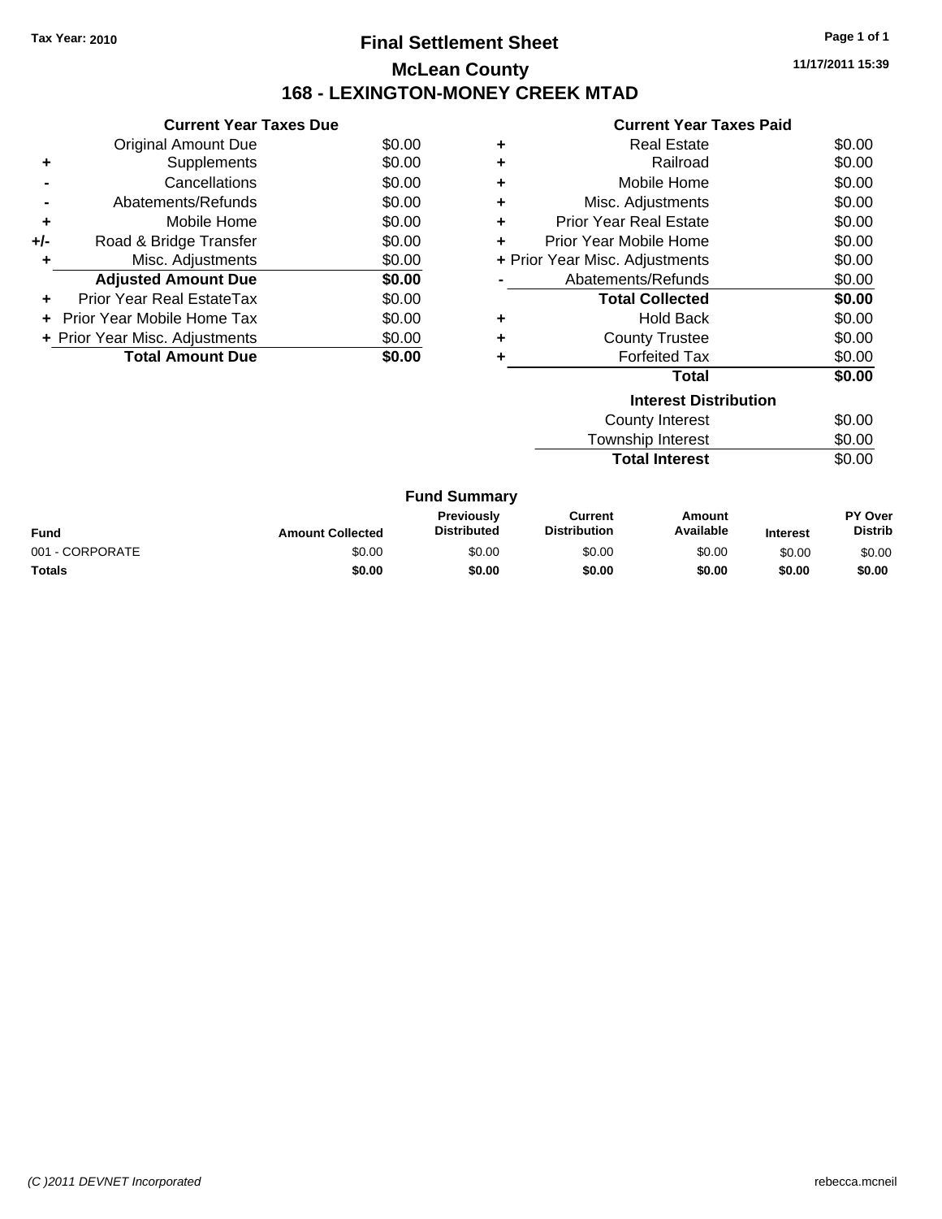Tax Year: 2010

# Final Settlement Sheet

## McLean County

## 168 - LEXINGTON-MONEY CREEK MTAD

11/17/2011 15:39

### Current Year Taxes Due

| | | |
|---|---|---|
| | Original Amount Due | $0.00 |
| + | Supplements | $0.00 |
| - | Cancellations | $0.00 |
| - | Abatements/Refunds | $0.00 |
| + | Mobile Home | $0.00 |
| +/- | Road & Bridge Transfer | $0.00 |
| + | Misc. Adjustments | $0.00 |
| | **Adjusted Amount Due** | **$0.00** |
| + | Prior Year Real EstateTax | $0.00 |
| + | Prior Year Mobile Home Tax | $0.00 |
| + | Prior Year Misc. Adjustments | $0.00 |
| | **Total Amount Due** | **$0.00** |

### Current Year Taxes Paid

| | | |
|---|---|---|
| + | Real Estate | $0.00 |
| + | Railroad | $0.00 |
| + | Mobile Home | $0.00 |
| + | Misc. Adjustments | $0.00 |
| + | Prior Year Real Estate | $0.00 |
| + | Prior Year Mobile Home | $0.00 |
| + | Prior Year Misc. Adjustments | $0.00 |
| - | Abatements/Refunds | $0.00 |
| | **Total Collected** | **$0.00** |
| + | Hold Back | $0.00 |
| + | County Trustee | $0.00 |
| + | Forfeited Tax | $0.00 |
| | **Total** | **$0.00** |

### Interest Distribution

| | |
|---|---|
| County Interest | $0.00 |
| Township Interest | $0.00 |
| **Total Interest** | $0.00 |

### Fund Summary

| Fund | Amount Collected | Previously Distributed | Current Distribution | Amount Available | Interest | PY Over Distrib |
|---|---|---|---|---|---|---|
| 001 - CORPORATE | $0.00 | $0.00 | $0.00 | $0.00 | $0.00 | $0.00 |
| **Totals** | **$0.00** | **$0.00** | **$0.00** | **$0.00** | **$0.00** | **$0.00** |

(C )2011 DEVNET Incorporated

rebecca.mcneil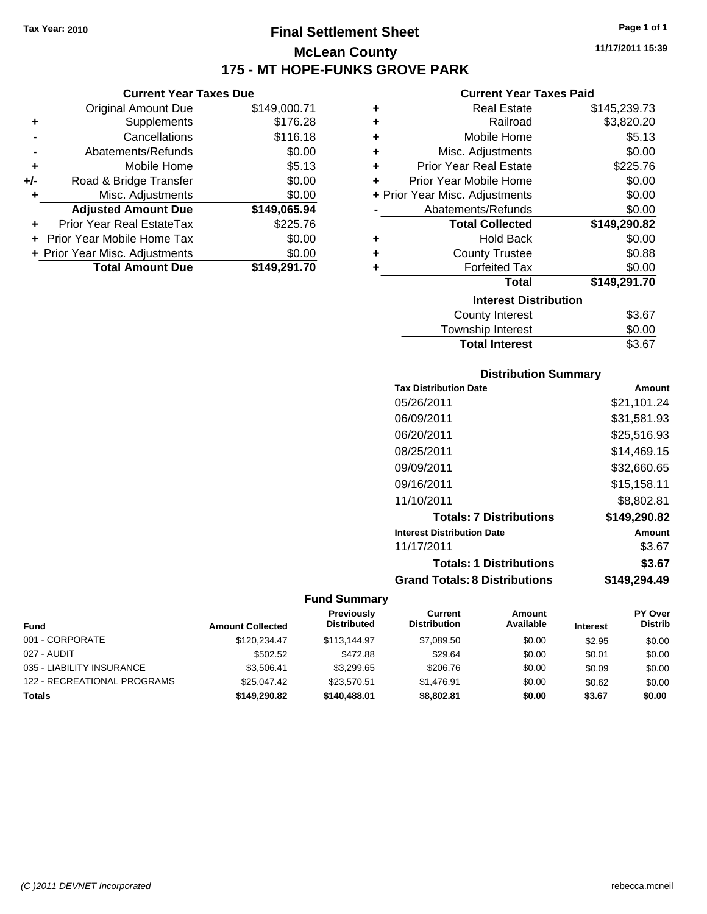Tax Year: 2010

# Final Settlement Sheet

## McLean County

## 175 - MT HOPE-FUNKS GROVE PARK

11/17/2011 15:39

### Current Year Taxes Due

| | | |
|---|---|---|
| | Original Amount Due | $149,000.71 |
| + | Supplements | $176.28 |
| - | Cancellations | $116.18 |
| - | Abatements/Refunds | $0.00 |
| + | Mobile Home | $5.13 |
| +/- | Road & Bridge Transfer | $0.00 |
| + | Misc. Adjustments | $0.00 |
| | **Adjusted Amount Due** | **$149,065.94** |
| + | Prior Year Real EstateTax | $225.76 |
| + | Prior Year Mobile Home Tax | $0.00 |
| + | Prior Year Misc. Adjustments | $0.00 |
| | **Total Amount Due** | **$149,291.70** |

### Current Year Taxes Paid

| | | |
|---|---|---|
| + | Real Estate | $145,239.73 |
| + | Railroad | $3,820.20 |
| + | Mobile Home | $5.13 |
| + | Misc. Adjustments | $0.00 |
| + | Prior Year Real Estate | $225.76 |
| + | Prior Year Mobile Home | $0.00 |
| + | Prior Year Misc. Adjustments | $0.00 |
| - | Abatements/Refunds | $0.00 |
| | **Total Collected** | **$149,290.82** |
| + | Hold Back | $0.00 |
| + | County Trustee | $0.88 |
| + | Forfeited Tax | $0.00 |
| | **Total** | **$149,291.70** |

### Interest Distribution

| | |
|---|---|
| County Interest | $3.67 |
| Township Interest | $0.00 |
| **Total Interest** | $3.67 |

### Distribution Summary

| Tax Distribution Date | Amount |
|---|---|
| 05/26/2011 | $21,101.24 |
| 06/09/2011 | $31,581.93 |
| 06/20/2011 | $25,516.93 |
| 08/25/2011 | $14,469.15 |
| 09/09/2011 | $32,660.65 |
| 09/16/2011 | $15,158.11 |
| 11/10/2011 | $8,802.81 |
| **Totals: 7 Distributions** | **$149,290.82** |
| **Interest Distribution Date** | **Amount** |
| 11/17/2011 | $3.67 |
| **Totals: 1 Distributions** | **$3.67** |
| **Grand Totals: 8 Distributions** | **$149,294.49** |

### Fund Summary

| Fund | Amount Collected | Previously Distributed | Current Distribution | Amount Available | Interest | PY Over Distrib |
|---|---|---|---|---|---|---|
| 001 - CORPORATE | $120,234.47 | $113,144.97 | $7,089.50 | $0.00 | $2.95 | $0.00 |
| 027 - AUDIT | $502.52 | $472.88 | $29.64 | $0.00 | $0.01 | $0.00 |
| 035 - LIABILITY INSURANCE | $3,506.41 | $3,299.65 | $206.76 | $0.00 | $0.09 | $0.00 |
| 122 - RECREATIONAL PROGRAMS | $25,047.42 | $23,570.51 | $1,476.91 | $0.00 | $0.62 | $0.00 |
| **Totals** | **$149,290.82** | **$140,488.01** | **$8,802.81** | **$0.00** | **$3.67** | **$0.00** |

(C )2011 DEVNET Incorporated — rebecca.mcneil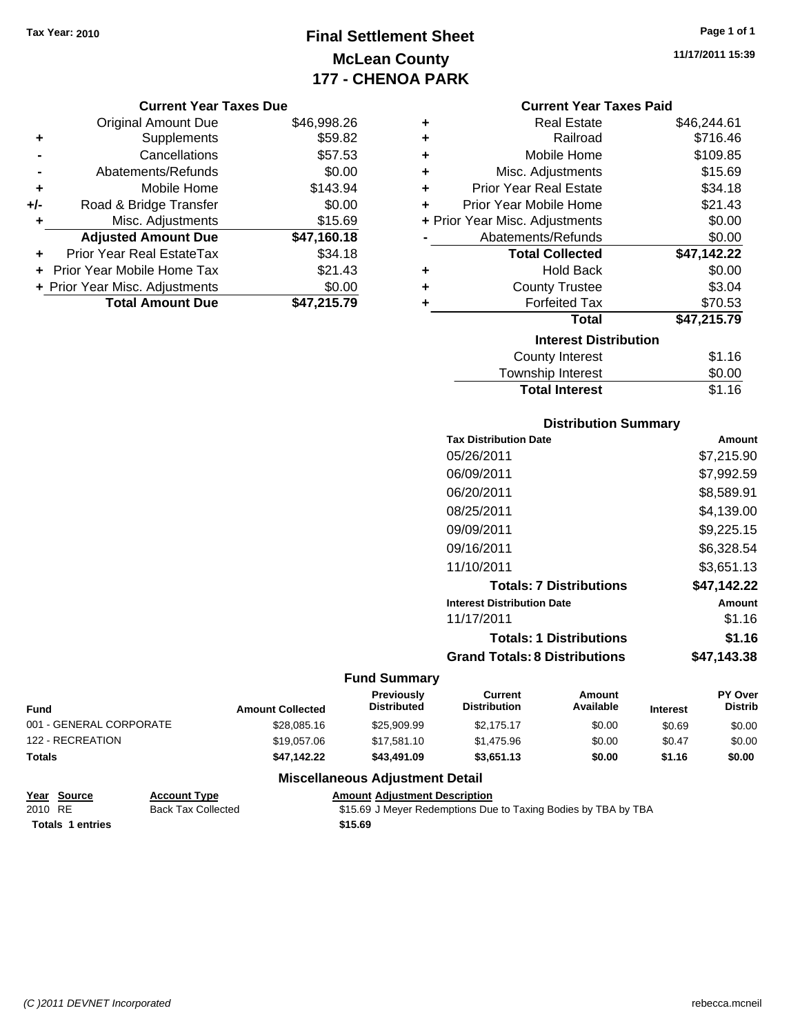Tax Year: 2010

# Final Settlement Sheet
## McLean County
## 177 - CHENOA PARK

11/17/2011 15:39

### Current Year Taxes Due

| | | |
|---|---|---|
| | Original Amount Due | $46,998.26 |
| + | Supplements | $59.82 |
| - | Cancellations | $57.53 |
| - | Abatements/Refunds | $0.00 |
| + | Mobile Home | $143.94 |
| +/- | Road & Bridge Transfer | $0.00 |
| + | Misc. Adjustments | $15.69 |
| | **Adjusted Amount Due** | **$47,160.18** |
| + | Prior Year Real EstateTax | $34.18 |
| + | Prior Year Mobile Home Tax | $21.43 |
| + | Prior Year Misc. Adjustments | $0.00 |
| | **Total Amount Due** | **$47,215.79** |

### Current Year Taxes Paid

| | | |
|---|---|---|
| + | Real Estate | $46,244.61 |
| + | Railroad | $716.46 |
| + | Mobile Home | $109.85 |
| + | Misc. Adjustments | $15.69 |
| + | Prior Year Real Estate | $34.18 |
| + | Prior Year Mobile Home | $21.43 |
| + | Prior Year Misc. Adjustments | $0.00 |
| - | Abatements/Refunds | $0.00 |
| | **Total Collected** | **$47,142.22** |
| + | Hold Back | $0.00 |
| + | County Trustee | $3.04 |
| + | Forfeited Tax | $70.53 |
| | **Total** | **$47,215.79** |

### Interest Distribution

| | |
|---|---|
| County Interest | $1.16 |
| Township Interest | $0.00 |
| **Total Interest** | $1.16 |

### Distribution Summary

| Tax Distribution Date | Amount |
|---|---|
| 05/26/2011 | $7,215.90 |
| 06/09/2011 | $7,992.59 |
| 06/20/2011 | $8,589.91 |
| 08/25/2011 | $4,139.00 |
| 09/09/2011 | $9,225.15 |
| 09/16/2011 | $6,328.54 |
| 11/10/2011 | $3,651.13 |
| **Totals: 7 Distributions** | **$47,142.22** |
| **Interest Distribution Date** | **Amount** |
| 11/17/2011 | $1.16 |
| **Totals: 1 Distributions** | **$1.16** |
| **Grand Totals: 8 Distributions** | **$47,143.38** |

### Fund Summary

| Fund | Amount Collected | Previously Distributed | Current Distribution | Amount Available | Interest | PY Over Distrib |
|---|---|---|---|---|---|---|
| 001 - GENERAL CORPORATE | $28,085.16 | $25,909.99 | $2,175.17 | $0.00 | $0.69 | $0.00 |
| 122 - RECREATION | $19,057.06 | $17,581.10 | $1,475.96 | $0.00 | $0.47 | $0.00 |
| **Totals** | **$47,142.22** | **$43,491.09** | **$3,651.13** | **$0.00** | **$1.16** | **$0.00** |

### Miscellaneous Adjustment Detail

| Year | Source | Account Type | Amount | Adjustment Description |
|---|---|---|---|---|
| 2010 | RE | Back Tax Collected | $15.69 | J Meyer Redemptions Due to Taxing Bodies by TBA by TBA |
| **Totals 1 entries** | | | **$15.69** | |

(C )2011 DEVNET Incorporated rebecca.mcneil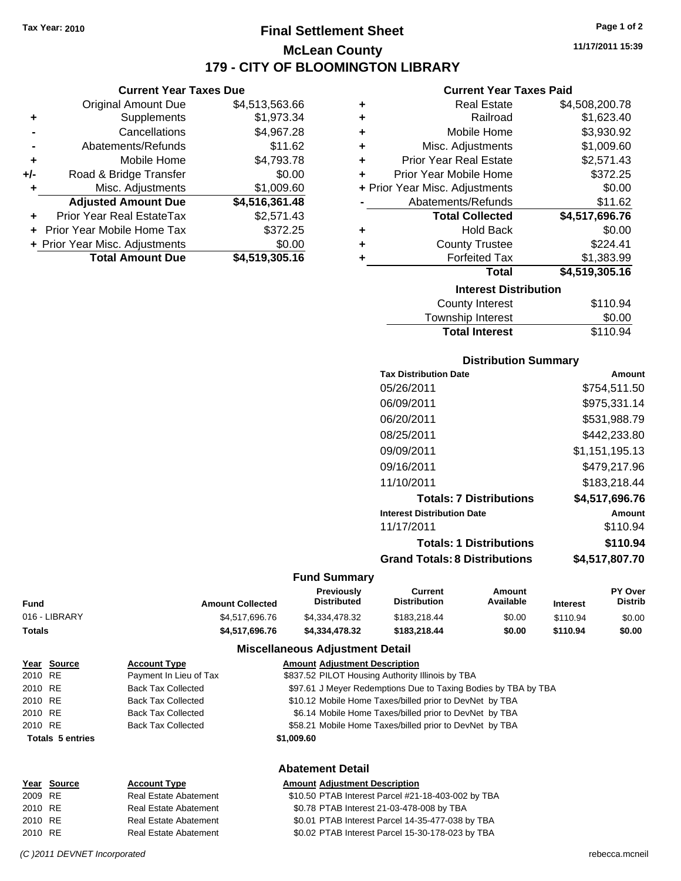**Tax Year: 2010**

# Final Settlement Sheet

## McLean County

## 179 - CITY OF BLOOMINGTON LIBRARY

11/17/2011 15:39

### Current Year Taxes Due

| | | |
|---|---|---|
| | Original Amount Due | $4,513,563.66 |
| + | Supplements | $1,973.34 |
| - | Cancellations | $4,967.28 |
| - | Abatements/Refunds | $11.62 |
| + | Mobile Home | $4,793.78 |
| +/- | Road & Bridge Transfer | $0.00 |
| + | Misc. Adjustments | $1,009.60 |
| | **Adjusted Amount Due** | **$4,516,361.48** |
| + | Prior Year Real EstateTax | $2,571.43 |
| + | Prior Year Mobile Home Tax | $372.25 |
| + | Prior Year Misc. Adjustments | $0.00 |
| | **Total Amount Due** | **$4,519,305.16** |

### Current Year Taxes Paid

| | | |
|---|---|---|
| + | Real Estate | $4,508,200.78 |
| + | Railroad | $1,623.40 |
| + | Mobile Home | $3,930.92 |
| + | Misc. Adjustments | $1,009.60 |
| + | Prior Year Real Estate | $2,571.43 |
| + | Prior Year Mobile Home | $372.25 |
| + | Prior Year Misc. Adjustments | $0.00 |
| - | Abatements/Refunds | $11.62 |
| | **Total Collected** | **$4,517,696.76** |
| + | Hold Back | $0.00 |
| + | County Trustee | $224.41 |
| + | Forfeited Tax | $1,383.99 |
| | **Total** | **$4,519,305.16** |

### Interest Distribution

| | |
|---|---|
| County Interest | $110.94 |
| Township Interest | $0.00 |
| **Total Interest** | $110.94 |

### Distribution Summary

| Tax Distribution Date | Amount |
|---|---|
| 05/26/2011 | $754,511.50 |
| 06/09/2011 | $975,331.14 |
| 06/20/2011 | $531,988.79 |
| 08/25/2011 | $442,233.80 |
| 09/09/2011 | $1,151,195.13 |
| 09/16/2011 | $479,217.96 |
| 11/10/2011 | $183,218.44 |
| **Totals: 7 Distributions** | **$4,517,696.76** |

| Interest Distribution Date | Amount |
|---|---|
| 11/17/2011 | $110.94 |
| **Totals: 1 Distributions** | **$110.94** |
| **Grand Totals: 8 Distributions** | **$4,517,807.70** |

### Fund Summary

| Fund | Amount Collected | Previously Distributed | Current Distribution | Amount Available | Interest | PY Over Distrib |
|---|---|---|---|---|---|---|
| 016 - LIBRARY | $4,517,696.76 | $4,334,478.32 | $183,218.44 | $0.00 | $110.94 | $0.00 |
| **Totals** | **$4,517,696.76** | **$4,334,478.32** | **$183,218.44** | **$0.00** | **$110.94** | **$0.00** |

### Miscellaneous Adjustment Detail

| Year | Source | Account Type | Amount | Adjustment Description |
|---|---|---|---|---|
| 2010 | RE | Payment In Lieu of Tax | $837.52 | PILOT Housing Authority Illinois by TBA |
| 2010 | RE | Back Tax Collected | $97.61 | J Meyer Redemptions Due to Taxing Bodies by TBA by TBA |
| 2010 | RE | Back Tax Collected | $10.12 | Mobile Home Taxes/billed prior to DevNet by TBA |
| 2010 | RE | Back Tax Collected | $6.14 | Mobile Home Taxes/billed prior to DevNet by TBA |
| 2010 | RE | Back Tax Collected | $58.21 | Mobile Home Taxes/billed prior to DevNet by TBA |
| **Totals 5 entries** | | | **$1,009.60** | |

### Abatement Detail

| Year | Source | Account Type | Amount | Adjustment Description |
|---|---|---|---|---|
| 2009 | RE | Real Estate Abatement | $10.50 | PTAB Interest Parcel #21-18-403-002 by TBA |
| 2010 | RE | Real Estate Abatement | $0.78 | PTAB Interest 21-03-478-008 by TBA |
| 2010 | RE | Real Estate Abatement | $0.01 | PTAB Interest Parcel 14-35-477-038 by TBA |
| 2010 | RE | Real Estate Abatement | $0.02 | PTAB Interest Parcel 15-30-178-023 by TBA |

*(C )2011 DEVNET Incorporated* rebecca.mcneil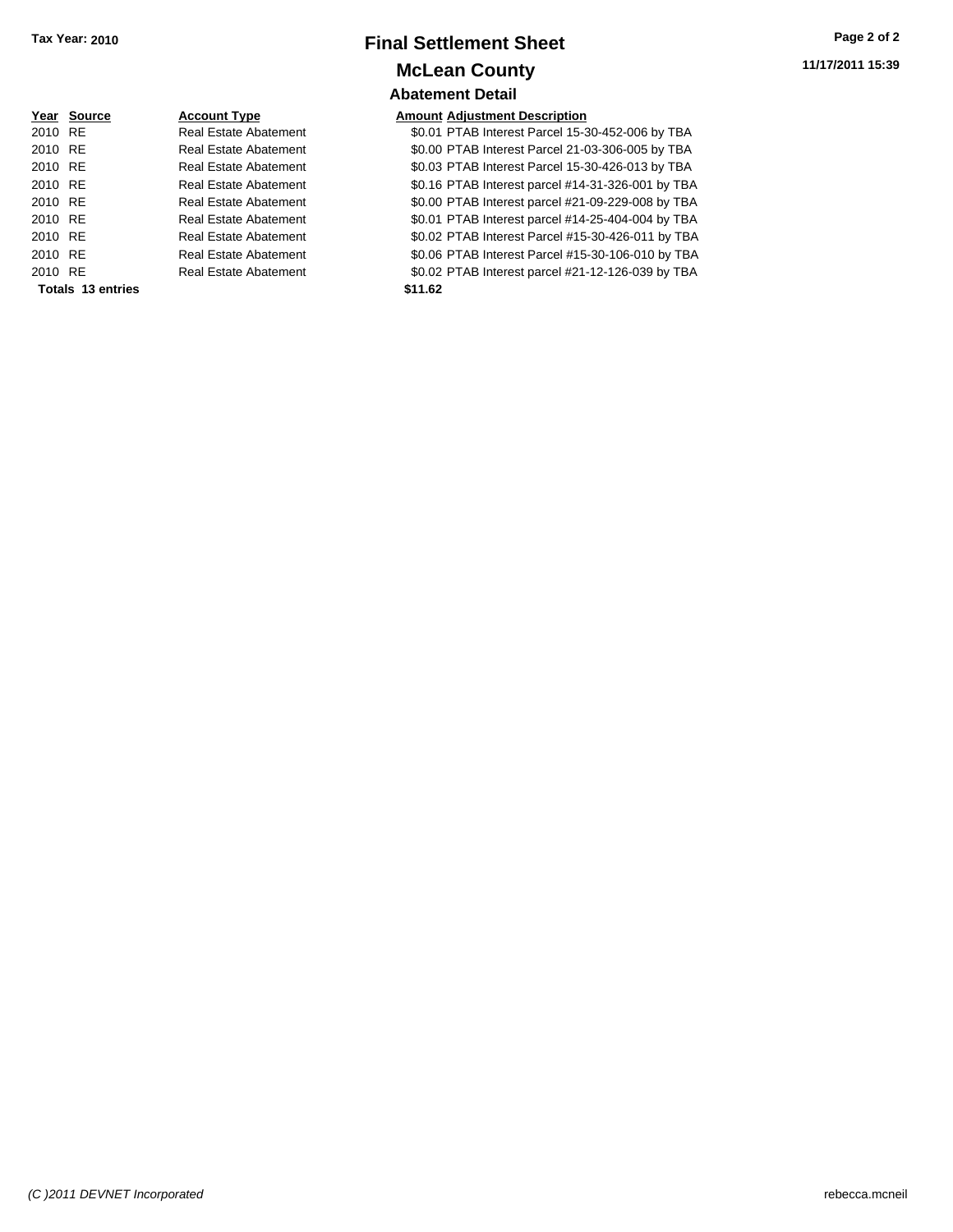**Tax Year: 2010**

# Final Settlement Sheet

## McLean County

### Abatement Detail

11/17/2011 15:39

| Year | Source | Account Type | Amount | Adjustment Description |
|---|---|---|---|---|
| 2010 | RE | Real Estate Abatement | $0.01 | PTAB Interest Parcel 15-30-452-006 by TBA |
| 2010 | RE | Real Estate Abatement | $0.00 | PTAB Interest Parcel 21-03-306-005 by TBA |
| 2010 | RE | Real Estate Abatement | $0.03 | PTAB Interest Parcel 15-30-426-013 by TBA |
| 2010 | RE | Real Estate Abatement | $0.16 | PTAB Interest parcel #14-31-326-001 by TBA |
| 2010 | RE | Real Estate Abatement | $0.00 | PTAB Interest parcel #21-09-229-008 by TBA |
| 2010 | RE | Real Estate Abatement | $0.01 | PTAB Interest parcel #14-25-404-004 by TBA |
| 2010 | RE | Real Estate Abatement | $0.02 | PTAB Interest Parcel #15-30-426-011 by TBA |
| 2010 | RE | Real Estate Abatement | $0.06 | PTAB Interest Parcel #15-30-106-010 by TBA |
| 2010 | RE | Real Estate Abatement | $0.02 | PTAB Interest parcel #21-12-126-039 by TBA |
| **Totals** | **13 entries** | | **$11.62** | |

*(C )2011 DEVNET Incorporated*

rebecca.mcneil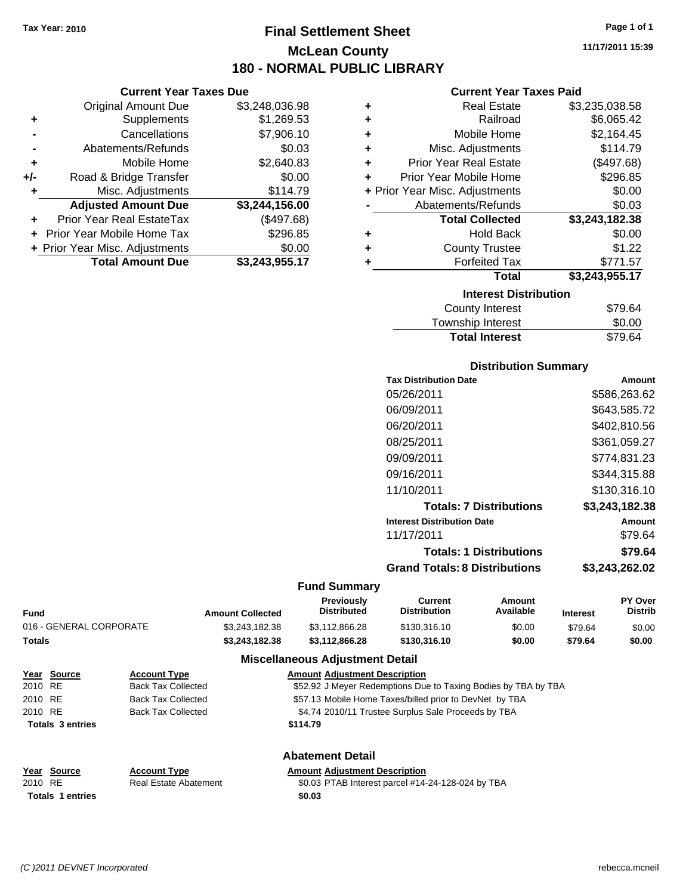Tax Year: 2010

# Final Settlement Sheet
## McLean County
## 180 - NORMAL PUBLIC LIBRARY

11/17/2011 15:39

### Current Year Taxes Due

| | | |
|---|---|---|
| | Original Amount Due | $3,248,036.98 |
| + | Supplements | $1,269.53 |
| - | Cancellations | $7,906.10 |
| - | Abatements/Refunds | $0.03 |
| + | Mobile Home | $2,640.83 |
| +/- | Road & Bridge Transfer | $0.00 |
| + | Misc. Adjustments | $114.79 |
| | **Adjusted Amount Due** | **$3,244,156.00** |
| + | Prior Year Real EstateTax | ($497.68) |
| + | Prior Year Mobile Home Tax | $296.85 |
| + | Prior Year Misc. Adjustments | $0.00 |
| | **Total Amount Due** | **$3,243,955.17** |

### Current Year Taxes Paid

| | | |
|---|---|---|
| + | Real Estate | $3,235,038.58 |
| + | Railroad | $6,065.42 |
| + | Mobile Home | $2,164.45 |
| + | Misc. Adjustments | $114.79 |
| + | Prior Year Real Estate | ($497.68) |
| + | Prior Year Mobile Home | $296.85 |
| + | Prior Year Misc. Adjustments | $0.00 |
| - | Abatements/Refunds | $0.03 |
| | **Total Collected** | **$3,243,182.38** |
| + | Hold Back | $0.00 |
| + | County Trustee | $1.22 |
| + | Forfeited Tax | $771.57 |
| | **Total** | **$3,243,955.17** |

### Interest Distribution

| | |
|---|---|
| County Interest | $79.64 |
| Township Interest | $0.00 |
| **Total Interest** | $79.64 |

### Distribution Summary

| Tax Distribution Date | Amount |
|---|---|
| 05/26/2011 | $586,263.62 |
| 06/09/2011 | $643,585.72 |
| 06/20/2011 | $402,810.56 |
| 08/25/2011 | $361,059.27 |
| 09/09/2011 | $774,831.23 |
| 09/16/2011 | $344,315.88 |
| 11/10/2011 | $130,316.10 |
| **Totals: 7 Distributions** | **$3,243,182.38** |
| **Interest Distribution Date** | **Amount** |
| 11/17/2011 | $79.64 |
| **Totals: 1 Distributions** | **$79.64** |
| **Grand Totals: 8 Distributions** | **$3,243,262.02** |

### Fund Summary

| Fund | Amount Collected | Previously Distributed | Current Distribution | Amount Available | Interest | PY Over Distrib |
|---|---|---|---|---|---|---|
| 016 - GENERAL CORPORATE | $3,243,182.38 | $3,112,866.28 | $130,316.10 | $0.00 | $79.64 | $0.00 |
| **Totals** | **$3,243,182.38** | **$3,112,866.28** | **$130,316.10** | **$0.00** | **$79.64** | **$0.00** |

### Miscellaneous Adjustment Detail

| Year | Source | Account Type | Amount | Adjustment Description |
|---|---|---|---|---|
| 2010 | RE | Back Tax Collected | $52.92 | J Meyer Redemptions Due to Taxing Bodies by TBA by TBA |
| 2010 | RE | Back Tax Collected | $57.13 | Mobile Home Taxes/billed prior to DevNet by TBA |
| 2010 | RE | Back Tax Collected | $4.74 | 2010/11 Trustee Surplus Sale Proceeds by TBA |
| **Totals 3 entries** | | | **$114.79** | |

### Abatement Detail

| Year | Source | Account Type | Amount | Adjustment Description |
|---|---|---|---|---|
| 2010 | RE | Real Estate Abatement | $0.03 | PTAB Interest parcel #14-24-128-024 by TBA |
| **Totals 1 entries** | | | **$0.03** | |

(C )2011 DEVNET Incorporated

rebecca.mcneil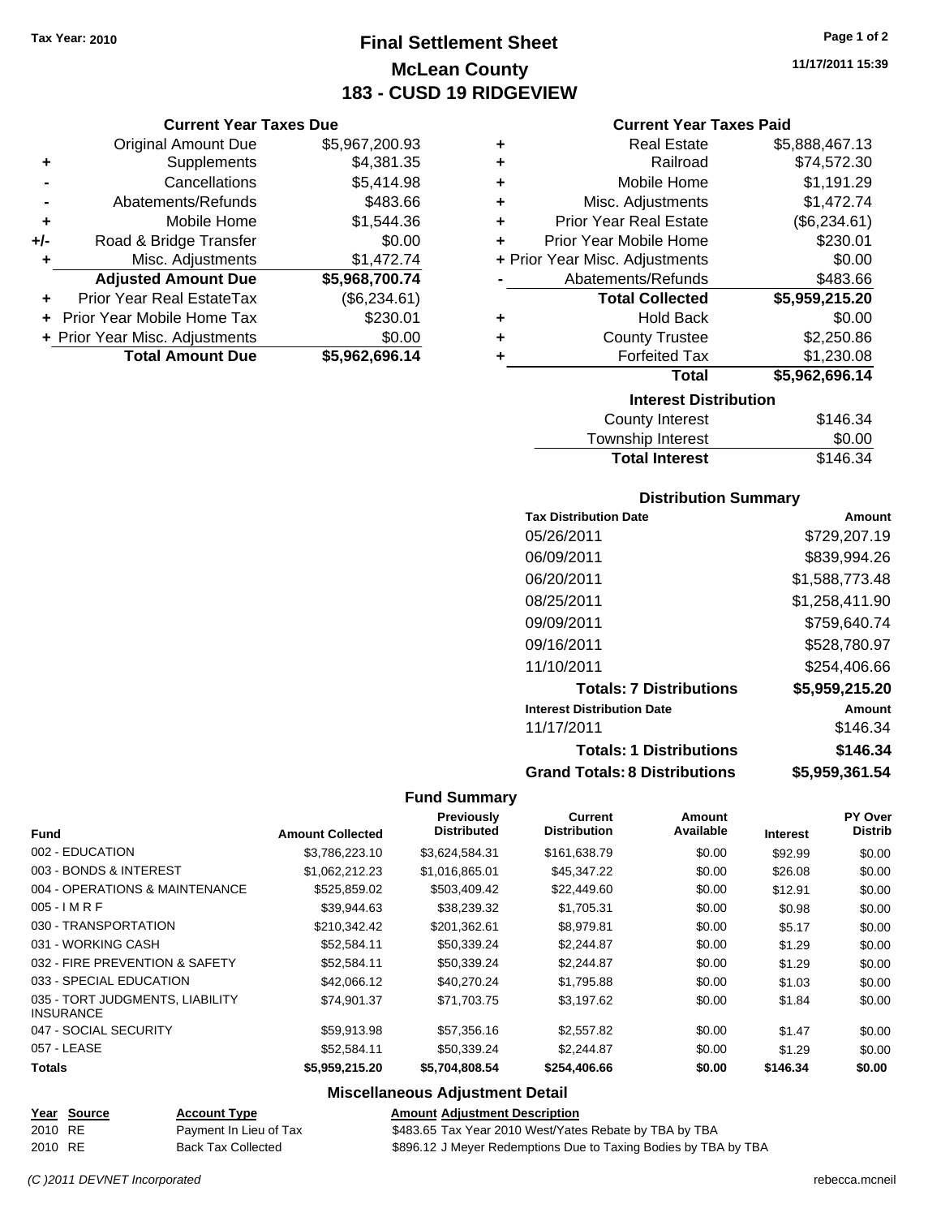**Tax Year: 2010**

# Final Settlement Sheet
## McLean County
## 183 - CUSD 19 RIDGEVIEW

11/17/2011 15:39

### Current Year Taxes Due

| | | |
|---|---|---|
| | Original Amount Due | $5,967,200.93 |
| + | Supplements | $4,381.35 |
| - | Cancellations | $5,414.98 |
| - | Abatements/Refunds | $483.66 |
| + | Mobile Home | $1,544.36 |
| +/- | Road & Bridge Transfer | $0.00 |
| + | Misc. Adjustments | $1,472.74 |
| | **Adjusted Amount Due** | **$5,968,700.74** |
| + | Prior Year Real EstateTax | ($6,234.61) |
| + | Prior Year Mobile Home Tax | $230.01 |
| + | Prior Year Misc. Adjustments | $0.00 |
| | **Total Amount Due** | **$5,962,696.14** |

### Current Year Taxes Paid

| | | |
|---|---|---|
| + | Real Estate | $5,888,467.13 |
| + | Railroad | $74,572.30 |
| + | Mobile Home | $1,191.29 |
| + | Misc. Adjustments | $1,472.74 |
| + | Prior Year Real Estate | ($6,234.61) |
| + | Prior Year Mobile Home | $230.01 |
| + | Prior Year Misc. Adjustments | $0.00 |
| - | Abatements/Refunds | $483.66 |
| | **Total Collected** | **$5,959,215.20** |
| + | Hold Back | $0.00 |
| + | County Trustee | $2,250.86 |
| + | Forfeited Tax | $1,230.08 |
| | **Total** | **$5,962,696.14** |

### Interest Distribution

| | |
|---|---|
| County Interest | $146.34 |
| Township Interest | $0.00 |
| **Total Interest** | $146.34 |

### Distribution Summary

| Tax Distribution Date | Amount |
|---|---|
| 05/26/2011 | $729,207.19 |
| 06/09/2011 | $839,994.26 |
| 06/20/2011 | $1,588,773.48 |
| 08/25/2011 | $1,258,411.90 |
| 09/09/2011 | $759,640.74 |
| 09/16/2011 | $528,780.97 |
| 11/10/2011 | $254,406.66 |
| **Totals: 7 Distributions** | **$5,959,215.20** |
| **Interest Distribution Date** | **Amount** |
| 11/17/2011 | $146.34 |
| **Totals: 1 Distributions** | **$146.34** |
| **Grand Totals: 8 Distributions** | **$5,959,361.54** |

### Fund Summary

| Fund | Amount Collected | Previously Distributed | Current Distribution | Amount Available | Interest | PY Over Distrib |
|---|---|---|---|---|---|---|
| 002 - EDUCATION | $3,786,223.10 | $3,624,584.31 | $161,638.79 | $0.00 | $92.99 | $0.00 |
| 003 - BONDS & INTEREST | $1,062,212.23 | $1,016,865.01 | $45,347.22 | $0.00 | $26.08 | $0.00 |
| 004 - OPERATIONS & MAINTENANCE | $525,859.02 | $503,409.42 | $22,449.60 | $0.00 | $12.91 | $0.00 |
| 005 - I M R F | $39,944.63 | $38,239.32 | $1,705.31 | $0.00 | $0.98 | $0.00 |
| 030 - TRANSPORTATION | $210,342.42 | $201,362.61 | $8,979.81 | $0.00 | $5.17 | $0.00 |
| 031 - WORKING CASH | $52,584.11 | $50,339.24 | $2,244.87 | $0.00 | $1.29 | $0.00 |
| 032 - FIRE PREVENTION & SAFETY | $52,584.11 | $50,339.24 | $2,244.87 | $0.00 | $1.29 | $0.00 |
| 033 - SPECIAL EDUCATION | $42,066.12 | $40,270.24 | $1,795.88 | $0.00 | $1.03 | $0.00 |
| 035 - TORT JUDGMENTS, LIABILITY INSURANCE | $74,901.37 | $71,703.75 | $3,197.62 | $0.00 | $1.84 | $0.00 |
| 047 - SOCIAL SECURITY | $59,913.98 | $57,356.16 | $2,557.82 | $0.00 | $1.47 | $0.00 |
| 057 - LEASE | $52,584.11 | $50,339.24 | $2,244.87 | $0.00 | $1.29 | $0.00 |
| **Totals** | **$5,959,215.20** | **$5,704,808.54** | **$254,406.66** | **$0.00** | **$146.34** | **$0.00** |

### Miscellaneous Adjustment Detail

| Year | Source | Account Type | Amount | Adjustment Description |
|---|---|---|---|---|
| 2010 | RE | Payment In Lieu of Tax | $483.65 | Tax Year 2010 West/Yates Rebate by TBA by TBA |
| 2010 | RE | Back Tax Collected | $896.12 | J Meyer Redemptions Due to Taxing Bodies by TBA by TBA |

*(C )2011 DEVNET Incorporated* rebecca.mcneil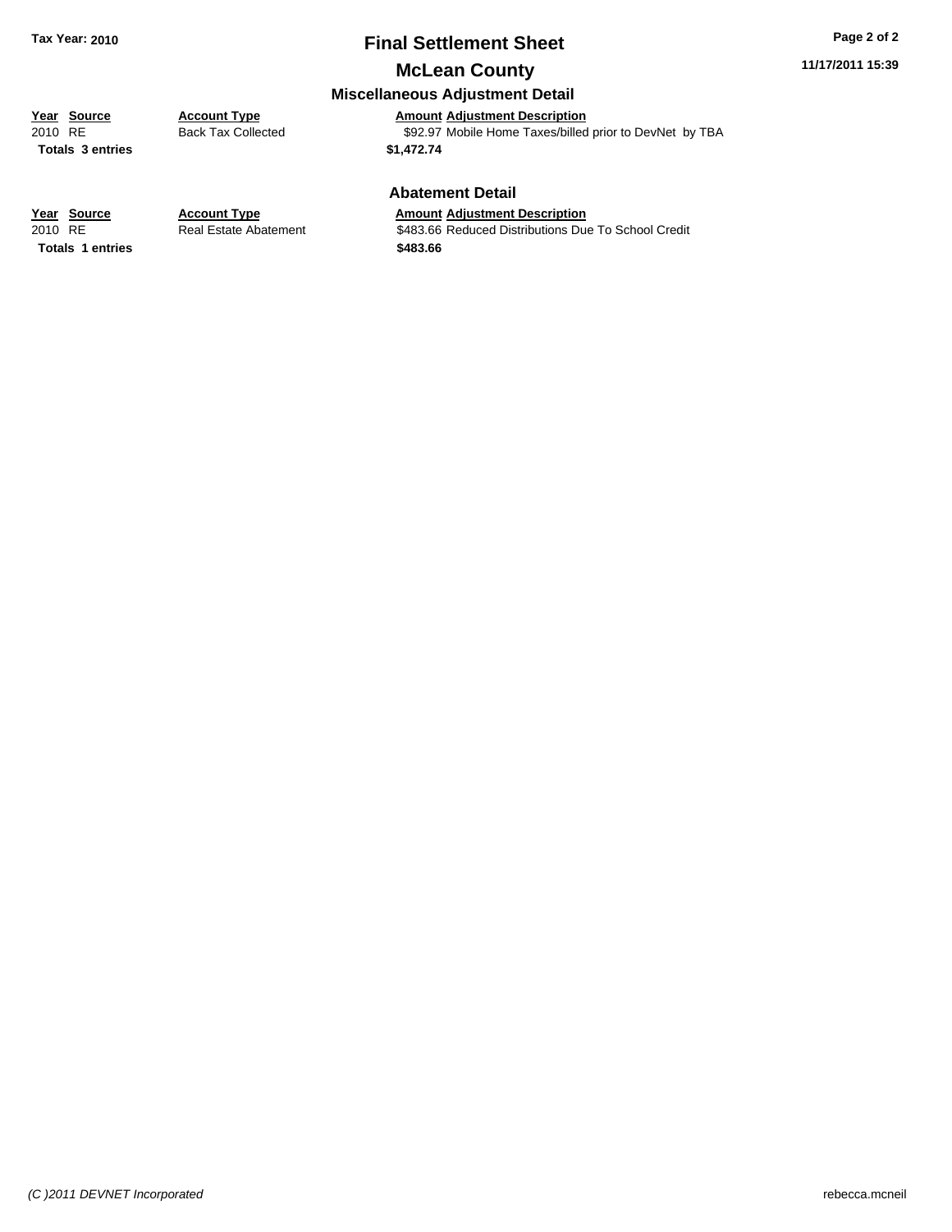# Final Settlement Sheet

## McLean County

### Miscellaneous Adjustment Detail

| Year | Source | Account Type | Amount | Adjustment Description |
|---|---|---|---|---|
| 2010 | RE | Back Tax Collected | $92.97 | Mobile Home Taxes/billed prior to DevNet by TBA |
| **Totals 3 entries** | | | **$1,472.74** | |

### Abatement Detail

| Year | Source | Account Type | Amount | Adjustment Description |
|---|---|---|---|---|
| 2010 | RE | Real Estate Abatement | $483.66 | Reduced Distributions Due To School Credit |
| **Totals 1 entries** | | | **$483.66** | |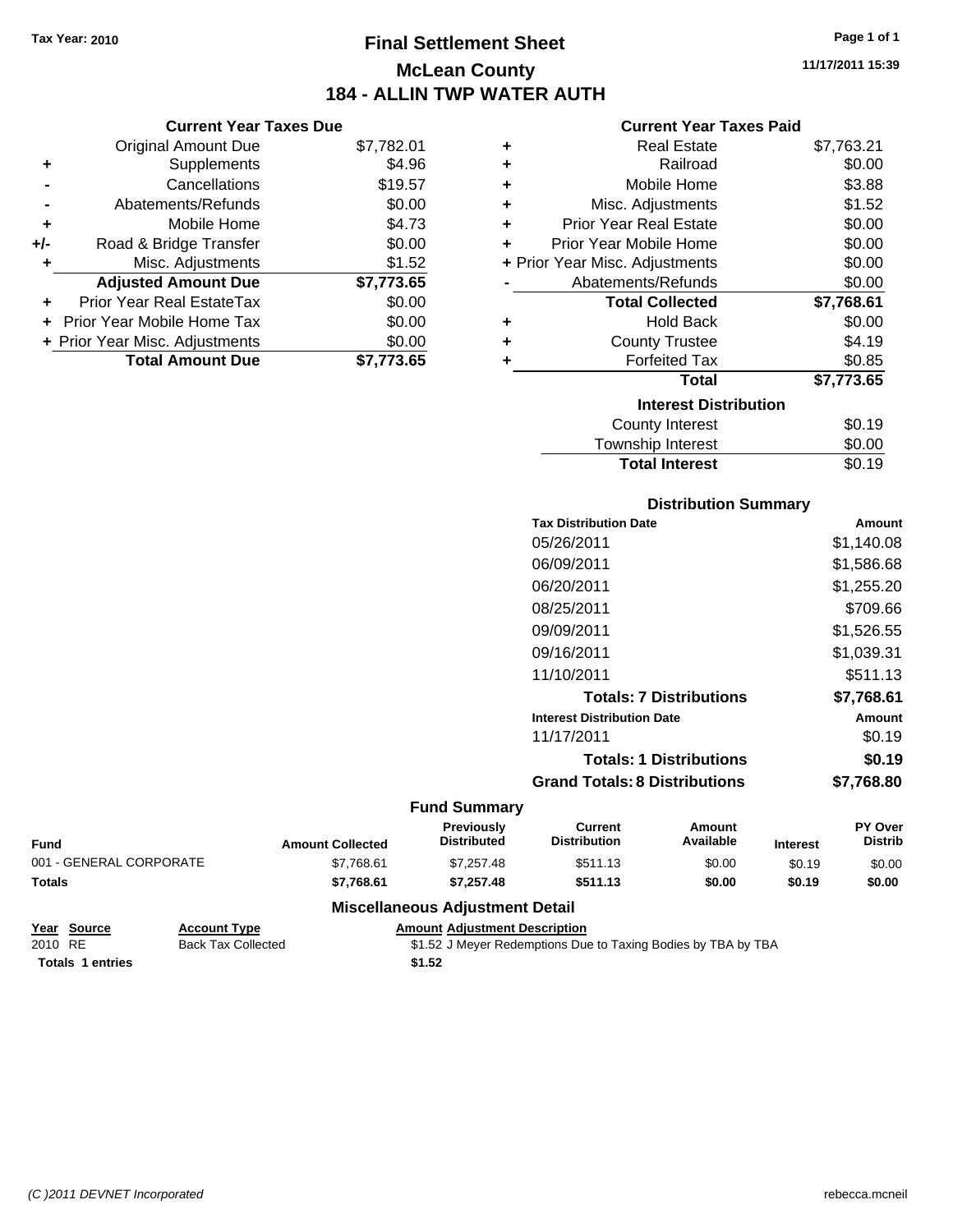Tax Year: 2010

# Final Settlement Sheet

## McLean County

## 184 - ALLIN TWP WATER AUTH

11/17/2011 15:39

### Current Year Taxes Due

| | | |
|---|---|---|
| | Original Amount Due | $7,782.01 |
| + | Supplements | $4.96 |
| - | Cancellations | $19.57 |
| - | Abatements/Refunds | $0.00 |
| + | Mobile Home | $4.73 |
| +/- | Road & Bridge Transfer | $0.00 |
| + | Misc. Adjustments | $1.52 |
| | **Adjusted Amount Due** | **$7,773.65** |
| + | Prior Year Real EstateTax | $0.00 |
| + | Prior Year Mobile Home Tax | $0.00 |
| + | Prior Year Misc. Adjustments | $0.00 |
| | **Total Amount Due** | **$7,773.65** |

### Current Year Taxes Paid

| | | |
|---|---|---|
| + | Real Estate | $7,763.21 |
| + | Railroad | $0.00 |
| + | Mobile Home | $3.88 |
| + | Misc. Adjustments | $1.52 |
| + | Prior Year Real Estate | $0.00 |
| + | Prior Year Mobile Home | $0.00 |
| + | Prior Year Misc. Adjustments | $0.00 |
| - | Abatements/Refunds | $0.00 |
| | **Total Collected** | **$7,768.61** |
| + | Hold Back | $0.00 |
| + | County Trustee | $4.19 |
| + | Forfeited Tax | $0.85 |
| | **Total** | **$7,773.65** |

### Interest Distribution

| | |
|---|---|
| County Interest | $0.19 |
| Township Interest | $0.00 |
| **Total Interest** | $0.19 |

### Distribution Summary

| Tax Distribution Date | Amount |
|---|---|
| 05/26/2011 | $1,140.08 |
| 06/09/2011 | $1,586.68 |
| 06/20/2011 | $1,255.20 |
| 08/25/2011 | $709.66 |
| 09/09/2011 | $1,526.55 |
| 09/16/2011 | $1,039.31 |
| 11/10/2011 | $511.13 |
| **Totals: 7 Distributions** | **$7,768.61** |
| **Interest Distribution Date** | **Amount** |
| 11/17/2011 | $0.19 |
| **Totals: 1 Distributions** | **$0.19** |
| **Grand Totals: 8 Distributions** | **$7,768.80** |

### Fund Summary

| Fund | Amount Collected | Previously Distributed | Current Distribution | Amount Available | Interest | PY Over Distrib |
|---|---|---|---|---|---|---|
| 001 - GENERAL CORPORATE | $7,768.61 | $7,257.48 | $511.13 | $0.00 | $0.19 | $0.00 |
| **Totals** | **$7,768.61** | **$7,257.48** | **$511.13** | **$0.00** | **$0.19** | **$0.00** |

### Miscellaneous Adjustment Detail

| Year | Source | Account Type | Amount | Adjustment Description |
|---|---|---|---|---|
| 2010 | RE | Back Tax Collected | $1.52 | J Meyer Redemptions Due to Taxing Bodies by TBA by TBA |
| **Totals** | **1 entries** | | **$1.52** | |

(C )2011 DEVNET Incorporated

rebecca.mcneil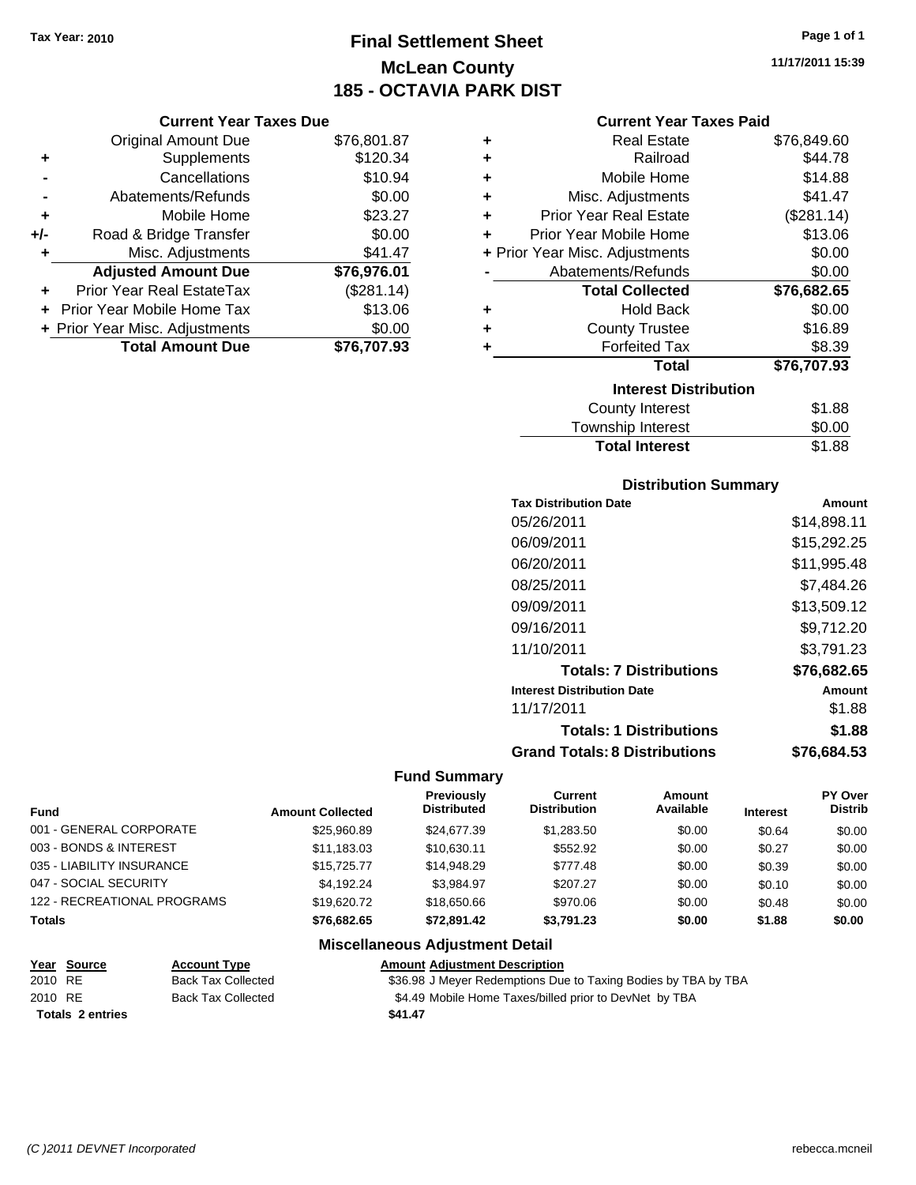Tax Year: 2010

# Final Settlement Sheet
## McLean County
## 185 - OCTAVIA PARK DIST

11/17/2011 15:39

### Current Year Taxes Due

| | | |
|---|---|---|
| | Original Amount Due | $76,801.87 |
| + | Supplements | $120.34 |
| - | Cancellations | $10.94 |
| - | Abatements/Refunds | $0.00 |
| + | Mobile Home | $23.27 |
| +/- | Road & Bridge Transfer | $0.00 |
| + | Misc. Adjustments | $41.47 |
| | **Adjusted Amount Due** | **$76,976.01** |
| + | Prior Year Real EstateTax | ($281.14) |
| + | Prior Year Mobile Home Tax | $13.06 |
| + | Prior Year Misc. Adjustments | $0.00 |
| | **Total Amount Due** | **$76,707.93** |

### Current Year Taxes Paid

| | | |
|---|---|---|
| + | Real Estate | $76,849.60 |
| + | Railroad | $44.78 |
| + | Mobile Home | $14.88 |
| + | Misc. Adjustments | $41.47 |
| + | Prior Year Real Estate | ($281.14) |
| + | Prior Year Mobile Home | $13.06 |
| + | Prior Year Misc. Adjustments | $0.00 |
| - | Abatements/Refunds | $0.00 |
| | **Total Collected** | **$76,682.65** |
| + | Hold Back | $0.00 |
| + | County Trustee | $16.89 |
| + | Forfeited Tax | $8.39 |
| | **Total** | **$76,707.93** |

### Interest Distribution

| | |
|---|---|
| County Interest | $1.88 |
| Township Interest | $0.00 |
| **Total Interest** | $1.88 |

### Distribution Summary

| Tax Distribution Date | Amount |
|---|---|
| 05/26/2011 | $14,898.11 |
| 06/09/2011 | $15,292.25 |
| 06/20/2011 | $11,995.48 |
| 08/25/2011 | $7,484.26 |
| 09/09/2011 | $13,509.12 |
| 09/16/2011 | $9,712.20 |
| 11/10/2011 | $3,791.23 |
| **Totals: 7 Distributions** | **$76,682.65** |
| **Interest Distribution Date** | **Amount** |
| 11/17/2011 | $1.88 |
| **Totals: 1 Distributions** | **$1.88** |
| **Grand Totals: 8 Distributions** | **$76,684.53** |

### Fund Summary

| Fund | Amount Collected | Previously Distributed | Current Distribution | Amount Available | Interest | PY Over Distrib |
|---|---|---|---|---|---|---|
| 001 - GENERAL CORPORATE | $25,960.89 | $24,677.39 | $1,283.50 | $0.00 | $0.64 | $0.00 |
| 003 - BONDS & INTEREST | $11,183.03 | $10,630.11 | $552.92 | $0.00 | $0.27 | $0.00 |
| 035 - LIABILITY INSURANCE | $15,725.77 | $14,948.29 | $777.48 | $0.00 | $0.39 | $0.00 |
| 047 - SOCIAL SECURITY | $4,192.24 | $3,984.97 | $207.27 | $0.00 | $0.10 | $0.00 |
| 122 - RECREATIONAL PROGRAMS | $19,620.72 | $18,650.66 | $970.06 | $0.00 | $0.48 | $0.00 |
| **Totals** | **$76,682.65** | **$72,891.42** | **$3,791.23** | **$0.00** | **$1.88** | **$0.00** |

### Miscellaneous Adjustment Detail

| Year | Source | Account Type | Amount | Adjustment Description |
|---|---|---|---|---|
| 2010 | RE | Back Tax Collected | $36.98 | J Meyer Redemptions Due to Taxing Bodies by TBA by TBA |
| 2010 | RE | Back Tax Collected | $4.49 | Mobile Home Taxes/billed prior to DevNet by TBA |
| **Totals 2 entries** | | | **$41.47** | |

(C )2011 DEVNET Incorporated rebecca.mcneil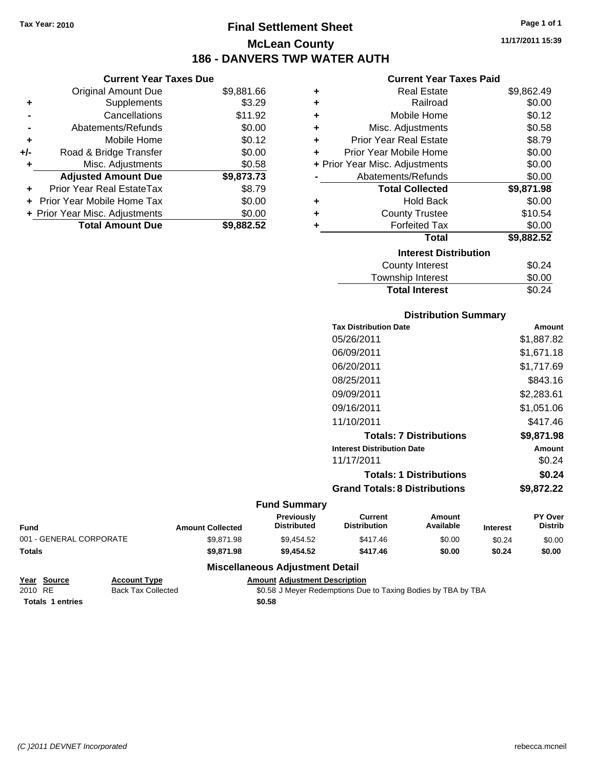Tax Year: 2010

# Final Settlement Sheet

## McLean County

## 186 - DANVERS TWP WATER AUTH

11/17/2011 15:39

### Current Year Taxes Due

| | | |
|---|---|---|
| | Original Amount Due | $9,881.66 |
| + | Supplements | $3.29 |
| - | Cancellations | $11.92 |
| - | Abatements/Refunds | $0.00 |
| + | Mobile Home | $0.12 |
| +/- | Road & Bridge Transfer | $0.00 |
| + | Misc. Adjustments | $0.58 |
| | **Adjusted Amount Due** | **$9,873.73** |
| + | Prior Year Real EstateTax | $8.79 |
| + | Prior Year Mobile Home Tax | $0.00 |
| + | Prior Year Misc. Adjustments | $0.00 |
| | **Total Amount Due** | **$9,882.52** |

### Current Year Taxes Paid

| | | |
|---|---|---|
| + | Real Estate | $9,862.49 |
| + | Railroad | $0.00 |
| + | Mobile Home | $0.12 |
| + | Misc. Adjustments | $0.58 |
| + | Prior Year Real Estate | $8.79 |
| + | Prior Year Mobile Home | $0.00 |
| + | Prior Year Misc. Adjustments | $0.00 |
| - | Abatements/Refunds | $0.00 |
| | **Total Collected** | **$9,871.98** |
| + | Hold Back | $0.00 |
| + | County Trustee | $10.54 |
| + | Forfeited Tax | $0.00 |
| | **Total** | **$9,882.52** |

### Interest Distribution

| | |
|---|---|
| County Interest | $0.24 |
| Township Interest | $0.00 |
| **Total Interest** | $0.24 |

### Distribution Summary

| Tax Distribution Date | Amount |
|---|---|
| 05/26/2011 | $1,887.82 |
| 06/09/2011 | $1,671.18 |
| 06/20/2011 | $1,717.69 |
| 08/25/2011 | $843.16 |
| 09/09/2011 | $2,283.61 |
| 09/16/2011 | $1,051.06 |
| 11/10/2011 | $417.46 |
| **Totals: 7 Distributions** | **$9,871.98** |
| **Interest Distribution Date** | **Amount** |
| 11/17/2011 | $0.24 |
| **Totals: 1 Distributions** | **$0.24** |
| **Grand Totals: 8 Distributions** | **$9,872.22** |

### Fund Summary

| Fund | Amount Collected | Previously Distributed | Current Distribution | Amount Available | Interest | PY Over Distrib |
|---|---|---|---|---|---|---|
| 001 - GENERAL CORPORATE | $9,871.98 | $9,454.52 | $417.46 | $0.00 | $0.24 | $0.00 |
| **Totals** | **$9,871.98** | **$9,454.52** | **$417.46** | **$0.00** | **$0.24** | **$0.00** |

### Miscellaneous Adjustment Detail

| Year | Source | Account Type | Amount | Adjustment Description |
|---|---|---|---|---|
| 2010 | RE | Back Tax Collected | $0.58 | J Meyer Redemptions Due to Taxing Bodies by TBA by TBA |
| **Totals** | **1 entries** | | **$0.58** | |

(C )2011 DEVNET Incorporated rebecca.mcneil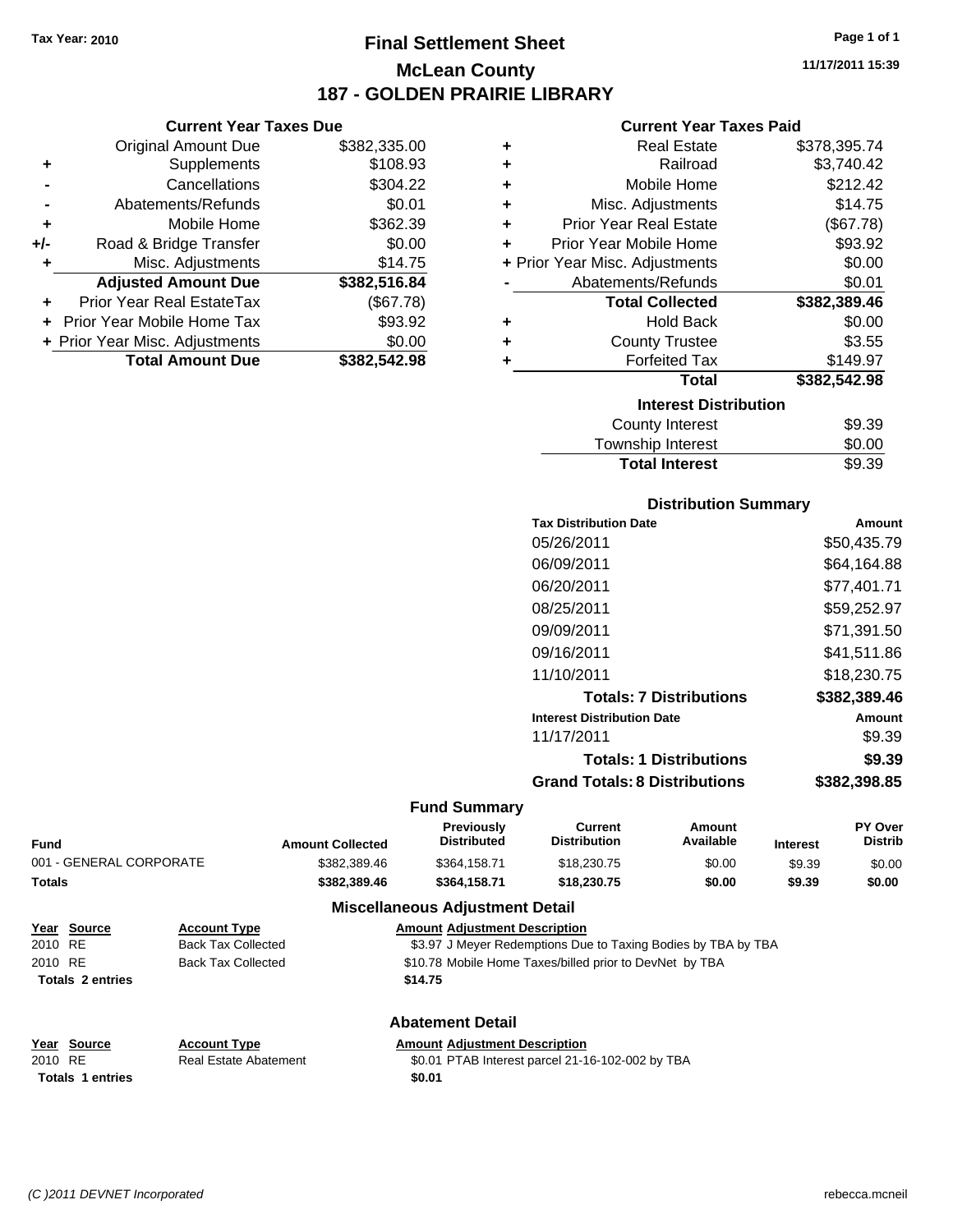Tax Year: 2010

# Final Settlement Sheet

## McLean County

## 187 - GOLDEN PRAIRIE LIBRARY

11/17/2011 15:39

### Current Year Taxes Due

| | | |
|---|---|---|
| | Original Amount Due | $382,335.00 |
| + | Supplements | $108.93 |
| - | Cancellations | $304.22 |
| - | Abatements/Refunds | $0.01 |
| + | Mobile Home | $362.39 |
| +/- | Road & Bridge Transfer | $0.00 |
| + | Misc. Adjustments | $14.75 |
| | **Adjusted Amount Due** | **$382,516.84** |
| + | Prior Year Real EstateTax | ($67.78) |
| + | Prior Year Mobile Home Tax | $93.92 |
| + | Prior Year Misc. Adjustments | $0.00 |
| | **Total Amount Due** | **$382,542.98** |

### Current Year Taxes Paid

| | | |
|---|---|---|
| + | Real Estate | $378,395.74 |
| + | Railroad | $3,740.42 |
| + | Mobile Home | $212.42 |
| + | Misc. Adjustments | $14.75 |
| + | Prior Year Real Estate | ($67.78) |
| + | Prior Year Mobile Home | $93.92 |
| + | Prior Year Misc. Adjustments | $0.00 |
| - | Abatements/Refunds | $0.01 |
| | **Total Collected** | **$382,389.46** |
| + | Hold Back | $0.00 |
| + | County Trustee | $3.55 |
| + | Forfeited Tax | $149.97 |
| | **Total** | **$382,542.98** |

### Interest Distribution

| | |
|---|---|
| County Interest | $9.39 |
| Township Interest | $0.00 |
| **Total Interest** | $9.39 |

### Distribution Summary

| Tax Distribution Date | Amount |
|---|---|
| 05/26/2011 | $50,435.79 |
| 06/09/2011 | $64,164.88 |
| 06/20/2011 | $77,401.71 |
| 08/25/2011 | $59,252.97 |
| 09/09/2011 | $71,391.50 |
| 09/16/2011 | $41,511.86 |
| 11/10/2011 | $18,230.75 |
| **Totals: 7 Distributions** | **$382,389.46** |
| **Interest Distribution Date** | **Amount** |
| 11/17/2011 | $9.39 |
| **Totals: 1 Distributions** | **$9.39** |
| **Grand Totals: 8 Distributions** | **$382,398.85** |

### Fund Summary

| Fund | Amount Collected | Previously Distributed | Current Distribution | Amount Available | Interest | PY Over Distrib |
|---|---|---|---|---|---|---|
| 001 - GENERAL CORPORATE | $382,389.46 | $364,158.71 | $18,230.75 | $0.00 | $9.39 | $0.00 |
| **Totals** | **$382,389.46** | **$364,158.71** | **$18,230.75** | **$0.00** | **$9.39** | **$0.00** |

### Miscellaneous Adjustment Detail

| Year | Source | Account Type | Amount | Adjustment Description |
|---|---|---|---|---|
| 2010 | RE | Back Tax Collected | $3.97 | J Meyer Redemptions Due to Taxing Bodies by TBA by TBA |
| 2010 | RE | Back Tax Collected | $10.78 | Mobile Home Taxes/billed prior to DevNet by TBA |
| **Totals 2 entries** | | | **$14.75** | |

### Abatement Detail

| Year | Source | Account Type | Amount | Adjustment Description |
|---|---|---|---|---|
| 2010 | RE | Real Estate Abatement | $0.01 | PTAB Interest parcel 21-16-102-002 by TBA |
| **Totals 1 entries** | | | **$0.01** | |

*(C )2011 DEVNET Incorporated* rebecca.mcneil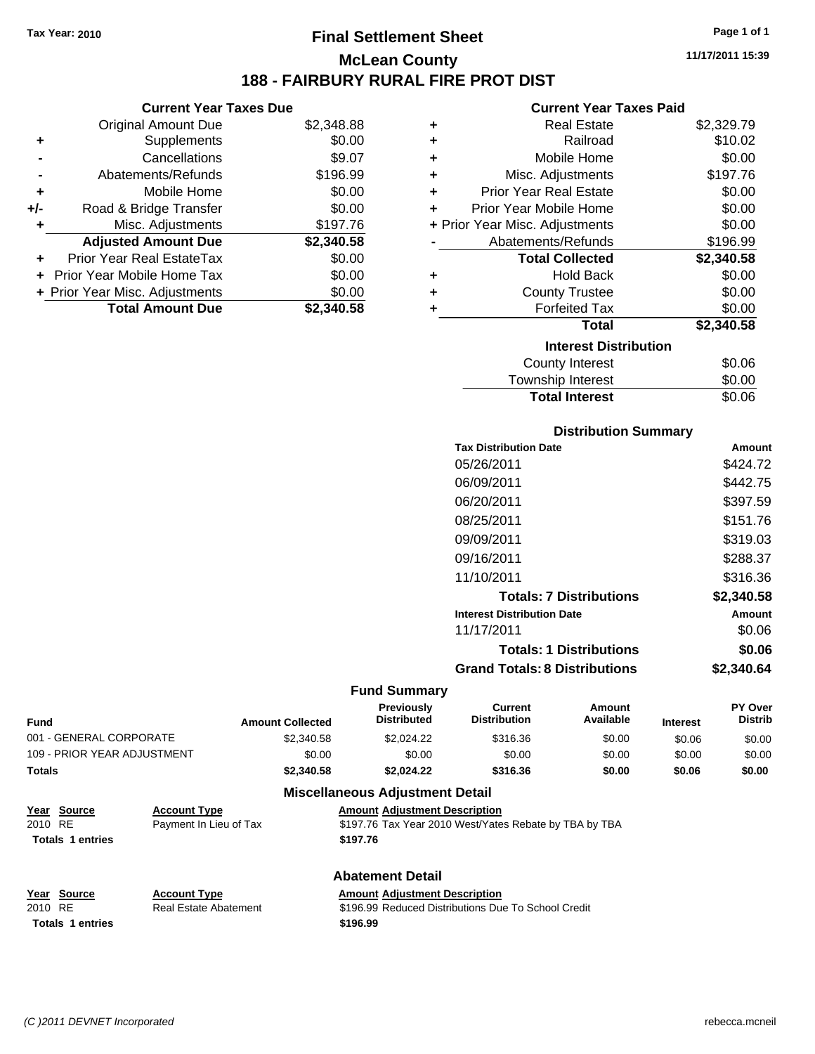Tax Year: 2010

# Final Settlement Sheet

## McLean County

## 188 - FAIRBURY RURAL FIRE PROT DIST

11/17/2011 15:39

### Current Year Taxes Due

| | | |
|---|---|---|
| | Original Amount Due | $2,348.88 |
| + | Supplements | $0.00 |
| - | Cancellations | $9.07 |
| - | Abatements/Refunds | $196.99 |
| + | Mobile Home | $0.00 |
| +/- | Road & Bridge Transfer | $0.00 |
| + | Misc. Adjustments | $197.76 |
| | **Adjusted Amount Due** | **$2,340.58** |
| + | Prior Year Real EstateTax | $0.00 |
| + | Prior Year Mobile Home Tax | $0.00 |
| + | Prior Year Misc. Adjustments | $0.00 |
| | **Total Amount Due** | **$2,340.58** |

### Current Year Taxes Paid

| | | |
|---|---|---|
| + | Real Estate | $2,329.79 |
| + | Railroad | $10.02 |
| + | Mobile Home | $0.00 |
| + | Misc. Adjustments | $197.76 |
| + | Prior Year Real Estate | $0.00 |
| + | Prior Year Mobile Home | $0.00 |
| + | Prior Year Misc. Adjustments | $0.00 |
| - | Abatements/Refunds | $196.99 |
| | **Total Collected** | **$2,340.58** |
| + | Hold Back | $0.00 |
| + | County Trustee | $0.00 |
| + | Forfeited Tax | $0.00 |
| | **Total** | **$2,340.58** |

### Interest Distribution

| | |
|---|---|
| County Interest | $0.06 |
| Township Interest | $0.00 |
| **Total Interest** | $0.06 |

### Distribution Summary

| Tax Distribution Date | Amount |
|---|---|
| 05/26/2011 | $424.72 |
| 06/09/2011 | $442.75 |
| 06/20/2011 | $397.59 |
| 08/25/2011 | $151.76 |
| 09/09/2011 | $319.03 |
| 09/16/2011 | $288.37 |
| 11/10/2011 | $316.36 |
| **Totals: 7 Distributions** | **$2,340.58** |
| **Interest Distribution Date** | **Amount** |
| 11/17/2011 | $0.06 |
| **Totals: 1 Distributions** | **$0.06** |
| **Grand Totals: 8 Distributions** | **$2,340.64** |

### Fund Summary

| Fund | Amount Collected | Previously Distributed | Current Distribution | Amount Available | Interest | PY Over Distrib |
|---|---|---|---|---|---|---|
| 001 - GENERAL CORPORATE | $2,340.58 | $2,024.22 | $316.36 | $0.00 | $0.06 | $0.00 |
| 109 - PRIOR YEAR ADJUSTMENT | $0.00 | $0.00 | $0.00 | $0.00 | $0.00 | $0.00 |
| **Totals** | **$2,340.58** | **$2,024.22** | **$316.36** | **$0.00** | **$0.06** | **$0.00** |

### Miscellaneous Adjustment Detail

| Year | Source | Account Type | Amount | Adjustment Description |
|---|---|---|---|---|
| 2010 | RE | Payment In Lieu of Tax | $197.76 | Tax Year 2010 West/Yates Rebate by TBA by TBA |
| **Totals 1 entries** | | | **$197.76** | |

### Abatement Detail

| Year | Source | Account Type | Amount | Adjustment Description |
|---|---|---|---|---|
| 2010 | RE | Real Estate Abatement | $196.99 | Reduced Distributions Due To School Credit |
| **Totals 1 entries** | | | **$196.99** | |

*(C )2011 DEVNET Incorporated* rebecca.mcneil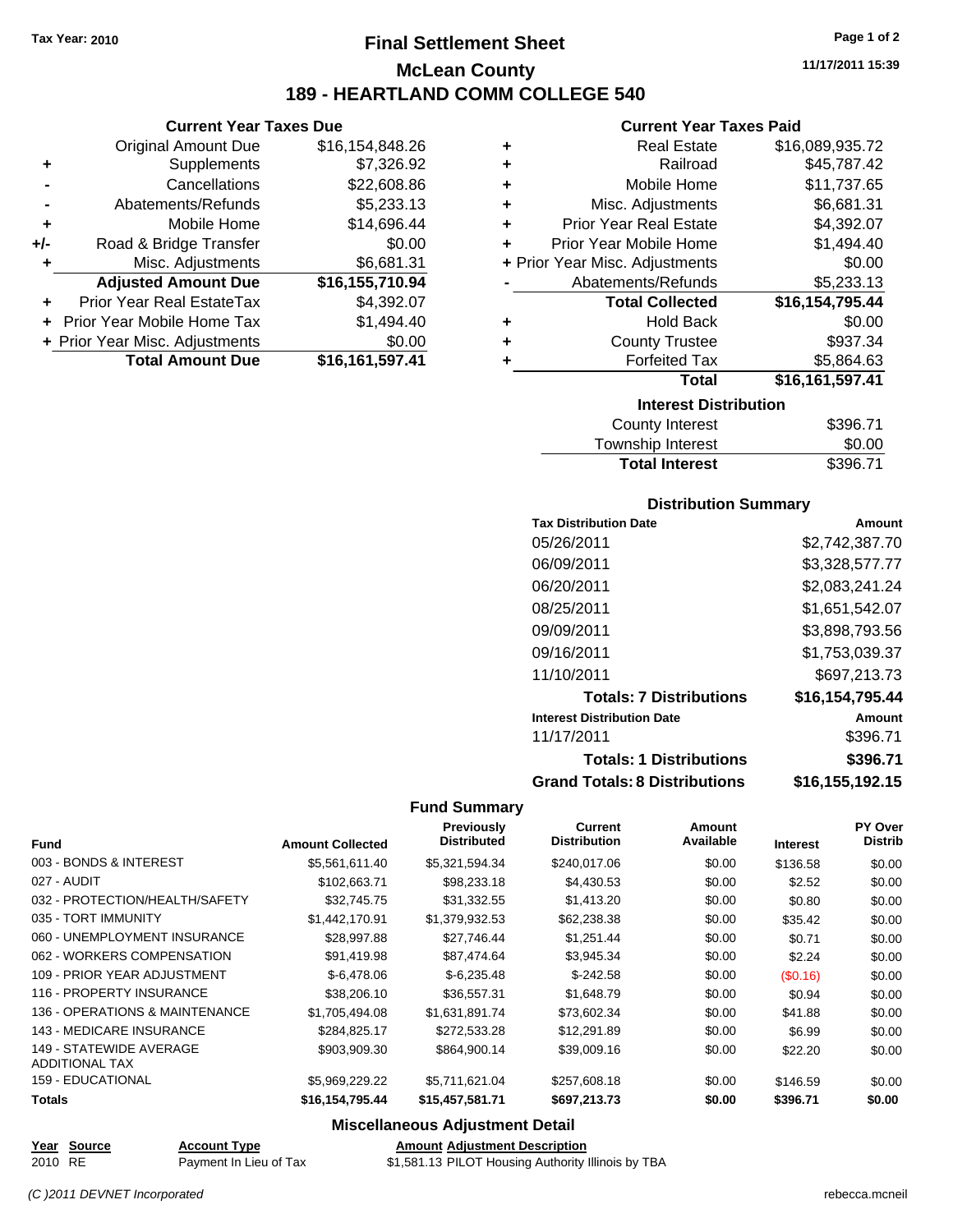Tax Year: 2010

# Final Settlement Sheet

## McLean County

## 189 - HEARTLAND COMM COLLEGE 540

11/17/2011 15:39

### Current Year Taxes Due

| | | |
|---|---|---|
| | Original Amount Due | $16,154,848.26 |
| + | Supplements | $7,326.92 |
| - | Cancellations | $22,608.86 |
| - | Abatements/Refunds | $5,233.13 |
| + | Mobile Home | $14,696.44 |
| +/- | Road & Bridge Transfer | $0.00 |
| + | Misc. Adjustments | $6,681.31 |
| | **Adjusted Amount Due** | **$16,155,710.94** |
| + | Prior Year Real EstateTax | $4,392.07 |
| + | Prior Year Mobile Home Tax | $1,494.40 |
| + | Prior Year Misc. Adjustments | $0.00 |
| | **Total Amount Due** | **$16,161,597.41** |

### Current Year Taxes Paid

| | | |
|---|---|---|
| + | Real Estate | $16,089,935.72 |
| + | Railroad | $45,787.42 |
| + | Mobile Home | $11,737.65 |
| + | Misc. Adjustments | $6,681.31 |
| + | Prior Year Real Estate | $4,392.07 |
| + | Prior Year Mobile Home | $1,494.40 |
| + | Prior Year Misc. Adjustments | $0.00 |
| - | Abatements/Refunds | $5,233.13 |
| | **Total Collected** | **$16,154,795.44** |
| + | Hold Back | $0.00 |
| + | County Trustee | $937.34 |
| + | Forfeited Tax | $5,864.63 |
| | **Total** | **$16,161,597.41** |

### Interest Distribution

| | |
|---|---|
| County Interest | $396.71 |
| Township Interest | $0.00 |
| **Total Interest** | $396.71 |

### Distribution Summary

| Tax Distribution Date | Amount |
|---|---|
| 05/26/2011 | $2,742,387.70 |
| 06/09/2011 | $3,328,577.77 |
| 06/20/2011 | $2,083,241.24 |
| 08/25/2011 | $1,651,542.07 |
| 09/09/2011 | $3,898,793.56 |
| 09/16/2011 | $1,753,039.37 |
| 11/10/2011 | $697,213.73 |
| **Totals: 7 Distributions** | **$16,154,795.44** |
| **Interest Distribution Date** | **Amount** |
| 11/17/2011 | $396.71 |
| **Totals: 1 Distributions** | **$396.71** |
| **Grand Totals: 8 Distributions** | **$16,155,192.15** |

### Fund Summary

| Fund | Amount Collected | Previously Distributed | Current Distribution | Amount Available | Interest | PY Over Distrib |
|---|---|---|---|---|---|---|
| 003 - BONDS & INTEREST | $5,561,611.40 | $5,321,594.34 | $240,017.06 | $0.00 | $136.58 | $0.00 |
| 027 - AUDIT | $102,663.71 | $98,233.18 | $4,430.53 | $0.00 | $2.52 | $0.00 |
| 032 - PROTECTION/HEALTH/SAFETY | $32,745.75 | $31,332.55 | $1,413.20 | $0.00 | $0.80 | $0.00 |
| 035 - TORT IMMUNITY | $1,442,170.91 | $1,379,932.53 | $62,238.38 | $0.00 | $35.42 | $0.00 |
| 060 - UNEMPLOYMENT INSURANCE | $28,997.88 | $27,746.44 | $1,251.44 | $0.00 | $0.71 | $0.00 |
| 062 - WORKERS COMPENSATION | $91,419.98 | $87,474.64 | $3,945.34 | $0.00 | $2.24 | $0.00 |
| 109 - PRIOR YEAR ADJUSTMENT | $-6,478.06 | $-6,235.48 | $-242.58 | $0.00 | ($0.16) | $0.00 |
| 116 - PROPERTY INSURANCE | $38,206.10 | $36,557.31 | $1,648.79 | $0.00 | $0.94 | $0.00 |
| 136 - OPERATIONS & MAINTENANCE | $1,705,494.08 | $1,631,891.74 | $73,602.34 | $0.00 | $41.88 | $0.00 |
| 143 - MEDICARE INSURANCE | $284,825.17 | $272,533.28 | $12,291.89 | $0.00 | $6.99 | $0.00 |
| 149 - STATEWIDE AVERAGE ADDITIONAL TAX | $903,909.30 | $864,900.14 | $39,009.16 | $0.00 | $22.20 | $0.00 |
| 159 - EDUCATIONAL | $5,969,229.22 | $5,711,621.04 | $257,608.18 | $0.00 | $146.59 | $0.00 |
| **Totals** | **$16,154,795.44** | **$15,457,581.71** | **$697,213.73** | **$0.00** | **$396.71** | **$0.00** |

### Miscellaneous Adjustment Detail

| Year | Source | Account Type | Amount | Adjustment Description |
|---|---|---|---|---|
| 2010 | RE | Payment In Lieu of Tax | $1,581.13 | PILOT Housing Authority Illinois by TBA |

(C )2011 DEVNET Incorporated rebecca.mcneil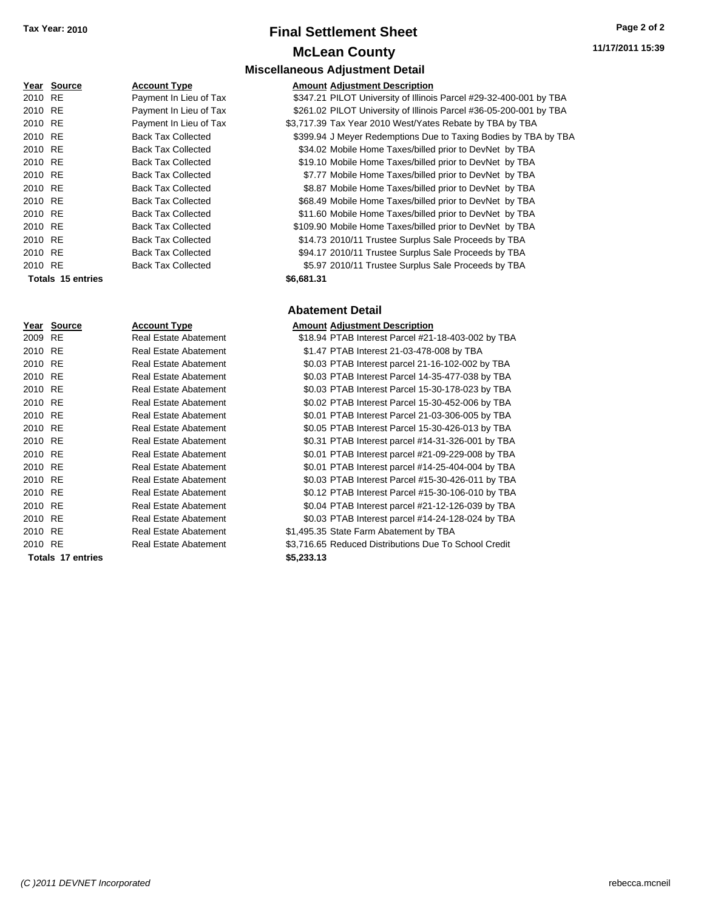# Final Settlement Sheet

## McLean County

**Tax Year: 2010**

**11/17/2011 15:39**

### Miscellaneous Adjustment Detail

| Year | Source | Account Type | Amount | Adjustment Description |
|---|---|---|---|---|
| 2010 | RE | Payment In Lieu of Tax | $347.21 | PILOT University of Illinois Parcel #29-32-400-001 by TBA |
| 2010 | RE | Payment In Lieu of Tax | $261.02 | PILOT University of Illinois Parcel #36-05-200-001 by TBA |
| 2010 | RE | Payment In Lieu of Tax | $3,717.39 | Tax Year 2010 West/Yates Rebate by TBA by TBA |
| 2010 | RE | Back Tax Collected | $399.94 | J Meyer Redemptions Due to Taxing Bodies by TBA by TBA |
| 2010 | RE | Back Tax Collected | $34.02 | Mobile Home Taxes/billed prior to DevNet by TBA |
| 2010 | RE | Back Tax Collected | $19.10 | Mobile Home Taxes/billed prior to DevNet by TBA |
| 2010 | RE | Back Tax Collected | $7.77 | Mobile Home Taxes/billed prior to DevNet by TBA |
| 2010 | RE | Back Tax Collected | $8.87 | Mobile Home Taxes/billed prior to DevNet by TBA |
| 2010 | RE | Back Tax Collected | $68.49 | Mobile Home Taxes/billed prior to DevNet by TBA |
| 2010 | RE | Back Tax Collected | $11.60 | Mobile Home Taxes/billed prior to DevNet by TBA |
| 2010 | RE | Back Tax Collected | $109.90 | Mobile Home Taxes/billed prior to DevNet by TBA |
| 2010 | RE | Back Tax Collected | $14.73 | 2010/11 Trustee Surplus Sale Proceeds by TBA |
| 2010 | RE | Back Tax Collected | $94.17 | 2010/11 Trustee Surplus Sale Proceeds by TBA |
| 2010 | RE | Back Tax Collected | $5.97 | 2010/11 Trustee Surplus Sale Proceeds by TBA |
| **Totals 15 entries** | | | **$6,681.31** | |

### Abatement Detail

| Year | Source | Account Type | Amount | Adjustment Description |
|---|---|---|---|---|
| 2009 | RE | Real Estate Abatement | $18.94 | PTAB Interest Parcel #21-18-403-002 by TBA |
| 2010 | RE | Real Estate Abatement | $1.47 | PTAB Interest 21-03-478-008 by TBA |
| 2010 | RE | Real Estate Abatement | $0.03 | PTAB Interest parcel 21-16-102-002 by TBA |
| 2010 | RE | Real Estate Abatement | $0.03 | PTAB Interest Parcel 14-35-477-038 by TBA |
| 2010 | RE | Real Estate Abatement | $0.03 | PTAB Interest Parcel 15-30-178-023 by TBA |
| 2010 | RE | Real Estate Abatement | $0.02 | PTAB Interest Parcel 15-30-452-006 by TBA |
| 2010 | RE | Real Estate Abatement | $0.01 | PTAB Interest Parcel 21-03-306-005 by TBA |
| 2010 | RE | Real Estate Abatement | $0.05 | PTAB Interest Parcel 15-30-426-013 by TBA |
| 2010 | RE | Real Estate Abatement | $0.31 | PTAB Interest parcel #14-31-326-001 by TBA |
| 2010 | RE | Real Estate Abatement | $0.01 | PTAB Interest parcel #21-09-229-008 by TBA |
| 2010 | RE | Real Estate Abatement | $0.01 | PTAB Interest parcel #14-25-404-004 by TBA |
| 2010 | RE | Real Estate Abatement | $0.03 | PTAB Interest Parcel #15-30-426-011 by TBA |
| 2010 | RE | Real Estate Abatement | $0.12 | PTAB Interest Parcel #15-30-106-010 by TBA |
| 2010 | RE | Real Estate Abatement | $0.04 | PTAB Interest parcel #21-12-126-039 by TBA |
| 2010 | RE | Real Estate Abatement | $0.03 | PTAB Interest parcel #14-24-128-024 by TBA |
| 2010 | RE | Real Estate Abatement | $1,495.35 | State Farm Abatement by TBA |
| 2010 | RE | Real Estate Abatement | $3,716.65 | Reduced Distributions Due To School Credit |
| **Totals 17 entries** | | | **$5,233.13** | |

(C )2011 DEVNET Incorporated rebecca.mcneil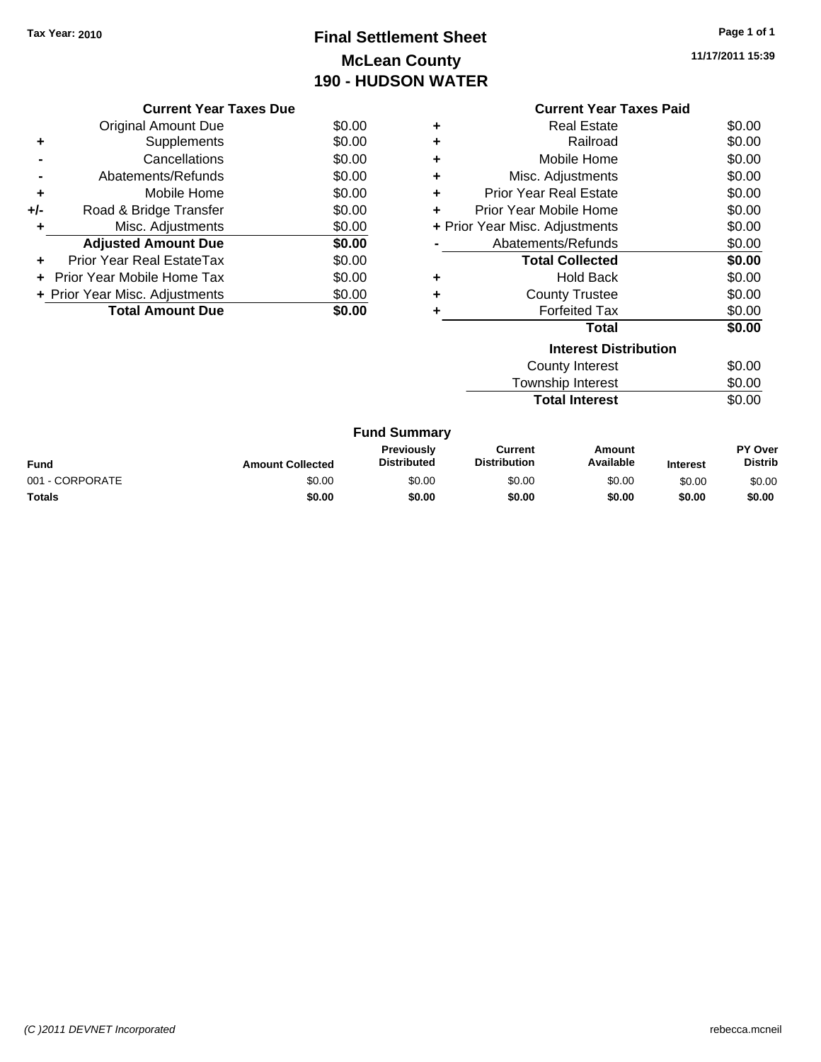Tax Year: 2010

# Final Settlement Sheet
## McLean County
## 190 - HUDSON WATER

11/17/2011 15:39

### Current Year Taxes Due

| | | |
|---|---|---|
| | Original Amount Due | $0.00 |
| + | Supplements | $0.00 |
| - | Cancellations | $0.00 |
| - | Abatements/Refunds | $0.00 |
| + | Mobile Home | $0.00 |
| +/- | Road & Bridge Transfer | $0.00 |
| + | Misc. Adjustments | $0.00 |
| | **Adjusted Amount Due** | **$0.00** |
| + | Prior Year Real EstateTax | $0.00 |
| + | Prior Year Mobile Home Tax | $0.00 |
| + | Prior Year Misc. Adjustments | $0.00 |
| | **Total Amount Due** | **$0.00** |

### Current Year Taxes Paid

| | | |
|---|---|---|
| + | Real Estate | $0.00 |
| + | Railroad | $0.00 |
| + | Mobile Home | $0.00 |
| + | Misc. Adjustments | $0.00 |
| + | Prior Year Real Estate | $0.00 |
| + | Prior Year Mobile Home | $0.00 |
| + | Prior Year Misc. Adjustments | $0.00 |
| - | Abatements/Refunds | $0.00 |
| | **Total Collected** | **$0.00** |
| + | Hold Back | $0.00 |
| + | County Trustee | $0.00 |
| + | Forfeited Tax | $0.00 |
| | **Total** | **$0.00** |

### Interest Distribution

| | |
|---|---|
| County Interest | $0.00 |
| Township Interest | $0.00 |
| **Total Interest** | $0.00 |

### Fund Summary

| Fund | Amount Collected | Previously Distributed | Current Distribution | Amount Available | Interest | PY Over Distrib |
|---|---|---|---|---|---|---|
| 001 - CORPORATE | $0.00 | $0.00 | $0.00 | $0.00 | $0.00 | $0.00 |
| **Totals** | **$0.00** | **$0.00** | **$0.00** | **$0.00** | **$0.00** | **$0.00** |

(C )2011 DEVNET Incorporated

rebecca.mcneil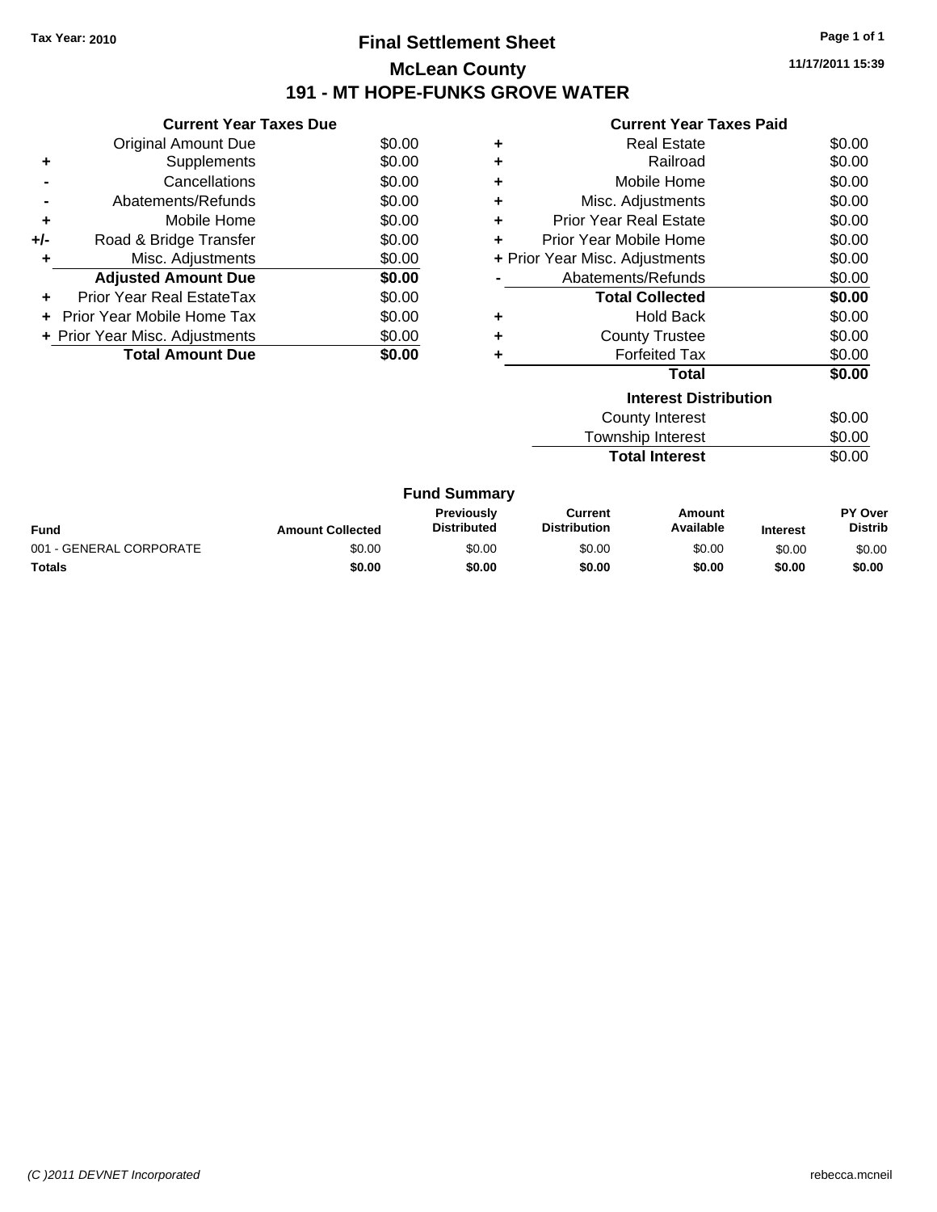**Tax Year: 2010**

# Final Settlement Sheet

## McLean County

## 191 - MT HOPE-FUNKS GROVE WATER

11/17/2011 15:39

### Current Year Taxes Due

| | | |
|---|---|---|
| | Original Amount Due | $0.00 |
| + | Supplements | $0.00 |
| - | Cancellations | $0.00 |
| - | Abatements/Refunds | $0.00 |
| + | Mobile Home | $0.00 |
| +/- | Road & Bridge Transfer | $0.00 |
| + | Misc. Adjustments | $0.00 |
| | **Adjusted Amount Due** | **$0.00** |
| + | Prior Year Real EstateTax | $0.00 |
| + | Prior Year Mobile Home Tax | $0.00 |
| + | Prior Year Misc. Adjustments | $0.00 |
| | **Total Amount Due** | **$0.00** |

### Current Year Taxes Paid

| | | |
|---|---|---|
| + | Real Estate | $0.00 |
| + | Railroad | $0.00 |
| + | Mobile Home | $0.00 |
| + | Misc. Adjustments | $0.00 |
| + | Prior Year Real Estate | $0.00 |
| + | Prior Year Mobile Home | $0.00 |
| + | Prior Year Misc. Adjustments | $0.00 |
| - | Abatements/Refunds | $0.00 |
| | **Total Collected** | **$0.00** |
| + | Hold Back | $0.00 |
| + | County Trustee | $0.00 |
| + | Forfeited Tax | $0.00 |
| | **Total** | **$0.00** |

### Interest Distribution

| | |
|---|---|
| County Interest | $0.00 |
| Township Interest | $0.00 |
| **Total Interest** | $0.00 |

### Fund Summary

| Fund | Amount Collected | Previously Distributed | Current Distribution | Amount Available | Interest | PY Over Distrib |
|---|---|---|---|---|---|---|
| 001 - GENERAL CORPORATE | $0.00 | $0.00 | $0.00 | $0.00 | $0.00 | $0.00 |
| **Totals** | **$0.00** | **$0.00** | **$0.00** | **$0.00** | **$0.00** | **$0.00** |

*(C )2011 DEVNET Incorporated* rebecca.mcneil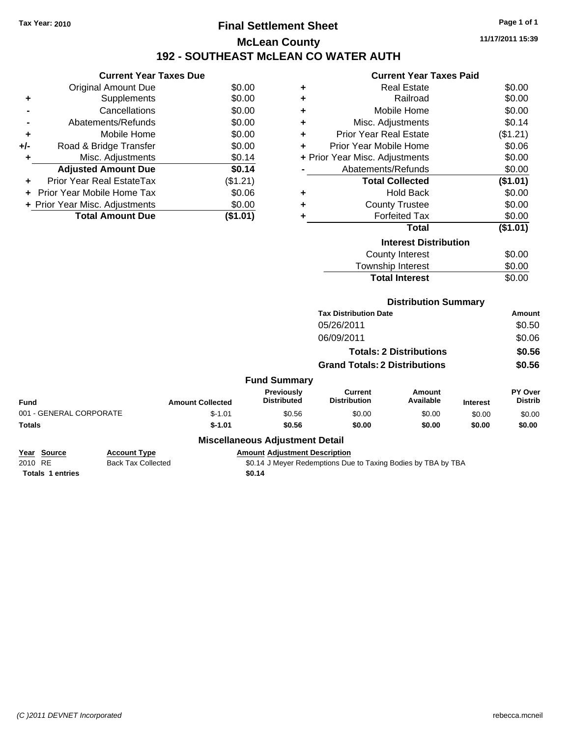Tax Year: 2010

# Final Settlement Sheet

## McLean County

## 192 - SOUTHEAST McLEAN CO WATER AUTH

11/17/2011 15:39

### Current Year Taxes Due

| | | |
|---|---|---|
| | Original Amount Due | $0.00 |
| + | Supplements | $0.00 |
| - | Cancellations | $0.00 |
| - | Abatements/Refunds | $0.00 |
| + | Mobile Home | $0.00 |
| +/- | Road & Bridge Transfer | $0.00 |
| + | Misc. Adjustments | $0.14 |
| | **Adjusted Amount Due** | **$0.14** |
| + | Prior Year Real EstateTax | ($1.21) |
| + | Prior Year Mobile Home Tax | $0.06 |
| + | Prior Year Misc. Adjustments | $0.00 |
| | **Total Amount Due** | **($1.01)** |

### Current Year Taxes Paid

| | | |
|---|---|---|
| + | Real Estate | $0.00 |
| + | Railroad | $0.00 |
| + | Mobile Home | $0.00 |
| + | Misc. Adjustments | $0.14 |
| + | Prior Year Real Estate | ($1.21) |
| + | Prior Year Mobile Home | $0.06 |
| + | Prior Year Misc. Adjustments | $0.00 |
| - | Abatements/Refunds | $0.00 |
| | **Total Collected** | **($1.01)** |
| + | Hold Back | $0.00 |
| + | County Trustee | $0.00 |
| + | Forfeited Tax | $0.00 |
| | **Total** | **($1.01)** |

### Interest Distribution

| | |
|---|---|
| County Interest | $0.00 |
| Township Interest | $0.00 |
| **Total Interest** | $0.00 |

### Distribution Summary

| Tax Distribution Date | Amount |
|---|---|
| 05/26/2011 | $0.50 |
| 06/09/2011 | $0.06 |
| **Totals: 2 Distributions** | **$0.56** |
| **Grand Totals: 2 Distributions** | **$0.56** |

### Fund Summary

| Fund | Amount Collected | Previously Distributed | Current Distribution | Amount Available | Interest | PY Over Distrib |
|---|---|---|---|---|---|---|
| 001 - GENERAL CORPORATE | $-1.01 | $0.56 | $0.00 | $0.00 | $0.00 | $0.00 |
| **Totals** | **$-1.01** | **$0.56** | **$0.00** | **$0.00** | **$0.00** | **$0.00** |

### Miscellaneous Adjustment Detail

| Year | Source | Account Type | Amount | Adjustment Description |
|---|---|---|---|---|
| 2010 | RE | Back Tax Collected | $0.14 | J Meyer Redemptions Due to Taxing Bodies by TBA by TBA |
| **Totals** | **1 entries** | | **$0.14** | |

(C )2011 DEVNET Incorporated rebecca.mcneil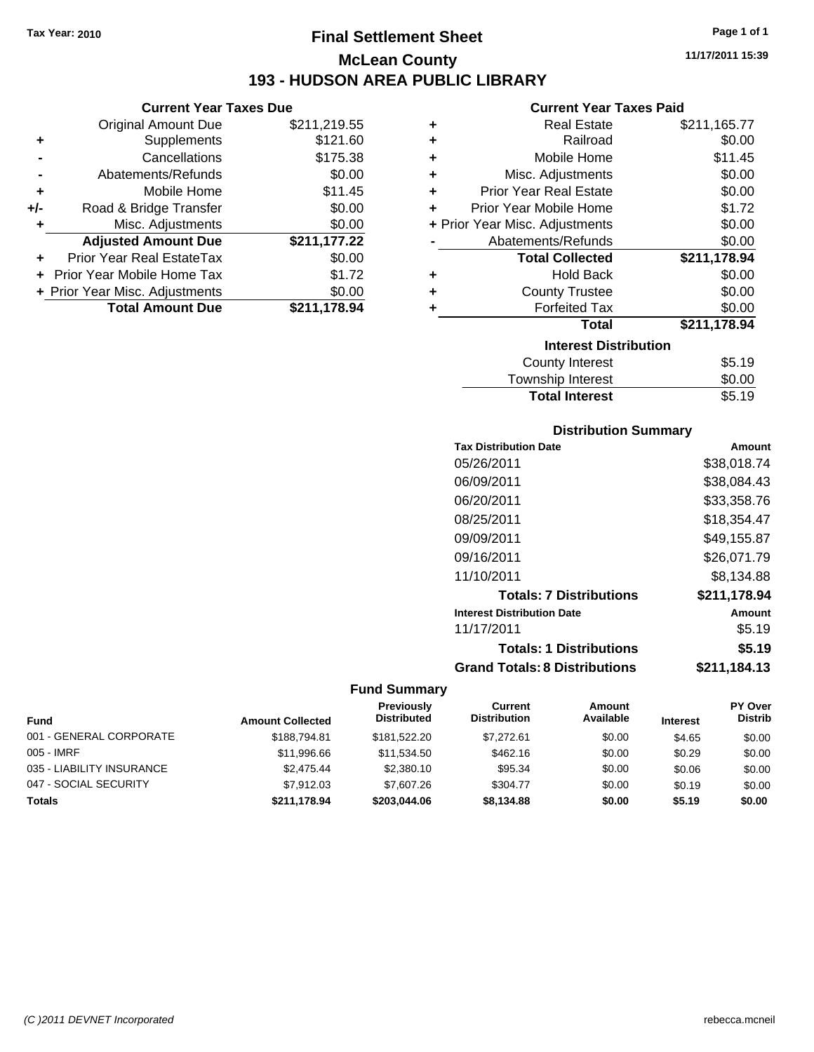Tax Year: 2010

# Final Settlement Sheet

## McLean County

## 193 - HUDSON AREA PUBLIC LIBRARY

11/17/2011 15:39

### Current Year Taxes Due

| | | |
|---|---|---|
| | Original Amount Due | $211,219.55 |
| + | Supplements | $121.60 |
| - | Cancellations | $175.38 |
| - | Abatements/Refunds | $0.00 |
| + | Mobile Home | $11.45 |
| +/- | Road & Bridge Transfer | $0.00 |
| + | Misc. Adjustments | $0.00 |
| | **Adjusted Amount Due** | **$211,177.22** |
| + | Prior Year Real EstateTax | $0.00 |
| + | Prior Year Mobile Home Tax | $1.72 |
| + | Prior Year Misc. Adjustments | $0.00 |
| | **Total Amount Due** | **$211,178.94** |

### Current Year Taxes Paid

| | | |
|---|---|---|
| + | Real Estate | $211,165.77 |
| + | Railroad | $0.00 |
| + | Mobile Home | $11.45 |
| + | Misc. Adjustments | $0.00 |
| + | Prior Year Real Estate | $0.00 |
| + | Prior Year Mobile Home | $1.72 |
| + | Prior Year Misc. Adjustments | $0.00 |
| - | Abatements/Refunds | $0.00 |
| | **Total Collected** | **$211,178.94** |
| + | Hold Back | $0.00 |
| + | County Trustee | $0.00 |
| + | Forfeited Tax | $0.00 |
| | **Total** | **$211,178.94** |

### Interest Distribution

| | |
|---|---|
| County Interest | $5.19 |
| Township Interest | $0.00 |
| **Total Interest** | $5.19 |

### Distribution Summary

| Tax Distribution Date | Amount |
|---|---|
| 05/26/2011 | $38,018.74 |
| 06/09/2011 | $38,084.43 |
| 06/20/2011 | $33,358.76 |
| 08/25/2011 | $18,354.47 |
| 09/09/2011 | $49,155.87 |
| 09/16/2011 | $26,071.79 |
| 11/10/2011 | $8,134.88 |
| **Totals: 7 Distributions** | **$211,178.94** |
| **Interest Distribution Date** | **Amount** |
| 11/17/2011 | $5.19 |
| **Totals: 1 Distributions** | **$5.19** |
| **Grand Totals: 8 Distributions** | **$211,184.13** |

### Fund Summary

| Fund | Amount Collected | Previously Distributed | Current Distribution | Amount Available | Interest | PY Over Distrib |
|---|---|---|---|---|---|---|
| 001 - GENERAL CORPORATE | $188,794.81 | $181,522.20 | $7,272.61 | $0.00 | $4.65 | $0.00 |
| 005 - IMRF | $11,996.66 | $11,534.50 | $462.16 | $0.00 | $0.29 | $0.00 |
| 035 - LIABILITY INSURANCE | $2,475.44 | $2,380.10 | $95.34 | $0.00 | $0.06 | $0.00 |
| 047 - SOCIAL SECURITY | $7,912.03 | $7,607.26 | $304.77 | $0.00 | $0.19 | $0.00 |
| **Totals** | **$211,178.94** | **$203,044.06** | **$8,134.88** | **$0.00** | **$5.19** | **$0.00** |

(C )2011 DEVNET Incorporated rebecca.mcneil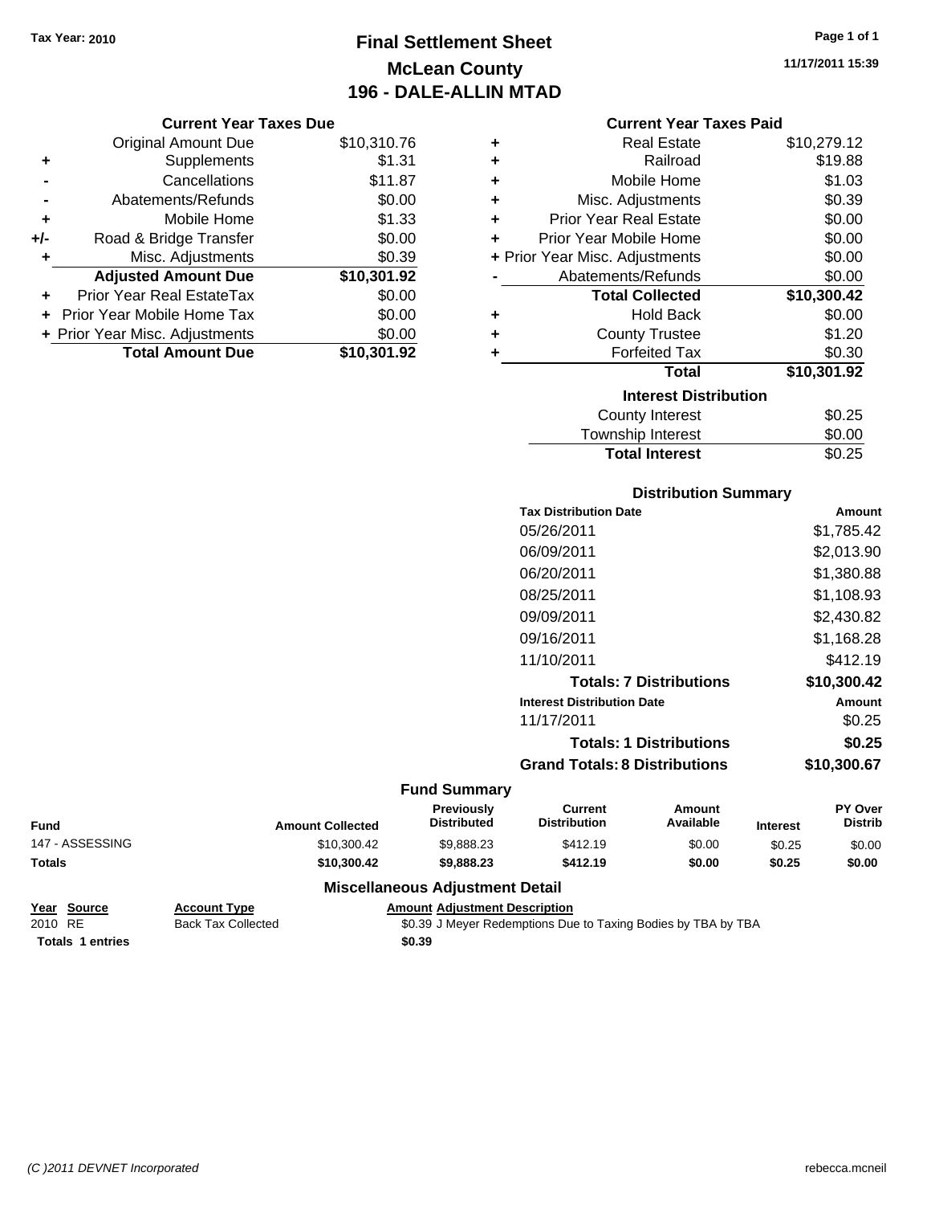Tax Year: 2010

# Final Settlement Sheet
## McLean County
## 196 - DALE-ALLIN MTAD

11/17/2011 15:39

### Current Year Taxes Due

| | | |
|---|---|---|
| | Original Amount Due | $10,310.76 |
| + | Supplements | $1.31 |
| - | Cancellations | $11.87 |
| - | Abatements/Refunds | $0.00 |
| + | Mobile Home | $1.33 |
| +/- | Road & Bridge Transfer | $0.00 |
| + | Misc. Adjustments | $0.39 |
| | **Adjusted Amount Due** | **$10,301.92** |
| + | Prior Year Real EstateTax | $0.00 |
| + | Prior Year Mobile Home Tax | $0.00 |
| + | Prior Year Misc. Adjustments | $0.00 |
| | **Total Amount Due** | **$10,301.92** |

### Current Year Taxes Paid

| | | |
|---|---|---|
| + | Real Estate | $10,279.12 |
| + | Railroad | $19.88 |
| + | Mobile Home | $1.03 |
| + | Misc. Adjustments | $0.39 |
| + | Prior Year Real Estate | $0.00 |
| + | Prior Year Mobile Home | $0.00 |
| + | Prior Year Misc. Adjustments | $0.00 |
| - | Abatements/Refunds | $0.00 |
| | **Total Collected** | **$10,300.42** |
| + | Hold Back | $0.00 |
| + | County Trustee | $1.20 |
| + | Forfeited Tax | $0.30 |
| | **Total** | **$10,301.92** |

### Interest Distribution

| | |
|---|---|
| County Interest | $0.25 |
| Township Interest | $0.00 |
| **Total Interest** | $0.25 |

### Distribution Summary

| Tax Distribution Date | Amount |
|---|---|
| 05/26/2011 | $1,785.42 |
| 06/09/2011 | $2,013.90 |
| 06/20/2011 | $1,380.88 |
| 08/25/2011 | $1,108.93 |
| 09/09/2011 | $2,430.82 |
| 09/16/2011 | $1,168.28 |
| 11/10/2011 | $412.19 |
| **Totals: 7 Distributions** | **$10,300.42** |
| **Interest Distribution Date** | **Amount** |
| 11/17/2011 | $0.25 |
| **Totals: 1 Distributions** | **$0.25** |
| **Grand Totals: 8 Distributions** | **$10,300.67** |

### Fund Summary

| Fund | Amount Collected | Previously Distributed | Current Distribution | Amount Available | Interest | PY Over Distrib |
|---|---|---|---|---|---|---|
| 147 - ASSESSING | $10,300.42 | $9,888.23 | $412.19 | $0.00 | $0.25 | $0.00 |
| **Totals** | **$10,300.42** | **$9,888.23** | **$412.19** | **$0.00** | **$0.25** | **$0.00** |

### Miscellaneous Adjustment Detail

| Year | Source | Account Type | Amount | Adjustment Description |
|---|---|---|---|---|
| 2010 | RE | Back Tax Collected | $0.39 | J Meyer Redemptions Due to Taxing Bodies by TBA by TBA |
| **Totals** | **1 entries** | | **$0.39** | |

(C )2011 DEVNET Incorporated — rebecca.mcneil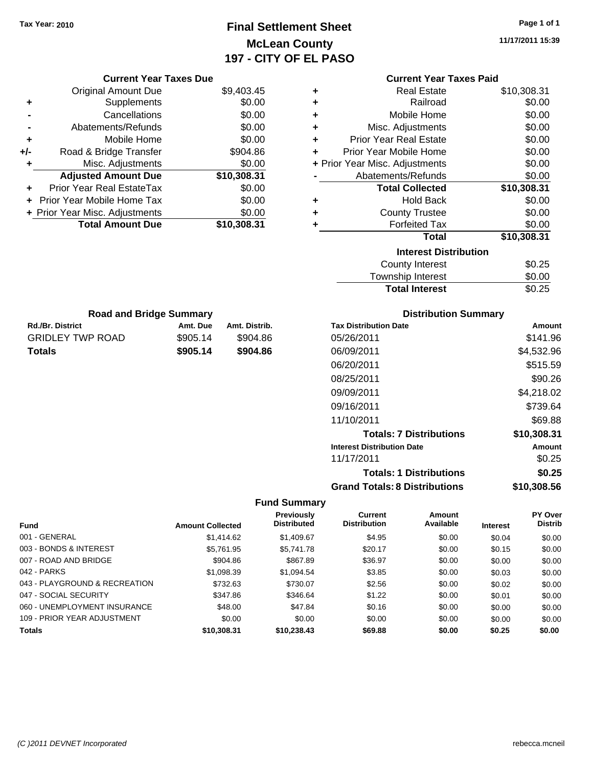Tax Year: 2010

# Final Settlement Sheet
## McLean County
## 197 - CITY OF EL PASO

11/17/2011 15:39

### Current Year Taxes Due

| | | |
|---|---|---|
| | Original Amount Due | $9,403.45 |
| + | Supplements | $0.00 |
| - | Cancellations | $0.00 |
| - | Abatements/Refunds | $0.00 |
| + | Mobile Home | $0.00 |
| +/- | Road & Bridge Transfer | $904.86 |
| + | Misc. Adjustments | $0.00 |
| | **Adjusted Amount Due** | **$10,308.31** |
| + | Prior Year Real EstateTax | $0.00 |
| + | Prior Year Mobile Home Tax | $0.00 |
| + | Prior Year Misc. Adjustments | $0.00 |
| | **Total Amount Due** | **$10,308.31** |

### Current Year Taxes Paid

| | | |
|---|---|---|
| + | Real Estate | $10,308.31 |
| + | Railroad | $0.00 |
| + | Mobile Home | $0.00 |
| + | Misc. Adjustments | $0.00 |
| + | Prior Year Real Estate | $0.00 |
| + | Prior Year Mobile Home | $0.00 |
| + | Prior Year Misc. Adjustments | $0.00 |
| - | Abatements/Refunds | $0.00 |
| | **Total Collected** | **$10,308.31** |
| + | Hold Back | $0.00 |
| + | County Trustee | $0.00 |
| + | Forfeited Tax | $0.00 |
| | **Total** | **$10,308.31** |

### Interest Distribution

| | |
|---|---|
| County Interest | $0.25 |
| Township Interest | $0.00 |
| **Total Interest** | $0.25 |

### Road and Bridge Summary

| Rd./Br. District | Amt. Due | Amt. Distrib. |
|---|---|---|
| GRIDLEY TWP ROAD | $905.14 | $904.86 |
| **Totals** | **$905.14** | **$904.86** |

### Distribution Summary

| Tax Distribution Date | Amount |
|---|---|
| 05/26/2011 | $141.96 |
| 06/09/2011 | $4,532.96 |
| 06/20/2011 | $515.59 |
| 08/25/2011 | $90.26 |
| 09/09/2011 | $4,218.02 |
| 09/16/2011 | $739.64 |
| 11/10/2011 | $69.88 |
| **Totals: 7 Distributions** | **$10,308.31** |
| **Interest Distribution Date** | **Amount** |
| 11/17/2011 | $0.25 |
| **Totals: 1 Distributions** | **$0.25** |
| **Grand Totals: 8 Distributions** | **$10,308.56** |

### Fund Summary

| Fund | Amount Collected | Previously Distributed | Current Distribution | Amount Available | Interest | PY Over Distrib |
|---|---|---|---|---|---|---|
| 001 - GENERAL | $1,414.62 | $1,409.67 | $4.95 | $0.00 | $0.04 | $0.00 |
| 003 - BONDS & INTEREST | $5,761.95 | $5,741.78 | $20.17 | $0.00 | $0.15 | $0.00 |
| 007 - ROAD AND BRIDGE | $904.86 | $867.89 | $36.97 | $0.00 | $0.00 | $0.00 |
| 042 - PARKS | $1,098.39 | $1,094.54 | $3.85 | $0.00 | $0.03 | $0.00 |
| 043 - PLAYGROUND & RECREATION | $732.63 | $730.07 | $2.56 | $0.00 | $0.02 | $0.00 |
| 047 - SOCIAL SECURITY | $347.86 | $346.64 | $1.22 | $0.00 | $0.01 | $0.00 |
| 060 - UNEMPLOYMENT INSURANCE | $48.00 | $47.84 | $0.16 | $0.00 | $0.00 | $0.00 |
| 109 - PRIOR YEAR ADJUSTMENT | $0.00 | $0.00 | $0.00 | $0.00 | $0.00 | $0.00 |
| **Totals** | **$10,308.31** | **$10,238.43** | **$69.88** | **$0.00** | **$0.25** | **$0.00** |

(C )2011 DEVNET Incorporated rebecca.mcneil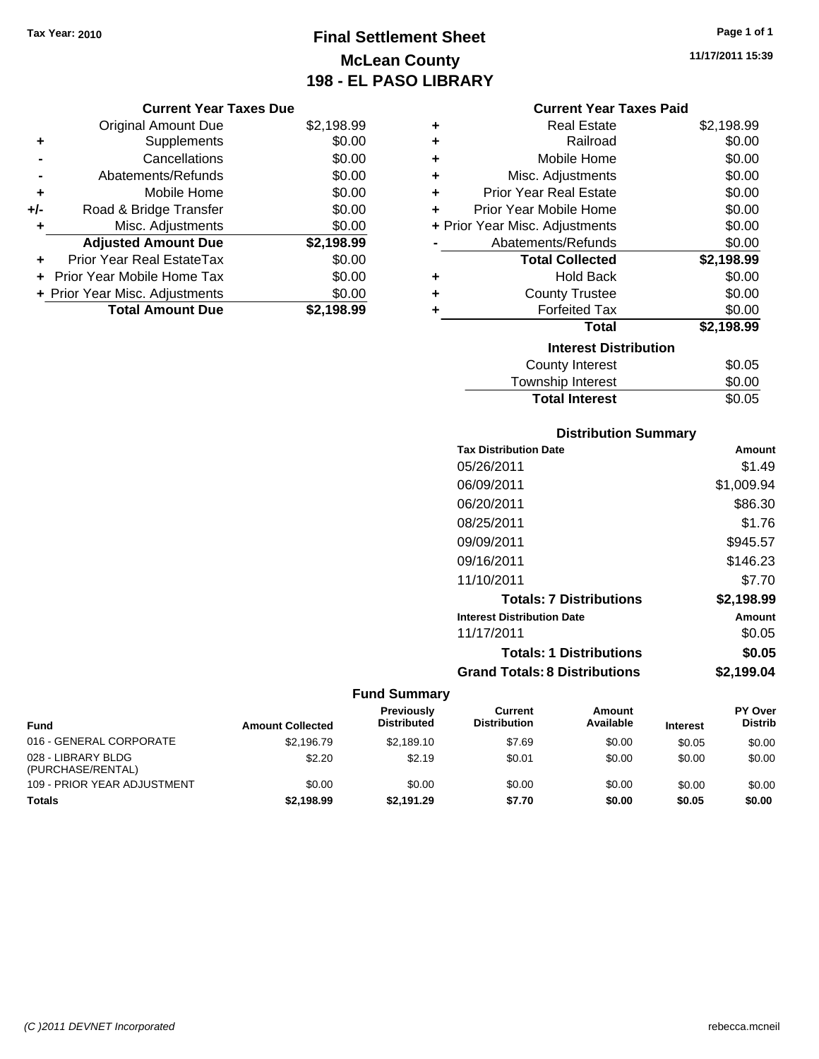Tax Year: 2010

# Final Settlement Sheet
## McLean County
## 198 - EL PASO LIBRARY

11/17/2011 15:39

### Current Year Taxes Due

| | | |
|---|---|---|
| | Original Amount Due | $2,198.99 |
| + | Supplements | $0.00 |
| - | Cancellations | $0.00 |
| - | Abatements/Refunds | $0.00 |
| + | Mobile Home | $0.00 |
| +/- | Road & Bridge Transfer | $0.00 |
| + | Misc. Adjustments | $0.00 |
| | **Adjusted Amount Due** | **$2,198.99** |
| + | Prior Year Real EstateTax | $0.00 |
| + | Prior Year Mobile Home Tax | $0.00 |
| + | Prior Year Misc. Adjustments | $0.00 |
| | **Total Amount Due** | **$2,198.99** |

### Current Year Taxes Paid

| | | |
|---|---|---|
| + | Real Estate | $2,198.99 |
| + | Railroad | $0.00 |
| + | Mobile Home | $0.00 |
| + | Misc. Adjustments | $0.00 |
| + | Prior Year Real Estate | $0.00 |
| + | Prior Year Mobile Home | $0.00 |
| + | Prior Year Misc. Adjustments | $0.00 |
| - | Abatements/Refunds | $0.00 |
| | **Total Collected** | **$2,198.99** |
| + | Hold Back | $0.00 |
| + | County Trustee | $0.00 |
| + | Forfeited Tax | $0.00 |
| | **Total** | **$2,198.99** |

### Interest Distribution

| | |
|---|---|
| County Interest | $0.05 |
| Township Interest | $0.00 |
| **Total Interest** | $0.05 |

### Distribution Summary

| Tax Distribution Date | Amount |
|---|---|
| 05/26/2011 | $1.49 |
| 06/09/2011 | $1,009.94 |
| 06/20/2011 | $86.30 |
| 08/25/2011 | $1.76 |
| 09/09/2011 | $945.57 |
| 09/16/2011 | $146.23 |
| 11/10/2011 | $7.70 |
| **Totals: 7 Distributions** | **$2,198.99** |
| **Interest Distribution Date** | **Amount** |
| 11/17/2011 | $0.05 |
| **Totals: 1 Distributions** | **$0.05** |
| **Grand Totals: 8 Distributions** | **$2,199.04** |

### Fund Summary

| Fund | Amount Collected | Previously Distributed | Current Distribution | Amount Available | Interest | PY Over Distrib |
|---|---|---|---|---|---|---|
| 016 - GENERAL CORPORATE | $2,196.79 | $2,189.10 | $7.69 | $0.00 | $0.05 | $0.00 |
| 028 - LIBRARY BLDG (PURCHASE/RENTAL) | $2.20 | $2.19 | $0.01 | $0.00 | $0.00 | $0.00 |
| 109 - PRIOR YEAR ADJUSTMENT | $0.00 | $0.00 | $0.00 | $0.00 | $0.00 | $0.00 |
| **Totals** | **$2,198.99** | **$2,191.29** | **$7.70** | **$0.00** | **$0.05** | **$0.00** |

(C )2011 DEVNET Incorporated rebecca.mcneil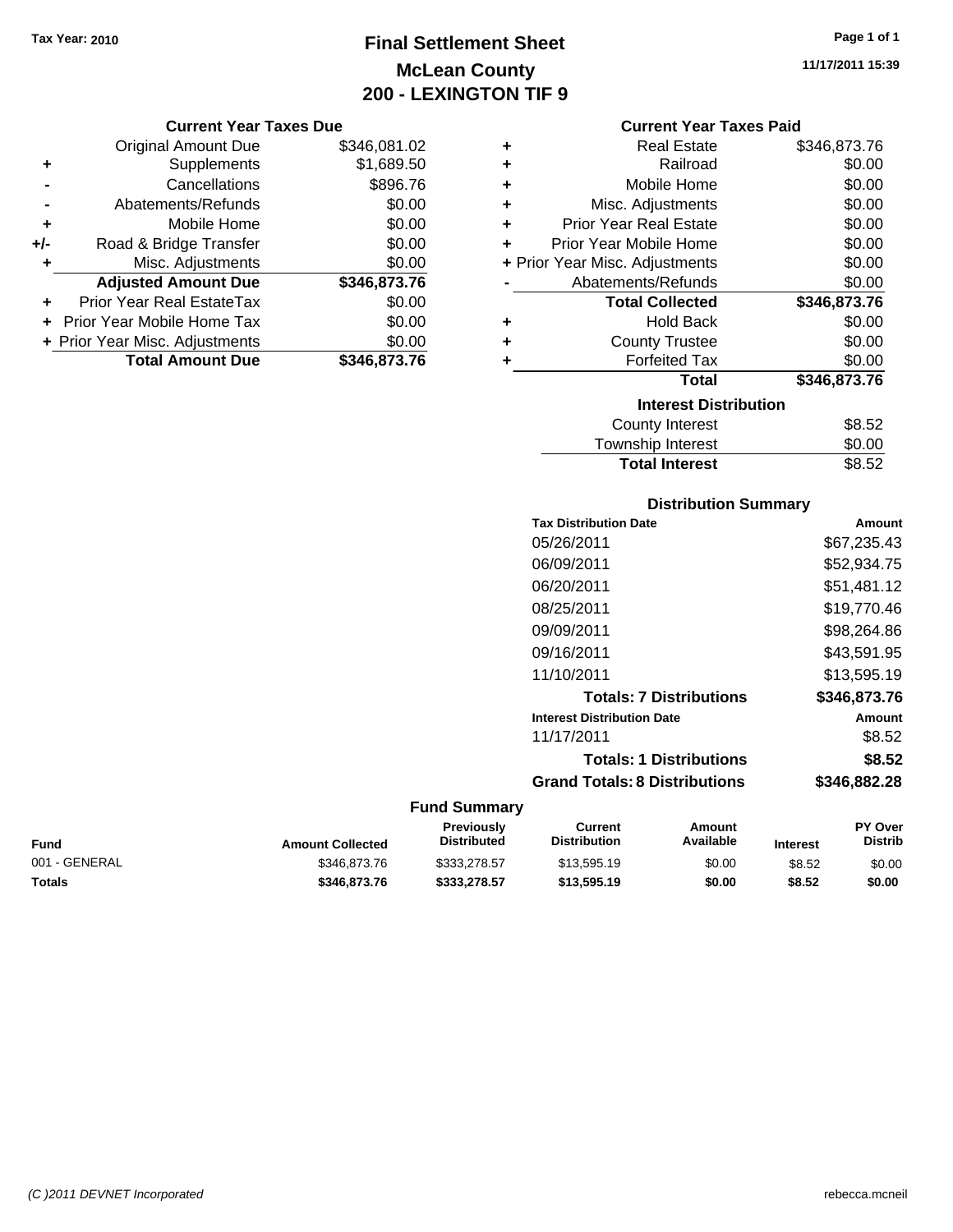Tax Year: 2010

# Final Settlement Sheet
## McLean County
## 200 - LEXINGTON TIF 9

11/17/2011 15:39

### Current Year Taxes Due

| | | |
|---|---|---|
| | Original Amount Due | $346,081.02 |
| + | Supplements | $1,689.50 |
| - | Cancellations | $896.76 |
| - | Abatements/Refunds | $0.00 |
| + | Mobile Home | $0.00 |
| +/- | Road & Bridge Transfer | $0.00 |
| + | Misc. Adjustments | $0.00 |
| | **Adjusted Amount Due** | **$346,873.76** |
| + | Prior Year Real EstateTax | $0.00 |
| + | Prior Year Mobile Home Tax | $0.00 |
| + | Prior Year Misc. Adjustments | $0.00 |
| | **Total Amount Due** | **$346,873.76** |

### Current Year Taxes Paid

| | | |
|---|---|---|
| + | Real Estate | $346,873.76 |
| + | Railroad | $0.00 |
| + | Mobile Home | $0.00 |
| + | Misc. Adjustments | $0.00 |
| + | Prior Year Real Estate | $0.00 |
| + | Prior Year Mobile Home | $0.00 |
| + | Prior Year Misc. Adjustments | $0.00 |
| - | Abatements/Refunds | $0.00 |
| | **Total Collected** | **$346,873.76** |
| + | Hold Back | $0.00 |
| + | County Trustee | $0.00 |
| + | Forfeited Tax | $0.00 |
| | **Total** | **$346,873.76** |

### Interest Distribution

| | |
|---|---|
| County Interest | $8.52 |
| Township Interest | $0.00 |
| **Total Interest** | $8.52 |

### Distribution Summary

| Tax Distribution Date | Amount |
|---|---|
| 05/26/2011 | $67,235.43 |
| 06/09/2011 | $52,934.75 |
| 06/20/2011 | $51,481.12 |
| 08/25/2011 | $19,770.46 |
| 09/09/2011 | $98,264.86 |
| 09/16/2011 | $43,591.95 |
| 11/10/2011 | $13,595.19 |
| **Totals: 7 Distributions** | **$346,873.76** |
| **Interest Distribution Date** | **Amount** |
| 11/17/2011 | $8.52 |
| **Totals: 1 Distributions** | **$8.52** |
| **Grand Totals: 8 Distributions** | **$346,882.28** |

### Fund Summary

| Fund | Amount Collected | Previously Distributed | Current Distribution | Amount Available | Interest | PY Over Distrib |
|---|---|---|---|---|---|---|
| 001 - GENERAL | $346,873.76 | $333,278.57 | $13,595.19 | $0.00 | $8.52 | $0.00 |
| **Totals** | **$346,873.76** | **$333,278.57** | **$13,595.19** | **$0.00** | **$8.52** | **$0.00** |

(C )2011 DEVNET Incorporated rebecca.mcneil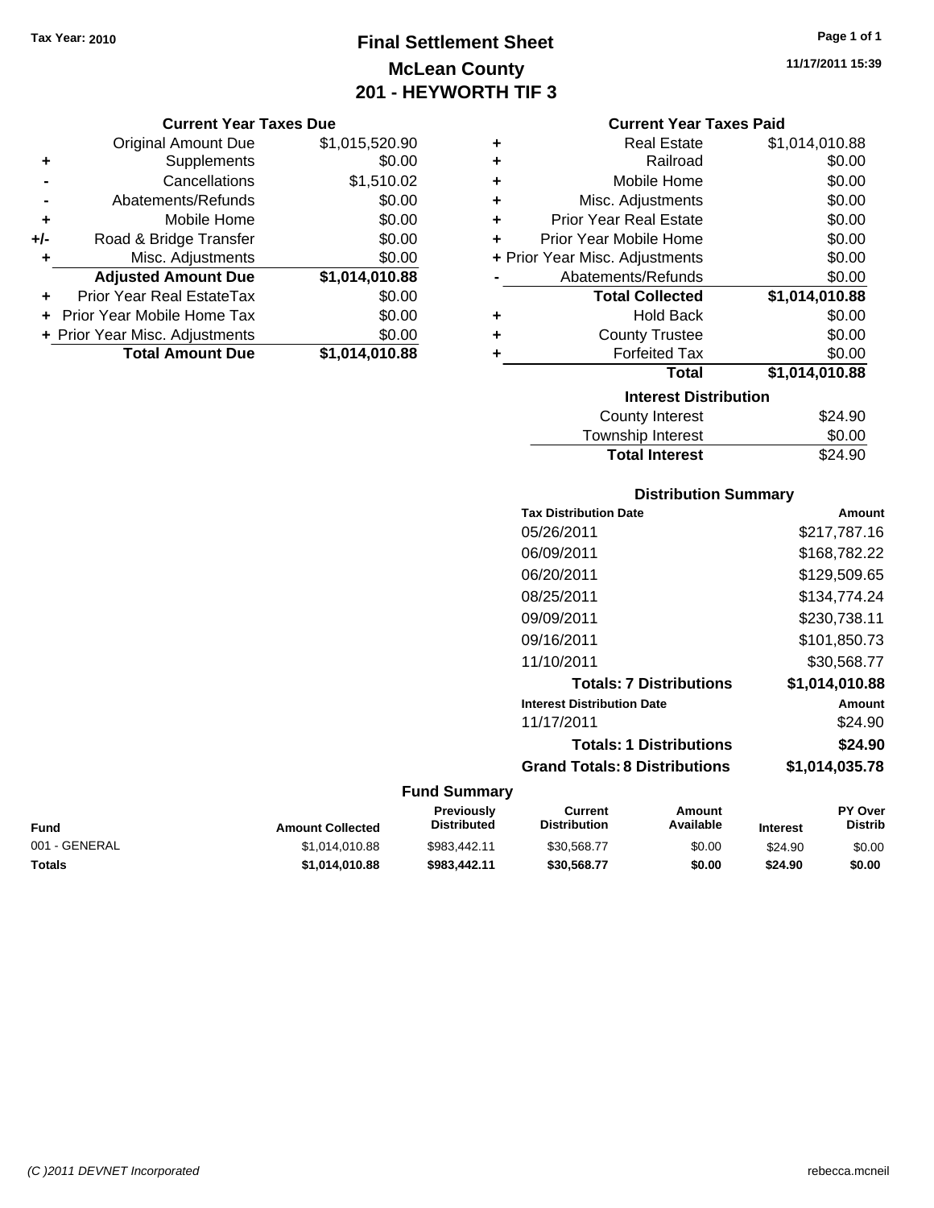Tax Year: 2010

# Final Settlement Sheet
## McLean County
## 201 - HEYWORTH TIF 3

11/17/2011 15:39

### Current Year Taxes Due

| | | |
|---|---|---|
| | Original Amount Due | $1,015,520.90 |
| + | Supplements | $0.00 |
| - | Cancellations | $1,510.02 |
| - | Abatements/Refunds | $0.00 |
| + | Mobile Home | $0.00 |
| +/- | Road & Bridge Transfer | $0.00 |
| + | Misc. Adjustments | $0.00 |
| | **Adjusted Amount Due** | **$1,014,010.88** |
| + | Prior Year Real EstateTax | $0.00 |
| + | Prior Year Mobile Home Tax | $0.00 |
| + | Prior Year Misc. Adjustments | $0.00 |
| | **Total Amount Due** | **$1,014,010.88** |

### Current Year Taxes Paid

| | | |
|---|---|---|
| + | Real Estate | $1,014,010.88 |
| + | Railroad | $0.00 |
| + | Mobile Home | $0.00 |
| + | Misc. Adjustments | $0.00 |
| + | Prior Year Real Estate | $0.00 |
| + | Prior Year Mobile Home | $0.00 |
| + | Prior Year Misc. Adjustments | $0.00 |
| - | Abatements/Refunds | $0.00 |
| | **Total Collected** | **$1,014,010.88** |
| + | Hold Back | $0.00 |
| + | County Trustee | $0.00 |
| + | Forfeited Tax | $0.00 |
| | **Total** | **$1,014,010.88** |

### Interest Distribution

| | |
|---|---|
| County Interest | $24.90 |
| Township Interest | $0.00 |
| **Total Interest** | $24.90 |

### Distribution Summary

| Tax Distribution Date | Amount |
|---|---|
| 05/26/2011 | $217,787.16 |
| 06/09/2011 | $168,782.22 |
| 06/20/2011 | $129,509.65 |
| 08/25/2011 | $134,774.24 |
| 09/09/2011 | $230,738.11 |
| 09/16/2011 | $101,850.73 |
| 11/10/2011 | $30,568.77 |
| **Totals: 7 Distributions** | **$1,014,010.88** |
| **Interest Distribution Date** | **Amount** |
| 11/17/2011 | $24.90 |
| **Totals: 1 Distributions** | **$24.90** |
| **Grand Totals: 8 Distributions** | **$1,014,035.78** |

### Fund Summary

| Fund | Amount Collected | Previously Distributed | Current Distribution | Amount Available | Interest | PY Over Distrib |
|---|---|---|---|---|---|---|
| 001 - GENERAL | $1,014,010.88 | $983,442.11 | $30,568.77 | $0.00 | $24.90 | $0.00 |
| **Totals** | **$1,014,010.88** | **$983,442.11** | **$30,568.77** | **$0.00** | **$24.90** | **$0.00** |

(C )2011 DEVNET Incorporated rebecca.mcneil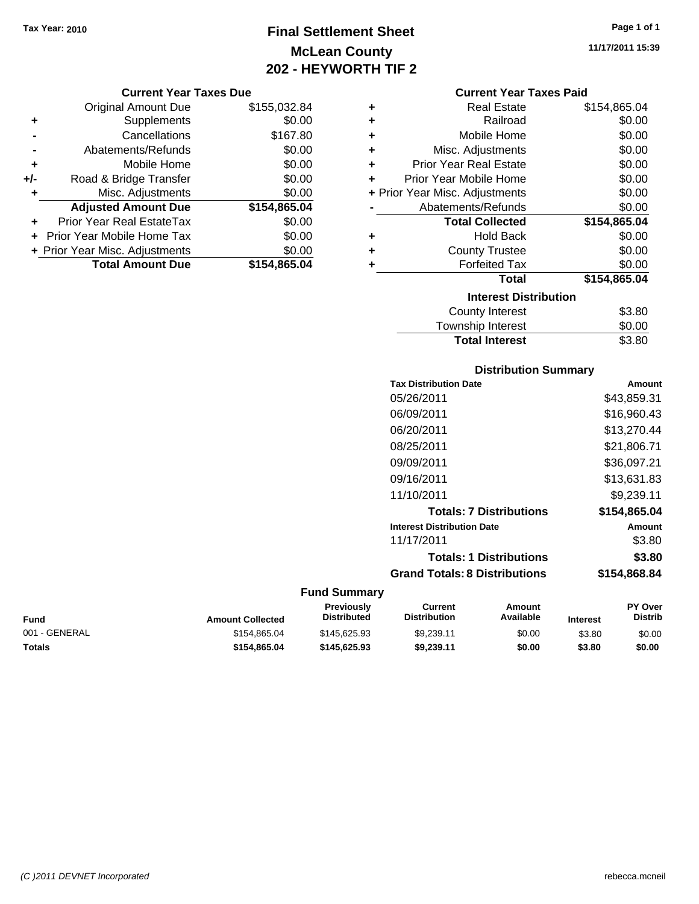Tax Year: 2010

# Final Settlement Sheet
## McLean County
## 202 - HEYWORTH TIF 2

11/17/2011 15:39

### Current Year Taxes Due

| | | |
|---|---|---|
| | Original Amount Due | $155,032.84 |
| + | Supplements | $0.00 |
| - | Cancellations | $167.80 |
| - | Abatements/Refunds | $0.00 |
| + | Mobile Home | $0.00 |
| +/- | Road & Bridge Transfer | $0.00 |
| + | Misc. Adjustments | $0.00 |
| | **Adjusted Amount Due** | **$154,865.04** |
| + | Prior Year Real EstateTax | $0.00 |
| + | Prior Year Mobile Home Tax | $0.00 |
| + | Prior Year Misc. Adjustments | $0.00 |
| | **Total Amount Due** | **$154,865.04** |

### Current Year Taxes Paid

| | | |
|---|---|---|
| + | Real Estate | $154,865.04 |
| + | Railroad | $0.00 |
| + | Mobile Home | $0.00 |
| + | Misc. Adjustments | $0.00 |
| + | Prior Year Real Estate | $0.00 |
| + | Prior Year Mobile Home | $0.00 |
| + | Prior Year Misc. Adjustments | $0.00 |
| - | Abatements/Refunds | $0.00 |
| | **Total Collected** | **$154,865.04** |
| + | Hold Back | $0.00 |
| + | County Trustee | $0.00 |
| + | Forfeited Tax | $0.00 |
| | **Total** | **$154,865.04** |

### Interest Distribution

| | |
|---|---|
| County Interest | $3.80 |
| Township Interest | $0.00 |
| **Total Interest** | $3.80 |

### Distribution Summary

| Tax Distribution Date | Amount |
|---|---|
| 05/26/2011 | $43,859.31 |
| 06/09/2011 | $16,960.43 |
| 06/20/2011 | $13,270.44 |
| 08/25/2011 | $21,806.71 |
| 09/09/2011 | $36,097.21 |
| 09/16/2011 | $13,631.83 |
| 11/10/2011 | $9,239.11 |
| **Totals: 7 Distributions** | **$154,865.04** |
| **Interest Distribution Date** | **Amount** |
| 11/17/2011 | $3.80 |
| **Totals: 1 Distributions** | **$3.80** |
| **Grand Totals: 8 Distributions** | **$154,868.84** |

### Fund Summary

| Fund | Amount Collected | Previously Distributed | Current Distribution | Amount Available | Interest | PY Over Distrib |
|---|---|---|---|---|---|---|
| 001 - GENERAL | $154,865.04 | $145,625.93 | $9,239.11 | $0.00 | $3.80 | $0.00 |
| **Totals** | **$154,865.04** | **$145,625.93** | **$9,239.11** | **$0.00** | **$3.80** | **$0.00** |

(C )2011 DEVNET Incorporated

rebecca.mcneil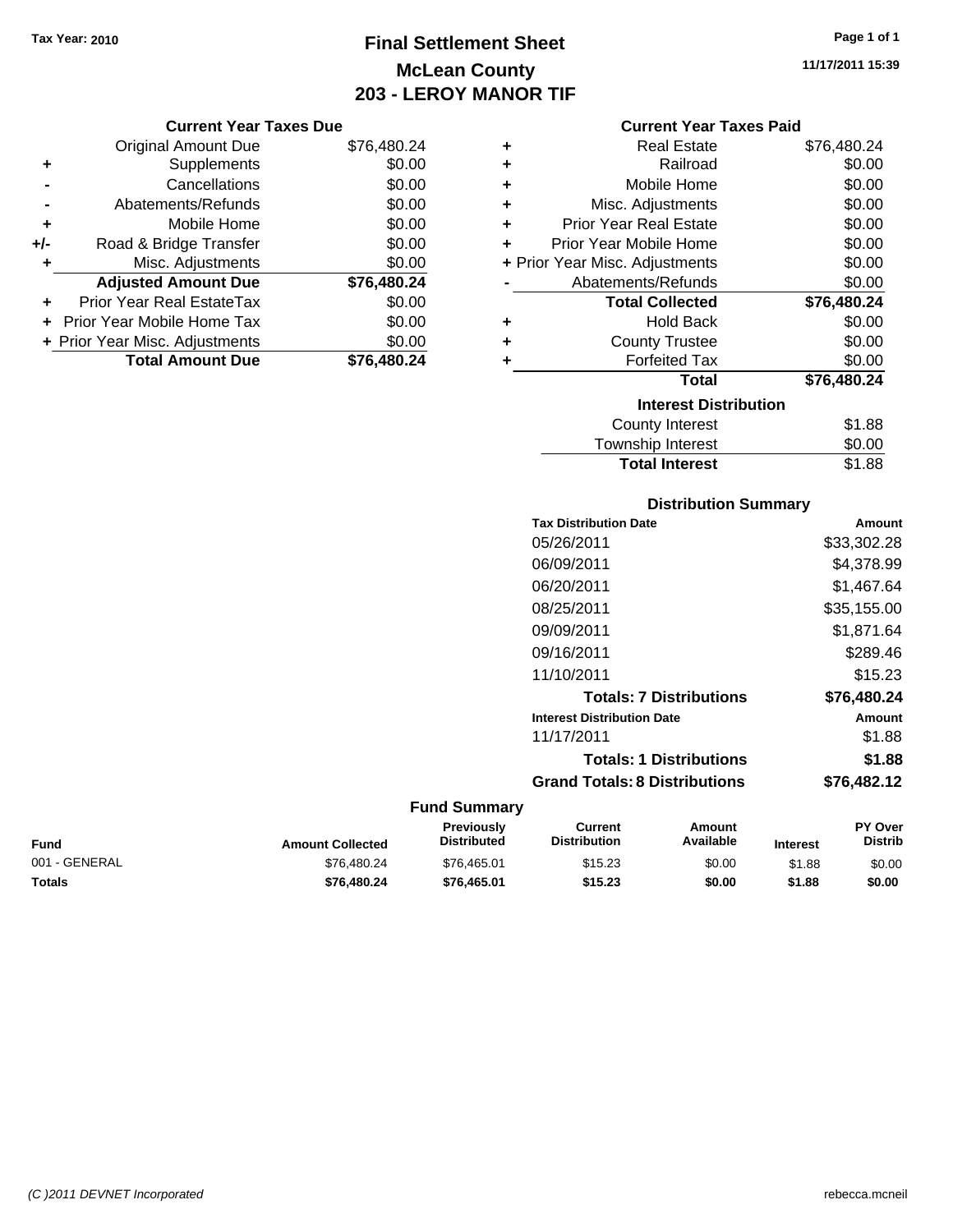Tax Year: 2010

# Final Settlement Sheet
## McLean County
## 203 - LEROY MANOR TIF

11/17/2011 15:39

### Current Year Taxes Due

| | | |
|---|---|---|
| | Original Amount Due | $76,480.24 |
| + | Supplements | $0.00 |
| - | Cancellations | $0.00 |
| - | Abatements/Refunds | $0.00 |
| + | Mobile Home | $0.00 |
| +/- | Road & Bridge Transfer | $0.00 |
| + | Misc. Adjustments | $0.00 |
| | **Adjusted Amount Due** | **$76,480.24** |
| + | Prior Year Real EstateTax | $0.00 |
| + | Prior Year Mobile Home Tax | $0.00 |
| + | Prior Year Misc. Adjustments | $0.00 |
| | **Total Amount Due** | **$76,480.24** |

### Current Year Taxes Paid

| | | |
|---|---|---|
| + | Real Estate | $76,480.24 |
| + | Railroad | $0.00 |
| + | Mobile Home | $0.00 |
| + | Misc. Adjustments | $0.00 |
| + | Prior Year Real Estate | $0.00 |
| + | Prior Year Mobile Home | $0.00 |
| + | Prior Year Misc. Adjustments | $0.00 |
| - | Abatements/Refunds | $0.00 |
| | **Total Collected** | **$76,480.24** |
| + | Hold Back | $0.00 |
| + | County Trustee | $0.00 |
| + | Forfeited Tax | $0.00 |
| | **Total** | **$76,480.24** |

### Interest Distribution

| | |
|---|---|
| County Interest | $1.88 |
| Township Interest | $0.00 |
| **Total Interest** | $1.88 |

### Distribution Summary

| Tax Distribution Date | Amount |
|---|---|
| 05/26/2011 | $33,302.28 |
| 06/09/2011 | $4,378.99 |
| 06/20/2011 | $1,467.64 |
| 08/25/2011 | $35,155.00 |
| 09/09/2011 | $1,871.64 |
| 09/16/2011 | $289.46 |
| 11/10/2011 | $15.23 |
| **Totals: 7 Distributions** | **$76,480.24** |
| **Interest Distribution Date** | **Amount** |
| 11/17/2011 | $1.88 |
| **Totals: 1 Distributions** | **$1.88** |
| **Grand Totals: 8 Distributions** | **$76,482.12** |

### Fund Summary

| Fund | Amount Collected | Previously Distributed | Current Distribution | Amount Available | Interest | PY Over Distrib |
|---|---|---|---|---|---|---|
| 001 - GENERAL | $76,480.24 | $76,465.01 | $15.23 | $0.00 | $1.88 | $0.00 |
| **Totals** | **$76,480.24** | **$76,465.01** | **$15.23** | **$0.00** | **$1.88** | **$0.00** |

(C )2011 DEVNET Incorporated

rebecca.mcneil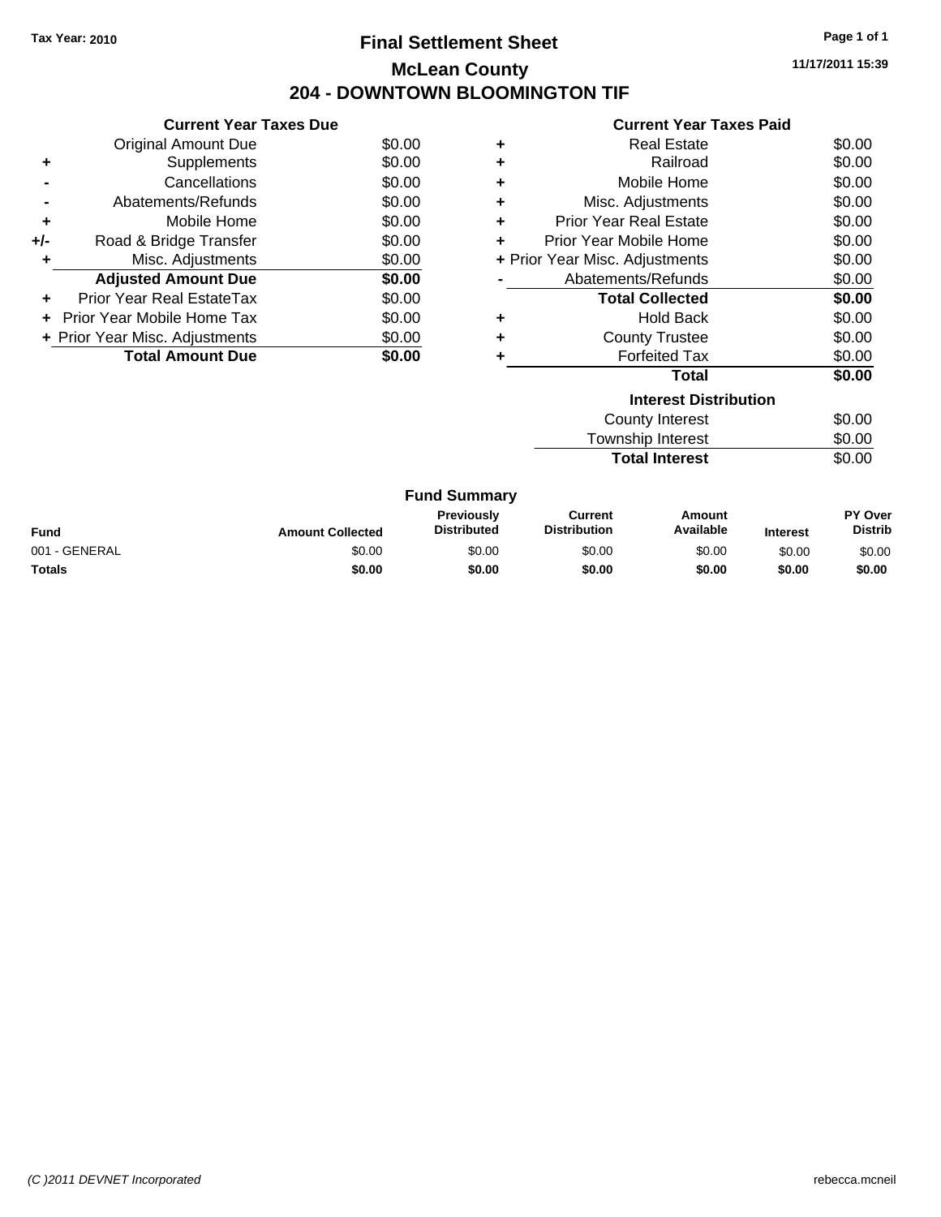Tax Year: 2010

# Final Settlement Sheet

## McLean County

## 204 - DOWNTOWN BLOOMINGTON TIF

11/17/2011 15:39

### Current Year Taxes Due

| | | |
|---|---|---|
| | Original Amount Due | $0.00 |
| + | Supplements | $0.00 |
| - | Cancellations | $0.00 |
| - | Abatements/Refunds | $0.00 |
| + | Mobile Home | $0.00 |
| +/- | Road & Bridge Transfer | $0.00 |
| + | Misc. Adjustments | $0.00 |
| | **Adjusted Amount Due** | **$0.00** |
| + | Prior Year Real EstateTax | $0.00 |
| + | Prior Year Mobile Home Tax | $0.00 |
| + | Prior Year Misc. Adjustments | $0.00 |
| | **Total Amount Due** | **$0.00** |

### Current Year Taxes Paid

| | | |
|---|---|---|
| + | Real Estate | $0.00 |
| + | Railroad | $0.00 |
| + | Mobile Home | $0.00 |
| + | Misc. Adjustments | $0.00 |
| + | Prior Year Real Estate | $0.00 |
| + | Prior Year Mobile Home | $0.00 |
| + | Prior Year Misc. Adjustments | $0.00 |
| - | Abatements/Refunds | $0.00 |
| | **Total Collected** | **$0.00** |
| + | Hold Back | $0.00 |
| + | County Trustee | $0.00 |
| + | Forfeited Tax | $0.00 |
| | **Total** | **$0.00** |

### Interest Distribution

| | |
|---|---|
| County Interest | $0.00 |
| Township Interest | $0.00 |
| **Total Interest** | $0.00 |

### Fund Summary

| Fund | Amount Collected | Previously Distributed | Current Distribution | Amount Available | Interest | PY Over Distrib |
|---|---|---|---|---|---|---|
| 001 - GENERAL | $0.00 | $0.00 | $0.00 | $0.00 | $0.00 | $0.00 |
| **Totals** | **$0.00** | **$0.00** | **$0.00** | **$0.00** | **$0.00** | **$0.00** |

*(C )2011 DEVNET Incorporated*

rebecca.mcneil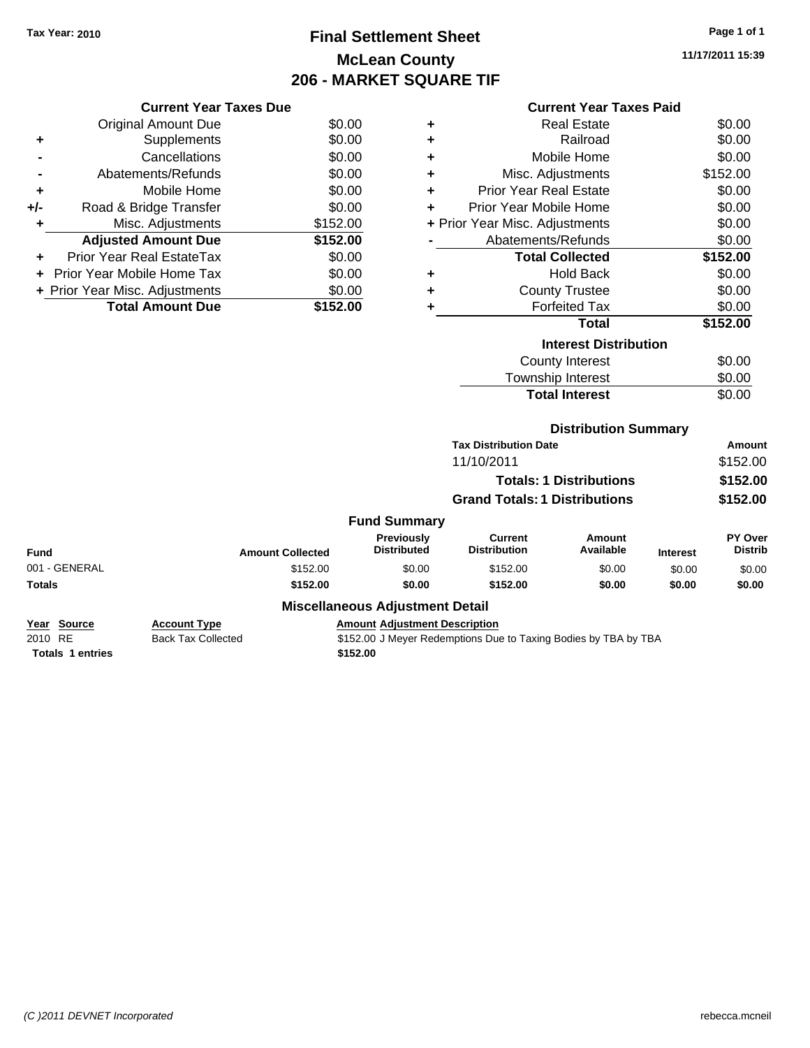Tax Year: 2010

# Final Settlement Sheet
## McLean County
## 206 - MARKET SQUARE TIF

11/17/2011 15:39

### Current Year Taxes Due

| | | |
|---|---|---|
| | Original Amount Due | $0.00 |
| + | Supplements | $0.00 |
| - | Cancellations | $0.00 |
| - | Abatements/Refunds | $0.00 |
| + | Mobile Home | $0.00 |
| +/- | Road & Bridge Transfer | $0.00 |
| + | Misc. Adjustments | $152.00 |
| | **Adjusted Amount Due** | **$152.00** |
| + | Prior Year Real EstateTax | $0.00 |
| + | Prior Year Mobile Home Tax | $0.00 |
| + | Prior Year Misc. Adjustments | $0.00 |
| | **Total Amount Due** | **$152.00** |

### Current Year Taxes Paid

| | | |
|---|---|---|
| + | Real Estate | $0.00 |
| + | Railroad | $0.00 |
| + | Mobile Home | $0.00 |
| + | Misc. Adjustments | $152.00 |
| + | Prior Year Real Estate | $0.00 |
| + | Prior Year Mobile Home | $0.00 |
| + | Prior Year Misc. Adjustments | $0.00 |
| - | Abatements/Refunds | $0.00 |
| | **Total Collected** | **$152.00** |
| + | Hold Back | $0.00 |
| + | County Trustee | $0.00 |
| + | Forfeited Tax | $0.00 |
| | **Total** | **$152.00** |

### Interest Distribution

| | |
|---|---|
| County Interest | $0.00 |
| Township Interest | $0.00 |
| **Total Interest** | $0.00 |

### Distribution Summary

| Tax Distribution Date | Amount |
|---|---|
| 11/10/2011 | $152.00 |
| **Totals: 1 Distributions** | **$152.00** |
| **Grand Totals: 1 Distributions** | **$152.00** |

### Fund Summary

| Fund | Amount Collected | Previously Distributed | Current Distribution | Amount Available | Interest | PY Over Distrib |
|---|---|---|---|---|---|---|
| 001 - GENERAL | $152.00 | $0.00 | $152.00 | $0.00 | $0.00 | $0.00 |
| **Totals** | **$152.00** | **$0.00** | **$152.00** | **$0.00** | **$0.00** | **$0.00** |

### Miscellaneous Adjustment Detail

| Year | Source | Account Type | Amount | Adjustment Description |
|---|---|---|---|---|
| 2010 | RE | Back Tax Collected | $152.00 | J Meyer Redemptions Due to Taxing Bodies by TBA by TBA |
| **Totals** | **1 entries** | | **$152.00** | |

(C )2011 DEVNET Incorporated

rebecca.mcneil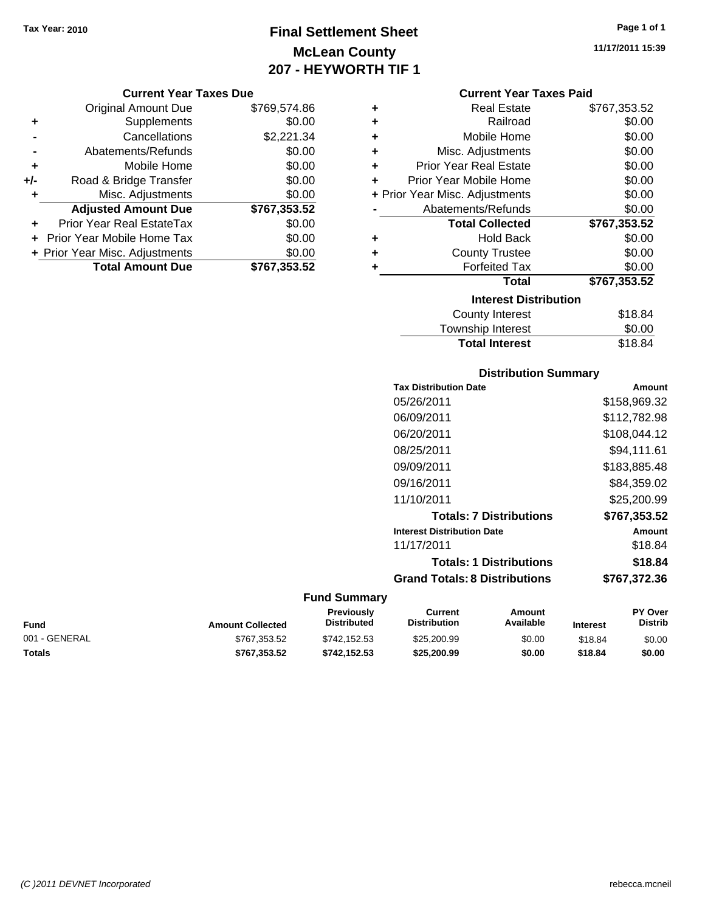Tax Year: 2010

# Final Settlement Sheet
## McLean County
## 207 - HEYWORTH TIF 1

11/17/2011 15:39

### Current Year Taxes Due

| | | |
|---|---|---|
| | Original Amount Due | $769,574.86 |
| + | Supplements | $0.00 |
| - | Cancellations | $2,221.34 |
| - | Abatements/Refunds | $0.00 |
| + | Mobile Home | $0.00 |
| +/- | Road & Bridge Transfer | $0.00 |
| + | Misc. Adjustments | $0.00 |
| | **Adjusted Amount Due** | **$767,353.52** |
| + | Prior Year Real EstateTax | $0.00 |
| + | Prior Year Mobile Home Tax | $0.00 |
| + | Prior Year Misc. Adjustments | $0.00 |
| | **Total Amount Due** | **$767,353.52** |

### Current Year Taxes Paid

| | | |
|---|---|---|
| + | Real Estate | $767,353.52 |
| + | Railroad | $0.00 |
| + | Mobile Home | $0.00 |
| + | Misc. Adjustments | $0.00 |
| + | Prior Year Real Estate | $0.00 |
| + | Prior Year Mobile Home | $0.00 |
| + | Prior Year Misc. Adjustments | $0.00 |
| - | Abatements/Refunds | $0.00 |
| | **Total Collected** | **$767,353.52** |
| + | Hold Back | $0.00 |
| + | County Trustee | $0.00 |
| + | Forfeited Tax | $0.00 |
| | **Total** | **$767,353.52** |

### Interest Distribution

| | |
|---|---|
| County Interest | $18.84 |
| Township Interest | $0.00 |
| **Total Interest** | $18.84 |

### Distribution Summary

| Tax Distribution Date | Amount |
|---|---|
| 05/26/2011 | $158,969.32 |
| 06/09/2011 | $112,782.98 |
| 06/20/2011 | $108,044.12 |
| 08/25/2011 | $94,111.61 |
| 09/09/2011 | $183,885.48 |
| 09/16/2011 | $84,359.02 |
| 11/10/2011 | $25,200.99 |
| **Totals: 7 Distributions** | **$767,353.52** |
| **Interest Distribution Date** | **Amount** |
| 11/17/2011 | $18.84 |
| **Totals: 1 Distributions** | **$18.84** |
| **Grand Totals: 8 Distributions** | **$767,372.36** |

### Fund Summary

| Fund | Amount Collected | Previously Distributed | Current Distribution | Amount Available | Interest | PY Over Distrib |
|---|---|---|---|---|---|---|
| 001 - GENERAL | $767,353.52 | $742,152.53 | $25,200.99 | $0.00 | $18.84 | $0.00 |
| **Totals** | **$767,353.52** | **$742,152.53** | **$25,200.99** | **$0.00** | **$18.84** | **$0.00** |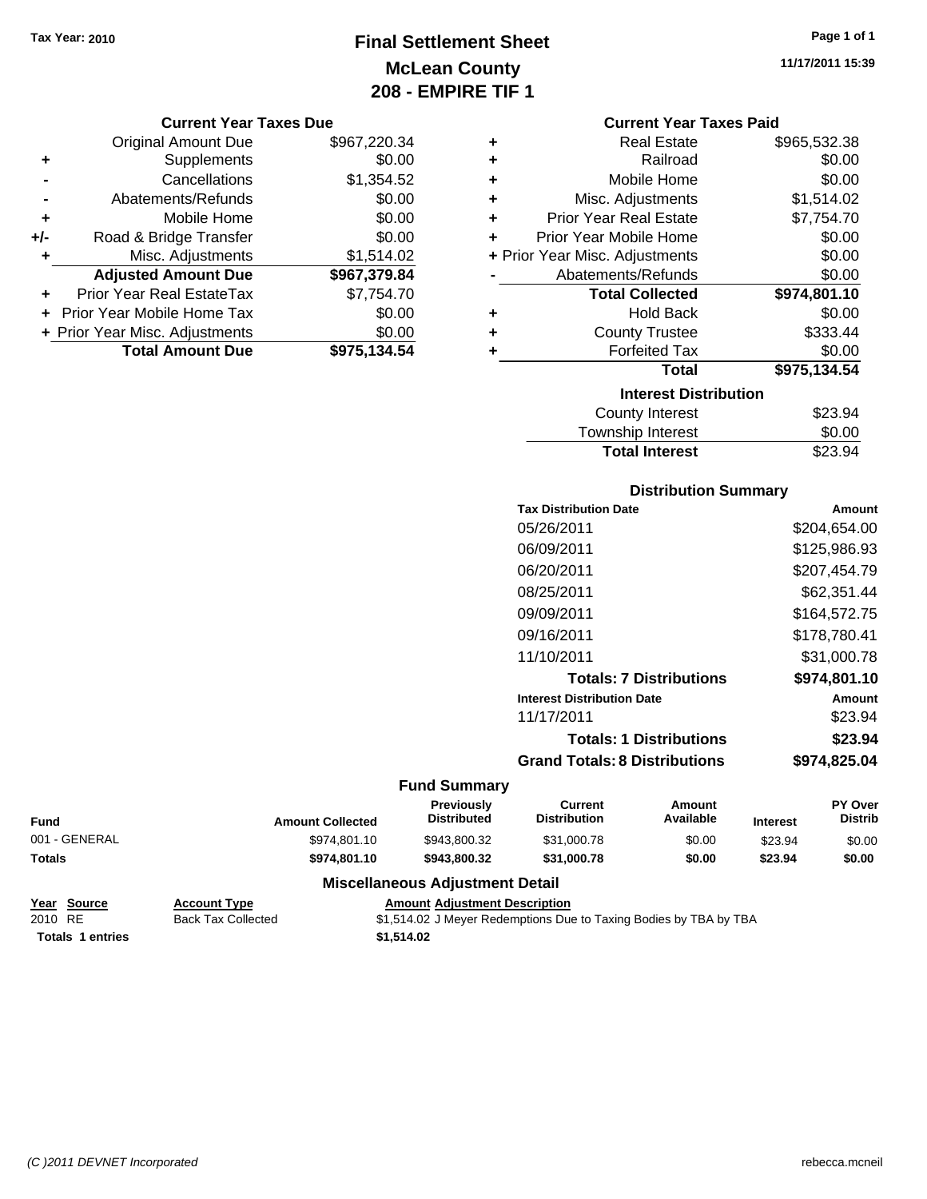Tax Year: 2010

# Final Settlement Sheet
## McLean County
## 208 - EMPIRE TIF 1

11/17/2011 15:39

### Current Year Taxes Due

| | | |
|---|---|---|
| | Original Amount Due | $967,220.34 |
| + | Supplements | $0.00 |
| - | Cancellations | $1,354.52 |
| - | Abatements/Refunds | $0.00 |
| + | Mobile Home | $0.00 |
| +/- | Road & Bridge Transfer | $0.00 |
| + | Misc. Adjustments | $1,514.02 |
| | **Adjusted Amount Due** | **$967,379.84** |
| + | Prior Year Real EstateTax | $7,754.70 |
| + | Prior Year Mobile Home Tax | $0.00 |
| + | Prior Year Misc. Adjustments | $0.00 |
| | **Total Amount Due** | **$975,134.54** |

### Current Year Taxes Paid

| | | |
|---|---|---|
| + | Real Estate | $965,532.38 |
| + | Railroad | $0.00 |
| + | Mobile Home | $0.00 |
| + | Misc. Adjustments | $1,514.02 |
| + | Prior Year Real Estate | $7,754.70 |
| + | Prior Year Mobile Home | $0.00 |
| + | Prior Year Misc. Adjustments | $0.00 |
| - | Abatements/Refunds | $0.00 |
| | **Total Collected** | **$974,801.10** |
| + | Hold Back | $0.00 |
| + | County Trustee | $333.44 |
| + | Forfeited Tax | $0.00 |
| | **Total** | **$975,134.54** |

### Interest Distribution

| | |
|---|---|
| County Interest | $23.94 |
| Township Interest | $0.00 |
| **Total Interest** | $23.94 |

### Distribution Summary

| Tax Distribution Date | Amount |
|---|---|
| 05/26/2011 | $204,654.00 |
| 06/09/2011 | $125,986.93 |
| 06/20/2011 | $207,454.79 |
| 08/25/2011 | $62,351.44 |
| 09/09/2011 | $164,572.75 |
| 09/16/2011 | $178,780.41 |
| 11/10/2011 | $31,000.78 |
| **Totals: 7 Distributions** | **$974,801.10** |
| **Interest Distribution Date** | **Amount** |
| 11/17/2011 | $23.94 |
| **Totals: 1 Distributions** | **$23.94** |
| **Grand Totals: 8 Distributions** | **$974,825.04** |

### Fund Summary

| Fund | Amount Collected | Previously Distributed | Current Distribution | Amount Available | Interest | PY Over Distrib |
|---|---|---|---|---|---|---|
| 001 - GENERAL | $974,801.10 | $943,800.32 | $31,000.78 | $0.00 | $23.94 | $0.00 |
| **Totals** | **$974,801.10** | **$943,800.32** | **$31,000.78** | **$0.00** | **$23.94** | **$0.00** |

### Miscellaneous Adjustment Detail

| Year | Source | Account Type | Amount | Adjustment Description |
|---|---|---|---|---|
| 2010 | RE | Back Tax Collected | $1,514.02 | J Meyer Redemptions Due to Taxing Bodies by TBA by TBA |
| **Totals** | **1 entries** | | **$1,514.02** | |

(C )2011 DEVNET Incorporated rebecca.mcneil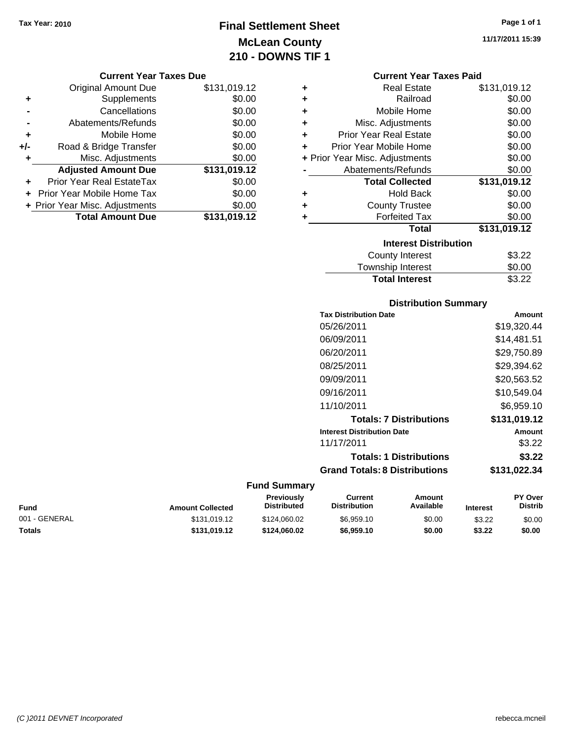Tax Year: 2010

# Final Settlement Sheet
## McLean County
## 210 - DOWNS TIF 1

11/17/2011 15:39

### Current Year Taxes Due

| | | |
|---|---|---|
| | Original Amount Due | $131,019.12 |
| + | Supplements | $0.00 |
| - | Cancellations | $0.00 |
| - | Abatements/Refunds | $0.00 |
| + | Mobile Home | $0.00 |
| +/- | Road & Bridge Transfer | $0.00 |
| + | Misc. Adjustments | $0.00 |
| | **Adjusted Amount Due** | **$131,019.12** |
| + | Prior Year Real EstateTax | $0.00 |
| + | Prior Year Mobile Home Tax | $0.00 |
| + | Prior Year Misc. Adjustments | $0.00 |
| | **Total Amount Due** | **$131,019.12** |

### Current Year Taxes Paid

| | | |
|---|---|---|
| + | Real Estate | $131,019.12 |
| + | Railroad | $0.00 |
| + | Mobile Home | $0.00 |
| + | Misc. Adjustments | $0.00 |
| + | Prior Year Real Estate | $0.00 |
| + | Prior Year Mobile Home | $0.00 |
| + | Prior Year Misc. Adjustments | $0.00 |
| - | Abatements/Refunds | $0.00 |
| | **Total Collected** | **$131,019.12** |
| + | Hold Back | $0.00 |
| + | County Trustee | $0.00 |
| + | Forfeited Tax | $0.00 |
| | **Total** | **$131,019.12** |

### Interest Distribution

| | |
|---|---|
| County Interest | $3.22 |
| Township Interest | $0.00 |
| **Total Interest** | $3.22 |

### Distribution Summary

| Tax Distribution Date | Amount |
|---|---|
| 05/26/2011 | $19,320.44 |
| 06/09/2011 | $14,481.51 |
| 06/20/2011 | $29,750.89 |
| 08/25/2011 | $29,394.62 |
| 09/09/2011 | $20,563.52 |
| 09/16/2011 | $10,549.04 |
| 11/10/2011 | $6,959.10 |
| **Totals: 7 Distributions** | **$131,019.12** |
| **Interest Distribution Date** | **Amount** |
| 11/17/2011 | $3.22 |
| **Totals: 1 Distributions** | **$3.22** |
| **Grand Totals: 8 Distributions** | **$131,022.34** |

### Fund Summary

| Fund | Amount Collected | Previously Distributed | Current Distribution | Amount Available | Interest | PY Over Distrib |
|---|---|---|---|---|---|---|
| 001 - GENERAL | $131,019.12 | $124,060.02 | $6,959.10 | $0.00 | $3.22 | $0.00 |
| **Totals** | **$131,019.12** | **$124,060.02** | **$6,959.10** | **$0.00** | **$3.22** | **$0.00** |

(C )2011 DEVNET Incorporated rebecca.mcneil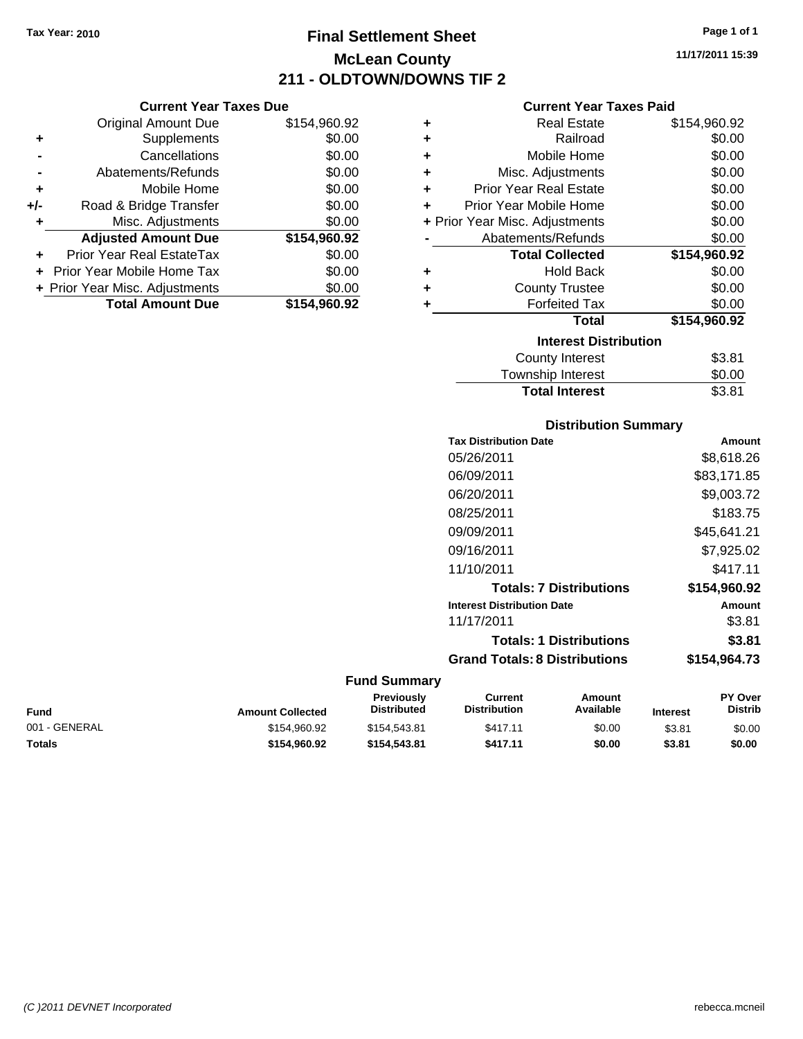Tax Year: 2010

# Final Settlement Sheet

## McLean County

## 211 - OLDTOWN/DOWNS TIF 2

11/17/2011 15:39

### Current Year Taxes Due

| | | |
|---|---|---|
| | Original Amount Due | $154,960.92 |
| + | Supplements | $0.00 |
| - | Cancellations | $0.00 |
| - | Abatements/Refunds | $0.00 |
| + | Mobile Home | $0.00 |
| +/- | Road & Bridge Transfer | $0.00 |
| + | Misc. Adjustments | $0.00 |
| | **Adjusted Amount Due** | **$154,960.92** |
| + | Prior Year Real EstateTax | $0.00 |
| + | Prior Year Mobile Home Tax | $0.00 |
| + | Prior Year Misc. Adjustments | $0.00 |
| | **Total Amount Due** | **$154,960.92** |

### Current Year Taxes Paid

| | | |
|---|---|---|
| + | Real Estate | $154,960.92 |
| + | Railroad | $0.00 |
| + | Mobile Home | $0.00 |
| + | Misc. Adjustments | $0.00 |
| + | Prior Year Real Estate | $0.00 |
| + | Prior Year Mobile Home | $0.00 |
| + | Prior Year Misc. Adjustments | $0.00 |
| - | Abatements/Refunds | $0.00 |
| | **Total Collected** | **$154,960.92** |
| + | Hold Back | $0.00 |
| + | County Trustee | $0.00 |
| + | Forfeited Tax | $0.00 |
| | **Total** | **$154,960.92** |

### Interest Distribution

| | |
|---|---|
| County Interest | $3.81 |
| Township Interest | $0.00 |
| **Total Interest** | $3.81 |

### Distribution Summary

| Tax Distribution Date | Amount |
|---|---|
| 05/26/2011 | $8,618.26 |
| 06/09/2011 | $83,171.85 |
| 06/20/2011 | $9,003.72 |
| 08/25/2011 | $183.75 |
| 09/09/2011 | $45,641.21 |
| 09/16/2011 | $7,925.02 |
| 11/10/2011 | $417.11 |
| **Totals: 7 Distributions** | **$154,960.92** |
| **Interest Distribution Date** | **Amount** |
| 11/17/2011 | $3.81 |
| **Totals: 1 Distributions** | **$3.81** |
| **Grand Totals: 8 Distributions** | **$154,964.73** |

### Fund Summary

| Fund | Amount Collected | Previously Distributed | Current Distribution | Amount Available | Interest | PY Over Distrib |
|---|---|---|---|---|---|---|
| 001 - GENERAL | $154,960.92 | $154,543.81 | $417.11 | $0.00 | $3.81 | $0.00 |
| **Totals** | **$154,960.92** | **$154,543.81** | **$417.11** | **$0.00** | **$3.81** | **$0.00** |

(C )2011 DEVNET Incorporated rebecca.mcneil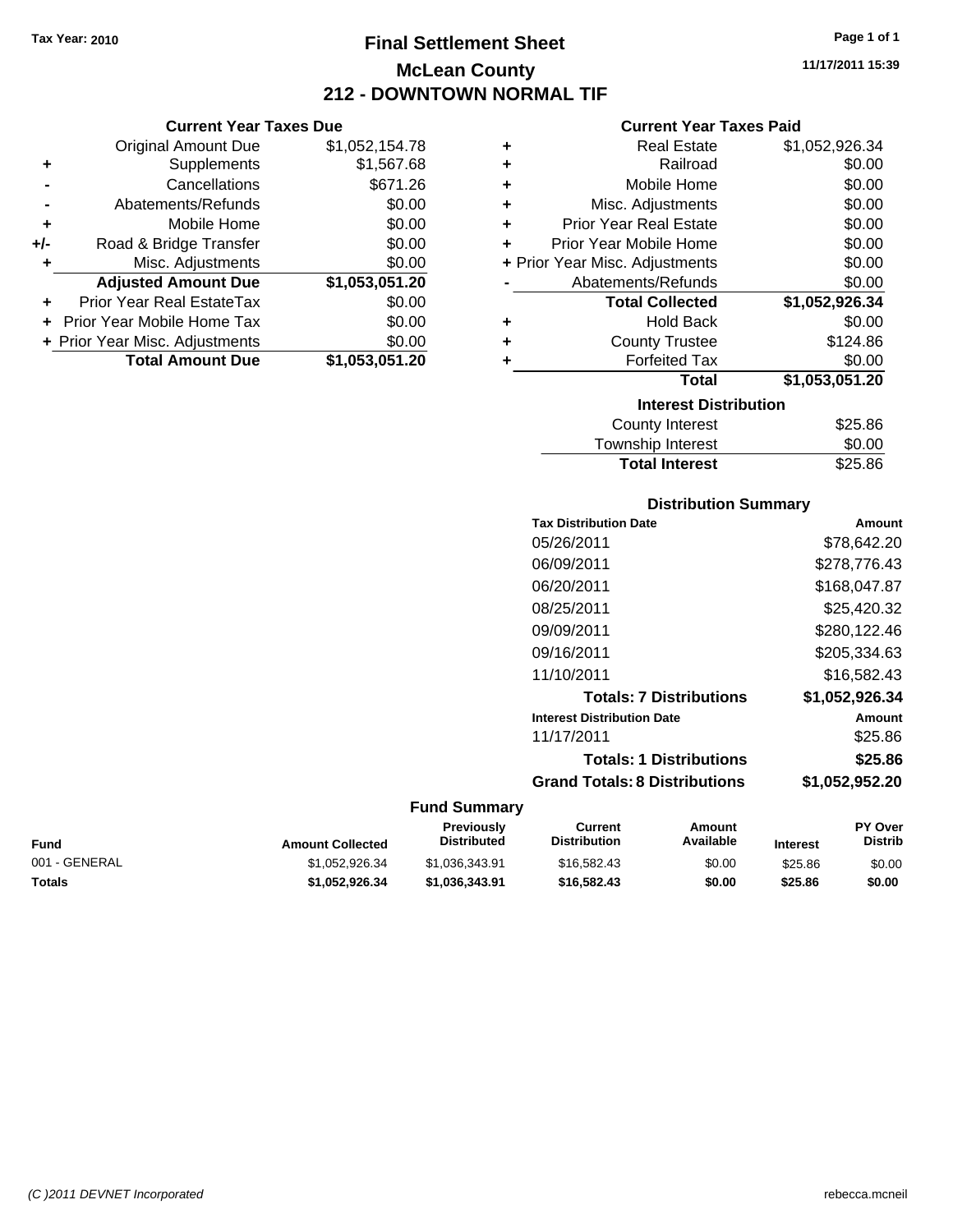Tax Year: 2010

# Final Settlement Sheet
## McLean County
## 212 - DOWNTOWN NORMAL TIF

11/17/2011 15:39

### Current Year Taxes Due

| | | |
|---|---|---|
| | Original Amount Due | $1,052,154.78 |
| + | Supplements | $1,567.68 |
| - | Cancellations | $671.26 |
| - | Abatements/Refunds | $0.00 |
| + | Mobile Home | $0.00 |
| +/- | Road & Bridge Transfer | $0.00 |
| + | Misc. Adjustments | $0.00 |
| | **Adjusted Amount Due** | **$1,053,051.20** |
| + | Prior Year Real EstateTax | $0.00 |
| + | Prior Year Mobile Home Tax | $0.00 |
| + | Prior Year Misc. Adjustments | $0.00 |
| | **Total Amount Due** | **$1,053,051.20** |

### Current Year Taxes Paid

| | | |
|---|---|---|
| + | Real Estate | $1,052,926.34 |
| + | Railroad | $0.00 |
| + | Mobile Home | $0.00 |
| + | Misc. Adjustments | $0.00 |
| + | Prior Year Real Estate | $0.00 |
| + | Prior Year Mobile Home | $0.00 |
| + | Prior Year Misc. Adjustments | $0.00 |
| - | Abatements/Refunds | $0.00 |
| | **Total Collected** | **$1,052,926.34** |
| + | Hold Back | $0.00 |
| + | County Trustee | $124.86 |
| + | Forfeited Tax | $0.00 |
| | **Total** | **$1,053,051.20** |

### Interest Distribution

| | |
|---|---|
| County Interest | $25.86 |
| Township Interest | $0.00 |
| **Total Interest** | $25.86 |

### Distribution Summary

| Tax Distribution Date | Amount |
|---|---|
| 05/26/2011 | $78,642.20 |
| 06/09/2011 | $278,776.43 |
| 06/20/2011 | $168,047.87 |
| 08/25/2011 | $25,420.32 |
| 09/09/2011 | $280,122.46 |
| 09/16/2011 | $205,334.63 |
| 11/10/2011 | $16,582.43 |
| **Totals: 7 Distributions** | **$1,052,926.34** |
| **Interest Distribution Date** | **Amount** |
| 11/17/2011 | $25.86 |
| **Totals: 1 Distributions** | **$25.86** |
| **Grand Totals: 8 Distributions** | **$1,052,952.20** |

### Fund Summary

| Fund | Amount Collected | Previously Distributed | Current Distribution | Amount Available | Interest | PY Over Distrib |
|---|---|---|---|---|---|---|
| 001 - GENERAL | $1,052,926.34 | $1,036,343.91 | $16,582.43 | $0.00 | $25.86 | $0.00 |
| **Totals** | **$1,052,926.34** | **$1,036,343.91** | **$16,582.43** | **$0.00** | **$25.86** | **$0.00** |

(C )2011 DEVNET Incorporated rebecca.mcneil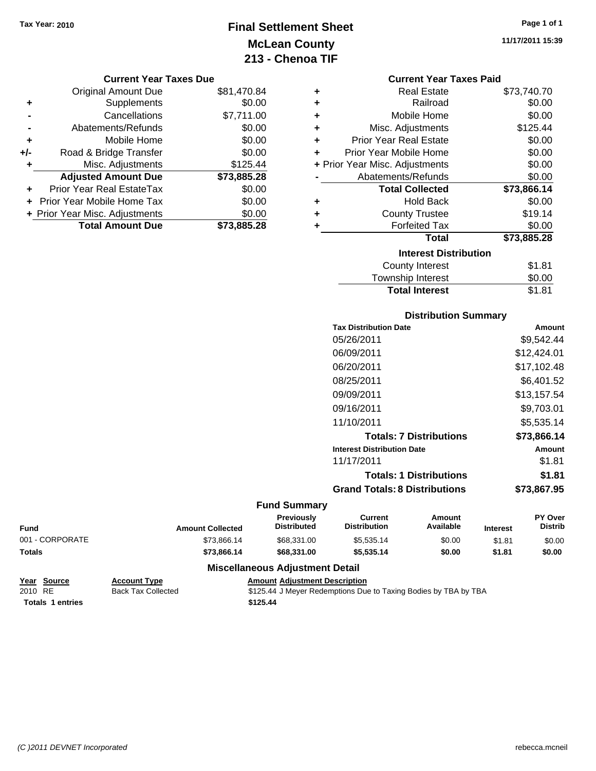Tax Year: 2010

# Final Settlement Sheet
## McLean County
## 213 - Chenoa TIF

11/17/2011 15:39

### Current Year Taxes Due

| | | |
|---|---|---|
| | Original Amount Due | $81,470.84 |
| + | Supplements | $0.00 |
| - | Cancellations | $7,711.00 |
| - | Abatements/Refunds | $0.00 |
| + | Mobile Home | $0.00 |
| +/- | Road & Bridge Transfer | $0.00 |
| + | Misc. Adjustments | $125.44 |
| | **Adjusted Amount Due** | **$73,885.28** |
| + | Prior Year Real EstateTax | $0.00 |
| + | Prior Year Mobile Home Tax | $0.00 |
| + | Prior Year Misc. Adjustments | $0.00 |
| | **Total Amount Due** | **$73,885.28** |

### Current Year Taxes Paid

| | | |
|---|---|---|
| + | Real Estate | $73,740.70 |
| + | Railroad | $0.00 |
| + | Mobile Home | $0.00 |
| + | Misc. Adjustments | $125.44 |
| + | Prior Year Real Estate | $0.00 |
| + | Prior Year Mobile Home | $0.00 |
| + | Prior Year Misc. Adjustments | $0.00 |
| - | Abatements/Refunds | $0.00 |
| | **Total Collected** | **$73,866.14** |
| + | Hold Back | $0.00 |
| + | County Trustee | $19.14 |
| + | Forfeited Tax | $0.00 |
| | **Total** | **$73,885.28** |

### Interest Distribution

| | |
|---|---|
| County Interest | $1.81 |
| Township Interest | $0.00 |
| **Total Interest** | $1.81 |

### Distribution Summary

| Tax Distribution Date | Amount |
|---|---|
| 05/26/2011 | $9,542.44 |
| 06/09/2011 | $12,424.01 |
| 06/20/2011 | $17,102.48 |
| 08/25/2011 | $6,401.52 |
| 09/09/2011 | $13,157.54 |
| 09/16/2011 | $9,703.01 |
| 11/10/2011 | $5,535.14 |
| **Totals: 7 Distributions** | **$73,866.14** |
| **Interest Distribution Date** | **Amount** |
| 11/17/2011 | $1.81 |
| **Totals: 1 Distributions** | **$1.81** |
| **Grand Totals: 8 Distributions** | **$73,867.95** |

### Fund Summary

| Fund | Amount Collected | Previously Distributed | Current Distribution | Amount Available | Interest | PY Over Distrib |
|---|---|---|---|---|---|---|
| 001 - CORPORATE | $73,866.14 | $68,331.00 | $5,535.14 | $0.00 | $1.81 | $0.00 |
| **Totals** | **$73,866.14** | **$68,331.00** | **$5,535.14** | **$0.00** | **$1.81** | **$0.00** |

### Miscellaneous Adjustment Detail

| Year | Source | Account Type | Amount | Adjustment Description |
|---|---|---|---|---|
| 2010 | RE | Back Tax Collected | $125.44 | J Meyer Redemptions Due to Taxing Bodies by TBA by TBA |
| **Totals** | **1 entries** | | **$125.44** | |

(C )2011 DEVNET Incorporated

rebecca.mcneil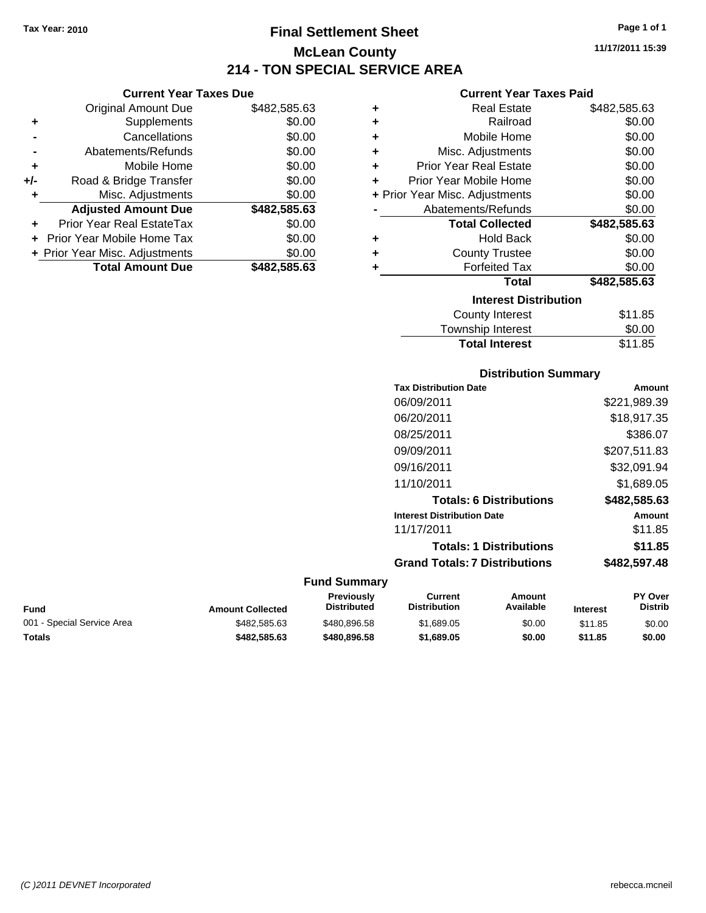**Tax Year: 2010**

# Final Settlement Sheet
## McLean County
## 214 - TON SPECIAL SERVICE AREA

11/17/2011 15:39

### Current Year Taxes Due

| | | |
|---|---|---|
| | Original Amount Due | $482,585.63 |
| + | Supplements | $0.00 |
| - | Cancellations | $0.00 |
| - | Abatements/Refunds | $0.00 |
| + | Mobile Home | $0.00 |
| +/- | Road & Bridge Transfer | $0.00 |
| + | Misc. Adjustments | $0.00 |
| | **Adjusted Amount Due** | **$482,585.63** |
| + | Prior Year Real EstateTax | $0.00 |
| + | Prior Year Mobile Home Tax | $0.00 |
| + | Prior Year Misc. Adjustments | $0.00 |
| | **Total Amount Due** | **$482,585.63** |

### Current Year Taxes Paid

| | | |
|---|---|---|
| + | Real Estate | $482,585.63 |
| + | Railroad | $0.00 |
| + | Mobile Home | $0.00 |
| + | Misc. Adjustments | $0.00 |
| + | Prior Year Real Estate | $0.00 |
| + | Prior Year Mobile Home | $0.00 |
| + | Prior Year Misc. Adjustments | $0.00 |
| - | Abatements/Refunds | $0.00 |
| | **Total Collected** | **$482,585.63** |
| + | Hold Back | $0.00 |
| + | County Trustee | $0.00 |
| + | Forfeited Tax | $0.00 |
| | **Total** | **$482,585.63** |

### Interest Distribution

| | |
|---|---|
| County Interest | $11.85 |
| Township Interest | $0.00 |
| **Total Interest** | $11.85 |

### Distribution Summary

| Tax Distribution Date | Amount |
|---|---|
| 06/09/2011 | $221,989.39 |
| 06/20/2011 | $18,917.35 |
| 08/25/2011 | $386.07 |
| 09/09/2011 | $207,511.83 |
| 09/16/2011 | $32,091.94 |
| 11/10/2011 | $1,689.05 |
| **Totals: 6 Distributions** | **$482,585.63** |
| **Interest Distribution Date** | **Amount** |
| 11/17/2011 | $11.85 |
| **Totals: 1 Distributions** | **$11.85** |
| **Grand Totals: 7 Distributions** | **$482,597.48** |

### Fund Summary

| Fund | Amount Collected | Previously Distributed | Current Distribution | Amount Available | Interest | PY Over Distrib |
|---|---|---|---|---|---|---|
| 001 - Special Service Area | $482,585.63 | $480,896.58 | $1,689.05 | $0.00 | $11.85 | $0.00 |
| **Totals** | **$482,585.63** | **$480,896.58** | **$1,689.05** | **$0.00** | **$11.85** | **$0.00** |

(C )2011 DEVNET Incorporated — rebecca.mcneil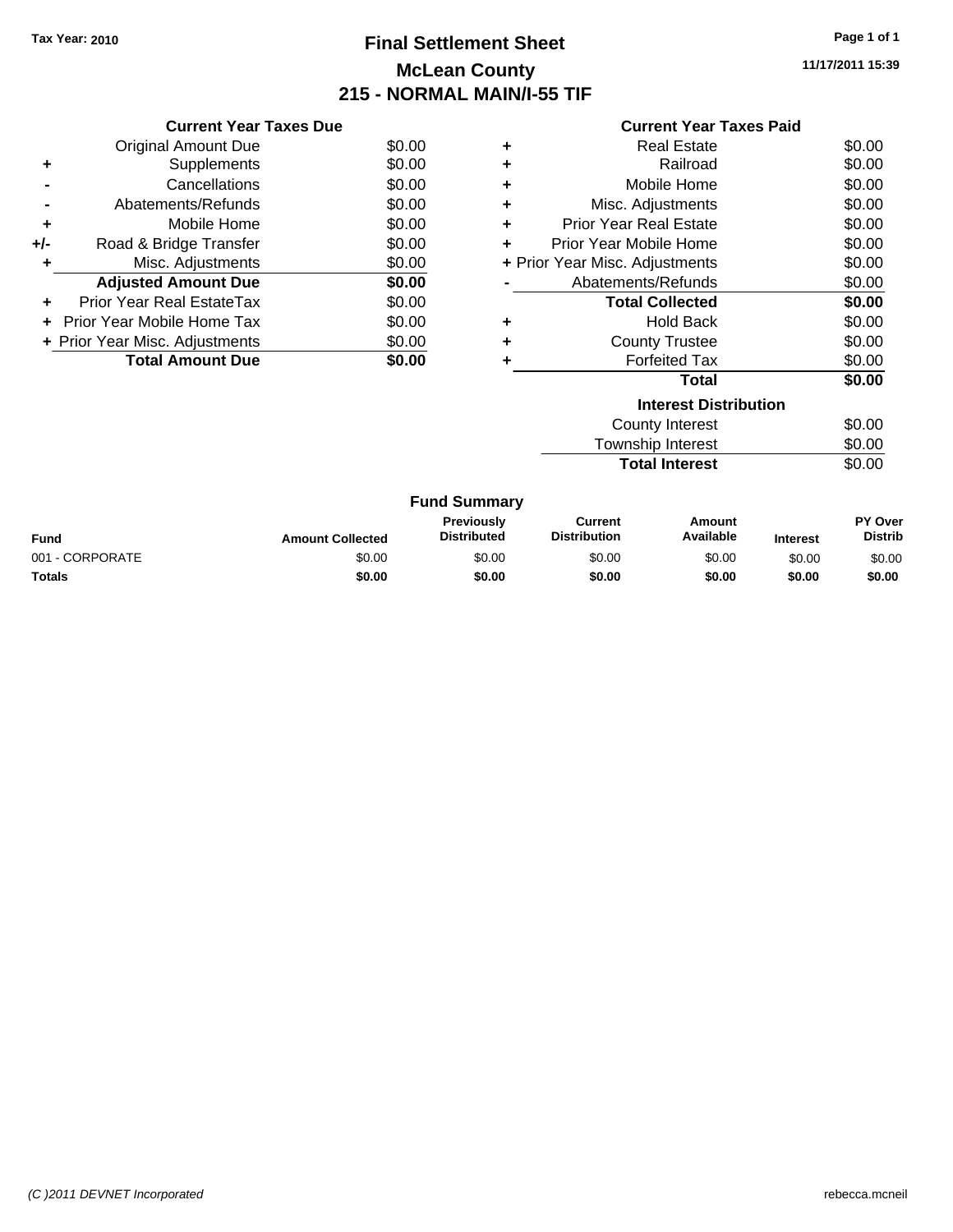Tax Year: 2010

# Final Settlement Sheet

## McLean County

## 215 - NORMAL MAIN/I-55 TIF

11/17/2011 15:39

### Current Year Taxes Due

| | | |
|---|---|---|
| | Original Amount Due | $0.00 |
| + | Supplements | $0.00 |
| - | Cancellations | $0.00 |
| - | Abatements/Refunds | $0.00 |
| + | Mobile Home | $0.00 |
| +/- | Road & Bridge Transfer | $0.00 |
| + | Misc. Adjustments | $0.00 |
| | **Adjusted Amount Due** | **$0.00** |
| + | Prior Year Real EstateTax | $0.00 |
| + | Prior Year Mobile Home Tax | $0.00 |
| + | Prior Year Misc. Adjustments | $0.00 |
| | **Total Amount Due** | **$0.00** |

### Current Year Taxes Paid

| | | |
|---|---|---|
| + | Real Estate | $0.00 |
| + | Railroad | $0.00 |
| + | Mobile Home | $0.00 |
| + | Misc. Adjustments | $0.00 |
| + | Prior Year Real Estate | $0.00 |
| + | Prior Year Mobile Home | $0.00 |
| + | Prior Year Misc. Adjustments | $0.00 |
| - | Abatements/Refunds | $0.00 |
| | **Total Collected** | **$0.00** |
| + | Hold Back | $0.00 |
| + | County Trustee | $0.00 |
| + | Forfeited Tax | $0.00 |
| | **Total** | **$0.00** |

### Interest Distribution

| | |
|---|---|
| County Interest | $0.00 |
| Township Interest | $0.00 |
| **Total Interest** | $0.00 |

### Fund Summary

| Fund | Amount Collected | Previously Distributed | Current Distribution | Amount Available | Interest | PY Over Distrib |
|---|---|---|---|---|---|---|
| 001 - CORPORATE | $0.00 | $0.00 | $0.00 | $0.00 | $0.00 | $0.00 |
| **Totals** | **$0.00** | **$0.00** | **$0.00** | **$0.00** | **$0.00** | **$0.00** |

*(C )2011 DEVNET Incorporated*

rebecca.mcneil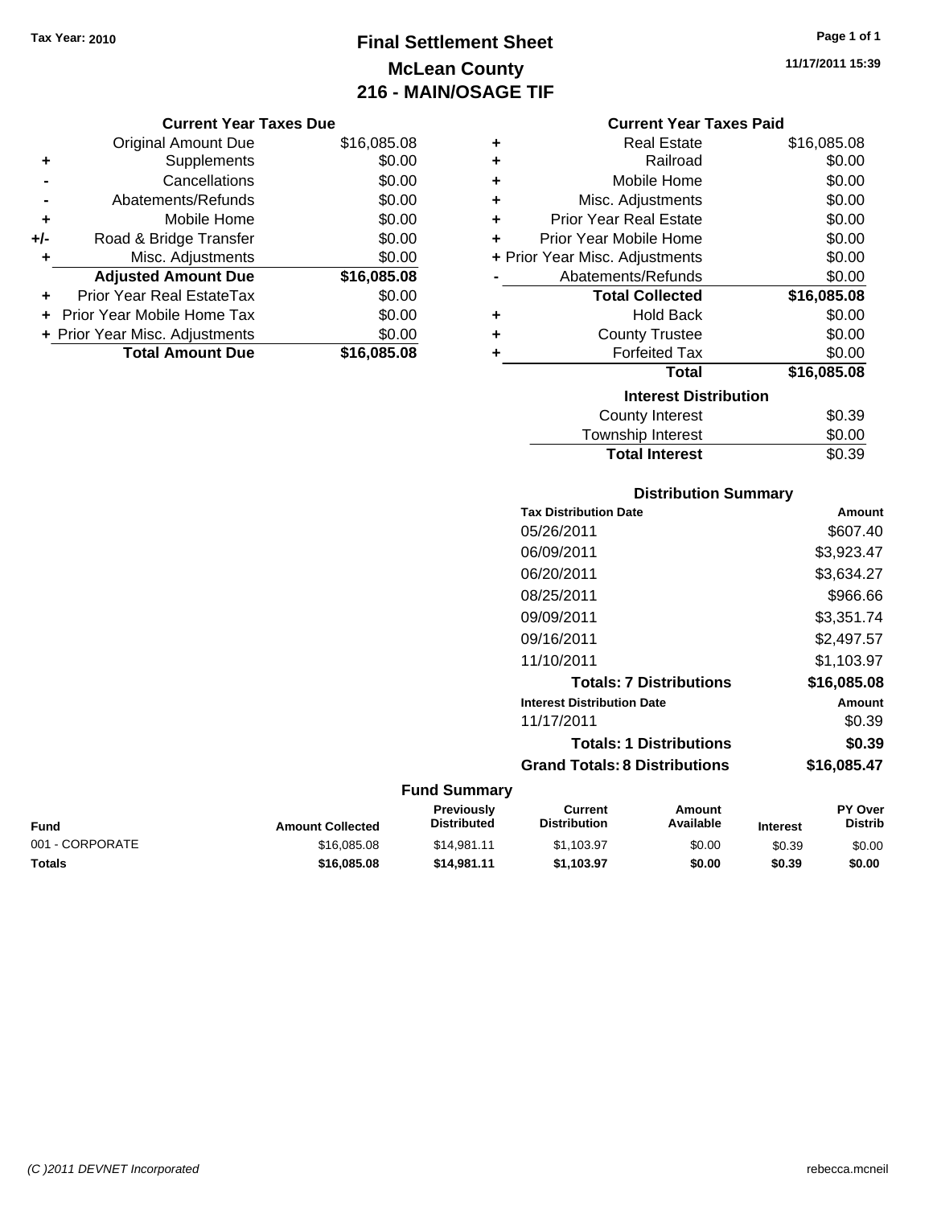Tax Year: 2010

# Final Settlement Sheet
## McLean County
## 216 - MAIN/OSAGE TIF

11/17/2011 15:39

### Current Year Taxes Due

| | | |
|---|---|---|
| | Original Amount Due | $16,085.08 |
| + | Supplements | $0.00 |
| - | Cancellations | $0.00 |
| - | Abatements/Refunds | $0.00 |
| + | Mobile Home | $0.00 |
| +/- | Road & Bridge Transfer | $0.00 |
| + | Misc. Adjustments | $0.00 |
| | **Adjusted Amount Due** | **$16,085.08** |
| + | Prior Year Real EstateTax | $0.00 |
| + | Prior Year Mobile Home Tax | $0.00 |
| + | Prior Year Misc. Adjustments | $0.00 |
| | **Total Amount Due** | **$16,085.08** |

### Current Year Taxes Paid

| | | |
|---|---|---|
| + | Real Estate | $16,085.08 |
| + | Railroad | $0.00 |
| + | Mobile Home | $0.00 |
| + | Misc. Adjustments | $0.00 |
| + | Prior Year Real Estate | $0.00 |
| + | Prior Year Mobile Home | $0.00 |
| + | Prior Year Misc. Adjustments | $0.00 |
| - | Abatements/Refunds | $0.00 |
| | **Total Collected** | **$16,085.08** |
| + | Hold Back | $0.00 |
| + | County Trustee | $0.00 |
| + | Forfeited Tax | $0.00 |
| | **Total** | **$16,085.08** |

### Interest Distribution

| | |
|---|---|
| County Interest | $0.39 |
| Township Interest | $0.00 |
| **Total Interest** | $0.39 |

### Distribution Summary

| Tax Distribution Date | Amount |
|---|---|
| 05/26/2011 | $607.40 |
| 06/09/2011 | $3,923.47 |
| 06/20/2011 | $3,634.27 |
| 08/25/2011 | $966.66 |
| 09/09/2011 | $3,351.74 |
| 09/16/2011 | $2,497.57 |
| 11/10/2011 | $1,103.97 |
| **Totals: 7 Distributions** | **$16,085.08** |
| **Interest Distribution Date** | **Amount** |
| 11/17/2011 | $0.39 |
| **Totals: 1 Distributions** | **$0.39** |
| **Grand Totals: 8 Distributions** | **$16,085.47** |

### Fund Summary

| Fund | Amount Collected | Previously Distributed | Current Distribution | Amount Available | Interest | PY Over Distrib |
|---|---|---|---|---|---|---|
| 001 - CORPORATE | $16,085.08 | $14,981.11 | $1,103.97 | $0.00 | $0.39 | $0.00 |
| **Totals** | **$16,085.08** | **$14,981.11** | **$1,103.97** | **$0.00** | **$0.39** | **$0.00** |

(C )2011 DEVNET Incorporated

rebecca.mcneil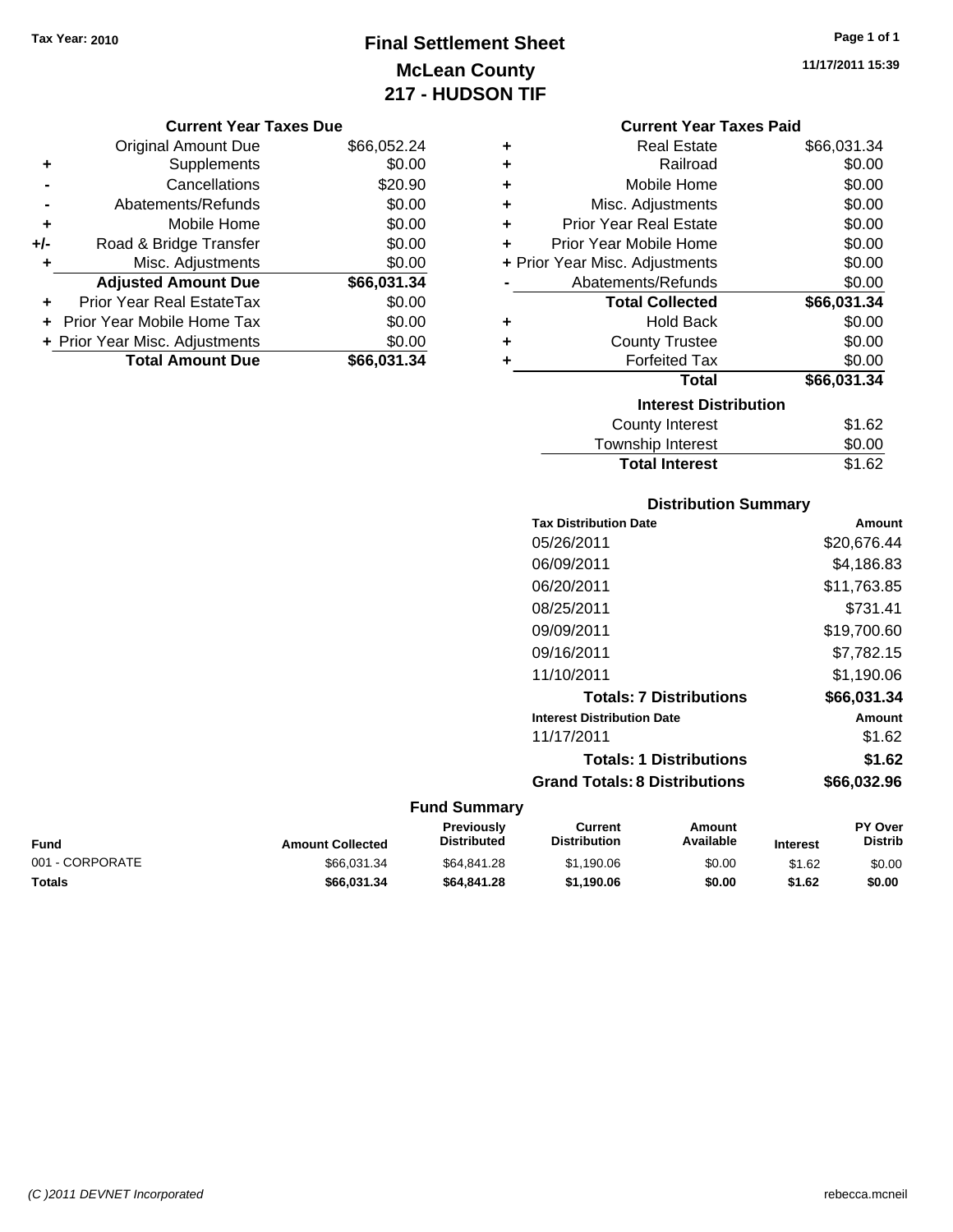Tax Year: 2010

# Final Settlement Sheet
## McLean County
## 217 - HUDSON TIF

11/17/2011 15:39

### Current Year Taxes Due

| | | |
|---|---|---|
| | Original Amount Due | $66,052.24 |
| + | Supplements | $0.00 |
| - | Cancellations | $20.90 |
| - | Abatements/Refunds | $0.00 |
| + | Mobile Home | $0.00 |
| +/- | Road & Bridge Transfer | $0.00 |
| + | Misc. Adjustments | $0.00 |
| | **Adjusted Amount Due** | **$66,031.34** |
| + | Prior Year Real EstateTax | $0.00 |
| + | Prior Year Mobile Home Tax | $0.00 |
| + | Prior Year Misc. Adjustments | $0.00 |
| | **Total Amount Due** | **$66,031.34** |

### Current Year Taxes Paid

| | | |
|---|---|---|
| + | Real Estate | $66,031.34 |
| + | Railroad | $0.00 |
| + | Mobile Home | $0.00 |
| + | Misc. Adjustments | $0.00 |
| + | Prior Year Real Estate | $0.00 |
| + | Prior Year Mobile Home | $0.00 |
| + | Prior Year Misc. Adjustments | $0.00 |
| - | Abatements/Refunds | $0.00 |
| | **Total Collected** | **$66,031.34** |
| + | Hold Back | $0.00 |
| + | County Trustee | $0.00 |
| + | Forfeited Tax | $0.00 |
| | **Total** | **$66,031.34** |

### Interest Distribution

| | |
|---|---|
| County Interest | $1.62 |
| Township Interest | $0.00 |
| **Total Interest** | $1.62 |

### Distribution Summary

| Tax Distribution Date | Amount |
|---|---|
| 05/26/2011 | $20,676.44 |
| 06/09/2011 | $4,186.83 |
| 06/20/2011 | $11,763.85 |
| 08/25/2011 | $731.41 |
| 09/09/2011 | $19,700.60 |
| 09/16/2011 | $7,782.15 |
| 11/10/2011 | $1,190.06 |
| **Totals: 7 Distributions** | **$66,031.34** |
| **Interest Distribution Date** | **Amount** |
| 11/17/2011 | $1.62 |
| **Totals: 1 Distributions** | **$1.62** |
| **Grand Totals: 8 Distributions** | **$66,032.96** |

### Fund Summary

| Fund | Amount Collected | Previously Distributed | Current Distribution | Amount Available | Interest | PY Over Distrib |
|---|---|---|---|---|---|---|
| 001 - CORPORATE | $66,031.34 | $64,841.28 | $1,190.06 | $0.00 | $1.62 | $0.00 |
| **Totals** | **$66,031.34** | **$64,841.28** | **$1,190.06** | **$0.00** | **$1.62** | **$0.00** |

(C )2011 DEVNET Incorporated rebecca.mcneil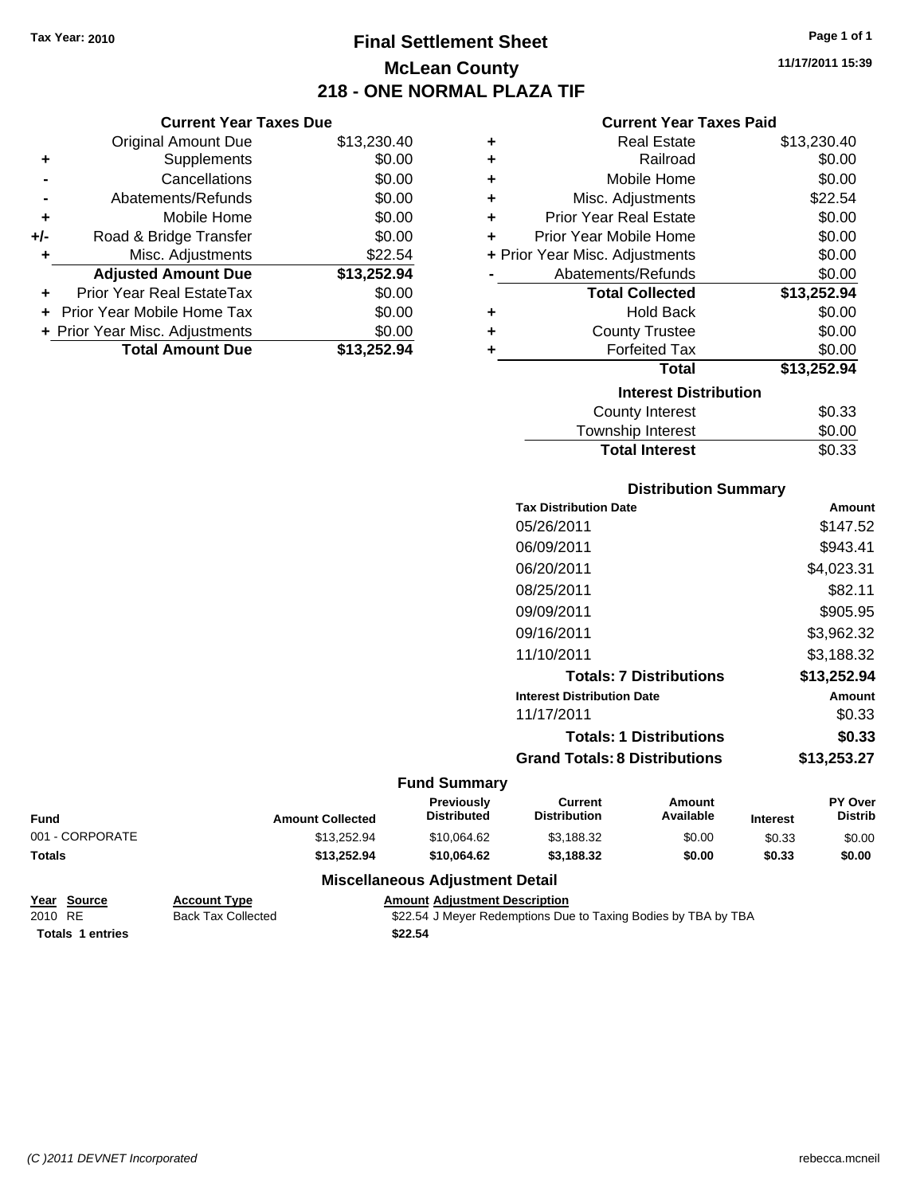Tax Year: 2010

# Final Settlement Sheet

## McLean County

## 218 - ONE NORMAL PLAZA TIF

11/17/2011 15:39

### Current Year Taxes Due

| | | |
|---|---|---|
| | Original Amount Due | $13,230.40 |
| + | Supplements | $0.00 |
| - | Cancellations | $0.00 |
| - | Abatements/Refunds | $0.00 |
| + | Mobile Home | $0.00 |
| +/- | Road & Bridge Transfer | $0.00 |
| + | Misc. Adjustments | $22.54 |
| | **Adjusted Amount Due** | **$13,252.94** |
| + | Prior Year Real EstateTax | $0.00 |
| + | Prior Year Mobile Home Tax | $0.00 |
| + | Prior Year Misc. Adjustments | $0.00 |
| | **Total Amount Due** | **$13,252.94** |

### Current Year Taxes Paid

| | | |
|---|---|---|
| + | Real Estate | $13,230.40 |
| + | Railroad | $0.00 |
| + | Mobile Home | $0.00 |
| + | Misc. Adjustments | $22.54 |
| + | Prior Year Real Estate | $0.00 |
| + | Prior Year Mobile Home | $0.00 |
| + | Prior Year Misc. Adjustments | $0.00 |
| - | Abatements/Refunds | $0.00 |
| | **Total Collected** | **$13,252.94** |
| + | Hold Back | $0.00 |
| + | County Trustee | $0.00 |
| + | Forfeited Tax | $0.00 |
| | **Total** | **$13,252.94** |

### Interest Distribution

| | |
|---|---|
| County Interest | $0.33 |
| Township Interest | $0.00 |
| **Total Interest** | $0.33 |

### Distribution Summary

| Tax Distribution Date | Amount |
|---|---|
| 05/26/2011 | $147.52 |
| 06/09/2011 | $943.41 |
| 06/20/2011 | $4,023.31 |
| 08/25/2011 | $82.11 |
| 09/09/2011 | $905.95 |
| 09/16/2011 | $3,962.32 |
| 11/10/2011 | $3,188.32 |
| **Totals: 7 Distributions** | **$13,252.94** |
| **Interest Distribution Date** | **Amount** |
| 11/17/2011 | $0.33 |
| **Totals: 1 Distributions** | **$0.33** |
| **Grand Totals: 8 Distributions** | **$13,253.27** |

### Fund Summary

| Fund | Amount Collected | Previously Distributed | Current Distribution | Amount Available | Interest | PY Over Distrib |
|---|---|---|---|---|---|---|
| 001 - CORPORATE | $13,252.94 | $10,064.62 | $3,188.32 | $0.00 | $0.33 | $0.00 |
| **Totals** | **$13,252.94** | **$10,064.62** | **$3,188.32** | **$0.00** | **$0.33** | **$0.00** |

### Miscellaneous Adjustment Detail

| Year | Source | Account Type | Amount | Adjustment Description |
|---|---|---|---|---|
| 2010 | RE | Back Tax Collected | $22.54 | J Meyer Redemptions Due to Taxing Bodies by TBA by TBA |
| **Totals** | **1 entries** | | **$22.54** | |

(C )2011 DEVNET Incorporated rebecca.mcneil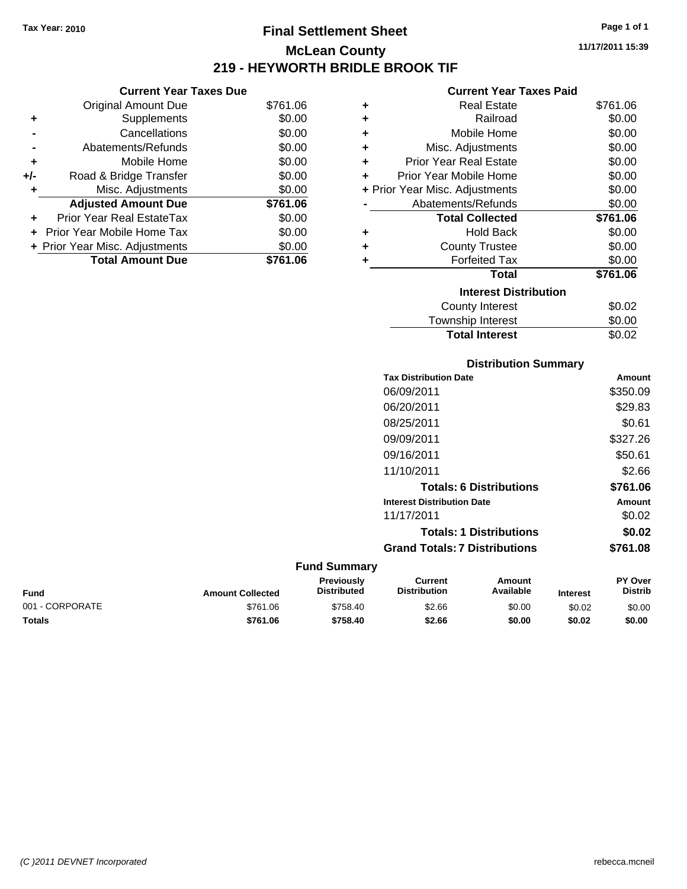Tax Year: 2010

# Final Settlement Sheet

## McLean County

## 219 - HEYWORTH BRIDLE BROOK TIF

11/17/2011 15:39

### Current Year Taxes Due

| | | |
|---|---|---|
| | Original Amount Due | $761.06 |
| + | Supplements | $0.00 |
| - | Cancellations | $0.00 |
| - | Abatements/Refunds | $0.00 |
| + | Mobile Home | $0.00 |
| +/- | Road & Bridge Transfer | $0.00 |
| + | Misc. Adjustments | $0.00 |
| | **Adjusted Amount Due** | **$761.06** |
| + | Prior Year Real EstateTax | $0.00 |
| + | Prior Year Mobile Home Tax | $0.00 |
| + | Prior Year Misc. Adjustments | $0.00 |
| | **Total Amount Due** | **$761.06** |

### Current Year Taxes Paid

| | | |
|---|---|---|
| + | Real Estate | $761.06 |
| + | Railroad | $0.00 |
| + | Mobile Home | $0.00 |
| + | Misc. Adjustments | $0.00 |
| + | Prior Year Real Estate | $0.00 |
| + | Prior Year Mobile Home | $0.00 |
| + | Prior Year Misc. Adjustments | $0.00 |
| - | Abatements/Refunds | $0.00 |
| | **Total Collected** | **$761.06** |
| + | Hold Back | $0.00 |
| + | County Trustee | $0.00 |
| + | Forfeited Tax | $0.00 |
| | **Total** | **$761.06** |

### Interest Distribution

| | |
|---|---|
| County Interest | $0.02 |
| Township Interest | $0.00 |
| **Total Interest** | $0.02 |

### Distribution Summary

| Tax Distribution Date | Amount |
|---|---|
| 06/09/2011 | $350.09 |
| 06/20/2011 | $29.83 |
| 08/25/2011 | $0.61 |
| 09/09/2011 | $327.26 |
| 09/16/2011 | $50.61 |
| 11/10/2011 | $2.66 |
| **Totals: 6 Distributions** | **$761.06** |
| **Interest Distribution Date** | **Amount** |
| 11/17/2011 | $0.02 |
| **Totals: 1 Distributions** | **$0.02** |
| **Grand Totals: 7 Distributions** | **$761.08** |

### Fund Summary

| Fund | Amount Collected | Previously Distributed | Current Distribution | Amount Available | Interest | PY Over Distrib |
|---|---|---|---|---|---|---|
| 001 - CORPORATE | $761.06 | $758.40 | $2.66 | $0.00 | $0.02 | $0.00 |
| **Totals** | **$761.06** | **$758.40** | **$2.66** | **$0.00** | **$0.02** | **$0.00** |

(C )2011 DEVNET Incorporated

rebecca.mcneil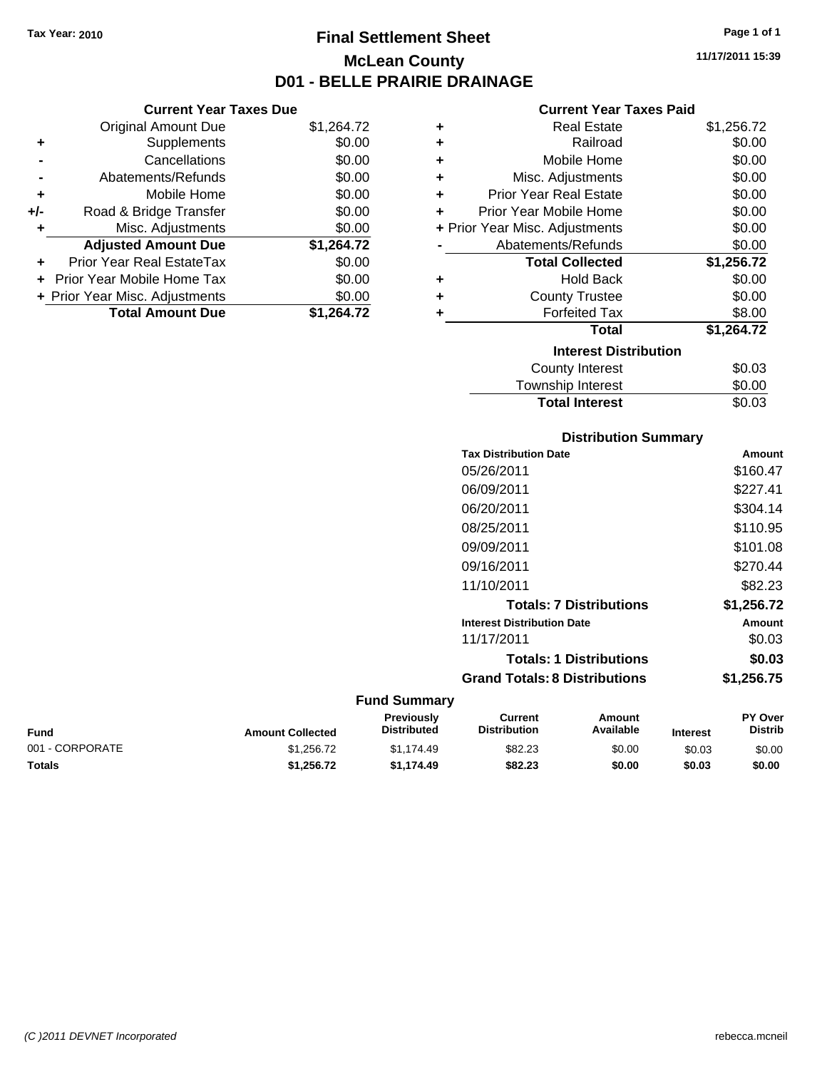Tax Year: 2010

# Final Settlement Sheet

## McLean County

## D01 - BELLE PRAIRIE DRAINAGE

11/17/2011 15:39

### Current Year Taxes Due

| | | |
|---|---|---|
| | Original Amount Due | $1,264.72 |
| + | Supplements | $0.00 |
| - | Cancellations | $0.00 |
| - | Abatements/Refunds | $0.00 |
| + | Mobile Home | $0.00 |
| +/- | Road & Bridge Transfer | $0.00 |
| + | Misc. Adjustments | $0.00 |
| | **Adjusted Amount Due** | **$1,264.72** |
| + | Prior Year Real EstateTax | $0.00 |
| + | Prior Year Mobile Home Tax | $0.00 |
| + | Prior Year Misc. Adjustments | $0.00 |
| | **Total Amount Due** | **$1,264.72** |

### Current Year Taxes Paid

| | | |
|---|---|---|
| + | Real Estate | $1,256.72 |
| + | Railroad | $0.00 |
| + | Mobile Home | $0.00 |
| + | Misc. Adjustments | $0.00 |
| + | Prior Year Real Estate | $0.00 |
| + | Prior Year Mobile Home | $0.00 |
| + | Prior Year Misc. Adjustments | $0.00 |
| - | Abatements/Refunds | $0.00 |
| | **Total Collected** | **$1,256.72** |
| + | Hold Back | $0.00 |
| + | County Trustee | $0.00 |
| + | Forfeited Tax | $8.00 |
| | **Total** | **$1,264.72** |

### Interest Distribution

| | |
|---|---|
| County Interest | $0.03 |
| Township Interest | $0.00 |
| **Total Interest** | $0.03 |

### Distribution Summary

| Tax Distribution Date | Amount |
|---|---|
| 05/26/2011 | $160.47 |
| 06/09/2011 | $227.41 |
| 06/20/2011 | $304.14 |
| 08/25/2011 | $110.95 |
| 09/09/2011 | $101.08 |
| 09/16/2011 | $270.44 |
| 11/10/2011 | $82.23 |
| **Totals: 7 Distributions** | **$1,256.72** |
| **Interest Distribution Date** | **Amount** |
| 11/17/2011 | $0.03 |
| **Totals: 1 Distributions** | **$0.03** |
| **Grand Totals: 8 Distributions** | **$1,256.75** |

### Fund Summary

| Fund | Amount Collected | Previously Distributed | Current Distribution | Amount Available | Interest | PY Over Distrib |
|---|---|---|---|---|---|---|
| 001 - CORPORATE | $1,256.72 | $1,174.49 | $82.23 | $0.00 | $0.03 | $0.00 |
| **Totals** | **$1,256.72** | **$1,174.49** | **$82.23** | **$0.00** | **$0.03** | **$0.00** |

(C )2011 DEVNET Incorporated rebecca.mcneil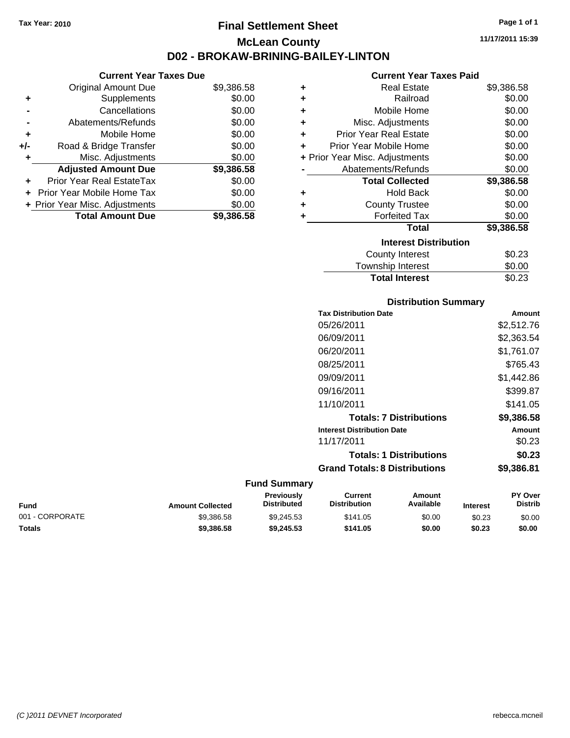Tax Year: 2010

# Final Settlement Sheet

## McLean County

## D02 - BROKAW-BRINING-BAILEY-LINTON

11/17/2011 15:39

### Current Year Taxes Due

| | | |
|---|---|---|
| | Original Amount Due | $9,386.58 |
| + | Supplements | $0.00 |
| - | Cancellations | $0.00 |
| - | Abatements/Refunds | $0.00 |
| + | Mobile Home | $0.00 |
| +/- | Road & Bridge Transfer | $0.00 |
| + | Misc. Adjustments | $0.00 |
| | **Adjusted Amount Due** | **$9,386.58** |
| + | Prior Year Real EstateTax | $0.00 |
| + | Prior Year Mobile Home Tax | $0.00 |
| + | Prior Year Misc. Adjustments | $0.00 |
| | **Total Amount Due** | **$9,386.58** |

### Current Year Taxes Paid

| | | |
|---|---|---|
| + | Real Estate | $9,386.58 |
| + | Railroad | $0.00 |
| + | Mobile Home | $0.00 |
| + | Misc. Adjustments | $0.00 |
| + | Prior Year Real Estate | $0.00 |
| + | Prior Year Mobile Home | $0.00 |
| + | Prior Year Misc. Adjustments | $0.00 |
| - | Abatements/Refunds | $0.00 |
| | **Total Collected** | **$9,386.58** |
| + | Hold Back | $0.00 |
| + | County Trustee | $0.00 |
| + | Forfeited Tax | $0.00 |
| | **Total** | **$9,386.58** |

### Interest Distribution

| | |
|---|---|
| County Interest | $0.23 |
| Township Interest | $0.00 |
| **Total Interest** | $0.23 |

### Distribution Summary

| Tax Distribution Date | Amount |
|---|---|
| 05/26/2011 | $2,512.76 |
| 06/09/2011 | $2,363.54 |
| 06/20/2011 | $1,761.07 |
| 08/25/2011 | $765.43 |
| 09/09/2011 | $1,442.86 |
| 09/16/2011 | $399.87 |
| 11/10/2011 | $141.05 |
| **Totals: 7 Distributions** | **$9,386.58** |
| **Interest Distribution Date** | **Amount** |
| 11/17/2011 | $0.23 |
| **Totals: 1 Distributions** | **$0.23** |
| **Grand Totals: 8 Distributions** | **$9,386.81** |

### Fund Summary

| Fund | Amount Collected | Previously Distributed | Current Distribution | Amount Available | Interest | PY Over Distrib |
|---|---|---|---|---|---|---|
| 001 - CORPORATE | $9,386.58 | $9,245.53 | $141.05 | $0.00 | $0.23 | $0.00 |
| **Totals** | **$9,386.58** | **$9,245.53** | **$141.05** | **$0.00** | **$0.23** | **$0.00** |

(C )2011 DEVNET Incorporated    rebecca.mcneil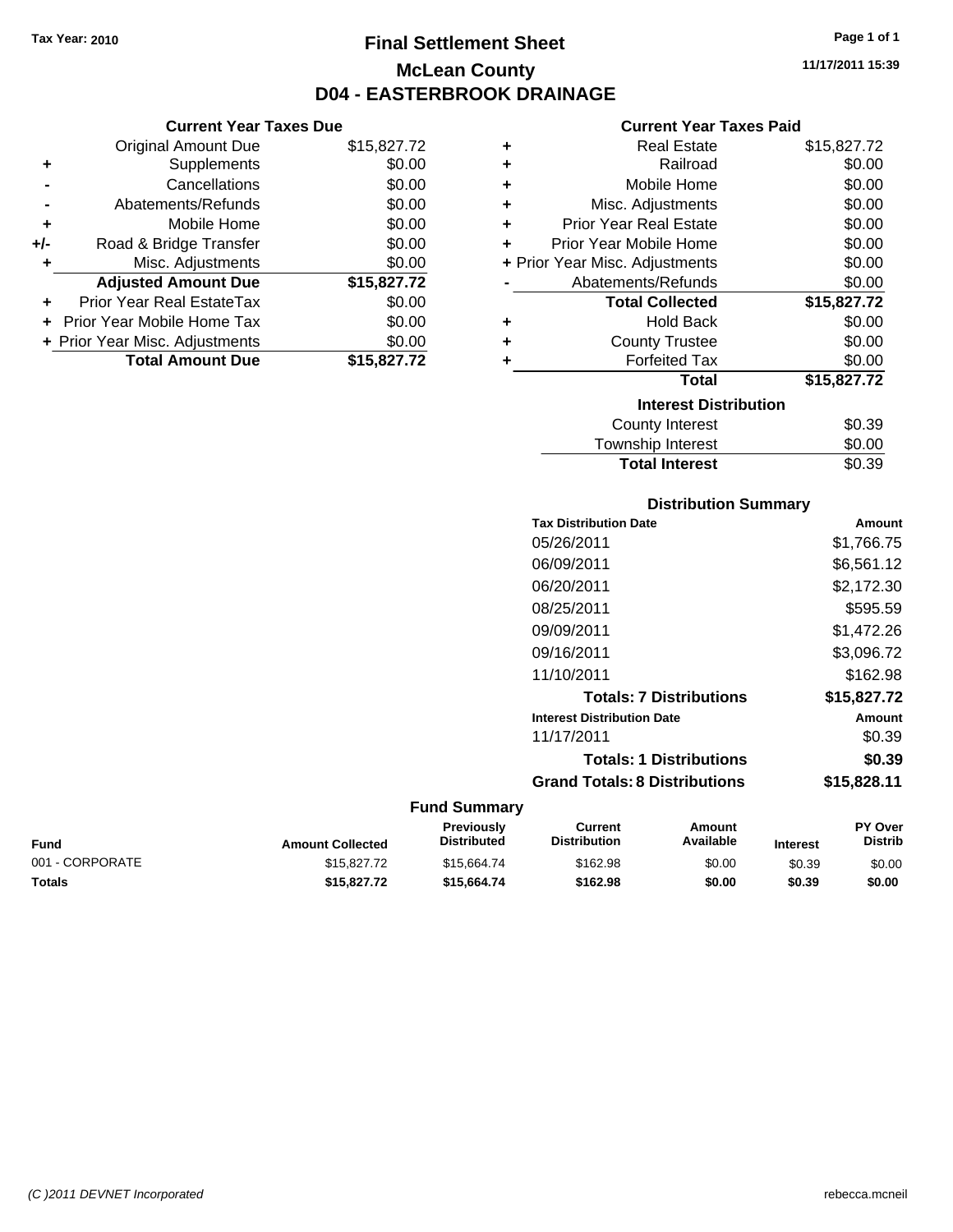Tax Year: 2010

# Final Settlement Sheet
## McLean County
## D04 - EASTERBROOK DRAINAGE

11/17/2011 15:39

### Current Year Taxes Due

| | | |
|---|---|---|
| | Original Amount Due | $15,827.72 |
| + | Supplements | $0.00 |
| - | Cancellations | $0.00 |
| - | Abatements/Refunds | $0.00 |
| + | Mobile Home | $0.00 |
| +/- | Road & Bridge Transfer | $0.00 |
| + | Misc. Adjustments | $0.00 |
| | **Adjusted Amount Due** | **$15,827.72** |
| + | Prior Year Real EstateTax | $0.00 |
| + | Prior Year Mobile Home Tax | $0.00 |
| + | Prior Year Misc. Adjustments | $0.00 |
| | **Total Amount Due** | **$15,827.72** |

### Current Year Taxes Paid

| | | |
|---|---|---|
| + | Real Estate | $15,827.72 |
| + | Railroad | $0.00 |
| + | Mobile Home | $0.00 |
| + | Misc. Adjustments | $0.00 |
| + | Prior Year Real Estate | $0.00 |
| + | Prior Year Mobile Home | $0.00 |
| + | Prior Year Misc. Adjustments | $0.00 |
| - | Abatements/Refunds | $0.00 |
| | **Total Collected** | **$15,827.72** |
| + | Hold Back | $0.00 |
| + | County Trustee | $0.00 |
| + | Forfeited Tax | $0.00 |
| | **Total** | **$15,827.72** |

### Interest Distribution

| | |
|---|---|
| County Interest | $0.39 |
| Township Interest | $0.00 |
| **Total Interest** | $0.39 |

### Distribution Summary

| Tax Distribution Date | Amount |
|---|---|
| 05/26/2011 | $1,766.75 |
| 06/09/2011 | $6,561.12 |
| 06/20/2011 | $2,172.30 |
| 08/25/2011 | $595.59 |
| 09/09/2011 | $1,472.26 |
| 09/16/2011 | $3,096.72 |
| 11/10/2011 | $162.98 |
| **Totals: 7 Distributions** | **$15,827.72** |
| **Interest Distribution Date** | **Amount** |
| 11/17/2011 | $0.39 |
| **Totals: 1 Distributions** | **$0.39** |
| **Grand Totals: 8 Distributions** | **$15,828.11** |

### Fund Summary

| Fund | Amount Collected | Previously Distributed | Current Distribution | Amount Available | Interest | PY Over Distrib |
|---|---|---|---|---|---|---|
| 001 - CORPORATE | $15,827.72 | $15,664.74 | $162.98 | $0.00 | $0.39 | $0.00 |
| **Totals** | **$15,827.72** | **$15,664.74** | **$162.98** | **$0.00** | **$0.39** | **$0.00** |

(C )2011 DEVNET Incorporated rebecca.mcneil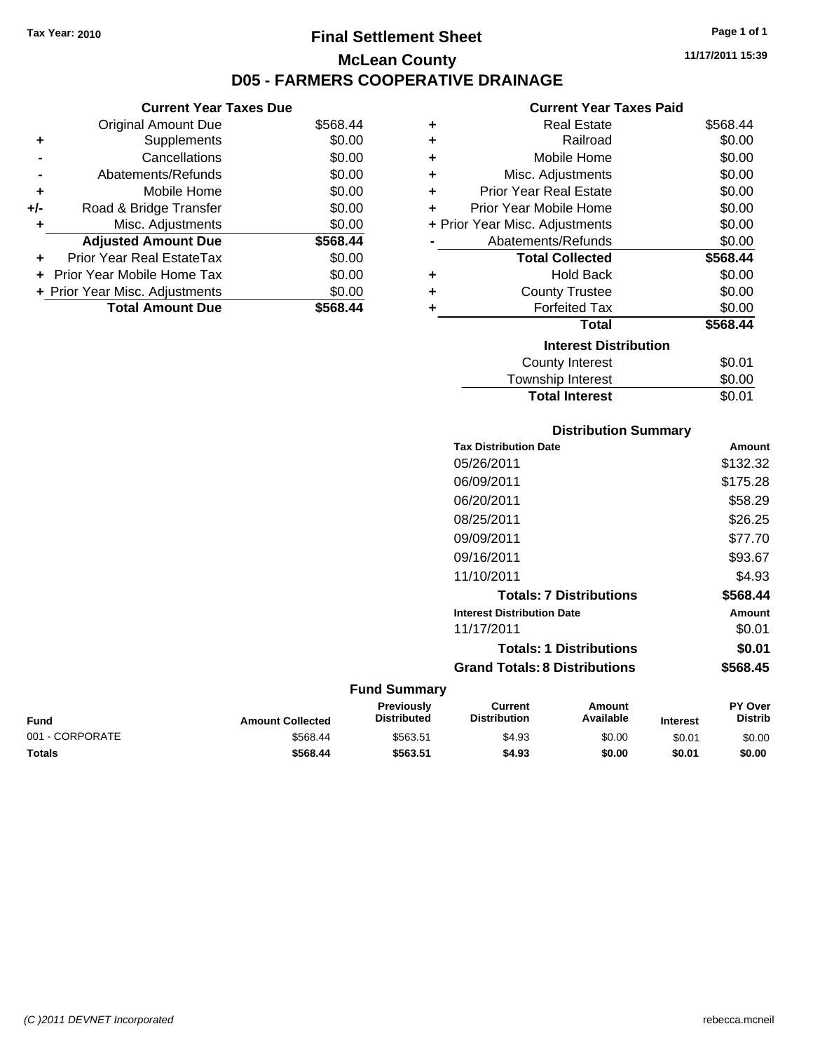Tax Year: 2010

# Final Settlement Sheet

## McLean County

## D05 - FARMERS COOPERATIVE DRAINAGE

11/17/2011 15:39

### Current Year Taxes Due

| | | |
|---|---|---|
| | Original Amount Due | $568.44 |
| + | Supplements | $0.00 |
| - | Cancellations | $0.00 |
| - | Abatements/Refunds | $0.00 |
| + | Mobile Home | $0.00 |
| +/- | Road & Bridge Transfer | $0.00 |
| + | Misc. Adjustments | $0.00 |
| | **Adjusted Amount Due** | **$568.44** |
| + | Prior Year Real EstateTax | $0.00 |
| + | Prior Year Mobile Home Tax | $0.00 |
| + | Prior Year Misc. Adjustments | $0.00 |
| | **Total Amount Due** | **$568.44** |

### Current Year Taxes Paid

| | | |
|---|---|---|
| + | Real Estate | $568.44 |
| + | Railroad | $0.00 |
| + | Mobile Home | $0.00 |
| + | Misc. Adjustments | $0.00 |
| + | Prior Year Real Estate | $0.00 |
| + | Prior Year Mobile Home | $0.00 |
| + | Prior Year Misc. Adjustments | $0.00 |
| - | Abatements/Refunds | $0.00 |
| | **Total Collected** | **$568.44** |
| + | Hold Back | $0.00 |
| + | County Trustee | $0.00 |
| + | Forfeited Tax | $0.00 |
| | **Total** | **$568.44** |

### Interest Distribution

| | |
|---|---|
| County Interest | $0.01 |
| Township Interest | $0.00 |
| **Total Interest** | $0.01 |

### Distribution Summary

| Tax Distribution Date | Amount |
|---|---|
| 05/26/2011 | $132.32 |
| 06/09/2011 | $175.28 |
| 06/20/2011 | $58.29 |
| 08/25/2011 | $26.25 |
| 09/09/2011 | $77.70 |
| 09/16/2011 | $93.67 |
| 11/10/2011 | $4.93 |
| **Totals: 7 Distributions** | **$568.44** |
| **Interest Distribution Date** | **Amount** |
| 11/17/2011 | $0.01 |
| **Totals: 1 Distributions** | **$0.01** |
| **Grand Totals: 8 Distributions** | **$568.45** |

### Fund Summary

| Fund | Amount Collected | Previously Distributed | Current Distribution | Amount Available | Interest | PY Over Distrib |
|---|---|---|---|---|---|---|
| 001 - CORPORATE | $568.44 | $563.51 | $4.93 | $0.00 | $0.01 | $0.00 |
| **Totals** | **$568.44** | **$563.51** | **$4.93** | **$0.00** | **$0.01** | **$0.00** |

(C )2011 DEVNET Incorporated    rebecca.mcneil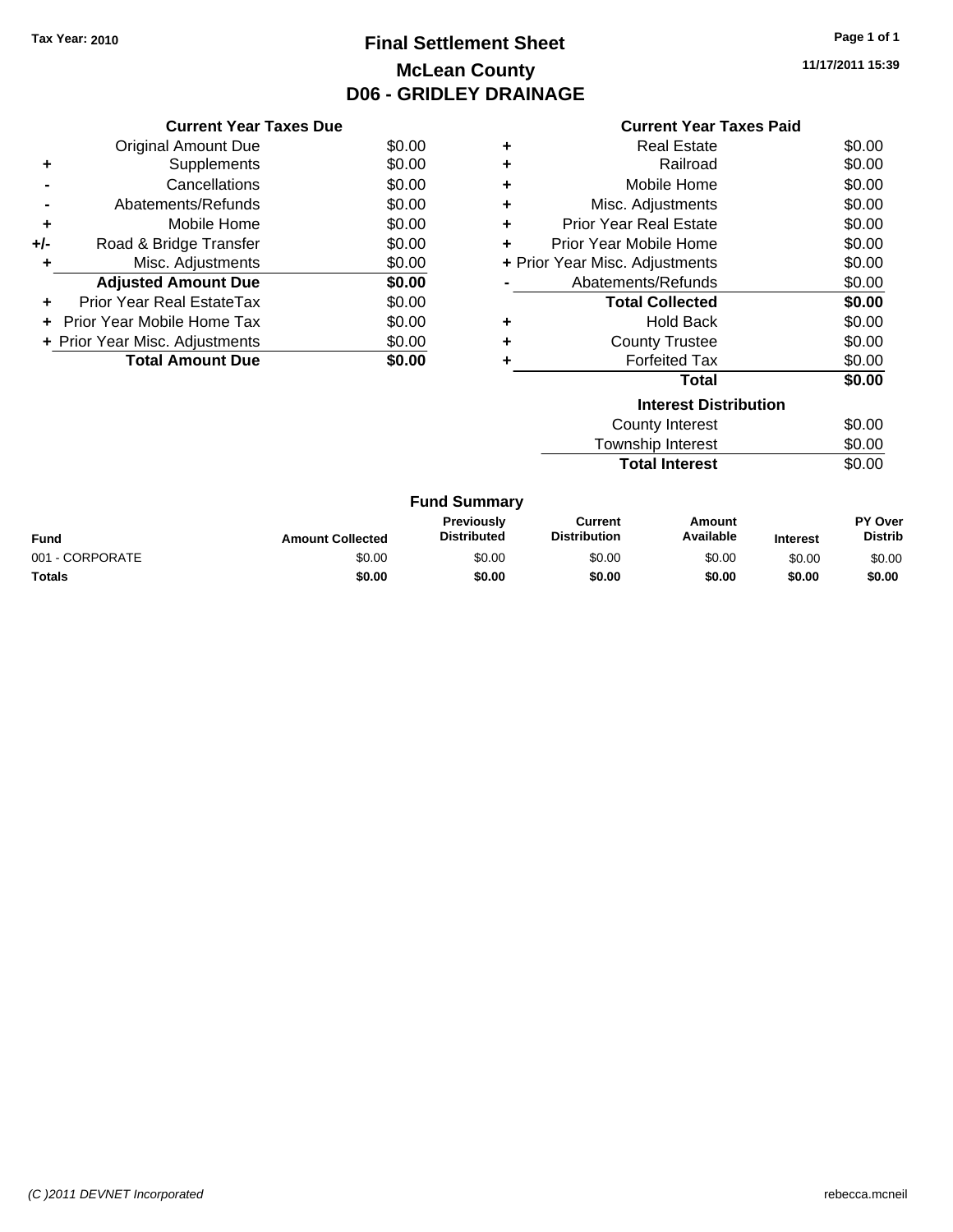Tax Year: 2010

# Final Settlement Sheet
## McLean County
## D06 - GRIDLEY DRAINAGE

11/17/2011 15:39

### Current Year Taxes Due

| | | |
|---|---|---|
| | Original Amount Due | $0.00 |
| + | Supplements | $0.00 |
| - | Cancellations | $0.00 |
| - | Abatements/Refunds | $0.00 |
| + | Mobile Home | $0.00 |
| +/- | Road & Bridge Transfer | $0.00 |
| + | Misc. Adjustments | $0.00 |
| | **Adjusted Amount Due** | **$0.00** |
| + | Prior Year Real EstateTax | $0.00 |
| + | Prior Year Mobile Home Tax | $0.00 |
| + | Prior Year Misc. Adjustments | $0.00 |
| | **Total Amount Due** | **$0.00** |

### Current Year Taxes Paid

| | | |
|---|---|---|
| + | Real Estate | $0.00 |
| + | Railroad | $0.00 |
| + | Mobile Home | $0.00 |
| + | Misc. Adjustments | $0.00 |
| + | Prior Year Real Estate | $0.00 |
| + | Prior Year Mobile Home | $0.00 |
| + | Prior Year Misc. Adjustments | $0.00 |
| - | Abatements/Refunds | $0.00 |
| | **Total Collected** | **$0.00** |
| + | Hold Back | $0.00 |
| + | County Trustee | $0.00 |
| + | Forfeited Tax | $0.00 |
| | **Total** | **$0.00** |

### Interest Distribution

| | |
|---|---|
| County Interest | $0.00 |
| Township Interest | $0.00 |
| **Total Interest** | $0.00 |

### Fund Summary

| Fund | Amount Collected | Previously Distributed | Current Distribution | Amount Available | Interest | PY Over Distrib |
|---|---|---|---|---|---|---|
| 001 - CORPORATE | $0.00 | $0.00 | $0.00 | $0.00 | $0.00 | $0.00 |
| **Totals** | **$0.00** | **$0.00** | **$0.00** | **$0.00** | **$0.00** | **$0.00** |

*(C )2011 DEVNET Incorporated* rebecca.mcneil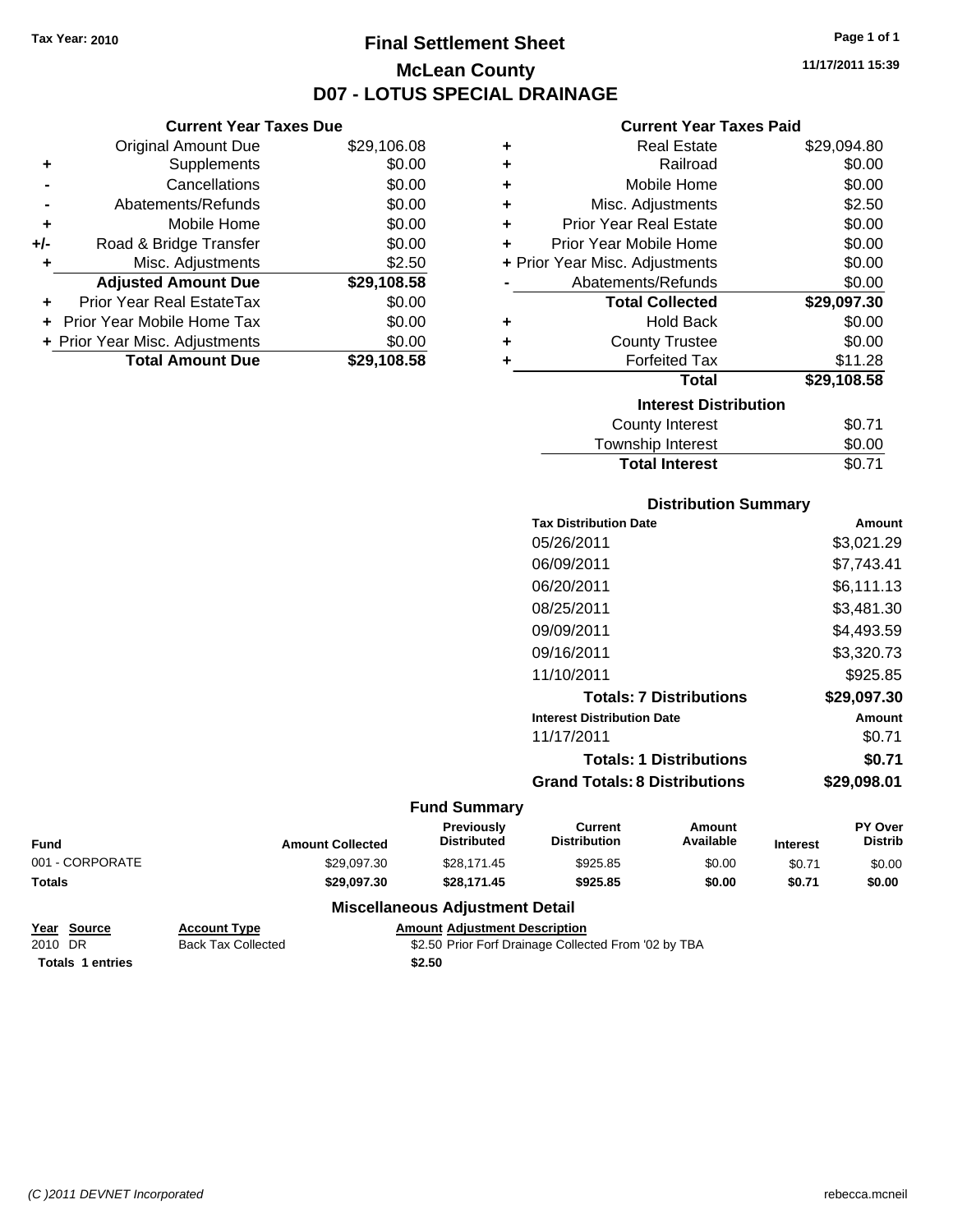Tax Year: 2010

# Final Settlement Sheet

## McLean County

## D07 - LOTUS SPECIAL DRAINAGE

11/17/2011 15:39

### Current Year Taxes Due

| | | |
|---|---|---|
| | Original Amount Due | $29,106.08 |
| + | Supplements | $0.00 |
| - | Cancellations | $0.00 |
| - | Abatements/Refunds | $0.00 |
| + | Mobile Home | $0.00 |
| +/- | Road & Bridge Transfer | $0.00 |
| + | Misc. Adjustments | $2.50 |
| | **Adjusted Amount Due** | **$29,108.58** |
| + | Prior Year Real EstateTax | $0.00 |
| + | Prior Year Mobile Home Tax | $0.00 |
| + | Prior Year Misc. Adjustments | $0.00 |
| | **Total Amount Due** | **$29,108.58** |

### Current Year Taxes Paid

| | | |
|---|---|---|
| + | Real Estate | $29,094.80 |
| + | Railroad | $0.00 |
| + | Mobile Home | $0.00 |
| + | Misc. Adjustments | $2.50 |
| + | Prior Year Real Estate | $0.00 |
| + | Prior Year Mobile Home | $0.00 |
| + | Prior Year Misc. Adjustments | $0.00 |
| - | Abatements/Refunds | $0.00 |
| | **Total Collected** | **$29,097.30** |
| + | Hold Back | $0.00 |
| + | County Trustee | $0.00 |
| + | Forfeited Tax | $11.28 |
| | **Total** | **$29,108.58** |

### Interest Distribution

| | |
|---|---|
| County Interest | $0.71 |
| Township Interest | $0.00 |
| **Total Interest** | $0.71 |

### Distribution Summary

| Tax Distribution Date | Amount |
|---|---|
| 05/26/2011 | $3,021.29 |
| 06/09/2011 | $7,743.41 |
| 06/20/2011 | $6,111.13 |
| 08/25/2011 | $3,481.30 |
| 09/09/2011 | $4,493.59 |
| 09/16/2011 | $3,320.73 |
| 11/10/2011 | $925.85 |
| **Totals: 7 Distributions** | **$29,097.30** |
| **Interest Distribution Date** | **Amount** |
| 11/17/2011 | $0.71 |
| **Totals: 1 Distributions** | **$0.71** |
| **Grand Totals: 8 Distributions** | **$29,098.01** |

### Fund Summary

| Fund | Amount Collected | Previously Distributed | Current Distribution | Amount Available | Interest | PY Over Distrib |
|---|---|---|---|---|---|---|
| 001 - CORPORATE | $29,097.30 | $28,171.45 | $925.85 | $0.00 | $0.71 | $0.00 |
| **Totals** | **$29,097.30** | **$28,171.45** | **$925.85** | **$0.00** | **$0.71** | **$0.00** |

### Miscellaneous Adjustment Detail

| Year | Source | Account Type | Amount | Adjustment Description |
|---|---|---|---|---|
| 2010 | DR | Back Tax Collected | $2.50 | Prior Forf Drainage Collected From '02 by TBA |
| **Totals 1 entries** | | | **$2.50** | |

(C )2011 DEVNET Incorporated — rebecca.mcneil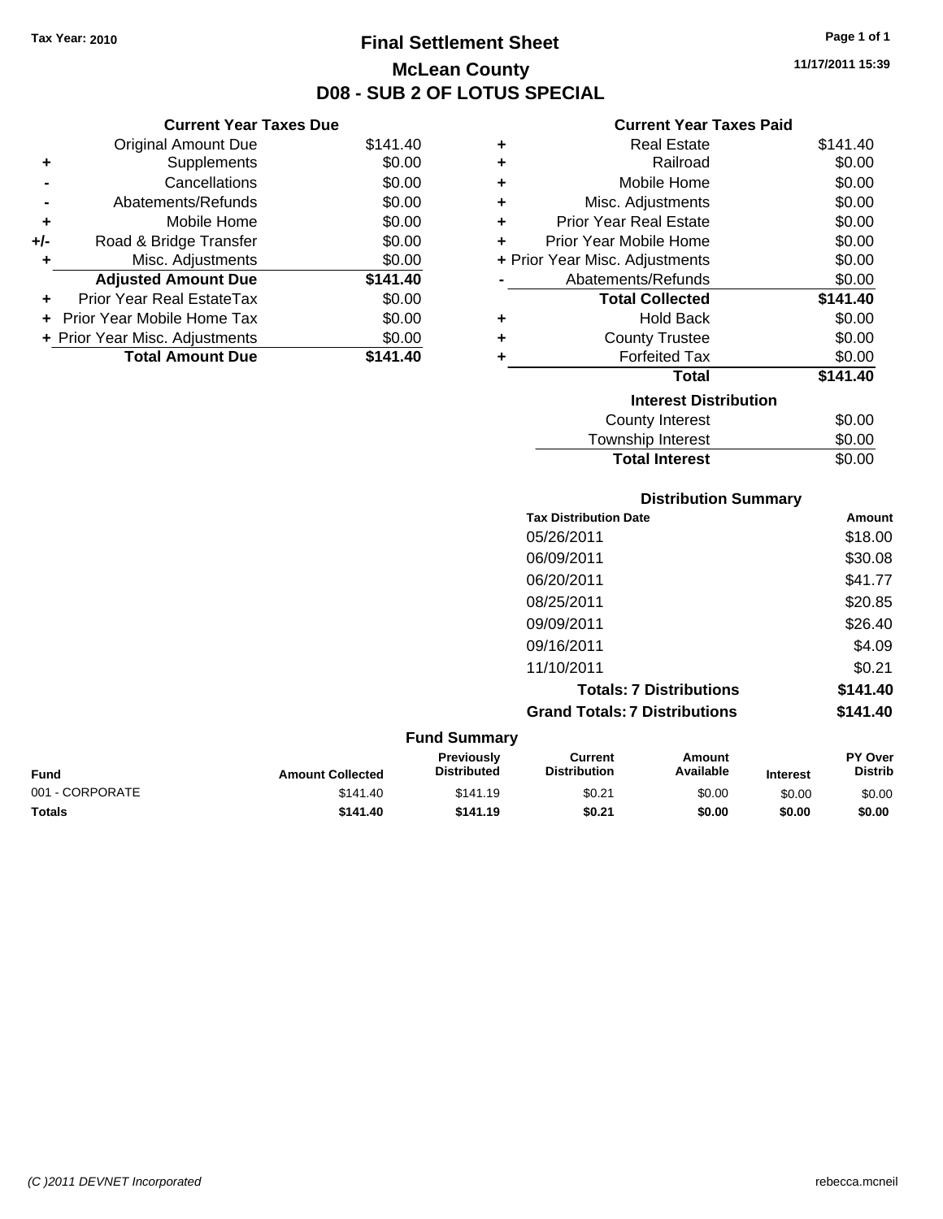Tax Year: 2010

# Final Settlement Sheet

## McLean County

## D08 - SUB 2 OF LOTUS SPECIAL

11/17/2011 15:39

### Current Year Taxes Due

| | | |
|---|---|---|
| | Original Amount Due | $141.40 |
| + | Supplements | $0.00 |
| - | Cancellations | $0.00 |
| - | Abatements/Refunds | $0.00 |
| + | Mobile Home | $0.00 |
| +/- | Road & Bridge Transfer | $0.00 |
| + | Misc. Adjustments | $0.00 |
| | **Adjusted Amount Due** | **$141.40** |
| + | Prior Year Real EstateTax | $0.00 |
| + | Prior Year Mobile Home Tax | $0.00 |
| + | Prior Year Misc. Adjustments | $0.00 |
| | **Total Amount Due** | **$141.40** |

### Current Year Taxes Paid

| | | |
|---|---|---|
| + | Real Estate | $141.40 |
| + | Railroad | $0.00 |
| + | Mobile Home | $0.00 |
| + | Misc. Adjustments | $0.00 |
| + | Prior Year Real Estate | $0.00 |
| + | Prior Year Mobile Home | $0.00 |
| + | Prior Year Misc. Adjustments | $0.00 |
| - | Abatements/Refunds | $0.00 |
| | **Total Collected** | **$141.40** |
| + | Hold Back | $0.00 |
| + | County Trustee | $0.00 |
| + | Forfeited Tax | $0.00 |
| | **Total** | **$141.40** |

### Interest Distribution

| | |
|---|---|
| County Interest | $0.00 |
| Township Interest | $0.00 |
| **Total Interest** | $0.00 |

### Distribution Summary

| Tax Distribution Date | Amount |
|---|---|
| 05/26/2011 | $18.00 |
| 06/09/2011 | $30.08 |
| 06/20/2011 | $41.77 |
| 08/25/2011 | $20.85 |
| 09/09/2011 | $26.40 |
| 09/16/2011 | $4.09 |
| 11/10/2011 | $0.21 |
| **Totals: 7 Distributions** | **$141.40** |
| **Grand Totals: 7 Distributions** | **$141.40** |

### Fund Summary

| Fund | Amount Collected | Previously Distributed | Current Distribution | Amount Available | Interest | PY Over Distrib |
|---|---|---|---|---|---|---|
| 001 - CORPORATE | $141.40 | $141.19 | $0.21 | $0.00 | $0.00 | $0.00 |
| **Totals** | **$141.40** | **$141.19** | **$0.21** | **$0.00** | **$0.00** | **$0.00** |

(C )2011 DEVNET Incorporated rebecca.mcneil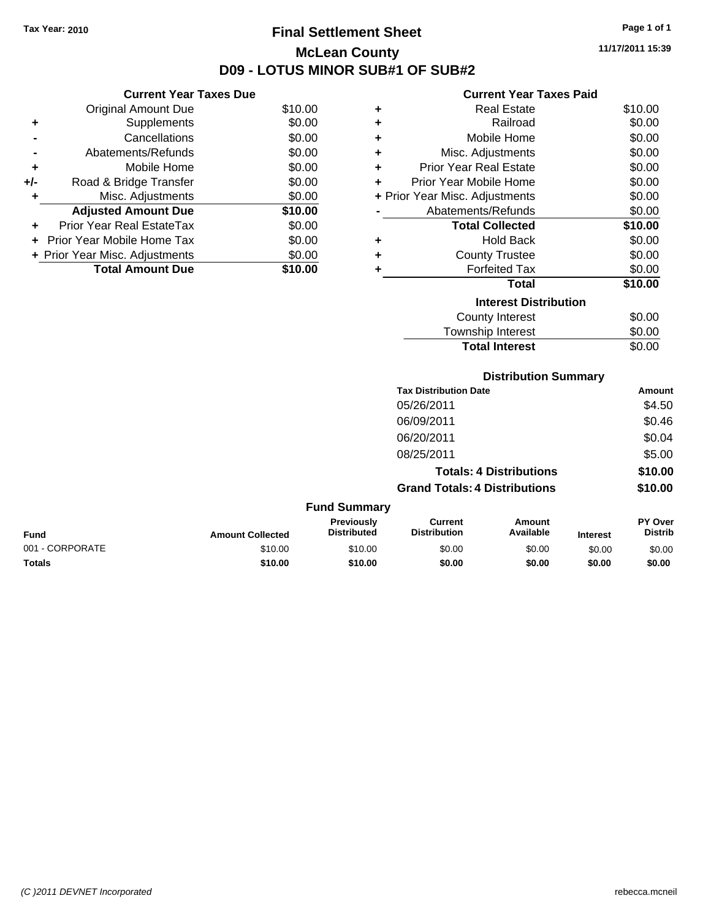Tax Year: 2010

# Final Settlement Sheet

## McLean County

## D09 - LOTUS MINOR SUB#1 OF SUB#2

11/17/2011 15:39

### Current Year Taxes Due

| | | |
|---|---|---|
| | Original Amount Due | $10.00 |
| + | Supplements | $0.00 |
| - | Cancellations | $0.00 |
| - | Abatements/Refunds | $0.00 |
| + | Mobile Home | $0.00 |
| +/- | Road & Bridge Transfer | $0.00 |
| + | Misc. Adjustments | $0.00 |
| | **Adjusted Amount Due** | **$10.00** |
| + | Prior Year Real EstateTax | $0.00 |
| + | Prior Year Mobile Home Tax | $0.00 |
| + | Prior Year Misc. Adjustments | $0.00 |
| | **Total Amount Due** | **$10.00** |

### Current Year Taxes Paid

| | | |
|---|---|---|
| + | Real Estate | $10.00 |
| + | Railroad | $0.00 |
| + | Mobile Home | $0.00 |
| + | Misc. Adjustments | $0.00 |
| + | Prior Year Real Estate | $0.00 |
| + | Prior Year Mobile Home | $0.00 |
| + | Prior Year Misc. Adjustments | $0.00 |
| - | Abatements/Refunds | $0.00 |
| | **Total Collected** | **$10.00** |
| + | Hold Back | $0.00 |
| + | County Trustee | $0.00 |
| + | Forfeited Tax | $0.00 |
| | **Total** | **$10.00** |

### Interest Distribution

| | |
|---|---|
| County Interest | $0.00 |
| Township Interest | $0.00 |
| **Total Interest** | $0.00 |

### Distribution Summary

| Tax Distribution Date | Amount |
|---|---|
| 05/26/2011 | $4.50 |
| 06/09/2011 | $0.46 |
| 06/20/2011 | $0.04 |
| 08/25/2011 | $5.00 |
| **Totals: 4 Distributions** | **$10.00** |
| **Grand Totals: 4 Distributions** | **$10.00** |

### Fund Summary

| Fund | Amount Collected | Previously Distributed | Current Distribution | Amount Available | Interest | PY Over Distrib |
|---|---|---|---|---|---|---|
| 001 - CORPORATE | $10.00 | $10.00 | $0.00 | $0.00 | $0.00 | $0.00 |
| **Totals** | **$10.00** | **$10.00** | **$0.00** | **$0.00** | **$0.00** | **$0.00** |

(C )2011 DEVNET Incorporated rebecca.mcneil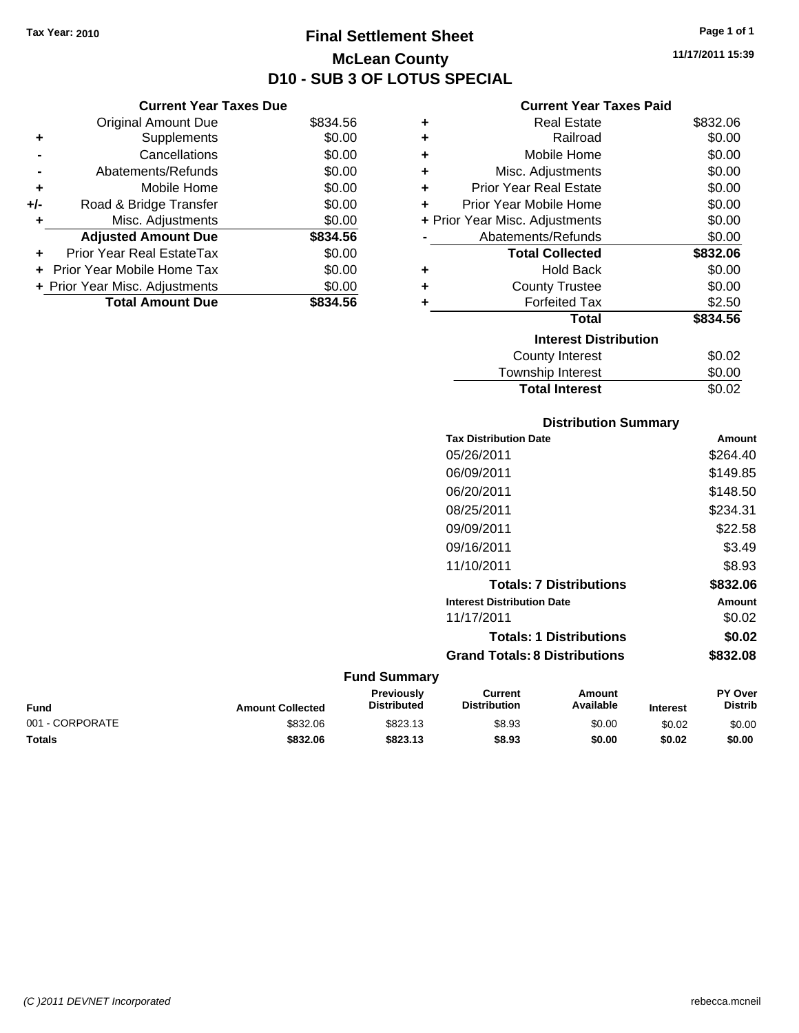Tax Year: 2010

# Final Settlement Sheet

## McLean County

## D10 - SUB 3 OF LOTUS SPECIAL

11/17/2011 15:39

### Current Year Taxes Due

| | | |
|---|---|---|
| | Original Amount Due | $834.56 |
| + | Supplements | $0.00 |
| - | Cancellations | $0.00 |
| - | Abatements/Refunds | $0.00 |
| + | Mobile Home | $0.00 |
| +/- | Road & Bridge Transfer | $0.00 |
| + | Misc. Adjustments | $0.00 |
| | **Adjusted Amount Due** | **$834.56** |
| + | Prior Year Real EstateTax | $0.00 |
| + | Prior Year Mobile Home Tax | $0.00 |
| + | Prior Year Misc. Adjustments | $0.00 |
| | **Total Amount Due** | **$834.56** |

### Current Year Taxes Paid

| | | |
|---|---|---|
| + | Real Estate | $832.06 |
| + | Railroad | $0.00 |
| + | Mobile Home | $0.00 |
| + | Misc. Adjustments | $0.00 |
| + | Prior Year Real Estate | $0.00 |
| + | Prior Year Mobile Home | $0.00 |
| + | Prior Year Misc. Adjustments | $0.00 |
| - | Abatements/Refunds | $0.00 |
| | **Total Collected** | **$832.06** |
| + | Hold Back | $0.00 |
| + | County Trustee | $0.00 |
| + | Forfeited Tax | $2.50 |
| | **Total** | **$834.56** |

### Interest Distribution

| | |
|---|---|
| County Interest | $0.02 |
| Township Interest | $0.00 |
| **Total Interest** | $0.02 |

### Distribution Summary

| Tax Distribution Date | Amount |
|---|---|
| 05/26/2011 | $264.40 |
| 06/09/2011 | $149.85 |
| 06/20/2011 | $148.50 |
| 08/25/2011 | $234.31 |
| 09/09/2011 | $22.58 |
| 09/16/2011 | $3.49 |
| 11/10/2011 | $8.93 |
| **Totals: 7 Distributions** | **$832.06** |
| **Interest Distribution Date** | **Amount** |
| 11/17/2011 | $0.02 |
| **Totals: 1 Distributions** | **$0.02** |
| **Grand Totals: 8 Distributions** | **$832.08** |

### Fund Summary

| Fund | Amount Collected | Previously Distributed | Current Distribution | Amount Available | Interest | PY Over Distrib |
|---|---|---|---|---|---|---|
| 001 - CORPORATE | $832.06 | $823.13 | $8.93 | $0.00 | $0.02 | $0.00 |
| **Totals** | **$832.06** | **$823.13** | **$8.93** | **$0.00** | **$0.02** | **$0.00** |

(C )2011 DEVNET Incorporated

rebecca.mcneil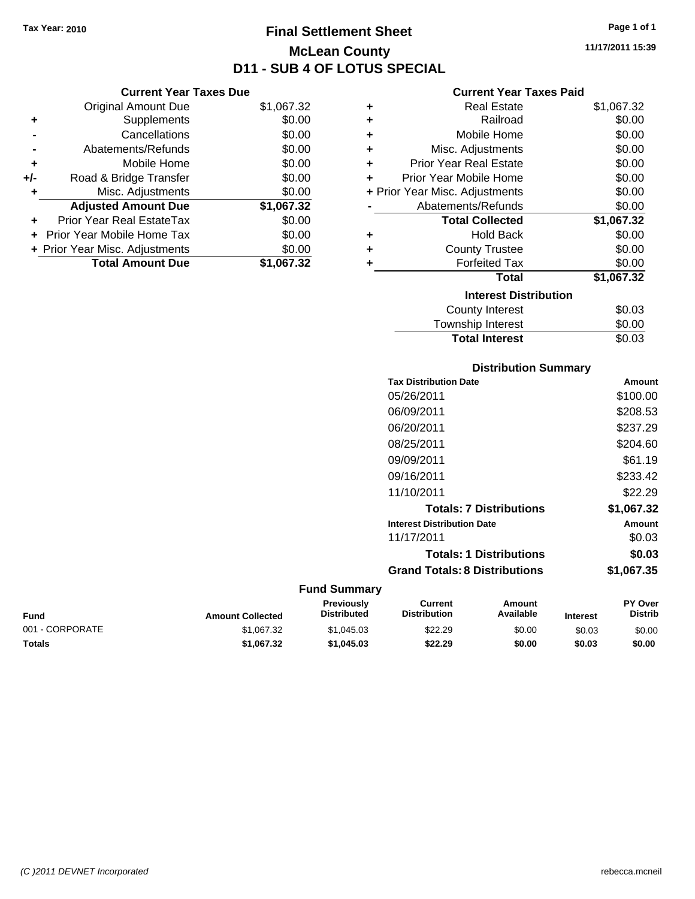Tax Year: 2010

# Final Settlement Sheet

## McLean County

## D11 - SUB 4 OF LOTUS SPECIAL

11/17/2011 15:39

### Current Year Taxes Due

| | | |
|---|---|---|
| | Original Amount Due | $1,067.32 |
| + | Supplements | $0.00 |
| - | Cancellations | $0.00 |
| - | Abatements/Refunds | $0.00 |
| + | Mobile Home | $0.00 |
| +/- | Road & Bridge Transfer | $0.00 |
| + | Misc. Adjustments | $0.00 |
| | **Adjusted Amount Due** | **$1,067.32** |
| + | Prior Year Real EstateTax | $0.00 |
| + | Prior Year Mobile Home Tax | $0.00 |
| + | Prior Year Misc. Adjustments | $0.00 |
| | **Total Amount Due** | **$1,067.32** |

### Current Year Taxes Paid

| | | |
|---|---|---|
| + | Real Estate | $1,067.32 |
| + | Railroad | $0.00 |
| + | Mobile Home | $0.00 |
| + | Misc. Adjustments | $0.00 |
| + | Prior Year Real Estate | $0.00 |
| + | Prior Year Mobile Home | $0.00 |
| + | Prior Year Misc. Adjustments | $0.00 |
| - | Abatements/Refunds | $0.00 |
| | **Total Collected** | **$1,067.32** |
| + | Hold Back | $0.00 |
| + | County Trustee | $0.00 |
| + | Forfeited Tax | $0.00 |
| | **Total** | **$1,067.32** |

### Interest Distribution

| | |
|---|---|
| County Interest | $0.03 |
| Township Interest | $0.00 |
| **Total Interest** | $0.03 |

### Distribution Summary

| Tax Distribution Date | Amount |
|---|---|
| 05/26/2011 | $100.00 |
| 06/09/2011 | $208.53 |
| 06/20/2011 | $237.29 |
| 08/25/2011 | $204.60 |
| 09/09/2011 | $61.19 |
| 09/16/2011 | $233.42 |
| 11/10/2011 | $22.29 |
| **Totals: 7 Distributions** | **$1,067.32** |
| **Interest Distribution Date** | **Amount** |
| 11/17/2011 | $0.03 |
| **Totals: 1 Distributions** | **$0.03** |
| **Grand Totals: 8 Distributions** | **$1,067.35** |

### Fund Summary

| Fund | Amount Collected | Previously Distributed | Current Distribution | Amount Available | Interest | PY Over Distrib |
|---|---|---|---|---|---|---|
| 001 - CORPORATE | $1,067.32 | $1,045.03 | $22.29 | $0.00 | $0.03 | $0.00 |
| **Totals** | **$1,067.32** | **$1,045.03** | **$22.29** | **$0.00** | **$0.03** | **$0.00** |

(C )2011 DEVNET Incorporated

rebecca.mcneil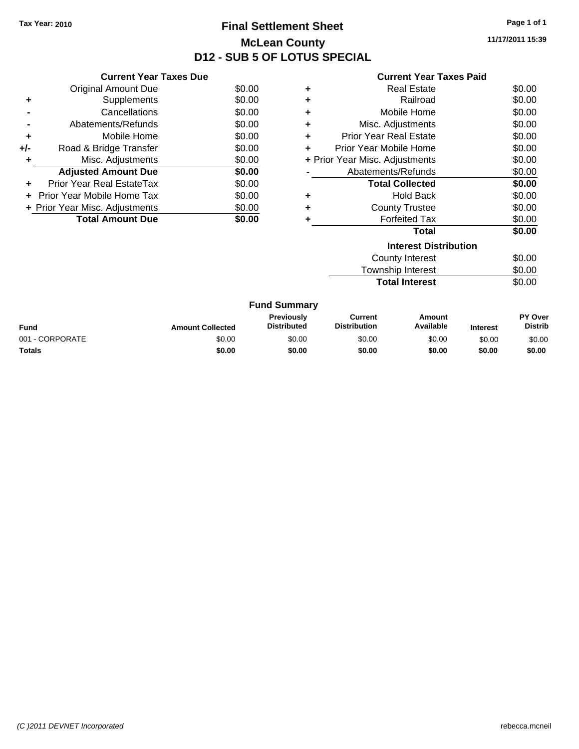Tax Year: 2010

# Final Settlement Sheet

## McLean County

## D12 - SUB 5 OF LOTUS SPECIAL

11/17/2011 15:39

### Current Year Taxes Due

| | | |
|---|---|---|
| | Original Amount Due | $0.00 |
| + | Supplements | $0.00 |
| - | Cancellations | $0.00 |
| - | Abatements/Refunds | $0.00 |
| + | Mobile Home | $0.00 |
| +/- | Road & Bridge Transfer | $0.00 |
| + | Misc. Adjustments | $0.00 |
| | **Adjusted Amount Due** | **$0.00** |
| + | Prior Year Real EstateTax | $0.00 |
| + | Prior Year Mobile Home Tax | $0.00 |
| + | Prior Year Misc. Adjustments | $0.00 |
| | **Total Amount Due** | **$0.00** |

### Current Year Taxes Paid

| | | |
|---|---|---|
| + | Real Estate | $0.00 |
| + | Railroad | $0.00 |
| + | Mobile Home | $0.00 |
| + | Misc. Adjustments | $0.00 |
| + | Prior Year Real Estate | $0.00 |
| + | Prior Year Mobile Home | $0.00 |
| + | Prior Year Misc. Adjustments | $0.00 |
| - | Abatements/Refunds | $0.00 |
| | **Total Collected** | **$0.00** |
| + | Hold Back | $0.00 |
| + | County Trustee | $0.00 |
| + | Forfeited Tax | $0.00 |
| | **Total** | **$0.00** |

### Interest Distribution

| | |
|---|---|
| County Interest | $0.00 |
| Township Interest | $0.00 |
| **Total Interest** | $0.00 |

### Fund Summary

| Fund | Amount Collected | Previously Distributed | Current Distribution | Amount Available | Interest | PY Over Distrib |
|---|---|---|---|---|---|---|
| 001 - CORPORATE | $0.00 | $0.00 | $0.00 | $0.00 | $0.00 | $0.00 |
| **Totals** | **$0.00** | **$0.00** | **$0.00** | **$0.00** | **$0.00** | **$0.00** |

(C )2011 DEVNET Incorporated

rebecca.mcneil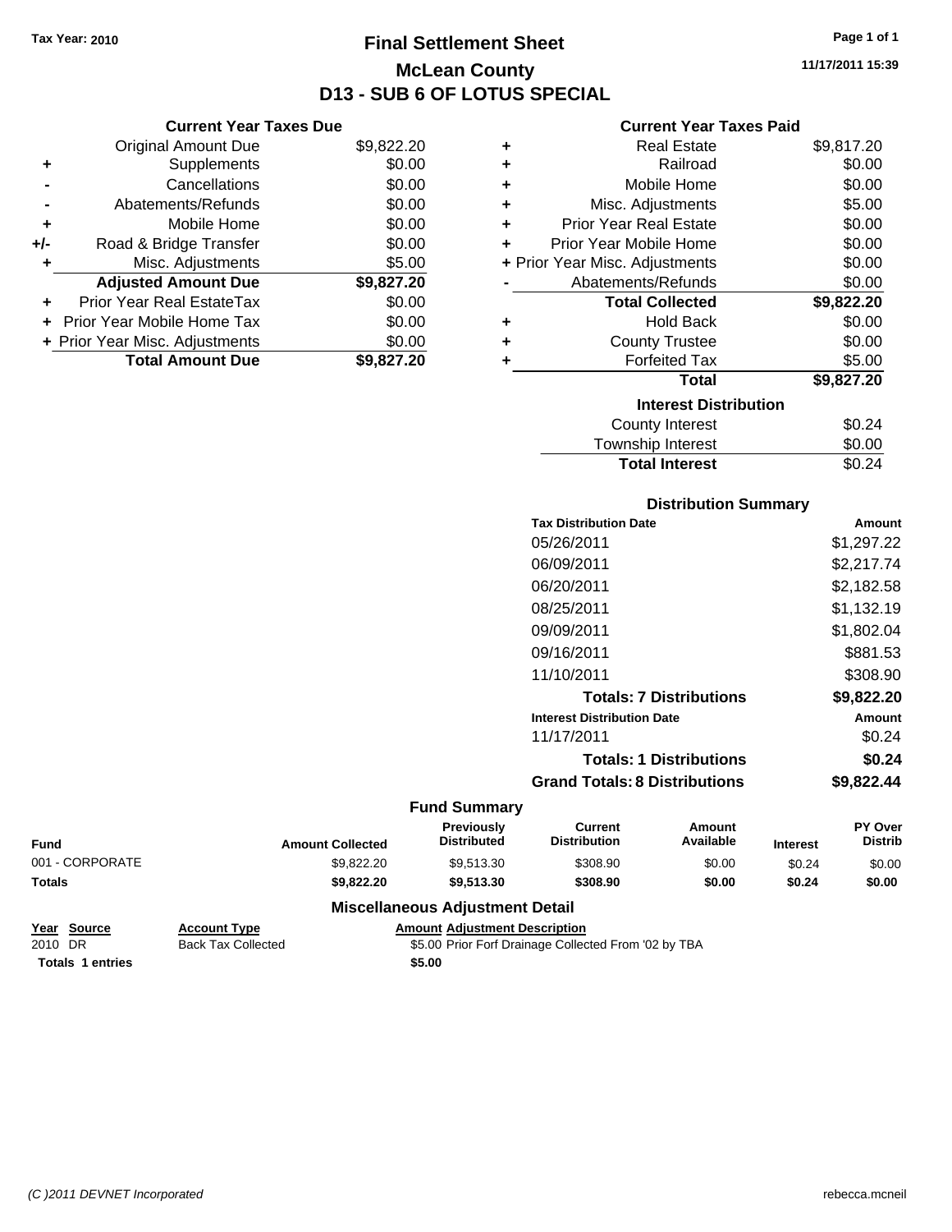Tax Year: 2010

# Final Settlement Sheet

## McLean County

## D13 - SUB 6 OF LOTUS SPECIAL

11/17/2011 15:39

### Current Year Taxes Due

| | | |
|---|---|---|
| | Original Amount Due | $9,822.20 |
| + | Supplements | $0.00 |
| - | Cancellations | $0.00 |
| - | Abatements/Refunds | $0.00 |
| + | Mobile Home | $0.00 |
| +/- | Road & Bridge Transfer | $0.00 |
| + | Misc. Adjustments | $5.00 |
| | **Adjusted Amount Due** | **$9,827.20** |
| + | Prior Year Real EstateTax | $0.00 |
| + | Prior Year Mobile Home Tax | $0.00 |
| + | Prior Year Misc. Adjustments | $0.00 |
| | **Total Amount Due** | **$9,827.20** |

### Current Year Taxes Paid

| | | |
|---|---|---|
| + | Real Estate | $9,817.20 |
| + | Railroad | $0.00 |
| + | Mobile Home | $0.00 |
| + | Misc. Adjustments | $5.00 |
| + | Prior Year Real Estate | $0.00 |
| + | Prior Year Mobile Home | $0.00 |
| + | Prior Year Misc. Adjustments | $0.00 |
| - | Abatements/Refunds | $0.00 |
| | **Total Collected** | **$9,822.20** |
| + | Hold Back | $0.00 |
| + | County Trustee | $0.00 |
| + | Forfeited Tax | $5.00 |
| | **Total** | **$9,827.20** |

### Interest Distribution

| | |
|---|---|
| County Interest | $0.24 |
| Township Interest | $0.00 |
| **Total Interest** | $0.24 |

### Distribution Summary

| Tax Distribution Date | Amount |
|---|---|
| 05/26/2011 | $1,297.22 |
| 06/09/2011 | $2,217.74 |
| 06/20/2011 | $2,182.58 |
| 08/25/2011 | $1,132.19 |
| 09/09/2011 | $1,802.04 |
| 09/16/2011 | $881.53 |
| 11/10/2011 | $308.90 |
| **Totals: 7 Distributions** | **$9,822.20** |
| **Interest Distribution Date** | **Amount** |
| 11/17/2011 | $0.24 |
| **Totals: 1 Distributions** | **$0.24** |
| **Grand Totals: 8 Distributions** | **$9,822.44** |

### Fund Summary

| Fund | Amount Collected | Previously Distributed | Current Distribution | Amount Available | Interest | PY Over Distrib |
|---|---|---|---|---|---|---|
| 001 - CORPORATE | $9,822.20 | $9,513.30 | $308.90 | $0.00 | $0.24 | $0.00 |
| **Totals** | **$9,822.20** | **$9,513.30** | **$308.90** | **$0.00** | **$0.24** | **$0.00** |

### Miscellaneous Adjustment Detail

| Year | Source | Account Type | Amount | Adjustment Description |
|---|---|---|---|---|
| 2010 | DR | Back Tax Collected | $5.00 | Prior Forf Drainage Collected From '02 by TBA |
| **Totals 1 entries** | | | **$5.00** | |

(C )2011 DEVNET Incorporated rebecca.mcneil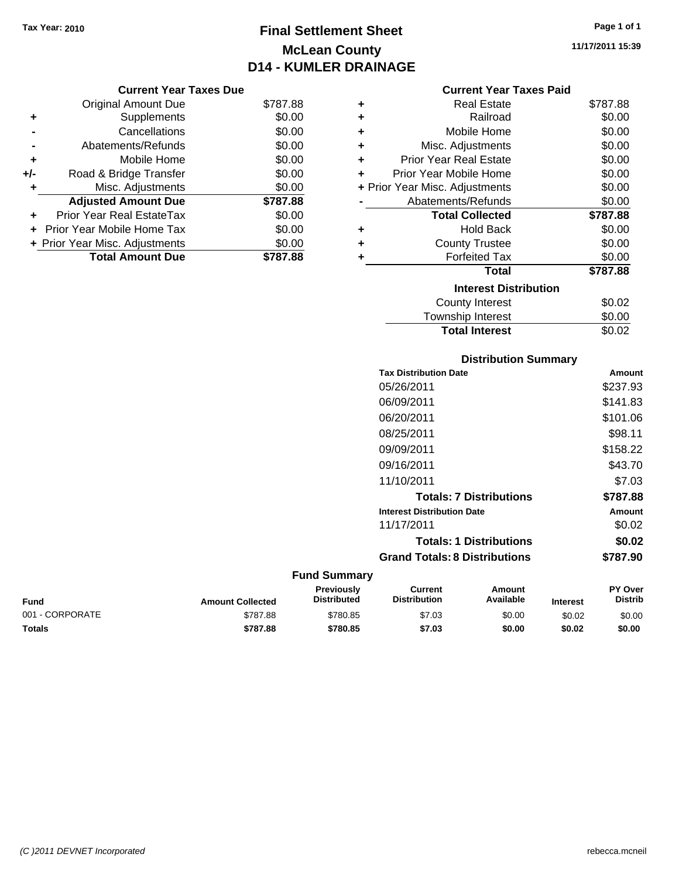Tax Year: 2010

# Final Settlement Sheet
## McLean County
## D14 - KUMLER DRAINAGE

11/17/2011 15:39

### Current Year Taxes Due

| | | |
|---|---|---|
| | Original Amount Due | $787.88 |
| + | Supplements | $0.00 |
| - | Cancellations | $0.00 |
| - | Abatements/Refunds | $0.00 |
| + | Mobile Home | $0.00 |
| +/- | Road & Bridge Transfer | $0.00 |
| + | Misc. Adjustments | $0.00 |
| | **Adjusted Amount Due** | **$787.88** |
| + | Prior Year Real EstateTax | $0.00 |
| + | Prior Year Mobile Home Tax | $0.00 |
| + | Prior Year Misc. Adjustments | $0.00 |
| | **Total Amount Due** | **$787.88** |

### Current Year Taxes Paid

| | | |
|---|---|---|
| + | Real Estate | $787.88 |
| + | Railroad | $0.00 |
| + | Mobile Home | $0.00 |
| + | Misc. Adjustments | $0.00 |
| + | Prior Year Real Estate | $0.00 |
| + | Prior Year Mobile Home | $0.00 |
| + | Prior Year Misc. Adjustments | $0.00 |
| - | Abatements/Refunds | $0.00 |
| | **Total Collected** | **$787.88** |
| + | Hold Back | $0.00 |
| + | County Trustee | $0.00 |
| + | Forfeited Tax | $0.00 |
| | **Total** | **$787.88** |

### Interest Distribution

| | |
|---|---|
| County Interest | $0.02 |
| Township Interest | $0.00 |
| **Total Interest** | $0.02 |

### Distribution Summary

| Tax Distribution Date | Amount |
|---|---|
| 05/26/2011 | $237.93 |
| 06/09/2011 | $141.83 |
| 06/20/2011 | $101.06 |
| 08/25/2011 | $98.11 |
| 09/09/2011 | $158.22 |
| 09/16/2011 | $43.70 |
| 11/10/2011 | $7.03 |
| **Totals: 7 Distributions** | **$787.88** |
| **Interest Distribution Date** | **Amount** |
| 11/17/2011 | $0.02 |
| **Totals: 1 Distributions** | **$0.02** |
| **Grand Totals: 8 Distributions** | **$787.90** |

### Fund Summary

| Fund | Amount Collected | Previously Distributed | Current Distribution | Amount Available | Interest | PY Over Distrib |
|---|---|---|---|---|---|---|
| 001 - CORPORATE | $787.88 | $780.85 | $7.03 | $0.00 | $0.02 | $0.00 |
| **Totals** | **$787.88** | **$780.85** | **$7.03** | **$0.00** | **$0.02** | **$0.00** |

(C )2011 DEVNET Incorporated

rebecca.mcneil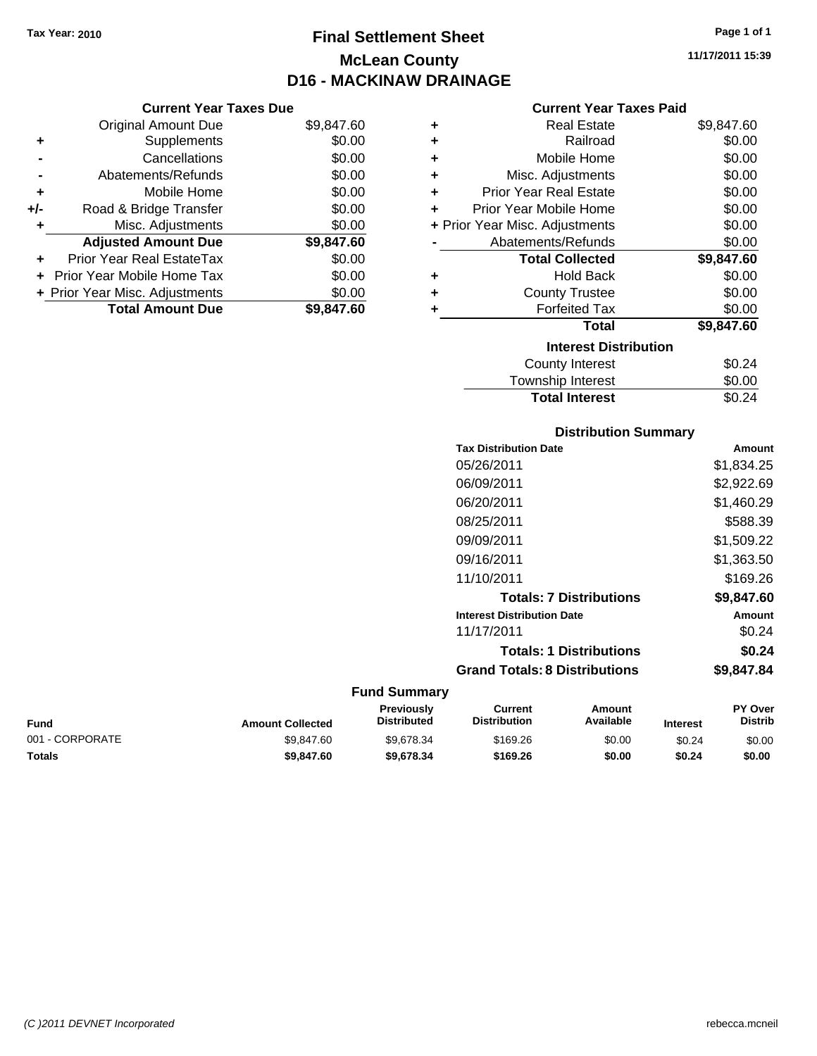Tax Year: 2010

# Final Settlement Sheet

## McLean County

## D16 - MACKINAW DRAINAGE

11/17/2011 15:39

### Current Year Taxes Due

| | | |
|---|---|---|
| | Original Amount Due | $9,847.60 |
| + | Supplements | $0.00 |
| - | Cancellations | $0.00 |
| - | Abatements/Refunds | $0.00 |
| + | Mobile Home | $0.00 |
| +/- | Road & Bridge Transfer | $0.00 |
| + | Misc. Adjustments | $0.00 |
| | **Adjusted Amount Due** | **$9,847.60** |
| + | Prior Year Real EstateTax | $0.00 |
| + | Prior Year Mobile Home Tax | $0.00 |
| + | Prior Year Misc. Adjustments | $0.00 |
| | **Total Amount Due** | **$9,847.60** |

### Current Year Taxes Paid

| | | |
|---|---|---|
| + | Real Estate | $9,847.60 |
| + | Railroad | $0.00 |
| + | Mobile Home | $0.00 |
| + | Misc. Adjustments | $0.00 |
| + | Prior Year Real Estate | $0.00 |
| + | Prior Year Mobile Home | $0.00 |
| + | Prior Year Misc. Adjustments | $0.00 |
| - | Abatements/Refunds | $0.00 |
| | **Total Collected** | **$9,847.60** |
| + | Hold Back | $0.00 |
| + | County Trustee | $0.00 |
| + | Forfeited Tax | $0.00 |
| | **Total** | **$9,847.60** |

### Interest Distribution

| | |
|---|---|
| County Interest | $0.24 |
| Township Interest | $0.00 |
| **Total Interest** | $0.24 |

### Distribution Summary

| Tax Distribution Date | Amount |
|---|---|
| 05/26/2011 | $1,834.25 |
| 06/09/2011 | $2,922.69 |
| 06/20/2011 | $1,460.29 |
| 08/25/2011 | $588.39 |
| 09/09/2011 | $1,509.22 |
| 09/16/2011 | $1,363.50 |
| 11/10/2011 | $169.26 |
| **Totals: 7 Distributions** | **$9,847.60** |
| **Interest Distribution Date** | **Amount** |
| 11/17/2011 | $0.24 |
| **Totals: 1 Distributions** | **$0.24** |
| **Grand Totals: 8 Distributions** | **$9,847.84** |

### Fund Summary

| Fund | Amount Collected | Previously Distributed | Current Distribution | Amount Available | Interest | PY Over Distrib |
|---|---|---|---|---|---|---|
| 001 - CORPORATE | $9,847.60 | $9,678.34 | $169.26 | $0.00 | $0.24 | $0.00 |
| **Totals** | **$9,847.60** | **$9,678.34** | **$169.26** | **$0.00** | **$0.24** | **$0.00** |

(C )2011 DEVNET Incorporated

rebecca.mcneil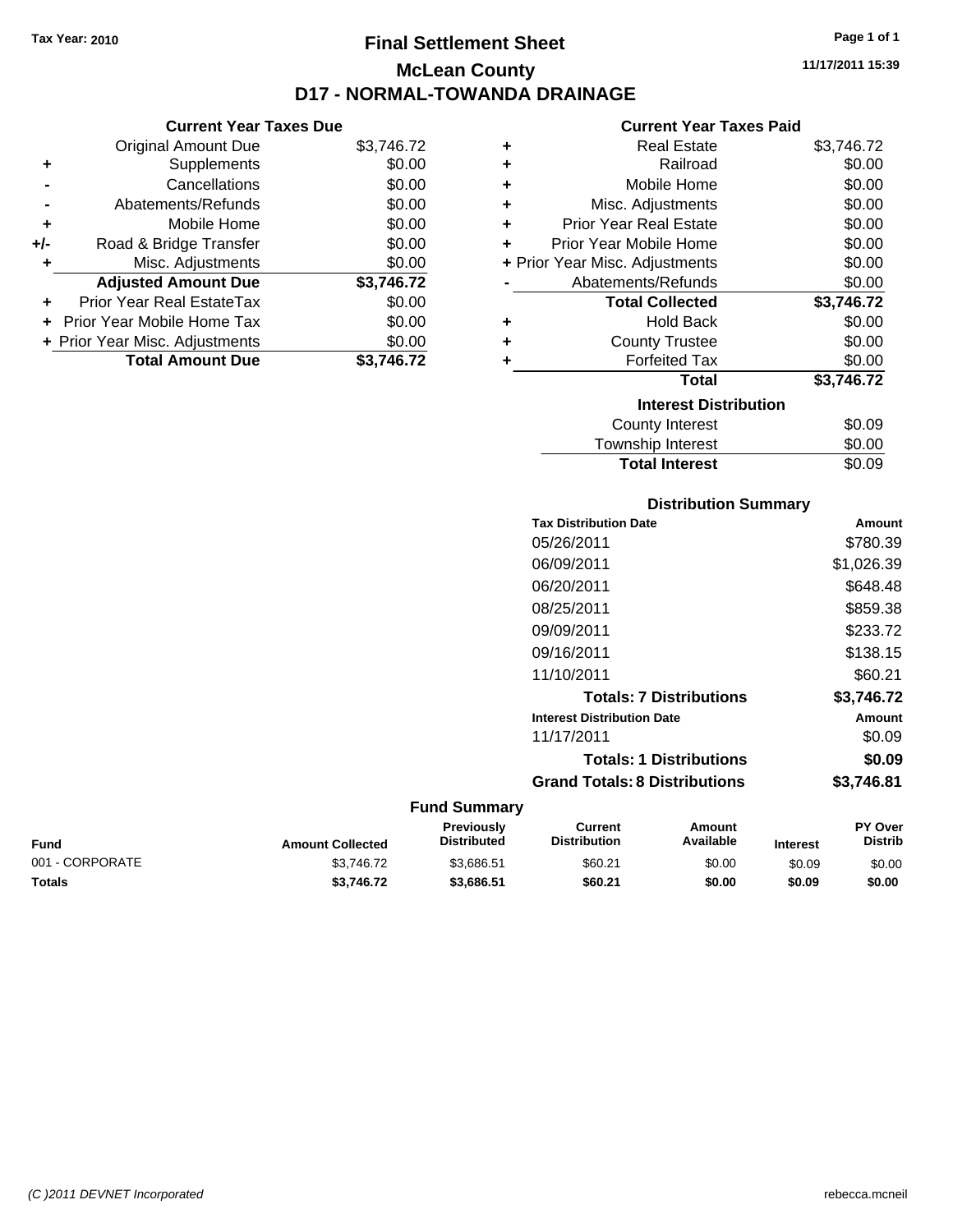Tax Year: 2010

# Final Settlement Sheet

## McLean County

## D17 - NORMAL-TOWANDA DRAINAGE

11/17/2011 15:39

### Current Year Taxes Due

| | | |
|---|---|---|
| | Original Amount Due | $3,746.72 |
| + | Supplements | $0.00 |
| - | Cancellations | $0.00 |
| - | Abatements/Refunds | $0.00 |
| + | Mobile Home | $0.00 |
| +/- | Road & Bridge Transfer | $0.00 |
| + | Misc. Adjustments | $0.00 |
| | **Adjusted Amount Due** | **$3,746.72** |
| + | Prior Year Real EstateTax | $0.00 |
| + | Prior Year Mobile Home Tax | $0.00 |
| + | Prior Year Misc. Adjustments | $0.00 |
| | **Total Amount Due** | **$3,746.72** |

### Current Year Taxes Paid

| | | |
|---|---|---|
| + | Real Estate | $3,746.72 |
| + | Railroad | $0.00 |
| + | Mobile Home | $0.00 |
| + | Misc. Adjustments | $0.00 |
| + | Prior Year Real Estate | $0.00 |
| + | Prior Year Mobile Home | $0.00 |
| + | Prior Year Misc. Adjustments | $0.00 |
| - | Abatements/Refunds | $0.00 |
| | **Total Collected** | **$3,746.72** |
| + | Hold Back | $0.00 |
| + | County Trustee | $0.00 |
| + | Forfeited Tax | $0.00 |
| | **Total** | **$3,746.72** |

### Interest Distribution

| | |
|---|---|
| County Interest | $0.09 |
| Township Interest | $0.00 |
| **Total Interest** | $0.09 |

### Distribution Summary

| Tax Distribution Date | Amount |
|---|---|
| 05/26/2011 | $780.39 |
| 06/09/2011 | $1,026.39 |
| 06/20/2011 | $648.48 |
| 08/25/2011 | $859.38 |
| 09/09/2011 | $233.72 |
| 09/16/2011 | $138.15 |
| 11/10/2011 | $60.21 |
| **Totals: 7 Distributions** | **$3,746.72** |
| **Interest Distribution Date** | **Amount** |
| 11/17/2011 | $0.09 |
| **Totals: 1 Distributions** | **$0.09** |
| **Grand Totals: 8 Distributions** | **$3,746.81** |

### Fund Summary

| Fund | Amount Collected | Previously Distributed | Current Distribution | Amount Available | Interest | PY Over Distrib |
|---|---|---|---|---|---|---|
| 001 - CORPORATE | $3,746.72 | $3,686.51 | $60.21 | $0.00 | $0.09 | $0.00 |
| **Totals** | **$3,746.72** | **$3,686.51** | **$60.21** | **$0.00** | **$0.09** | **$0.00** |

(C )2011 DEVNET Incorporated rebecca.mcneil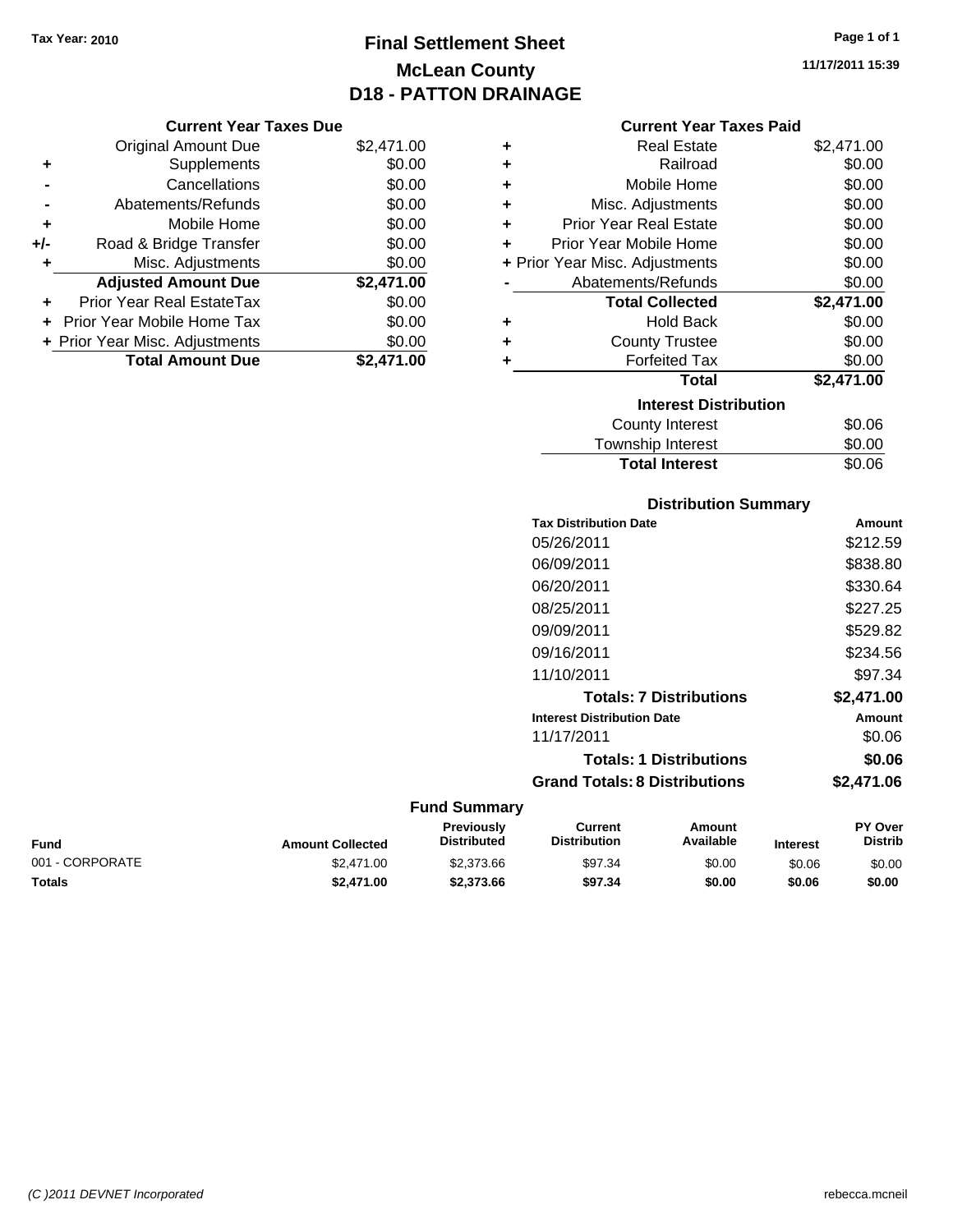Tax Year: 2010

# Final Settlement Sheet
## McLean County
## D18 - PATTON DRAINAGE

11/17/2011 15:39

### Current Year Taxes Due

| | | |
|---|---|---|
| | Original Amount Due | $2,471.00 |
| + | Supplements | $0.00 |
| - | Cancellations | $0.00 |
| - | Abatements/Refunds | $0.00 |
| + | Mobile Home | $0.00 |
| +/- | Road & Bridge Transfer | $0.00 |
| + | Misc. Adjustments | $0.00 |
| | **Adjusted Amount Due** | **$2,471.00** |
| + | Prior Year Real EstateTax | $0.00 |
| + | Prior Year Mobile Home Tax | $0.00 |
| + | Prior Year Misc. Adjustments | $0.00 |
| | **Total Amount Due** | **$2,471.00** |

### Current Year Taxes Paid

| | | |
|---|---|---|
| + | Real Estate | $2,471.00 |
| + | Railroad | $0.00 |
| + | Mobile Home | $0.00 |
| + | Misc. Adjustments | $0.00 |
| + | Prior Year Real Estate | $0.00 |
| + | Prior Year Mobile Home | $0.00 |
| + | Prior Year Misc. Adjustments | $0.00 |
| - | Abatements/Refunds | $0.00 |
| | **Total Collected** | **$2,471.00** |
| + | Hold Back | $0.00 |
| + | County Trustee | $0.00 |
| + | Forfeited Tax | $0.00 |
| | **Total** | **$2,471.00** |

### Interest Distribution

| | |
|---|---|
| County Interest | $0.06 |
| Township Interest | $0.00 |
| **Total Interest** | $0.06 |

### Distribution Summary

| Tax Distribution Date | Amount |
|---|---|
| 05/26/2011 | $212.59 |
| 06/09/2011 | $838.80 |
| 06/20/2011 | $330.64 |
| 08/25/2011 | $227.25 |
| 09/09/2011 | $529.82 |
| 09/16/2011 | $234.56 |
| 11/10/2011 | $97.34 |
| **Totals: 7 Distributions** | **$2,471.00** |
| **Interest Distribution Date** | **Amount** |
| 11/17/2011 | $0.06 |
| **Totals: 1 Distributions** | **$0.06** |
| **Grand Totals: 8 Distributions** | **$2,471.06** |

### Fund Summary

| Fund | Amount Collected | Previously Distributed | Current Distribution | Amount Available | Interest | PY Over Distrib |
|---|---|---|---|---|---|---|
| 001 - CORPORATE | $2,471.00 | $2,373.66 | $97.34 | $0.00 | $0.06 | $0.00 |
| **Totals** | **$2,471.00** | **$2,373.66** | **$97.34** | **$0.00** | **$0.06** | **$0.00** |

(C )2011 DEVNET Incorporated — rebecca.mcneil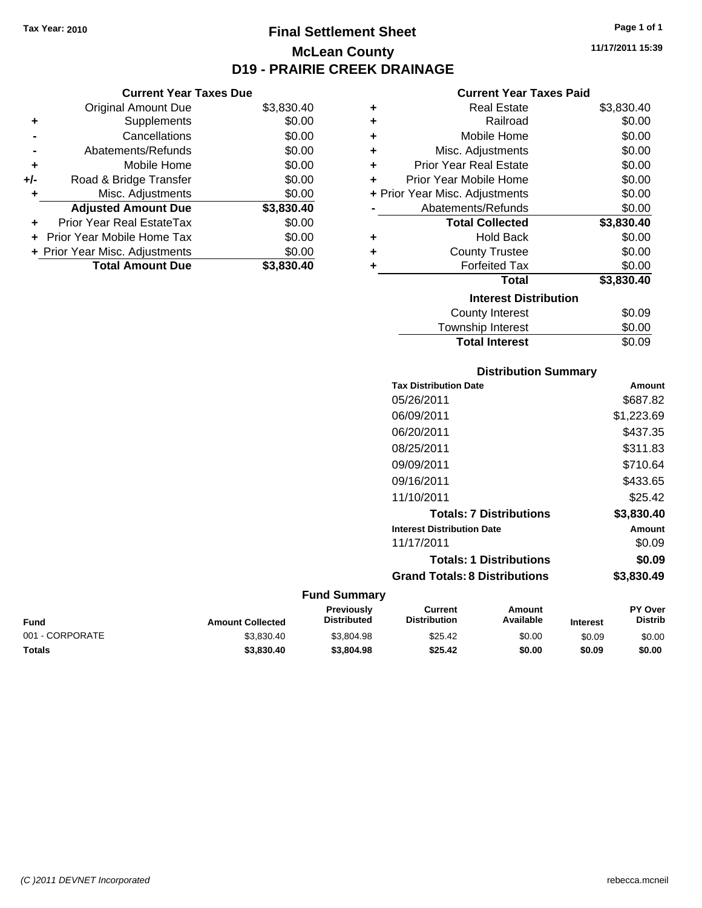Tax Year: 2010

# Final Settlement Sheet
## McLean County
## D19 - PRAIRIE CREEK DRAINAGE

11/17/2011 15:39

### Current Year Taxes Due

| | | |
|---|---|---|
| | Original Amount Due | $3,830.40 |
| + | Supplements | $0.00 |
| - | Cancellations | $0.00 |
| - | Abatements/Refunds | $0.00 |
| + | Mobile Home | $0.00 |
| +/- | Road & Bridge Transfer | $0.00 |
| + | Misc. Adjustments | $0.00 |
| | **Adjusted Amount Due** | **$3,830.40** |
| + | Prior Year Real EstateTax | $0.00 |
| + | Prior Year Mobile Home Tax | $0.00 |
| + | Prior Year Misc. Adjustments | $0.00 |
| | **Total Amount Due** | **$3,830.40** |

### Current Year Taxes Paid

| | | |
|---|---|---|
| + | Real Estate | $3,830.40 |
| + | Railroad | $0.00 |
| + | Mobile Home | $0.00 |
| + | Misc. Adjustments | $0.00 |
| + | Prior Year Real Estate | $0.00 |
| + | Prior Year Mobile Home | $0.00 |
| + | Prior Year Misc. Adjustments | $0.00 |
| - | Abatements/Refunds | $0.00 |
| | **Total Collected** | **$3,830.40** |
| + | Hold Back | $0.00 |
| + | County Trustee | $0.00 |
| + | Forfeited Tax | $0.00 |
| | **Total** | **$3,830.40** |

### Interest Distribution

| | |
|---|---|
| County Interest | $0.09 |
| Township Interest | $0.00 |
| **Total Interest** | $0.09 |

### Distribution Summary

| Tax Distribution Date | Amount |
|---|---|
| 05/26/2011 | $687.82 |
| 06/09/2011 | $1,223.69 |
| 06/20/2011 | $437.35 |
| 08/25/2011 | $311.83 |
| 09/09/2011 | $710.64 |
| 09/16/2011 | $433.65 |
| 11/10/2011 | $25.42 |
| **Totals: 7 Distributions** | **$3,830.40** |
| **Interest Distribution Date** | **Amount** |
| 11/17/2011 | $0.09 |
| **Totals: 1 Distributions** | **$0.09** |
| **Grand Totals: 8 Distributions** | **$3,830.49** |

### Fund Summary

| Fund | Amount Collected | Previously Distributed | Current Distribution | Amount Available | Interest | PY Over Distrib |
|---|---|---|---|---|---|---|
| 001 - CORPORATE | $3,830.40 | $3,804.98 | $25.42 | $0.00 | $0.09 | $0.00 |
| **Totals** | **$3,830.40** | **$3,804.98** | **$25.42** | **$0.00** | **$0.09** | **$0.00** |

(C )2011 DEVNET Incorporated rebecca.mcneil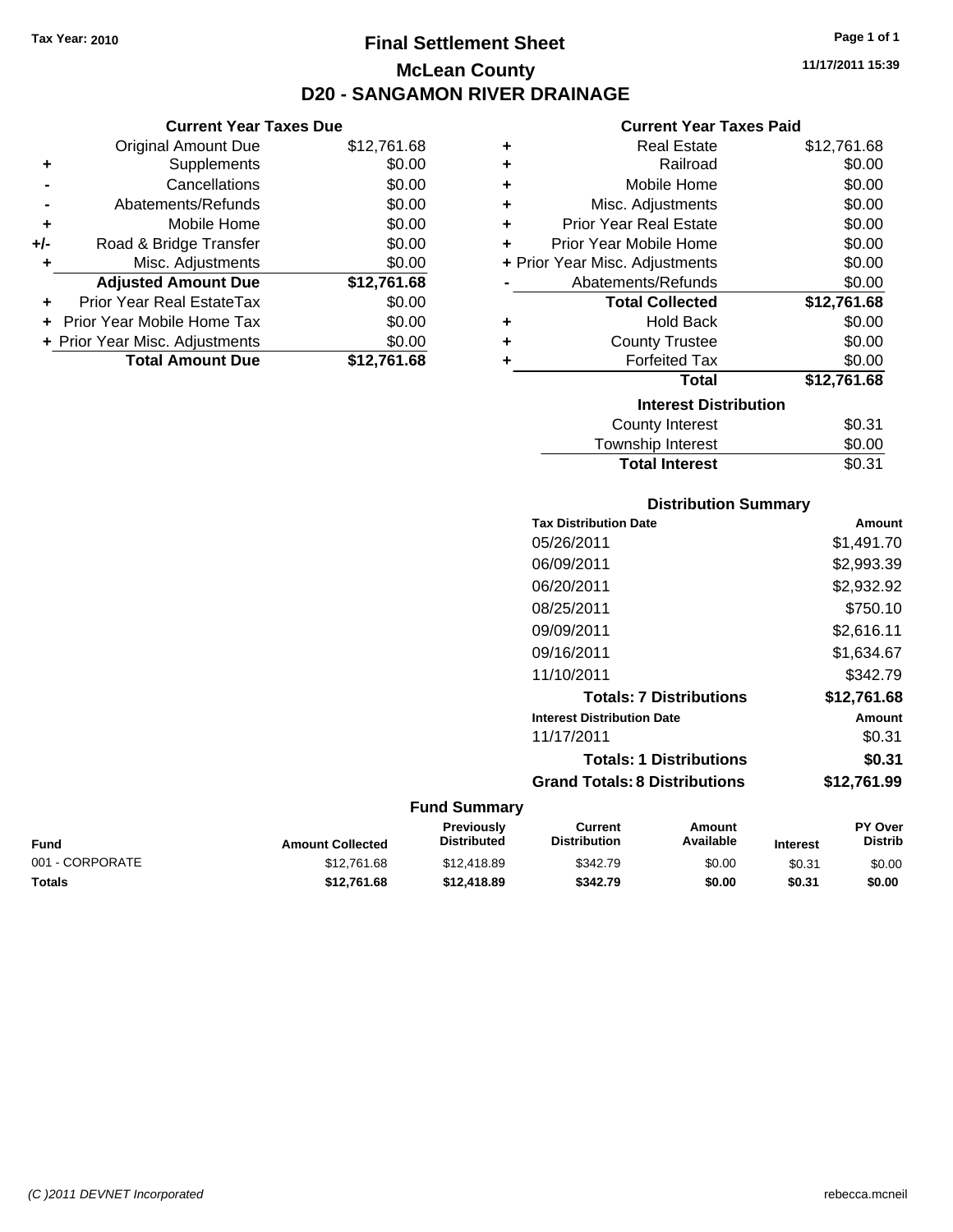Tax Year: 2010

# Final Settlement Sheet
## McLean County
## D20 - SANGAMON RIVER DRAINAGE

11/17/2011 15:39

### Current Year Taxes Due

| | | |
|---|---|---|
| | Original Amount Due | $12,761.68 |
| + | Supplements | $0.00 |
| - | Cancellations | $0.00 |
| - | Abatements/Refunds | $0.00 |
| + | Mobile Home | $0.00 |
| +/- | Road & Bridge Transfer | $0.00 |
| + | Misc. Adjustments | $0.00 |
| | **Adjusted Amount Due** | **$12,761.68** |
| + | Prior Year Real EstateTax | $0.00 |
| + | Prior Year Mobile Home Tax | $0.00 |
| + | Prior Year Misc. Adjustments | $0.00 |
| | **Total Amount Due** | **$12,761.68** |

### Current Year Taxes Paid

| | | |
|---|---|---|
| + | Real Estate | $12,761.68 |
| + | Railroad | $0.00 |
| + | Mobile Home | $0.00 |
| + | Misc. Adjustments | $0.00 |
| + | Prior Year Real Estate | $0.00 |
| + | Prior Year Mobile Home | $0.00 |
| + | Prior Year Misc. Adjustments | $0.00 |
| - | Abatements/Refunds | $0.00 |
| | **Total Collected** | **$12,761.68** |
| + | Hold Back | $0.00 |
| + | County Trustee | $0.00 |
| + | Forfeited Tax | $0.00 |
| | **Total** | **$12,761.68** |

### Interest Distribution

| | |
|---|---|
| County Interest | $0.31 |
| Township Interest | $0.00 |
| **Total Interest** | $0.31 |

### Distribution Summary

| Tax Distribution Date | Amount |
|---|---|
| 05/26/2011 | $1,491.70 |
| 06/09/2011 | $2,993.39 |
| 06/20/2011 | $2,932.92 |
| 08/25/2011 | $750.10 |
| 09/09/2011 | $2,616.11 |
| 09/16/2011 | $1,634.67 |
| 11/10/2011 | $342.79 |
| **Totals: 7 Distributions** | **$12,761.68** |
| **Interest Distribution Date** | **Amount** |
| 11/17/2011 | $0.31 |
| **Totals: 1 Distributions** | **$0.31** |
| **Grand Totals: 8 Distributions** | **$12,761.99** |

### Fund Summary

| Fund | Amount Collected | Previously Distributed | Current Distribution | Amount Available | Interest | PY Over Distrib |
|---|---|---|---|---|---|---|
| 001 - CORPORATE | $12,761.68 | $12,418.89 | $342.79 | $0.00 | $0.31 | $0.00 |
| **Totals** | **$12,761.68** | **$12,418.89** | **$342.79** | **$0.00** | **$0.31** | **$0.00** |

(C )2011 DEVNET Incorporated rebecca.mcneil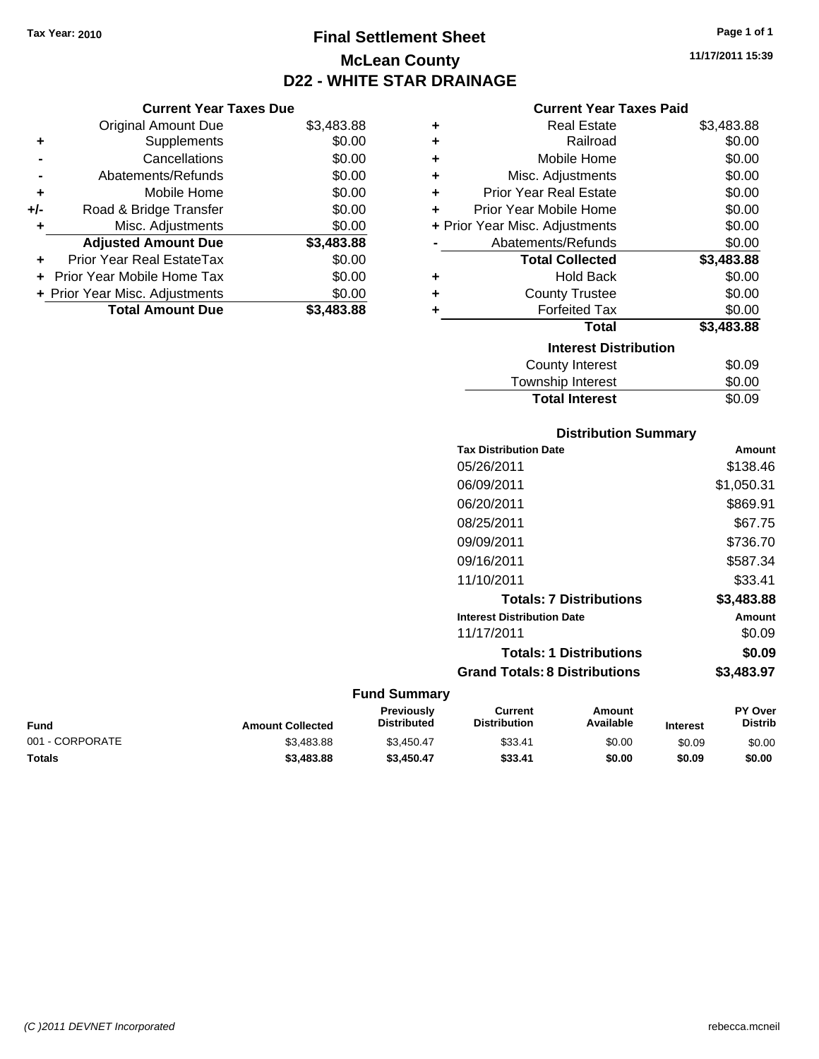Tax Year: 2010

# Final Settlement Sheet
## McLean County
## D22 - WHITE STAR DRAINAGE

11/17/2011 15:39

### Current Year Taxes Due

| | | |
|---|---|---|
| | Original Amount Due | $3,483.88 |
| + | Supplements | $0.00 |
| - | Cancellations | $0.00 |
| - | Abatements/Refunds | $0.00 |
| + | Mobile Home | $0.00 |
| +/- | Road & Bridge Transfer | $0.00 |
| + | Misc. Adjustments | $0.00 |
| | **Adjusted Amount Due** | **$3,483.88** |
| + | Prior Year Real EstateTax | $0.00 |
| + | Prior Year Mobile Home Tax | $0.00 |
| + | Prior Year Misc. Adjustments | $0.00 |
| | **Total Amount Due** | **$3,483.88** |

### Current Year Taxes Paid

| | | |
|---|---|---|
| + | Real Estate | $3,483.88 |
| + | Railroad | $0.00 |
| + | Mobile Home | $0.00 |
| + | Misc. Adjustments | $0.00 |
| + | Prior Year Real Estate | $0.00 |
| + | Prior Year Mobile Home | $0.00 |
| + | Prior Year Misc. Adjustments | $0.00 |
| - | Abatements/Refunds | $0.00 |
| | **Total Collected** | **$3,483.88** |
| + | Hold Back | $0.00 |
| + | County Trustee | $0.00 |
| + | Forfeited Tax | $0.00 |
| | **Total** | **$3,483.88** |

### Interest Distribution

| | |
|---|---|
| County Interest | $0.09 |
| Township Interest | $0.00 |
| **Total Interest** | $0.09 |

### Distribution Summary

| Tax Distribution Date | Amount |
|---|---|
| 05/26/2011 | $138.46 |
| 06/09/2011 | $1,050.31 |
| 06/20/2011 | $869.91 |
| 08/25/2011 | $67.75 |
| 09/09/2011 | $736.70 |
| 09/16/2011 | $587.34 |
| 11/10/2011 | $33.41 |
| **Totals: 7 Distributions** | **$3,483.88** |
| **Interest Distribution Date** | **Amount** |
| 11/17/2011 | $0.09 |
| **Totals: 1 Distributions** | **$0.09** |
| **Grand Totals: 8 Distributions** | **$3,483.97** |

### Fund Summary

| Fund | Amount Collected | Previously Distributed | Current Distribution | Amount Available | Interest | PY Over Distrib |
|---|---|---|---|---|---|---|
| 001 - CORPORATE | $3,483.88 | $3,450.47 | $33.41 | $0.00 | $0.09 | $0.00 |
| **Totals** | **$3,483.88** | **$3,450.47** | **$33.41** | **$0.00** | **$0.09** | **$0.00** |

(C )2011 DEVNET Incorporated

rebecca.mcneil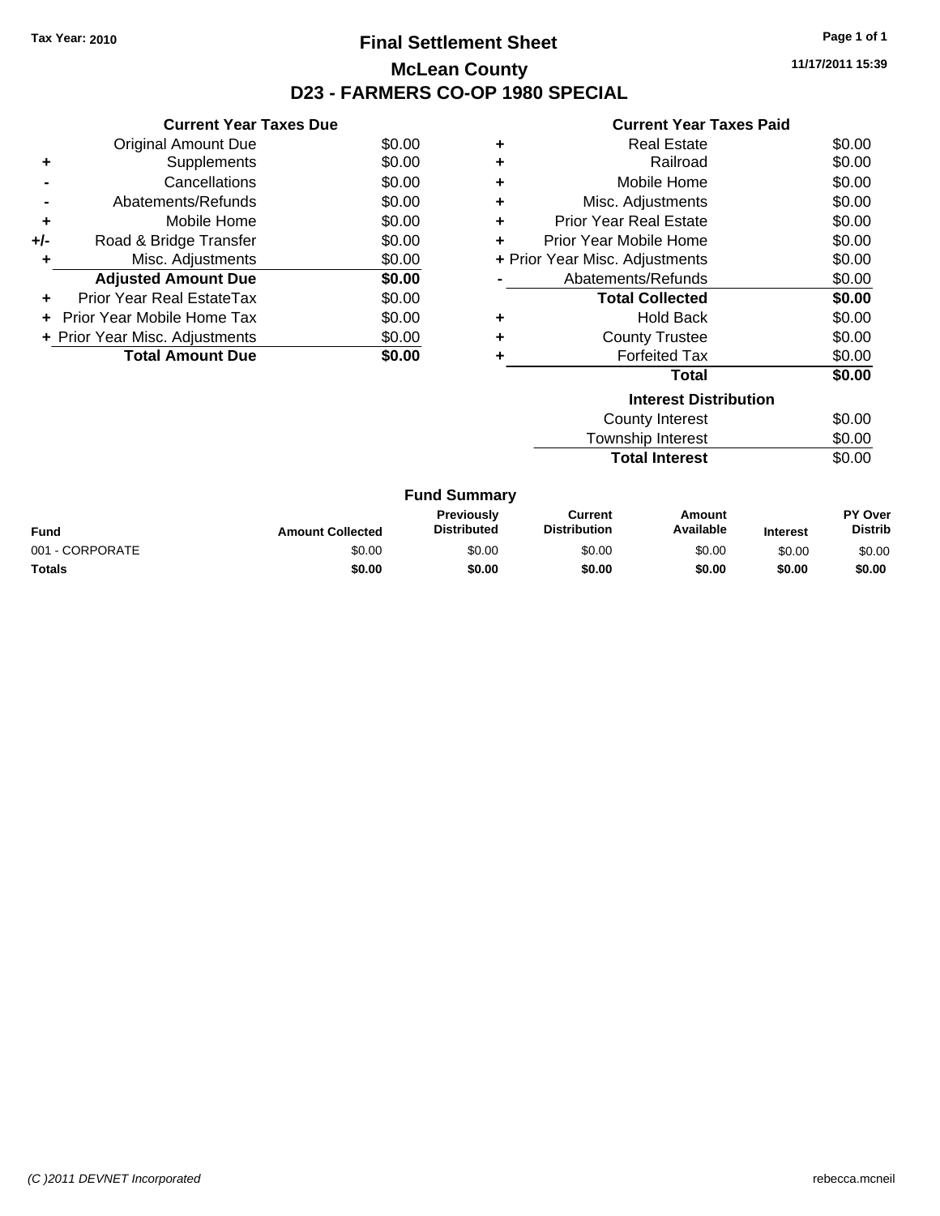Tax Year: 2010

# Final Settlement Sheet

## McLean County

## D23 - FARMERS CO-OP 1980 SPECIAL

11/17/2011 15:39

| | Current Year Taxes Due | |
|---|---|---|
| | Original Amount Due | $0.00 |
| + | Supplements | $0.00 |
| - | Cancellations | $0.00 |
| - | Abatements/Refunds | $0.00 |
| + | Mobile Home | $0.00 |
| +/- | Road & Bridge Transfer | $0.00 |
| + | Misc. Adjustments | $0.00 |
| | **Adjusted Amount Due** | **$0.00** |
| + | Prior Year Real EstateTax | $0.00 |
| + | Prior Year Mobile Home Tax | $0.00 |
| + | Prior Year Misc. Adjustments | $0.00 |
| | **Total Amount Due** | **$0.00** |

| | Current Year Taxes Paid | |
|---|---|---|
| + | Real Estate | $0.00 |
| + | Railroad | $0.00 |
| + | Mobile Home | $0.00 |
| + | Misc. Adjustments | $0.00 |
| + | Prior Year Real Estate | $0.00 |
| + | Prior Year Mobile Home | $0.00 |
| + | Prior Year Misc. Adjustments | $0.00 |
| - | Abatements/Refunds | $0.00 |
| | **Total Collected** | **$0.00** |
| + | Hold Back | $0.00 |
| + | County Trustee | $0.00 |
| + | Forfeited Tax | $0.00 |
| | **Total** | **$0.00** |

| Interest Distribution | |
|---|---|
| County Interest | $0.00 |
| Township Interest | $0.00 |
| **Total Interest** | $0.00 |

### Fund Summary

| Fund | Amount Collected | Previously Distributed | Current Distribution | Amount Available | Interest | PY Over Distrib |
|---|---|---|---|---|---|---|
| 001 - CORPORATE | $0.00 | $0.00 | $0.00 | $0.00 | $0.00 | $0.00 |
| **Totals** | **$0.00** | **$0.00** | **$0.00** | **$0.00** | **$0.00** | **$0.00** |

*(C )2011 DEVNET Incorporated* rebecca.mcneil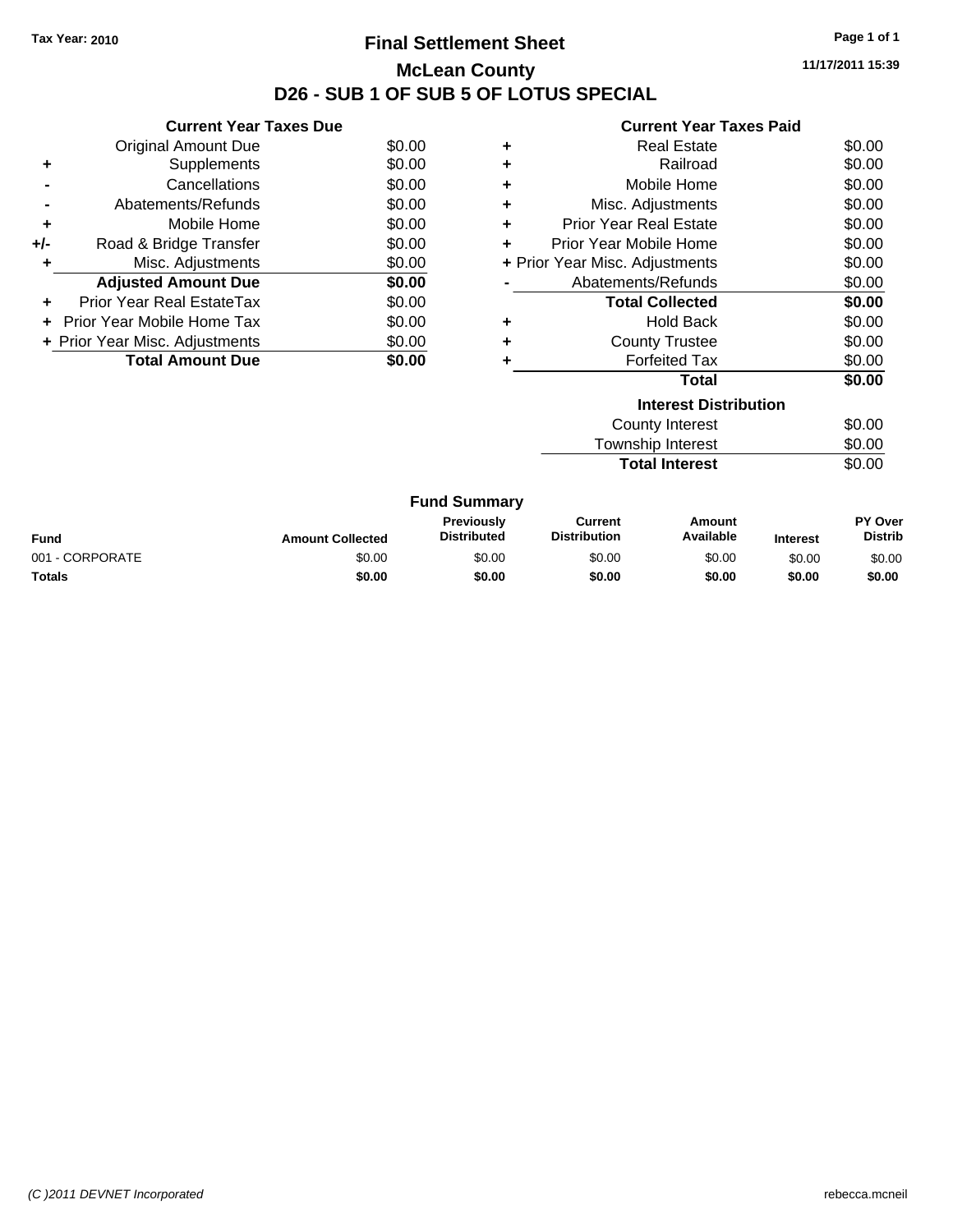Tax Year: 2010

# Final Settlement Sheet

## McLean County

## D26 - SUB 1 OF SUB 5 OF LOTUS SPECIAL

11/17/2011 15:39

### Current Year Taxes Due

| | | |
|---|---|---|
| | Original Amount Due | $0.00 |
| + | Supplements | $0.00 |
| - | Cancellations | $0.00 |
| - | Abatements/Refunds | $0.00 |
| + | Mobile Home | $0.00 |
| +/- | Road & Bridge Transfer | $0.00 |
| + | Misc. Adjustments | $0.00 |
| | **Adjusted Amount Due** | **$0.00** |
| + | Prior Year Real EstateTax | $0.00 |
| + | Prior Year Mobile Home Tax | $0.00 |
| + | Prior Year Misc. Adjustments | $0.00 |
| | **Total Amount Due** | **$0.00** |

### Current Year Taxes Paid

| | | |
|---|---|---|
| + | Real Estate | $0.00 |
| + | Railroad | $0.00 |
| + | Mobile Home | $0.00 |
| + | Misc. Adjustments | $0.00 |
| + | Prior Year Real Estate | $0.00 |
| + | Prior Year Mobile Home | $0.00 |
| + | Prior Year Misc. Adjustments | $0.00 |
| - | Abatements/Refunds | $0.00 |
| | **Total Collected** | **$0.00** |
| + | Hold Back | $0.00 |
| + | County Trustee | $0.00 |
| + | Forfeited Tax | $0.00 |
| | **Total** | **$0.00** |

### Interest Distribution

| | |
|---|---|
| County Interest | $0.00 |
| Township Interest | $0.00 |
| **Total Interest** | $0.00 |

### Fund Summary

| Fund | Amount Collected | Previously Distributed | Current Distribution | Amount Available | Interest | PY Over Distrib |
|---|---|---|---|---|---|---|
| 001 - CORPORATE | $0.00 | $0.00 | $0.00 | $0.00 | $0.00 | $0.00 |
| **Totals** | **$0.00** | **$0.00** | **$0.00** | **$0.00** | **$0.00** | **$0.00** |

(C )2011 DEVNET Incorporated

rebecca.mcneil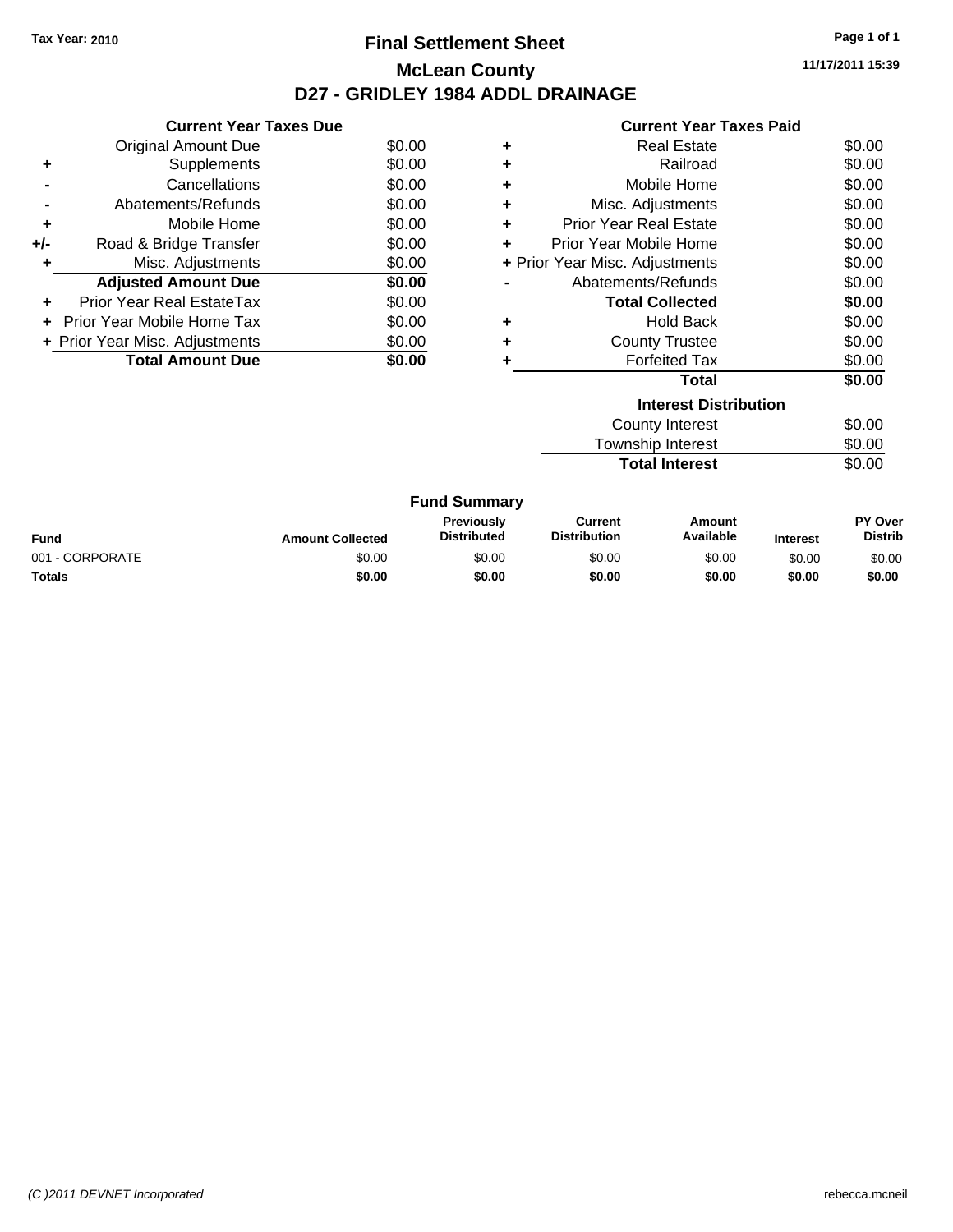Tax Year: 2010

# Final Settlement Sheet

## McLean County

## D27 - GRIDLEY 1984 ADDL DRAINAGE

11/17/2011 15:39

### Current Year Taxes Due

| | | |
|---|---|---|
| | Original Amount Due | $0.00 |
| + | Supplements | $0.00 |
| - | Cancellations | $0.00 |
| - | Abatements/Refunds | $0.00 |
| + | Mobile Home | $0.00 |
| +/- | Road & Bridge Transfer | $0.00 |
| + | Misc. Adjustments | $0.00 |
| | **Adjusted Amount Due** | **$0.00** |
| + | Prior Year Real EstateTax | $0.00 |
| + | Prior Year Mobile Home Tax | $0.00 |
| + | Prior Year Misc. Adjustments | $0.00 |
| | **Total Amount Due** | **$0.00** |

### Current Year Taxes Paid

| | | |
|---|---|---|
| + | Real Estate | $0.00 |
| + | Railroad | $0.00 |
| + | Mobile Home | $0.00 |
| + | Misc. Adjustments | $0.00 |
| + | Prior Year Real Estate | $0.00 |
| + | Prior Year Mobile Home | $0.00 |
| + | Prior Year Misc. Adjustments | $0.00 |
| - | Abatements/Refunds | $0.00 |
| | **Total Collected** | **$0.00** |
| + | Hold Back | $0.00 |
| + | County Trustee | $0.00 |
| + | Forfeited Tax | $0.00 |
| | **Total** | **$0.00** |

### Interest Distribution

| | |
|---|---|
| County Interest | $0.00 |
| Township Interest | $0.00 |
| **Total Interest** | $0.00 |

### Fund Summary

| Fund | Amount Collected | Previously Distributed | Current Distribution | Amount Available | Interest | PY Over Distrib |
|---|---|---|---|---|---|---|
| 001 - CORPORATE | $0.00 | $0.00 | $0.00 | $0.00 | $0.00 | $0.00 |
| **Totals** | **$0.00** | **$0.00** | **$0.00** | **$0.00** | **$0.00** | **$0.00** |

*(C )2011 DEVNET Incorporated* rebecca.mcneil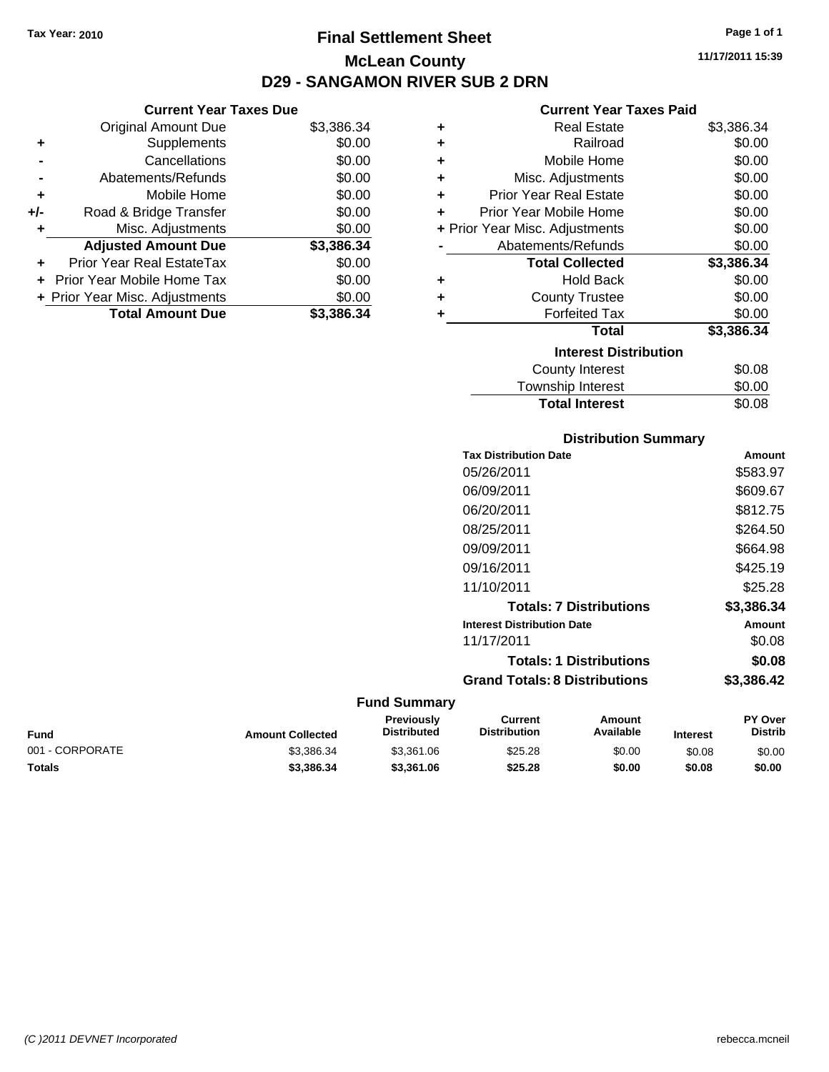Tax Year: 2010

# Final Settlement Sheet

## McLean County

## D29 - SANGAMON RIVER SUB 2 DRN

11/17/2011 15:39

### Current Year Taxes Due

| | | |
|---|---|---|
| | Original Amount Due | $3,386.34 |
| + | Supplements | $0.00 |
| - | Cancellations | $0.00 |
| - | Abatements/Refunds | $0.00 |
| + | Mobile Home | $0.00 |
| +/- | Road & Bridge Transfer | $0.00 |
| + | Misc. Adjustments | $0.00 |
| | **Adjusted Amount Due** | **$3,386.34** |
| + | Prior Year Real EstateTax | $0.00 |
| + | Prior Year Mobile Home Tax | $0.00 |
| + | Prior Year Misc. Adjustments | $0.00 |
| | **Total Amount Due** | **$3,386.34** |

### Current Year Taxes Paid

| | | |
|---|---|---|
| + | Real Estate | $3,386.34 |
| + | Railroad | $0.00 |
| + | Mobile Home | $0.00 |
| + | Misc. Adjustments | $0.00 |
| + | Prior Year Real Estate | $0.00 |
| + | Prior Year Mobile Home | $0.00 |
| + | Prior Year Misc. Adjustments | $0.00 |
| - | Abatements/Refunds | $0.00 |
| | **Total Collected** | **$3,386.34** |
| + | Hold Back | $0.00 |
| + | County Trustee | $0.00 |
| + | Forfeited Tax | $0.00 |
| | **Total** | **$3,386.34** |

### Interest Distribution

| | |
|---|---|
| County Interest | $0.08 |
| Township Interest | $0.00 |
| **Total Interest** | $0.08 |

### Distribution Summary

| Tax Distribution Date | Amount |
|---|---|
| 05/26/2011 | $583.97 |
| 06/09/2011 | $609.67 |
| 06/20/2011 | $812.75 |
| 08/25/2011 | $264.50 |
| 09/09/2011 | $664.98 |
| 09/16/2011 | $425.19 |
| 11/10/2011 | $25.28 |
| **Totals: 7 Distributions** | **$3,386.34** |
| **Interest Distribution Date** | **Amount** |
| 11/17/2011 | $0.08 |
| **Totals: 1 Distributions** | **$0.08** |
| **Grand Totals: 8 Distributions** | **$3,386.42** |

### Fund Summary

| Fund | Amount Collected | Previously Distributed | Current Distribution | Amount Available | Interest | PY Over Distrib |
|---|---|---|---|---|---|---|
| 001 - CORPORATE | $3,386.34 | $3,361.06 | $25.28 | $0.00 | $0.08 | $0.00 |
| **Totals** | **$3,386.34** | **$3,361.06** | **$25.28** | **$0.00** | **$0.08** | **$0.00** |

(C )2011 DEVNET Incorporated rebecca.mcneil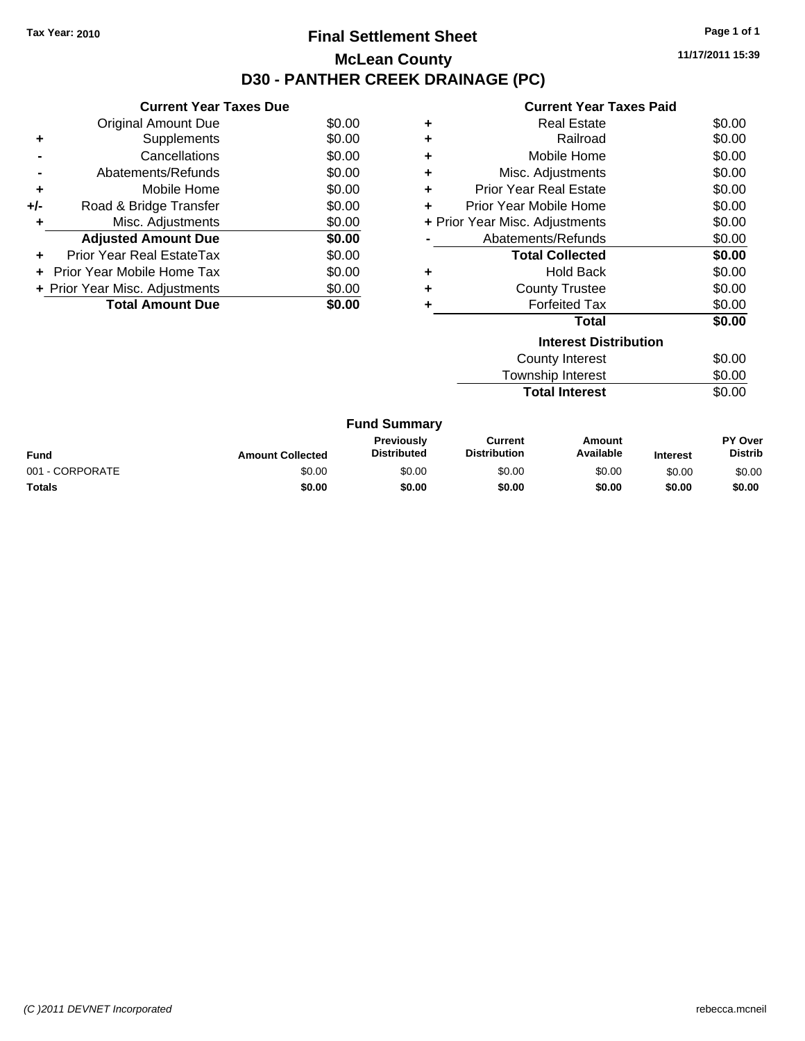Tax Year: 2010

# Final Settlement Sheet

## McLean County

## D30 - PANTHER CREEK DRAINAGE (PC)

### Current Year Taxes Due

| | | |
|---|---|---|
| | Original Amount Due | $0.00 |
| + | Supplements | $0.00 |
| - | Cancellations | $0.00 |
| - | Abatements/Refunds | $0.00 |
| + | Mobile Home | $0.00 |
| +/- | Road & Bridge Transfer | $0.00 |
| + | Misc. Adjustments | $0.00 |
| | **Adjusted Amount Due** | **$0.00** |
| + | Prior Year Real EstateTax | $0.00 |
| + | Prior Year Mobile Home Tax | $0.00 |
| + | Prior Year Misc. Adjustments | $0.00 |
| | **Total Amount Due** | **$0.00** |

### Current Year Taxes Paid

| | | |
|---|---|---|
| + | Real Estate | $0.00 |
| + | Railroad | $0.00 |
| + | Mobile Home | $0.00 |
| + | Misc. Adjustments | $0.00 |
| + | Prior Year Real Estate | $0.00 |
| + | Prior Year Mobile Home | $0.00 |
| + | Prior Year Misc. Adjustments | $0.00 |
| - | Abatements/Refunds | $0.00 |
| | **Total Collected** | **$0.00** |
| + | Hold Back | $0.00 |
| + | County Trustee | $0.00 |
| + | Forfeited Tax | $0.00 |
| | **Total** | **$0.00** |

### Interest Distribution

| | |
|---|---|
| County Interest | $0.00 |
| Township Interest | $0.00 |
| **Total Interest** | $0.00 |

### Fund Summary

| Fund | Amount Collected | Previously Distributed | Current Distribution | Amount Available | Interest | PY Over Distrib |
|---|---|---|---|---|---|---|
| 001 - CORPORATE | $0.00 | $0.00 | $0.00 | $0.00 | $0.00 | $0.00 |
| **Totals** | **$0.00** | **$0.00** | **$0.00** | **$0.00** | **$0.00** | **$0.00** |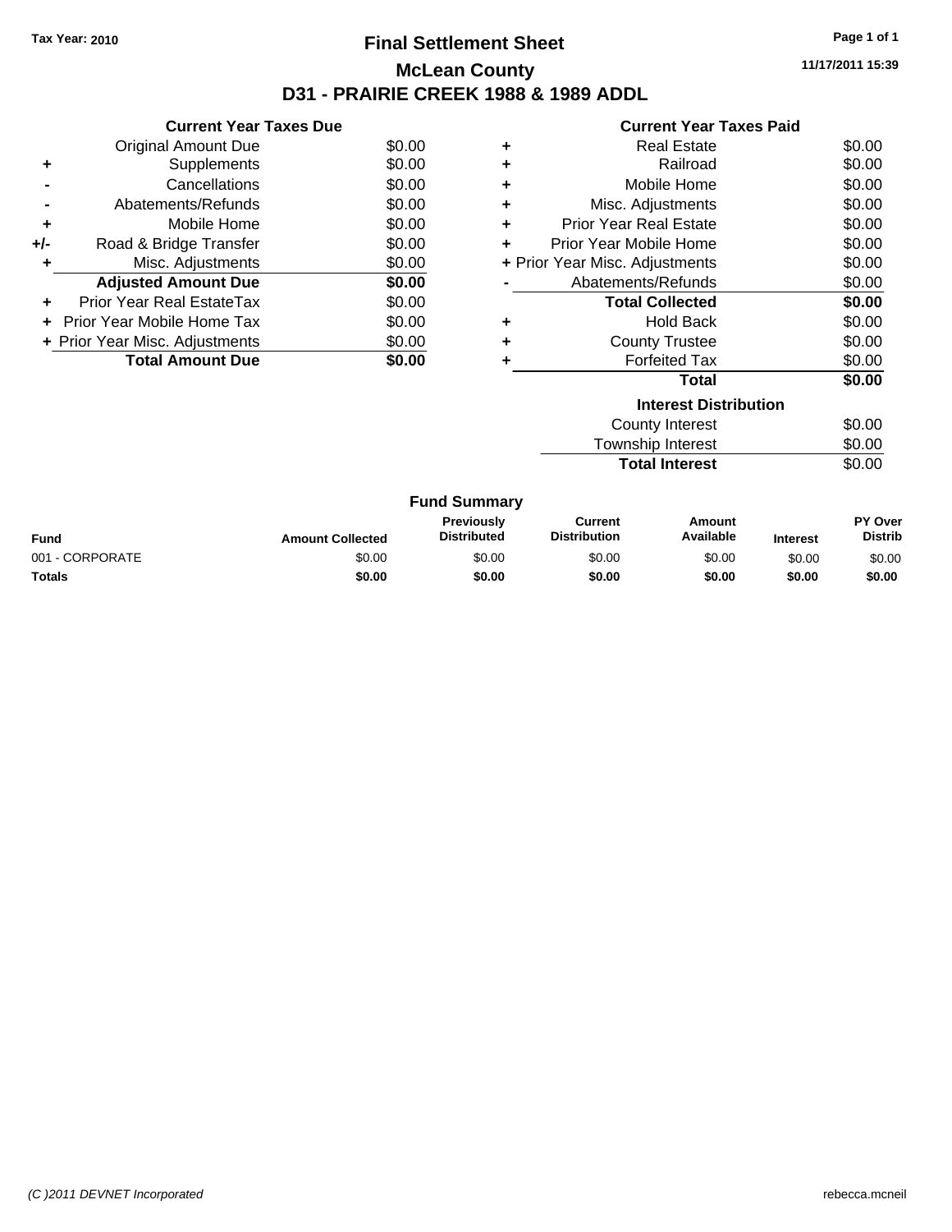Tax Year: 2010

# Final Settlement Sheet

## McLean County

## D31 - PRAIRIE CREEK 1988 & 1989 ADDL

11/17/2011 15:39

### Current Year Taxes Due

| | | |
|---|---|---|
| | Original Amount Due | $0.00 |
| + | Supplements | $0.00 |
| - | Cancellations | $0.00 |
| - | Abatements/Refunds | $0.00 |
| + | Mobile Home | $0.00 |
| +/- | Road & Bridge Transfer | $0.00 |
| + | Misc. Adjustments | $0.00 |
| | **Adjusted Amount Due** | **$0.00** |
| + | Prior Year Real EstateTax | $0.00 |
| + | Prior Year Mobile Home Tax | $0.00 |
| + | Prior Year Misc. Adjustments | $0.00 |
| | **Total Amount Due** | **$0.00** |

### Current Year Taxes Paid

| | | |
|---|---|---|
| + | Real Estate | $0.00 |
| + | Railroad | $0.00 |
| + | Mobile Home | $0.00 |
| + | Misc. Adjustments | $0.00 |
| + | Prior Year Real Estate | $0.00 |
| + | Prior Year Mobile Home | $0.00 |
| + | Prior Year Misc. Adjustments | $0.00 |
| - | Abatements/Refunds | $0.00 |
| | **Total Collected** | **$0.00** |
| + | Hold Back | $0.00 |
| + | County Trustee | $0.00 |
| + | Forfeited Tax | $0.00 |
| | **Total** | **$0.00** |

### Interest Distribution

| | |
|---|---|
| County Interest | $0.00 |
| Township Interest | $0.00 |
| **Total Interest** | $0.00 |

### Fund Summary

| Fund | Amount Collected | Previously Distributed | Current Distribution | Amount Available | Interest | PY Over Distrib |
|---|---|---|---|---|---|---|
| 001 - CORPORATE | $0.00 | $0.00 | $0.00 | $0.00 | $0.00 | $0.00 |
| **Totals** | **$0.00** | **$0.00** | **$0.00** | **$0.00** | **$0.00** | **$0.00** |

(C )2011 DEVNET Incorporated — rebecca.mcneil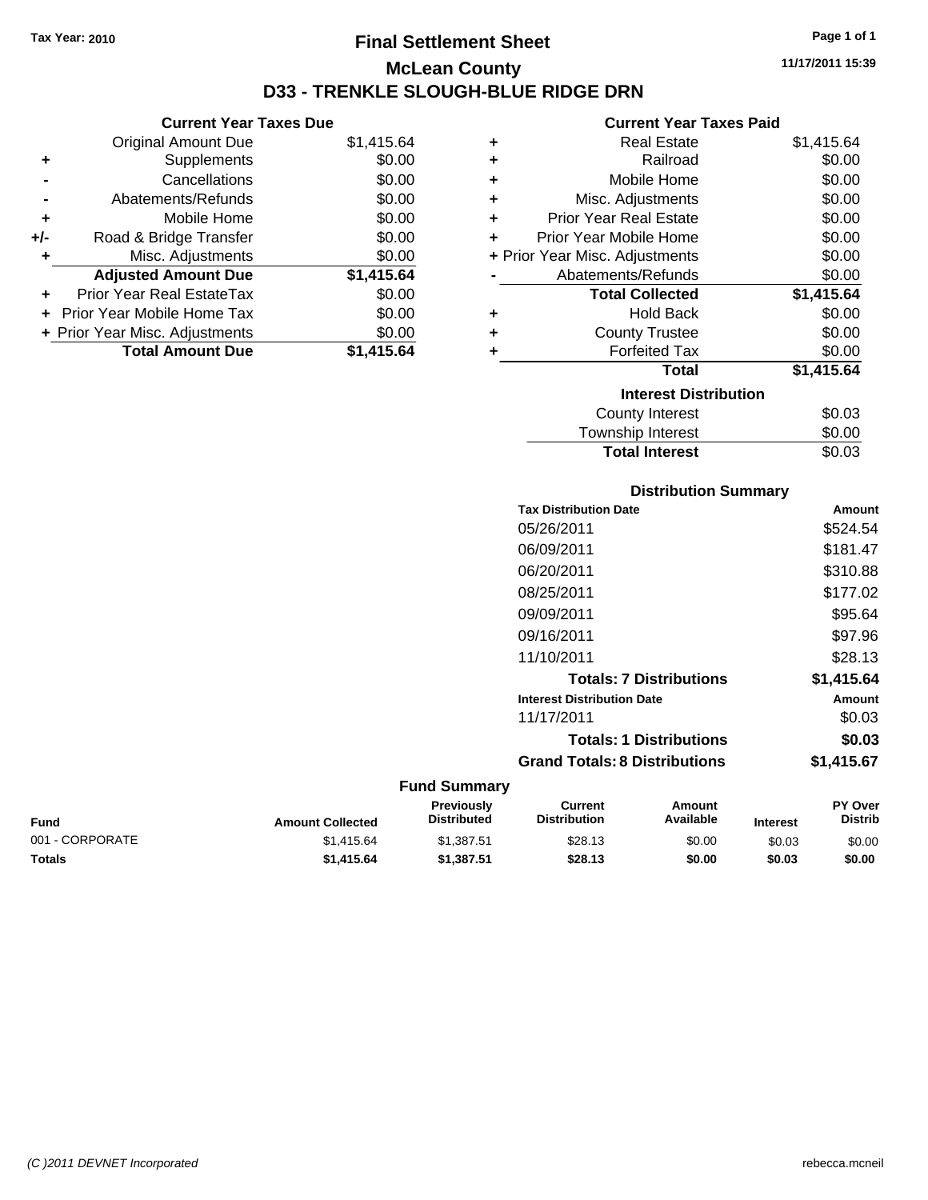Tax Year: 2010

# Final Settlement Sheet

## McLean County

## D33 - TRENKLE SLOUGH-BLUE RIDGE DRN

11/17/2011 15:39

### Current Year Taxes Due

| | | |
|---|---|---|
| | Original Amount Due | $1,415.64 |
| + | Supplements | $0.00 |
| - | Cancellations | $0.00 |
| - | Abatements/Refunds | $0.00 |
| + | Mobile Home | $0.00 |
| +/- | Road & Bridge Transfer | $0.00 |
| + | Misc. Adjustments | $0.00 |
| | **Adjusted Amount Due** | **$1,415.64** |
| + | Prior Year Real EstateTax | $0.00 |
| + | Prior Year Mobile Home Tax | $0.00 |
| + | Prior Year Misc. Adjustments | $0.00 |
| | **Total Amount Due** | **$1,415.64** |

### Current Year Taxes Paid

| | | |
|---|---|---|
| + | Real Estate | $1,415.64 |
| + | Railroad | $0.00 |
| + | Mobile Home | $0.00 |
| + | Misc. Adjustments | $0.00 |
| + | Prior Year Real Estate | $0.00 |
| + | Prior Year Mobile Home | $0.00 |
| + | Prior Year Misc. Adjustments | $0.00 |
| - | Abatements/Refunds | $0.00 |
| | **Total Collected** | **$1,415.64** |
| + | Hold Back | $0.00 |
| + | County Trustee | $0.00 |
| + | Forfeited Tax | $0.00 |
| | **Total** | **$1,415.64** |

### Interest Distribution

| | |
|---|---|
| County Interest | $0.03 |
| Township Interest | $0.00 |
| **Total Interest** | $0.03 |

### Distribution Summary

| Tax Distribution Date | Amount |
|---|---|
| 05/26/2011 | $524.54 |
| 06/09/2011 | $181.47 |
| 06/20/2011 | $310.88 |
| 08/25/2011 | $177.02 |
| 09/09/2011 | $95.64 |
| 09/16/2011 | $97.96 |
| 11/10/2011 | $28.13 |
| **Totals: 7 Distributions** | **$1,415.64** |
| **Interest Distribution Date** | **Amount** |
| 11/17/2011 | $0.03 |
| **Totals: 1 Distributions** | **$0.03** |
| **Grand Totals: 8 Distributions** | **$1,415.67** |

### Fund Summary

| Fund | Amount Collected | Previously Distributed | Current Distribution | Amount Available | Interest | PY Over Distrib |
|---|---|---|---|---|---|---|
| 001 - CORPORATE | $1,415.64 | $1,387.51 | $28.13 | $0.00 | $0.03 | $0.00 |
| **Totals** | **$1,415.64** | **$1,387.51** | **$28.13** | **$0.00** | **$0.03** | **$0.00** |

(C )2011 DEVNET Incorporated

rebecca.mcneil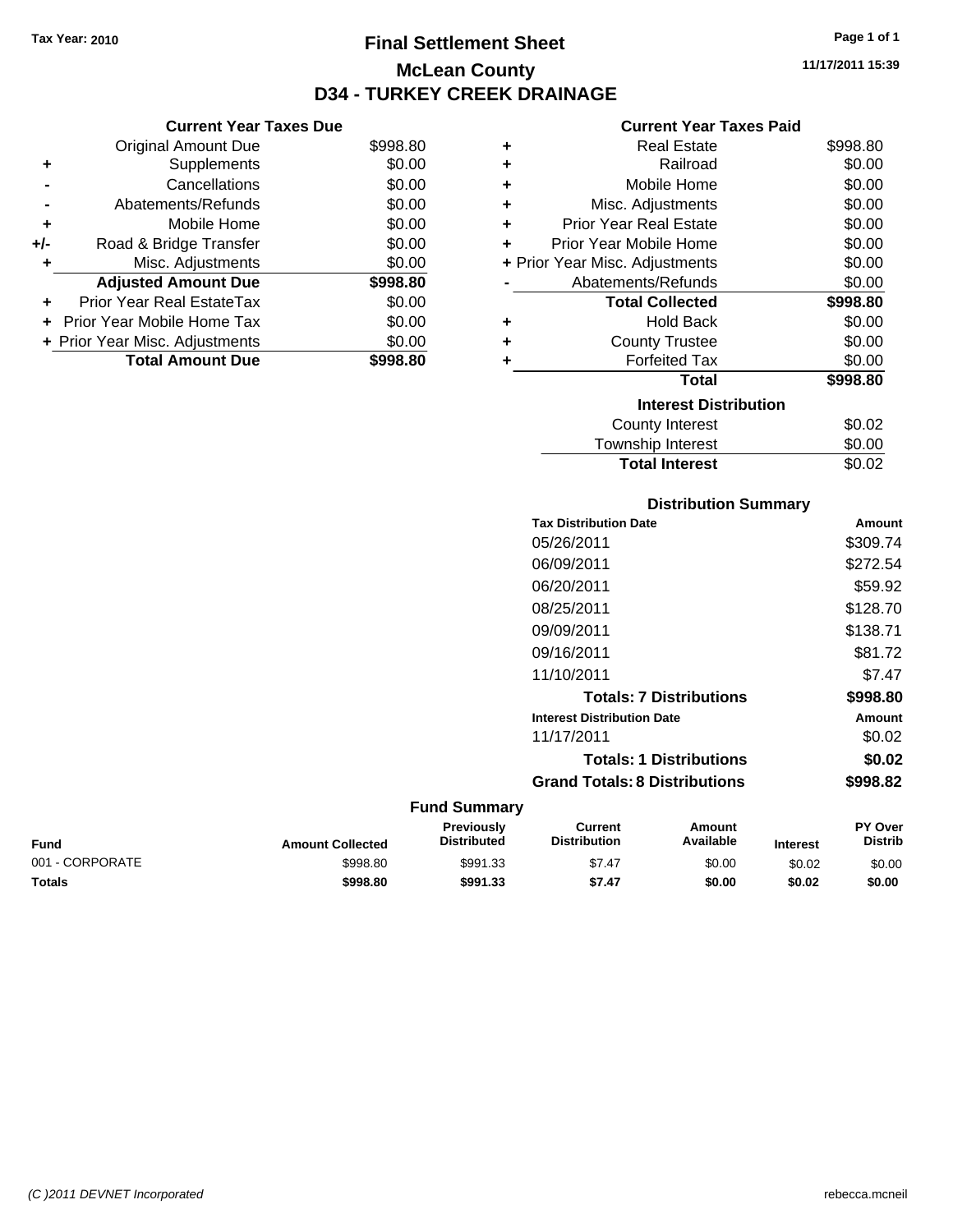Tax Year: 2010

# Final Settlement Sheet
## McLean County
## D34 - TURKEY CREEK DRAINAGE

11/17/2011 15:39

### Current Year Taxes Due

| | | |
|---|---|---|
| | Original Amount Due | $998.80 |
| + | Supplements | $0.00 |
| - | Cancellations | $0.00 |
| - | Abatements/Refunds | $0.00 |
| + | Mobile Home | $0.00 |
| +/- | Road & Bridge Transfer | $0.00 |
| + | Misc. Adjustments | $0.00 |
| | **Adjusted Amount Due** | **$998.80** |
| + | Prior Year Real EstateTax | $0.00 |
| + | Prior Year Mobile Home Tax | $0.00 |
| + | Prior Year Misc. Adjustments | $0.00 |
| | **Total Amount Due** | **$998.80** |

### Current Year Taxes Paid

| | | |
|---|---|---|
| + | Real Estate | $998.80 |
| + | Railroad | $0.00 |
| + | Mobile Home | $0.00 |
| + | Misc. Adjustments | $0.00 |
| + | Prior Year Real Estate | $0.00 |
| + | Prior Year Mobile Home | $0.00 |
| + | Prior Year Misc. Adjustments | $0.00 |
| - | Abatements/Refunds | $0.00 |
| | **Total Collected** | **$998.80** |
| + | Hold Back | $0.00 |
| + | County Trustee | $0.00 |
| + | Forfeited Tax | $0.00 |
| | **Total** | **$998.80** |

### Interest Distribution

| | |
|---|---|
| County Interest | $0.02 |
| Township Interest | $0.00 |
| **Total Interest** | $0.02 |

### Distribution Summary

| Tax Distribution Date | Amount |
|---|---|
| 05/26/2011 | $309.74 |
| 06/09/2011 | $272.54 |
| 06/20/2011 | $59.92 |
| 08/25/2011 | $128.70 |
| 09/09/2011 | $138.71 |
| 09/16/2011 | $81.72 |
| 11/10/2011 | $7.47 |
| **Totals: 7 Distributions** | **$998.80** |
| **Interest Distribution Date** | **Amount** |
| 11/17/2011 | $0.02 |
| **Totals: 1 Distributions** | **$0.02** |
| **Grand Totals: 8 Distributions** | **$998.82** |

### Fund Summary

| Fund | Amount Collected | Previously Distributed | Current Distribution | Amount Available | Interest | PY Over Distrib |
|---|---|---|---|---|---|---|
| 001 - CORPORATE | $998.80 | $991.33 | $7.47 | $0.00 | $0.02 | $0.00 |
| **Totals** | **$998.80** | **$991.33** | **$7.47** | **$0.00** | **$0.02** | **$0.00** |

(C )2011 DEVNET Incorporated rebecca.mcneil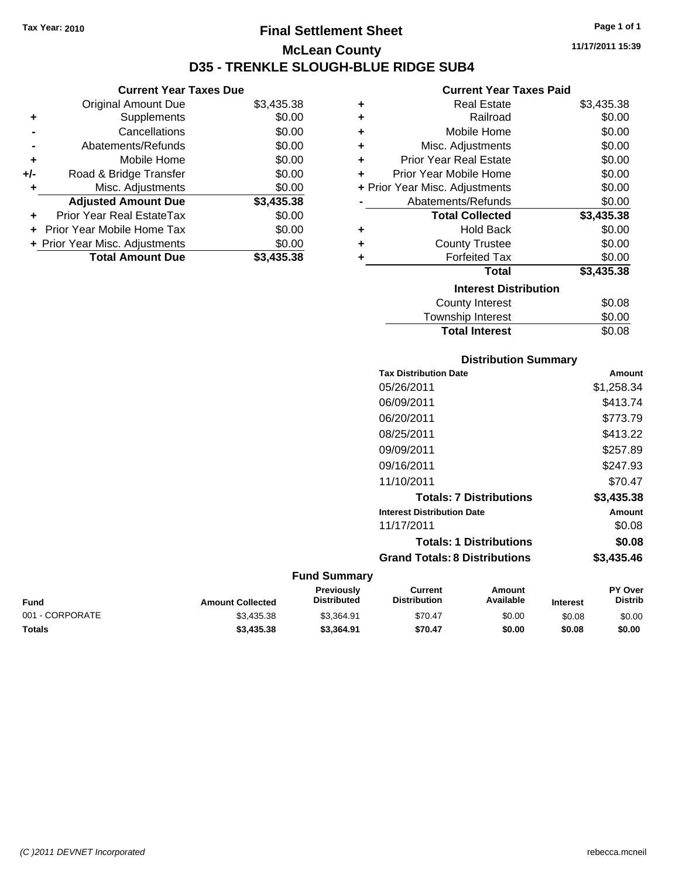Tax Year: 2010

# Final Settlement Sheet

## McLean County

## D35 - TRENKLE SLOUGH-BLUE RIDGE SUB4

11/17/2011 15:39

### Current Year Taxes Due

| | | |
|---|---|---|
| | Original Amount Due | $3,435.38 |
| + | Supplements | $0.00 |
| - | Cancellations | $0.00 |
| - | Abatements/Refunds | $0.00 |
| + | Mobile Home | $0.00 |
| +/- | Road & Bridge Transfer | $0.00 |
| + | Misc. Adjustments | $0.00 |
| | **Adjusted Amount Due** | **$3,435.38** |
| + | Prior Year Real EstateTax | $0.00 |
| + | Prior Year Mobile Home Tax | $0.00 |
| + | Prior Year Misc. Adjustments | $0.00 |
| | **Total Amount Due** | **$3,435.38** |

### Current Year Taxes Paid

| | | |
|---|---|---|
| + | Real Estate | $3,435.38 |
| + | Railroad | $0.00 |
| + | Mobile Home | $0.00 |
| + | Misc. Adjustments | $0.00 |
| + | Prior Year Real Estate | $0.00 |
| + | Prior Year Mobile Home | $0.00 |
| + | Prior Year Misc. Adjustments | $0.00 |
| - | Abatements/Refunds | $0.00 |
| | **Total Collected** | **$3,435.38** |
| + | Hold Back | $0.00 |
| + | County Trustee | $0.00 |
| + | Forfeited Tax | $0.00 |
| | **Total** | **$3,435.38** |

### Interest Distribution

| | |
|---|---|
| County Interest | $0.08 |
| Township Interest | $0.00 |
| **Total Interest** | $0.08 |

### Distribution Summary

| Tax Distribution Date | Amount |
|---|---|
| 05/26/2011 | $1,258.34 |
| 06/09/2011 | $413.74 |
| 06/20/2011 | $773.79 |
| 08/25/2011 | $413.22 |
| 09/09/2011 | $257.89 |
| 09/16/2011 | $247.93 |
| 11/10/2011 | $70.47 |
| **Totals: 7 Distributions** | **$3,435.38** |
| **Interest Distribution Date** | **Amount** |
| 11/17/2011 | $0.08 |
| **Totals: 1 Distributions** | **$0.08** |
| **Grand Totals: 8 Distributions** | **$3,435.46** |

### Fund Summary

| Fund | Amount Collected | Previously Distributed | Current Distribution | Amount Available | Interest | PY Over Distrib |
|---|---|---|---|---|---|---|
| 001 - CORPORATE | $3,435.38 | $3,364.91 | $70.47 | $0.00 | $0.08 | $0.00 |
| **Totals** | **$3,435.38** | **$3,364.91** | **$70.47** | **$0.00** | **$0.08** | **$0.00** |

(C )2011 DEVNET Incorporated rebecca.mcneil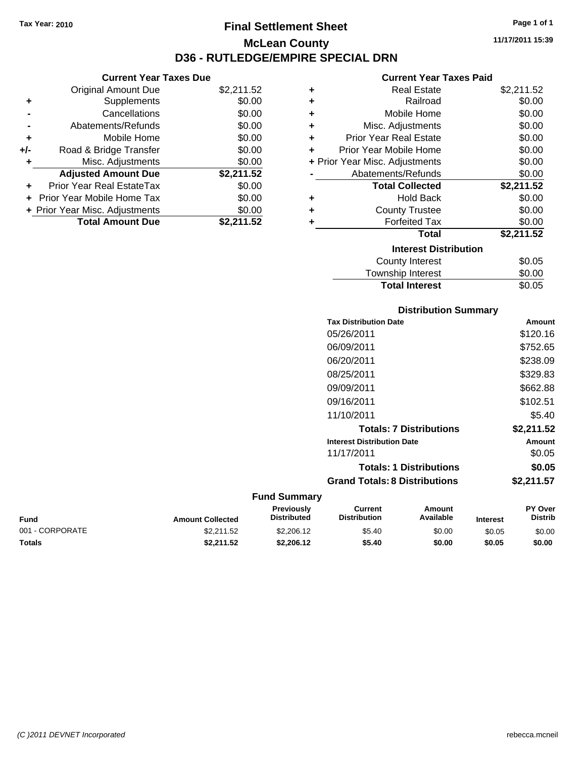Tax Year: 2010

# Final Settlement Sheet

## McLean County

## D36 - RUTLEDGE/EMPIRE SPECIAL DRN

11/17/2011 15:39

### Current Year Taxes Due

| | | |
|---|---|---|
| | Original Amount Due | $2,211.52 |
| + | Supplements | $0.00 |
| - | Cancellations | $0.00 |
| - | Abatements/Refunds | $0.00 |
| + | Mobile Home | $0.00 |
| +/- | Road & Bridge Transfer | $0.00 |
| + | Misc. Adjustments | $0.00 |
| | **Adjusted Amount Due** | **$2,211.52** |
| + | Prior Year Real EstateTax | $0.00 |
| + | Prior Year Mobile Home Tax | $0.00 |
| + | Prior Year Misc. Adjustments | $0.00 |
| | **Total Amount Due** | **$2,211.52** |

### Current Year Taxes Paid

| | | |
|---|---|---|
| + | Real Estate | $2,211.52 |
| + | Railroad | $0.00 |
| + | Mobile Home | $0.00 |
| + | Misc. Adjustments | $0.00 |
| + | Prior Year Real Estate | $0.00 |
| + | Prior Year Mobile Home | $0.00 |
| + | Prior Year Misc. Adjustments | $0.00 |
| - | Abatements/Refunds | $0.00 |
| | **Total Collected** | **$2,211.52** |
| + | Hold Back | $0.00 |
| + | County Trustee | $0.00 |
| + | Forfeited Tax | $0.00 |
| | **Total** | **$2,211.52** |

### Interest Distribution

| | |
|---|---|
| County Interest | $0.05 |
| Township Interest | $0.00 |
| **Total Interest** | $0.05 |

### Distribution Summary

| Tax Distribution Date | Amount |
|---|---|
| 05/26/2011 | $120.16 |
| 06/09/2011 | $752.65 |
| 06/20/2011 | $238.09 |
| 08/25/2011 | $329.83 |
| 09/09/2011 | $662.88 |
| 09/16/2011 | $102.51 |
| 11/10/2011 | $5.40 |
| **Totals: 7 Distributions** | **$2,211.52** |
| **Interest Distribution Date** | **Amount** |
| 11/17/2011 | $0.05 |
| **Totals: 1 Distributions** | **$0.05** |
| **Grand Totals: 8 Distributions** | **$2,211.57** |

### Fund Summary

| Fund | Amount Collected | Previously Distributed | Current Distribution | Amount Available | Interest | PY Over Distrib |
|---|---|---|---|---|---|---|
| 001 - CORPORATE | $2,211.52 | $2,206.12 | $5.40 | $0.00 | $0.05 | $0.00 |
| **Totals** | **$2,211.52** | **$2,206.12** | **$5.40** | **$0.00** | **$0.05** | **$0.00** |

(C )2011 DEVNET Incorporated

rebecca.mcneil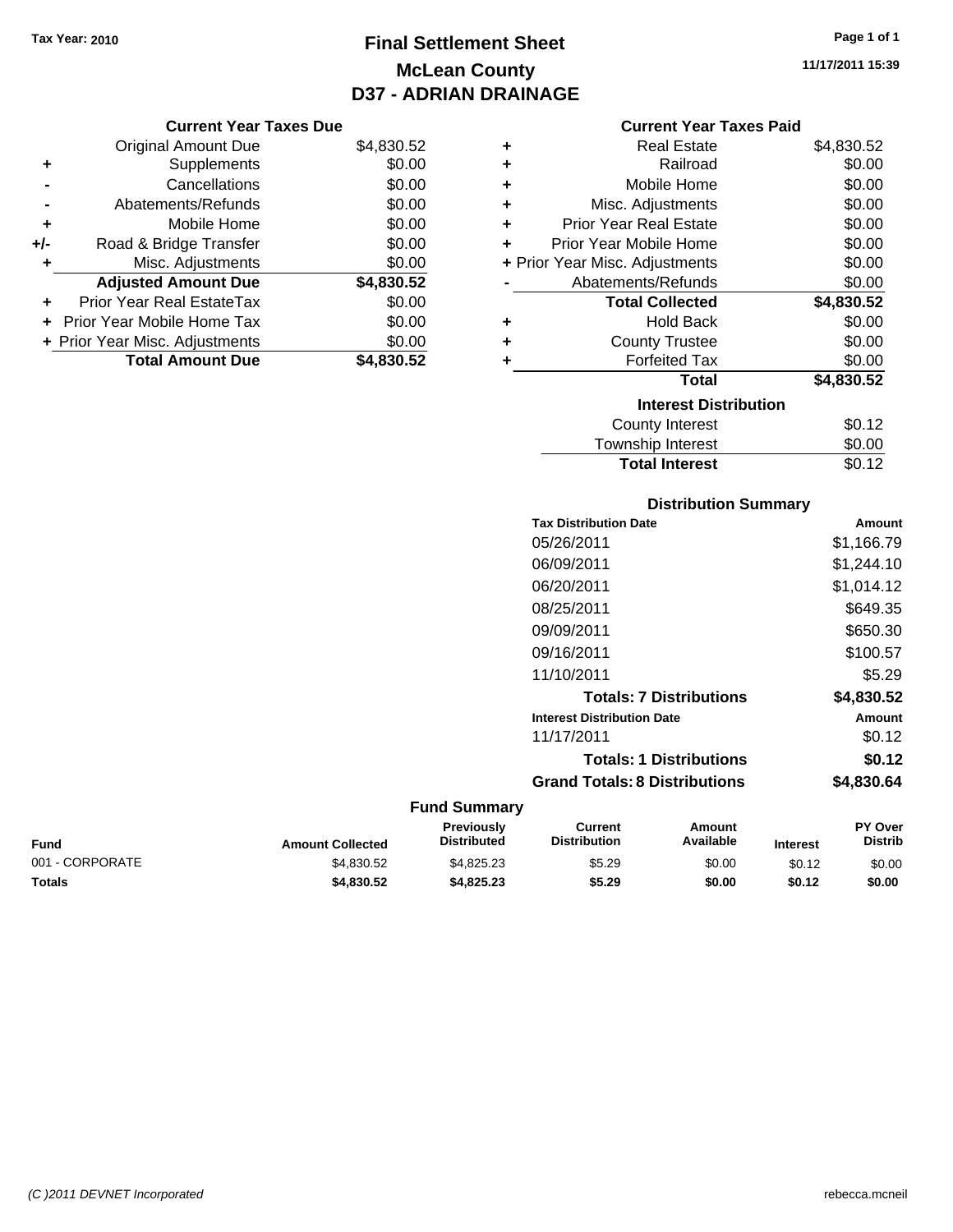Tax Year: 2010

# Final Settlement Sheet
## McLean County
## D37 - ADRIAN DRAINAGE

11/17/2011 15:39

### Current Year Taxes Due

| | | |
|---|---|---|
| | Original Amount Due | $4,830.52 |
| + | Supplements | $0.00 |
| - | Cancellations | $0.00 |
| - | Abatements/Refunds | $0.00 |
| + | Mobile Home | $0.00 |
| +/- | Road & Bridge Transfer | $0.00 |
| + | Misc. Adjustments | $0.00 |
| | **Adjusted Amount Due** | **$4,830.52** |
| + | Prior Year Real EstateTax | $0.00 |
| + | Prior Year Mobile Home Tax | $0.00 |
| + | Prior Year Misc. Adjustments | $0.00 |
| | **Total Amount Due** | **$4,830.52** |

### Current Year Taxes Paid

| | | |
|---|---|---|
| + | Real Estate | $4,830.52 |
| + | Railroad | $0.00 |
| + | Mobile Home | $0.00 |
| + | Misc. Adjustments | $0.00 |
| + | Prior Year Real Estate | $0.00 |
| + | Prior Year Mobile Home | $0.00 |
| + | Prior Year Misc. Adjustments | $0.00 |
| - | Abatements/Refunds | $0.00 |
| | **Total Collected** | **$4,830.52** |
| + | Hold Back | $0.00 |
| + | County Trustee | $0.00 |
| + | Forfeited Tax | $0.00 |
| | **Total** | **$4,830.52** |

### Interest Distribution

| | |
|---|---|
| County Interest | $0.12 |
| Township Interest | $0.00 |
| **Total Interest** | $0.12 |

### Distribution Summary

| Tax Distribution Date | Amount |
|---|---|
| 05/26/2011 | $1,166.79 |
| 06/09/2011 | $1,244.10 |
| 06/20/2011 | $1,014.12 |
| 08/25/2011 | $649.35 |
| 09/09/2011 | $650.30 |
| 09/16/2011 | $100.57 |
| 11/10/2011 | $5.29 |
| **Totals: 7 Distributions** | **$4,830.52** |
| **Interest Distribution Date** | **Amount** |
| 11/17/2011 | $0.12 |
| **Totals: 1 Distributions** | **$0.12** |
| **Grand Totals: 8 Distributions** | **$4,830.64** |

### Fund Summary

| Fund | Amount Collected | Previously Distributed | Current Distribution | Amount Available | Interest | PY Over Distrib |
|---|---|---|---|---|---|---|
| 001 - CORPORATE | $4,830.52 | $4,825.23 | $5.29 | $0.00 | $0.12 | $0.00 |
| **Totals** | **$4,830.52** | **$4,825.23** | **$5.29** | **$0.00** | **$0.12** | **$0.00** |

(C )2011 DEVNET Incorporated rebecca.mcneil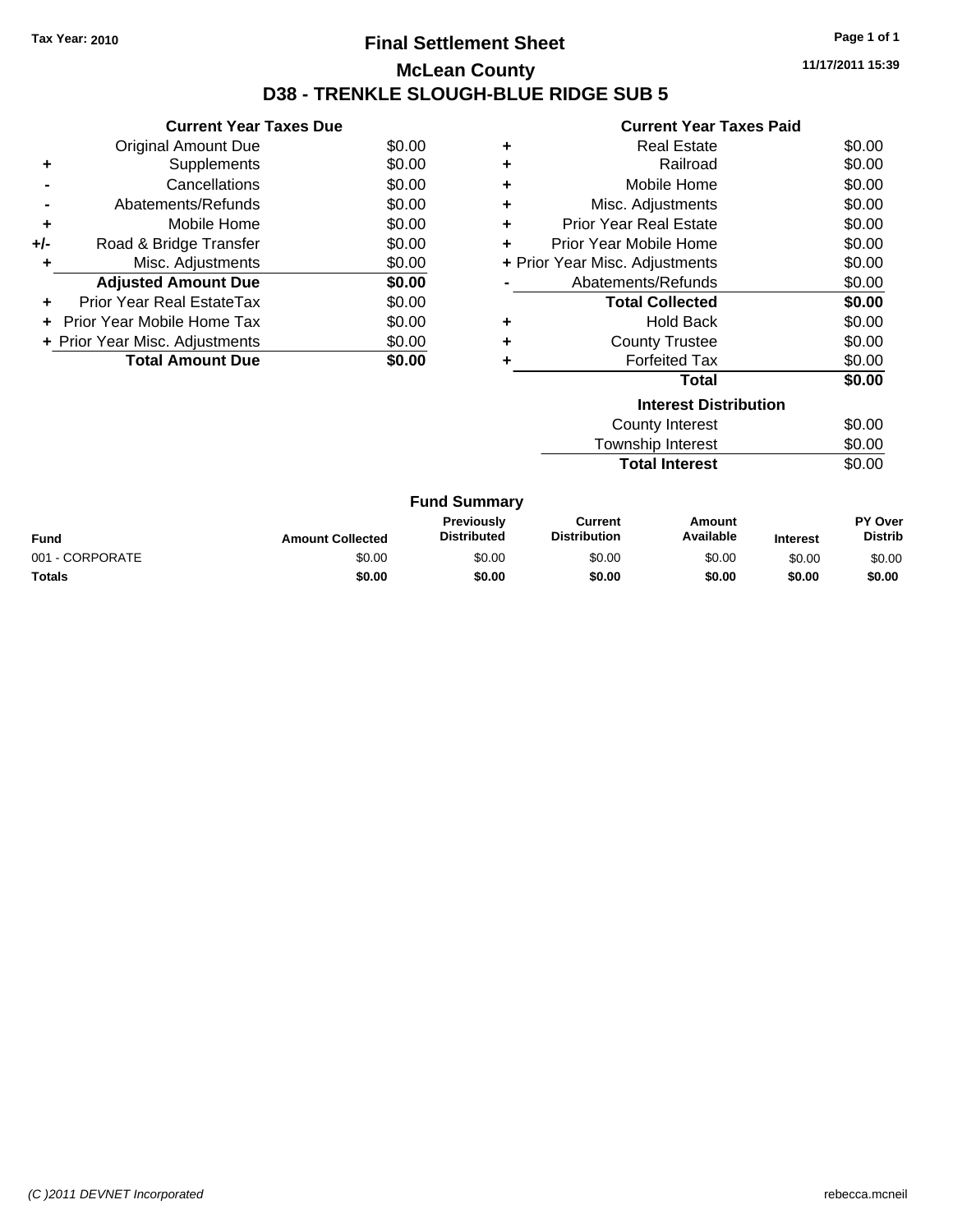**Tax Year: 2010**

# Final Settlement Sheet

## McLean County

## D38 - TRENKLE SLOUGH-BLUE RIDGE SUB 5

11/17/2011 15:39

### Current Year Taxes Due

| | | |
|---|---|---|
| | Original Amount Due | $0.00 |
| + | Supplements | $0.00 |
| - | Cancellations | $0.00 |
| - | Abatements/Refunds | $0.00 |
| + | Mobile Home | $0.00 |
| +/- | Road & Bridge Transfer | $0.00 |
| + | Misc. Adjustments | $0.00 |
| | **Adjusted Amount Due** | **$0.00** |
| + | Prior Year Real EstateTax | $0.00 |
| + | Prior Year Mobile Home Tax | $0.00 |
| + | Prior Year Misc. Adjustments | $0.00 |
| | **Total Amount Due** | **$0.00** |

### Current Year Taxes Paid

| | | |
|---|---|---|
| + | Real Estate | $0.00 |
| + | Railroad | $0.00 |
| + | Mobile Home | $0.00 |
| + | Misc. Adjustments | $0.00 |
| + | Prior Year Real Estate | $0.00 |
| + | Prior Year Mobile Home | $0.00 |
| + | Prior Year Misc. Adjustments | $0.00 |
| - | Abatements/Refunds | $0.00 |
| | **Total Collected** | **$0.00** |
| + | Hold Back | $0.00 |
| + | County Trustee | $0.00 |
| + | Forfeited Tax | $0.00 |
| | **Total** | **$0.00** |

### Interest Distribution

| | |
|---|---|
| County Interest | $0.00 |
| Township Interest | $0.00 |
| **Total Interest** | $0.00 |

### Fund Summary

| Fund | Amount Collected | Previously Distributed | Current Distribution | Amount Available | Interest | PY Over Distrib |
|---|---|---|---|---|---|---|
| 001 - CORPORATE | $0.00 | $0.00 | $0.00 | $0.00 | $0.00 | $0.00 |
| **Totals** | **$0.00** | **$0.00** | **$0.00** | **$0.00** | **$0.00** | **$0.00** |

*(C )2011 DEVNET Incorporated* rebecca.mcneil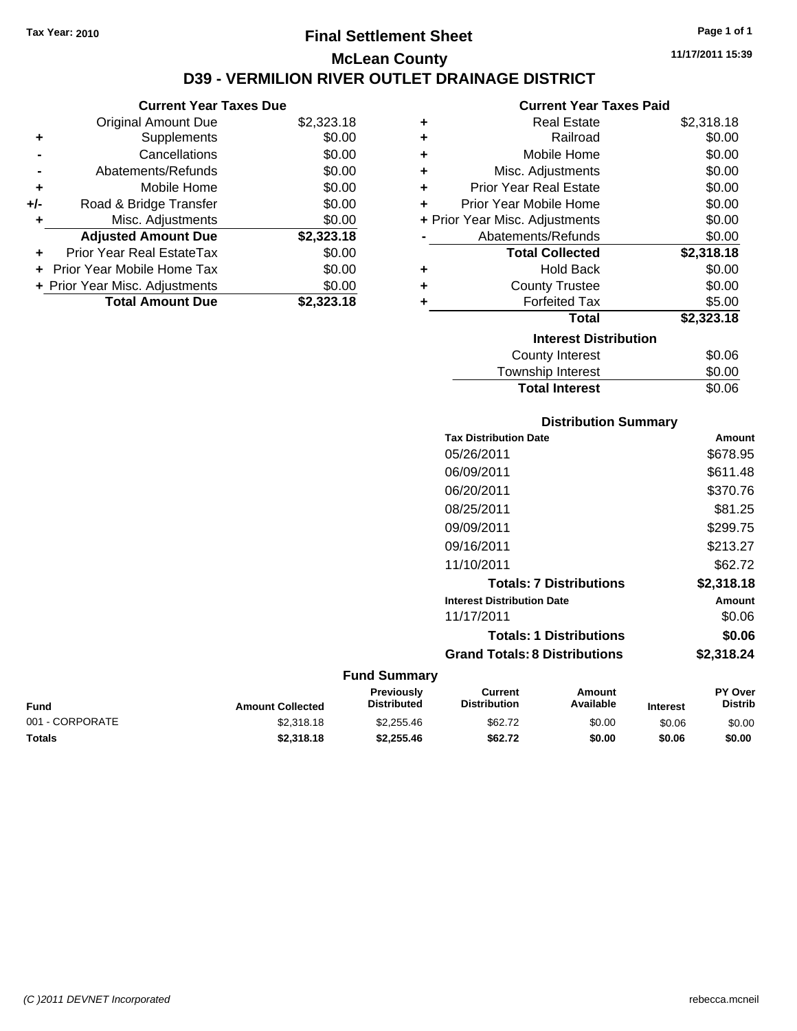Tax Year: 2010

# Final Settlement Sheet

## McLean County

## D39 - VERMILION RIVER OUTLET DRAINAGE DISTRICT

11/17/2011 15:39

### Current Year Taxes Due

| | | |
|---|---|---|
| | Original Amount Due | $2,323.18 |
| + | Supplements | $0.00 |
| - | Cancellations | $0.00 |
| - | Abatements/Refunds | $0.00 |
| + | Mobile Home | $0.00 |
| +/- | Road & Bridge Transfer | $0.00 |
| + | Misc. Adjustments | $0.00 |
| | **Adjusted Amount Due** | **$2,323.18** |
| + | Prior Year Real EstateTax | $0.00 |
| + | Prior Year Mobile Home Tax | $0.00 |
| + | Prior Year Misc. Adjustments | $0.00 |
| | **Total Amount Due** | **$2,323.18** |

### Current Year Taxes Paid

| | | |
|---|---|---|
| + | Real Estate | $2,318.18 |
| + | Railroad | $0.00 |
| + | Mobile Home | $0.00 |
| + | Misc. Adjustments | $0.00 |
| + | Prior Year Real Estate | $0.00 |
| + | Prior Year Mobile Home | $0.00 |
| + | Prior Year Misc. Adjustments | $0.00 |
| - | Abatements/Refunds | $0.00 |
| | **Total Collected** | **$2,318.18** |
| + | Hold Back | $0.00 |
| + | County Trustee | $0.00 |
| + | Forfeited Tax | $5.00 |
| | **Total** | **$2,323.18** |

### Interest Distribution

| | |
|---|---|
| County Interest | $0.06 |
| Township Interest | $0.00 |
| **Total Interest** | $0.06 |

### Distribution Summary

| Tax Distribution Date | Amount |
|---|---|
| 05/26/2011 | $678.95 |
| 06/09/2011 | $611.48 |
| 06/20/2011 | $370.76 |
| 08/25/2011 | $81.25 |
| 09/09/2011 | $299.75 |
| 09/16/2011 | $213.27 |
| 11/10/2011 | $62.72 |
| **Totals: 7 Distributions** | **$2,318.18** |
| **Interest Distribution Date** | **Amount** |
| 11/17/2011 | $0.06 |
| **Totals: 1 Distributions** | **$0.06** |
| **Grand Totals: 8 Distributions** | **$2,318.24** |

### Fund Summary

| Fund | Amount Collected | Previously Distributed | Current Distribution | Amount Available | Interest | PY Over Distrib |
|---|---|---|---|---|---|---|
| 001 - CORPORATE | $2,318.18 | $2,255.46 | $62.72 | $0.00 | $0.06 | $0.00 |
| **Totals** | **$2,318.18** | **$2,255.46** | **$62.72** | **$0.00** | **$0.06** | **$0.00** |

(C )2011 DEVNET Incorporated

rebecca.mcneil